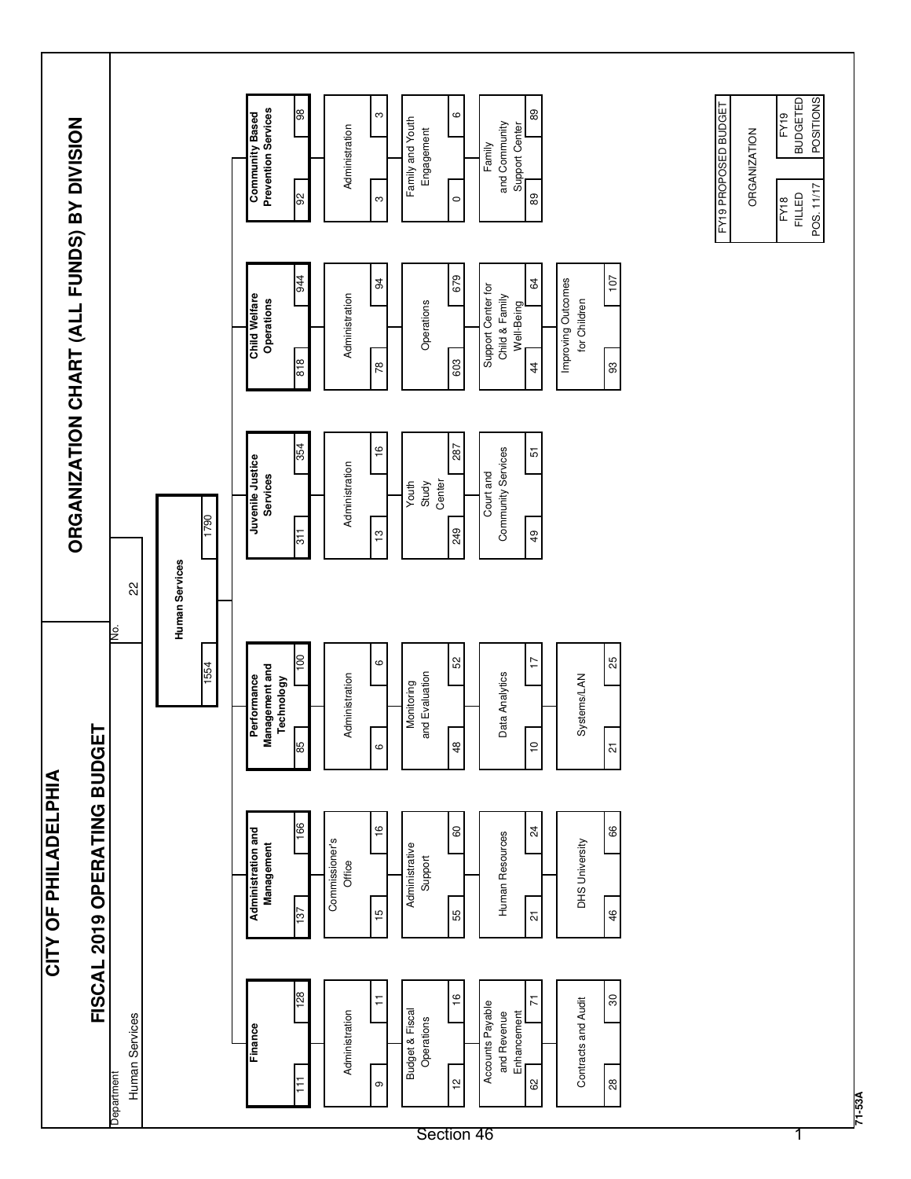# CITY OF PHILADELPHIA

## FISCAL 2019 OPERATING BUDGET

## ORGANIZATION CHART (ALL FUNDS) BY DIVISION

Department: Human Services | No. 22

**Human Services** — FY18 Filled Pos. 11/17: 1554 | FY19 Budgeted Positions: 1790

| Division / Unit | FY18 FILLED POS. 11/17 | FY19 BUDGETED POSITIONS |
|---|---|---|
| **Finance** | 111 | 128 |
| Administration | 9 | 11 |
| Budget & Fiscal Operations | 12 | 16 |
| Accounts Payable and Revenue Enhancement | 62 | 71 |
| Contracts and Audit | 28 | 30 |
| **Administration and Management** | 137 | 166 |
| Commissioner's Office | 15 | 16 |
| Administrative Support | 55 | 60 |
| Human Resources | 21 | 24 |
| DHS University | 46 | 66 |
| **Performance Management and Technology** | 85 | 100 |
| Administration | 6 | 6 |
| Monitoring and Evaluation | 48 | 52 |
| Data Analytics | 10 | 17 |
| Systems/LAN | 21 | 25 |
| **Juvenile Justice Services** | 311 | 354 |
| Administration | 13 | 16 |
| Youth Study Center | 249 | 287 |
| Court and Community Services | 49 | 51 |
| **Child Welfare Operations** | 818 | 944 |
| Administration | 78 | 94 |
| Operations | 603 | 679 |
| Support Center for Child & Family Well-Being | 44 | 64 |
| Improving Outcomes for Children | 93 | 107 |
| **Community Based Prevention Services** | 92 | 98 |
| Administration | 3 | 3 |
| Family and Youth Engagement | 0 | 6 |
| Family and Community Support Center | 89 | 89 |

FY19 PROPOSED BUDGET — ORGANIZATION — FY18 FILLED POS. 11/17 | FY19 BUDGETED POSITIONS

71-53A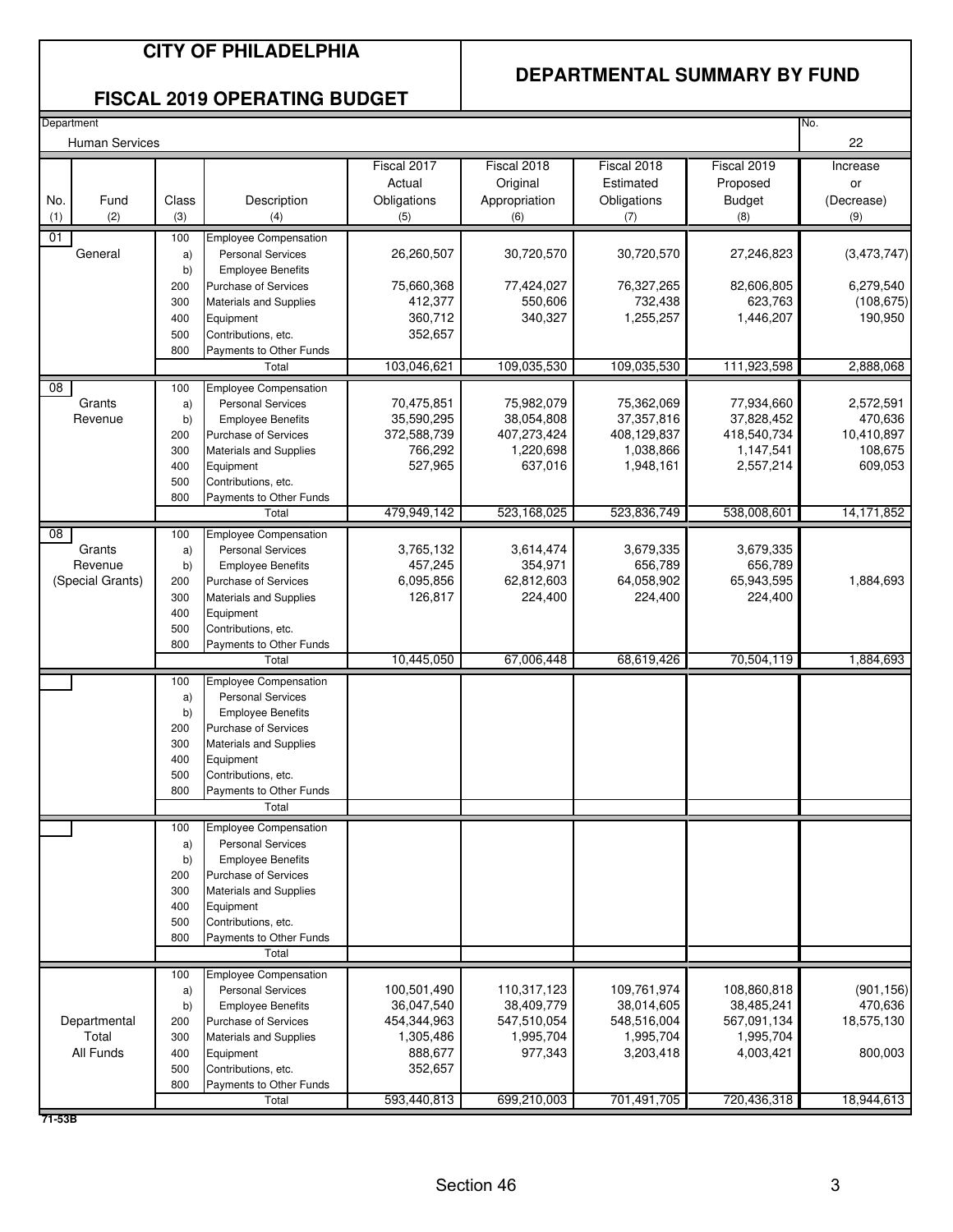# CITY OF PHILADELPHIA

## FISCAL 2019 OPERATING BUDGET

## DEPARTMENTAL SUMMARY BY FUND

Department: Human Services — No. 22

| No. (1) | Fund (2) | Class (3) | Description (4) | Fiscal 2017 Actual Obligations (5) | Fiscal 2018 Original Appropriation (6) | Fiscal 2018 Estimated Obligations (7) | Fiscal 2019 Proposed Budget (8) | Increase or (Decrease) (9) |
|---|---|---|---|---|---|---|---|---|
| 01 | General | 100 | Employee Compensation | | | | | |
| | | a) | Personal Services | 26,260,507 | 30,720,570 | 30,720,570 | 27,246,823 | (3,473,747) |
| | | b) | Employee Benefits | | | | | |
| | | 200 | Purchase of Services | 75,660,368 | 77,424,027 | 76,327,265 | 82,606,805 | 6,279,540 |
| | | 300 | Materials and Supplies | 412,377 | 550,606 | 732,438 | 623,763 | (108,675) |
| | | 400 | Equipment | 360,712 | 340,327 | 1,255,257 | 1,446,207 | 190,950 |
| | | 500 | Contributions, etc. | 352,657 | | | | |
| | | 800 | Payments to Other Funds | | | | | |
| | | | Total | 103,046,621 | 109,035,530 | 109,035,530 | 111,923,598 | 2,888,068 |
| 08 | Grants Revenue | 100 | Employee Compensation | | | | | |
| | | a) | Personal Services | 70,475,851 | 75,982,079 | 75,362,069 | 77,934,660 | 2,572,591 |
| | | b) | Employee Benefits | 35,590,295 | 38,054,808 | 37,357,816 | 37,828,452 | 470,636 |
| | | 200 | Purchase of Services | 372,588,739 | 407,273,424 | 408,129,837 | 418,540,734 | 10,410,897 |
| | | 300 | Materials and Supplies | 766,292 | 1,220,698 | 1,038,866 | 1,147,541 | 108,675 |
| | | 400 | Equipment | 527,965 | 637,016 | 1,948,161 | 2,557,214 | 609,053 |
| | | 500 | Contributions, etc. | | | | | |
| | | 800 | Payments to Other Funds | | | | | |
| | | | Total | 479,949,142 | 523,168,025 | 523,836,749 | 538,008,601 | 14,171,852 |
| 08 | Grants Revenue (Special Grants) | 100 | Employee Compensation | | | | | |
| | | a) | Personal Services | 3,765,132 | 3,614,474 | 3,679,335 | 3,679,335 | |
| | | b) | Employee Benefits | 457,245 | 354,971 | 656,789 | 656,789 | |
| | | 200 | Purchase of Services | 6,095,856 | 62,812,603 | 64,058,902 | 65,943,595 | 1,884,693 |
| | | 300 | Materials and Supplies | 126,817 | 224,400 | 224,400 | 224,400 | |
| | | 400 | Equipment | | | | | |
| | | 500 | Contributions, etc. | | | | | |
| | | 800 | Payments to Other Funds | | | | | |
| | | | Total | 10,445,050 | 67,006,448 | 68,619,426 | 70,504,119 | 1,884,693 |
| | | 100 | Employee Compensation | | | | | |
| | | a) | Personal Services | | | | | |
| | | b) | Employee Benefits | | | | | |
| | | 200 | Purchase of Services | | | | | |
| | | 300 | Materials and Supplies | | | | | |
| | | 400 | Equipment | | | | | |
| | | 500 | Contributions, etc. | | | | | |
| | | 800 | Payments to Other Funds | | | | | |
| | | | Total | | | | | |
| | | 100 | Employee Compensation | | | | | |
| | | a) | Personal Services | | | | | |
| | | b) | Employee Benefits | | | | | |
| | | 200 | Purchase of Services | | | | | |
| | | 300 | Materials and Supplies | | | | | |
| | | 400 | Equipment | | | | | |
| | | 500 | Contributions, etc. | | | | | |
| | | 800 | Payments to Other Funds | | | | | |
| | | | Total | | | | | |
| | Departmental Total All Funds | 100 | Employee Compensation | | | | | |
| | | a) | Personal Services | 100,501,490 | 110,317,123 | 109,761,974 | 108,860,818 | (901,156) |
| | | b) | Employee Benefits | 36,047,540 | 38,409,779 | 38,014,605 | 38,485,241 | 470,636 |
| | | 200 | Purchase of Services | 454,344,963 | 547,510,054 | 548,516,004 | 567,091,134 | 18,575,130 |
| | | 300 | Materials and Supplies | 1,305,486 | 1,995,704 | 1,995,704 | 1,995,704 | |
| | | 400 | Equipment | 888,677 | 977,343 | 3,203,418 | 4,003,421 | 800,003 |
| | | 500 | Contributions, etc. | 352,657 | | | | |
| | | 800 | Payments to Other Funds | | | | | |
| | | | Total | 593,440,813 | 699,210,003 | 701,491,705 | 720,436,318 | 18,944,613 |

71-53B

Section 46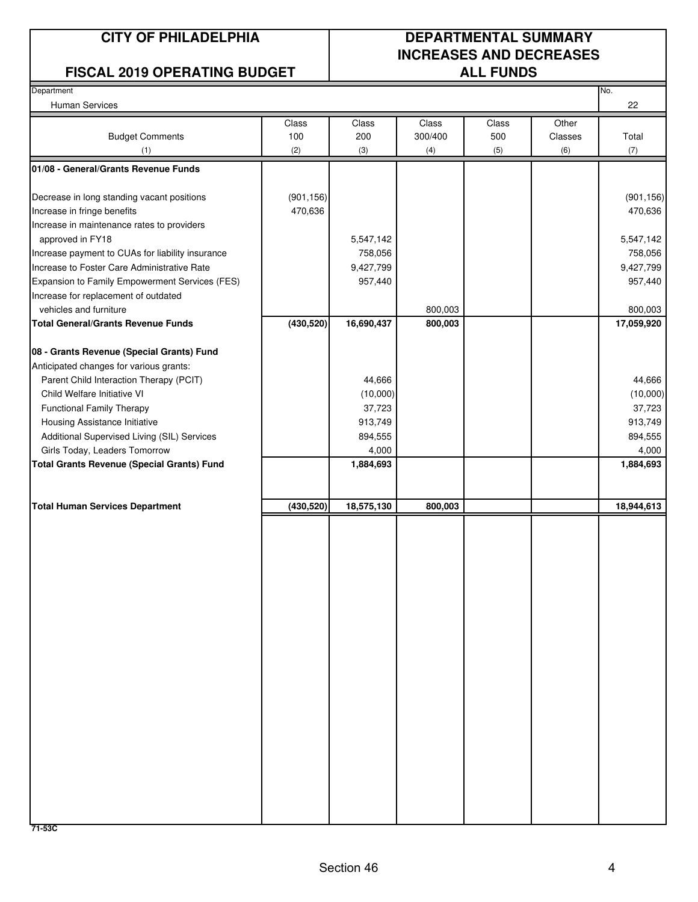**CITY OF PHILADELPHIA**

**FISCAL 2019 OPERATING BUDGET**

**DEPARTMENTAL SUMMARY**
**INCREASES AND DECREASES**
**ALL FUNDS**

| Department | No. |
|---|---|
| Human Services | 22 |

| Budget Comments (1) | Class 100 (2) | Class 200 (3) | Class 300/400 (4) | Class 500 (5) | Other Classes (6) | Total (7) |
|---|---|---|---|---|---|---|
| **01/08 - General/Grants Revenue Funds** | | | | | | |
| Decrease in long standing vacant positions | (901,156) | | | | | (901,156) |
| Increase in fringe benefits | 470,636 | | | | | 470,636 |
| Increase in maintenance rates to providers approved in FY18 | | 5,547,142 | | | | 5,547,142 |
| Increase payment to CUAs for liability insurance | | 758,056 | | | | 758,056 |
| Increase to Foster Care Administrative Rate | | 9,427,799 | | | | 9,427,799 |
| Expansion to Family Empowerment Services (FES) | | 957,440 | | | | 957,440 |
| Increase for replacement of outdated vehicles and furniture | | | 800,003 | | | 800,003 |
| **Total General/Grants Revenue Funds** | **(430,520)** | **16,690,437** | **800,003** | | | **17,059,920** |
| **08 - Grants Revenue (Special Grants) Fund** | | | | | | |
| Anticipated changes for various grants: | | | | | | |
| Parent Child Interaction Therapy (PCIT) | | 44,666 | | | | 44,666 |
| Child Welfare Initiative VI | | (10,000) | | | | (10,000) |
| Functional Family Therapy | | 37,723 | | | | 37,723 |
| Housing Assistance Initiative | | 913,749 | | | | 913,749 |
| Additional Supervised Living (SIL) Services | | 894,555 | | | | 894,555 |
| Girls Today, Leaders Tomorrow | | 4,000 | | | | 4,000 |
| **Total Grants Revenue (Special Grants) Fund** | | **1,884,693** | | | | **1,884,693** |
| **Total Human Services Department** | **(430,520)** | **18,575,130** | **800,003** | | | **18,944,613** |

**71-53C**

Section 46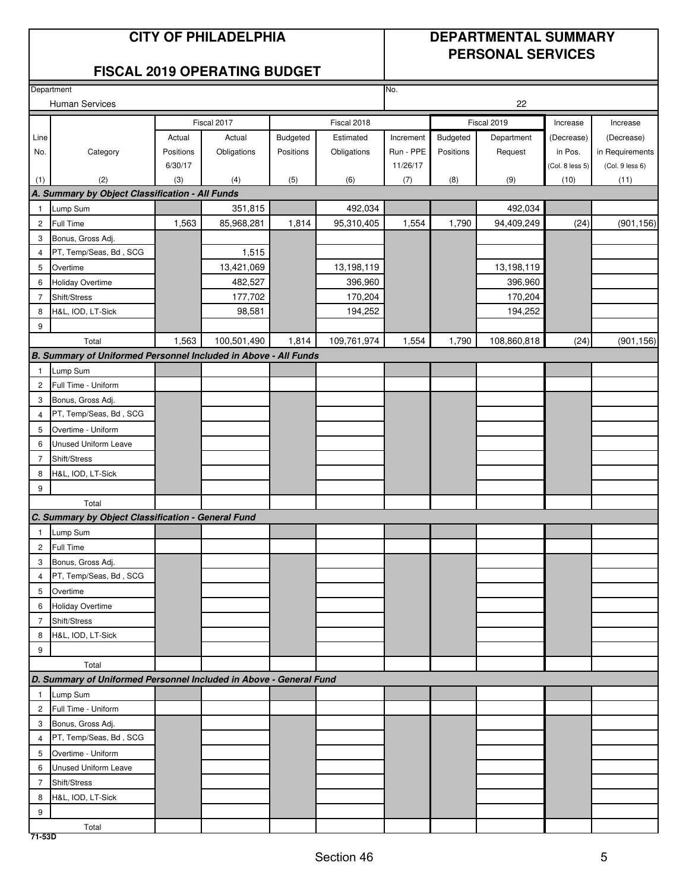# CITY OF PHILADELPHIA

## FISCAL 2019 OPERATING BUDGET

## DEPARTMENTAL SUMMARY PERSONAL SERVICES

Department: Human Services

No.: 22

| Line No. | Category | Fiscal 2017 Actual Positions 6/30/17 | Fiscal 2017 Actual Obligations | Fiscal 2018 Budgeted Positions | Fiscal 2018 Estimated Obligations | Increment Run - PPE 11/26/17 | Fiscal 2019 Budgeted Positions | Fiscal 2019 Department Request | Increase (Decrease) in Pos. (Col. 8 less 5) | Increase (Decrease) in Requirements (Col. 9 less 6) |
|---|---|---|---|---|---|---|---|---|---|---|
| (1) | (2) | (3) | (4) | (5) | (6) | (7) | (8) | (9) | (10) | (11) |
| **A. Summary by Object Classification - All Funds** | | | | | | | | | | |
| 1 | Lump Sum | | 351,815 | | 492,034 | | | 492,034 | | |
| 2 | Full Time | 1,563 | 85,968,281 | 1,814 | 95,310,405 | 1,554 | 1,790 | 94,409,249 | (24) | (901,156) |
| 3 | Bonus, Gross Adj. | | | | | | | | | |
| 4 | PT, Temp/Seas, Bd , SCG | | 1,515 | | | | | | | |
| 5 | Overtime | | 13,421,069 | | 13,198,119 | | | 13,198,119 | | |
| 6 | Holiday Overtime | | 482,527 | | 396,960 | | | 396,960 | | |
| 7 | Shift/Stress | | 177,702 | | 170,204 | | | 170,204 | | |
| 8 | H&L, IOD, LT-Sick | | 98,581 | | 194,252 | | | 194,252 | | |
| 9 | | | | | | | | | | |
| | Total | 1,563 | 100,501,490 | 1,814 | 109,761,974 | 1,554 | 1,790 | 108,860,818 | (24) | (901,156) |
| **B. Summary of Uniformed Personnel Included in Above - All Funds** | | | | | | | | | | |
| 1 | Lump Sum | | | | | | | | | |
| 2 | Full Time - Uniform | | | | | | | | | |
| 3 | Bonus, Gross Adj. | | | | | | | | | |
| 4 | PT, Temp/Seas, Bd , SCG | | | | | | | | | |
| 5 | Overtime - Uniform | | | | | | | | | |
| 6 | Unused Uniform Leave | | | | | | | | | |
| 7 | Shift/Stress | | | | | | | | | |
| 8 | H&L, IOD, LT-Sick | | | | | | | | | |
| 9 | | | | | | | | | | |
| | Total | | | | | | | | | |
| **C. Summary by Object Classification - General Fund** | | | | | | | | | | |
| 1 | Lump Sum | | | | | | | | | |
| 2 | Full Time | | | | | | | | | |
| 3 | Bonus, Gross Adj. | | | | | | | | | |
| 4 | PT, Temp/Seas, Bd , SCG | | | | | | | | | |
| 5 | Overtime | | | | | | | | | |
| 6 | Holiday Overtime | | | | | | | | | |
| 7 | Shift/Stress | | | | | | | | | |
| 8 | H&L, IOD, LT-Sick | | | | | | | | | |
| 9 | | | | | | | | | | |
| | Total | | | | | | | | | |
| **D. Summary of Uniformed Personnel Included in Above - General Fund** | | | | | | | | | | |
| 1 | Lump Sum | | | | | | | | | |
| 2 | Full Time - Uniform | | | | | | | | | |
| 3 | Bonus, Gross Adj. | | | | | | | | | |
| 4 | PT, Temp/Seas, Bd , SCG | | | | | | | | | |
| 5 | Overtime - Uniform | | | | | | | | | |
| 6 | Unused Uniform Leave | | | | | | | | | |
| 7 | Shift/Stress | | | | | | | | | |
| 8 | H&L, IOD, LT-Sick | | | | | | | | | |
| 9 | | | | | | | | | | |
| | Total | | | | | | | | | |

71-53D

Section 46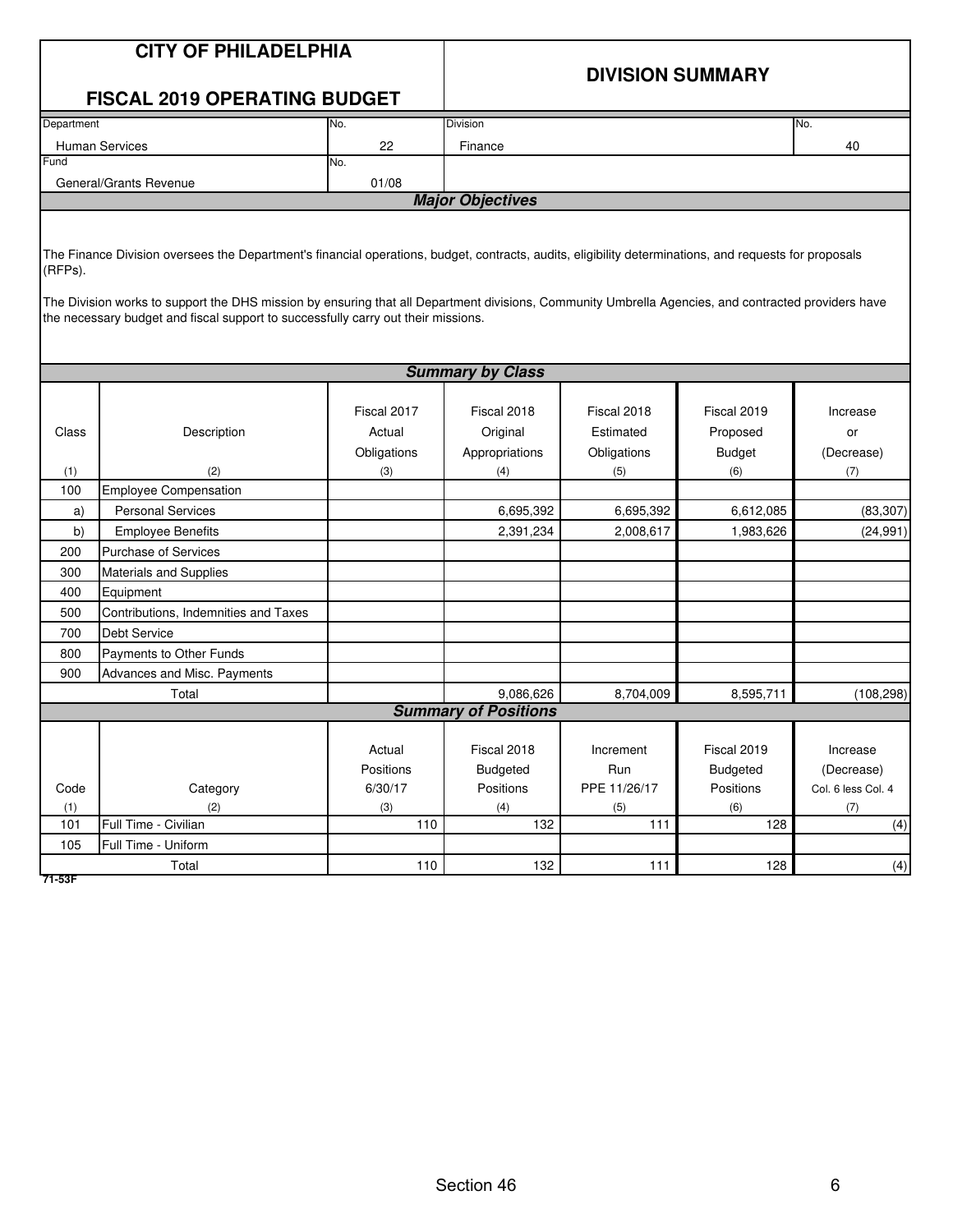# CITY OF PHILADELPHIA

## FISCAL 2019 OPERATING BUDGET

## DIVISION SUMMARY

| Department | No. | Division | No. |
|---|---|---|---|
| Human Services | 22 | Finance | 40 |
| **Fund** | **No.** | | |
| General/Grants Revenue | 01/08 | | |

### *Major Objectives*

The Finance Division oversees the Department's financial operations, budget, contracts, audits, eligibility determinations, and requests for proposals (RFPs).

The Division works to support the DHS mission by ensuring that all Department divisions, Community Umbrella Agencies, and contracted providers have the necessary budget and fiscal support to successfully carry out their missions.

### *Summary by Class*

| Class (1) | Description (2) | Fiscal 2017 Actual Obligations (3) | Fiscal 2018 Original Appropriations (4) | Fiscal 2018 Estimated Obligations (5) | Fiscal 2019 Proposed Budget (6) | Increase or (Decrease) (7) |
|---|---|---|---|---|---|---|
| 100 | Employee Compensation | | | | | |
| a) | Personal Services | | 6,695,392 | 6,695,392 | 6,612,085 | (83,307) |
| b) | Employee Benefits | | 2,391,234 | 2,008,617 | 1,983,626 | (24,991) |
| 200 | Purchase of Services | | | | | |
| 300 | Materials and Supplies | | | | | |
| 400 | Equipment | | | | | |
| 500 | Contributions, Indemnities and Taxes | | | | | |
| 700 | Debt Service | | | | | |
| 800 | Payments to Other Funds | | | | | |
| 900 | Advances and Misc. Payments | | | | | |
| | Total | | 9,086,626 | 8,704,009 | 8,595,711 | (108,298) |

### *Summary of Positions*

| Code (1) | Category (2) | Actual Positions 6/30/17 (3) | Fiscal 2018 Budgeted Positions (4) | Increment Run PPE 11/26/17 (5) | Fiscal 2019 Budgeted Positions (6) | Increase (Decrease) Col. 6 less Col. 4 (7) |
|---|---|---|---|---|---|---|
| 101 | Full Time - Civilian | 110 | 132 | 111 | 128 | (4) |
| 105 | Full Time - Uniform | | | | | |
| | Total | 110 | 132 | 111 | 128 | (4) |

71-53F

Section 46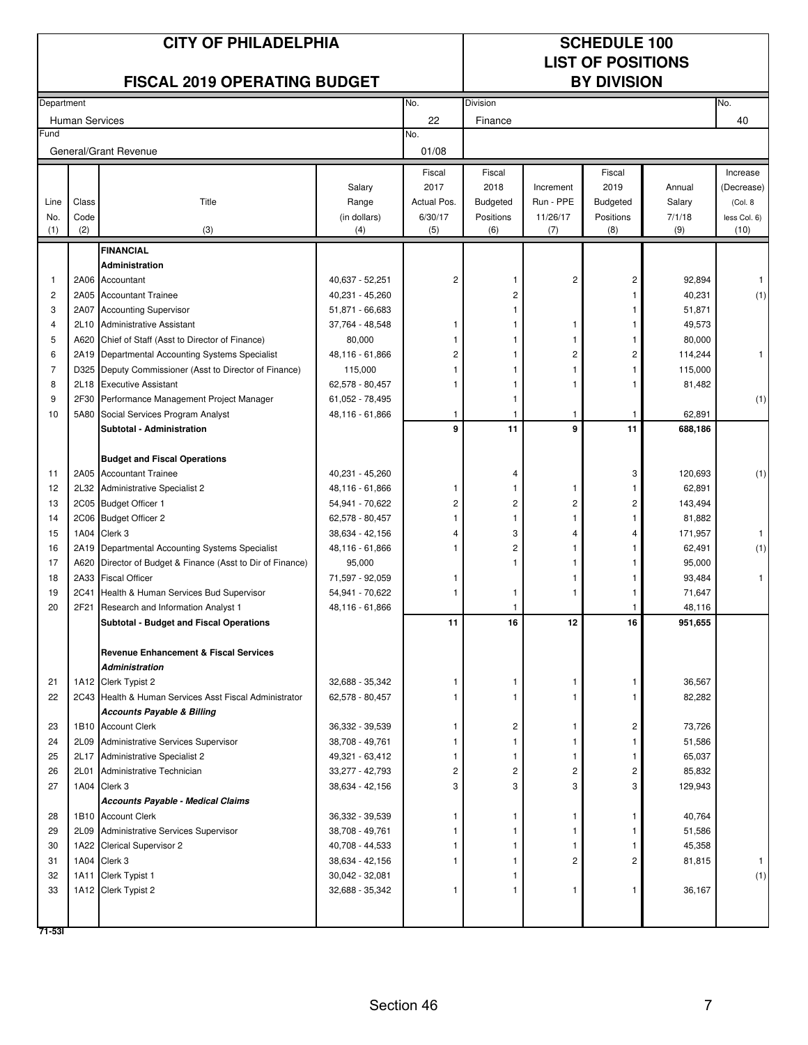# CITY OF PHILADELPHIA

## FISCAL 2019 OPERATING BUDGET

# SCHEDULE 100
# LIST OF POSITIONS
# BY DIVISION

| Department | No. | Division | No. |
|---|---|---|---|
| Human Services | 22 | Finance | 40 |
| Fund | No. | | |
| General/Grant Revenue | 01/08 | | |

| Line No. (1) | Class Code (2) | Title (3) | Salary Range (in dollars) (4) | Fiscal 2017 Actual Pos. 6/30/17 (5) | Fiscal 2018 Budgeted Positions (6) | Increment Run - PPE 11/26/17 (7) | Fiscal 2019 Budgeted Positions (8) | Annual Salary 7/1/18 (9) | Increase (Decrease) (Col. 8 less Col. 6) (10) |
|---|---|---|---|---|---|---|---|---|---|
| | | **FINANCIAL** | | | | | | | |
| | | **Administration** | | | | | | | |
| 1 | 2A06 | Accountant | 40,637 - 52,251 | 2 | 1 | 2 | 2 | 92,894 | 1 |
| 2 | 2A05 | Accountant Trainee | 40,231 - 45,260 | | 2 | | 1 | 40,231 | (1) |
| 3 | 2A07 | Accounting Supervisor | 51,871 - 66,683 | | 1 | | 1 | 51,871 | |
| 4 | 2L10 | Administrative Assistant | 37,764 - 48,548 | 1 | 1 | 1 | 1 | 49,573 | |
| 5 | A620 | Chief of Staff (Asst to Director of Finance) | 80,000 | 1 | 1 | 1 | 1 | 80,000 | |
| 6 | 2A19 | Departmental Accounting Systems Specialist | 48,116 - 61,866 | 2 | 1 | 2 | 2 | 114,244 | 1 |
| 7 | D325 | Deputy Commissioner (Asst to Director of Finance) | 115,000 | 1 | 1 | 1 | 1 | 115,000 | |
| 8 | 2L18 | Executive Assistant | 62,578 - 80,457 | 1 | 1 | 1 | 1 | 81,482 | |
| 9 | 2F30 | Performance Management Project Manager | 61,052 - 78,495 | | 1 | | | | (1) |
| 10 | 5A80 | Social Services Program Analyst | 48,116 - 61,866 | 1 | 1 | 1 | 1 | 62,891 | |
| | | **Subtotal - Administration** | | **9** | **11** | **9** | **11** | **688,186** | |
| | | **Budget and Fiscal Operations** | | | | | | | |
| 11 | 2A05 | Accountant Trainee | 40,231 - 45,260 | | 4 | | 3 | 120,693 | (1) |
| 12 | 2L32 | Administrative Specialist 2 | 48,116 - 61,866 | 1 | 1 | 1 | 1 | 62,891 | |
| 13 | 2C05 | Budget Officer 1 | 54,941 - 70,622 | 2 | 2 | 2 | 2 | 143,494 | |
| 14 | 2C06 | Budget Officer 2 | 62,578 - 80,457 | 1 | 1 | 1 | 1 | 81,882 | |
| 15 | 1A04 | Clerk 3 | 38,634 - 42,156 | 4 | 3 | 4 | 4 | 171,957 | 1 |
| 16 | 2A19 | Departmental Accounting Systems Specialist | 48,116 - 61,866 | 1 | 2 | 1 | 1 | 62,491 | (1) |
| 17 | A620 | Director of Budget & Finance (Asst to Dir of Finance) | 95,000 | | 1 | 1 | 1 | 95,000 | |
| 18 | 2A33 | Fiscal Officer | 71,597 - 92,059 | 1 | | 1 | 1 | 93,484 | 1 |
| 19 | 2C41 | Health & Human Services Bud Supervisor | 54,941 - 70,622 | 1 | 1 | 1 | 1 | 71,647 | |
| 20 | 2F21 | Research and Information Analyst 1 | 48,116 - 61,866 | | 1 | | 1 | 48,116 | |
| | | **Subtotal - Budget and Fiscal Operations** | | **11** | **16** | **12** | **16** | **951,655** | |
| | | **Revenue Enhancement & Fiscal Services** | | | | | | | |
| | | ***Administration*** | | | | | | | |
| 21 | 1A12 | Clerk Typist 2 | 32,688 - 35,342 | 1 | 1 | 1 | 1 | 36,567 | |
| 22 | 2C43 | Health & Human Services Asst Fiscal Administrator | 62,578 - 80,457 | 1 | 1 | 1 | 1 | 82,282 | |
| | | ***Accounts Payable & Billing*** | | | | | | | |
| 23 | 1B10 | Account Clerk | 36,332 - 39,539 | 1 | 2 | 1 | 2 | 73,726 | |
| 24 | 2L09 | Administrative Services Supervisor | 38,708 - 49,761 | 1 | 1 | 1 | 1 | 51,586 | |
| 25 | 2L17 | Administrative Specialist 2 | 49,321 - 63,412 | 1 | 1 | 1 | 1 | 65,037 | |
| 26 | 2L01 | Administrative Technician | 33,277 - 42,793 | 2 | 2 | 2 | 2 | 85,832 | |
| 27 | 1A04 | Clerk 3 | 38,634 - 42,156 | 3 | 3 | 3 | 3 | 129,943 | |
| | | ***Accounts Payable - Medical Claims*** | | | | | | | |
| 28 | 1B10 | Account Clerk | 36,332 - 39,539 | 1 | 1 | 1 | 1 | 40,764 | |
| 29 | 2L09 | Administrative Services Supervisor | 38,708 - 49,761 | 1 | 1 | 1 | 1 | 51,586 | |
| 30 | 1A22 | Clerical Supervisor 2 | 40,708 - 44,533 | 1 | 1 | 1 | 1 | 45,358 | |
| 31 | 1A04 | Clerk 3 | 38,634 - 42,156 | 1 | 1 | 2 | 2 | 81,815 | 1 |
| 32 | 1A11 | Clerk Typist 1 | 30,042 - 32,081 | | 1 | | | | (1) |
| 33 | 1A12 | Clerk Typist 2 | 32,688 - 35,342 | 1 | 1 | 1 | 1 | 36,167 | |

71-53I

Section 46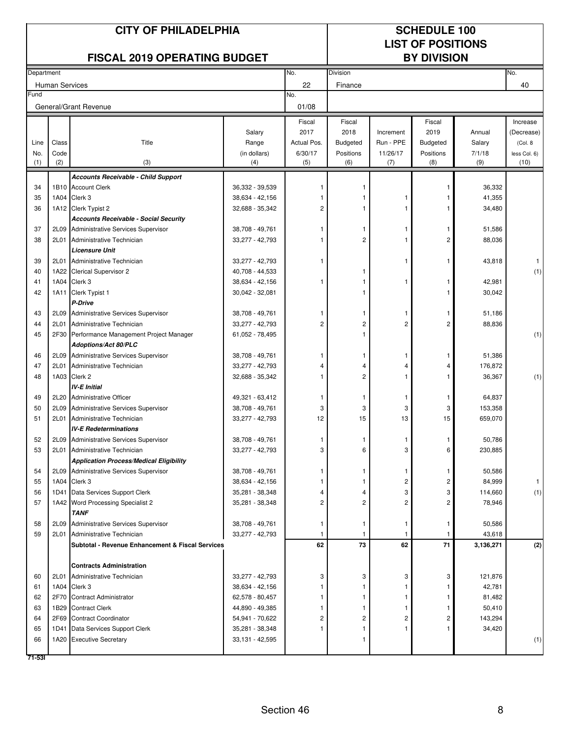# CITY OF PHILADELPHIA

## FISCAL 2019 OPERATING BUDGET

# SCHEDULE 100
# LIST OF POSITIONS
# BY DIVISION

| Department | No. | Division | No. |
|---|---|---|---|
| Human Services | 22 | Finance | 40 |
| Fund | No. | | |
| General/Grant Revenue | 01/08 | | |

| Line No. (1) | Class Code (2) | Title (3) | Salary Range (in dollars) (4) | Fiscal 2017 Actual Pos. 6/30/17 (5) | Fiscal 2018 Budgeted Positions (6) | Increment Run - PPE 11/26/17 (7) | Fiscal 2019 Budgeted Positions (8) | Annual Salary 7/1/18 (9) | Increase (Decrease) (Col. 8 less Col. 6) (10) |
|---|---|---|---|---|---|---|---|---|---|
| | | ***Accounts Receivable - Child Support*** | | | | | | | |
| 34 | 1B10 | Account Clerk | 36,332 - 39,539 | 1 | 1 | | 1 | 36,332 | |
| 35 | 1A04 | Clerk 3 | 38,634 - 42,156 | 1 | 1 | 1 | 1 | 41,355 | |
| 36 | 1A12 | Clerk Typist 2 | 32,688 - 35,342 | 2 | 1 | 1 | 1 | 34,480 | |
| | | ***Accounts Receivable - Social Security*** | | | | | | | |
| 37 | 2L09 | Administrative Services Supervisor | 38,708 - 49,761 | 1 | 1 | 1 | 1 | 51,586 | |
| 38 | 2L01 | Administrative Technician | 33,277 - 42,793 | 1 | 2 | 1 | 2 | 88,036 | |
| | | ***Licensure Unit*** | | | | | | | |
| 39 | 2L01 | Administrative Technician | 33,277 - 42,793 | 1 | | 1 | 1 | 43,818 | 1 |
| 40 | 1A22 | Clerical Supervisor 2 | 40,708 - 44,533 | | 1 | | | | (1) |
| 41 | 1A04 | Clerk 3 | 38,634 - 42,156 | 1 | 1 | 1 | 1 | 42,981 | |
| 42 | 1A11 | Clerk Typist 1 | 30,042 - 32,081 | | 1 | | 1 | 30,042 | |
| | | ***P-Drive*** | | | | | | | |
| 43 | 2L09 | Administrative Services Supervisor | 38,708 - 49,761 | 1 | 1 | 1 | 1 | 51,186 | |
| 44 | 2L01 | Administrative Technician | 33,277 - 42,793 | 2 | 2 | 2 | 2 | 88,836 | |
| 45 | 2F30 | Performance Management Project Manager | 61,052 - 78,495 | | 1 | | | | (1) |
| | | ***Adoptions/Act 80/PLC*** | | | | | | | |
| 46 | 2L09 | Administrative Services Supervisor | 38,708 - 49,761 | 1 | 1 | 1 | 1 | 51,386 | |
| 47 | 2L01 | Administrative Technician | 33,277 - 42,793 | 4 | 4 | 4 | 4 | 176,872 | |
| 48 | 1A03 | Clerk 2 | 32,688 - 35,342 | 1 | 2 | 1 | 1 | 36,367 | (1) |
| | | ***IV-E Initial*** | | | | | | | |
| 49 | 2L20 | Administrative Officer | 49,321 - 63,412 | 1 | 1 | 1 | 1 | 64,837 | |
| 50 | 2L09 | Administrative Services Supervisor | 38,708 - 49,761 | 3 | 3 | 3 | 3 | 153,358 | |
| 51 | 2L01 | Administrative Technician | 33,277 - 42,793 | 12 | 15 | 13 | 15 | 659,070 | |
| | | ***IV-E Redeterminations*** | | | | | | | |
| 52 | 2L09 | Administrative Services Supervisor | 38,708 - 49,761 | 1 | 1 | 1 | 1 | 50,786 | |
| 53 | 2L01 | Administrative Technician | 33,277 - 42,793 | 3 | 6 | 3 | 6 | 230,885 | |
| | | ***Application Process/Medical Eligibility*** | | | | | | | |
| 54 | 2L09 | Administrative Services Supervisor | 38,708 - 49,761 | 1 | 1 | 1 | 1 | 50,586 | |
| 55 | 1A04 | Clerk 3 | 38,634 - 42,156 | 1 | 1 | 2 | 2 | 84,999 | 1 |
| 56 | 1D41 | Data Services Support Clerk | 35,281 - 38,348 | 4 | 4 | 3 | 3 | 114,660 | (1) |
| 57 | 1A42 | Word Processing Specialist 2 | 35,281 - 38,348 | 2 | 2 | 2 | 2 | 78,946 | |
| | | ***TANF*** | | | | | | | |
| 58 | 2L09 | Administrative Services Supervisor | 38,708 - 49,761 | 1 | 1 | 1 | 1 | 50,586 | |
| 59 | 2L01 | Administrative Technician | 33,277 - 42,793 | 1 | 1 | 1 | 1 | 43,618 | |
| | | **Subtotal - Revenue Enhancement & Fiscal Services** | | **62** | **73** | **62** | **71** | **3,136,271** | **(2)** |
| | | **Contracts Administration** | | | | | | | |
| 60 | 2L01 | Administrative Technician | 33,277 - 42,793 | 3 | 3 | 3 | 3 | 121,876 | |
| 61 | 1A04 | Clerk 3 | 38,634 - 42,156 | 1 | 1 | 1 | 1 | 42,781 | |
| 62 | 2F70 | Contract Administrator | 62,578 - 80,457 | 1 | 1 | 1 | 1 | 81,482 | |
| 63 | 1B29 | Contract Clerk | 44,890 - 49,385 | 1 | 1 | 1 | 1 | 50,410 | |
| 64 | 2F69 | Contract Coordinator | 54,941 - 70,622 | 2 | 2 | 2 | 2 | 143,294 | |
| 65 | 1D41 | Data Services Support Clerk | 35,281 - 38,348 | 1 | 1 | 1 | 1 | 34,420 | |
| 66 | 1A20 | Executive Secretary | 33,131 - 42,595 | | 1 | | | | (1) |

71-53I

Section 46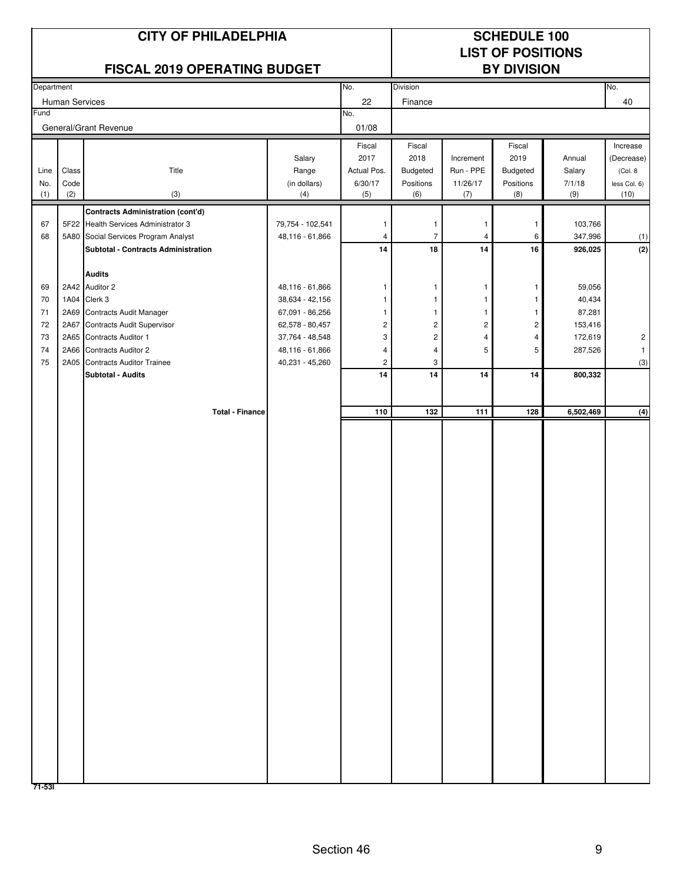# CITY OF PHILADELPHIA

## FISCAL 2019 OPERATING BUDGET

## SCHEDULE 100
## LIST OF POSITIONS
## BY DIVISION

| Department | No. | Division | No. |
|---|---|---|---|
| Human Services | 22 | Finance | 40 |
| **Fund** | **No.** | | |
| General/Grant Revenue | 01/08 | | |

| Line No. (1) | Class Code (2) | Title (3) | Salary Range (in dollars) (4) | Fiscal 2017 Actual Pos. 6/30/17 (5) | Fiscal 2018 Budgeted Positions (6) | Increment Run - PPE 11/26/17 (7) | Fiscal 2019 Budgeted Positions (8) | Annual Salary 7/1/18 (9) | Increase (Decrease) (Col. 8 less Col. 6) (10) |
|---|---|---|---|---|---|---|---|---|---|
| | | **Contracts Administration (cont'd)** | | | | | | | |
| 67 | 5F22 | Health Services Administrator 3 | 79,754 - 102,541 | 1 | 1 | 1 | 1 | 103,766 | |
| 68 | 5A80 | Social Services Program Analyst | 48,116 - 61,866 | 4 | 7 | 4 | 6 | 347,996 | (1) |
| | | **Subtotal - Contracts Administration** | | **14** | **18** | **14** | **16** | **926,025** | **(2)** |
| | | **Audits** | | | | | | | |
| 69 | 2A42 | Auditor 2 | 48,116 - 61,866 | 1 | 1 | 1 | 1 | 59,056 | |
| 70 | 1A04 | Clerk 3 | 38,634 - 42,156 | 1 | 1 | 1 | 1 | 40,434 | |
| 71 | 2A69 | Contracts Audit Manager | 67,091 - 86,256 | 1 | 1 | 1 | 1 | 87,281 | |
| 72 | 2A67 | Contracts Audit Supervisor | 62,578 - 80,457 | 2 | 2 | 2 | 2 | 153,416 | |
| 73 | 2A65 | Contracts Auditor 1 | 37,764 - 48,548 | 3 | 2 | 4 | 4 | 172,619 | 2 |
| 74 | 2A66 | Contracts Auditor 2 | 48,116 - 61,866 | 4 | 4 | 5 | 5 | 287,526 | 1 |
| 75 | 2A05 | Contracts Auditor Trainee | 40,231 - 45,260 | 2 | 3 | | | | (3) |
| | | **Subtotal - Audits** | | **14** | **14** | **14** | **14** | **800,332** | |
| | | **Total - Finance** | | **110** | **132** | **111** | **128** | **6,502,469** | **(4)** |

71-53I

Section 46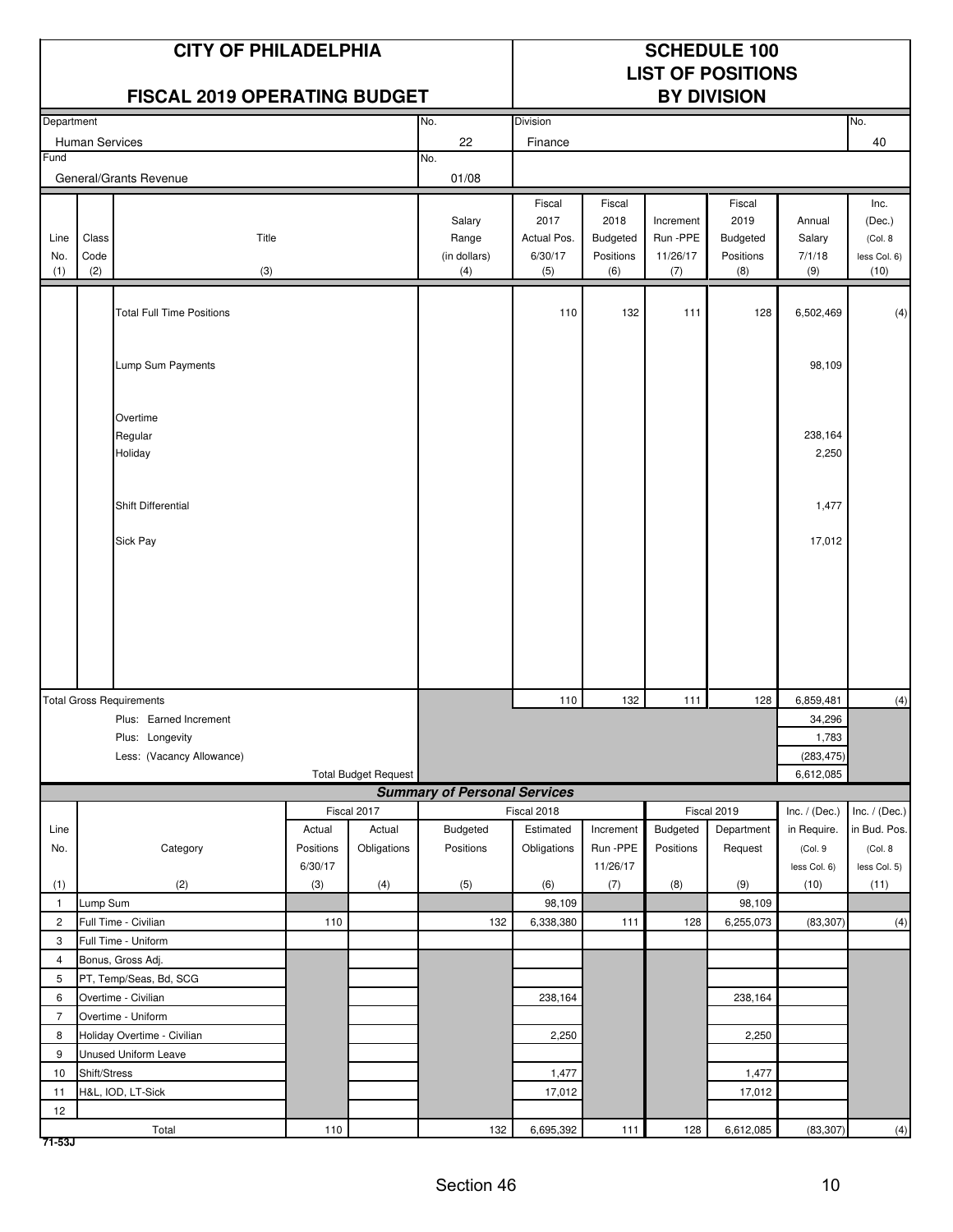# CITY OF PHILADELPHIA

## FISCAL 2019 OPERATING BUDGET

## SCHEDULE 100 LIST OF POSITIONS BY DIVISION

| Department | No. | Division | No. |
|---|---|---|---|
| Human Services | 22 | Finance | 40 |
| **Fund** | **No.** | | |
| General/Grants Revenue | 01/08 | | |

| Line No. (1) | Class Code (2) | Title (3) | Salary Range (in dollars) (4) | Fiscal 2017 Actual Pos. 6/30/17 (5) | Fiscal 2018 Budgeted Positions (6) | Increment Run -PPE 11/26/17 (7) | Fiscal 2019 Budgeted Positions (8) | Annual Salary 7/1/18 (9) | Inc. (Dec.) (Col. 8 less Col. 6) (10) |
|---|---|---|---|---|---|---|---|---|---|
| | | Total Full Time Positions | | 110 | 132 | 111 | 128 | 6,502,469 | (4) |
| | | Lump Sum Payments | | | | | | 98,109 | |
| | | Overtime | | | | | | | |
| | | Regular | | | | | | 238,164 | |
| | | Holiday | | | | | | 2,250 | |
| | | Shift Differential | | | | | | 1,477 | |
| | | Sick Pay | | | | | | 17,012 | |
| | | **Total Gross Requirements** | | 110 | 132 | 111 | 128 | 6,859,481 | (4) |
| | | Plus: Earned Increment | | | | | | 34,296 | |
| | | Plus: Longevity | | | | | | 1,783 | |
| | | Less: (Vacancy Allowance) | | | | | | (283,475) | |
| | | Total Budget Request | | | | | | 6,612,085 | |

### Summary of Personal Services

| Line No. (1) | Category (2) | Fiscal 2017 Actual Positions 6/30/17 (3) | Fiscal 2017 Actual Obligations (4) | Fiscal 2018 Budgeted Positions (5) | Fiscal 2018 Estimated Obligations (6) | Increment Run -PPE 11/26/17 (7) | Fiscal 2019 Budgeted Positions (8) | Fiscal 2019 Department Request (9) | Inc. / (Dec.) in Require. (Col. 9 less Col. 6) (10) | Inc. / (Dec.) in Bud. Pos. (Col. 8 less Col. 5) (11) |
|---|---|---|---|---|---|---|---|---|---|---|
| 1 | Lump Sum | | | | 98,109 | | | 98,109 | | |
| 2 | Full Time - Civilian | 110 | | 132 | 6,338,380 | 111 | 128 | 6,255,073 | (83,307) | (4) |
| 3 | Full Time - Uniform | | | | | | | | | |
| 4 | Bonus, Gross Adj. | | | | | | | | | |
| 5 | PT, Temp/Seas, Bd, SCG | | | | | | | | | |
| 6 | Overtime - Civilian | | | | 238,164 | | | 238,164 | | |
| 7 | Overtime - Uniform | | | | | | | | | |
| 8 | Holiday Overtime - Civilian | | | | 2,250 | | | 2,250 | | |
| 9 | Unused Uniform Leave | | | | | | | | | |
| 10 | Shift/Stress | | | | 1,477 | | | 1,477 | | |
| 11 | H&L, IOD, LT-Sick | | | | 17,012 | | | 17,012 | | |
| 12 | | | | | | | | | | |
| | Total | 110 | | 132 | 6,695,392 | 111 | 128 | 6,612,085 | (83,307) | (4) |

71-53J

Section 46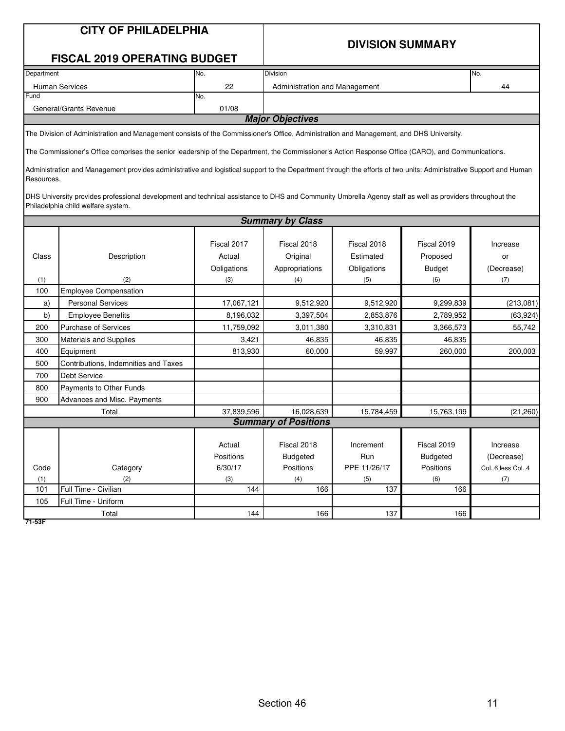# CITY OF PHILADELPHIA

## FISCAL 2019 OPERATING BUDGET

## DIVISION SUMMARY

| Department | No. | Division | No. |
|---|---|---|---|
| Human Services | 22 | Administration and Management | 44 |
| **Fund** | **No.** | | |
| General/Grants Revenue | 01/08 | | |

### Major Objectives

The Division of Administration and Management consists of the Commissioner's Office, Administration and Management, and DHS University.

The Commissioner's Office comprises the senior leadership of the Department, the Commissioner's Action Response Office (CARO), and Communications.

Administration and Management provides administrative and logistical support to the Department through the efforts of two units: Administrative Support and Human Resources.

DHS University provides professional development and technical assistance to DHS and Community Umbrella Agency staff as well as providers throughout the Philadelphia child welfare system.

### Summary by Class

| Class (1) | Description (2) | Fiscal 2017 Actual Obligations (3) | Fiscal 2018 Original Appropriations (4) | Fiscal 2018 Estimated Obligations (5) | Fiscal 2019 Proposed Budget (6) | Increase or (Decrease) (7) |
|---|---|---|---|---|---|---|
| 100 | Employee Compensation | | | | | |
| a) | Personal Services | 17,067,121 | 9,512,920 | 9,512,920 | 9,299,839 | (213,081) |
| b) | Employee Benefits | 8,196,032 | 3,397,504 | 2,853,876 | 2,789,952 | (63,924) |
| 200 | Purchase of Services | 11,759,092 | 3,011,380 | 3,310,831 | 3,366,573 | 55,742 |
| 300 | Materials and Supplies | 3,421 | 46,835 | 46,835 | 46,835 | |
| 400 | Equipment | 813,930 | 60,000 | 59,997 | 260,000 | 200,003 |
| 500 | Contributions, Indemnities and Taxes | | | | | |
| 700 | Debt Service | | | | | |
| 800 | Payments to Other Funds | | | | | |
| 900 | Advances and Misc. Payments | | | | | |
| | Total | 37,839,596 | 16,028,639 | 15,784,459 | 15,763,199 | (21,260) |

### Summary of Positions

| Code (1) | Category (2) | Actual Positions 6/30/17 (3) | Fiscal 2018 Budgeted Positions (4) | Increment Run PPE 11/26/17 (5) | Fiscal 2019 Budgeted Positions (6) | Increase (Decrease) Col. 6 less Col. 4 (7) |
|---|---|---|---|---|---|---|
| 101 | Full Time - Civilian | 144 | 166 | 137 | 166 | |
| 105 | Full Time - Uniform | | | | | |
| | Total | 144 | 166 | 137 | 166 | |

71-53F

Section 46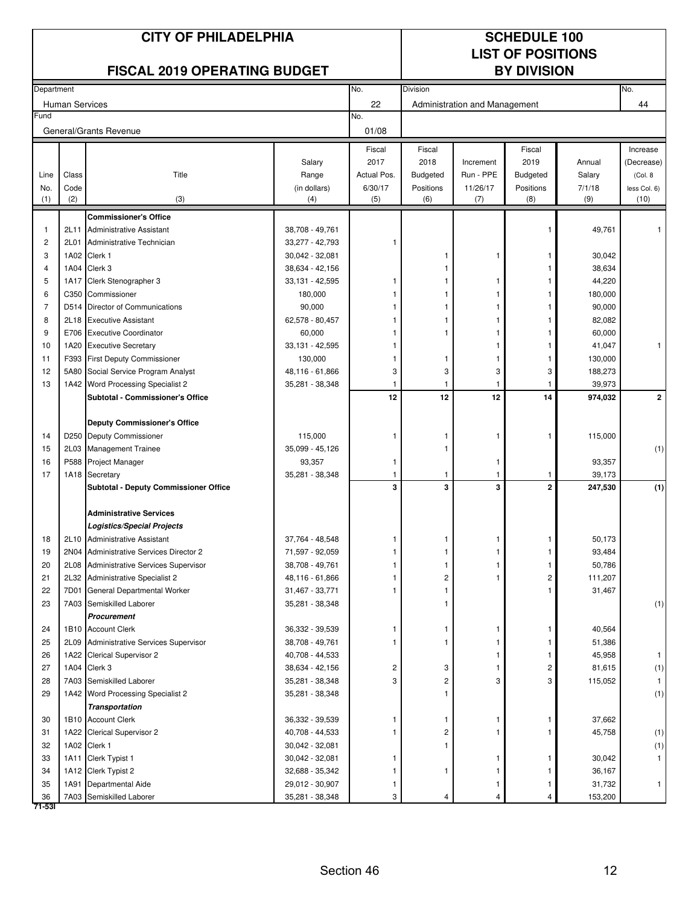# CITY OF PHILADELPHIA

## FISCAL 2019 OPERATING BUDGET

## SCHEDULE 100
## LIST OF POSITIONS
## BY DIVISION

| Department | No. | Division | No. |
|---|---|---|---|
| Human Services | 22 | Administration and Management | 44 |
| **Fund** | **No.** | | |
| General/Grants Revenue | 01/08 | | |

| Line No. (1) | Class Code (2) | Title (3) | Salary Range (in dollars) (4) | Fiscal 2017 Actual Pos. 6/30/17 (5) | Fiscal 2018 Budgeted Positions (6) | Increment Run - PPE 11/26/17 (7) | Fiscal 2019 Budgeted Positions (8) | Annual Salary 7/1/18 (9) | Increase (Decrease) (Col. 8 less Col. 6) (10) |
|---|---|---|---|---|---|---|---|---|---|
| | | **Commissioner's Office** | | | | | | | |
| 1 | 2L11 | Administrative Assistant | 38,708 - 49,761 | | | | 1 | 49,761 | 1 |
| 2 | 2L01 | Administrative Technician | 33,277 - 42,793 | 1 | | | | | |
| 3 | 1A02 | Clerk 1 | 30,042 - 32,081 | | 1 | 1 | 1 | 30,042 | |
| 4 | 1A04 | Clerk 3 | 38,634 - 42,156 | | 1 | | 1 | 38,634 | |
| 5 | 1A17 | Clerk Stenographer 3 | 33,131 - 42,595 | 1 | 1 | 1 | 1 | 44,220 | |
| 6 | C350 | Commissioner | 180,000 | 1 | 1 | 1 | 1 | 180,000 | |
| 7 | D514 | Director of Communications | 90,000 | 1 | 1 | 1 | 1 | 90,000 | |
| 8 | 2L18 | Executive Assistant | 62,578 - 80,457 | 1 | 1 | 1 | 1 | 82,082 | |
| 9 | E706 | Executive Coordinator | 60,000 | 1 | 1 | 1 | 1 | 60,000 | |
| 10 | 1A20 | Executive Secretary | 33,131 - 42,595 | 1 | | 1 | 1 | 41,047 | 1 |
| 11 | F393 | First Deputy Commissioner | 130,000 | 1 | 1 | 1 | 1 | 130,000 | |
| 12 | 5A80 | Social Service Program Analyst | 48,116 - 61,866 | 3 | 3 | 3 | 3 | 188,273 | |
| 13 | 1A42 | Word Processing Specialist 2 | 35,281 - 38,348 | 1 | 1 | 1 | 1 | 39,973 | |
| | | **Subtotal - Commissioner's Office** | | **12** | **12** | **12** | **14** | **974,032** | **2** |
| | | **Deputy Commissioner's Office** | | | | | | | |
| 14 | D250 | Deputy Commissioner | 115,000 | 1 | 1 | 1 | 1 | 115,000 | |
| 15 | 2L03 | Management Trainee | 35,099 - 45,126 | | 1 | | | | (1) |
| 16 | P588 | Project Manager | 93,357 | 1 | | 1 | | 93,357 | |
| 17 | 1A18 | Secretary | 35,281 - 38,348 | 1 | 1 | 1 | 1 | 39,173 | |
| | | **Subtotal - Deputy Commissioner Office** | | **3** | **3** | **3** | **2** | **247,530** | **(1)** |
| | | **Administrative Services** | | | | | | | |
| | | ***Logistics/Special Projects*** | | | | | | | |
| 18 | 2L10 | Administrative Assistant | 37,764 - 48,548 | 1 | 1 | 1 | 1 | 50,173 | |
| 19 | 2N04 | Administrative Services Director 2 | 71,597 - 92,059 | 1 | 1 | 1 | 1 | 93,484 | |
| 20 | 2L08 | Administrative Services Supervisor | 38,708 - 49,761 | 1 | 1 | 1 | 1 | 50,786 | |
| 21 | 2L32 | Administrative Specialist 2 | 48,116 - 61,866 | 1 | 2 | 1 | 2 | 111,207 | |
| 22 | 7D01 | General Departmental Worker | 31,467 - 33,771 | 1 | 1 | | 1 | 31,467 | |
| 23 | 7A03 | Semiskilled Laborer | 35,281 - 38,348 | | 1 | | | | (1) |
| | | ***Procurement*** | | | | | | | |
| 24 | 1B10 | Account Clerk | 36,332 - 39,539 | 1 | 1 | 1 | 1 | 40,564 | |
| 25 | 2L09 | Administrative Services Supervisor | 38,708 - 49,761 | 1 | 1 | 1 | 1 | 51,386 | |
| 26 | 1A22 | Clerical Supervisor 2 | 40,708 - 44,533 | | | 1 | 1 | 45,958 | 1 |
| 27 | 1A04 | Clerk 3 | 38,634 - 42,156 | 2 | 3 | 1 | 2 | 81,615 | (1) |
| 28 | 7A03 | Semiskilled Laborer | 35,281 - 38,348 | 3 | 2 | 3 | 3 | 115,052 | 1 |
| 29 | 1A42 | Word Processing Specialist 2 | 35,281 - 38,348 | | 1 | | | | (1) |
| | | ***Transportation*** | | | | | | | |
| 30 | 1B10 | Account Clerk | 36,332 - 39,539 | 1 | 1 | 1 | 1 | 37,662 | |
| 31 | 1A22 | Clerical Supervisor 2 | 40,708 - 44,533 | 1 | 2 | 1 | 1 | 45,758 | (1) |
| 32 | 1A02 | Clerk 1 | 30,042 - 32,081 | | 1 | | | | (1) |
| 33 | 1A11 | Clerk Typist 1 | 30,042 - 32,081 | 1 | | 1 | 1 | 30,042 | 1 |
| 34 | 1A12 | Clerk Typist 2 | 32,688 - 35,342 | 1 | 1 | 1 | 1 | 36,167 | |
| 35 | 1A91 | Departmental Aide | 29,012 - 30,907 | 1 | | 1 | 1 | 31,732 | 1 |
| 36 | 7A03 | Semiskilled Laborer | 35,281 - 38,348 | 3 | 4 | 4 | 4 | 153,200 | |

71-53I

Section 46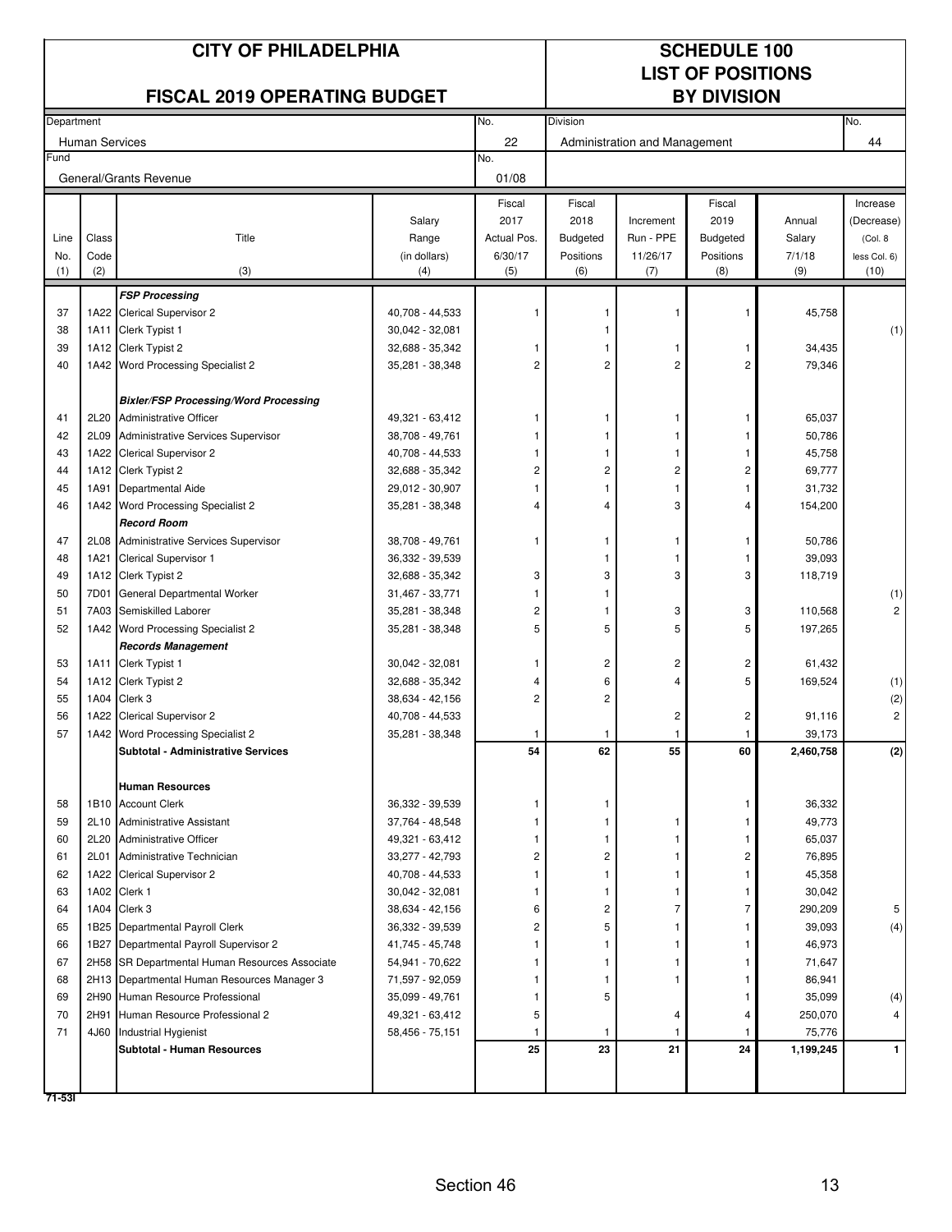# CITY OF PHILADELPHIA

## FISCAL 2019 OPERATING BUDGET

## SCHEDULE 100 LIST OF POSITIONS BY DIVISION

| Department | No. | Division | No. |
|---|---|---|---|
| Human Services | 22 | Administration and Management | 44 |
| **Fund** | **No.** | | |
| General/Grants Revenue | 01/08 | | |

| Line No. (1) | Class Code (2) | Title (3) | Salary Range (in dollars) (4) | Fiscal 2017 Actual Pos. 6/30/17 (5) | Fiscal 2018 Budgeted Positions (6) | Increment Run - PPE 11/26/17 (7) | Fiscal 2019 Budgeted Positions (8) | Annual Salary 7/1/18 (9) | Increase (Decrease) (Col. 8 less Col. 6) (10) |
|---|---|---|---|---|---|---|---|---|---|
| | | ***FSP Processing*** | | | | | | | |
| 37 | 1A22 | Clerical Supervisor 2 | 40,708 - 44,533 | 1 | 1 | 1 | 1 | 45,758 | |
| 38 | 1A11 | Clerk Typist 1 | 30,042 - 32,081 | | 1 | | | | (1) |
| 39 | 1A12 | Clerk Typist 2 | 32,688 - 35,342 | 1 | 1 | 1 | 1 | 34,435 | |
| 40 | 1A42 | Word Processing Specialist 2 | 35,281 - 38,348 | 2 | 2 | 2 | 2 | 79,346 | |
| | | ***Bixler/FSP Processing/Word Processing*** | | | | | | | |
| 41 | 2L20 | Administrative Officer | 49,321 - 63,412 | 1 | 1 | 1 | 1 | 65,037 | |
| 42 | 2L09 | Administrative Services Supervisor | 38,708 - 49,761 | 1 | 1 | 1 | 1 | 50,786 | |
| 43 | 1A22 | Clerical Supervisor 2 | 40,708 - 44,533 | 1 | 1 | 1 | 1 | 45,758 | |
| 44 | 1A12 | Clerk Typist 2 | 32,688 - 35,342 | 2 | 2 | 2 | 2 | 69,777 | |
| 45 | 1A91 | Departmental Aide | 29,012 - 30,907 | 1 | 1 | 1 | 1 | 31,732 | |
| 46 | 1A42 | Word Processing Specialist 2 | 35,281 - 38,348 | 4 | 4 | 3 | 4 | 154,200 | |
| | | ***Record Room*** | | | | | | | |
| 47 | 2L08 | Administrative Services Supervisor | 38,708 - 49,761 | 1 | 1 | 1 | 1 | 50,786 | |
| 48 | 1A21 | Clerical Supervisor 1 | 36,332 - 39,539 | | 1 | 1 | 1 | 39,093 | |
| 49 | 1A12 | Clerk Typist 2 | 32,688 - 35,342 | 3 | 3 | 3 | 3 | 118,719 | |
| 50 | 7D01 | General Departmental Worker | 31,467 - 33,771 | 1 | 1 | | | | (1) |
| 51 | 7A03 | Semiskilled Laborer | 35,281 - 38,348 | 2 | 1 | 3 | 3 | 110,568 | 2 |
| 52 | 1A42 | Word Processing Specialist 2 | 35,281 - 38,348 | 5 | 5 | 5 | 5 | 197,265 | |
| | | ***Records Management*** | | | | | | | |
| 53 | 1A11 | Clerk Typist 1 | 30,042 - 32,081 | 1 | 2 | 2 | 2 | 61,432 | |
| 54 | 1A12 | Clerk Typist 2 | 32,688 - 35,342 | 4 | 6 | 4 | 5 | 169,524 | (1) |
| 55 | 1A04 | Clerk 3 | 38,634 - 42,156 | 2 | 2 | | | | (2) |
| 56 | 1A22 | Clerical Supervisor 2 | 40,708 - 44,533 | | | 2 | 2 | 91,116 | 2 |
| 57 | 1A42 | Word Processing Specialist 2 | 35,281 - 38,348 | 1 | 1 | 1 | 1 | 39,173 | |
| | | **Subtotal - Administrative Services** | | **54** | **62** | **55** | **60** | **2,460,758** | **(2)** |
| | | **Human Resources** | | | | | | | |
| 58 | 1B10 | Account Clerk | 36,332 - 39,539 | 1 | 1 | | 1 | 36,332 | |
| 59 | 2L10 | Administrative Assistant | 37,764 - 48,548 | 1 | 1 | 1 | 1 | 49,773 | |
| 60 | 2L20 | Administrative Officer | 49,321 - 63,412 | 1 | 1 | 1 | 1 | 65,037 | |
| 61 | 2L01 | Administrative Technician | 33,277 - 42,793 | 2 | 2 | 1 | 2 | 76,895 | |
| 62 | 1A22 | Clerical Supervisor 2 | 40,708 - 44,533 | 1 | 1 | 1 | 1 | 45,358 | |
| 63 | 1A02 | Clerk 1 | 30,042 - 32,081 | 1 | 1 | 1 | 1 | 30,042 | |
| 64 | 1A04 | Clerk 3 | 38,634 - 42,156 | 6 | 2 | 7 | 7 | 290,209 | 5 |
| 65 | 1B25 | Departmental Payroll Clerk | 36,332 - 39,539 | 2 | 5 | 1 | 1 | 39,093 | (4) |
| 66 | 1B27 | Departmental Payroll Supervisor 2 | 41,745 - 45,748 | 1 | 1 | 1 | 1 | 46,973 | |
| 67 | 2H58 | SR Departmental Human Resources Associate | 54,941 - 70,622 | 1 | 1 | 1 | 1 | 71,647 | |
| 68 | 2H13 | Departmental Human Resources Manager 3 | 71,597 - 92,059 | 1 | 1 | 1 | 1 | 86,941 | |
| 69 | 2H90 | Human Resource Professional | 35,099 - 49,761 | 1 | 5 | | 1 | 35,099 | (4) |
| 70 | 2H91 | Human Resource Professional 2 | 49,321 - 63,412 | 5 | | 4 | 4 | 250,070 | 4 |
| 71 | 4J60 | Industrial Hygienist | 58,456 - 75,151 | 1 | 1 | 1 | 1 | 75,776 | |
| | | **Subtotal - Human Resources** | | **25** | **23** | **21** | **24** | **1,199,245** | **1** |

71-53I

Section 46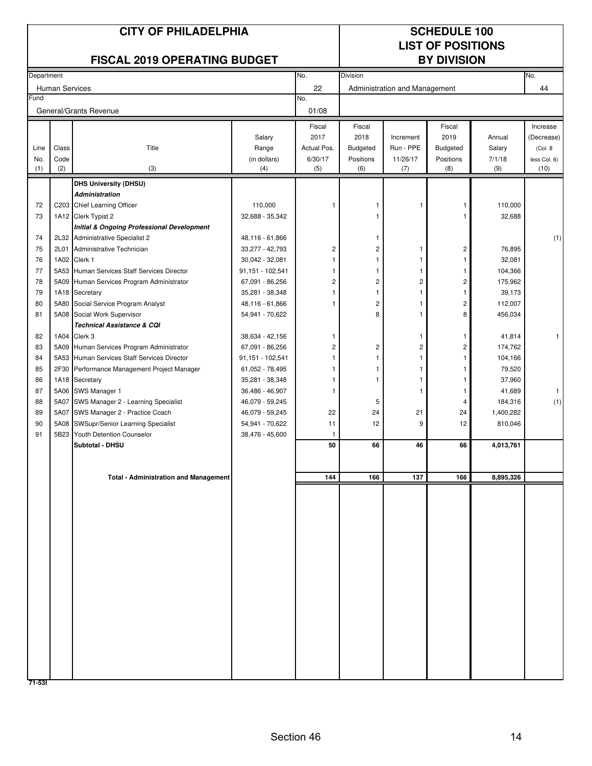# CITY OF PHILADELPHIA

## FISCAL 2019 OPERATING BUDGET

# SCHEDULE 100
# LIST OF POSITIONS
# BY DIVISION

| Department | No. | Division | No. |
|---|---|---|---|
| Human Services | 22 | Administration and Management | 44 |
| Fund | No. | | |
| General/Grants Revenue | 01/08 | | |

| Line No. (1) | Class Code (2) | Title (3) | Salary Range (in dollars) (4) | Fiscal 2017 Actual Pos. 6/30/17 (5) | Fiscal 2018 Budgeted Positions (6) | Increment Run - PPE 11/26/17 (7) | Fiscal 2019 Budgeted Positions (8) | Annual Salary 7/1/18 (9) | Increase (Decrease) (Col. 8 less Col. 6) (10) |
|---|---|---|---|---|---|---|---|---|---|
| | | **DHS University (DHSU)** | | | | | | | |
| | | ***Administration*** | | | | | | | |
| 72 | C203 | Chief Learning Officer | 110,000 | 1 | 1 | 1 | 1 | 110,000 | |
| 73 | 1A12 | Clerk Typist 2 | 32,688 - 35,342 | | 1 | | 1 | 32,688 | |
| | | ***Initial & Ongoing Professional Development*** | | | | | | | |
| 74 | 2L32 | Administrative Specialist 2 | 48,116 - 61,866 | | 1 | | | | (1) |
| 75 | 2L01 | Administrative Technician | 33,277 - 42,793 | 2 | 2 | 1 | 2 | 76,895 | |
| 76 | 1A02 | Clerk 1 | 30,042 - 32,081 | 1 | 1 | 1 | 1 | 32,081 | |
| 77 | 5A53 | Human Services Staff Services Director | 91,151 - 102,541 | 1 | 1 | 1 | 1 | 104,366 | |
| 78 | 5A09 | Human Services Program Administrator | 67,091 - 86,256 | 2 | 2 | 2 | 2 | 175,962 | |
| 79 | 1A18 | Secretary | 35,281 - 38,348 | 1 | 1 | 1 | 1 | 39,173 | |
| 80 | 5A80 | Social Service Program Analyst | 48,116 - 61,866 | 1 | 2 | 1 | 2 | 112,007 | |
| 81 | 5A08 | Social Work Supervisor | 54,941 - 70,622 | | 8 | 1 | 8 | 456,034 | |
| | | ***Technical Assistance & CQI*** | | | | | | | |
| 82 | 1A04 | Clerk 3 | 38,634 - 42,156 | 1 | | 1 | 1 | 41,814 | 1 |
| 83 | 5A09 | Human Services Program Administrator | 67,091 - 86,256 | 2 | 2 | 2 | 2 | 174,762 | |
| 84 | 5A53 | Human Services Staff Services Director | 91,151 - 102,541 | 1 | 1 | 1 | 1 | 104,166 | |
| 85 | 2F30 | Performance Management Project Manager | 61,052 - 78,495 | 1 | 1 | 1 | 1 | 79,520 | |
| 86 | 1A18 | Secretary | 35,281 - 38,348 | 1 | 1 | 1 | 1 | 37,960 | |
| 87 | 5A06 | SWS Manager 1 | 36,486 - 46,907 | 1 | | 1 | 1 | 41,689 | 1 |
| 88 | 5A07 | SWS Manager 2 - Learning Specialist | 46,079 - 59,245 | | 5 | | 4 | 184,316 | (1) |
| 89 | 5A07 | SWS Manager 2 - Practice Coach | 46,079 - 59,245 | 22 | 24 | 21 | 24 | 1,400,282 | |
| 90 | 5A08 | SWSupr/Senior Learning Specialist | 54,941 - 70,622 | 11 | 12 | 9 | 12 | 810,046 | |
| 91 | 5B23 | Youth Detention Counselor | 38,476 - 45,600 | 1 | | | | | |
| | | **Subtotal - DHSU** | | **50** | **66** | **46** | **66** | **4,013,761** | |
| | | **Total - Administration and Management** | | **144** | **166** | **137** | **166** | **8,895,326** | |

71-53I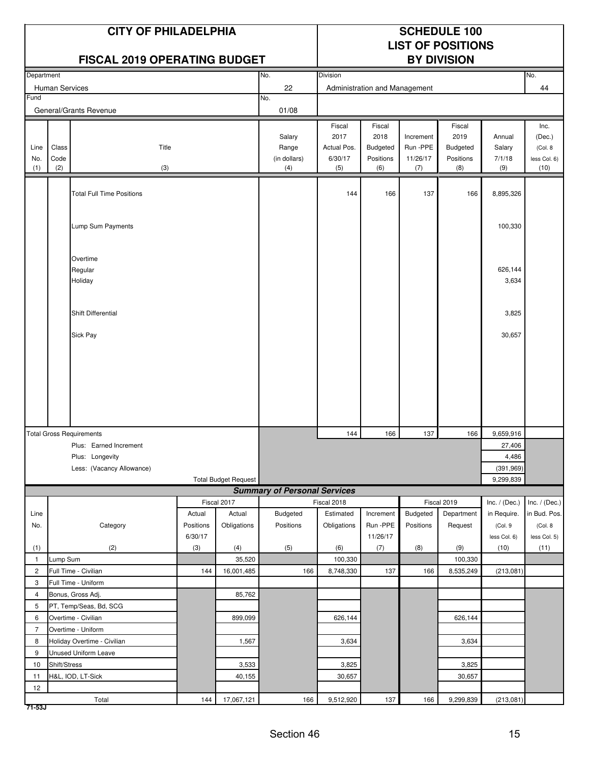# CITY OF PHILADELPHIA

## FISCAL 2019 OPERATING BUDGET

# SCHEDULE 100
## LIST OF POSITIONS
## BY DIVISION

| Department | No. | Division | No. |
|---|---|---|---|
| Human Services | 22 | Administration and Management | 44 |
| **Fund** | **No.** | | |
| General/Grants Revenue | 01/08 | | |

| Line No. (1) | Class Code (2) | Title (3) | Salary Range (in dollars) (4) | Fiscal 2017 Actual Pos. 6/30/17 (5) | Fiscal 2018 Budgeted Positions (6) | Increment Run -PPE 11/26/17 (7) | Fiscal 2019 Budgeted Positions (8) | Annual Salary 7/1/18 (9) | Inc. (Dec.) (Col. 8 less Col. 6) (10) |
|---|---|---|---|---|---|---|---|---|---|
| | | Total Full Time Positions | | 144 | 166 | 137 | 166 | 8,895,326 | |
| | | Lump Sum Payments | | | | | | 100,330 | |
| | | Overtime | | | | | | | |
| | | Regular | | | | | | 626,144 | |
| | | Holiday | | | | | | 3,634 | |
| | | Shift Differential | | | | | | 3,825 | |
| | | Sick Pay | | | | | | 30,657 | |
| | | **Total Gross Requirements** | | 144 | 166 | 137 | 166 | 9,659,916 | |
| | | Plus: Earned Increment | | | | | | 27,406 | |
| | | Plus: Longevity | | | | | | 4,486 | |
| | | Less: (Vacancy Allowance) | | | | | | (391,969) | |
| | | Total Budget Request | | | | | | 9,299,839 | |

### Summary of Personal Services

| Line No. (1) | Category (2) | Fiscal 2017 Actual Positions 6/30/17 (3) | Fiscal 2017 Actual Obligations (4) | Fiscal 2018 Budgeted Positions (5) | Fiscal 2018 Estimated Obligations (6) | Increment Run -PPE 11/26/17 (7) | Fiscal 2019 Budgeted Positions (8) | Fiscal 2019 Department Request (9) | Inc. / (Dec.) in Require. (Col. 9 less Col. 6) (10) | Inc. / (Dec.) in Bud. Pos. (Col. 8 less Col. 5) (11) |
|---|---|---|---|---|---|---|---|---|---|---|
| 1 | Lump Sum | | 35,520 | | 100,330 | | | 100,330 | | |
| 2 | Full Time - Civilian | 144 | 16,001,485 | 166 | 8,748,330 | 137 | 166 | 8,535,249 | (213,081) | |
| 3 | Full Time - Uniform | | | | | | | | | |
| 4 | Bonus, Gross Adj. | | 85,762 | | | | | | | |
| 5 | PT, Temp/Seas, Bd, SCG | | | | | | | | | |
| 6 | Overtime - Civilian | | 899,099 | | 626,144 | | | 626,144 | | |
| 7 | Overtime - Uniform | | | | | | | | | |
| 8 | Holiday Overtime - Civilian | | 1,567 | | 3,634 | | | 3,634 | | |
| 9 | Unused Uniform Leave | | | | | | | | | |
| 10 | Shift/Stress | | 3,533 | | 3,825 | | | 3,825 | | |
| 11 | H&L, IOD, LT-Sick | | 40,155 | | 30,657 | | | 30,657 | | |
| 12 | | | | | | | | | | |
| | Total | 144 | 17,067,121 | 166 | 9,512,920 | 137 | 166 | 9,299,839 | (213,081) | |

71-53J

Section 46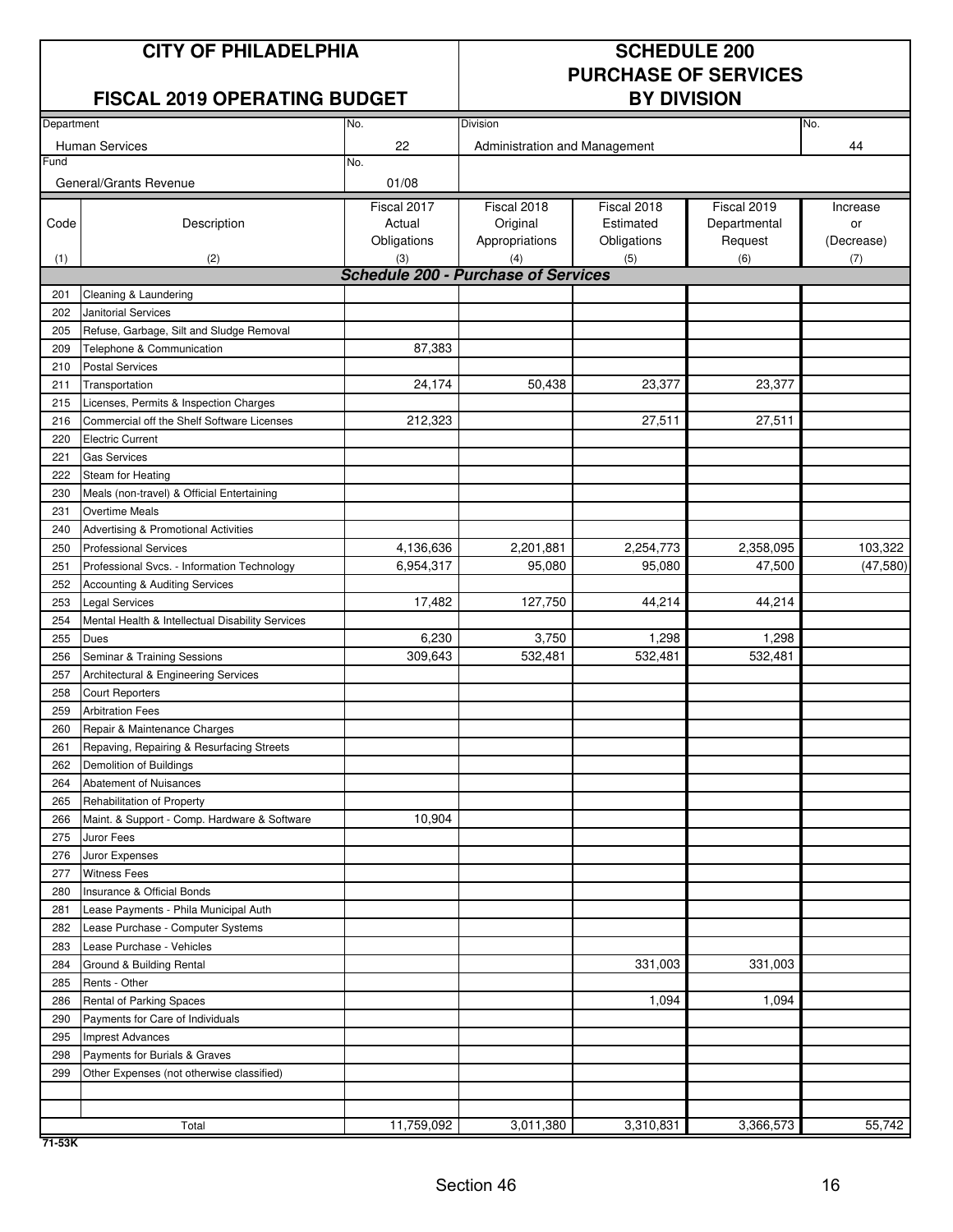# CITY OF PHILADELPHIA

## FISCAL 2019 OPERATING BUDGET

## SCHEDULE 200 PURCHASE OF SERVICES BY DIVISION

| Department | No. | Division | No. |
|---|---|---|---|
| Human Services | 22 | Administration and Management | 44 |
| Fund | No. | | |
| General/Grants Revenue | 01/08 | | |

| Code (1) | Description (2) | Fiscal 2017 Actual Obligations (3) | Fiscal 2018 Original Appropriations (4) | Fiscal 2018 Estimated Obligations (5) | Fiscal 2019 Departmental Request (6) | Increase or (Decrease) (7) |
|---|---|---|---|---|---|---|
| | ***Schedule 200 - Purchase of Services*** | | | | | |
| 201 | Cleaning & Laundering | | | | | |
| 202 | Janitorial Services | | | | | |
| 205 | Refuse, Garbage, Silt and Sludge Removal | | | | | |
| 209 | Telephone & Communication | 87,383 | | | | |
| 210 | Postal Services | | | | | |
| 211 | Transportation | 24,174 | 50,438 | 23,377 | 23,377 | |
| 215 | Licenses, Permits & Inspection Charges | | | | | |
| 216 | Commercial off the Shelf Software Licenses | 212,323 | | 27,511 | 27,511 | |
| 220 | Electric Current | | | | | |
| 221 | Gas Services | | | | | |
| 222 | Steam for Heating | | | | | |
| 230 | Meals (non-travel) & Official Entertaining | | | | | |
| 231 | Overtime Meals | | | | | |
| 240 | Advertising & Promotional Activities | | | | | |
| 250 | Professional Services | 4,136,636 | 2,201,881 | 2,254,773 | 2,358,095 | 103,322 |
| 251 | Professional Svcs. - Information Technology | 6,954,317 | 95,080 | 95,080 | 47,500 | (47,580) |
| 252 | Accounting & Auditing Services | | | | | |
| 253 | Legal Services | 17,482 | 127,750 | 44,214 | 44,214 | |
| 254 | Mental Health & Intellectual Disability Services | | | | | |
| 255 | Dues | 6,230 | 3,750 | 1,298 | 1,298 | |
| 256 | Seminar & Training Sessions | 309,643 | 532,481 | 532,481 | 532,481 | |
| 257 | Architectural & Engineering Services | | | | | |
| 258 | Court Reporters | | | | | |
| 259 | Arbitration Fees | | | | | |
| 260 | Repair & Maintenance Charges | | | | | |
| 261 | Repaving, Repairing & Resurfacing Streets | | | | | |
| 262 | Demolition of Buildings | | | | | |
| 264 | Abatement of Nuisances | | | | | |
| 265 | Rehabilitation of Property | | | | | |
| 266 | Maint. & Support - Comp. Hardware & Software | 10,904 | | | | |
| 275 | Juror Fees | | | | | |
| 276 | Juror Expenses | | | | | |
| 277 | Witness Fees | | | | | |
| 280 | Insurance & Official Bonds | | | | | |
| 281 | Lease Payments - Phila Municipal Auth | | | | | |
| 282 | Lease Purchase - Computer Systems | | | | | |
| 283 | Lease Purchase - Vehicles | | | | | |
| 284 | Ground & Building Rental | | | 331,003 | 331,003 | |
| 285 | Rents - Other | | | | | |
| 286 | Rental of Parking Spaces | | | 1,094 | 1,094 | |
| 290 | Payments for Care of Individuals | | | | | |
| 295 | Imprest Advances | | | | | |
| 298 | Payments for Burials & Graves | | | | | |
| 299 | Other Expenses (not otherwise classified) | | | | | |
| | | | | | | |
| | | | | | | |
| | Total | 11,759,092 | 3,011,380 | 3,310,831 | 3,366,573 | 55,742 |

71-53K

Section 46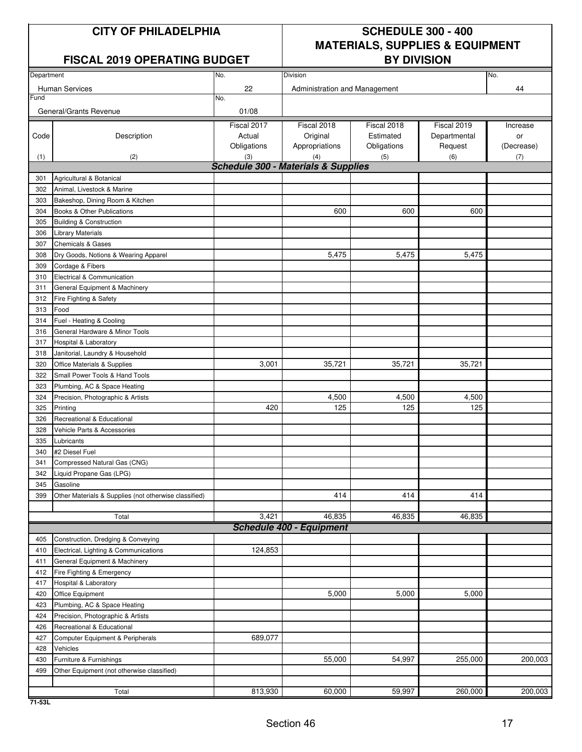# CITY OF PHILADELPHIA

## FISCAL 2019 OPERATING BUDGET

## SCHEDULE 300 - 400 MATERIALS, SUPPLIES & EQUIPMENT BY DIVISION

| Department | No. | Division | No. |
|---|---|---|---|
| Human Services | 22 | Administration and Management | 44 |
| **Fund** | **No.** | | |
| General/Grants Revenue | 01/08 | | |

| Code (1) | Description (2) | Fiscal 2017 Actual Obligations (3) | Fiscal 2018 Original Appropriations (4) | Fiscal 2018 Estimated Obligations (5) | Fiscal 2019 Departmental Request (6) | Increase or (Decrease) (7) |
|---|---|---|---|---|---|---|
| | ***Schedule 300 - Materials & Supplies*** | | | | | |
| 301 | Agricultural & Botanical | | | | | |
| 302 | Animal, Livestock & Marine | | | | | |
| 303 | Bakeshop, Dining Room & Kitchen | | | | | |
| 304 | Books & Other Publications | | 600 | 600 | 600 | |
| 305 | Building & Construction | | | | | |
| 306 | Library Materials | | | | | |
| 307 | Chemicals & Gases | | | | | |
| 308 | Dry Goods, Notions & Wearing Apparel | | 5,475 | 5,475 | 5,475 | |
| 309 | Cordage & Fibers | | | | | |
| 310 | Electrical & Communication | | | | | |
| 311 | General Equipment & Machinery | | | | | |
| 312 | Fire Fighting & Safety | | | | | |
| 313 | Food | | | | | |
| 314 | Fuel - Heating & Cooling | | | | | |
| 316 | General Hardware & Minor Tools | | | | | |
| 317 | Hospital & Laboratory | | | | | |
| 318 | Janitorial, Laundry & Household | | | | | |
| 320 | Office Materials & Supplies | 3,001 | 35,721 | 35,721 | 35,721 | |
| 322 | Small Power Tools & Hand Tools | | | | | |
| 323 | Plumbing, AC & Space Heating | | | | | |
| 324 | Precision, Photographic & Artists | | 4,500 | 4,500 | 4,500 | |
| 325 | Printing | 420 | 125 | 125 | 125 | |
| 326 | Recreational & Educational | | | | | |
| 328 | Vehicle Parts & Accessories | | | | | |
| 335 | Lubricants | | | | | |
| 340 | #2 Diesel Fuel | | | | | |
| 341 | Compressed Natural Gas (CNG) | | | | | |
| 342 | Liquid Propane Gas (LPG) | | | | | |
| 345 | Gasoline | | | | | |
| 399 | Other Materials & Supplies (not otherwise classified) | | 414 | 414 | 414 | |
| | Total | 3,421 | 46,835 | 46,835 | 46,835 | |
| | ***Schedule 400 - Equipment*** | | | | | |
| 405 | Construction, Dredging & Conveying | | | | | |
| 410 | Electrical, Lighting & Communications | 124,853 | | | | |
| 411 | General Equipment & Machinery | | | | | |
| 412 | Fire Fighting & Emergency | | | | | |
| 417 | Hospital & Laboratory | | | | | |
| 420 | Office Equipment | | 5,000 | 5,000 | 5,000 | |
| 423 | Plumbing, AC & Space Heating | | | | | |
| 424 | Precision, Photographic & Artists | | | | | |
| 426 | Recreational & Educational | | | | | |
| 427 | Computer Equipment & Peripherals | 689,077 | | | | |
| 428 | Vehicles | | | | | |
| 430 | Furniture & Furnishings | | 55,000 | 54,997 | 255,000 | 200,003 |
| 499 | Other Equipment (not otherwise classified) | | | | | |
| | Total | 813,930 | 60,000 | 59,997 | 260,000 | 200,003 |

71-53L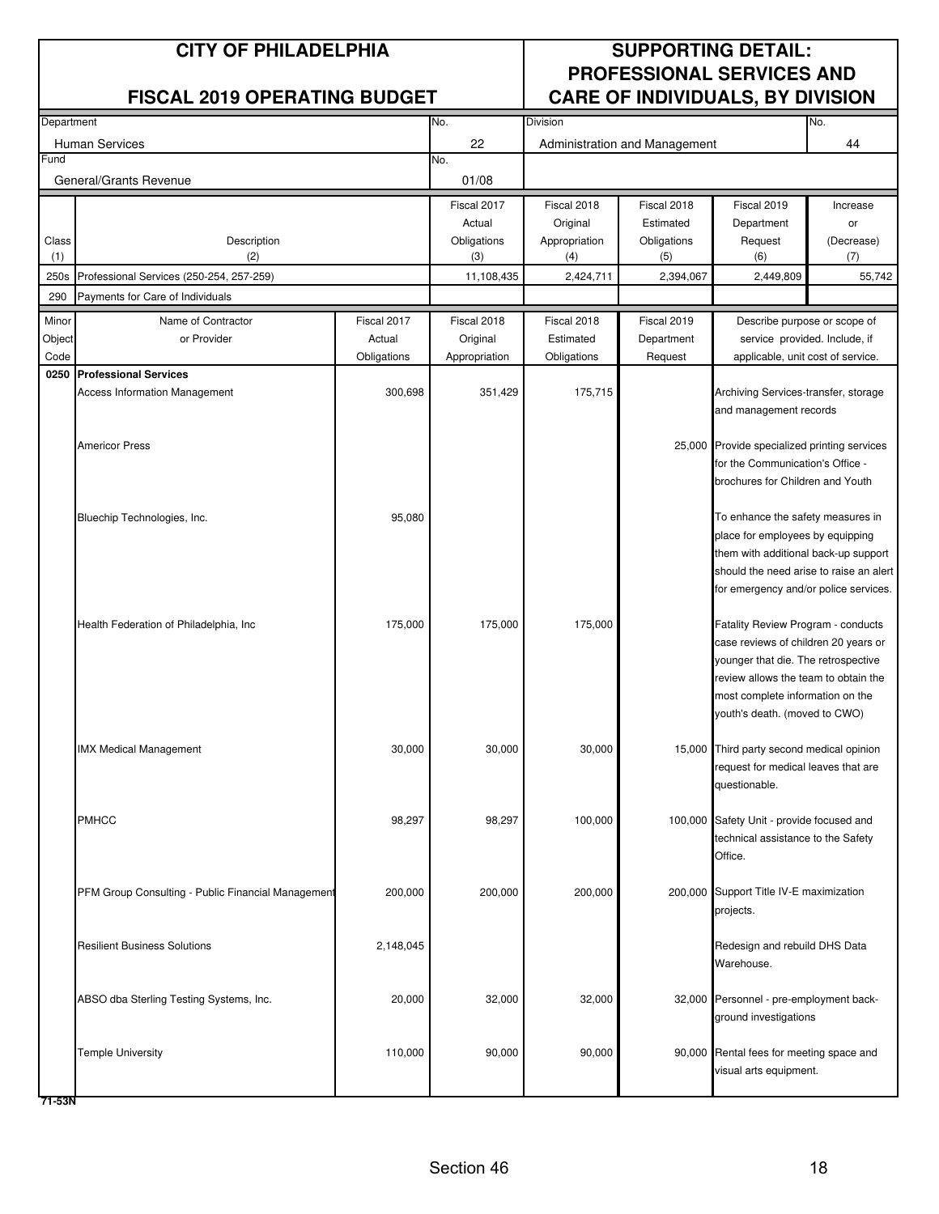# CITY OF PHILADELPHIA

## FISCAL 2019 OPERATING BUDGET

## SUPPORTING DETAIL: PROFESSIONAL SERVICES AND CARE OF INDIVIDUALS, BY DIVISION

| Department | No. | Division | No. |
|---|---|---|---|
| Human Services | 22 | Administration and Management | 44 |
| **Fund** | **No.** | | |
| General/Grants Revenue | 01/08 | | |

| Class (1) | Description (2) | Fiscal 2017 Actual Obligations (3) | Fiscal 2018 Original Appropriation (4) | Fiscal 2018 Estimated Obligations (5) | Fiscal 2019 Department Request (6) | Increase or (Decrease) (7) |
|---|---|---|---|---|---|---|
| 250s | Professional Services (250-254, 257-259) | 11,108,435 | 2,424,711 | 2,394,067 | 2,449,809 | 55,742 |
| 290 | Payments for Care of Individuals | | | | | |

| Minor Object Code | Name of Contractor or Provider | Fiscal 2017 Actual Obligations | Fiscal 2018 Original Appropriation | Fiscal 2018 Estimated Obligations | Fiscal 2019 Department Request | Describe purpose or scope of service provided. Include, if applicable, unit cost of service. |
|---|---|---|---|---|---|---|
| 0250 | **Professional Services** | | | | | |
| | Access Information Management | 300,698 | 351,429 | 175,715 | | Archiving Services-transfer, storage and management records |
| | Americor Press | | | | 25,000 | Provide specialized printing services for the Communication's Office - brochures for Children and Youth |
| | Bluechip Technologies, Inc. | 95,080 | | | | To enhance the safety measures in place for employees by equipping them with additional back-up support should the need arise to raise an alert for emergency and/or police services. |
| | Health Federation of Philadelphia, Inc | 175,000 | 175,000 | 175,000 | | Fatality Review Program - conducts case reviews of children 20 years or younger that die. The retrospective review allows the team to obtain the most complete information on the youth's death. (moved to CWO) |
| | IMX Medical Management | 30,000 | 30,000 | 30,000 | 15,000 | Third party second medical opinion request for medical leaves that are questionable. |
| | PMHCC | 98,297 | 98,297 | 100,000 | 100,000 | Safety Unit - provide focused and technical assistance to the Safety Office. |
| | PFM Group Consulting - Public Financial Management | 200,000 | 200,000 | 200,000 | 200,000 | Support Title IV-E maximization projects. |
| | Resilient Business Solutions | 2,148,045 | | | | Redesign and rebuild DHS Data Warehouse. |
| | ABSO dba Sterling Testing Systems, Inc. | 20,000 | 32,000 | 32,000 | 32,000 | Personnel - pre-employment background investigations |
| | Temple University | 110,000 | 90,000 | 90,000 | 90,000 | Rental fees for meeting space and visual arts equipment. |

71-53N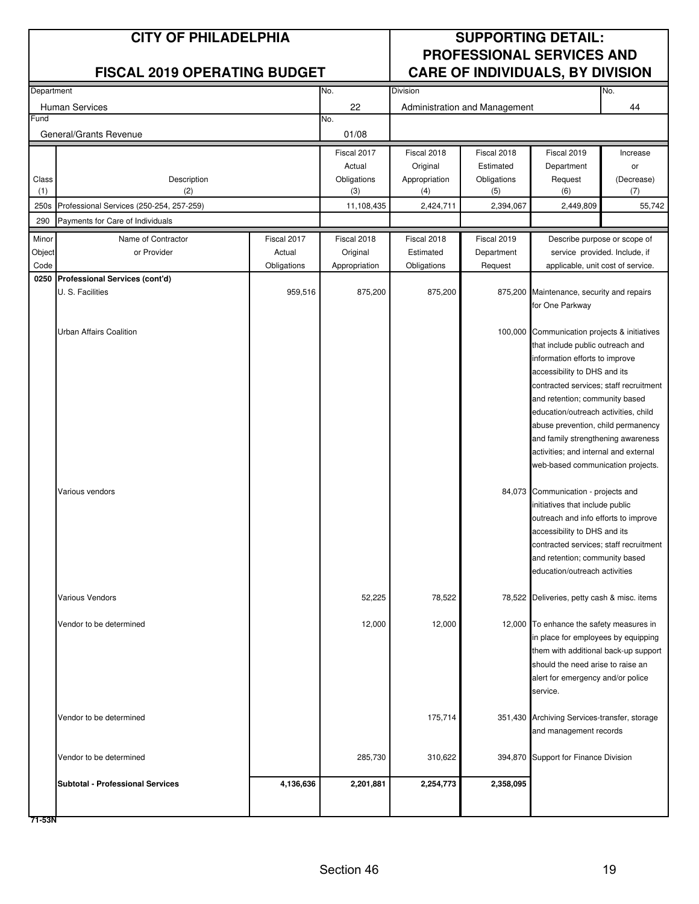# CITY OF PHILADELPHIA

## FISCAL 2019 OPERATING BUDGET

## SUPPORTING DETAIL: PROFESSIONAL SERVICES AND CARE OF INDIVIDUALS, BY DIVISION

| Department | No. | Division | No. |
|---|---|---|---|
| Human Services | 22 | Administration and Management | 44 |
| **Fund** | **No.** | | |
| General/Grants Revenue | 01/08 | | |

| Class (1) | Description (2) | Fiscal 2017 Actual Obligations (3) | Fiscal 2018 Original Appropriation (4) | Fiscal 2018 Estimated Obligations (5) | Fiscal 2019 Department Request (6) | Increase or (Decrease) (7) |
|---|---|---|---|---|---|---|
| 250s | Professional Services (250-254, 257-259) | 11,108,435 | 2,424,711 | 2,394,067 | 2,449,809 | 55,742 |
| 290 | Payments for Care of Individuals | | | | | |

| Minor Object Code | Name of Contractor or Provider | Fiscal 2017 Actual Obligations | Fiscal 2018 Original Appropriation | Fiscal 2018 Estimated Obligations | Fiscal 2019 Department Request | Describe purpose or scope of service provided. Include, if applicable, unit cost of service. |
|---|---|---|---|---|---|---|
| 0250 | **Professional Services (cont'd)** | | | | | |
| | U. S. Facilities | 959,516 | 875,200 | 875,200 | 875,200 | Maintenance, security and repairs for One Parkway |
| | Urban Affairs Coalition | | | | 100,000 | Communication projects & initiatives that include public outreach and information efforts to improve accessibility to DHS and its contracted services; staff recruitment and retention; community based education/outreach activities, child abuse prevention, child permanency and family strengthening awareness activities; and internal and external web-based communication projects. |
| | Various vendors | | | | 84,073 | Communication - projects and initiatives that include public outreach and info efforts to improve accessibility to DHS and its contracted services; staff recruitment and retention; community based education/outreach activities |
| | Various Vendors | | 52,225 | 78,522 | 78,522 | Deliveries, petty cash & misc. items |
| | Vendor to be determined | | 12,000 | 12,000 | 12,000 | To enhance the safety measures in in place for employees by equipping them with additional back-up support should the need arise to raise an alert for emergency and/or police service. |
| | Vendor to be determined | | | 175,714 | 351,430 | Archiving Services-transfer, storage and management records |
| | Vendor to be determined | | 285,730 | 310,622 | 394,870 | Support for Finance Division |
| | **Subtotal - Professional Services** | **4,136,636** | **2,201,881** | **2,254,773** | **2,358,095** | |

71-53N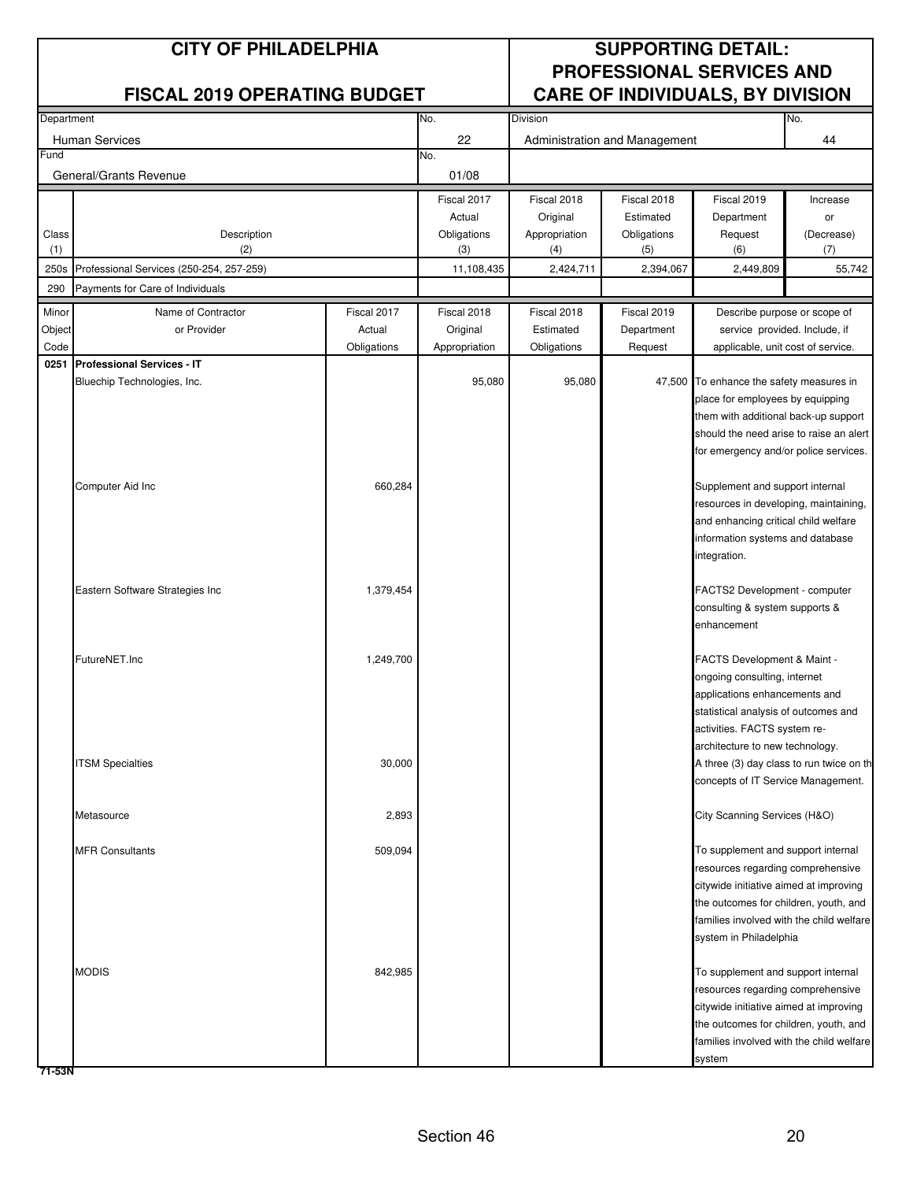# CITY OF PHILADELPHIA

## FISCAL 2019 OPERATING BUDGET

## SUPPORTING DETAIL: PROFESSIONAL SERVICES AND CARE OF INDIVIDUALS, BY DIVISION

| Department | No. | Division | No. |
|---|---|---|---|
| Human Services | 22 | Administration and Management | 44 |
| **Fund** | **No.** | | |
| General/Grants Revenue | 01/08 | | |

| Class (1) | Description (2) | Fiscal 2017 Actual Obligations (3) | Fiscal 2018 Original Appropriation (4) | Fiscal 2018 Estimated Obligations (5) | Fiscal 2019 Department Request (6) | Increase or (Decrease) (7) |
|---|---|---|---|---|---|---|
| 250s | Professional Services (250-254, 257-259) | 11,108,435 | 2,424,711 | 2,394,067 | 2,449,809 | 55,742 |
| 290 | Payments for Care of Individuals | | | | | |

| Minor Object Code | Name of Contractor or Provider | Fiscal 2017 Actual Obligations | Fiscal 2018 Original Appropriation | Fiscal 2018 Estimated Obligations | Fiscal 2019 Department Request | Describe purpose or scope of service provided. Include, if applicable, unit cost of service. |
|---|---|---|---|---|---|---|
| **0251** | **Professional Services - IT** | | | | | |
| | Bluechip Technologies, Inc. | | 95,080 | 95,080 | 47,500 | To enhance the safety measures in place for employees by equipping them with additional back-up support should the need arise to raise an alert for emergency and/or police services. |
| | Computer Aid Inc | 660,284 | | | | Supplement and support internal resources in developing, maintaining, and enhancing critical child welfare information systems and database integration. |
| | Eastern Software Strategies Inc | 1,379,454 | | | | FACTS2 Development - computer consulting & system supports & enhancement |
| | FutureNET.Inc | 1,249,700 | | | | FACTS Development & Maint - ongoing consulting, internet applications enhancements and statistical analysis of outcomes and activities. FACTS system re-architecture to new technology. |
| | ITSM Specialties | 30,000 | | | | A three (3) day class to run twice on th concepts of IT Service Management. |
| | Metasource | 2,893 | | | | City Scanning Services (H&O) |
| | MFR Consultants | 509,094 | | | | To supplement and support internal resources regarding comprehensive citywide initiative aimed at improving the outcomes for children, youth, and families involved with the child welfare system in Philadelphia |
| | MODIS | 842,985 | | | | To supplement and support internal resources regarding comprehensive citywide initiative aimed at improving the outcomes for children, youth, and families involved with the child welfare system |

71-53N

Section 46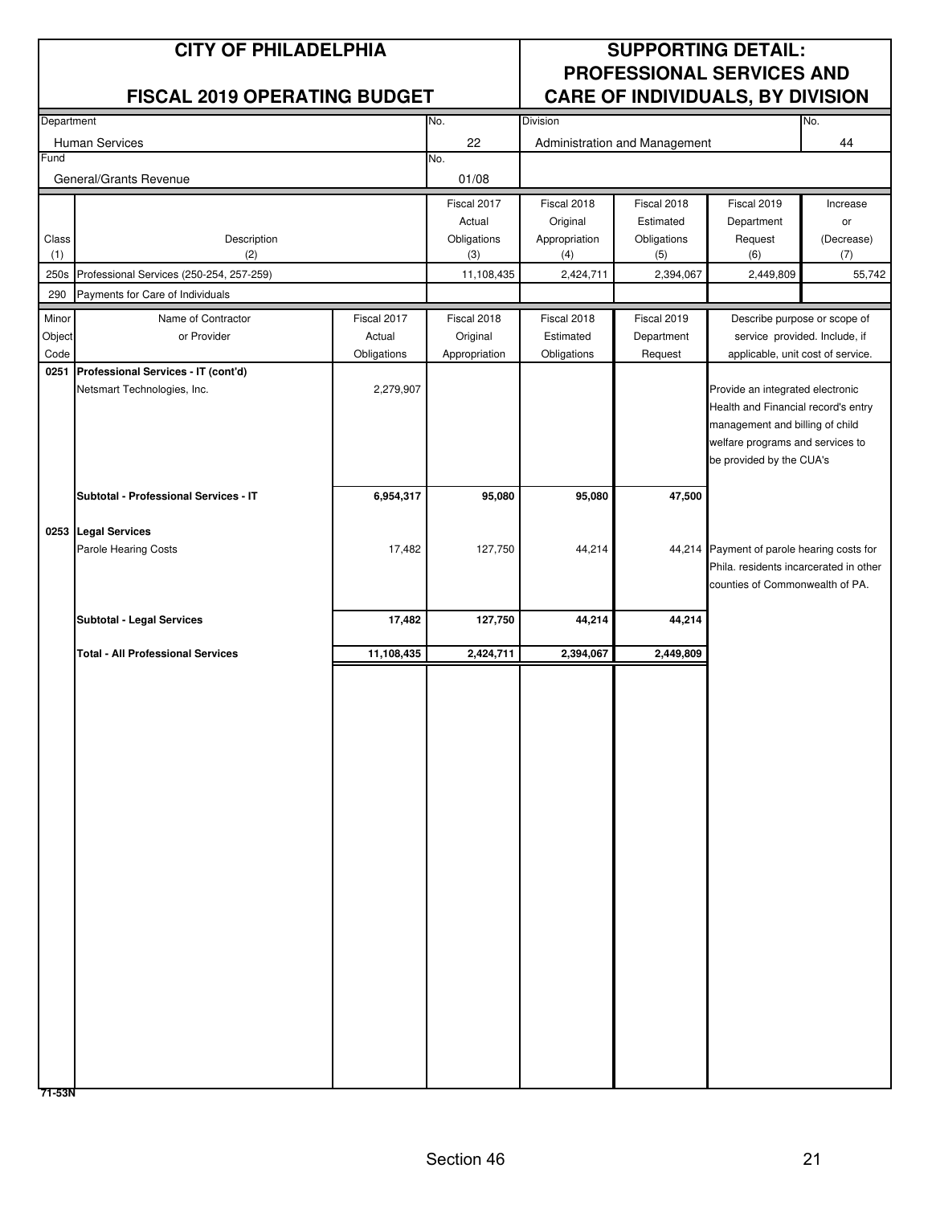# CITY OF PHILADELPHIA

## FISCAL 2019 OPERATING BUDGET

## SUPPORTING DETAIL: PROFESSIONAL SERVICES AND CARE OF INDIVIDUALS, BY DIVISION

| Department | No. | Division | No. |
|---|---|---|---|
| Human Services | 22 | Administration and Management | 44 |
| **Fund** | **No.** | | |
| General/Grants Revenue | 01/08 | | |

| Class (1) | Description (2) | Fiscal 2017 Actual Obligations (3) | Fiscal 2018 Original Appropriation (4) | Fiscal 2018 Estimated Obligations (5) | Fiscal 2019 Department Request (6) | Increase or (Decrease) (7) |
|---|---|---|---|---|---|---|
| 250s | Professional Services (250-254, 257-259) | 11,108,435 | 2,424,711 | 2,394,067 | 2,449,809 | 55,742 |
| 290 | Payments for Care of Individuals | | | | | |

| Minor Object Code | Name of Contractor or Provider | Fiscal 2017 Actual Obligations | Fiscal 2018 Original Appropriation | Fiscal 2018 Estimated Obligations | Fiscal 2019 Department Request | Describe purpose or scope of service provided. Include, if applicable, unit cost of service. |
|---|---|---|---|---|---|---|
| **0251** | **Professional Services - IT (cont'd)** | | | | | |
| | Netsmart Technologies, Inc. | 2,279,907 | | | | Provide an integrated electronic Health and Financial record's entry management and billing of child welfare programs and services to be provided by the CUA's |
| | **Subtotal - Professional Services - IT** | **6,954,317** | **95,080** | **95,080** | **47,500** | |
| **0253** | **Legal Services** | | | | | |
| | Parole Hearing Costs | 17,482 | 127,750 | 44,214 | 44,214 | Payment of parole hearing costs for Phila. residents incarcerated in other counties of Commonwealth of PA. |
| | **Subtotal - Legal Services** | **17,482** | **127,750** | **44,214** | **44,214** | |
| | **Total - All Professional Services** | **11,108,435** | **2,424,711** | **2,394,067** | **2,449,809** | |

71-53N

Section 46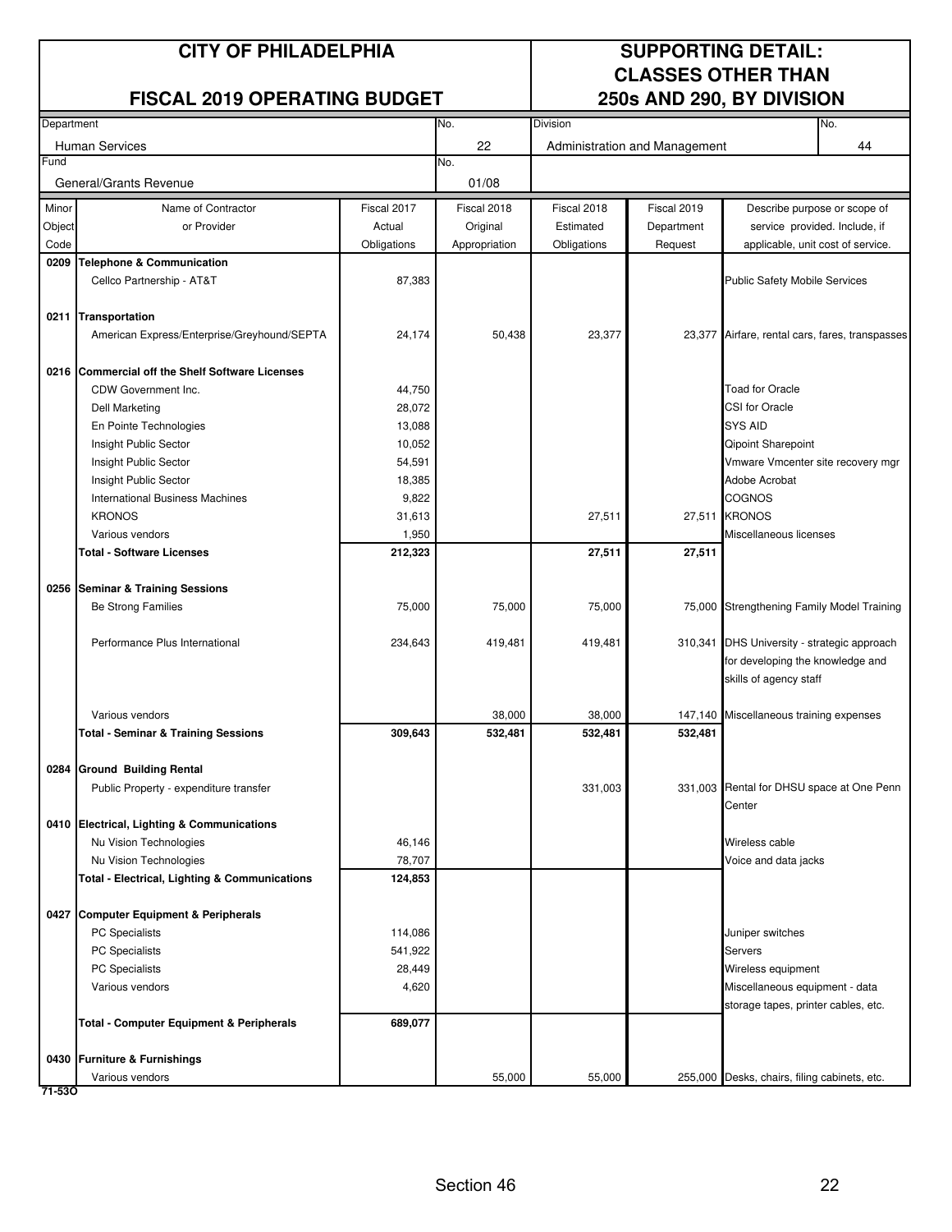# CITY OF PHILADELPHIA

## FISCAL 2019 OPERATING BUDGET

## SUPPORTING DETAIL: CLASSES OTHER THAN 250s AND 290, BY DIVISION

| Department | No. | Division | No. |
|---|---|---|---|
| Human Services | 22 | Administration and Management | 44 |
| **Fund** | **No.** | | |
| General/Grants Revenue | 01/08 | | |

| Minor Object Code | Name of Contractor or Provider | Fiscal 2017 Actual Obligations | Fiscal 2018 Original Appropriation | Fiscal 2018 Estimated Obligations | Fiscal 2019 Department Request | Describe purpose or scope of service provided. Include, if applicable, unit cost of service. |
|---|---|---|---|---|---|---|
| **0209** | **Telephone & Communication** | | | | | |
| | Cellco Partnership - AT&T | 87,383 | | | | Public Safety Mobile Services |
| **0211** | **Transportation** | | | | | |
| | American Express/Enterprise/Greyhound/SEPTA | 24,174 | 50,438 | 23,377 | 23,377 | Airfare, rental cars, fares, transpasses |
| **0216** | **Commercial off the Shelf Software Licenses** | | | | | |
| | CDW Government Inc. | 44,750 | | | | Toad for Oracle |
| | Dell Marketing | 28,072 | | | | CSI for Oracle |
| | En Pointe Technologies | 13,088 | | | | SYS AID |
| | Insight Public Sector | 10,052 | | | | Qipoint Sharepoint |
| | Insight Public Sector | 54,591 | | | | Vmware Vmcenter site recovery mgr |
| | Insight Public Sector | 18,385 | | | | Adobe Acrobat |
| | International Business Machines | 9,822 | | | | COGNOS |
| | KRONOS | 31,613 | | 27,511 | 27,511 | KRONOS |
| | Various vendors | 1,950 | | | | Miscellaneous licenses |
| | **Total - Software Licenses** | **212,323** | | **27,511** | **27,511** | |
| **0256** | **Seminar & Training Sessions** | | | | | |
| | Be Strong Families | 75,000 | 75,000 | 75,000 | 75,000 | Strengthening Family Model Training |
| | Performance Plus International | 234,643 | 419,481 | 419,481 | 310,341 | DHS University - strategic approach for developing the knowledge and skills of agency staff |
| | Various vendors | | 38,000 | 38,000 | 147,140 | Miscellaneous training expenses |
| | **Total - Seminar & Training Sessions** | **309,643** | **532,481** | **532,481** | **532,481** | |
| **0284** | **Ground Building Rental** | | | | | |
| | Public Property - expenditure transfer | | | 331,003 | 331,003 | Rental for DHSU space at One Penn Center |
| **0410** | **Electrical, Lighting & Communications** | | | | | |
| | Nu Vision Technologies | 46,146 | | | | Wireless cable |
| | Nu Vision Technologies | 78,707 | | | | Voice and data jacks |
| | **Total - Electrical, Lighting & Communications** | **124,853** | | | | |
| **0427** | **Computer Equipment & Peripherals** | | | | | |
| | PC Specialists | 114,086 | | | | Juniper switches |
| | PC Specialists | 541,922 | | | | Servers |
| | PC Specialists | 28,449 | | | | Wireless equipment |
| | Various vendors | 4,620 | | | | Miscellaneous equipment - data storage tapes, printer cables, etc. |
| | **Total - Computer Equipment & Peripherals** | **689,077** | | | | |
| **0430** | **Furniture & Furnishings** | | | | | |
| | Various vendors | | 55,000 | 55,000 | 255,000 | Desks, chairs, filing cabinets, etc. |

71-53O

Section 46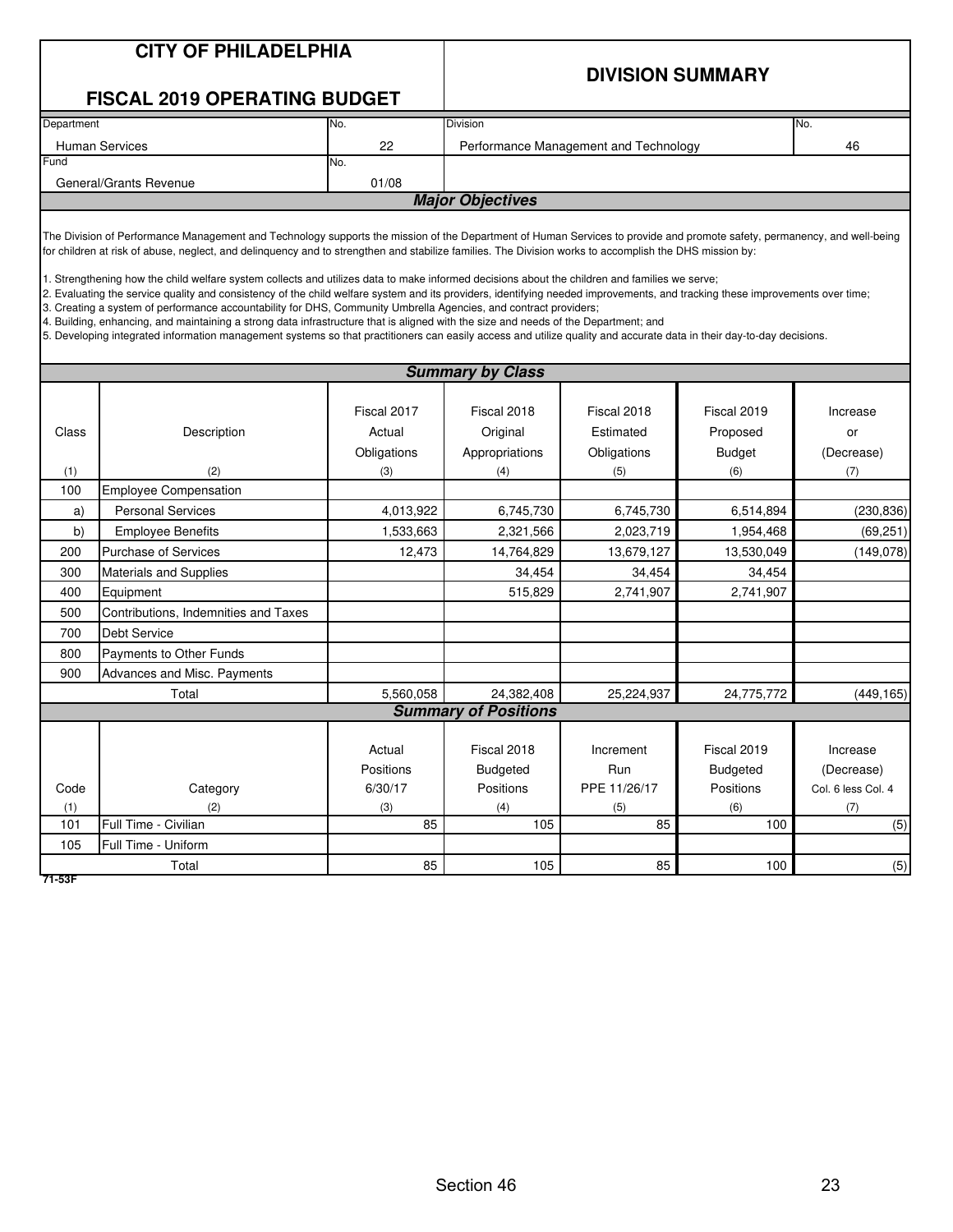# CITY OF PHILADELPHIA

## FISCAL 2019 OPERATING BUDGET

## DIVISION SUMMARY

| Department | No. | Division | No. |
|---|---|---|---|
| Human Services | 22 | Performance Management and Technology | 46 |
| **Fund** | **No.** | | |
| General/Grants Revenue | 01/08 | | |

### Major Objectives

The Division of Performance Management and Technology supports the mission of the Department of Human Services to provide and promote safety, permanency, and well-being for children at risk of abuse, neglect, and delinquency and to strengthen and stabilize families. The Division works to accomplish the DHS mission by:

1. Strengthening how the child welfare system collects and utilizes data to make informed decisions about the children and families we serve;
2. Evaluating the service quality and consistency of the child welfare system and its providers, identifying needed improvements, and tracking these improvements over time;
3. Creating a system of performance accountability for DHS, Community Umbrella Agencies, and contract providers;
4. Building, enhancing, and maintaining a strong data infrastructure that is aligned with the size and needs of the Department; and
5. Developing integrated information management systems so that practitioners can easily access and utilize quality and accurate data in their day-to-day decisions.

### Summary by Class

| Class (1) | Description (2) | Fiscal 2017 Actual Obligations (3) | Fiscal 2018 Original Appropriations (4) | Fiscal 2018 Estimated Obligations (5) | Fiscal 2019 Proposed Budget (6) | Increase or (Decrease) (7) |
|---|---|---|---|---|---|---|
| 100 | Employee Compensation | | | | | |
| a) | Personal Services | 4,013,922 | 6,745,730 | 6,745,730 | 6,514,894 | (230,836) |
| b) | Employee Benefits | 1,533,663 | 2,321,566 | 2,023,719 | 1,954,468 | (69,251) |
| 200 | Purchase of Services | 12,473 | 14,764,829 | 13,679,127 | 13,530,049 | (149,078) |
| 300 | Materials and Supplies | | 34,454 | 34,454 | 34,454 | |
| 400 | Equipment | | 515,829 | 2,741,907 | 2,741,907 | |
| 500 | Contributions, Indemnities and Taxes | | | | | |
| 700 | Debt Service | | | | | |
| 800 | Payments to Other Funds | | | | | |
| 900 | Advances and Misc. Payments | | | | | |
| | Total | 5,560,058 | 24,382,408 | 25,224,937 | 24,775,772 | (449,165) |

### Summary of Positions

| Code (1) | Category (2) | Actual Positions 6/30/17 (3) | Fiscal 2018 Budgeted Positions (4) | Increment Run PPE 11/26/17 (5) | Fiscal 2019 Budgeted Positions (6) | Increase (Decrease) Col. 6 less Col. 4 (7) |
|---|---|---|---|---|---|---|
| 101 | Full Time - Civilian | 85 | 105 | 85 | 100 | (5) |
| 105 | Full Time - Uniform | | | | | |
| | Total | 85 | 105 | 85 | 100 | (5) |

71-53F

Section 46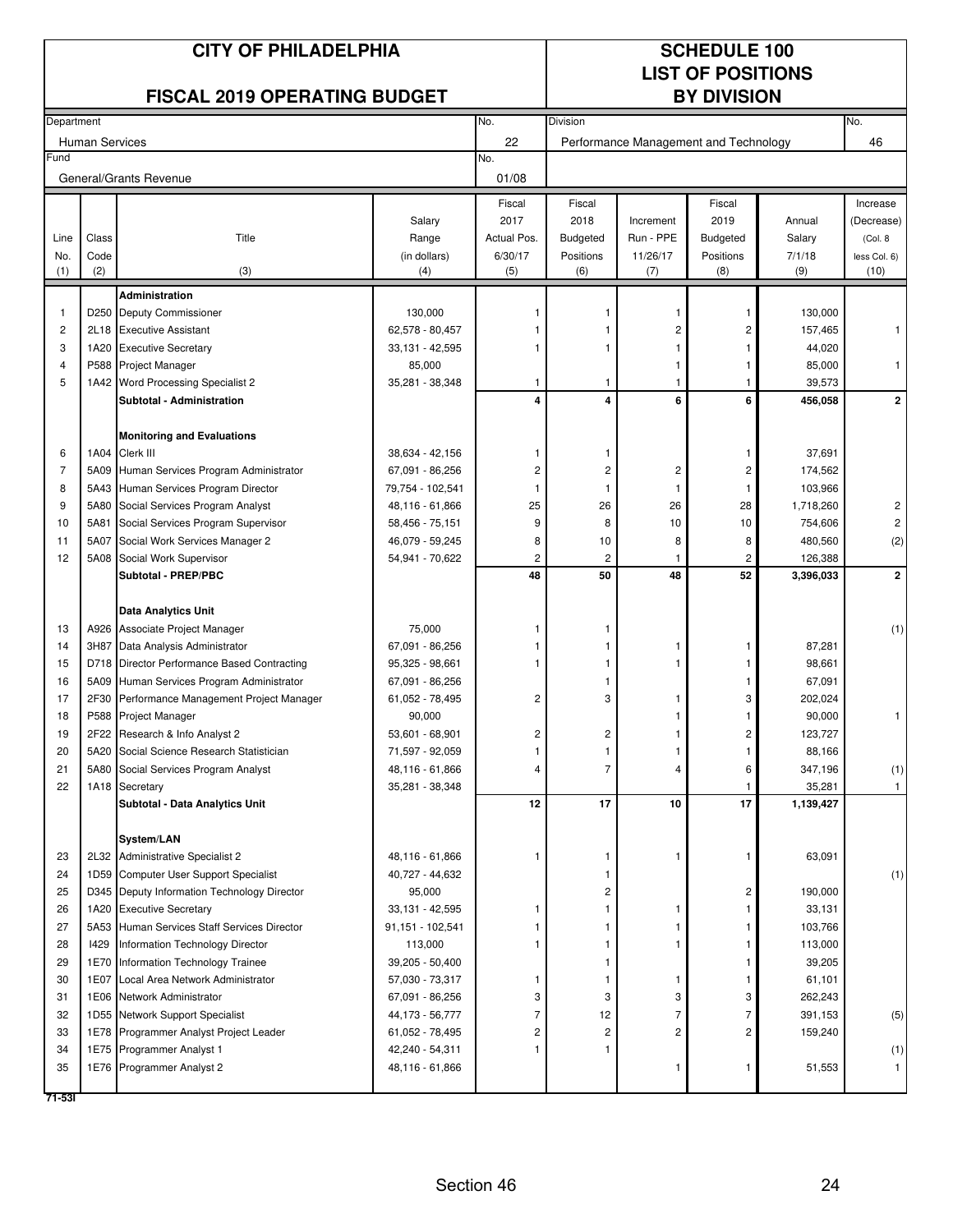# CITY OF PHILADELPHIA

## FISCAL 2019 OPERATING BUDGET

# SCHEDULE 100
## LIST OF POSITIONS BY DIVISION

| Department | No. | Division | No. |
|---|---|---|---|
| Human Services | 22 | Performance Management and Technology | 46 |
| **Fund** | **No.** | | |
| General/Grants Revenue | 01/08 | | |

| Line No. (1) | Class Code (2) | Title (3) | Salary Range (in dollars) (4) | Fiscal 2017 Actual Pos. 6/30/17 (5) | Fiscal 2018 Budgeted Positions (6) | Increment Run - PPE 11/26/17 (7) | Fiscal 2019 Budgeted Positions (8) | Annual Salary 7/1/18 (9) | Increase (Decrease) (Col. 8 less Col. 6) (10) |
|---|---|---|---|---|---|---|---|---|---|
| | | **Administration** | | | | | | | |
| 1 | D250 | Deputy Commissioner | 130,000 | 1 | 1 | 1 | 1 | 130,000 | |
| 2 | 2L18 | Executive Assistant | 62,578 - 80,457 | 1 | 1 | 2 | 2 | 157,465 | 1 |
| 3 | 1A20 | Executive Secretary | 33,131 - 42,595 | 1 | 1 | 1 | 1 | 44,020 | |
| 4 | P588 | Project Manager | 85,000 | | | 1 | 1 | 85,000 | 1 |
| 5 | 1A42 | Word Processing Specialist 2 | 35,281 - 38,348 | 1 | 1 | 1 | 1 | 39,573 | |
| | | **Subtotal - Administration** | | **4** | **4** | **6** | **6** | **456,058** | **2** |
| | | **Monitoring and Evaluations** | | | | | | | |
| 6 | 1A04 | Clerk III | 38,634 - 42,156 | 1 | 1 | | 1 | 37,691 | |
| 7 | 5A09 | Human Services Program Administrator | 67,091 - 86,256 | 2 | 2 | 2 | 2 | 174,562 | |
| 8 | 5A43 | Human Services Program Director | 79,754 - 102,541 | 1 | 1 | 1 | 1 | 103,966 | |
| 9 | 5A80 | Social Services Program Analyst | 48,116 - 61,866 | 25 | 26 | 26 | 28 | 1,718,260 | 2 |
| 10 | 5A81 | Social Services Program Supervisor | 58,456 - 75,151 | 9 | 8 | 10 | 10 | 754,606 | 2 |
| 11 | 5A07 | Social Work Services Manager 2 | 46,079 - 59,245 | 8 | 10 | 8 | 8 | 480,560 | (2) |
| 12 | 5A08 | Social Work Supervisor | 54,941 - 70,622 | 2 | 2 | 1 | 2 | 126,388 | |
| | | **Subtotal - PREP/PBC** | | **48** | **50** | **48** | **52** | **3,396,033** | **2** |
| | | **Data Analytics Unit** | | | | | | | |
| 13 | A926 | Associate Project Manager | 75,000 | 1 | 1 | | | | (1) |
| 14 | 3H87 | Data Analysis Administrator | 67,091 - 86,256 | 1 | 1 | 1 | 1 | 87,281 | |
| 15 | D718 | Director Performance Based Contracting | 95,325 - 98,661 | 1 | 1 | 1 | 1 | 98,661 | |
| 16 | 5A09 | Human Services Program Administrator | 67,091 - 86,256 | | 1 | | 1 | 67,091 | |
| 17 | 2F30 | Performance Management Project Manager | 61,052 - 78,495 | 2 | 3 | 1 | 3 | 202,024 | |
| 18 | P588 | Project Manager | 90,000 | | | 1 | 1 | 90,000 | 1 |
| 19 | 2F22 | Research & Info Analyst 2 | 53,601 - 68,901 | 2 | 2 | 1 | 2 | 123,727 | |
| 20 | 5A20 | Social Science Research Statistician | 71,597 - 92,059 | 1 | 1 | 1 | 1 | 88,166 | |
| 21 | 5A80 | Social Services Program Analyst | 48,116 - 61,866 | 4 | 7 | 4 | 6 | 347,196 | (1) |
| 22 | 1A18 | Secretary | 35,281 - 38,348 | | | | 1 | 35,281 | 1 |
| | | **Subtotal - Data Analytics Unit** | | **12** | **17** | **10** | **17** | **1,139,427** | |
| | | **System/LAN** | | | | | | | |
| 23 | 2L32 | Administrative Specialist 2 | 48,116 - 61,866 | 1 | 1 | 1 | 1 | 63,091 | |
| 24 | 1D59 | Computer User Support Specialist | 40,727 - 44,632 | | 1 | | | | (1) |
| 25 | D345 | Deputy Information Technology Director | 95,000 | | 2 | | 2 | 190,000 | |
| 26 | 1A20 | Executive Secretary | 33,131 - 42,595 | 1 | 1 | 1 | 1 | 33,131 | |
| 27 | 5A53 | Human Services Staff Services Director | 91,151 - 102,541 | 1 | 1 | 1 | 1 | 103,766 | |
| 28 | I429 | Information Technology Director | 113,000 | 1 | 1 | 1 | 1 | 113,000 | |
| 29 | 1E70 | Information Technology Trainee | 39,205 - 50,400 | | 1 | | 1 | 39,205 | |
| 30 | 1E07 | Local Area Network Administrator | 57,030 - 73,317 | 1 | 1 | 1 | 1 | 61,101 | |
| 31 | 1E06 | Network Administrator | 67,091 - 86,256 | 3 | 3 | 3 | 3 | 262,243 | |
| 32 | 1D55 | Network Support Specialist | 44,173 - 56,777 | 7 | 12 | 7 | 7 | 391,153 | (5) |
| 33 | 1E78 | Programmer Analyst Project Leader | 61,052 - 78,495 | 2 | 2 | 2 | 2 | 159,240 | |
| 34 | 1E75 | Programmer Analyst 1 | 42,240 - 54,311 | 1 | 1 | | | | (1) |
| 35 | 1E76 | Programmer Analyst 2 | 48,116 - 61,866 | | | 1 | 1 | 51,553 | 1 |

71-53I

Section 46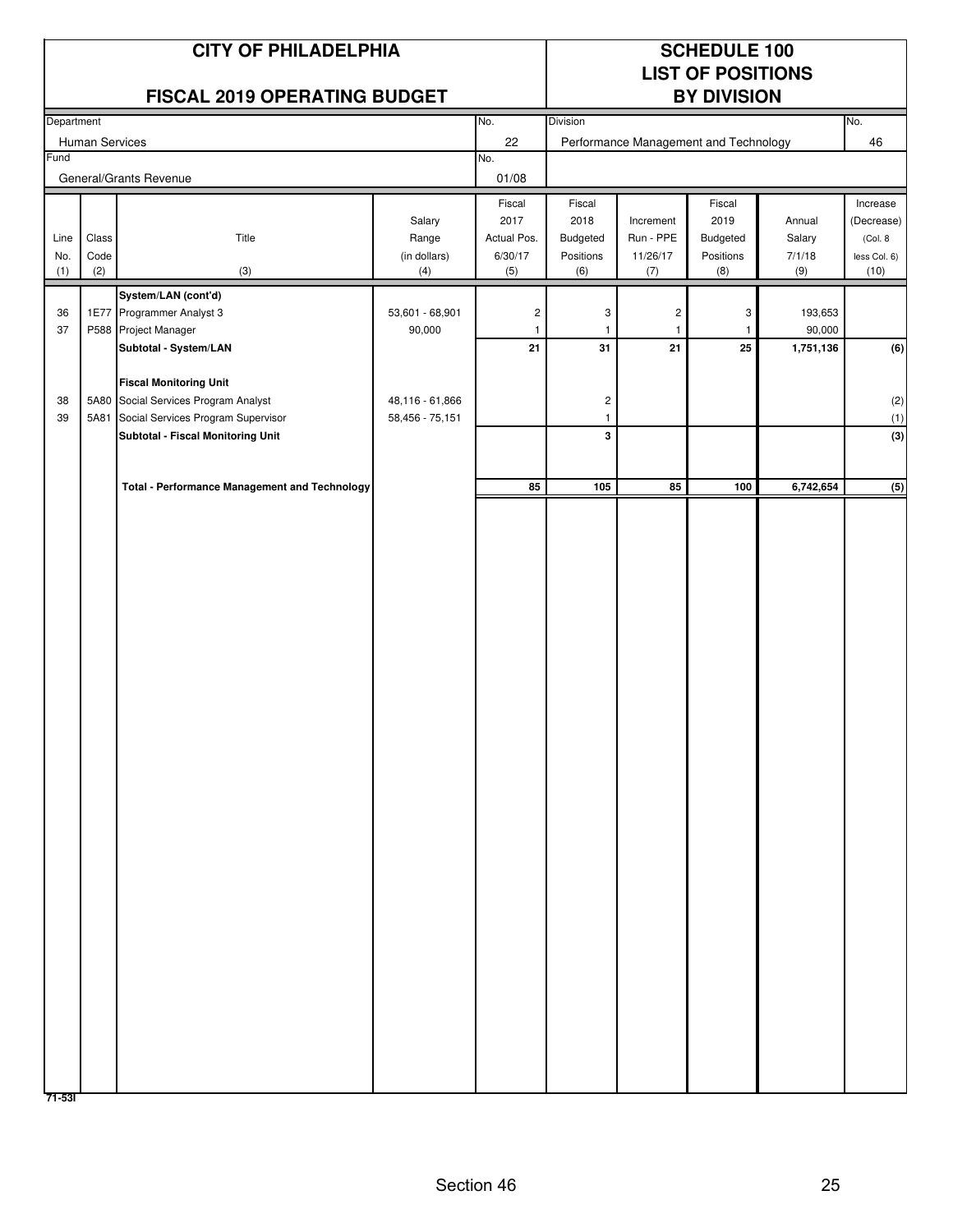# CITY OF PHILADELPHIA

## FISCAL 2019 OPERATING BUDGET

## SCHEDULE 100
## LIST OF POSITIONS
## BY DIVISION

| Department | No. | Division | No. |
|---|---|---|---|
| Human Services | 22 | Performance Management and Technology | 46 |
| **Fund** | **No.** | | |
| General/Grants Revenue | 01/08 | | |

| Line No. (1) | Class Code (2) | Title (3) | Salary Range (in dollars) (4) | Fiscal 2017 Actual Pos. 6/30/17 (5) | Fiscal 2018 Budgeted Positions (6) | Increment Run - PPE 11/26/17 (7) | Fiscal 2019 Budgeted Positions (8) | Annual Salary 7/1/18 (9) | Increase (Decrease) (Col. 8 less Col. 6) (10) |
|---|---|---|---|---|---|---|---|---|---|
| | | **System/LAN (cont'd)** | | | | | | | |
| 36 | 1E77 | Programmer Analyst 3 | 53,601 - 68,901 | 2 | 3 | 2 | 3 | 193,653 | |
| 37 | P588 | Project Manager | 90,000 | 1 | 1 | 1 | 1 | 90,000 | |
| | | **Subtotal - System/LAN** | | **21** | **31** | **21** | **25** | **1,751,136** | **(6)** |
| | | **Fiscal Monitoring Unit** | | | | | | | |
| 38 | 5A80 | Social Services Program Analyst | 48,116 - 61,866 | | 2 | | | | (2) |
| 39 | 5A81 | Social Services Program Supervisor | 58,456 - 75,151 | | 1 | | | | (1) |
| | | **Subtotal - Fiscal Monitoring Unit** | | | **3** | | | | **(3)** |
| | | **Total - Performance Management and Technology** | | **85** | **105** | **85** | **100** | **6,742,654** | **(5)** |

71-53I

Section 46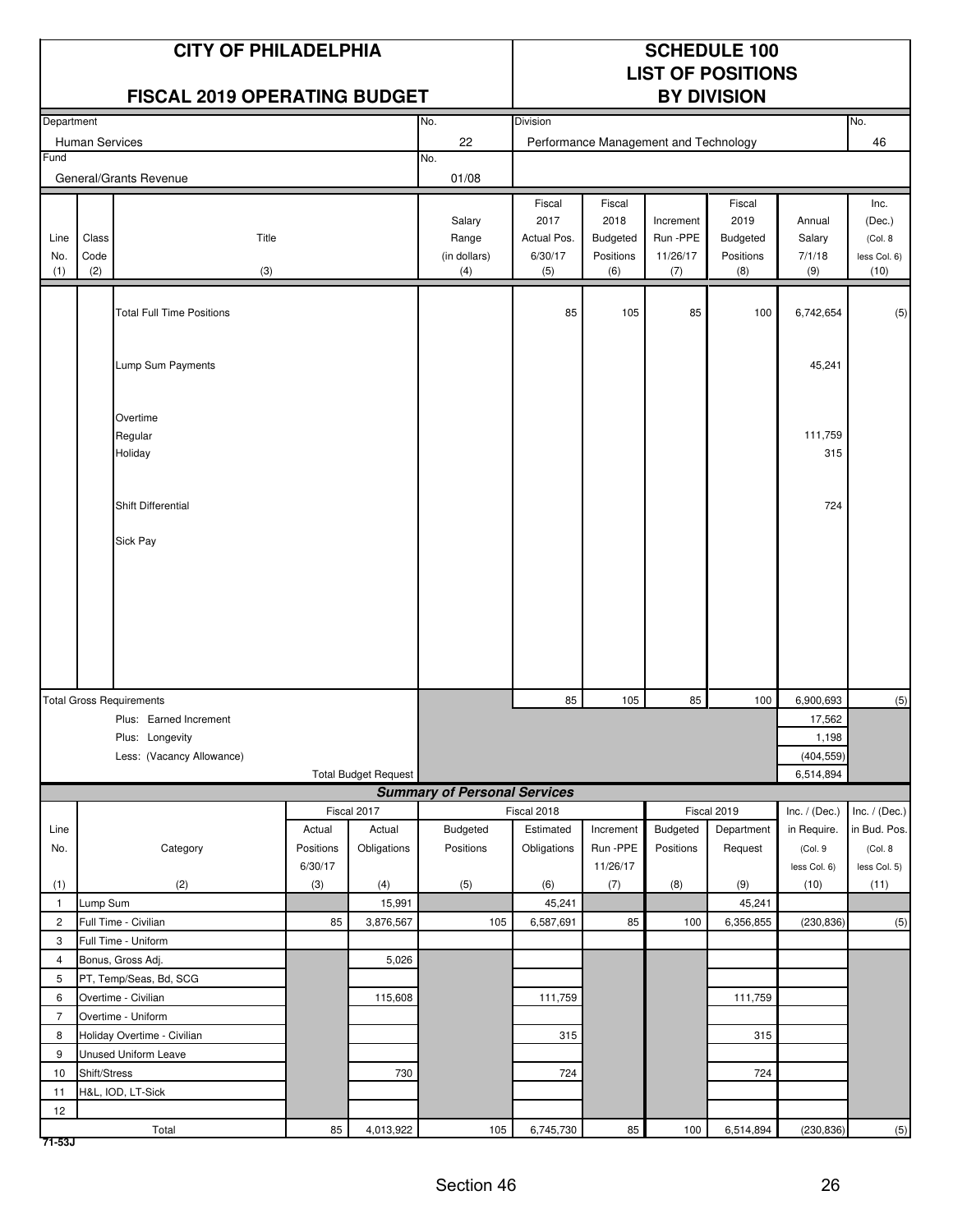# CITY OF PHILADELPHIA

## FISCAL 2019 OPERATING BUDGET

## SCHEDULE 100
## LIST OF POSITIONS
## BY DIVISION

| Department | No. | Division | No. |
|---|---|---|---|
| Human Services | 22 | Performance Management and Technology | 46 |
| **Fund** | **No.** | | |
| General/Grants Revenue | 01/08 | | |

| Line No. (1) | Class Code (2) | Title (3) | Salary Range (in dollars) (4) | Fiscal 2017 Actual Pos. 6/30/17 (5) | Fiscal 2018 Budgeted Positions (6) | Increment Run -PPE 11/26/17 (7) | Fiscal 2019 Budgeted Positions (8) | Annual Salary 7/1/18 (9) | Inc. (Dec.) (Col. 8 less Col. 6) (10) |
|---|---|---|---|---|---|---|---|---|---|
| | | Total Full Time Positions | | 85 | 105 | 85 | 100 | 6,742,654 | (5) |
| | | Lump Sum Payments | | | | | | 45,241 | |
| | | Overtime | | | | | | | |
| | | Regular | | | | | | 111,759 | |
| | | Holiday | | | | | | 315 | |
| | | Shift Differential | | | | | | 724 | |
| | | Sick Pay | | | | | | | |
| | | Total Gross Requirements | | 85 | 105 | 85 | 100 | 6,900,693 | (5) |
| | | Plus: Earned Increment | | | | | | 17,562 | |
| | | Plus: Longevity | | | | | | 1,198 | |
| | | Less: (Vacancy Allowance) | | | | | | (404,559) | |
| | | Total Budget Request | | | | | | 6,514,894 | |

### Summary of Personal Services

| Line No. (1) | Category (2) | Fiscal 2017 Actual Positions 6/30/17 (3) | Fiscal 2017 Actual Obligations (4) | Fiscal 2018 Budgeted Positions (5) | Fiscal 2018 Estimated Obligations (6) | Increment Run -PPE 11/26/17 (7) | Fiscal 2019 Budgeted Positions (8) | Fiscal 2019 Department Request (9) | Inc. / (Dec.) in Require. (Col. 9 less Col. 6) (10) | Inc. / (Dec.) in Bud. Pos. (Col. 8 less Col. 5) (11) |
|---|---|---|---|---|---|---|---|---|---|---|
| 1 | Lump Sum | | 15,991 | | 45,241 | | | 45,241 | | |
| 2 | Full Time - Civilian | 85 | 3,876,567 | 105 | 6,587,691 | 85 | 100 | 6,356,855 | (230,836) | (5) |
| 3 | Full Time - Uniform | | | | | | | | | |
| 4 | Bonus, Gross Adj. | | 5,026 | | | | | | | |
| 5 | PT, Temp/Seas, Bd, SCG | | | | | | | | | |
| 6 | Overtime - Civilian | | 115,608 | | 111,759 | | | 111,759 | | |
| 7 | Overtime - Uniform | | | | | | | | | |
| 8 | Holiday Overtime - Civilian | | | | 315 | | | 315 | | |
| 9 | Unused Uniform Leave | | | | | | | | | |
| 10 | Shift/Stress | | 730 | | 724 | | | 724 | | |
| 11 | H&L, IOD, LT-Sick | | | | | | | | | |
| 12 | | | | | | | | | | |
| | Total | 85 | 4,013,922 | 105 | 6,745,730 | 85 | 100 | 6,514,894 | (230,836) | (5) |

71-53J

Section 46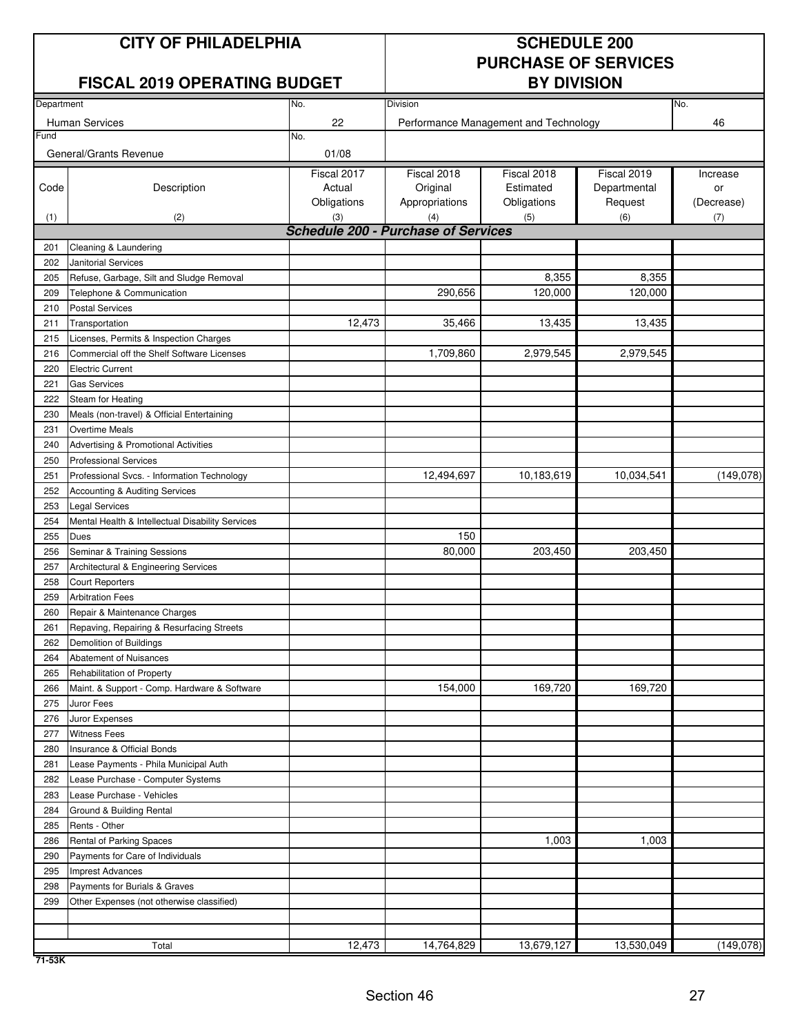# CITY OF PHILADELPHIA

## FISCAL 2019 OPERATING BUDGET

## SCHEDULE 200 PURCHASE OF SERVICES BY DIVISION

| Department | No. | Division | No. |
|---|---|---|---|
| Human Services | 22 | Performance Management and Technology | 46 |
| **Fund** | **No.** | | |
| General/Grants Revenue | 01/08 | | |

| Code | Description | Fiscal 2017 Actual Obligations | Fiscal 2018 Original Appropriations | Fiscal 2018 Estimated Obligations | Fiscal 2019 Departmental Request | Increase or (Decrease) |
|---|---|---|---|---|---|---|
| (1) | (2) | (3) | (4) | (5) | (6) | (7) |
| | ***Schedule 200 - Purchase of Services*** | | | | | |
| 201 | Cleaning & Laundering | | | | | |
| 202 | Janitorial Services | | | | | |
| 205 | Refuse, Garbage, Silt and Sludge Removal | | | 8,355 | 8,355 | |
| 209 | Telephone & Communication | | 290,656 | 120,000 | 120,000 | |
| 210 | Postal Services | | | | | |
| 211 | Transportation | 12,473 | 35,466 | 13,435 | 13,435 | |
| 215 | Licenses, Permits & Inspection Charges | | | | | |
| 216 | Commercial off the Shelf Software Licenses | | 1,709,860 | 2,979,545 | 2,979,545 | |
| 220 | Electric Current | | | | | |
| 221 | Gas Services | | | | | |
| 222 | Steam for Heating | | | | | |
| 230 | Meals (non-travel) & Official Entertaining | | | | | |
| 231 | Overtime Meals | | | | | |
| 240 | Advertising & Promotional Activities | | | | | |
| 250 | Professional Services | | | | | |
| 251 | Professional Svcs. - Information Technology | | 12,494,697 | 10,183,619 | 10,034,541 | (149,078) |
| 252 | Accounting & Auditing Services | | | | | |
| 253 | Legal Services | | | | | |
| 254 | Mental Health & Intellectual Disability Services | | | | | |
| 255 | Dues | | 150 | | | |
| 256 | Seminar & Training Sessions | | 80,000 | 203,450 | 203,450 | |
| 257 | Architectural & Engineering Services | | | | | |
| 258 | Court Reporters | | | | | |
| 259 | Arbitration Fees | | | | | |
| 260 | Repair & Maintenance Charges | | | | | |
| 261 | Repaving, Repairing & Resurfacing Streets | | | | | |
| 262 | Demolition of Buildings | | | | | |
| 264 | Abatement of Nuisances | | | | | |
| 265 | Rehabilitation of Property | | | | | |
| 266 | Maint. & Support - Comp. Hardware & Software | | 154,000 | 169,720 | 169,720 | |
| 275 | Juror Fees | | | | | |
| 276 | Juror Expenses | | | | | |
| 277 | Witness Fees | | | | | |
| 280 | Insurance & Official Bonds | | | | | |
| 281 | Lease Payments - Phila Municipal Auth | | | | | |
| 282 | Lease Purchase - Computer Systems | | | | | |
| 283 | Lease Purchase - Vehicles | | | | | |
| 284 | Ground & Building Rental | | | | | |
| 285 | Rents - Other | | | | | |
| 286 | Rental of Parking Spaces | | | 1,003 | 1,003 | |
| 290 | Payments for Care of Individuals | | | | | |
| 295 | Imprest Advances | | | | | |
| 298 | Payments for Burials & Graves | | | | | |
| 299 | Other Expenses (not otherwise classified) | | | | | |
| | | | | | | |
| | | | | | | |
| | Total | 12,473 | 14,764,829 | 13,679,127 | 13,530,049 | (149,078) |

71-53K

Section 46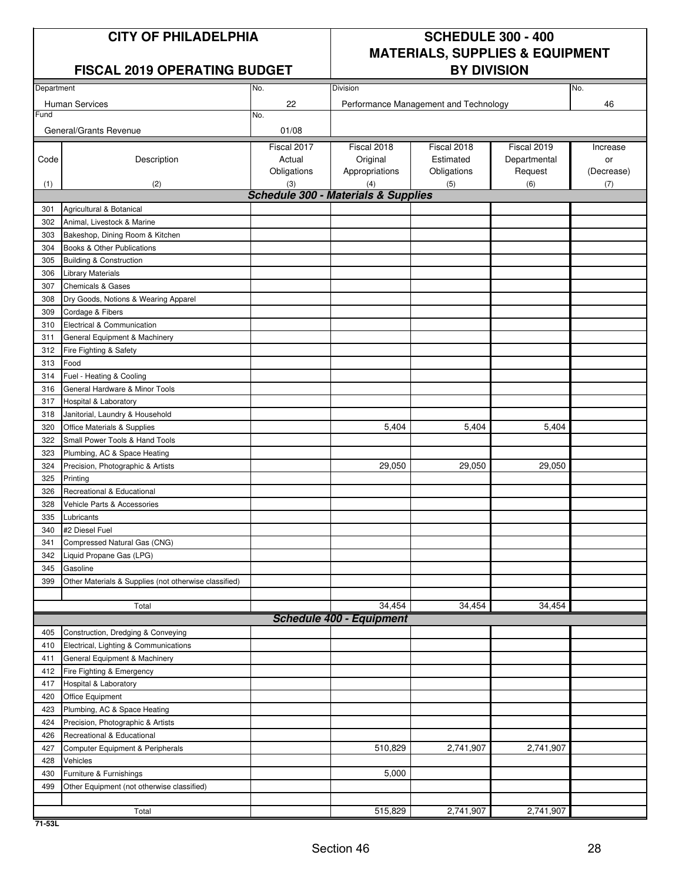# CITY OF PHILADELPHIA

## FISCAL 2019 OPERATING BUDGET

# SCHEDULE 300 - 400 MATERIALS, SUPPLIES & EQUIPMENT BY DIVISION

| Department | No. | Division | No. |
|---|---|---|---|
| Human Services | 22 | Performance Management and Technology | 46 |
| **Fund** | **No.** | | |
| General/Grants Revenue | 01/08 | | |

| Code (1) | Description (2) | Fiscal 2017 Actual Obligations (3) | Fiscal 2018 Original Appropriations (4) | Fiscal 2018 Estimated Obligations (5) | Fiscal 2019 Departmental Request (6) | Increase or (Decrease) (7) |
|---|---|---|---|---|---|---|
| | ***Schedule 300 - Materials & Supplies*** | | | | | |
| 301 | Agricultural & Botanical | | | | | |
| 302 | Animal, Livestock & Marine | | | | | |
| 303 | Bakeshop, Dining Room & Kitchen | | | | | |
| 304 | Books & Other Publications | | | | | |
| 305 | Building & Construction | | | | | |
| 306 | Library Materials | | | | | |
| 307 | Chemicals & Gases | | | | | |
| 308 | Dry Goods, Notions & Wearing Apparel | | | | | |
| 309 | Cordage & Fibers | | | | | |
| 310 | Electrical & Communication | | | | | |
| 311 | General Equipment & Machinery | | | | | |
| 312 | Fire Fighting & Safety | | | | | |
| 313 | Food | | | | | |
| 314 | Fuel - Heating & Cooling | | | | | |
| 316 | General Hardware & Minor Tools | | | | | |
| 317 | Hospital & Laboratory | | | | | |
| 318 | Janitorial, Laundry & Household | | | | | |
| 320 | Office Materials & Supplies | | 5,404 | 5,404 | 5,404 | |
| 322 | Small Power Tools & Hand Tools | | | | | |
| 323 | Plumbing, AC & Space Heating | | | | | |
| 324 | Precision, Photographic & Artists | | 29,050 | 29,050 | 29,050 | |
| 325 | Printing | | | | | |
| 326 | Recreational & Educational | | | | | |
| 328 | Vehicle Parts & Accessories | | | | | |
| 335 | Lubricants | | | | | |
| 340 | #2 Diesel Fuel | | | | | |
| 341 | Compressed Natural Gas (CNG) | | | | | |
| 342 | Liquid Propane Gas (LPG) | | | | | |
| 345 | Gasoline | | | | | |
| 399 | Other Materials & Supplies (not otherwise classified) | | | | | |
| | Total | | 34,454 | 34,454 | 34,454 | |
| | ***Schedule 400 - Equipment*** | | | | | |
| 405 | Construction, Dredging & Conveying | | | | | |
| 410 | Electrical, Lighting & Communications | | | | | |
| 411 | General Equipment & Machinery | | | | | |
| 412 | Fire Fighting & Emergency | | | | | |
| 417 | Hospital & Laboratory | | | | | |
| 420 | Office Equipment | | | | | |
| 423 | Plumbing, AC & Space Heating | | | | | |
| 424 | Precision, Photographic & Artists | | | | | |
| 426 | Recreational & Educational | | | | | |
| 427 | Computer Equipment & Peripherals | | 510,829 | 2,741,907 | 2,741,907 | |
| 428 | Vehicles | | | | | |
| 430 | Furniture & Furnishings | | 5,000 | | | |
| 499 | Other Equipment (not otherwise classified) | | | | | |
| | Total | | 515,829 | 2,741,907 | 2,741,907 | |

71-53L

Section 46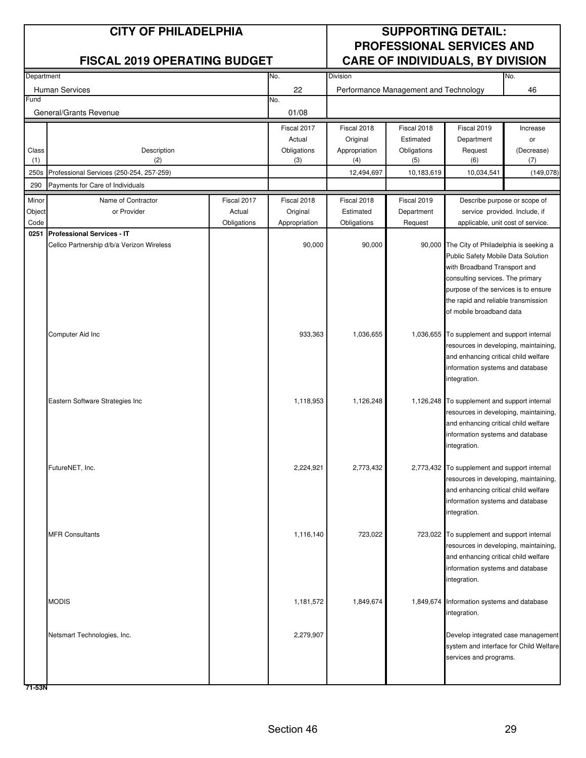# CITY OF PHILADELPHIA

## FISCAL 2019 OPERATING BUDGET

## SUPPORTING DETAIL: PROFESSIONAL SERVICES AND CARE OF INDIVIDUALS, BY DIVISION

| Department | No. | Division | No. |
|---|---|---|---|
| Human Services | 22 | Performance Management and Technology | 46 |
| **Fund** | **No.** | | |
| General/Grants Revenue | 01/08 | | |

| Class (1) | Description (2) | Fiscal 2017 Actual Obligations (3) | Fiscal 2018 Original Appropriation (4) | Fiscal 2018 Estimated Obligations (5) | Fiscal 2019 Department Request (6) | Increase or (Decrease) (7) |
|---|---|---|---|---|---|---|
| 250s | Professional Services (250-254, 257-259) | | 12,494,697 | 10,183,619 | 10,034,541 | (149,078) |
| 290 | Payments for Care of Individuals | | | | | |

| Minor Object Code | Name of Contractor or Provider | Fiscal 2017 Actual Obligations | Fiscal 2018 Original Appropriation | Fiscal 2018 Estimated Obligations | Fiscal 2019 Department Request | Describe purpose or scope of service provided. Include, if applicable, unit cost of service. |
|---|---|---|---|---|---|---|
| **0251** | **Professional Services - IT** | | | | | |
| | Cellco Partnership d/b/a Verizon Wireless | | 90,000 | 90,000 | 90,000 | The City of Philadelphia is seeking a Public Safety Mobile Data Solution with Broadband Transport and consulting services. The primary purpose of the services is to ensure the rapid and reliable transmission of mobile broadband data |
| | Computer Aid Inc | | 933,363 | 1,036,655 | 1,036,655 | To supplement and support internal resources in developing, maintaining, and enhancing critical child welfare information systems and database integration. |
| | Eastern Software Strategies Inc | | 1,118,953 | 1,126,248 | 1,126,248 | To supplement and support internal resources in developing, maintaining, and enhancing critical child welfare information systems and database integration. |
| | FutureNET, Inc. | | 2,224,921 | 2,773,432 | 2,773,432 | To supplement and support internal resources in developing, maintaining, and enhancing critical child welfare information systems and database integration. |
| | MFR Consultants | | 1,116,140 | 723,022 | 723,022 | To supplement and support internal resources in developing, maintaining, and enhancing critical child welfare information systems and database integration. |
| | MODIS | | 1,181,572 | 1,849,674 | 1,849,674 | Information systems and database integration. |
| | Netsmart Technologies, Inc. | | 2,279,907 | | | Develop integrated case management system and interface for Child Welfare services and programs. |

71-53N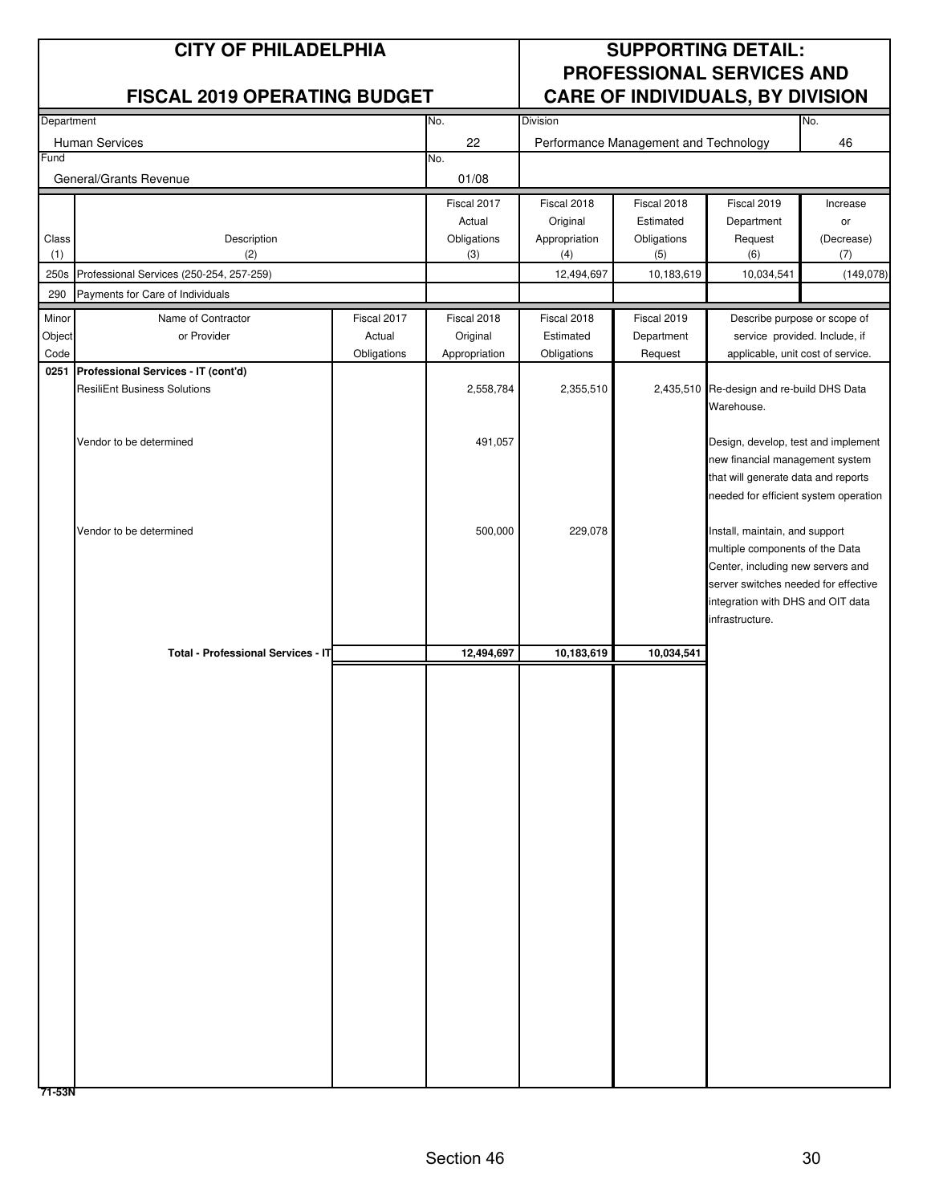# CITY OF PHILADELPHIA

## FISCAL 2019 OPERATING BUDGET

## SUPPORTING DETAIL: PROFESSIONAL SERVICES AND CARE OF INDIVIDUALS, BY DIVISION

| Department | No. | Division | No. |
|---|---|---|---|
| Human Services | 22 | Performance Management and Technology | 46 |
| **Fund** | **No.** | | |
| General/Grants Revenue | 01/08 | | |

| Class (1) | Description (2) | Fiscal 2017 Actual Obligations (3) | Fiscal 2018 Original Appropriation (4) | Fiscal 2018 Estimated Obligations (5) | Fiscal 2019 Department Request (6) | Increase or (Decrease) (7) |
|---|---|---|---|---|---|---|
| 250s | Professional Services (250-254, 257-259) | | 12,494,697 | 10,183,619 | 10,034,541 | (149,078) |
| 290 | Payments for Care of Individuals | | | | | |

| Minor Object Code | Name of Contractor or Provider | Fiscal 2017 Actual Obligations | Fiscal 2018 Original Appropriation | Fiscal 2018 Estimated Obligations | Fiscal 2019 Department Request | Describe purpose or scope of service provided. Include, if applicable, unit cost of service. |
|---|---|---|---|---|---|---|
| **0251** | **Professional Services - IT (cont'd)** | | | | | |
| | ResiliEnt Business Solutions | | 2,558,784 | 2,355,510 | 2,435,510 | Re-design and re-build DHS Data Warehouse. |
| | Vendor to be determined | | 491,057 | | | Design, develop, test and implement new financial management system that will generate data and reports needed for efficient system operation |
| | Vendor to be determined | | 500,000 | 229,078 | | Install, maintain, and support multiple components of the Data Center, including new servers and server switches needed for effective integration with DHS and OIT data infrastructure. |
| | **Total - Professional Services - IT** | | **12,494,697** | **10,183,619** | **10,034,541** | |

71-53N

Section 46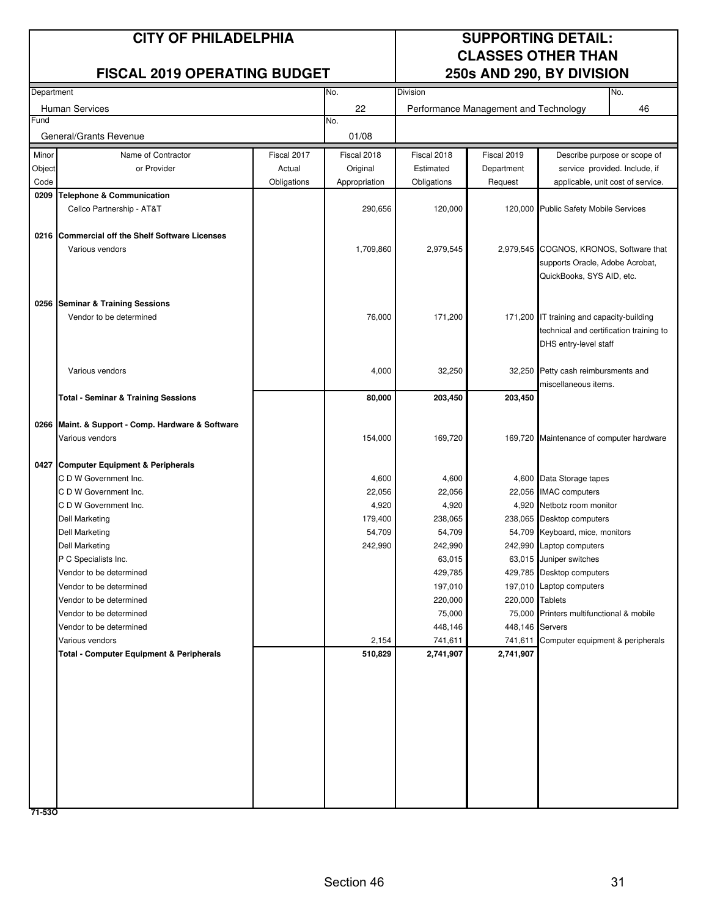# CITY OF PHILADELPHIA

## FISCAL 2019 OPERATING BUDGET

## SUPPORTING DETAIL: CLASSES OTHER THAN 250s AND 290, BY DIVISION

| Department | No. | Division | No. |
|---|---|---|---|
| Human Services | 22 | Performance Management and Technology | 46 |
| **Fund** | **No.** | | |
| General/Grants Revenue | 01/08 | | |

| Minor Object Code | Name of Contractor or Provider | Fiscal 2017 Actual Obligations | Fiscal 2018 Original Appropriation | Fiscal 2018 Estimated Obligations | Fiscal 2019 Department Request | Describe purpose or scope of service provided. Include, if applicable, unit cost of service. |
|---|---|---|---|---|---|---|
| **0209** | **Telephone & Communication** | | | | | |
| | Cellco Partnership - AT&T | | 290,656 | 120,000 | 120,000 | Public Safety Mobile Services |
| **0216** | **Commercial off the Shelf Software Licenses** | | | | | |
| | Various vendors | | 1,709,860 | 2,979,545 | 2,979,545 | COGNOS, KRONOS, Software that supports Oracle, Adobe Acrobat, QuickBooks, SYS AID, etc. |
| **0256** | **Seminar & Training Sessions** | | | | | |
| | Vendor to be determined | | 76,000 | 171,200 | 171,200 | IT training and capacity-building technical and certification training to DHS entry-level staff |
| | Various vendors | | 4,000 | 32,250 | 32,250 | Petty cash reimbursments and miscellaneous items. |
| | **Total - Seminar & Training Sessions** | | **80,000** | **203,450** | **203,450** | |
| **0266** | **Maint. & Support - Comp. Hardware & Software** | | | | | |
| | Various vendors | | 154,000 | 169,720 | 169,720 | Maintenance of computer hardware |
| **0427** | **Computer Equipment & Peripherals** | | | | | |
| | C D W Government Inc. | | 4,600 | 4,600 | 4,600 | Data Storage tapes |
| | C D W Government Inc. | | 22,056 | 22,056 | 22,056 | IMAC computers |
| | C D W Government Inc. | | 4,920 | 4,920 | 4,920 | Netbotz room monitor |
| | Dell Marketing | | 179,400 | 238,065 | 238,065 | Desktop computers |
| | Dell Marketing | | 54,709 | 54,709 | 54,709 | Keyboard, mice, monitors |
| | Dell Marketing | | 242,990 | 242,990 | 242,990 | Laptop computers |
| | P C Specialists Inc. | | | 63,015 | 63,015 | Juniper switches |
| | Vendor to be determined | | | 429,785 | 429,785 | Desktop computers |
| | Vendor to be determined | | | 197,010 | 197,010 | Laptop computers |
| | Vendor to be determined | | | 220,000 | 220,000 | Tablets |
| | Vendor to be determined | | | 75,000 | 75,000 | Printers multifunctional & mobile |
| | Vendor to be determined | | | 448,146 | 448,146 | Servers |
| | Various vendors | | 2,154 | 741,611 | 741,611 | Computer equipment & peripherals |
| | **Total - Computer Equipment & Peripherals** | | **510,829** | **2,741,907** | **2,741,907** | |

71-53O

Section 46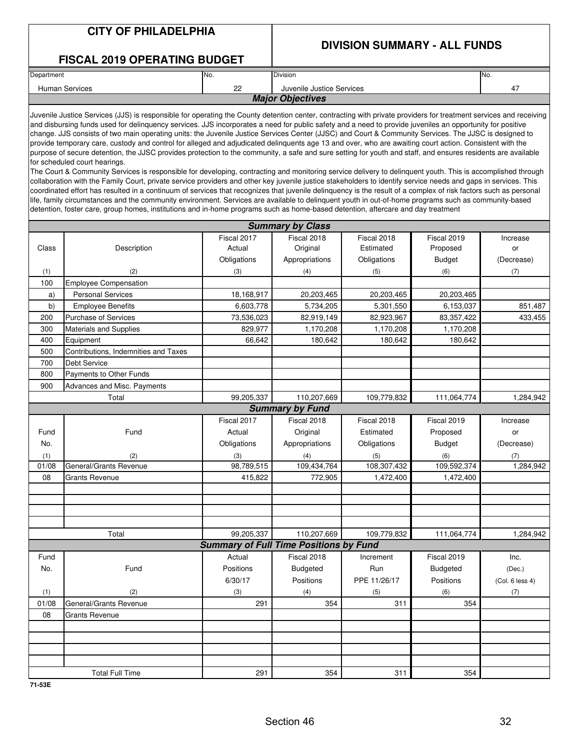# CITY OF PHILADELPHIA

## FISCAL 2019 OPERATING BUDGET

## DIVISION SUMMARY - ALL FUNDS

| Department | No. | Division | No. |
|---|---|---|---|
| Human Services | 22 | Juvenile Justice Services | 47 |

### Major Objectives

Juvenile Justice Services (JJS) is responsible for operating the County detention center, contracting with private providers for treatment services and receiving and disbursing funds used for delinquency services. JJS incorporates a need for public safety and a need to provide juveniles an opportunity for positive change. JJS consists of two main operating units: the Juvenile Justice Services Center (JJSC) and Court & Community Services. The JJSC is designed to provide temporary care, custody and control for alleged and adjudicated delinquents age 13 and over, who are awaiting court action. Consistent with the purpose of secure detention, the JJSC provides protection to the community, a safe and sure setting for youth and staff, and ensures residents are available for scheduled court hearings.

The Court & Community Services is responsible for developing, contracting and monitoring service delivery to delinquent youth. This is accomplished through collaboration with the Family Court, private service providers and other key juvenile justice stakeholders to identify service needs and gaps in services. This coordinated effort has resulted in a continuum of services that recognizes that juvenile delinquency is the result of a complex of risk factors such as personal life, family circumstances and the community environment. Services are available to delinquent youth in out-of-home programs such as community-based detention, foster care, group homes, institutions and in-home programs such as home-based detention, aftercare and day treatment

### Summary by Class

| Class | Description | Fiscal 2017 Actual Obligations | Fiscal 2018 Original Appropriations | Fiscal 2018 Estimated Obligations | Fiscal 2019 Proposed Budget | Increase or (Decrease) |
|---|---|---|---|---|---|---|
| (1) | (2) | (3) | (4) | (5) | (6) | (7) |
| 100 | Employee Compensation | | | | | |
| a) | Personal Services | 18,168,917 | 20,203,465 | 20,203,465 | 20,203,465 | |
| b) | Employee Benefits | 6,603,778 | 5,734,205 | 5,301,550 | 6,153,037 | 851,487 |
| 200 | Purchase of Services | 73,536,023 | 82,919,149 | 82,923,967 | 83,357,422 | 433,455 |
| 300 | Materials and Supplies | 829,977 | 1,170,208 | 1,170,208 | 1,170,208 | |
| 400 | Equipment | 66,642 | 180,642 | 180,642 | 180,642 | |
| 500 | Contributions, Indemnities and Taxes | | | | | |
| 700 | Debt Service | | | | | |
| 800 | Payments to Other Funds | | | | | |
| 900 | Advances and Misc. Payments | | | | | |
| | Total | 99,205,337 | 110,207,669 | 109,779,832 | 111,064,774 | 1,284,942 |

### Summary by Fund

| Fund No. | Fund | Fiscal 2017 Actual Obligations | Fiscal 2018 Original Appropriations | Fiscal 2018 Estimated Obligations | Fiscal 2019 Proposed Budget | Increase or (Decrease) |
|---|---|---|---|---|---|---|
| (1) | (2) | (3) | (4) | (5) | (6) | (7) |
| 01/08 | General/Grants Revenue | 98,789,515 | 109,434,764 | 108,307,432 | 109,592,374 | 1,284,942 |
| 08 | Grants Revenue | 415,822 | 772,905 | 1,472,400 | 1,472,400 | |
| | Total | 99,205,337 | 110,207,669 | 109,779,832 | 111,064,774 | 1,284,942 |

### Summary of Full Time Positions by Fund

| Fund No. | Fund | Actual Positions 6/30/17 | Fiscal 2018 Budgeted Positions | Increment Run PPE 11/26/17 | Fiscal 2019 Budgeted Positions | Inc. (Dec.) (Col. 6 less 4) |
|---|---|---|---|---|---|---|
| (1) | (2) | (3) | (4) | (5) | (6) | (7) |
| 01/08 | General/Grants Revenue | 291 | 354 | 311 | 354 | |
| 08 | Grants Revenue | | | | | |
| | Total Full Time | 291 | 354 | 311 | 354 | |

71-53E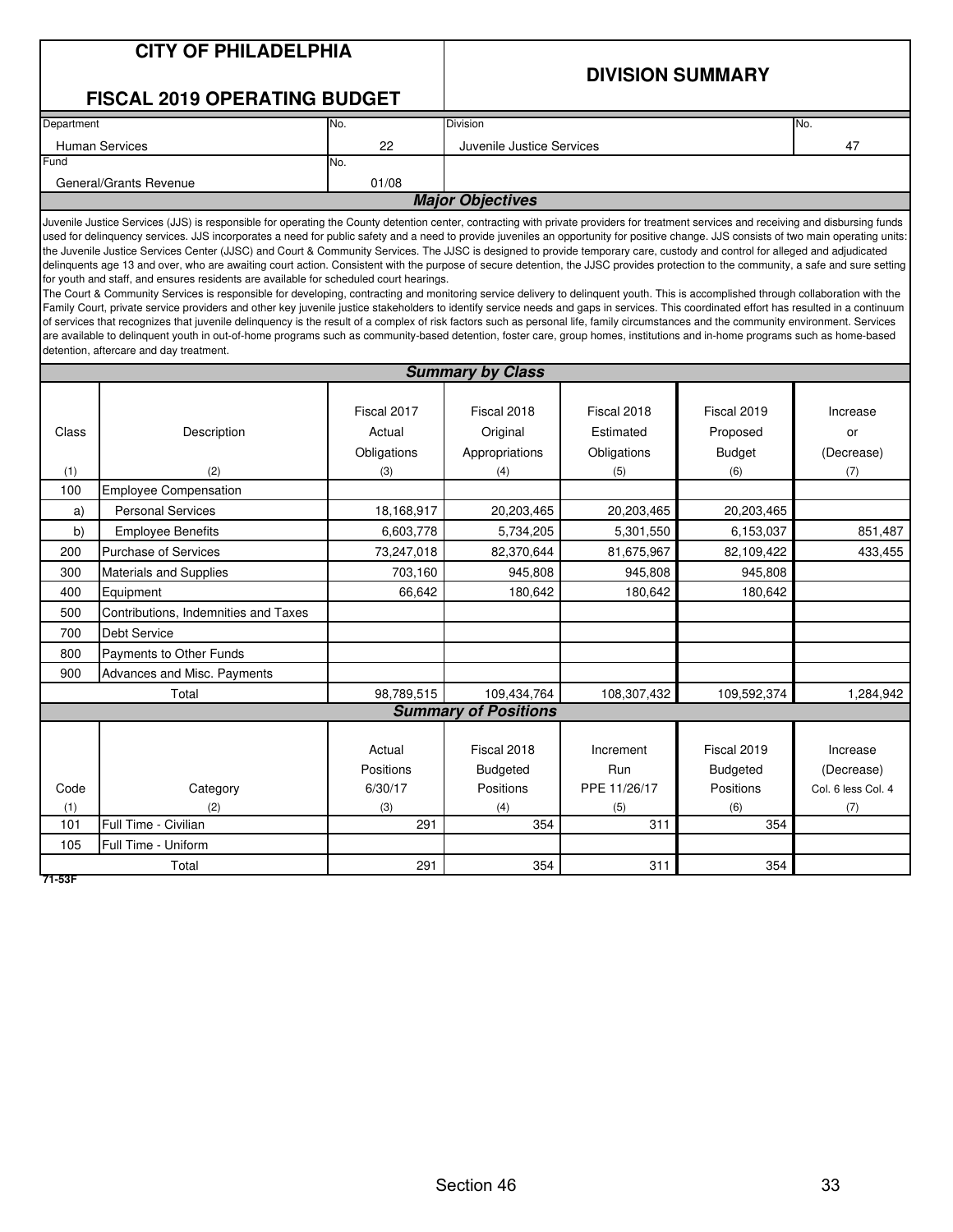# CITY OF PHILADELPHIA

## FISCAL 2019 OPERATING BUDGET

## DIVISION SUMMARY

| Department | No. | Division | No. |
|---|---|---|---|
| Human Services | 22 | Juvenile Justice Services | 47 |
| Fund | No. | | |
| General/Grants Revenue | 01/08 | | |

### Major Objectives

Juvenile Justice Services (JJS) is responsible for operating the County detention center, contracting with private providers for treatment services and receiving and disbursing funds used for delinquency services. JJS incorporates a need for public safety and a need to provide juveniles an opportunity for positive change. JJS consists of two main operating units: the Juvenile Justice Services Center (JJSC) and Court & Community Services. The JJSC is designed to provide temporary care, custody and control for alleged and adjudicated delinquents age 13 and over, who are awaiting court action. Consistent with the purpose of secure detention, the JJSC provides protection to the community, a safe and sure setting for youth and staff, and ensures residents are available for scheduled court hearings.

The Court & Community Services is responsible for developing, contracting and monitoring service delivery to delinquent youth. This is accomplished through collaboration with the Family Court, private service providers and other key juvenile justice stakeholders to identify service needs and gaps in services. This coordinated effort has resulted in a continuum of services that recognizes that juvenile delinquency is the result of a complex of risk factors such as personal life, family circumstances and the community environment. Services are available to delinquent youth in out-of-home programs such as community-based detention, foster care, group homes, institutions and in-home programs such as home-based detention, aftercare and day treatment.

### Summary by Class

| Class (1) | Description (2) | Fiscal 2017 Actual Obligations (3) | Fiscal 2018 Original Appropriations (4) | Fiscal 2018 Estimated Obligations (5) | Fiscal 2019 Proposed Budget (6) | Increase or (Decrease) (7) |
|---|---|---|---|---|---|---|
| 100 | Employee Compensation | | | | | |
| a) | Personal Services | 18,168,917 | 20,203,465 | 20,203,465 | 20,203,465 | |
| b) | Employee Benefits | 6,603,778 | 5,734,205 | 5,301,550 | 6,153,037 | 851,487 |
| 200 | Purchase of Services | 73,247,018 | 82,370,644 | 81,675,967 | 82,109,422 | 433,455 |
| 300 | Materials and Supplies | 703,160 | 945,808 | 945,808 | 945,808 | |
| 400 | Equipment | 66,642 | 180,642 | 180,642 | 180,642 | |
| 500 | Contributions, Indemnities and Taxes | | | | | |
| 700 | Debt Service | | | | | |
| 800 | Payments to Other Funds | | | | | |
| 900 | Advances and Misc. Payments | | | | | |
| | Total | 98,789,515 | 109,434,764 | 108,307,432 | 109,592,374 | 1,284,942 |

### Summary of Positions

| Code (1) | Category (2) | Actual Positions 6/30/17 (3) | Fiscal 2018 Budgeted Positions (4) | Increment Run PPE 11/26/17 (5) | Fiscal 2019 Budgeted Positions (6) | Increase (Decrease) Col. 6 less Col. 4 (7) |
|---|---|---|---|---|---|---|
| 101 | Full Time - Civilian | 291 | 354 | 311 | 354 | |
| 105 | Full Time - Uniform | | | | | |
| | Total | 291 | 354 | 311 | 354 | |

71-53F

Section 46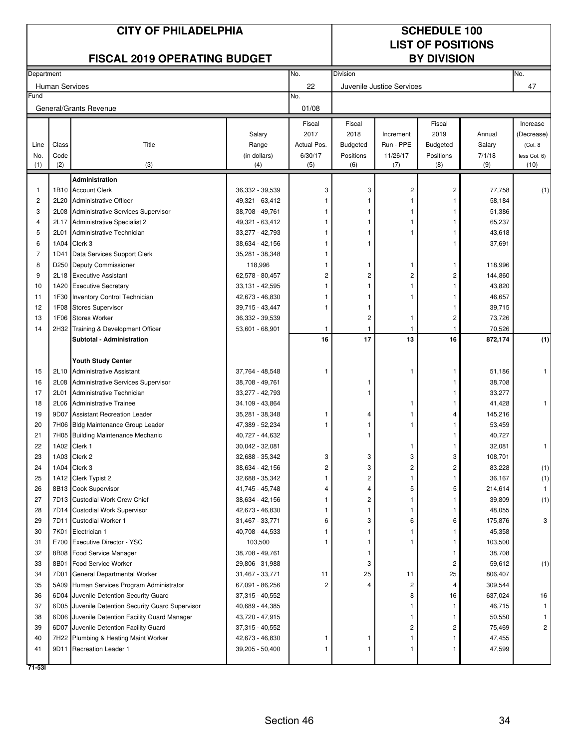# CITY OF PHILADELPHIA

## FISCAL 2019 OPERATING BUDGET

## SCHEDULE 100
## LIST OF POSITIONS
## BY DIVISION

| Department | No. | Division | No. |
|---|---|---|---|
| Human Services | 22 | Juvenile Justice Services | 47 |
| **Fund** | **No.** | | |
| General/Grants Revenue | 01/08 | | |

| Line No. (1) | Class Code (2) | Title (3) | Salary Range (in dollars) (4) | Fiscal 2017 Actual Pos. 6/30/17 (5) | Fiscal 2018 Budgeted Positions (6) | Increment Run - PPE 11/26/17 (7) | Fiscal 2019 Budgeted Positions (8) | Annual Salary 7/1/18 (9) | Increase (Decrease) (Col. 8 less Col. 6) (10) |
|---|---|---|---|---|---|---|---|---|---|
| | | **Administration** | | | | | | | |
| 1 | 1B10 | Account Clerk | 36,332 - 39,539 | 3 | 3 | 2 | 2 | 77,758 | (1) |
| 2 | 2L20 | Administrative Officer | 49,321 - 63,412 | 1 | 1 | 1 | 1 | 58,184 | |
| 3 | 2L08 | Administrative Services Supervisor | 38,708 - 49,761 | 1 | 1 | 1 | 1 | 51,386 | |
| 4 | 2L17 | Administrative Specialist 2 | 49,321 - 63,412 | 1 | 1 | 1 | 1 | 65,237 | |
| 5 | 2L01 | Administrative Technician | 33,277 - 42,793 | 1 | 1 | 1 | 1 | 43,618 | |
| 6 | 1A04 | Clerk 3 | 38,634 - 42,156 | 1 | 1 | | 1 | 37,691 | |
| 7 | 1D41 | Data Services Support Clerk | 35,281 - 38,348 | 1 | | | | | |
| 8 | D250 | Deputy Commissioner | 118,996 | 1 | 1 | 1 | 1 | 118,996 | |
| 9 | 2L18 | Executive Assistant | 62,578 - 80,457 | 2 | 2 | 2 | 2 | 144,860 | |
| 10 | 1A20 | Executive Secretary | 33,131 - 42,595 | 1 | 1 | 1 | 1 | 43,820 | |
| 11 | 1F30 | Inventory Control Technician | 42,673 - 46,830 | 1 | 1 | 1 | 1 | 46,657 | |
| 12 | 1F08 | Stores Supervisor | 39,715 - 43,447 | 1 | 1 | | 1 | 39,715 | |
| 13 | 1F06 | Stores Worker | 36,332 - 39,539 | | 2 | 1 | 2 | 73,726 | |
| 14 | 2H32 | Training & Development Officer | 53,601 - 68,901 | 1 | 1 | 1 | 1 | 70,526 | |
| | | **Subtotal - Administration** | | **16** | **17** | **13** | **16** | **872,174** | **(1)** |
| | | **Youth Study Center** | | | | | | | |
| 15 | 2L10 | Administrative Assistant | 37,764 - 48,548 | 1 | | 1 | 1 | 51,186 | 1 |
| 16 | 2L08 | Administrative Services Supervisor | 38,708 - 49,761 | | 1 | | 1 | 38,708 | |
| 17 | 2L01 | Administrative Technician | 33,277 - 42,793 | | 1 | | 1 | 33,277 | |
| 18 | 2L06 | Administrative Trainee | 34.109 - 43,864 | | | 1 | 1 | 41,428 | 1 |
| 19 | 9D07 | Assistant Recreation Leader | 35,281 - 38,348 | 1 | 4 | 1 | 4 | 145,216 | |
| 20 | 7H06 | Bldg Maintenance Group Leader | 47,389 - 52,234 | 1 | 1 | 1 | 1 | 53,459 | |
| 21 | 7H05 | Building Maintenance Mechanic | 40,727 - 44,632 | | 1 | | 1 | 40,727 | |
| 22 | 1A02 | Clerk 1 | 30,042 - 32,081 | | | 1 | 1 | 32,081 | 1 |
| 23 | 1A03 | Clerk 2 | 32,688 - 35,342 | 3 | 3 | 3 | 3 | 108,701 | |
| 24 | 1A04 | Clerk 3 | 38,634 - 42,156 | 2 | 3 | 2 | 2 | 83,228 | (1) |
| 25 | 1A12 | Clerk Typist 2 | 32,688 - 35,342 | 1 | 2 | 1 | 1 | 36,167 | (1) |
| 26 | 8B13 | Cook Supervisor | 41,745 - 45,748 | 4 | 4 | 5 | 5 | 214,614 | 1 |
| 27 | 7D13 | Custodial Work Crew Chief | 38,634 - 42,156 | 1 | 2 | 1 | 1 | 39,809 | (1) |
| 28 | 7D14 | Custodial Work Supervisor | 42,673 - 46,830 | 1 | 1 | 1 | 1 | 48,055 | |
| 29 | 7D11 | Custodial Worker 1 | 31,467 - 33,771 | 6 | 3 | 6 | 6 | 175,876 | 3 |
| 30 | 7K01 | Electrician 1 | 40,708 - 44,533 | 1 | 1 | 1 | 1 | 45,358 | |
| 31 | E700 | Executive Director - YSC | 103,500 | 1 | 1 | 1 | 1 | 103,500 | |
| 32 | 8B08 | Food Service Manager | 38,708 - 49,761 | | 1 | | 1 | 38,708 | |
| 33 | 8B01 | Food Service Worker | 29,806 - 31,988 | | 3 | | 2 | 59,612 | (1) |
| 34 | 7D01 | General Departmental Worker | 31,467 - 33,771 | 11 | 25 | 11 | 25 | 806,407 | |
| 35 | 5A09 | Human Services Program Administrator | 67,091 - 86,256 | 2 | 4 | 2 | 4 | 309,544 | |
| 36 | 6D04 | Juvenile Detention Security Guard | 37,315 - 40,552 | | | 8 | 16 | 637,024 | 16 |
| 37 | 6D05 | Juvenile Detention Security Guard Supervisor | 40,689 - 44,385 | | | 1 | 1 | 46,715 | 1 |
| 38 | 6D06 | Juvenile Detention Facility Guard Manager | 43,720 - 47,915 | | | 1 | 1 | 50,550 | 1 |
| 39 | 6D07 | Juvenile Detention Facility Guard | 37,315 - 40,552 | | | 2 | 2 | 75,469 | 2 |
| 40 | 7H22 | Plumbing & Heating Maint Worker | 42,673 - 46,830 | 1 | 1 | 1 | 1 | 47,455 | |
| 41 | 9D11 | Recreation Leader 1 | 39,205 - 50,400 | 1 | 1 | 1 | 1 | 47,599 | |

71-53I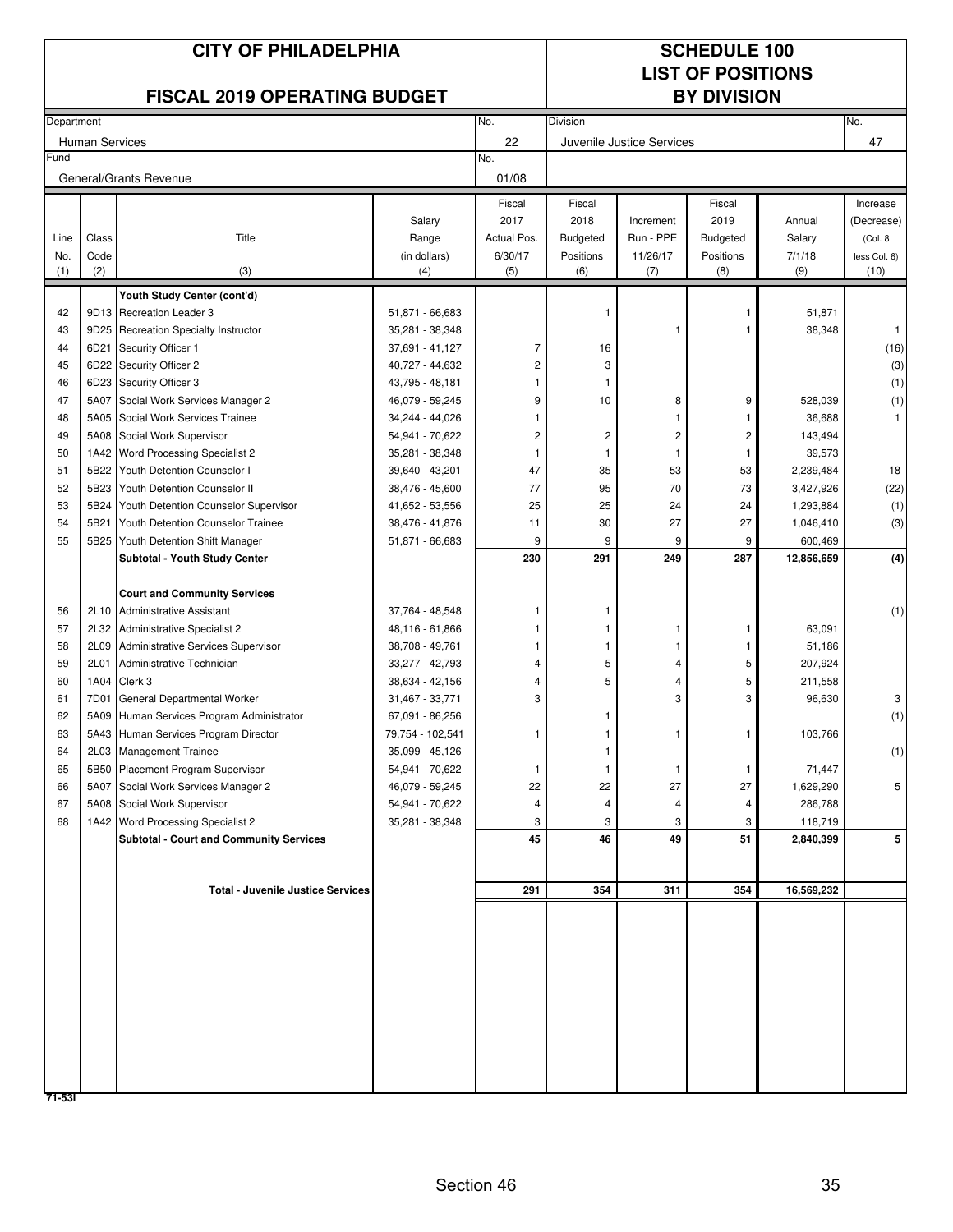# CITY OF PHILADELPHIA

## FISCAL 2019 OPERATING BUDGET

## SCHEDULE 100 LIST OF POSITIONS BY DIVISION

| Department | No. | Division | No. |
|---|---|---|---|
| Human Services | 22 | Juvenile Justice Services | 47 |
| **Fund** | **No.** | | |
| General/Grants Revenue | 01/08 | | |

| Line No. (1) | Class Code (2) | Title (3) | Salary Range (in dollars) (4) | Fiscal 2017 Actual Pos. 6/30/17 (5) | Fiscal 2018 Budgeted Positions (6) | Increment Run - PPE 11/26/17 (7) | Fiscal 2019 Budgeted Positions (8) | Annual Salary 7/1/18 (9) | Increase (Decrease) (Col. 8 less Col. 6) (10) |
|---|---|---|---|---|---|---|---|---|---|
| | | **Youth Study Center (cont'd)** | | | | | | | |
| 42 | 9D13 | Recreation Leader 3 | 51,871 - 66,683 | | 1 | | 1 | 51,871 | |
| 43 | 9D25 | Recreation Specialty Instructor | 35,281 - 38,348 | | | 1 | 1 | 38,348 | 1 |
| 44 | 6D21 | Security Officer 1 | 37,691 - 41,127 | 7 | 16 | | | | (16) |
| 45 | 6D22 | Security Officer 2 | 40,727 - 44,632 | 2 | 3 | | | | (3) |
| 46 | 6D23 | Security Officer 3 | 43,795 - 48,181 | 1 | 1 | | | | (1) |
| 47 | 5A07 | Social Work Services Manager 2 | 46,079 - 59,245 | 9 | 10 | 8 | 9 | 528,039 | (1) |
| 48 | 5A05 | Social Work Services Trainee | 34,244 - 44,026 | 1 | | 1 | 1 | 36,688 | 1 |
| 49 | 5A08 | Social Work Supervisor | 54,941 - 70,622 | 2 | 2 | 2 | 2 | 143,494 | |
| 50 | 1A42 | Word Processing Specialist 2 | 35,281 - 38,348 | 1 | 1 | 1 | 1 | 39,573 | |
| 51 | 5B22 | Youth Detention Counselor I | 39,640 - 43,201 | 47 | 35 | 53 | 53 | 2,239,484 | 18 |
| 52 | 5B23 | Youth Detention Counselor II | 38,476 - 45,600 | 77 | 95 | 70 | 73 | 3,427,926 | (22) |
| 53 | 5B24 | Youth Detention Counselor Supervisor | 41,652 - 53,556 | 25 | 25 | 24 | 24 | 1,293,884 | (1) |
| 54 | 5B21 | Youth Detention Counselor Trainee | 38,476 - 41,876 | 11 | 30 | 27 | 27 | 1,046,410 | (3) |
| 55 | 5B25 | Youth Detention Shift Manager | 51,871 - 66,683 | 9 | 9 | 9 | 9 | 600,469 | |
| | | **Subtotal - Youth Study Center** | | **230** | **291** | **249** | **287** | **12,856,659** | **(4)** |
| | | **Court and Community Services** | | | | | | | |
| 56 | 2L10 | Administrative Assistant | 37,764 - 48,548 | 1 | 1 | | | | (1) |
| 57 | 2L32 | Administrative Specialist 2 | 48,116 - 61,866 | 1 | 1 | 1 | 1 | 63,091 | |
| 58 | 2L09 | Administrative Services Supervisor | 38,708 - 49,761 | 1 | 1 | 1 | 1 | 51,186 | |
| 59 | 2L01 | Administrative Technician | 33,277 - 42,793 | 4 | 5 | 4 | 5 | 207,924 | |
| 60 | 1A04 | Clerk 3 | 38,634 - 42,156 | 4 | 5 | 4 | 5 | 211,558 | |
| 61 | 7D01 | General Departmental Worker | 31,467 - 33,771 | 3 | | 3 | 3 | 96,630 | 3 |
| 62 | 5A09 | Human Services Program Administrator | 67,091 - 86,256 | | 1 | | | | (1) |
| 63 | 5A43 | Human Services Program Director | 79,754 - 102,541 | 1 | 1 | 1 | 1 | 103,766 | |
| 64 | 2L03 | Management Trainee | 35,099 - 45,126 | | 1 | | | | (1) |
| 65 | 5B50 | Placement Program Supervisor | 54,941 - 70,622 | 1 | 1 | 1 | 1 | 71,447 | |
| 66 | 5A07 | Social Work Services Manager 2 | 46,079 - 59,245 | 22 | 22 | 27 | 27 | 1,629,290 | 5 |
| 67 | 5A08 | Social Work Supervisor | 54,941 - 70,622 | 4 | 4 | 4 | 4 | 286,788 | |
| 68 | 1A42 | Word Processing Specialist 2 | 35,281 - 38,348 | 3 | 3 | 3 | 3 | 118,719 | |
| | | **Subtotal - Court and Community Services** | | **45** | **46** | **49** | **51** | **2,840,399** | **5** |
| | | **Total - Juvenile Justice Services** | | **291** | **354** | **311** | **354** | **16,569,232** | |

71-53I

Section 46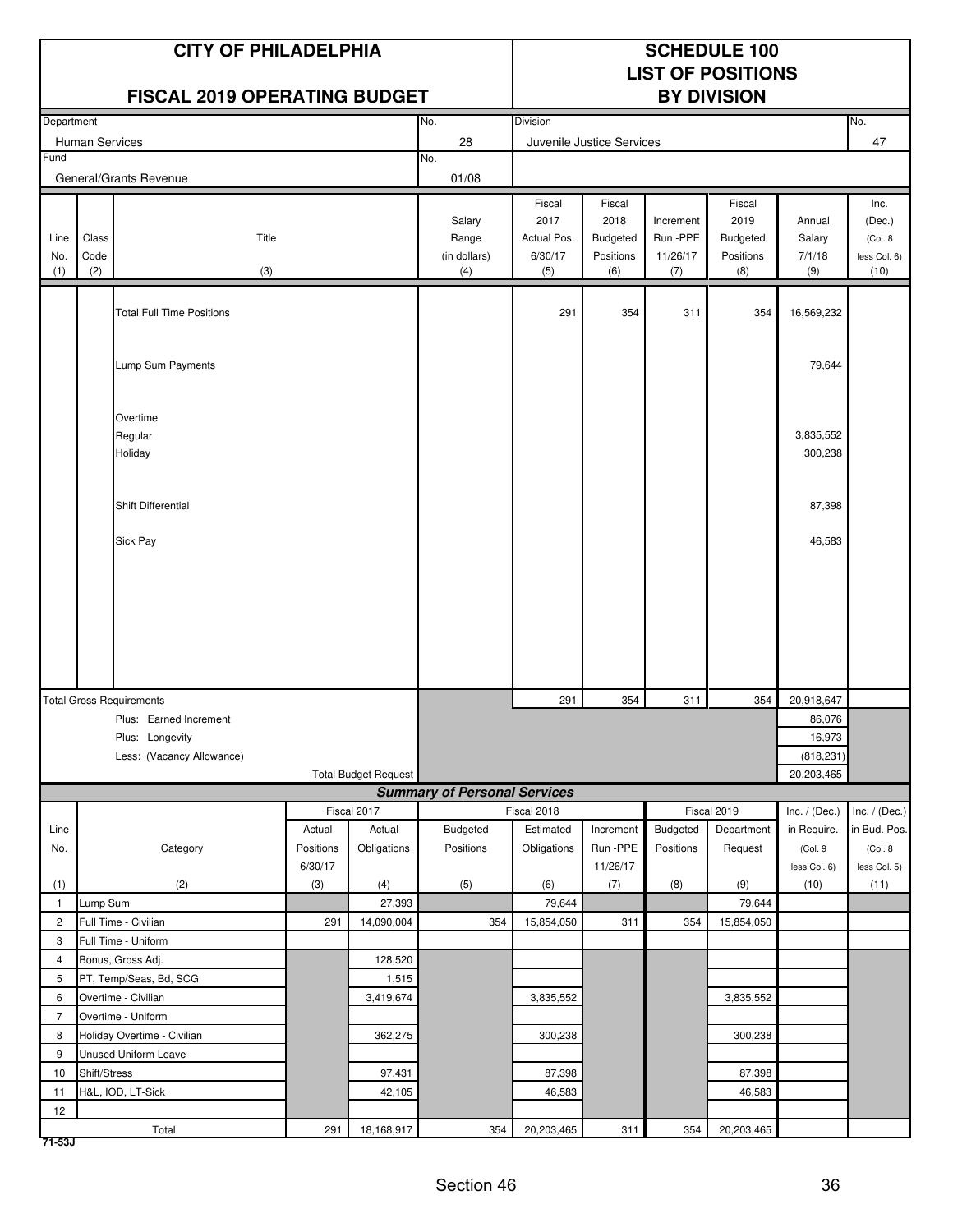# CITY OF PHILADELPHIA

## FISCAL 2019 OPERATING BUDGET

## SCHEDULE 100
## LIST OF POSITIONS
## BY DIVISION

| Department | No. | Division | No. |
|---|---|---|---|
| Human Services | 28 | Juvenile Justice Services | 47 |
| **Fund** | **No.** | | |
| General/Grants Revenue | 01/08 | | |

| Line No. (1) | Class Code (2) | Title (3) | Salary Range (in dollars) (4) | Fiscal 2017 Actual Pos. 6/30/17 (5) | Fiscal 2018 Budgeted Positions (6) | Increment Run -PPE 11/26/17 (7) | Fiscal 2019 Budgeted Positions (8) | Annual Salary 7/1/18 (9) | Inc. (Dec.) (Col. 8 less Col. 6) (10) |
|---|---|---|---|---|---|---|---|---|---|
| | | Total Full Time Positions | | 291 | 354 | 311 | 354 | 16,569,232 | |
| | | Lump Sum Payments | | | | | | 79,644 | |
| | | Overtime | | | | | | | |
| | | Regular | | | | | | 3,835,552 | |
| | | Holiday | | | | | | 300,238 | |
| | | Shift Differential | | | | | | 87,398 | |
| | | Sick Pay | | | | | | 46,583 | |
| | | Total Gross Requirements | | 291 | 354 | 311 | 354 | 20,918,647 | |
| | | Plus: Earned Increment | | | | | | 86,076 | |
| | | Plus: Longevity | | | | | | 16,973 | |
| | | Less: (Vacancy Allowance) | | | | | | (818,231) | |
| | | Total Budget Request | | | | | | 20,203,465 | |

### Summary of Personal Services

| Line No. (1) | Category (2) | Fiscal 2017 Actual Positions 6/30/17 (3) | Fiscal 2017 Actual Obligations (4) | Fiscal 2018 Budgeted Positions (5) | Fiscal 2018 Estimated Obligations (6) | Increment Run -PPE 11/26/17 (7) | Fiscal 2019 Budgeted Positions (8) | Fiscal 2019 Department Request (9) | Inc. / (Dec.) in Require. (Col. 9 less Col. 6) (10) | Inc. / (Dec.) in Bud. Pos. (Col. 8 less Col. 5) (11) |
|---|---|---|---|---|---|---|---|---|---|---|
| 1 | Lump Sum | | 27,393 | | 79,644 | | | 79,644 | | |
| 2 | Full Time - Civilian | 291 | 14,090,004 | 354 | 15,854,050 | 311 | 354 | 15,854,050 | | |
| 3 | Full Time - Uniform | | | | | | | | | |
| 4 | Bonus, Gross Adj. | | 128,520 | | | | | | | |
| 5 | PT, Temp/Seas, Bd, SCG | | 1,515 | | | | | | | |
| 6 | Overtime - Civilian | | 3,419,674 | | 3,835,552 | | | 3,835,552 | | |
| 7 | Overtime - Uniform | | | | | | | | | |
| 8 | Holiday Overtime - Civilian | | 362,275 | | 300,238 | | | 300,238 | | |
| 9 | Unused Uniform Leave | | | | | | | | | |
| 10 | Shift/Stress | | 97,431 | | 87,398 | | | 87,398 | | |
| 11 | H&L, IOD, LT-Sick | | 42,105 | | 46,583 | | | 46,583 | | |
| 12 | | | | | | | | | | |
| | Total | 291 | 18,168,917 | 354 | 20,203,465 | 311 | 354 | 20,203,465 | | |

71-53J

Section 46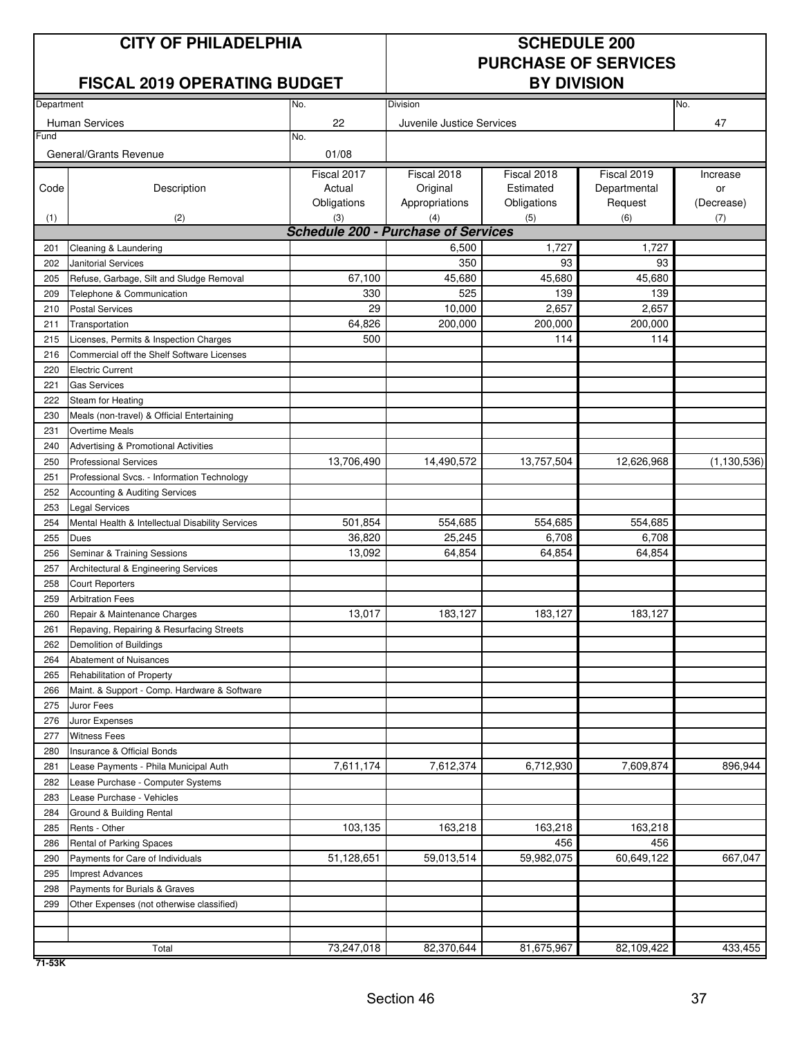# CITY OF PHILADELPHIA

## FISCAL 2019 OPERATING BUDGET

# SCHEDULE 200
## PURCHASE OF SERVICES
## BY DIVISION

| Department | No. | Division | No. |
|---|---|---|---|
| Human Services | 22 | Juvenile Justice Services | 47 |
| **Fund** | **No.** | | |
| General/Grants Revenue | 01/08 | | |

| Code (1) | Description (2) | Fiscal 2017 Actual Obligations (3) | Fiscal 2018 Original Appropriations (4) | Fiscal 2018 Estimated Obligations (5) | Fiscal 2019 Departmental Request (6) | Increase or (Decrease) (7) |
|---|---|---|---|---|---|---|
| | ***Schedule 200 - Purchase of Services*** | | | | | |
| 201 | Cleaning & Laundering | | 6,500 | 1,727 | 1,727 | |
| 202 | Janitorial Services | | 350 | 93 | 93 | |
| 205 | Refuse, Garbage, Silt and Sludge Removal | 67,100 | 45,680 | 45,680 | 45,680 | |
| 209 | Telephone & Communication | 330 | 525 | 139 | 139 | |
| 210 | Postal Services | 29 | 10,000 | 2,657 | 2,657 | |
| 211 | Transportation | 64,826 | 200,000 | 200,000 | 200,000 | |
| 215 | Licenses, Permits & Inspection Charges | 500 | | 114 | 114 | |
| 216 | Commercial off the Shelf Software Licenses | | | | | |
| 220 | Electric Current | | | | | |
| 221 | Gas Services | | | | | |
| 222 | Steam for Heating | | | | | |
| 230 | Meals (non-travel) & Official Entertaining | | | | | |
| 231 | Overtime Meals | | | | | |
| 240 | Advertising & Promotional Activities | | | | | |
| 250 | Professional Services | 13,706,490 | 14,490,572 | 13,757,504 | 12,626,968 | (1,130,536) |
| 251 | Professional Svcs. - Information Technology | | | | | |
| 252 | Accounting & Auditing Services | | | | | |
| 253 | Legal Services | | | | | |
| 254 | Mental Health & Intellectual Disability Services | 501,854 | 554,685 | 554,685 | 554,685 | |
| 255 | Dues | 36,820 | 25,245 | 6,708 | 6,708 | |
| 256 | Seminar & Training Sessions | 13,092 | 64,854 | 64,854 | 64,854 | |
| 257 | Architectural & Engineering Services | | | | | |
| 258 | Court Reporters | | | | | |
| 259 | Arbitration Fees | | | | | |
| 260 | Repair & Maintenance Charges | 13,017 | 183,127 | 183,127 | 183,127 | |
| 261 | Repaving, Repairing & Resurfacing Streets | | | | | |
| 262 | Demolition of Buildings | | | | | |
| 264 | Abatement of Nuisances | | | | | |
| 265 | Rehabilitation of Property | | | | | |
| 266 | Maint. & Support - Comp. Hardware & Software | | | | | |
| 275 | Juror Fees | | | | | |
| 276 | Juror Expenses | | | | | |
| 277 | Witness Fees | | | | | |
| 280 | Insurance & Official Bonds | | | | | |
| 281 | Lease Payments - Phila Municipal Auth | 7,611,174 | 7,612,374 | 6,712,930 | 7,609,874 | 896,944 |
| 282 | Lease Purchase - Computer Systems | | | | | |
| 283 | Lease Purchase - Vehicles | | | | | |
| 284 | Ground & Building Rental | | | | | |
| 285 | Rents - Other | 103,135 | 163,218 | 163,218 | 163,218 | |
| 286 | Rental of Parking Spaces | | | 456 | 456 | |
| 290 | Payments for Care of Individuals | 51,128,651 | 59,013,514 | 59,982,075 | 60,649,122 | 667,047 |
| 295 | Imprest Advances | | | | | |
| 298 | Payments for Burials & Graves | | | | | |
| 299 | Other Expenses (not otherwise classified) | | | | | |
| | | | | | | |
| | | | | | | |
| | Total | 73,247,018 | 82,370,644 | 81,675,967 | 82,109,422 | 433,455 |

71-53K

Section 46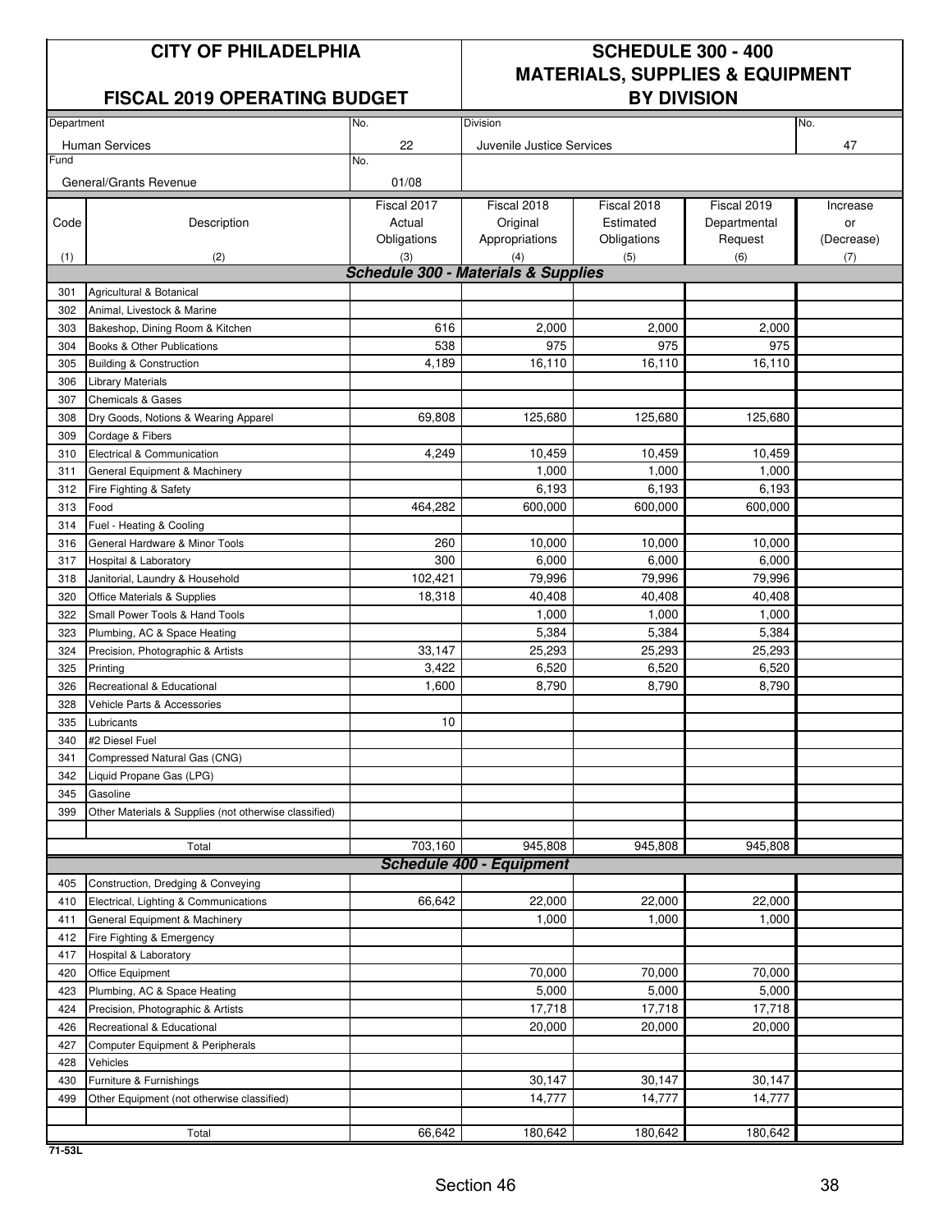# CITY OF PHILADELPHIA

## FISCAL 2019 OPERATING BUDGET

## SCHEDULE 300 - 400 MATERIALS, SUPPLIES & EQUIPMENT BY DIVISION

| Department | No. | Division | No. |
|---|---|---|---|
| Human Services | 22 | Juvenile Justice Services | 47 |
| **Fund** | **No.** | | |
| General/Grants Revenue | 01/08 | | |

| Code (1) | Description (2) | Fiscal 2017 Actual Obligations (3) | Fiscal 2018 Original Appropriations (4) | Fiscal 2018 Estimated Obligations (5) | Fiscal 2019 Departmental Request (6) | Increase or (Decrease) (7) |
|---|---|---|---|---|---|---|
| | ***Schedule 300 - Materials & Supplies*** | | | | | |
| 301 | Agricultural & Botanical | | | | | |
| 302 | Animal, Livestock & Marine | | | | | |
| 303 | Bakeshop, Dining Room & Kitchen | 616 | 2,000 | 2,000 | 2,000 | |
| 304 | Books & Other Publications | 538 | 975 | 975 | 975 | |
| 305 | Building & Construction | 4,189 | 16,110 | 16,110 | 16,110 | |
| 306 | Library Materials | | | | | |
| 307 | Chemicals & Gases | | | | | |
| 308 | Dry Goods, Notions & Wearing Apparel | 69,808 | 125,680 | 125,680 | 125,680 | |
| 309 | Cordage & Fibers | | | | | |
| 310 | Electrical & Communication | 4,249 | 10,459 | 10,459 | 10,459 | |
| 311 | General Equipment & Machinery | | 1,000 | 1,000 | 1,000 | |
| 312 | Fire Fighting & Safety | | 6,193 | 6,193 | 6,193 | |
| 313 | Food | 464,282 | 600,000 | 600,000 | 600,000 | |
| 314 | Fuel - Heating & Cooling | | | | | |
| 316 | General Hardware & Minor Tools | 260 | 10,000 | 10,000 | 10,000 | |
| 317 | Hospital & Laboratory | 300 | 6,000 | 6,000 | 6,000 | |
| 318 | Janitorial, Laundry & Household | 102,421 | 79,996 | 79,996 | 79,996 | |
| 320 | Office Materials & Supplies | 18,318 | 40,408 | 40,408 | 40,408 | |
| 322 | Small Power Tools & Hand Tools | | 1,000 | 1,000 | 1,000 | |
| 323 | Plumbing, AC & Space Heating | | 5,384 | 5,384 | 5,384 | |
| 324 | Precision, Photographic & Artists | 33,147 | 25,293 | 25,293 | 25,293 | |
| 325 | Printing | 3,422 | 6,520 | 6,520 | 6,520 | |
| 326 | Recreational & Educational | 1,600 | 8,790 | 8,790 | 8,790 | |
| 328 | Vehicle Parts & Accessories | | | | | |
| 335 | Lubricants | 10 | | | | |
| 340 | #2 Diesel Fuel | | | | | |
| 341 | Compressed Natural Gas (CNG) | | | | | |
| 342 | Liquid Propane Gas (LPG) | | | | | |
| 345 | Gasoline | | | | | |
| 399 | Other Materials & Supplies (not otherwise classified) | | | | | |
| | Total | 703,160 | 945,808 | 945,808 | 945,808 | |
| | ***Schedule 400 - Equipment*** | | | | | |
| 405 | Construction, Dredging & Conveying | | | | | |
| 410 | Electrical, Lighting & Communications | 66,642 | 22,000 | 22,000 | 22,000 | |
| 411 | General Equipment & Machinery | | 1,000 | 1,000 | 1,000 | |
| 412 | Fire Fighting & Emergency | | | | | |
| 417 | Hospital & Laboratory | | | | | |
| 420 | Office Equipment | | 70,000 | 70,000 | 70,000 | |
| 423 | Plumbing, AC & Space Heating | | 5,000 | 5,000 | 5,000 | |
| 424 | Precision, Photographic & Artists | | 17,718 | 17,718 | 17,718 | |
| 426 | Recreational & Educational | | 20,000 | 20,000 | 20,000 | |
| 427 | Computer Equipment & Peripherals | | | | | |
| 428 | Vehicles | | | | | |
| 430 | Furniture & Furnishings | | 30,147 | 30,147 | 30,147 | |
| 499 | Other Equipment (not otherwise classified) | | 14,777 | 14,777 | 14,777 | |
| | Total | 66,642 | 180,642 | 180,642 | 180,642 | |

71-53L

Section 46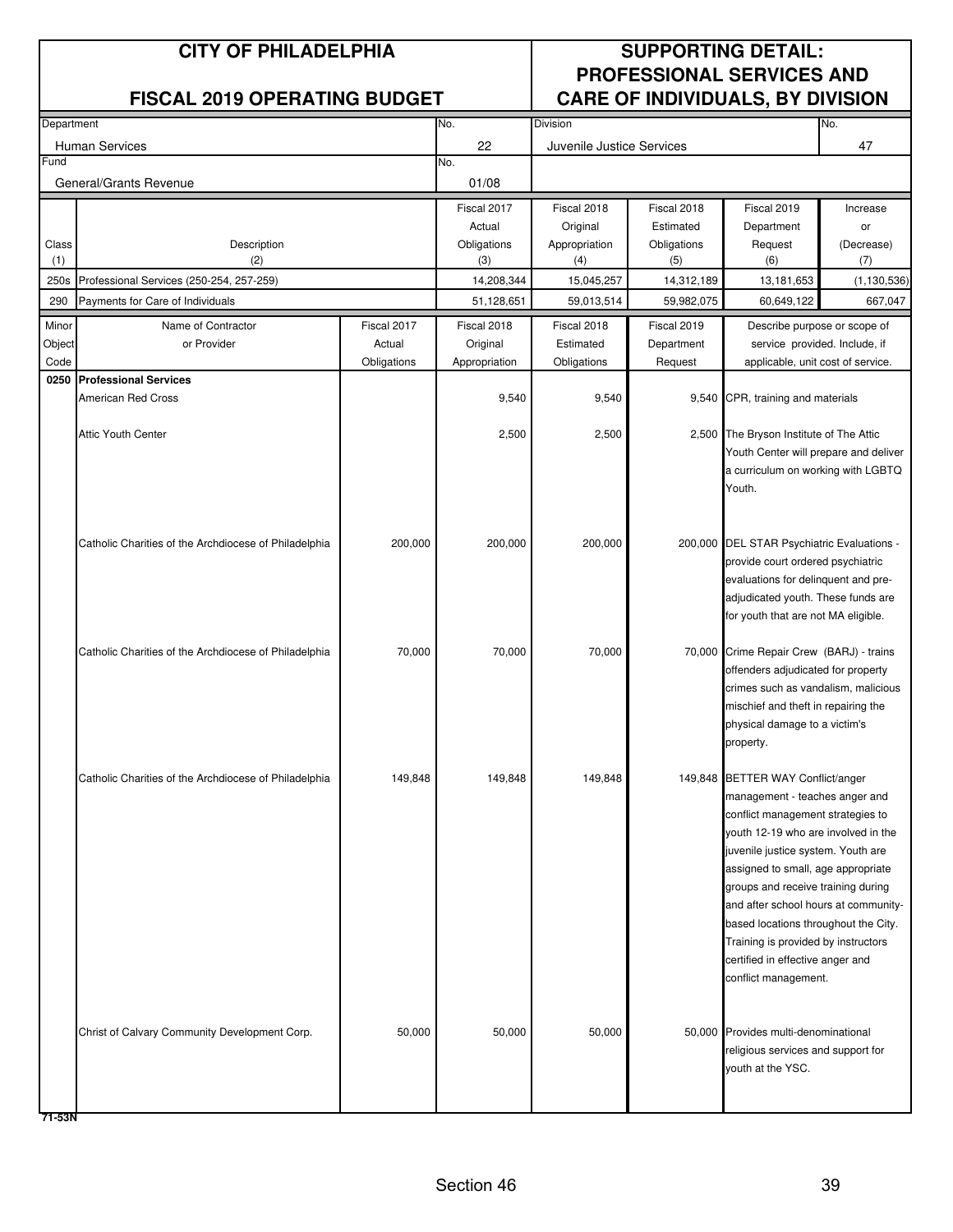# CITY OF PHILADELPHIA

## FISCAL 2019 OPERATING BUDGET

## SUPPORTING DETAIL: PROFESSIONAL SERVICES AND CARE OF INDIVIDUALS, BY DIVISION

| Department | No. | Division | No. |
|---|---|---|---|
| Human Services | 22 | Juvenile Justice Services | 47 |
| **Fund** | **No.** | | |
| General/Grants Revenue | 01/08 | | |

| Class (1) | Description (2) | Fiscal 2017 Actual Obligations (3) | Fiscal 2018 Original Appropriation (4) | Fiscal 2018 Estimated Obligations (5) | Fiscal 2019 Department Request (6) | Increase or (Decrease) (7) |
|---|---|---|---|---|---|---|
| 250s | Professional Services (250-254, 257-259) | 14,208,344 | 15,045,257 | 14,312,189 | 13,181,653 | (1,130,536) |
| 290 | Payments for Care of Individuals | 51,128,651 | 59,013,514 | 59,982,075 | 60,649,122 | 667,047 |

| Minor Object Code | Name of Contractor or Provider | Fiscal 2017 Actual Obligations | Fiscal 2018 Original Appropriation | Fiscal 2018 Estimated Obligations | Fiscal 2019 Department Request | Describe purpose or scope of service provided. Include, if applicable, unit cost of service. |
|---|---|---|---|---|---|---|
| **0250** | **Professional Services** | | | | | |
| | American Red Cross | | 9,540 | 9,540 | 9,540 | CPR, training and materials |
| | Attic Youth Center | | 2,500 | 2,500 | 2,500 | The Bryson Institute of The Attic Youth Center will prepare and deliver a curriculum on working with LGBTQ Youth. |
| | Catholic Charities of the Archdiocese of Philadelphia | 200,000 | 200,000 | 200,000 | 200,000 | DEL STAR Psychiatric Evaluations - provide court ordered psychiatric evaluations for delinquent and pre-adjudicated youth. These funds are for youth that are not MA eligible. |
| | Catholic Charities of the Archdiocese of Philadelphia | 70,000 | 70,000 | 70,000 | 70,000 | Crime Repair Crew (BARJ) - trains offenders adjudicated for property crimes such as vandalism, malicious mischief and theft in repairing the physical damage to a victim's property. |
| | Catholic Charities of the Archdiocese of Philadelphia | 149,848 | 149,848 | 149,848 | 149,848 | BETTER WAY Conflict/anger management - teaches anger and conflict management strategies to youth 12-19 who are involved in the juvenile justice system. Youth are assigned to small, age appropriate groups and receive training during and after school hours at community-based locations throughout the City. Training is provided by instructors certified in effective anger and conflict management. |
| | Christ of Calvary Community Development Corp. | 50,000 | 50,000 | 50,000 | 50,000 | Provides multi-denominational religious services and support for youth at the YSC. |

71-53N

Section 46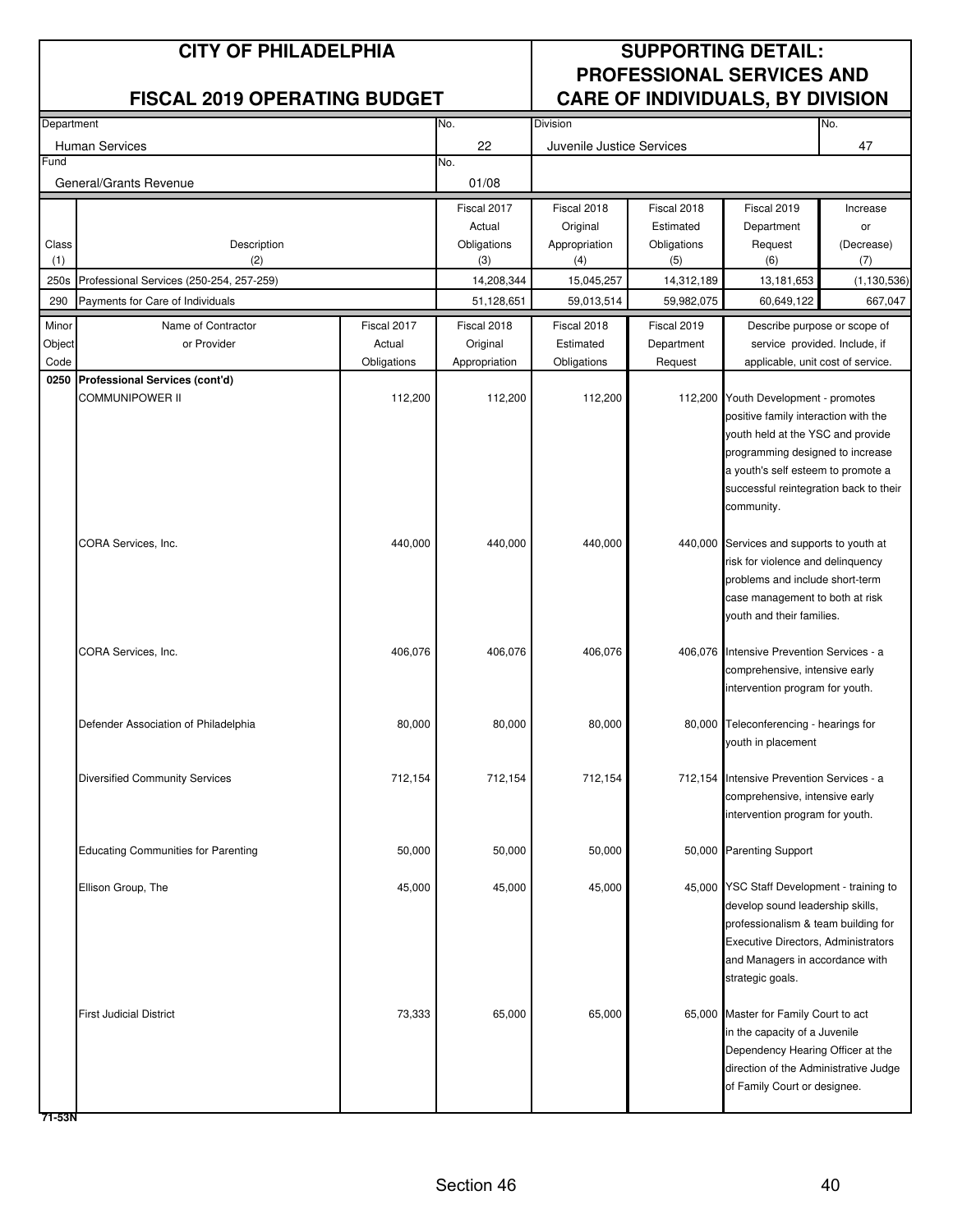# CITY OF PHILADELPHIA

## FISCAL 2019 OPERATING BUDGET

## SUPPORTING DETAIL: PROFESSIONAL SERVICES AND CARE OF INDIVIDUALS, BY DIVISION

| Department | No. | Division | No. |
|---|---|---|---|
| Human Services | 22 | Juvenile Justice Services | 47 |
| **Fund** | **No.** | | |
| General/Grants Revenue | 01/08 | | |

| Class (1) | Description (2) | Fiscal 2017 Actual Obligations (3) | Fiscal 2018 Original Appropriation (4) | Fiscal 2018 Estimated Obligations (5) | Fiscal 2019 Department Request (6) | Increase or (Decrease) (7) |
|---|---|---|---|---|---|---|
| 250s | Professional Services (250-254, 257-259) | 14,208,344 | 15,045,257 | 14,312,189 | 13,181,653 | (1,130,536) |
| 290 | Payments for Care of Individuals | 51,128,651 | 59,013,514 | 59,982,075 | 60,649,122 | 667,047 |

| Minor Object Code | Name of Contractor or Provider | Fiscal 2017 Actual Obligations | Fiscal 2018 Original Appropriation | Fiscal 2018 Estimated Obligations | Fiscal 2019 Department Request | Describe purpose or scope of service provided. Include, if applicable, unit cost of service. |
|---|---|---|---|---|---|---|
| **0250** | **Professional Services (cont'd)** | | | | | |
| | COMMUNIPOWER II | 112,200 | 112,200 | 112,200 | 112,200 | Youth Development - promotes positive family interaction with the youth held at the YSC and provide programming designed to increase a youth's self esteem to promote a successful reintegration back to their community. |
| | CORA Services, Inc. | 440,000 | 440,000 | 440,000 | 440,000 | Services and supports to youth at risk for violence and delinquency problems and include short-term case management to both at risk youth and their families. |
| | CORA Services, Inc. | 406,076 | 406,076 | 406,076 | 406,076 | Intensive Prevention Services - a comprehensive, intensive early intervention program for youth. |
| | Defender Association of Philadelphia | 80,000 | 80,000 | 80,000 | 80,000 | Teleconferencing - hearings for youth in placement |
| | Diversified Community Services | 712,154 | 712,154 | 712,154 | 712,154 | Intensive Prevention Services - a comprehensive, intensive early intervention program for youth. |
| | Educating Communities for Parenting | 50,000 | 50,000 | 50,000 | 50,000 | Parenting Support |
| | Ellison Group, The | 45,000 | 45,000 | 45,000 | 45,000 | YSC Staff Development - training to develop sound leadership skills, professionalism & team building for Executive Directors, Administrators and Managers in accordance with strategic goals. |
| | First Judicial District | 73,333 | 65,000 | 65,000 | 65,000 | Master for Family Court to act in the capacity of a Juvenile Dependency Hearing Officer at the direction of the Administrative Judge of Family Court or designee. |

71-53N

Section 46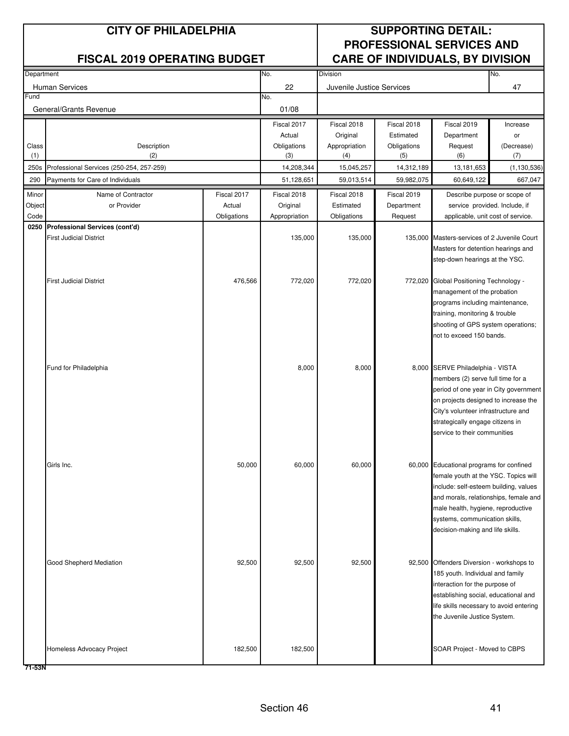## CITY OF PHILADELPHIA

## FISCAL 2019 OPERATING BUDGET

## SUPPORTING DETAIL: PROFESSIONAL SERVICES AND CARE OF INDIVIDUALS, BY DIVISION

| Department | No. | Division | No. |
|---|---|---|---|
| Human Services | 22 | Juvenile Justice Services | 47 |
| **Fund** | **No.** | | |
| General/Grants Revenue | 01/08 | | |

| Class (1) | Description (2) | Fiscal 2017 Actual Obligations (3) | Fiscal 2018 Original Appropriation (4) | Fiscal 2018 Estimated Obligations (5) | Fiscal 2019 Department Request (6) | Increase or (Decrease) (7) |
|---|---|---|---|---|---|---|
| 250s | Professional Services (250-254, 257-259) | 14,208,344 | 15,045,257 | 14,312,189 | 13,181,653 | (1,130,536) |
| 290 | Payments for Care of Individuals | 51,128,651 | 59,013,514 | 59,982,075 | 60,649,122 | 667,047 |

| Minor Object Code | Name of Contractor or Provider | Fiscal 2017 Actual Obligations | Fiscal 2018 Original Appropriation | Fiscal 2018 Estimated Obligations | Fiscal 2019 Department Request | Describe purpose or scope of service provided. Include, if applicable, unit cost of service. |
|---|---|---|---|---|---|---|
| 0250 | **Professional Services (cont'd)** | | | | | |
| | First Judicial District | | 135,000 | 135,000 | 135,000 | Masters-services of 2 Juvenile Court Masters for detention hearings and step-down hearings at the YSC. |
| | First Judicial District | 476,566 | 772,020 | 772,020 | 772,020 | Global Positioning Technology - management of the probation programs including maintenance, training, monitoring & trouble shooting of GPS system operations; not to exceed 150 bands. |
| | Fund for Philadelphia | | 8,000 | 8,000 | 8,000 | SERVE Philadelphia - VISTA members (2) serve full time for a period of one year in City government on projects designed to increase the City's volunteer infrastructure and strategically engage citizens in service to their communities |
| | Girls Inc. | 50,000 | 60,000 | 60,000 | 60,000 | Educational programs for confined female youth at the YSC. Topics will include: self-esteem building, values and morals, relationships, female and male health, hygiene, reproductive systems, communication skills, decision-making and life skills. |
| | Good Shepherd Mediation | 92,500 | 92,500 | 92,500 | 92,500 | Offenders Diversion - workshops to 185 youth. Individual and family interaction for the purpose of establishing social, educational and life skills necessary to avoid entering the Juvenile Justice System. |
| | Homeless Advocacy Project | 182,500 | 182,500 | | | SOAR Project - Moved to CBPS |

71-53N

Section 46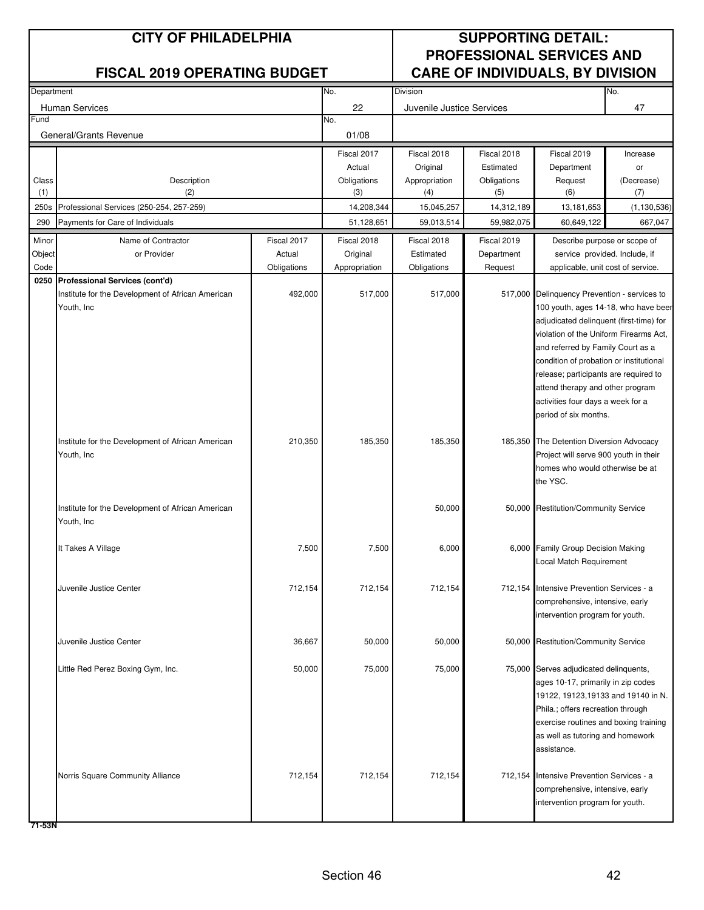# CITY OF PHILADELPHIA

## FISCAL 2019 OPERATING BUDGET

## SUPPORTING DETAIL: PROFESSIONAL SERVICES AND CARE OF INDIVIDUALS, BY DIVISION

| Department | No. | Division | No. |
|---|---|---|---|
| Human Services | 22 | Juvenile Justice Services | 47 |
| **Fund** | **No.** | | |
| General/Grants Revenue | 01/08 | | |

| Class (1) | Description (2) | Fiscal 2017 Actual Obligations (3) | Fiscal 2018 Original Appropriation (4) | Fiscal 2018 Estimated Obligations (5) | Fiscal 2019 Department Request (6) | Increase or (Decrease) (7) |
|---|---|---|---|---|---|---|
| 250s | Professional Services (250-254, 257-259) | 14,208,344 | 15,045,257 | 14,312,189 | 13,181,653 | (1,130,536) |
| 290 | Payments for Care of Individuals | 51,128,651 | 59,013,514 | 59,982,075 | 60,649,122 | 667,047 |

| Minor Object Code | Name of Contractor or Provider | Fiscal 2017 Actual Obligations | Fiscal 2018 Original Appropriation | Fiscal 2018 Estimated Obligations | Fiscal 2019 Department Request | Describe purpose or scope of service provided. Include, if applicable, unit cost of service. |
|---|---|---|---|---|---|---|
| 0250 | **Professional Services (cont'd)** | | | | | |
| | Institute for the Development of African American Youth, Inc | 492,000 | 517,000 | 517,000 | 517,000 | Delinquency Prevention - services to 100 youth, ages 14-18, who have been adjudicated delinquent (first-time) for violation of the Uniform Firearms Act, and referred by Family Court as a condition of probation or institutional release; participants are required to attend therapy and other program activities four days a week for a period of six months. |
| | Institute for the Development of African American Youth, Inc | 210,350 | 185,350 | 185,350 | 185,350 | The Detention Diversion Advocacy Project will serve 900 youth in their homes who would otherwise be at the YSC. |
| | Institute for the Development of African American Youth, Inc | | | 50,000 | 50,000 | Restitution/Community Service |
| | It Takes A Village | 7,500 | 7,500 | 6,000 | 6,000 | Family Group Decision Making Local Match Requirement |
| | Juvenile Justice Center | 712,154 | 712,154 | 712,154 | 712,154 | Intensive Prevention Services - a comprehensive, intensive, early intervention program for youth. |
| | Juvenile Justice Center | 36,667 | 50,000 | 50,000 | 50,000 | Restitution/Community Service |
| | Little Red Perez Boxing Gym, Inc. | 50,000 | 75,000 | 75,000 | 75,000 | Serves adjudicated delinquents, ages 10-17, primarily in zip codes 19122, 19123,19133 and 19140 in N. Phila.; offers recreation through exercise routines and boxing training as well as tutoring and homework assistance. |
| | Norris Square Community Alliance | 712,154 | 712,154 | 712,154 | 712,154 | Intensive Prevention Services - a comprehensive, intensive, early intervention program for youth. |

71-53N

Section 46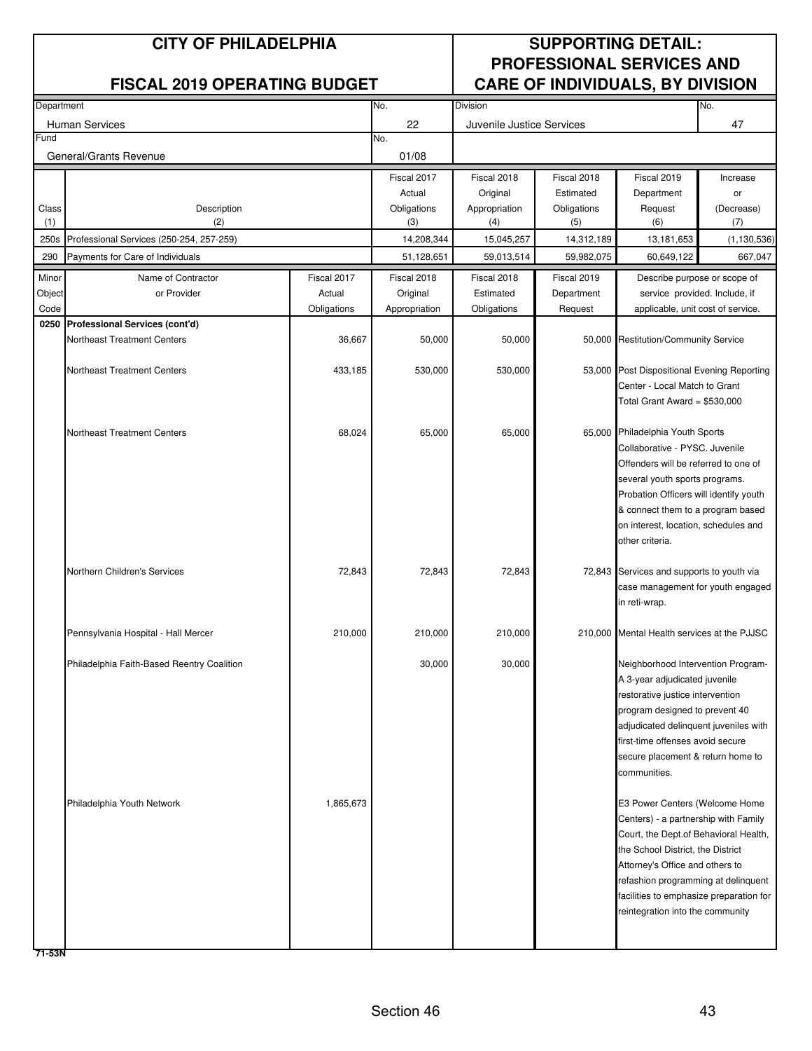# CITY OF PHILADELPHIA

## FISCAL 2019 OPERATING BUDGET

## SUPPORTING DETAIL: PROFESSIONAL SERVICES AND CARE OF INDIVIDUALS, BY DIVISION

| Department | No. | Division | No. |
|---|---|---|---|
| Human Services | 22 | Juvenile Justice Services | 47 |
| **Fund** | **No.** | | |
| General/Grants Revenue | 01/08 | | |

| Class (1) | Description (2) | Fiscal 2017 Actual Obligations (3) | Fiscal 2018 Original Appropriation (4) | Fiscal 2018 Estimated Obligations (5) | Fiscal 2019 Department Request (6) | Increase or (Decrease) (7) |
|---|---|---|---|---|---|---|
| 250s | Professional Services (250-254, 257-259) | 14,208,344 | 15,045,257 | 14,312,189 | 13,181,653 | (1,130,536) |
| 290 | Payments for Care of Individuals | 51,128,651 | 59,013,514 | 59,982,075 | 60,649,122 | 667,047 |

| Minor Object Code | Name of Contractor or Provider | Fiscal 2017 Actual Obligations | Fiscal 2018 Original Appropriation | Fiscal 2018 Estimated Obligations | Fiscal 2019 Department Request | Describe purpose or scope of service provided. Include, if applicable, unit cost of service. |
|---|---|---|---|---|---|---|
| **0250** | **Professional Services (cont'd)** | | | | | |
| | Northeast Treatment Centers | 36,667 | 50,000 | 50,000 | 50,000 | Restitution/Community Service |
| | Northeast Treatment Centers | 433,185 | 530,000 | 530,000 | 53,000 | Post Dispositional Evening Reporting Center - Local Match to Grant Total Grant Award = $530,000 |
| | Northeast Treatment Centers | 68,024 | 65,000 | 65,000 | 65,000 | Philadelphia Youth Sports Collaborative - PYSC. Juvenile Offenders will be referred to one of several youth sports programs. Probation Officers will identify youth & connect them to a program based on interest, location, schedules and other criteria. |
| | Northern Children's Services | 72,843 | 72,843 | 72,843 | 72,843 | Services and supports to youth via case management for youth engaged in reti-wrap. |
| | Pennsylvania Hospital - Hall Mercer | 210,000 | 210,000 | 210,000 | 210,000 | Mental Health services at the PJJSC |
| | Philadelphia Faith-Based Reentry Coalition | | 30,000 | 30,000 | | Neighborhood Intervention Program- A 3-year adjudicated juvenile restorative justice intervention program designed to prevent 40 adjudicated delinquent juveniles with first-time offenses avoid secure secure placement & return home to communities. |
| | Philadelphia Youth Network | 1,865,673 | | | | E3 Power Centers (Welcome Home Centers) - a partnership with Family Court, the Dept.of Behavioral Health, the School District, the District Attorney's Office and others to refashion programming at delinquent facilities to emphasize preparation for reintegration into the community |

71-53N

Section 46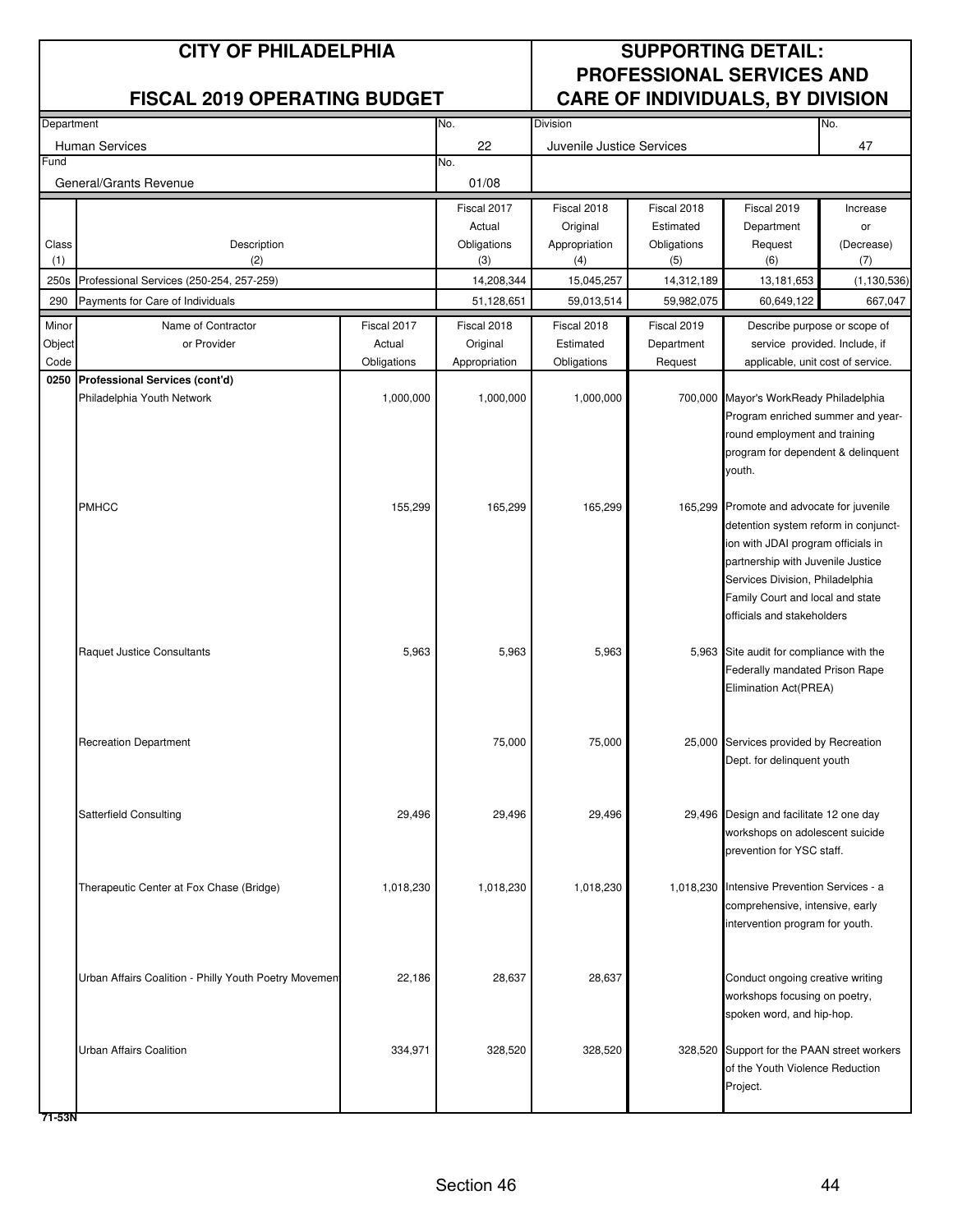# CITY OF PHILADELPHIA

## FISCAL 2019 OPERATING BUDGET

## SUPPORTING DETAIL: PROFESSIONAL SERVICES AND CARE OF INDIVIDUALS, BY DIVISION

| Department | No. | Division | No. |
|---|---|---|---|
| Human Services | 22 | Juvenile Justice Services | 47 |
| **Fund** | **No.** | | |
| General/Grants Revenue | 01/08 | | |

| Class (1) | Description (2) | Fiscal 2017 Actual Obligations (3) | Fiscal 2018 Original Appropriation (4) | Fiscal 2018 Estimated Obligations (5) | Fiscal 2019 Department Request (6) | Increase or (Decrease) (7) |
|---|---|---|---|---|---|---|
| 250s | Professional Services (250-254, 257-259) | 14,208,344 | 15,045,257 | 14,312,189 | 13,181,653 | (1,130,536) |
| 290 | Payments for Care of Individuals | 51,128,651 | 59,013,514 | 59,982,075 | 60,649,122 | 667,047 |

| Minor Object Code | Name of Contractor or Provider | Fiscal 2017 Actual Obligations | Fiscal 2018 Original Appropriation | Fiscal 2018 Estimated Obligations | Fiscal 2019 Department Request | Describe purpose or scope of service provided. Include, if applicable, unit cost of service. |
|---|---|---|---|---|---|---|
| **0250** | **Professional Services (cont'd)** | | | | | |
| | Philadelphia Youth Network | 1,000,000 | 1,000,000 | 1,000,000 | 700,000 | Mayor's WorkReady Philadelphia Program enriched summer and year-round employment and training program for dependent & delinquent youth. |
| | PMHCC | 155,299 | 165,299 | 165,299 | 165,299 | Promote and advocate for juvenile detention system reform in conjunction with JDAI program officials in partnership with Juvenile Justice Services Division, Philadelphia Family Court and local and state officials and stakeholders |
| | Raquet Justice Consultants | 5,963 | 5,963 | 5,963 | 5,963 | Site audit for compliance with the Federally mandated Prison Rape Elimination Act(PREA) |
| | Recreation Department | | 75,000 | 75,000 | 25,000 | Services provided by Recreation Dept. for delinquent youth |
| | Satterfield Consulting | 29,496 | 29,496 | 29,496 | 29,496 | Design and facilitate 12 one day workshops on adolescent suicide prevention for YSC staff. |
| | Therapeutic Center at Fox Chase (Bridge) | 1,018,230 | 1,018,230 | 1,018,230 | 1,018,230 | Intensive Prevention Services - a comprehensive, intensive, early intervention program for youth. |
| | Urban Affairs Coalition - Philly Youth Poetry Movement | 22,186 | 28,637 | 28,637 | | Conduct ongoing creative writing workshops focusing on poetry, spoken word, and hip-hop. |
| | Urban Affairs Coalition | 334,971 | 328,520 | 328,520 | 328,520 | Support for the PAAN street workers of the Youth Violence Reduction Project. |

71-53N

Section 46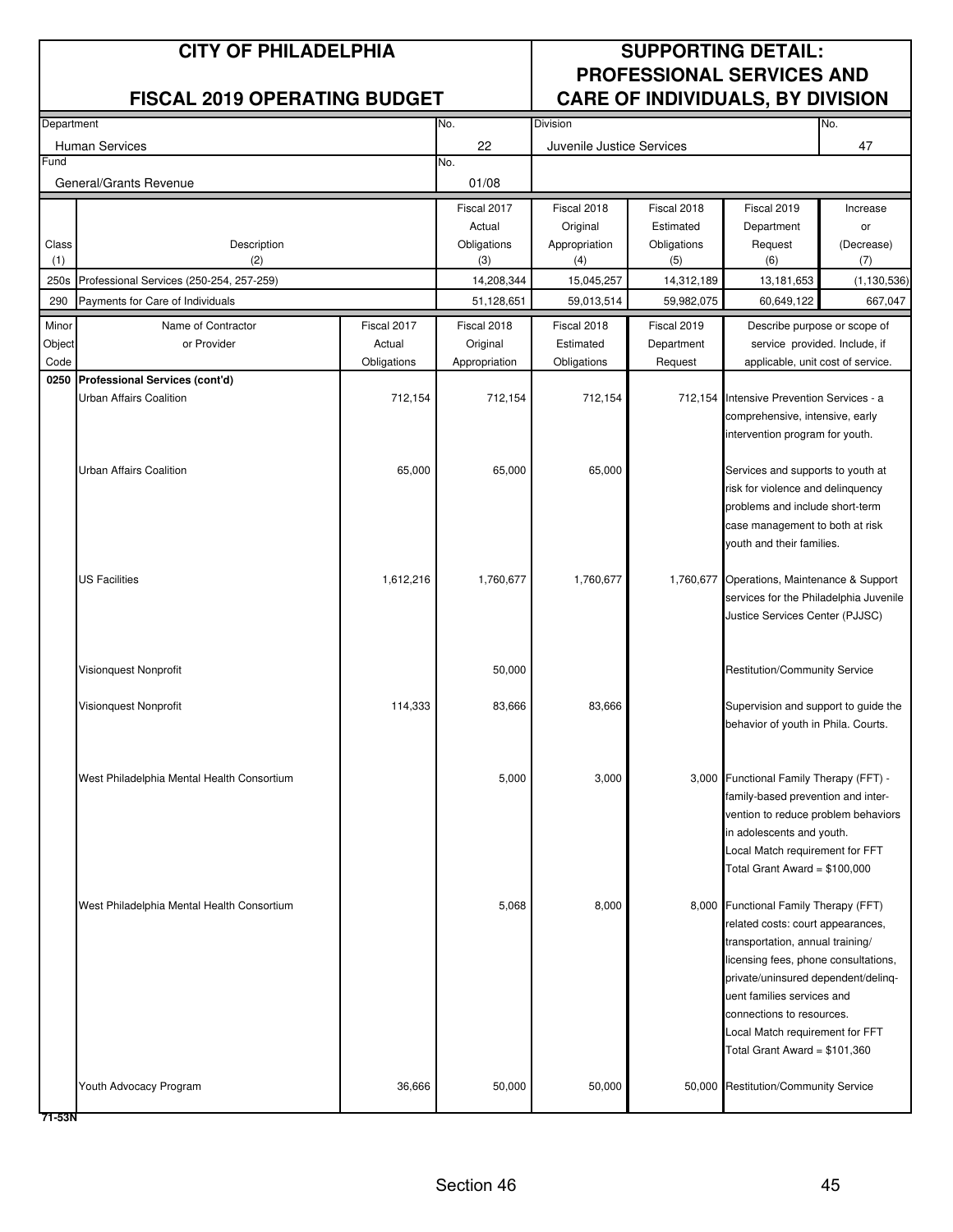# CITY OF PHILADELPHIA

## FISCAL 2019 OPERATING BUDGET

## SUPPORTING DETAIL: PROFESSIONAL SERVICES AND CARE OF INDIVIDUALS, BY DIVISION

| Department | No. | Division | No. |
|---|---|---|---|
| Human Services | 22 | Juvenile Justice Services | 47 |
| **Fund** | **No.** | | |
| General/Grants Revenue | 01/08 | | |

| Class (1) | Description (2) | Fiscal 2017 Actual Obligations (3) | Fiscal 2018 Original Appropriation (4) | Fiscal 2018 Estimated Obligations (5) | Fiscal 2019 Department Request (6) | Increase or (Decrease) (7) |
|---|---|---|---|---|---|---|
| 250s | Professional Services (250-254, 257-259) | 14,208,344 | 15,045,257 | 14,312,189 | 13,181,653 | (1,130,536) |
| 290 | Payments for Care of Individuals | 51,128,651 | 59,013,514 | 59,982,075 | 60,649,122 | 667,047 |

| Minor Object Code | Name of Contractor or Provider | Fiscal 2017 Actual Obligations | Fiscal 2018 Original Appropriation | Fiscal 2018 Estimated Obligations | Fiscal 2019 Department Request | Describe purpose or scope of service provided. Include, if applicable, unit cost of service. |
|---|---|---|---|---|---|---|
| **0250** | **Professional Services (cont'd)** | | | | | |
| | Urban Affairs Coalition | 712,154 | 712,154 | 712,154 | 712,154 | Intensive Prevention Services - a comprehensive, intensive, early intervention program for youth. |
| | Urban Affairs Coalition | 65,000 | 65,000 | 65,000 | | Services and supports to youth at risk for violence and delinquency problems and include short-term case management to both at risk youth and their families. |
| | US Facilities | 1,612,216 | 1,760,677 | 1,760,677 | 1,760,677 | Operations, Maintenance & Support services for the Philadelphia Juvenile Justice Services Center (PJJSC) |
| | Visionquest Nonprofit | | 50,000 | | | Restitution/Community Service |
| | Visionquest Nonprofit | 114,333 | 83,666 | 83,666 | | Supervision and support to guide the behavior of youth in Phila. Courts. |
| | West Philadelphia Mental Health Consortium | | 5,000 | 3,000 | 3,000 | Functional Family Therapy (FFT) - family-based prevention and intervention to reduce problem behaviors in adolescents and youth. Local Match requirement for FFT Total Grant Award = $100,000 |
| | West Philadelphia Mental Health Consortium | | 5,068 | 8,000 | 8,000 | Functional Family Therapy (FFT) related costs: court appearances, transportation, annual training/ licensing fees, phone consultations, private/uninsured dependent/delinquent families services and connections to resources. Local Match requirement for FFT Total Grant Award = $101,360 |
| | Youth Advocacy Program | 36,666 | 50,000 | 50,000 | 50,000 | Restitution/Community Service |

71-53N

Section 46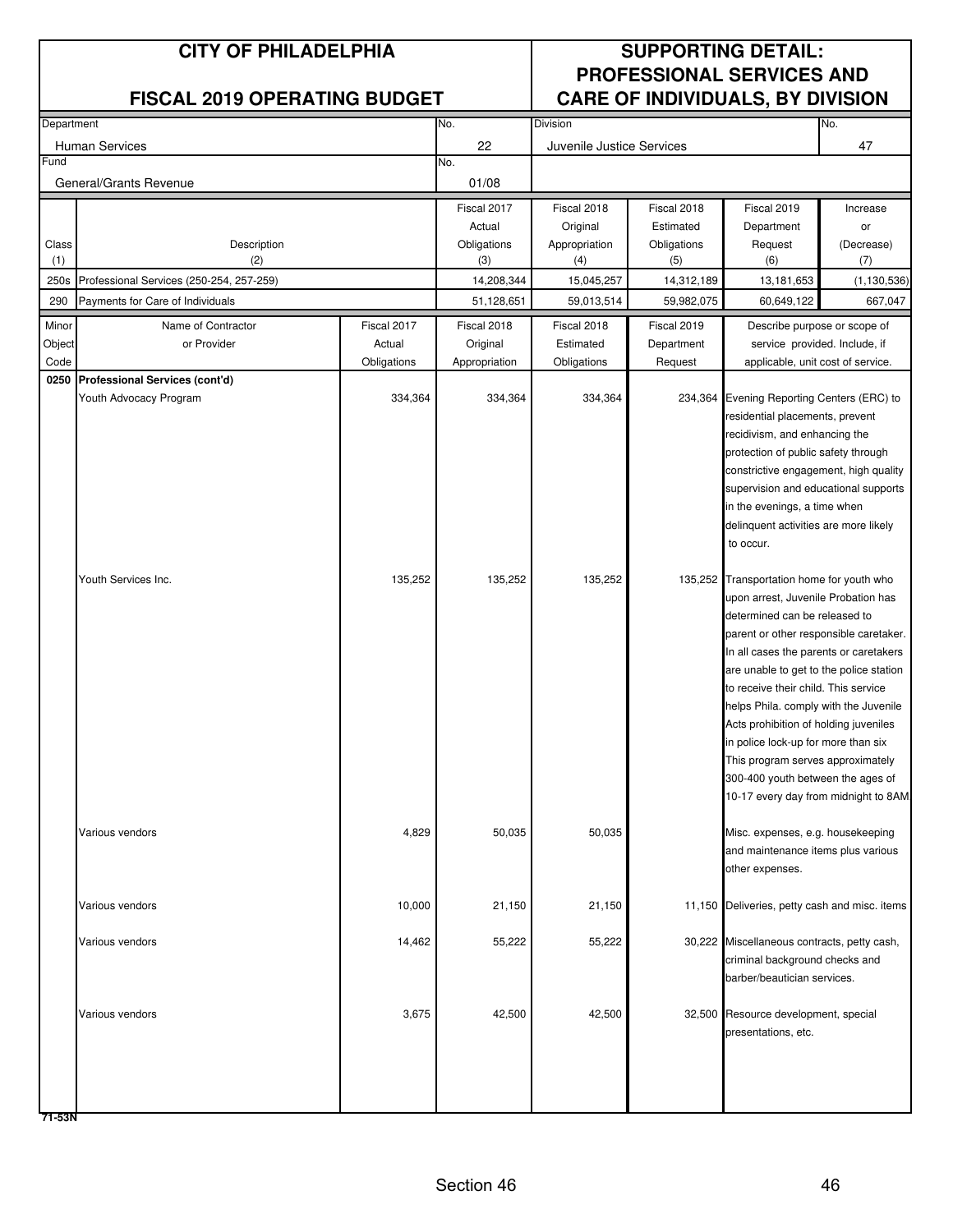# CITY OF PHILADELPHIA

## FISCAL 2019 OPERATING BUDGET

## SUPPORTING DETAIL: PROFESSIONAL SERVICES AND CARE OF INDIVIDUALS, BY DIVISION

| Department | No. | Division | No. |
|---|---|---|---|
| Human Services | 22 | Juvenile Justice Services | 47 |
| **Fund** | **No.** | | |
| General/Grants Revenue | 01/08 | | |

| Class (1) | Description (2) | Fiscal 2017 Actual Obligations (3) | Fiscal 2018 Original Appropriation (4) | Fiscal 2018 Estimated Obligations (5) | Fiscal 2019 Department Request (6) | Increase or (Decrease) (7) |
|---|---|---|---|---|---|---|
| 250s | Professional Services (250-254, 257-259) | 14,208,344 | 15,045,257 | 14,312,189 | 13,181,653 | (1,130,536) |
| 290 | Payments for Care of Individuals | 51,128,651 | 59,013,514 | 59,982,075 | 60,649,122 | 667,047 |

| Minor Object Code | Name of Contractor or Provider | Fiscal 2017 Actual Obligations | Fiscal 2018 Original Appropriation | Fiscal 2018 Estimated Obligations | Fiscal 2019 Department Request | Describe purpose or scope of service provided. Include, if applicable, unit cost of service. |
|---|---|---|---|---|---|---|
| **0250** | **Professional Services (cont'd)** | | | | | |
| | Youth Advocacy Program | 334,364 | 334,364 | 334,364 | 234,364 | Evening Reporting Centers (ERC) to residential placements, prevent recidivism, and enhancing the protection of public safety through constrictive engagement, high quality supervision and educational supports in the evenings, a time when delinquent activities are more likely to occur. |
| | Youth Services Inc. | 135,252 | 135,252 | 135,252 | 135,252 | Transportation home for youth who upon arrest, Juvenile Probation has determined can be released to parent or other responsible caretaker. In all cases the parents or caretakers are unable to get to the police station to receive their child. This service helps Phila. comply with the Juvenile Acts prohibition of holding juveniles in police lock-up for more than six This program serves approximately 300-400 youth between the ages of 10-17 every day from midnight to 8AM. |
| | Various vendors | 4,829 | 50,035 | 50,035 | | Misc. expenses, e.g. housekeeping and maintenance items plus various other expenses. |
| | Various vendors | 10,000 | 21,150 | 21,150 | 11,150 | Deliveries, petty cash and misc. items |
| | Various vendors | 14,462 | 55,222 | 55,222 | 30,222 | Miscellaneous contracts, petty cash, criminal background checks and barber/beautician services. |
| | Various vendors | 3,675 | 42,500 | 42,500 | 32,500 | Resource development, special presentations, etc. |

71-53N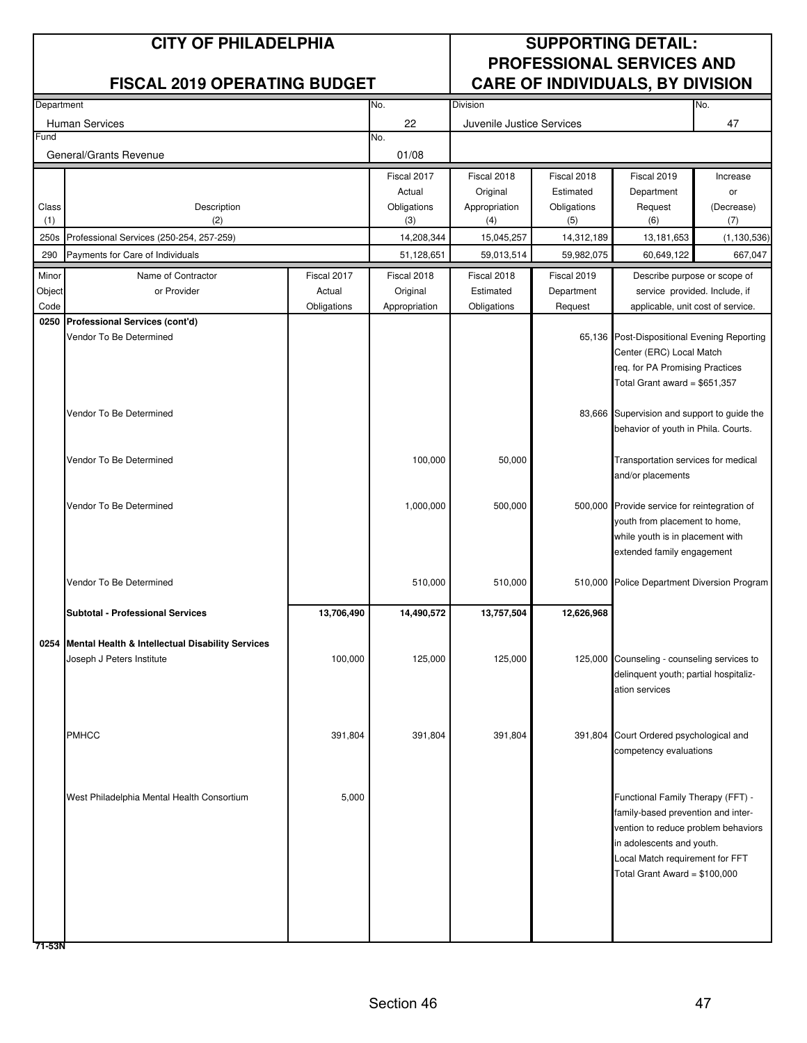# CITY OF PHILADELPHIA

## FISCAL 2019 OPERATING BUDGET

## SUPPORTING DETAIL: PROFESSIONAL SERVICES AND CARE OF INDIVIDUALS, BY DIVISION

| Department | No. | Division | No. |
|---|---|---|---|
| Human Services | 22 | Juvenile Justice Services | 47 |
| **Fund** | **No.** | | |
| General/Grants Revenue | 01/08 | | |

| Class (1) | Description (2) | Fiscal 2017 Actual Obligations (3) | Fiscal 2018 Original Appropriation (4) | Fiscal 2018 Estimated Obligations (5) | Fiscal 2019 Department Request (6) | Increase or (Decrease) (7) |
|---|---|---|---|---|---|---|
| 250s | Professional Services (250-254, 257-259) | 14,208,344 | 15,045,257 | 14,312,189 | 13,181,653 | (1,130,536) |
| 290 | Payments for Care of Individuals | 51,128,651 | 59,013,514 | 59,982,075 | 60,649,122 | 667,047 |

| Minor Object Code | Name of Contractor or Provider | Fiscal 2017 Actual Obligations | Fiscal 2018 Original Appropriation | Fiscal 2018 Estimated Obligations | Fiscal 2019 Department Request | Describe purpose or scope of service provided. Include, if applicable, unit cost of service. |
|---|---|---|---|---|---|---|
| 0250 | **Professional Services (cont'd)** | | | | | |
| | Vendor To Be Determined | | | | 65,136 | Post-Dispositional Evening Reporting Center (ERC) Local Match req. for PA Promising Practices Total Grant award = $651,357 |
| | Vendor To Be Determined | | | | 83,666 | Supervision and support to guide the behavior of youth in Phila. Courts. |
| | Vendor To Be Determined | | 100,000 | 50,000 | | Transportation services for medical and/or placements |
| | Vendor To Be Determined | | 1,000,000 | 500,000 | 500,000 | Provide service for reintegration of youth from placement to home, while youth is in placement with extended family engagement |
| | Vendor To Be Determined | | 510,000 | 510,000 | 510,000 | Police Department Diversion Program |
| | **Subtotal - Professional Services** | **13,706,490** | **14,490,572** | **13,757,504** | **12,626,968** | |
| 0254 | **Mental Health & Intellectual Disability Services** | | | | | |
| | Joseph J Peters Institute | 100,000 | 125,000 | 125,000 | 125,000 | Counseling - counseling services to delinquent youth; partial hospitalization services |
| | PMHCC | 391,804 | 391,804 | 391,804 | 391,804 | Court Ordered psychological and competency evaluations |
| | West Philadelphia Mental Health Consortium | 5,000 | | | | Functional Family Therapy (FFT) - family-based prevention and intervention to reduce problem behaviors in adolescents and youth. Local Match requirement for FFT Total Grant Award = $100,000 |

71-53N

Section 46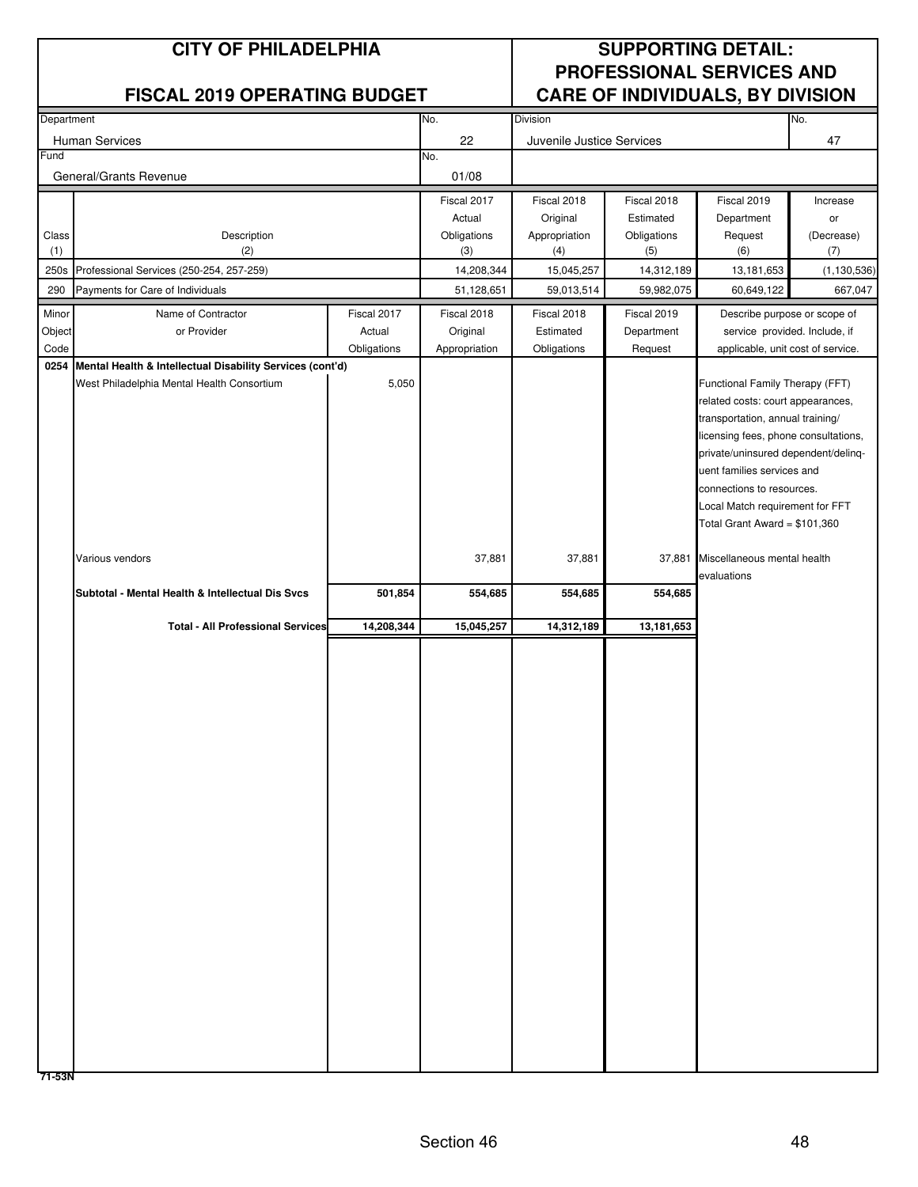# CITY OF PHILADELPHIA

## FISCAL 2019 OPERATING BUDGET

## SUPPORTING DETAIL: PROFESSIONAL SERVICES AND CARE OF INDIVIDUALS, BY DIVISION

| Department | No. | Division | No. |
|---|---|---|---|
| Human Services | 22 | Juvenile Justice Services | 47 |
| **Fund** | **No.** | | |
| General/Grants Revenue | 01/08 | | |

| Class (1) | Description (2) | Fiscal 2017 Actual Obligations (3) | Fiscal 2018 Original Appropriation (4) | Fiscal 2018 Estimated Obligations (5) | Fiscal 2019 Department Request (6) | Increase or (Decrease) (7) |
|---|---|---|---|---|---|---|
| 250s | Professional Services (250-254, 257-259) | 14,208,344 | 15,045,257 | 14,312,189 | 13,181,653 | (1,130,536) |
| 290 | Payments for Care of Individuals | 51,128,651 | 59,013,514 | 59,982,075 | 60,649,122 | 667,047 |

| Minor Object Code | Name of Contractor or Provider | Fiscal 2017 Actual Obligations | Fiscal 2018 Original Appropriation | Fiscal 2018 Estimated Obligations | Fiscal 2019 Department Request | Describe purpose or scope of service provided. Include, if applicable, unit cost of service. |
|---|---|---|---|---|---|---|
| **0254** | **Mental Health & Intellectual Disability Services (cont'd)** | | | | | |
| | West Philadelphia Mental Health Consortium | 5,050 | | | | Functional Family Therapy (FFT) related costs: court appearances, transportation, annual training/ licensing fees, phone consultations, private/uninsured dependent/delinquent families services and connections to resources. Local Match requirement for FFT Total Grant Award = $101,360 |
| | Various vendors | | 37,881 | 37,881 | 37,881 | Miscellaneous mental health evaluations |
| | **Subtotal - Mental Health & Intellectual Dis Svcs** | **501,854** | **554,685** | **554,685** | **554,685** | |
| | **Total - All Professional Services** | **14,208,344** | **15,045,257** | **14,312,189** | **13,181,653** | |

71-53N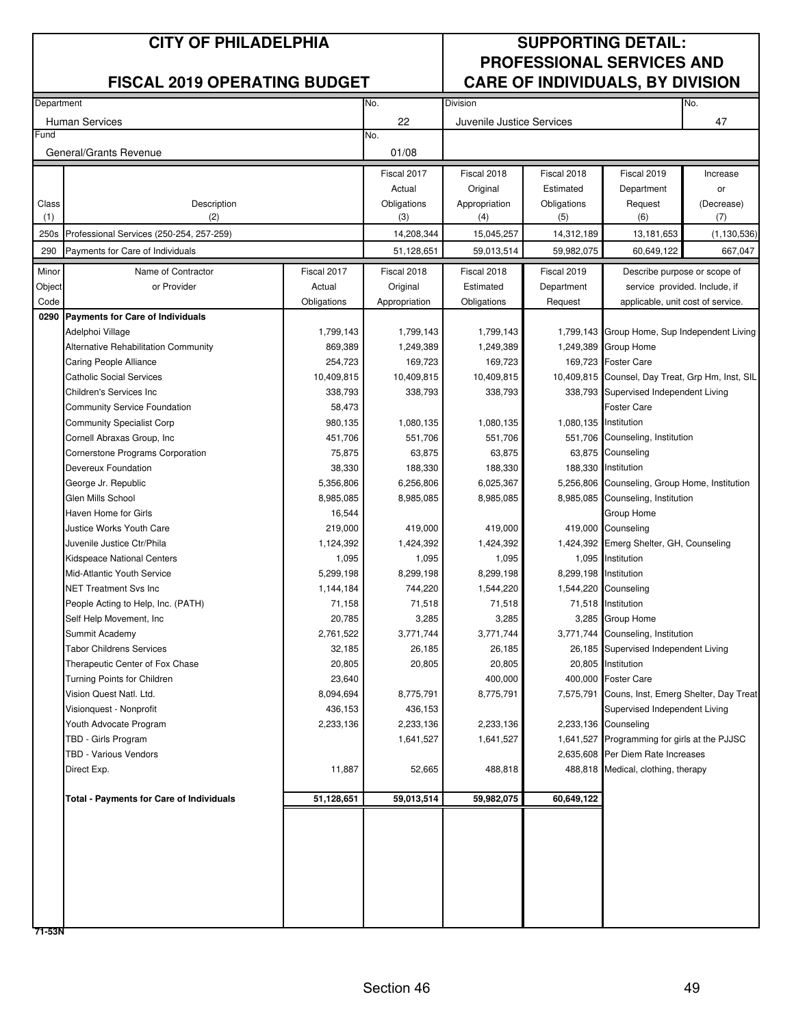# CITY OF PHILADELPHIA

## FISCAL 2019 OPERATING BUDGET

## SUPPORTING DETAIL: PROFESSIONAL SERVICES AND CARE OF INDIVIDUALS, BY DIVISION

| Department | No. | Division | No. |
|---|---|---|---|
| Human Services | 22 | Juvenile Justice Services | 47 |
| **Fund** | **No.** | | |
| General/Grants Revenue | 01/08 | | |

| Class (1) | Description (2) | Fiscal 2017 Actual Obligations (3) | Fiscal 2018 Original Appropriation (4) | Fiscal 2018 Estimated Obligations (5) | Fiscal 2019 Department Request (6) | Increase or (Decrease) (7) |
|---|---|---|---|---|---|---|
| 250s | Professional Services (250-254, 257-259) | 14,208,344 | 15,045,257 | 14,312,189 | 13,181,653 | (1,130,536) |
| 290 | Payments for Care of Individuals | 51,128,651 | 59,013,514 | 59,982,075 | 60,649,122 | 667,047 |

| Minor Object Code | Name of Contractor or Provider | Fiscal 2017 Actual Obligations | Fiscal 2018 Original Appropriation | Fiscal 2018 Estimated Obligations | Fiscal 2019 Department Request | Describe purpose or scope of service provided. Include, if applicable, unit cost of service. |
|---|---|---|---|---|---|---|
| **0290** | **Payments for Care of Individuals** | | | | | |
| | Adelphoi Village | 1,799,143 | 1,799,143 | 1,799,143 | 1,799,143 | Group Home, Sup Independent Living |
| | Alternative Rehabilitation Community | 869,389 | 1,249,389 | 1,249,389 | 1,249,389 | Group Home |
| | Caring People Alliance | 254,723 | 169,723 | 169,723 | 169,723 | Foster Care |
| | Catholic Social Services | 10,409,815 | 10,409,815 | 10,409,815 | 10,409,815 | Counsel, Day Treat, Grp Hm, Inst, SIL |
| | Children's Services Inc | 338,793 | 338,793 | 338,793 | 338,793 | Supervised Independent Living |
| | Community Service Foundation | 58,473 | | | | Foster Care |
| | Community Specialist Corp | 980,135 | 1,080,135 | 1,080,135 | 1,080,135 | Institution |
| | Cornell Abraxas Group, Inc | 451,706 | 551,706 | 551,706 | 551,706 | Counseling, Institution |
| | Cornerstone Programs Corporation | 75,875 | 63,875 | 63,875 | 63,875 | Counseling |
| | Devereux Foundation | 38,330 | 188,330 | 188,330 | 188,330 | Institution |
| | George Jr. Republic | 5,356,806 | 6,256,806 | 6,025,367 | 5,256,806 | Counseling, Group Home, Institution |
| | Glen Mills School | 8,985,085 | 8,985,085 | 8,985,085 | 8,985,085 | Counseling, Institution |
| | Haven Home for Girls | 16,544 | | | | Group Home |
| | Justice Works Youth Care | 219,000 | 419,000 | 419,000 | 419,000 | Counseling |
| | Juvenile Justice Ctr/Phila | 1,124,392 | 1,424,392 | 1,424,392 | 1,424,392 | Emerg Shelter, GH, Counseling |
| | Kidspeace National Centers | 1,095 | 1,095 | 1,095 | 1,095 | Institution |
| | Mid-Atlantic Youth Service | 5,299,198 | 8,299,198 | 8,299,198 | 8,299,198 | Institution |
| | NET Treatment Svs Inc | 1,144,184 | 744,220 | 1,544,220 | 1,544,220 | Counseling |
| | People Acting to Help, Inc. (PATH) | 71,158 | 71,518 | 71,518 | 71,518 | Institution |
| | Self Help Movement, Inc | 20,785 | 3,285 | 3,285 | 3,285 | Group Home |
| | Summit Academy | 2,761,522 | 3,771,744 | 3,771,744 | 3,771,744 | Counseling, Institution |
| | Tabor Childrens Services | 32,185 | 26,185 | 26,185 | 26,185 | Supervised Independent Living |
| | Therapeutic Center of Fox Chase | 20,805 | 20,805 | 20,805 | 20,805 | Institution |
| | Turning Points for Children | 23,640 | | 400,000 | 400,000 | Foster Care |
| | Vision Quest Natl. Ltd. | 8,094,694 | 8,775,791 | 8,775,791 | 7,575,791 | Couns, Inst, Emerg Shelter, Day Treat |
| | Visionquest - Nonprofit | 436,153 | 436,153 | | | Supervised Independent Living |
| | Youth Advocate Program | 2,233,136 | 2,233,136 | 2,233,136 | 2,233,136 | Counseling |
| | TBD - Girls Program | | 1,641,527 | 1,641,527 | 1,641,527 | Programming for girls at the PJJSC |
| | TBD - Various Vendors | | | | 2,635,608 | Per Diem Rate Increases |
| | Direct Exp. | 11,887 | 52,665 | 488,818 | 488,818 | Medical, clothing, therapy |
| | **Total - Payments for Care of Individuals** | **51,128,651** | **59,013,514** | **59,982,075** | **60,649,122** | |

71-53N

Section 46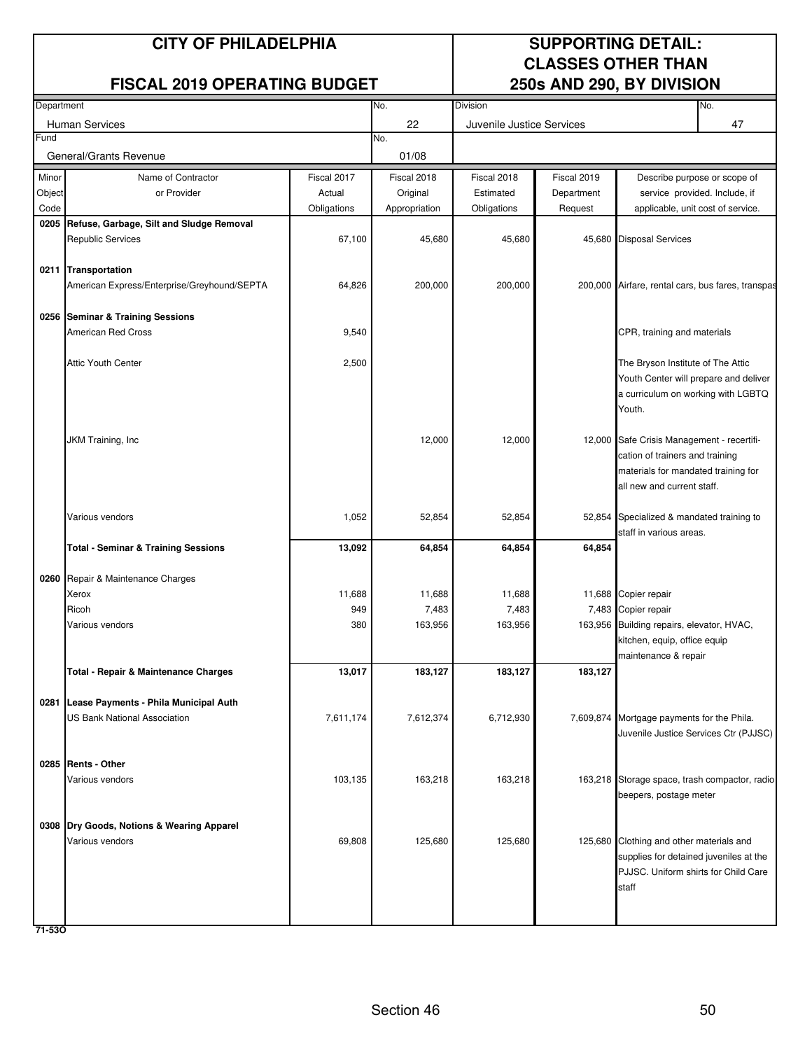# CITY OF PHILADELPHIA

## FISCAL 2019 OPERATING BUDGET

## SUPPORTING DETAIL: CLASSES OTHER THAN 250s AND 290, BY DIVISION

| Department | No. | Division | No. |
|---|---|---|---|
| Human Services | 22 | Juvenile Justice Services | 47 |
| **Fund** | **No.** | | |
| General/Grants Revenue | 01/08 | | |

| Minor Object Code | Name of Contractor or Provider | Fiscal 2017 Actual Obligations | Fiscal 2018 Original Appropriation | Fiscal 2018 Estimated Obligations | Fiscal 2019 Department Request | Describe purpose or scope of service provided. Include, if applicable, unit cost of service. |
|---|---|---|---|---|---|---|
| **0205** | **Refuse, Garbage, Silt and Sludge Removal** | | | | | |
| | Republic Services | 67,100 | 45,680 | 45,680 | 45,680 | Disposal Services |
| **0211** | **Transportation** | | | | | |
| | American Express/Enterprise/Greyhound/SEPTA | 64,826 | 200,000 | 200,000 | 200,000 | Airfare, rental cars, bus fares, transpas |
| **0256** | **Seminar & Training Sessions** | | | | | |
| | American Red Cross | 9,540 | | | | CPR, training and materials |
| | Attic Youth Center | 2,500 | | | | The Bryson Institute of The Attic Youth Center will prepare and deliver a curriculum on working with LGBTQ Youth. |
| | JKM Training, Inc | | 12,000 | 12,000 | 12,000 | Safe Crisis Management - recertification of trainers and training materials for mandated training for all new and current staff. |
| | Various vendors | 1,052 | 52,854 | 52,854 | 52,854 | Specialized & mandated training to staff in various areas. |
| | **Total - Seminar & Training Sessions** | **13,092** | **64,854** | **64,854** | **64,854** | |
| **0260** | Repair & Maintenance Charges | | | | | |
| | Xerox | 11,688 | 11,688 | 11,688 | 11,688 | Copier repair |
| | Ricoh | 949 | 7,483 | 7,483 | 7,483 | Copier repair |
| | Various vendors | 380 | 163,956 | 163,956 | 163,956 | Building repairs, elevator, HVAC, kitchen, equip, office equip maintenance & repair |
| | **Total - Repair & Maintenance Charges** | **13,017** | **183,127** | **183,127** | **183,127** | |
| **0281** | **Lease Payments - Phila Municipal Auth** | | | | | |
| | US Bank National Association | 7,611,174 | 7,612,374 | 6,712,930 | 7,609,874 | Mortgage payments for the Phila. Juvenile Justice Services Ctr (PJJSC) |
| **0285** | **Rents - Other** | | | | | |
| | Various vendors | 103,135 | 163,218 | 163,218 | 163,218 | Storage space, trash compactor, radio beepers, postage meter |
| **0308** | **Dry Goods, Notions & Wearing Apparel** | | | | | |
| | Various vendors | 69,808 | 125,680 | 125,680 | 125,680 | Clothing and other materials and supplies for detained juveniles at the PJJSC. Uniform shirts for Child Care staff |

71-53O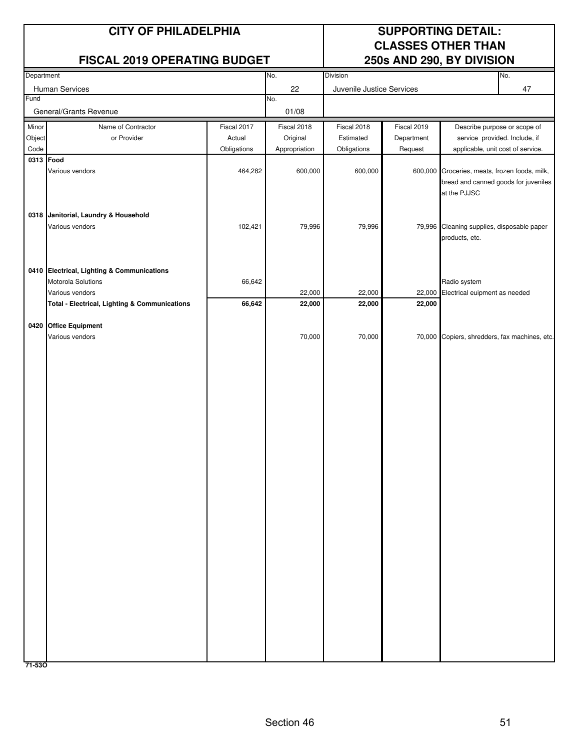# CITY OF PHILADELPHIA

## FISCAL 2019 OPERATING BUDGET

## SUPPORTING DETAIL: CLASSES OTHER THAN 250s AND 290, BY DIVISION

| Department | No. | Division | No. |
|---|---|---|---|
| Human Services | 22 | Juvenile Justice Services | 47 |
| **Fund** | **No.** | | |
| General/Grants Revenue | 01/08 | | |

| Minor Object Code | Name of Contractor or Provider | Fiscal 2017 Actual Obligations | Fiscal 2018 Original Appropriation | Fiscal 2018 Estimated Obligations | Fiscal 2019 Department Request | Describe purpose or scope of service provided. Include, if applicable, unit cost of service. |
|---|---|---|---|---|---|---|
| **0313** | **Food** | | | | | |
| | Various vendors | 464,282 | 600,000 | 600,000 | 600,000 | Groceries, meats, frozen foods, milk, bread and canned goods for juveniles at the PJJSC |
| **0318** | **Janitorial, Laundry & Household** | | | | | |
| | Various vendors | 102,421 | 79,996 | 79,996 | 79,996 | Cleaning supplies, disposable paper products, etc. |
| **0410** | **Electrical, Lighting & Communications** | | | | | |
| | Motorola Solutions | 66,642 | | | | Radio system |
| | Various vendors | | 22,000 | 22,000 | 22,000 | Electrical euipment as needed |
| | **Total - Electrical, Lighting & Communications** | **66,642** | **22,000** | **22,000** | **22,000** | |
| **0420** | **Office Equipment** | | | | | |
| | Various vendors | | 70,000 | 70,000 | 70,000 | Copiers, shredders, fax machines, etc. |

71-53O

Section 46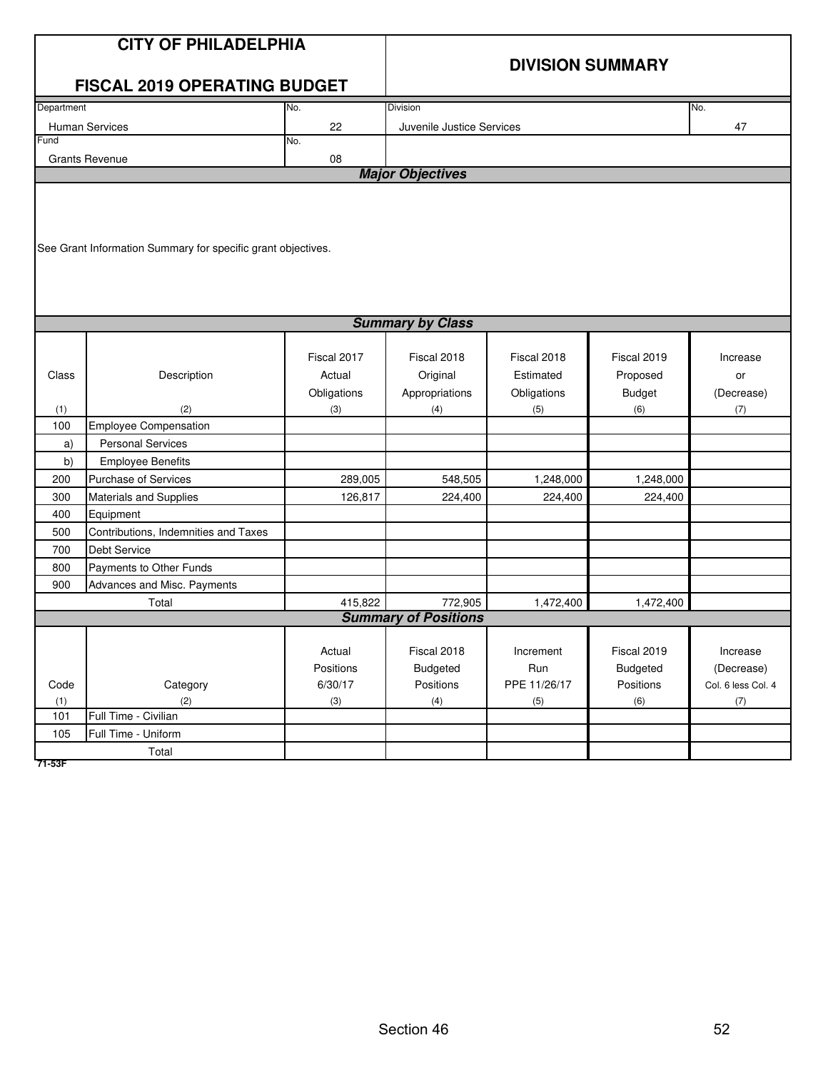# CITY OF PHILADELPHIA

## FISCAL 2019 OPERATING BUDGET

## DIVISION SUMMARY

| Department | No. | Division | No. |
|---|---|---|---|
| Human Services | 22 | Juvenile Justice Services | 47 |
| **Fund** | **No.** | | |
| Grants Revenue | 08 | | |

### Major Objectives

See Grant Information Summary for specific grant objectives.

### Summary by Class

| Class (1) | Description (2) | Fiscal 2017 Actual Obligations (3) | Fiscal 2018 Original Appropriations (4) | Fiscal 2018 Estimated Obligations (5) | Fiscal 2019 Proposed Budget (6) | Increase or (Decrease) (7) |
|---|---|---|---|---|---|---|
| 100 | Employee Compensation | | | | | |
| a) | Personal Services | | | | | |
| b) | Employee Benefits | | | | | |
| 200 | Purchase of Services | 289,005 | 548,505 | 1,248,000 | 1,248,000 | |
| 300 | Materials and Supplies | 126,817 | 224,400 | 224,400 | 224,400 | |
| 400 | Equipment | | | | | |
| 500 | Contributions, Indemnities and Taxes | | | | | |
| 700 | Debt Service | | | | | |
| 800 | Payments to Other Funds | | | | | |
| 900 | Advances and Misc. Payments | | | | | |
| | Total | 415,822 | 772,905 | 1,472,400 | 1,472,400 | |

### Summary of Positions

| Code (1) | Category (2) | Actual Positions 6/30/17 (3) | Fiscal 2018 Budgeted Positions (4) | Increment Run PPE 11/26/17 (5) | Fiscal 2019 Budgeted Positions (6) | Increase (Decrease) Col. 6 less Col. 4 (7) |
|---|---|---|---|---|---|---|
| 101 | Full Time - Civilian | | | | | |
| 105 | Full Time - Uniform | | | | | |
| | Total | | | | | |

71-53F

Section 46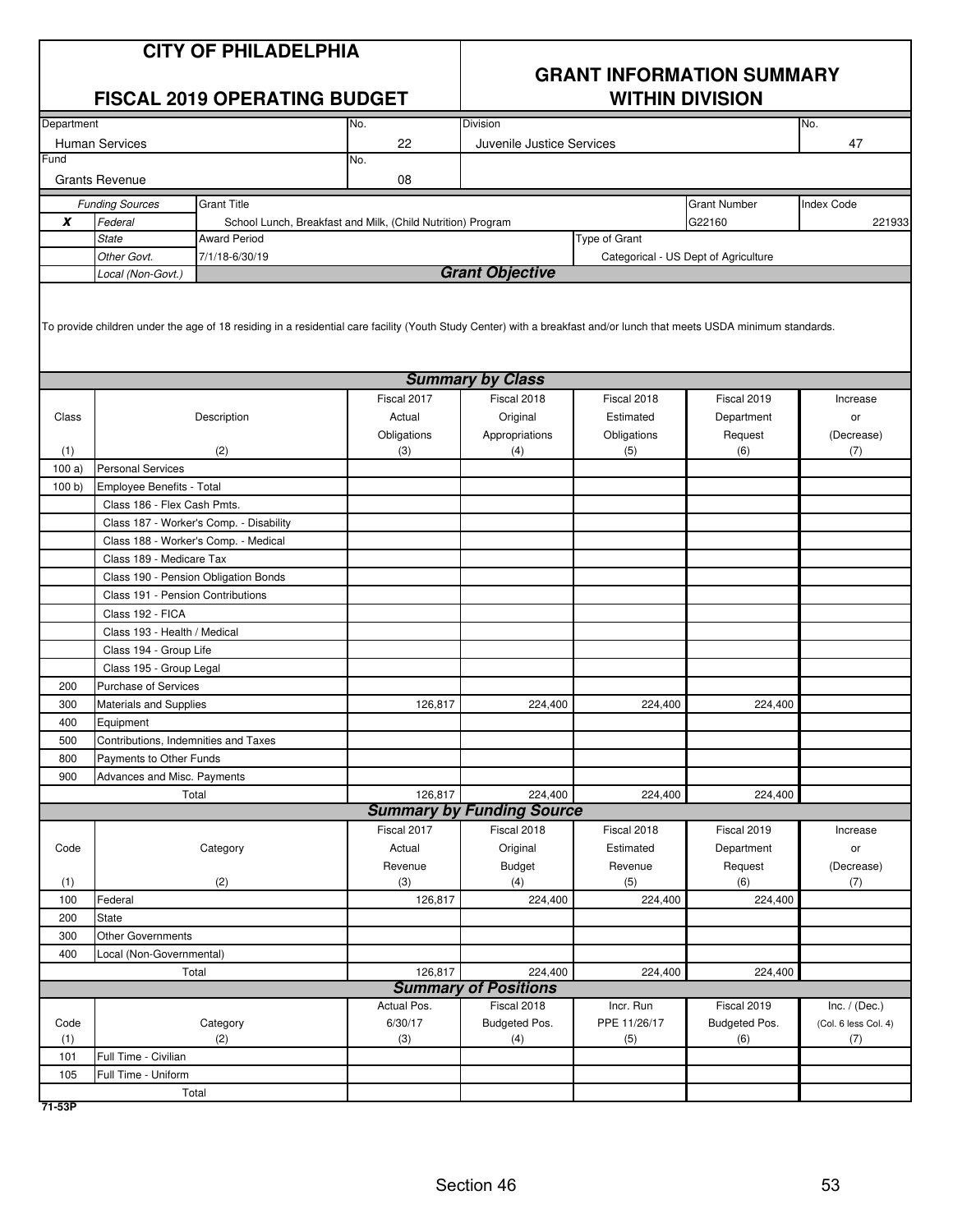# CITY OF PHILADELPHIA

## FISCAL 2019 OPERATING BUDGET

## GRANT INFORMATION SUMMARY WITHIN DIVISION

| Department | No. | Division | No. |
|---|---|---|---|
| Human Services | 22 | Juvenile Justice Services | 47 |
| Fund | No. | | |
| Grants Revenue | 08 | | |

| | Funding Sources | Grant Title | Grant Number | Index Code |
|---|---|---|---|---|
| X | *Federal* | School Lunch, Breakfast and Milk, (Child Nutrition) Program | G22160 | 221933 |
| | *State* | Award Period | Type of Grant | |
| | *Other Govt.* | 7/1/18-6/30/19 | Categorical - US Dept of Agriculture | |
| | *Local (Non-Govt.)* | | | |

### Grant Objective

To provide children under the age of 18 residing in a residential care facility (Youth Study Center) with a breakfast and/or lunch that meets USDA minimum standards.

### Summary by Class

| Class (1) | Description (2) | Fiscal 2017 Actual Obligations (3) | Fiscal 2018 Original Appropriations (4) | Fiscal 2018 Estimated Obligations (5) | Fiscal 2019 Department Request (6) | Increase or (Decrease) (7) |
|---|---|---|---|---|---|---|
| 100 a) | Personal Services | | | | | |
| 100 b) | Employee Benefits - Total | | | | | |
| | Class 186 - Flex Cash Pmts. | | | | | |
| | Class 187 - Worker's Comp. - Disability | | | | | |
| | Class 188 - Worker's Comp. - Medical | | | | | |
| | Class 189 - Medicare Tax | | | | | |
| | Class 190 - Pension Obligation Bonds | | | | | |
| | Class 191 - Pension Contributions | | | | | |
| | Class 192 - FICA | | | | | |
| | Class 193 - Health / Medical | | | | | |
| | Class 194 - Group Life | | | | | |
| | Class 195 - Group Legal | | | | | |
| 200 | Purchase of Services | | | | | |
| 300 | Materials and Supplies | 126,817 | 224,400 | 224,400 | 224,400 | |
| 400 | Equipment | | | | | |
| 500 | Contributions, Indemnities and Taxes | | | | | |
| 800 | Payments to Other Funds | | | | | |
| 900 | Advances and Misc. Payments | | | | | |
| | Total | 126,817 | 224,400 | 224,400 | 224,400 | |

### Summary by Funding Source

| Code (1) | Category (2) | Fiscal 2017 Actual Revenue (3) | Fiscal 2018 Original Budget (4) | Fiscal 2018 Estimated Revenue (5) | Fiscal 2019 Department Request (6) | Increase or (Decrease) (7) |
|---|---|---|---|---|---|---|
| 100 | Federal | 126,817 | 224,400 | 224,400 | 224,400 | |
| 200 | State | | | | | |
| 300 | Other Governments | | | | | |
| 400 | Local (Non-Governmental) | | | | | |
| | Total | 126,817 | 224,400 | 224,400 | 224,400 | |

### Summary of Positions

| Code (1) | Category (2) | Actual Pos. 6/30/17 (3) | Fiscal 2018 Budgeted Pos. (4) | Incr. Run PPE 11/26/17 (5) | Fiscal 2019 Budgeted Pos. (6) | Inc. / (Dec.) (Col. 6 less Col. 4) (7) |
|---|---|---|---|---|---|---|
| 101 | Full Time - Civilian | | | | | |
| 105 | Full Time - Uniform | | | | | |
| | Total | | | | | |

71-53P

Section 46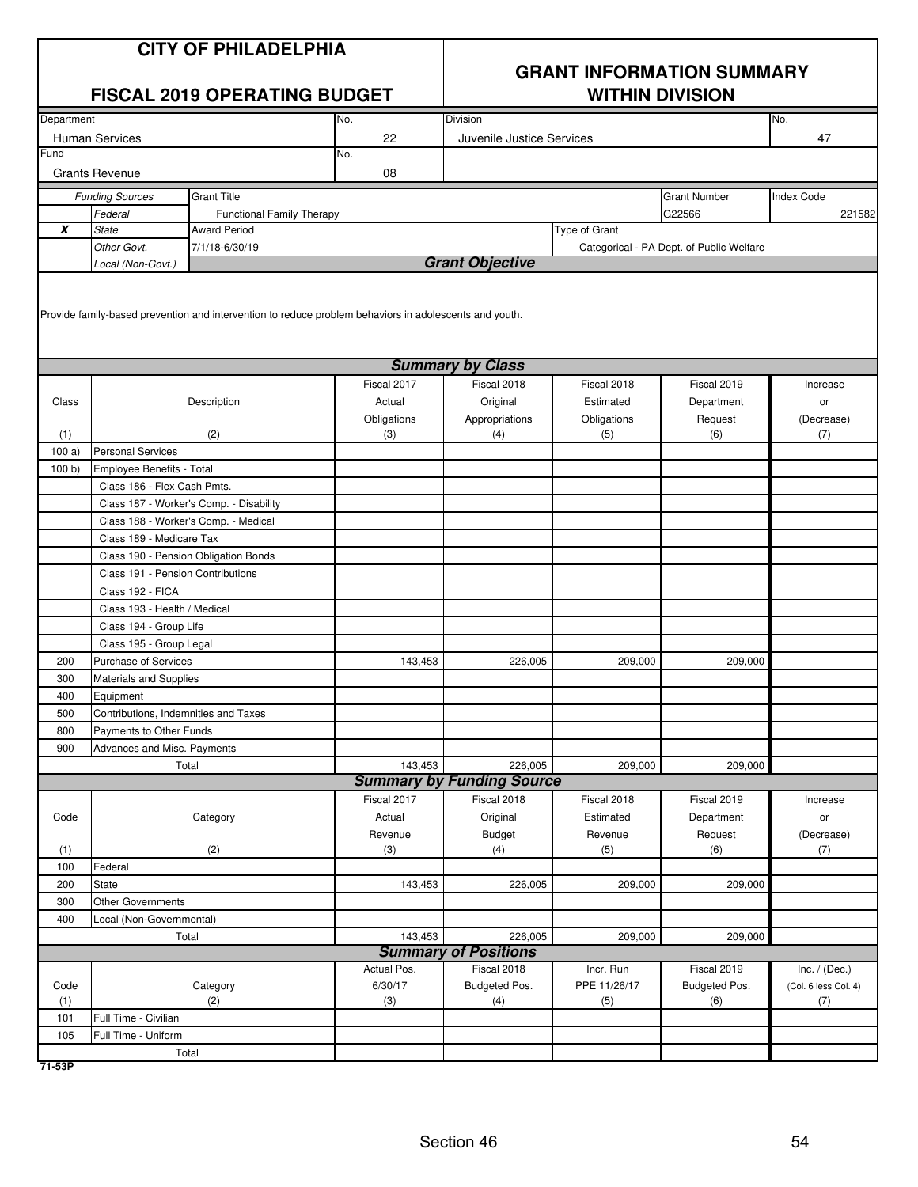# CITY OF PHILADELPHIA

## FISCAL 2019 OPERATING BUDGET

## GRANT INFORMATION SUMMARY WITHIN DIVISION

| Department | No. | Division | No. |
|---|---|---|---|
| Human Services | 22 | Juvenile Justice Services | 47 |
| **Fund** | **No.** | | |
| Grants Revenue | 08 | | |

| | Funding Sources | Grant Title | Grant Number | Index Code |
|---|---|---|---|---|
| | *Federal* | Functional Family Therapy | G22566 | 221582 |
| **X** | *State* | **Award Period** | **Type of Grant** | |
| | *Other Govt.* | 7/1/18-6/30/19 | Categorical - PA Dept. of Public Welfare | |
| | *Local (Non-Govt.)* | | | |

### Grant Objective

Provide family-based prevention and intervention to reduce problem behaviors in adolescents and youth.

### Summary by Class

| Class (1) | Description (2) | Fiscal 2017 Actual Obligations (3) | Fiscal 2018 Original Appropriations (4) | Fiscal 2018 Estimated Obligations (5) | Fiscal 2019 Department Request (6) | Increase or (Decrease) (7) |
|---|---|---|---|---|---|---|
| 100 a) | Personal Services | | | | | |
| 100 b) | Employee Benefits - Total | | | | | |
| | Class 186 - Flex Cash Pmts. | | | | | |
| | Class 187 - Worker's Comp. - Disability | | | | | |
| | Class 188 - Worker's Comp. - Medical | | | | | |
| | Class 189 - Medicare Tax | | | | | |
| | Class 190 - Pension Obligation Bonds | | | | | |
| | Class 191 - Pension Contributions | | | | | |
| | Class 192 - FICA | | | | | |
| | Class 193 - Health / Medical | | | | | |
| | Class 194 - Group Life | | | | | |
| | Class 195 - Group Legal | | | | | |
| 200 | Purchase of Services | 143,453 | 226,005 | 209,000 | 209,000 | |
| 300 | Materials and Supplies | | | | | |
| 400 | Equipment | | | | | |
| 500 | Contributions, Indemnities and Taxes | | | | | |
| 800 | Payments to Other Funds | | | | | |
| 900 | Advances and Misc. Payments | | | | | |
| | Total | 143,453 | 226,005 | 209,000 | 209,000 | |

### Summary by Funding Source

| Code (1) | Category (2) | Fiscal 2017 Actual Revenue (3) | Fiscal 2018 Original Budget (4) | Fiscal 2018 Estimated Revenue (5) | Fiscal 2019 Department Request (6) | Increase or (Decrease) (7) |
|---|---|---|---|---|---|---|
| 100 | Federal | | | | | |
| 200 | State | 143,453 | 226,005 | 209,000 | 209,000 | |
| 300 | Other Governments | | | | | |
| 400 | Local (Non-Governmental) | | | | | |
| | Total | 143,453 | 226,005 | 209,000 | 209,000 | |

### Summary of Positions

| Code (1) | Category (2) | Actual Pos. 6/30/17 (3) | Fiscal 2018 Budgeted Pos. (4) | Incr. Run PPE 11/26/17 (5) | Fiscal 2019 Budgeted Pos. (6) | Inc. / (Dec.) (Col. 6 less Col. 4) (7) |
|---|---|---|---|---|---|---|
| 101 | Full Time - Civilian | | | | | |
| 105 | Full Time - Uniform | | | | | |
| | Total | | | | | |

71-53P

Section 46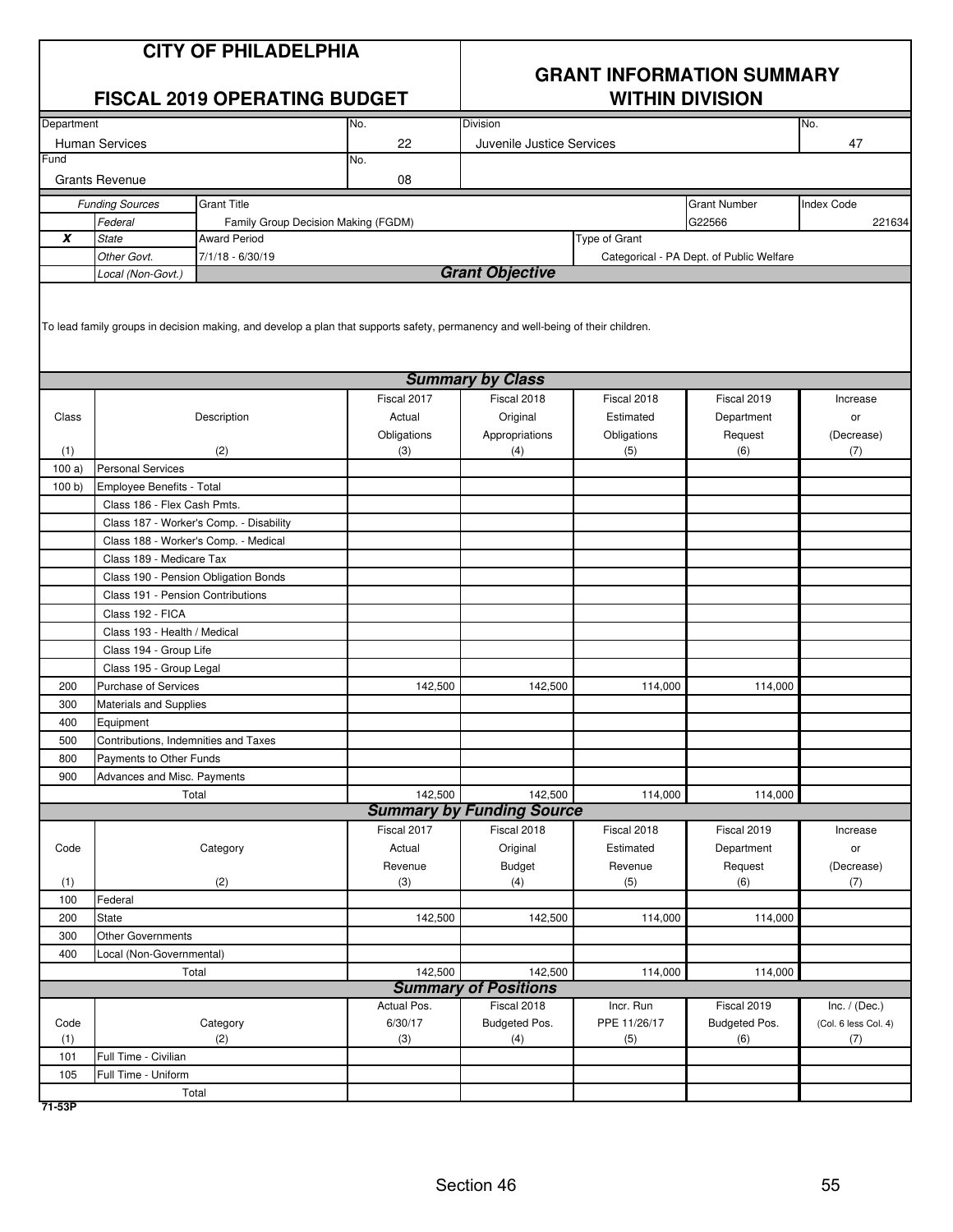# CITY OF PHILADELPHIA

## FISCAL 2019 OPERATING BUDGET

## GRANT INFORMATION SUMMARY WITHIN DIVISION

| Department | No. | Division | No. |
|---|---|---|---|
| Human Services | 22 | Juvenile Justice Services | 47 |
| **Fund** | **No.** | | |
| Grants Revenue | 08 | | |

| | Funding Sources | Grant Title | Grant Number | Index Code |
|---|---|---|---|---|
| | *Federal* | Family Group Decision Making (FGDM) | G22566 | 221634 |
| **X** | *State* | **Award Period** | **Type of Grant** | |
| | *Other Govt.* | 7/1/18 - 6/30/19 | Categorical - PA Dept. of Public Welfare | |
| | *Local (Non-Govt.)* | | | |

### Grant Objective

To lead family groups in decision making, and develop a plan that supports safety, permanency and well-being of their children.

### Summary by Class

| Class (1) | Description (2) | Fiscal 2017 Actual Obligations (3) | Fiscal 2018 Original Appropriations (4) | Fiscal 2018 Estimated Obligations (5) | Fiscal 2019 Department Request (6) | Increase or (Decrease) (7) |
|---|---|---|---|---|---|---|
| 100 a) | Personal Services | | | | | |
| 100 b) | Employee Benefits - Total | | | | | |
| | Class 186 - Flex Cash Pmts. | | | | | |
| | Class 187 - Worker's Comp. - Disability | | | | | |
| | Class 188 - Worker's Comp. - Medical | | | | | |
| | Class 189 - Medicare Tax | | | | | |
| | Class 190 - Pension Obligation Bonds | | | | | |
| | Class 191 - Pension Contributions | | | | | |
| | Class 192 - FICA | | | | | |
| | Class 193 - Health / Medical | | | | | |
| | Class 194 - Group Life | | | | | |
| | Class 195 - Group Legal | | | | | |
| 200 | Purchase of Services | 142,500 | 142,500 | 114,000 | 114,000 | |
| 300 | Materials and Supplies | | | | | |
| 400 | Equipment | | | | | |
| 500 | Contributions, Indemnities and Taxes | | | | | |
| 800 | Payments to Other Funds | | | | | |
| 900 | Advances and Misc. Payments | | | | | |
| | Total | 142,500 | 142,500 | 114,000 | 114,000 | |

### Summary by Funding Source

| Code (1) | Category (2) | Fiscal 2017 Actual Revenue (3) | Fiscal 2018 Original Budget (4) | Fiscal 2018 Estimated Revenue (5) | Fiscal 2019 Department Request (6) | Increase or (Decrease) (7) |
|---|---|---|---|---|---|---|
| 100 | Federal | | | | | |
| 200 | State | 142,500 | 142,500 | 114,000 | 114,000 | |
| 300 | Other Governments | | | | | |
| 400 | Local (Non-Governmental) | | | | | |
| | Total | 142,500 | 142,500 | 114,000 | 114,000 | |

### Summary of Positions

| Code (1) | Category (2) | Actual Pos. 6/30/17 (3) | Fiscal 2018 Budgeted Pos. (4) | Incr. Run PPE 11/26/17 (5) | Fiscal 2019 Budgeted Pos. (6) | Inc. / (Dec.) (Col. 6 less Col. 4) (7) |
|---|---|---|---|---|---|---|
| 101 | Full Time - Civilian | | | | | |
| 105 | Full Time - Uniform | | | | | |
| | Total | | | | | |

71-53P

Section 46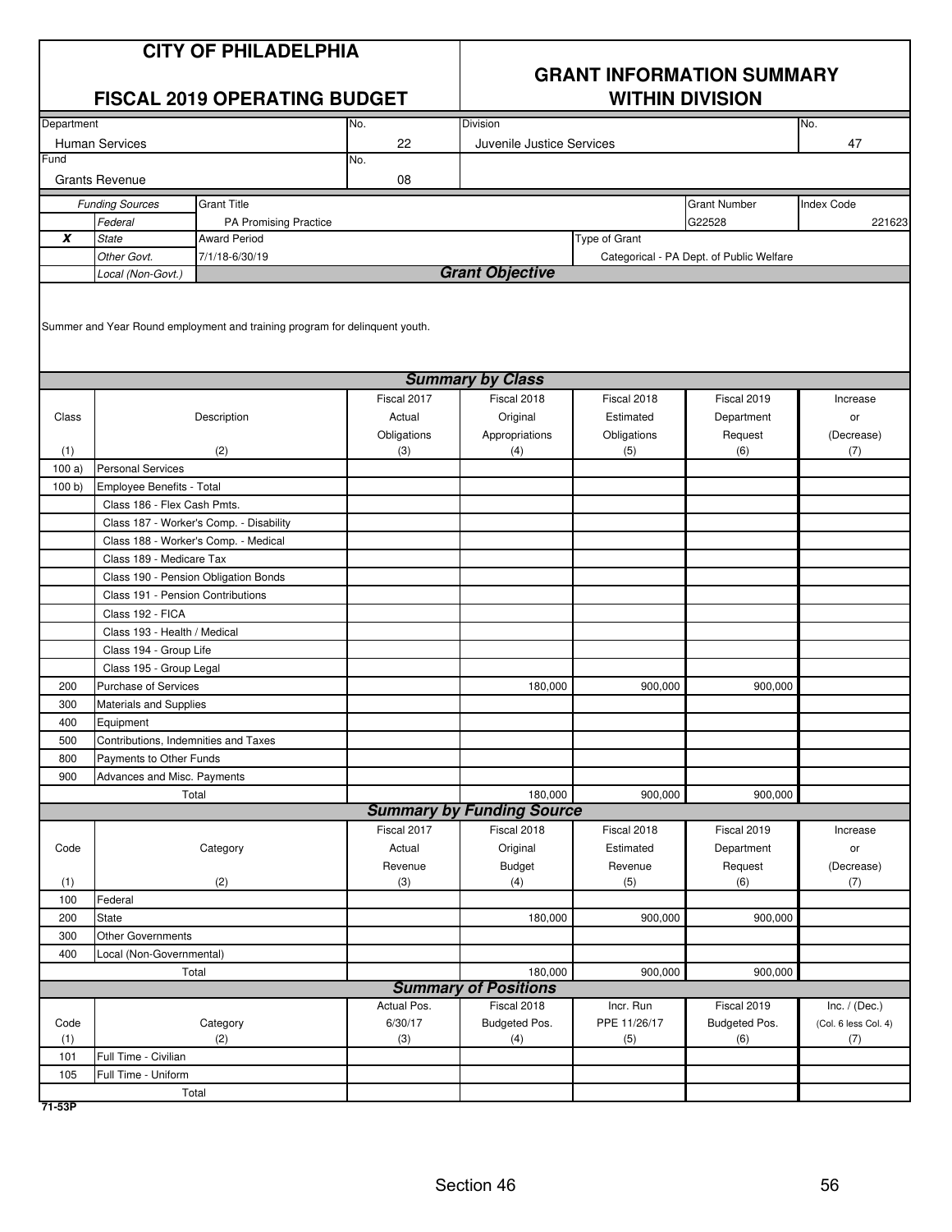# CITY OF PHILADELPHIA

## FISCAL 2019 OPERATING BUDGET

## GRANT INFORMATION SUMMARY WITHIN DIVISION

| Department | No. | Division | No. |
|---|---|---|---|
| Human Services | 22 | Juvenile Justice Services | 47 |
| Fund | No. | | |
| Grants Revenue | 08 | | |

| | *Funding Sources* | Grant Title | Grant Number | Index Code |
|---|---|---|---|---|
| | *Federal* | PA Promising Practice | G22528 | 221623 |
| **X** | *State* | Award Period | Type of Grant | |
| | *Other Govt.* | 7/1/18-6/30/19 | Categorical - PA Dept. of Public Welfare | |
| | *Local (Non-Govt.)* | | | |

### *Grant Objective*

Summer and Year Round employment and training program for delinquent youth.

### *Summary by Class*

| Class (1) | Description (2) | Fiscal 2017 Actual Obligations (3) | Fiscal 2018 Original Appropriations (4) | Fiscal 2018 Estimated Obligations (5) | Fiscal 2019 Department Request (6) | Increase or (Decrease) (7) |
|---|---|---|---|---|---|---|
| 100 a) | Personal Services | | | | | |
| 100 b) | Employee Benefits - Total | | | | | |
| | Class 186 - Flex Cash Pmts. | | | | | |
| | Class 187 - Worker's Comp. - Disability | | | | | |
| | Class 188 - Worker's Comp. - Medical | | | | | |
| | Class 189 - Medicare Tax | | | | | |
| | Class 190 - Pension Obligation Bonds | | | | | |
| | Class 191 - Pension Contributions | | | | | |
| | Class 192 - FICA | | | | | |
| | Class 193 - Health / Medical | | | | | |
| | Class 194 - Group Life | | | | | |
| | Class 195 - Group Legal | | | | | |
| 200 | Purchase of Services | | 180,000 | 900,000 | 900,000 | |
| 300 | Materials and Supplies | | | | | |
| 400 | Equipment | | | | | |
| 500 | Contributions, Indemnities and Taxes | | | | | |
| 800 | Payments to Other Funds | | | | | |
| 900 | Advances and Misc. Payments | | | | | |
| | Total | | 180,000 | 900,000 | 900,000 | |

### *Summary by Funding Source*

| Code (1) | Category (2) | Fiscal 2017 Actual Revenue (3) | Fiscal 2018 Original Budget (4) | Fiscal 2018 Estimated Revenue (5) | Fiscal 2019 Department Request (6) | Increase or (Decrease) (7) |
|---|---|---|---|---|---|---|
| 100 | Federal | | | | | |
| 200 | State | | 180,000 | 900,000 | 900,000 | |
| 300 | Other Governments | | | | | |
| 400 | Local (Non-Governmental) | | | | | |
| | Total | | 180,000 | 900,000 | 900,000 | |

### *Summary of Positions*

| Code (1) | Category (2) | Actual Pos. 6/30/17 (3) | Fiscal 2018 Budgeted Pos. (4) | Incr. Run PPE 11/26/17 (5) | Fiscal 2019 Budgeted Pos. (6) | Inc. / (Dec.) (Col. 6 less Col. 4) (7) |
|---|---|---|---|---|---|---|
| 101 | Full Time - Civilian | | | | | |
| 105 | Full Time - Uniform | | | | | |
| | Total | | | | | |

71-53P

Section 46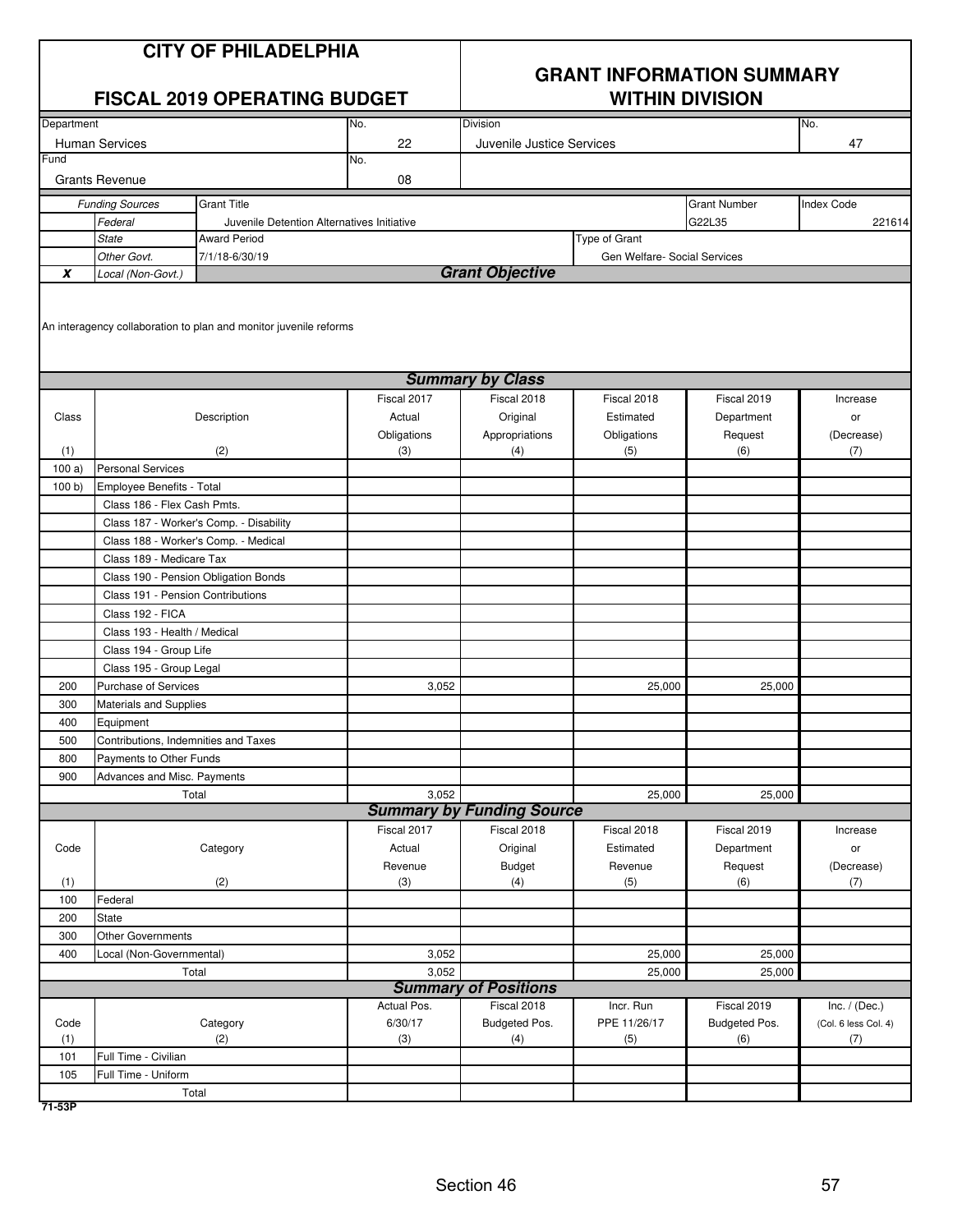# CITY OF PHILADELPHIA

## FISCAL 2019 OPERATING BUDGET

## GRANT INFORMATION SUMMARY WITHIN DIVISION

| Department | No. | Division | No. |
|---|---|---|---|
| Human Services | 22 | Juvenile Justice Services | 47 |
| **Fund** | **No.** | | |
| Grants Revenue | 08 | | |

| | Funding Sources | Grant Title | Grant Number | Index Code |
|---|---|---|---|---|
| | *Federal* | Juvenile Detention Alternatives Initiative | G22L35 | 221614 |
| | *State* | **Award Period** | **Type of Grant** | |
| | *Other Govt.* | 7/1/18-6/30/19 | Gen Welfare- Social Services | |
| **X** | *Local (Non-Govt.)* | | | |

### Grant Objective

An interagency collaboration to plan and monitor juvenile reforms

### Summary by Class

| Class (1) | Description (2) | Fiscal 2017 Actual Obligations (3) | Fiscal 2018 Original Appropriations (4) | Fiscal 2018 Estimated Obligations (5) | Fiscal 2019 Department Request (6) | Increase or (Decrease) (7) |
|---|---|---|---|---|---|---|
| 100 a) | Personal Services | | | | | |
| 100 b) | Employee Benefits - Total | | | | | |
| | Class 186 - Flex Cash Pmts. | | | | | |
| | Class 187 - Worker's Comp. - Disability | | | | | |
| | Class 188 - Worker's Comp. - Medical | | | | | |
| | Class 189 - Medicare Tax | | | | | |
| | Class 190 - Pension Obligation Bonds | | | | | |
| | Class 191 - Pension Contributions | | | | | |
| | Class 192 - FICA | | | | | |
| | Class 193 - Health / Medical | | | | | |
| | Class 194 - Group Life | | | | | |
| | Class 195 - Group Legal | | | | | |
| 200 | Purchase of Services | 3,052 | | 25,000 | 25,000 | |
| 300 | Materials and Supplies | | | | | |
| 400 | Equipment | | | | | |
| 500 | Contributions, Indemnities and Taxes | | | | | |
| 800 | Payments to Other Funds | | | | | |
| 900 | Advances and Misc. Payments | | | | | |
| | Total | 3,052 | | 25,000 | 25,000 | |

### Summary by Funding Source

| Code (1) | Category (2) | Fiscal 2017 Actual Revenue (3) | Fiscal 2018 Original Budget (4) | Fiscal 2018 Estimated Revenue (5) | Fiscal 2019 Department Request (6) | Increase or (Decrease) (7) |
|---|---|---|---|---|---|---|
| 100 | Federal | | | | | |
| 200 | State | | | | | |
| 300 | Other Governments | | | | | |
| 400 | Local (Non-Governmental) | 3,052 | | 25,000 | 25,000 | |
| | Total | 3,052 | | 25,000 | 25,000 | |

### Summary of Positions

| Code (1) | Category (2) | Actual Pos. 6/30/17 (3) | Fiscal 2018 Budgeted Pos. (4) | Incr. Run PPE 11/26/17 (5) | Fiscal 2019 Budgeted Pos. (6) | Inc. / (Dec.) (Col. 6 less Col. 4) (7) |
|---|---|---|---|---|---|---|
| 101 | Full Time - Civilian | | | | | |
| 105 | Full Time - Uniform | | | | | |
| | Total | | | | | |

71-53P

Section 46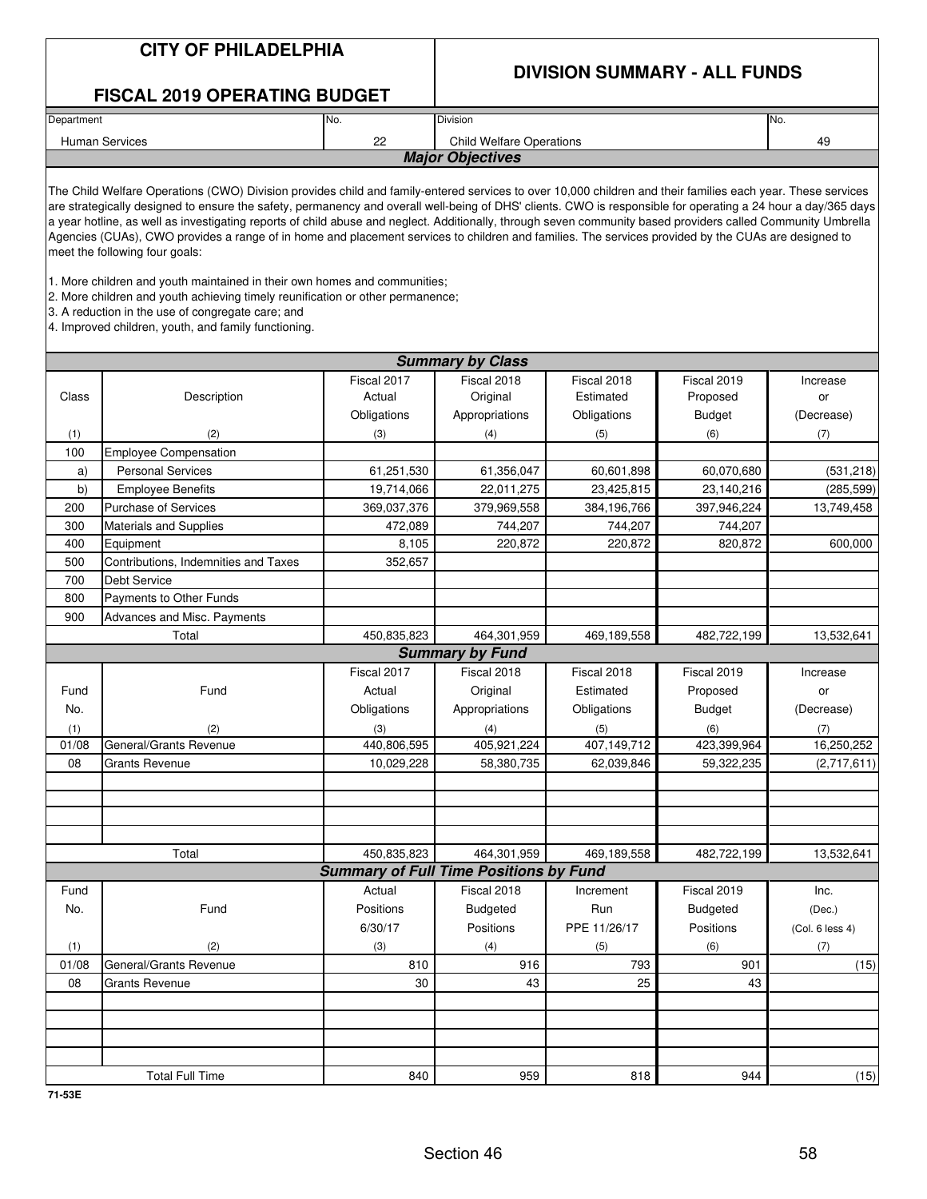# CITY OF PHILADELPHIA

## FISCAL 2019 OPERATING BUDGET

## DIVISION SUMMARY - ALL FUNDS

| Department | No. | Division | No. |
|---|---|---|---|
| Human Services | 22 | Child Welfare Operations | 49 |

### *Major Objectives*

The Child Welfare Operations (CWO) Division provides child and family-entered services to over 10,000 children and their families each year. These services are strategically designed to ensure the safety, permanency and overall well-being of DHS' clients. CWO is responsible for operating a 24 hour a day/365 days a year hotline, as well as investigating reports of child abuse and neglect. Additionally, through seven community based providers called Community Umbrella Agencies (CUAs), CWO provides a range of in home and placement services to children and families. The services provided by the CUAs are designed to meet the following four goals:

1. More children and youth maintained in their own homes and communities;
2. More children and youth achieving timely reunification or other permanence;
3. A reduction in the use of congregate care; and
4. Improved children, youth, and family functioning.

### *Summary by Class*

| Class (1) | Description (2) | Fiscal 2017 Actual Obligations (3) | Fiscal 2018 Original Appropriations (4) | Fiscal 2018 Estimated Obligations (5) | Fiscal 2019 Proposed Budget (6) | Increase or (Decrease) (7) |
|---|---|---|---|---|---|---|
| 100 | Employee Compensation | | | | | |
| a) | Personal Services | 61,251,530 | 61,356,047 | 60,601,898 | 60,070,680 | (531,218) |
| b) | Employee Benefits | 19,714,066 | 22,011,275 | 23,425,815 | 23,140,216 | (285,599) |
| 200 | Purchase of Services | 369,037,376 | 379,969,558 | 384,196,766 | 397,946,224 | 13,749,458 |
| 300 | Materials and Supplies | 472,089 | 744,207 | 744,207 | 744,207 | |
| 400 | Equipment | 8,105 | 220,872 | 220,872 | 820,872 | 600,000 |
| 500 | Contributions, Indemnities and Taxes | 352,657 | | | | |
| 700 | Debt Service | | | | | |
| 800 | Payments to Other Funds | | | | | |
| 900 | Advances and Misc. Payments | | | | | |
| | Total | 450,835,823 | 464,301,959 | 469,189,558 | 482,722,199 | 13,532,641 |

### *Summary by Fund*

| Fund No. (1) | Fund (2) | Fiscal 2017 Actual Obligations (3) | Fiscal 2018 Original Appropriations (4) | Fiscal 2018 Estimated Obligations (5) | Fiscal 2019 Proposed Budget (6) | Increase or (Decrease) (7) |
|---|---|---|---|---|---|---|
| 01/08 | General/Grants Revenue | 440,806,595 | 405,921,224 | 407,149,712 | 423,399,964 | 16,250,252 |
| 08 | Grants Revenue | 10,029,228 | 58,380,735 | 62,039,846 | 59,322,235 | (2,717,611) |
| | Total | 450,835,823 | 464,301,959 | 469,189,558 | 482,722,199 | 13,532,641 |

### *Summary of Full Time Positions by Fund*

| Fund No. (1) | Fund (2) | Actual Positions 6/30/17 (3) | Fiscal 2018 Budgeted Positions (4) | Increment Run PPE 11/26/17 (5) | Fiscal 2019 Budgeted Positions (6) | Inc. (Dec.) (Col. 6 less 4) (7) |
|---|---|---|---|---|---|---|
| 01/08 | General/Grants Revenue | 810 | 916 | 793 | 901 | (15) |
| 08 | Grants Revenue | 30 | 43 | 25 | 43 | |
| | Total Full Time | 840 | 959 | 818 | 944 | (15) |

71-53E

Section 46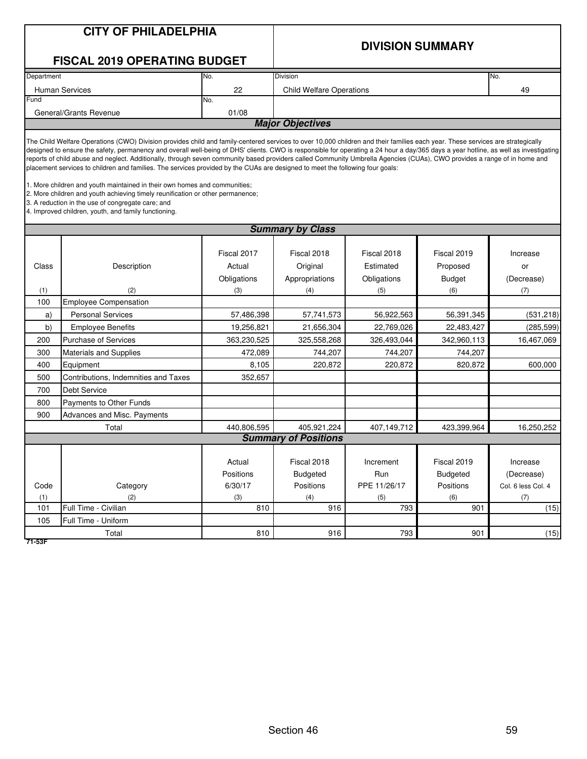# CITY OF PHILADELPHIA

## FISCAL 2019 OPERATING BUDGET

## DIVISION SUMMARY

| Department | No. | Division | No. |
|---|---|---|---|
| Human Services | 22 | Child Welfare Operations | 49 |
| **Fund** | **No.** | | |
| General/Grants Revenue | 01/08 | | |

### *Major Objectives*

The Child Welfare Operations (CWO) Division provides child and family-centered services to over 10,000 children and their families each year. These services are strategically designed to ensure the safety, permanency and overall well-being of DHS' clients. CWO is responsible for operating a 24 hour a day/365 days a year hotline, as well as investigating reports of child abuse and neglect. Additionally, through seven community based providers called Community Umbrella Agencies (CUAs), CWO provides a range of in home and placement services to children and families. The services provided by the CUAs are designed to meet the following four goals:

1. More children and youth maintained in their own homes and communities;
2. More children and youth achieving timely reunification or other permanence;
3. A reduction in the use of congregate care; and
4. Improved children, youth, and family functioning.

### *Summary by Class*

| Class (1) | Description (2) | Fiscal 2017 Actual Obligations (3) | Fiscal 2018 Original Appropriations (4) | Fiscal 2018 Estimated Obligations (5) | Fiscal 2019 Proposed Budget (6) | Increase or (Decrease) (7) |
|---|---|---|---|---|---|---|
| 100 | Employee Compensation | | | | | |
| a) | Personal Services | 57,486,398 | 57,741,573 | 56,922,563 | 56,391,345 | (531,218) |
| b) | Employee Benefits | 19,256,821 | 21,656,304 | 22,769,026 | 22,483,427 | (285,599) |
| 200 | Purchase of Services | 363,230,525 | 325,558,268 | 326,493,044 | 342,960,113 | 16,467,069 |
| 300 | Materials and Supplies | 472,089 | 744,207 | 744,207 | 744,207 | |
| 400 | Equipment | 8,105 | 220,872 | 220,872 | 820,872 | 600,000 |
| 500 | Contributions, Indemnities and Taxes | 352,657 | | | | |
| 700 | Debt Service | | | | | |
| 800 | Payments to Other Funds | | | | | |
| 900 | Advances and Misc. Payments | | | | | |
| | Total | 440,806,595 | 405,921,224 | 407,149,712 | 423,399,964 | 16,250,252 |

### *Summary of Positions*

| Code (1) | Category (2) | Actual Positions 6/30/17 (3) | Fiscal 2018 Budgeted Positions (4) | Increment Run PPE 11/26/17 (5) | Fiscal 2019 Budgeted Positions (6) | Increase (Decrease) Col. 6 less Col. 4 (7) |
|---|---|---|---|---|---|---|
| 101 | Full Time - Civilian | 810 | 916 | 793 | 901 | (15) |
| 105 | Full Time - Uniform | | | | | |
| | Total | 810 | 916 | 793 | 901 | (15) |

71-53F

Section 46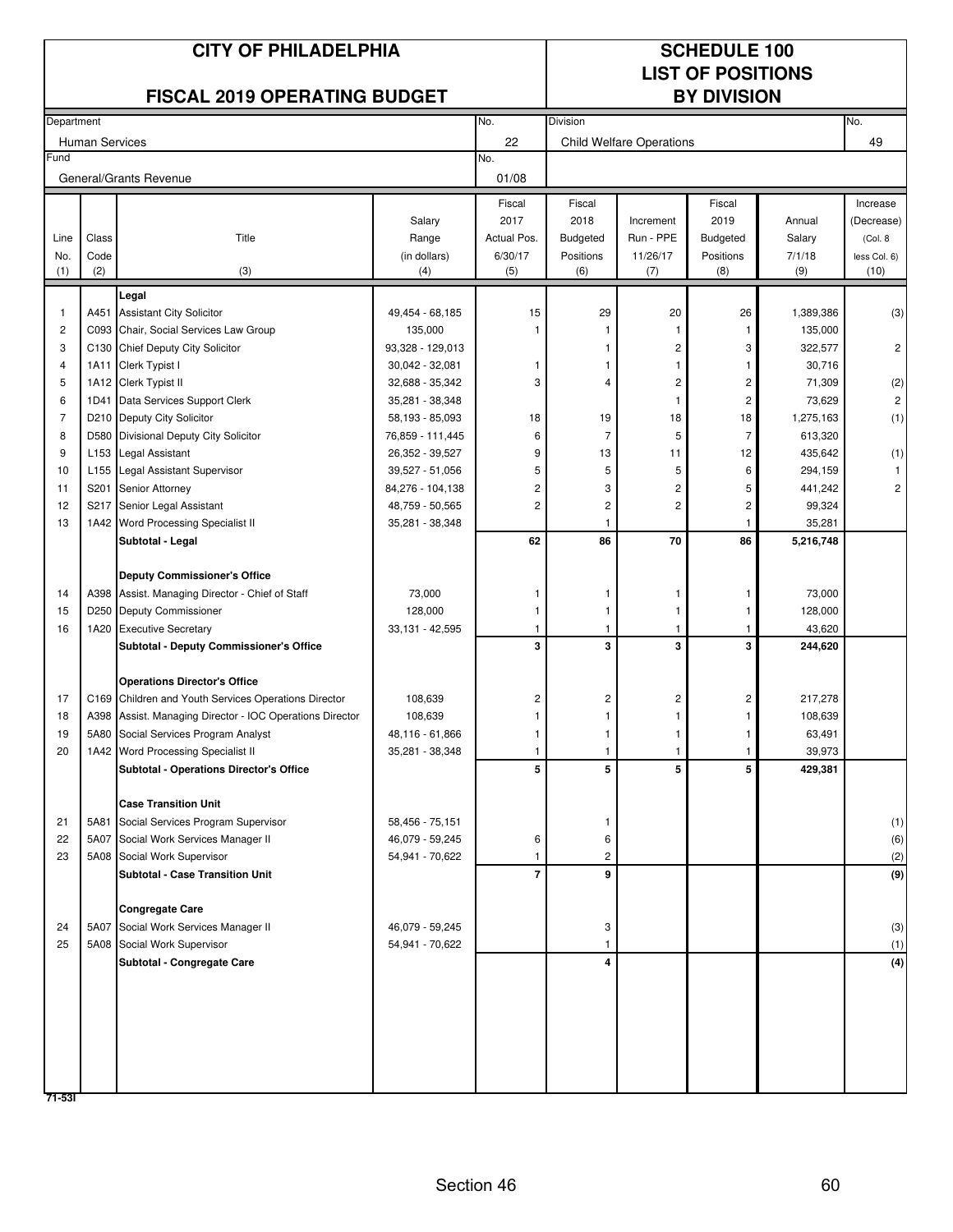# CITY OF PHILADELPHIA

## FISCAL 2019 OPERATING BUDGET

## SCHEDULE 100
## LIST OF POSITIONS
## BY DIVISION

| Department | No. | Division | No. |
|---|---|---|---|
| Human Services | 22 | Child Welfare Operations | 49 |
| **Fund** | **No.** | | |
| General/Grants Revenue | 01/08 | | |

| Line No. (1) | Class Code (2) | Title (3) | Salary Range (in dollars) (4) | Fiscal 2017 Actual Pos. 6/30/17 (5) | Fiscal 2018 Budgeted Positions (6) | Increment Run - PPE 11/26/17 (7) | Fiscal 2019 Budgeted Positions (8) | Annual Salary 7/1/18 (9) | Increase (Decrease) (Col. 8 less Col. 6) (10) |
|---|---|---|---|---|---|---|---|---|---|
| | | **Legal** | | | | | | | |
| 1 | A451 | Assistant City Solicitor | 49,454 - 68,185 | 15 | 29 | 20 | 26 | 1,389,386 | (3) |
| 2 | C093 | Chair, Social Services Law Group | 135,000 | 1 | 1 | 1 | 1 | 135,000 | |
| 3 | C130 | Chief Deputy City Solicitor | 93,328 - 129,013 | | 1 | 2 | 3 | 322,577 | 2 |
| 4 | 1A11 | Clerk Typist I | 30,042 - 32,081 | 1 | 1 | 1 | 1 | 30,716 | |
| 5 | 1A12 | Clerk Typist II | 32,688 - 35,342 | 3 | 4 | 2 | 2 | 71,309 | (2) |
| 6 | 1D41 | Data Services Support Clerk | 35,281 - 38,348 | | | 1 | 2 | 73,629 | 2 |
| 7 | D210 | Deputy City Solicitor | 58,193 - 85,093 | 18 | 19 | 18 | 18 | 1,275,163 | (1) |
| 8 | D580 | Divisional Deputy City Solicitor | 76,859 - 111,445 | 6 | 7 | 5 | 7 | 613,320 | |
| 9 | L153 | Legal Assistant | 26,352 - 39,527 | 9 | 13 | 11 | 12 | 435,642 | (1) |
| 10 | L155 | Legal Assistant Supervisor | 39,527 - 51,056 | 5 | 5 | 5 | 6 | 294,159 | 1 |
| 11 | S201 | Senior Attorney | 84,276 - 104,138 | 2 | 3 | 2 | 5 | 441,242 | 2 |
| 12 | S217 | Senior Legal Assistant | 48,759 - 50,565 | 2 | 2 | 2 | 2 | 99,324 | |
| 13 | 1A42 | Word Processing Specialist II | 35,281 - 38,348 | | 1 | | 1 | 35,281 | |
| | | **Subtotal - Legal** | | **62** | **86** | **70** | **86** | **5,216,748** | |
| | | **Deputy Commissioner's Office** | | | | | | | |
| 14 | A398 | Assist. Managing Director - Chief of Staff | 73,000 | 1 | 1 | 1 | 1 | 73,000 | |
| 15 | D250 | Deputy Commissioner | 128,000 | 1 | 1 | 1 | 1 | 128,000 | |
| 16 | 1A20 | Executive Secretary | 33,131 - 42,595 | 1 | 1 | 1 | 1 | 43,620 | |
| | | **Subtotal - Deputy Commissioner's Office** | | **3** | **3** | **3** | **3** | **244,620** | |
| | | **Operations Director's Office** | | | | | | | |
| 17 | C169 | Children and Youth Services Operations Director | 108,639 | 2 | 2 | 2 | 2 | 217,278 | |
| 18 | A398 | Assist. Managing Director - IOC Operations Director | 108,639 | 1 | 1 | 1 | 1 | 108,639 | |
| 19 | 5A80 | Social Services Program Analyst | 48,116 - 61,866 | 1 | 1 | 1 | 1 | 63,491 | |
| 20 | 1A42 | Word Processing Specialist II | 35,281 - 38,348 | 1 | 1 | 1 | 1 | 39,973 | |
| | | **Subtotal - Operations Director's Office** | | **5** | **5** | **5** | **5** | **429,381** | |
| | | **Case Transition Unit** | | | | | | | |
| 21 | 5A81 | Social Services Program Supervisor | 58,456 - 75,151 | | 1 | | | | (1) |
| 22 | 5A07 | Social Work Services Manager II | 46,079 - 59,245 | 6 | 6 | | | | (6) |
| 23 | 5A08 | Social Work Supervisor | 54,941 - 70,622 | 1 | 2 | | | | (2) |
| | | **Subtotal - Case Transition Unit** | | **7** | **9** | | | | **(9)** |
| | | **Congregate Care** | | | | | | | |
| 24 | 5A07 | Social Work Services Manager II | 46,079 - 59,245 | | 3 | | | | (3) |
| 25 | 5A08 | Social Work Supervisor | 54,941 - 70,622 | | 1 | | | | (1) |
| | | **Subtotal - Congregate Care** | | | **4** | | | | **(4)** |

71-53I

Section 46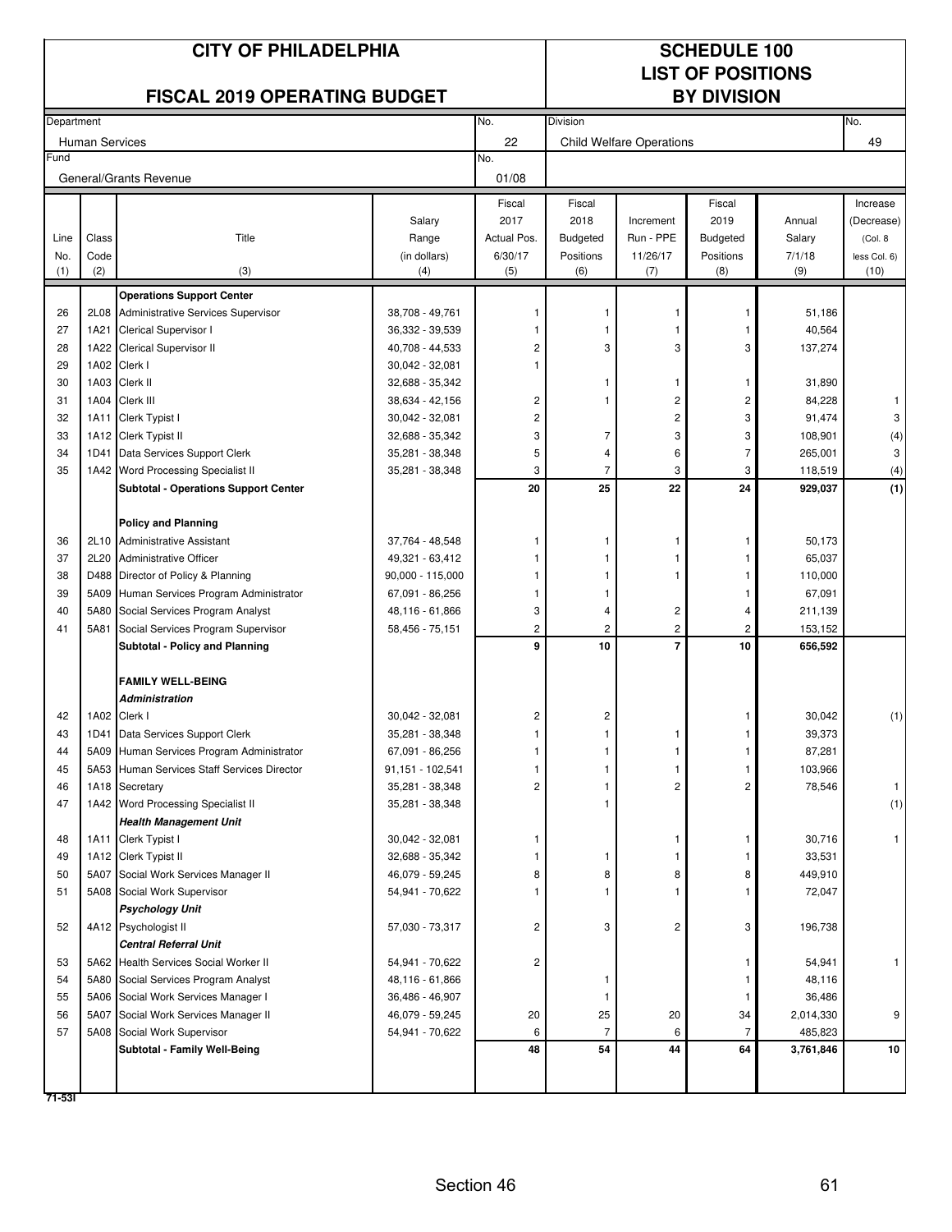# CITY OF PHILADELPHIA

## FISCAL 2019 OPERATING BUDGET

## SCHEDULE 100 LIST OF POSITIONS BY DIVISION

| Department | No. | Division | No. |
|---|---|---|---|
| Human Services | 22 | Child Welfare Operations | 49 |
| **Fund** | **No.** | | |
| General/Grants Revenue | 01/08 | | |

| Line No. (1) | Class Code (2) | Title (3) | Salary Range (in dollars) (4) | Fiscal 2017 Actual Pos. 6/30/17 (5) | Fiscal 2018 Budgeted Positions (6) | Increment Run - PPE 11/26/17 (7) | Fiscal 2019 Budgeted Positions (8) | Annual Salary 7/1/18 (9) | Increase (Decrease) (Col. 8 less Col. 6) (10) |
|---|---|---|---|---|---|---|---|---|---|
| | | **Operations Support Center** | | | | | | | |
| 26 | 2L08 | Administrative Services Supervisor | 38,708 - 49,761 | 1 | 1 | 1 | 1 | 51,186 | |
| 27 | 1A21 | Clerical Supervisor I | 36,332 - 39,539 | 1 | 1 | 1 | 1 | 40,564 | |
| 28 | 1A22 | Clerical Supervisor II | 40,708 - 44,533 | 2 | 3 | 3 | 3 | 137,274 | |
| 29 | 1A02 | Clerk I | 30,042 - 32,081 | 1 | | | | | |
| 30 | 1A03 | Clerk II | 32,688 - 35,342 | | 1 | 1 | 1 | 31,890 | |
| 31 | 1A04 | Clerk III | 38,634 - 42,156 | 2 | 1 | 2 | 2 | 84,228 | 1 |
| 32 | 1A11 | Clerk Typist I | 30,042 - 32,081 | 2 | | 2 | 3 | 91,474 | 3 |
| 33 | 1A12 | Clerk Typist II | 32,688 - 35,342 | 3 | 7 | 3 | 3 | 108,901 | (4) |
| 34 | 1D41 | Data Services Support Clerk | 35,281 - 38,348 | 5 | 4 | 6 | 7 | 265,001 | 3 |
| 35 | 1A42 | Word Processing Specialist II | 35,281 - 38,348 | 3 | 7 | 3 | 3 | 118,519 | (4) |
| | | **Subtotal - Operations Support Center** | | **20** | **25** | **22** | **24** | **929,037** | **(1)** |
| | | **Policy and Planning** | | | | | | | |
| 36 | 2L10 | Administrative Assistant | 37,764 - 48,548 | 1 | 1 | 1 | 1 | 50,173 | |
| 37 | 2L20 | Administrative Officer | 49,321 - 63,412 | 1 | 1 | 1 | 1 | 65,037 | |
| 38 | D488 | Director of Policy & Planning | 90,000 - 115,000 | 1 | 1 | 1 | 1 | 110,000 | |
| 39 | 5A09 | Human Services Program Administrator | 67,091 - 86,256 | 1 | 1 | | 1 | 67,091 | |
| 40 | 5A80 | Social Services Program Analyst | 48,116 - 61,866 | 3 | 4 | 2 | 4 | 211,139 | |
| 41 | 5A81 | Social Services Program Supervisor | 58,456 - 75,151 | 2 | 2 | 2 | 2 | 153,152 | |
| | | **Subtotal - Policy and Planning** | | **9** | **10** | **7** | **10** | **656,592** | |
| | | **FAMILY WELL-BEING** | | | | | | | |
| | | ***Administration*** | | | | | | | |
| 42 | 1A02 | Clerk I | 30,042 - 32,081 | 2 | 2 | | 1 | 30,042 | (1) |
| 43 | 1D41 | Data Services Support Clerk | 35,281 - 38,348 | 1 | 1 | 1 | 1 | 39,373 | |
| 44 | 5A09 | Human Services Program Administrator | 67,091 - 86,256 | 1 | 1 | 1 | 1 | 87,281 | |
| 45 | 5A53 | Human Services Staff Services Director | 91,151 - 102,541 | 1 | 1 | 1 | 1 | 103,966 | |
| 46 | 1A18 | Secretary | 35,281 - 38,348 | 2 | 1 | 2 | 2 | 78,546 | 1 |
| 47 | 1A42 | Word Processing Specialist II | 35,281 - 38,348 | | 1 | | | | (1) |
| | | ***Health Management Unit*** | | | | | | | |
| 48 | 1A11 | Clerk Typist I | 30,042 - 32,081 | 1 | | 1 | 1 | 30,716 | 1 |
| 49 | 1A12 | Clerk Typist II | 32,688 - 35,342 | 1 | 1 | 1 | 1 | 33,531 | |
| 50 | 5A07 | Social Work Services Manager II | 46,079 - 59,245 | 8 | 8 | 8 | 8 | 449,910 | |
| 51 | 5A08 | Social Work Supervisor | 54,941 - 70,622 | 1 | 1 | 1 | 1 | 72,047 | |
| | | ***Psychology Unit*** | | | | | | | |
| 52 | 4A12 | Psychologist II | 57,030 - 73,317 | 2 | 3 | 2 | 3 | 196,738 | |
| | | ***Central Referral Unit*** | | | | | | | |
| 53 | 5A62 | Health Services Social Worker II | 54,941 - 70,622 | 2 | | | 1 | 54,941 | 1 |
| 54 | 5A80 | Social Services Program Analyst | 48,116 - 61,866 | | 1 | | 1 | 48,116 | |
| 55 | 5A06 | Social Work Services Manager I | 36,486 - 46,907 | | 1 | | 1 | 36,486 | |
| 56 | 5A07 | Social Work Services Manager II | 46,079 - 59,245 | 20 | 25 | 20 | 34 | 2,014,330 | 9 |
| 57 | 5A08 | Social Work Supervisor | 54,941 - 70,622 | 6 | 7 | 6 | 7 | 485,823 | |
| | | **Subtotal - Family Well-Being** | | **48** | **54** | **44** | **64** | **3,761,846** | **10** |

71-53I

Section 46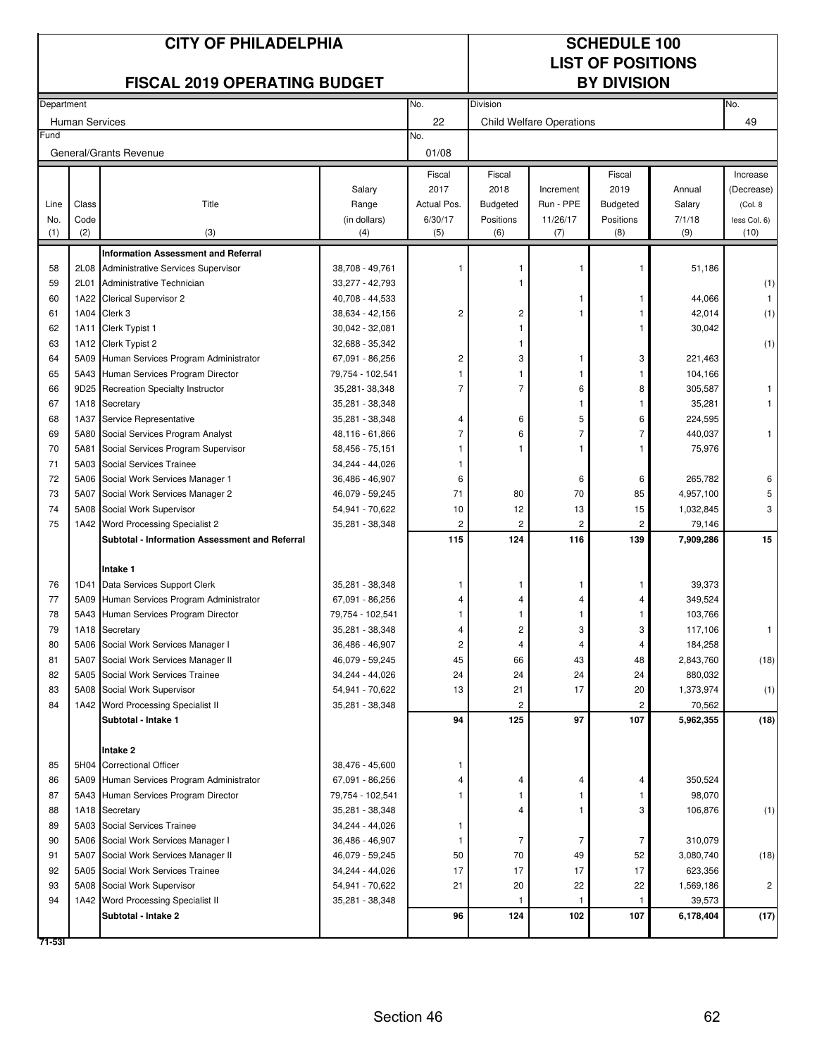# CITY OF PHILADELPHIA

## FISCAL 2019 OPERATING BUDGET

## SCHEDULE 100 LIST OF POSITIONS BY DIVISION

| Department | No. | Division | No. |
|---|---|---|---|
| Human Services | 22 | Child Welfare Operations | 49 |
| **Fund** | **No.** | | |
| General/Grants Revenue | 01/08 | | |

| Line No. (1) | Class Code (2) | Title (3) | Salary Range (in dollars) (4) | Fiscal 2017 Actual Pos. 6/30/17 (5) | Fiscal 2018 Budgeted Positions (6) | Increment Run - PPE 11/26/17 (7) | Fiscal 2019 Budgeted Positions (8) | Annual Salary 7/1/18 (9) | Increase (Decrease) (Col. 8 less Col. 6) (10) |
|---|---|---|---|---|---|---|---|---|---|
| | | **Information Assessment and Referral** | | | | | | | |
| 58 | 2L08 | Administrative Services Supervisor | 38,708 - 49,761 | 1 | 1 | 1 | 1 | 51,186 | |
| 59 | 2L01 | Administrative Technician | 33,277 - 42,793 | | 1 | | | | (1) |
| 60 | 1A22 | Clerical Supervisor 2 | 40,708 - 44,533 | | | 1 | 1 | 44,066 | 1 |
| 61 | 1A04 | Clerk 3 | 38,634 - 42,156 | 2 | 2 | 1 | 1 | 42,014 | (1) |
| 62 | 1A11 | Clerk Typist 1 | 30,042 - 32,081 | | 1 | | 1 | 30,042 | |
| 63 | 1A12 | Clerk Typist 2 | 32,688 - 35,342 | | 1 | | | | (1) |
| 64 | 5A09 | Human Services Program Administrator | 67,091 - 86,256 | 2 | 3 | 1 | 3 | 221,463 | |
| 65 | 5A43 | Human Services Program Director | 79,754 - 102,541 | 1 | 1 | 1 | 1 | 104,166 | |
| 66 | 9D25 | Recreation Specialty Instructor | 35,281- 38,348 | 7 | 7 | 6 | 8 | 305,587 | 1 |
| 67 | 1A18 | Secretary | 35,281 - 38,348 | | | 1 | 1 | 35,281 | 1 |
| 68 | 1A37 | Service Representative | 35,281 - 38,348 | 4 | 6 | 5 | 6 | 224,595 | |
| 69 | 5A80 | Social Services Program Analyst | 48,116 - 61,866 | 7 | 6 | 7 | 7 | 440,037 | 1 |
| 70 | 5A81 | Social Services Program Supervisor | 58,456 - 75,151 | 1 | 1 | 1 | 1 | 75,976 | |
| 71 | 5A03 | Social Services Trainee | 34,244 - 44,026 | 1 | | | | | |
| 72 | 5A06 | Social Work Services Manager 1 | 36,486 - 46,907 | 6 | | 6 | 6 | 265,782 | 6 |
| 73 | 5A07 | Social Work Services Manager 2 | 46,079 - 59,245 | 71 | 80 | 70 | 85 | 4,957,100 | 5 |
| 74 | 5A08 | Social Work Supervisor | 54,941 - 70,622 | 10 | 12 | 13 | 15 | 1,032,845 | 3 |
| 75 | 1A42 | Word Processing Specialist 2 | 35,281 - 38,348 | 2 | 2 | 2 | 2 | 79,146 | |
| | | **Subtotal - Information Assessment and Referral** | | **115** | **124** | **116** | **139** | **7,909,286** | **15** |
| | | **Intake 1** | | | | | | | |
| 76 | 1D41 | Data Services Support Clerk | 35,281 - 38,348 | 1 | 1 | 1 | 1 | 39,373 | |
| 77 | 5A09 | Human Services Program Administrator | 67,091 - 86,256 | 4 | 4 | 4 | 4 | 349,524 | |
| 78 | 5A43 | Human Services Program Director | 79,754 - 102,541 | 1 | 1 | 1 | 1 | 103,766 | |
| 79 | 1A18 | Secretary | 35,281 - 38,348 | 4 | 2 | 3 | 3 | 117,106 | 1 |
| 80 | 5A06 | Social Work Services Manager I | 36,486 - 46,907 | 2 | 4 | 4 | 4 | 184,258 | |
| 81 | 5A07 | Social Work Services Manager II | 46,079 - 59,245 | 45 | 66 | 43 | 48 | 2,843,760 | (18) |
| 82 | 5A05 | Social Work Services Trainee | 34,244 - 44,026 | 24 | 24 | 24 | 24 | 880,032 | |
| 83 | 5A08 | Social Work Supervisor | 54,941 - 70,622 | 13 | 21 | 17 | 20 | 1,373,974 | (1) |
| 84 | 1A42 | Word Processing Specialist II | 35,281 - 38,348 | | 2 | | 2 | 70,562 | |
| | | **Subtotal - Intake 1** | | **94** | **125** | **97** | **107** | **5,962,355** | **(18)** |
| | | **Intake 2** | | | | | | | |
| 85 | 5H04 | Correctional Officer | 38,476 - 45,600 | 1 | | | | | |
| 86 | 5A09 | Human Services Program Administrator | 67,091 - 86,256 | 4 | 4 | 4 | 4 | 350,524 | |
| 87 | 5A43 | Human Services Program Director | 79,754 - 102,541 | 1 | 1 | 1 | 1 | 98,070 | |
| 88 | 1A18 | Secretary | 35,281 - 38,348 | | 4 | 1 | 3 | 106,876 | (1) |
| 89 | 5A03 | Social Services Trainee | 34,244 - 44,026 | 1 | | | | | |
| 90 | 5A06 | Social Work Services Manager I | 36,486 - 46,907 | 1 | 7 | 7 | 7 | 310,079 | |
| 91 | 5A07 | Social Work Services Manager II | 46,079 - 59,245 | 50 | 70 | 49 | 52 | 3,080,740 | (18) |
| 92 | 5A05 | Social Work Services Trainee | 34,244 - 44,026 | 17 | 17 | 17 | 17 | 623,356 | |
| 93 | 5A08 | Social Work Supervisor | 54,941 - 70,622 | 21 | 20 | 22 | 22 | 1,569,186 | 2 |
| 94 | 1A42 | Word Processing Specialist II | 35,281 - 38,348 | | 1 | 1 | 1 | 39,573 | |
| | | **Subtotal - Intake 2** | | **96** | **124** | **102** | **107** | **6,178,404** | **(17)** |

71-53I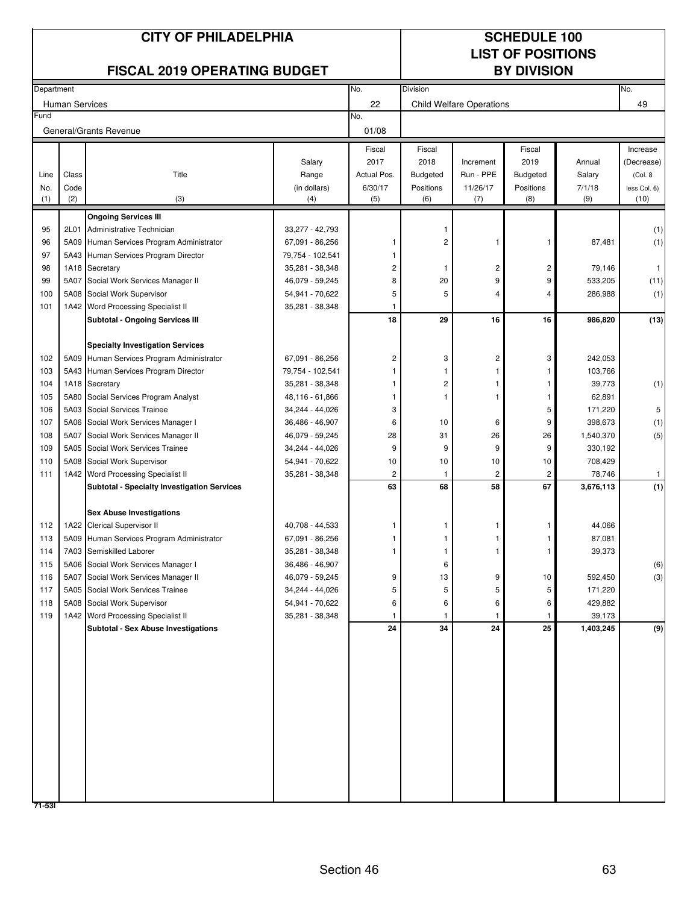# CITY OF PHILADELPHIA

## FISCAL 2019 OPERATING BUDGET

# SCHEDULE 100
## LIST OF POSITIONS
## BY DIVISION

| Department | No. | Division | No. |
|---|---|---|---|
| Human Services | 22 | Child Welfare Operations | 49 |
| Fund | No. | | |
| General/Grants Revenue | 01/08 | | |

| Line No. (1) | Class Code (2) | Title (3) | Salary Range (in dollars) (4) | Fiscal 2017 Actual Pos. 6/30/17 (5) | Fiscal 2018 Budgeted Positions (6) | Increment Run - PPE 11/26/17 (7) | Fiscal 2019 Budgeted Positions (8) | Annual Salary 7/1/18 (9) | Increase (Decrease) (Col. 8 less Col. 6) (10) |
|---|---|---|---|---|---|---|---|---|---|
| | | **Ongoing Services III** | | | | | | | |
| 95 | 2L01 | Administrative Technician | 33,277 - 42,793 | | 1 | | | | (1) |
| 96 | 5A09 | Human Services Program Administrator | 67,091 - 86,256 | 1 | 2 | 1 | 1 | 87,481 | (1) |
| 97 | 5A43 | Human Services Program Director | 79,754 - 102,541 | 1 | | | | | |
| 98 | 1A18 | Secretary | 35,281 - 38,348 | 2 | 1 | 2 | 2 | 79,146 | 1 |
| 99 | 5A07 | Social Work Services Manager II | 46,079 - 59,245 | 8 | 20 | 9 | 9 | 533,205 | (11) |
| 100 | 5A08 | Social Work Supervisor | 54,941 - 70,622 | 5 | 5 | 4 | 4 | 286,988 | (1) |
| 101 | 1A42 | Word Processing Specialist II | 35,281 - 38,348 | 1 | | | | | |
| | | **Subtotal - Ongoing Services III** | | **18** | **29** | **16** | **16** | **986,820** | **(13)** |
| | | **Specialty Investigation Services** | | | | | | | |
| 102 | 5A09 | Human Services Program Administrator | 67,091 - 86,256 | 2 | 3 | 2 | 3 | 242,053 | |
| 103 | 5A43 | Human Services Program Director | 79,754 - 102,541 | 1 | 1 | 1 | 1 | 103,766 | |
| 104 | 1A18 | Secretary | 35,281 - 38,348 | 1 | 2 | 1 | 1 | 39,773 | (1) |
| 105 | 5A80 | Social Services Program Analyst | 48,116 - 61,866 | 1 | 1 | 1 | 1 | 62,891 | |
| 106 | 5A03 | Social Services Trainee | 34,244 - 44,026 | 3 | | | 5 | 171,220 | 5 |
| 107 | 5A06 | Social Work Services Manager I | 36,486 - 46,907 | 6 | 10 | 6 | 9 | 398,673 | (1) |
| 108 | 5A07 | Social Work Services Manager II | 46,079 - 59,245 | 28 | 31 | 26 | 26 | 1,540,370 | (5) |
| 109 | 5A05 | Social Work Services Trainee | 34,244 - 44,026 | 9 | 9 | 9 | 9 | 330,192 | |
| 110 | 5A08 | Social Work Supervisor | 54,941 - 70,622 | 10 | 10 | 10 | 10 | 708,429 | |
| 111 | 1A42 | Word Processing Specialist II | 35,281 - 38,348 | 2 | 1 | 2 | 2 | 78,746 | 1 |
| | | **Subtotal - Specialty Investigation Services** | | **63** | **68** | **58** | **67** | **3,676,113** | **(1)** |
| | | **Sex Abuse Investigations** | | | | | | | |
| 112 | 1A22 | Clerical Supervisor II | 40,708 - 44,533 | 1 | 1 | 1 | 1 | 44,066 | |
| 113 | 5A09 | Human Services Program Administrator | 67,091 - 86,256 | 1 | 1 | 1 | 1 | 87,081 | |
| 114 | 7A03 | Semiskilled Laborer | 35,281 - 38,348 | 1 | 1 | 1 | 1 | 39,373 | |
| 115 | 5A06 | Social Work Services Manager I | 36,486 - 46,907 | | 6 | | | | (6) |
| 116 | 5A07 | Social Work Services Manager II | 46,079 - 59,245 | 9 | 13 | 9 | 10 | 592,450 | (3) |
| 117 | 5A05 | Social Work Services Trainee | 34,244 - 44,026 | 5 | 5 | 5 | 5 | 171,220 | |
| 118 | 5A08 | Social Work Supervisor | 54,941 - 70,622 | 6 | 6 | 6 | 6 | 429,882 | |
| 119 | 1A42 | Word Processing Specialist II | 35,281 - 38,348 | 1 | 1 | 1 | 1 | 39,173 | |
| | | **Subtotal - Sex Abuse Investigations** | | **24** | **34** | **24** | **25** | **1,403,245** | **(9)** |

71-53I

Section 46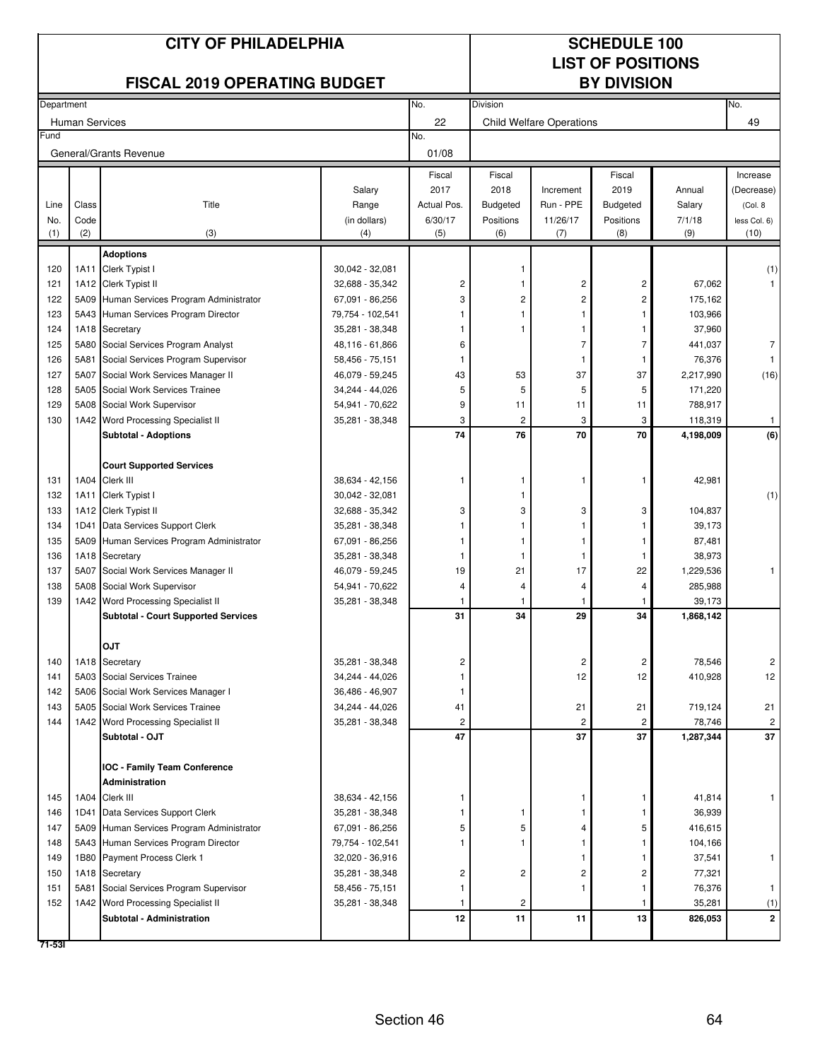# CITY OF PHILADELPHIA

## FISCAL 2019 OPERATING BUDGET

## SCHEDULE 100 LIST OF POSITIONS BY DIVISION

| Department | No. | Division | No. |
|---|---|---|---|
| Human Services | 22 | Child Welfare Operations | 49 |
| Fund | No. | | |
| General/Grants Revenue | 01/08 | | |

| Line No. (1) | Class Code (2) | Title (3) | Salary Range (in dollars) (4) | Fiscal 2017 Actual Pos. 6/30/17 (5) | Fiscal 2018 Budgeted Positions (6) | Increment Run - PPE 11/26/17 (7) | Fiscal 2019 Budgeted Positions (8) | Annual Salary 7/1/18 (9) | Increase (Decrease) (Col. 8 less Col. 6) (10) |
|---|---|---|---|---|---|---|---|---|---|
| | | **Adoptions** | | | | | | | |
| 120 | 1A11 | Clerk Typist I | 30,042 - 32,081 | | 1 | | | | (1) |
| 121 | 1A12 | Clerk Typist II | 32,688 - 35,342 | 2 | 1 | 2 | 2 | 67,062 | 1 |
| 122 | 5A09 | Human Services Program Administrator | 67,091 - 86,256 | 3 | 2 | 2 | 2 | 175,162 | |
| 123 | 5A43 | Human Services Program Director | 79,754 - 102,541 | 1 | 1 | 1 | 1 | 103,966 | |
| 124 | 1A18 | Secretary | 35,281 - 38,348 | 1 | 1 | 1 | 1 | 37,960 | |
| 125 | 5A80 | Social Services Program Analyst | 48,116 - 61,866 | 6 | | 7 | 7 | 441,037 | 7 |
| 126 | 5A81 | Social Services Program Supervisor | 58,456 - 75,151 | 1 | | 1 | 1 | 76,376 | 1 |
| 127 | 5A07 | Social Work Services Manager II | 46,079 - 59,245 | 43 | 53 | 37 | 37 | 2,217,990 | (16) |
| 128 | 5A05 | Social Work Services Trainee | 34,244 - 44,026 | 5 | 5 | 5 | 5 | 171,220 | |
| 129 | 5A08 | Social Work Supervisor | 54,941 - 70,622 | 9 | 11 | 11 | 11 | 788,917 | |
| 130 | 1A42 | Word Processing Specialist II | 35,281 - 38,348 | 3 | 2 | 3 | 3 | 118,319 | 1 |
| | | **Subtotal - Adoptions** | | **74** | **76** | **70** | **70** | **4,198,009** | **(6)** |
| | | **Court Supported Services** | | | | | | | |
| 131 | 1A04 | Clerk III | 38,634 - 42,156 | 1 | 1 | 1 | 1 | 42,981 | |
| 132 | 1A11 | Clerk Typist I | 30,042 - 32,081 | | 1 | | | | (1) |
| 133 | 1A12 | Clerk Typist II | 32,688 - 35,342 | 3 | 3 | 3 | 3 | 104,837 | |
| 134 | 1D41 | Data Services Support Clerk | 35,281 - 38,348 | 1 | 1 | 1 | 1 | 39,173 | |
| 135 | 5A09 | Human Services Program Administrator | 67,091 - 86,256 | 1 | 1 | 1 | 1 | 87,481 | |
| 136 | 1A18 | Secretary | 35,281 - 38,348 | 1 | 1 | 1 | 1 | 38,973 | |
| 137 | 5A07 | Social Work Services Manager II | 46,079 - 59,245 | 19 | 21 | 17 | 22 | 1,229,536 | 1 |
| 138 | 5A08 | Social Work Supervisor | 54,941 - 70,622 | 4 | 4 | 4 | 4 | 285,988 | |
| 139 | 1A42 | Word Processing Specialist II | 35,281 - 38,348 | 1 | 1 | 1 | 1 | 39,173 | |
| | | **Subtotal - Court Supported Services** | | **31** | **34** | **29** | **34** | **1,868,142** | |
| | | **OJT** | | | | | | | |
| 140 | 1A18 | Secretary | 35,281 - 38,348 | 2 | | 2 | 2 | 78,546 | 2 |
| 141 | 5A03 | Social Services Trainee | 34,244 - 44,026 | 1 | | 12 | 12 | 410,928 | 12 |
| 142 | 5A06 | Social Work Services Manager I | 36,486 - 46,907 | 1 | | | | | |
| 143 | 5A05 | Social Work Services Trainee | 34,244 - 44,026 | 41 | | 21 | 21 | 719,124 | 21 |
| 144 | 1A42 | Word Processing Specialist II | 35,281 - 38,348 | 2 | | 2 | 2 | 78,746 | 2 |
| | | **Subtotal - OJT** | | **47** | | **37** | **37** | **1,287,344** | **37** |
| | | **IOC - Family Team Conference** | | | | | | | |
| | | **Administration** | | | | | | | |
| 145 | 1A04 | Clerk III | 38,634 - 42,156 | 1 | | 1 | 1 | 41,814 | 1 |
| 146 | 1D41 | Data Services Support Clerk | 35,281 - 38,348 | 1 | 1 | 1 | 1 | 36,939 | |
| 147 | 5A09 | Human Services Program Administrator | 67,091 - 86,256 | 5 | 5 | 4 | 5 | 416,615 | |
| 148 | 5A43 | Human Services Program Director | 79,754 - 102,541 | 1 | 1 | 1 | 1 | 104,166 | |
| 149 | 1B80 | Payment Process Clerk 1 | 32,020 - 36,916 | | | 1 | 1 | 37,541 | 1 |
| 150 | 1A18 | Secretary | 35,281 - 38,348 | 2 | 2 | 2 | 2 | 77,321 | |
| 151 | 5A81 | Social Services Program Supervisor | 58,456 - 75,151 | 1 | | 1 | 1 | 76,376 | 1 |
| 152 | 1A42 | Word Processing Specialist II | 35,281 - 38,348 | 1 | 2 | | 1 | 35,281 | (1) |
| | | **Subtotal - Administration** | | **12** | **11** | **11** | **13** | **826,053** | **2** |

71-53I

Section 46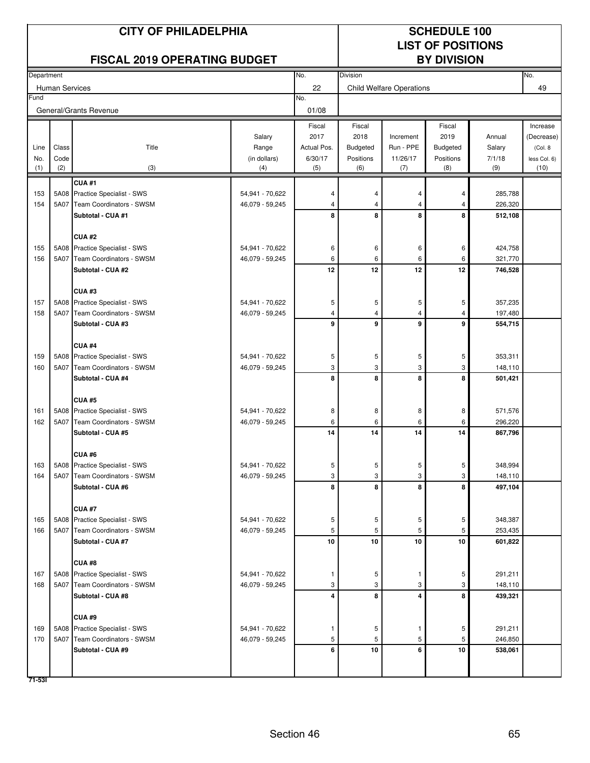# CITY OF PHILADELPHIA

## FISCAL 2019 OPERATING BUDGET

## SCHEDULE 100
## LIST OF POSITIONS
## BY DIVISION

| Department | No. | Division | No. |
|---|---|---|---|
| Human Services | 22 | Child Welfare Operations | 49 |
| **Fund** | **No.** | | |
| General/Grants Revenue | 01/08 | | |

| Line No. (1) | Class Code (2) | Title (3) | Salary Range (in dollars) (4) | Fiscal 2017 Actual Pos. 6/30/17 (5) | Fiscal 2018 Budgeted Positions (6) | Increment Run - PPE 11/26/17 (7) | Fiscal 2019 Budgeted Positions (8) | Annual Salary 7/1/18 (9) | Increase (Decrease) (Col. 8 less Col. 6) (10) |
|---|---|---|---|---|---|---|---|---|---|
| | | **CUA #1** | | | | | | | |
| 153 | 5A08 | Practice Specialist - SWS | 54,941 - 70,622 | 4 | 4 | 4 | 4 | 285,788 | |
| 154 | 5A07 | Team Coordinators - SWSM | 46,079 - 59,245 | 4 | 4 | 4 | 4 | 226,320 | |
| | | **Subtotal - CUA #1** | | **8** | **8** | **8** | **8** | **512,108** | |
| | | **CUA #2** | | | | | | | |
| 155 | 5A08 | Practice Specialist - SWS | 54,941 - 70,622 | 6 | 6 | 6 | 6 | 424,758 | |
| 156 | 5A07 | Team Coordinators - SWSM | 46,079 - 59,245 | 6 | 6 | 6 | 6 | 321,770 | |
| | | **Subtotal - CUA #2** | | **12** | **12** | **12** | **12** | **746,528** | |
| | | **CUA #3** | | | | | | | |
| 157 | 5A08 | Practice Specialist - SWS | 54,941 - 70,622 | 5 | 5 | 5 | 5 | 357,235 | |
| 158 | 5A07 | Team Coordinators - SWSM | 46,079 - 59,245 | 4 | 4 | 4 | 4 | 197,480 | |
| | | **Subtotal - CUA #3** | | **9** | **9** | **9** | **9** | **554,715** | |
| | | **CUA #4** | | | | | | | |
| 159 | 5A08 | Practice Specialist - SWS | 54,941 - 70,622 | 5 | 5 | 5 | 5 | 353,311 | |
| 160 | 5A07 | Team Coordinators - SWSM | 46,079 - 59,245 | 3 | 3 | 3 | 3 | 148,110 | |
| | | **Subtotal - CUA #4** | | **8** | **8** | **8** | **8** | **501,421** | |
| | | **CUA #5** | | | | | | | |
| 161 | 5A08 | Practice Specialist - SWS | 54,941 - 70,622 | 8 | 8 | 8 | 8 | 571,576 | |
| 162 | 5A07 | Team Coordinators - SWSM | 46,079 - 59,245 | 6 | 6 | 6 | 6 | 296,220 | |
| | | **Subtotal - CUA #5** | | **14** | **14** | **14** | **14** | **867,796** | |
| | | **CUA #6** | | | | | | | |
| 163 | 5A08 | Practice Specialist - SWS | 54,941 - 70,622 | 5 | 5 | 5 | 5 | 348,994 | |
| 164 | 5A07 | Team Coordinators - SWSM | 46,079 - 59,245 | 3 | 3 | 3 | 3 | 148,110 | |
| | | **Subtotal - CUA #6** | | **8** | **8** | **8** | **8** | **497,104** | |
| | | **CUA #7** | | | | | | | |
| 165 | 5A08 | Practice Specialist - SWS | 54,941 - 70,622 | 5 | 5 | 5 | 5 | 348,387 | |
| 166 | 5A07 | Team Coordinators - SWSM | 46,079 - 59,245 | 5 | 5 | 5 | 5 | 253,435 | |
| | | **Subtotal - CUA #7** | | **10** | **10** | **10** | **10** | **601,822** | |
| | | **CUA #8** | | | | | | | |
| 167 | 5A08 | Practice Specialist - SWS | 54,941 - 70,622 | 1 | 5 | 1 | 5 | 291,211 | |
| 168 | 5A07 | Team Coordinators - SWSM | 46,079 - 59,245 | 3 | 3 | 3 | 3 | 148,110 | |
| | | **Subtotal - CUA #8** | | **4** | **8** | **4** | **8** | **439,321** | |
| | | **CUA #9** | | | | | | | |
| 169 | 5A08 | Practice Specialist - SWS | 54,941 - 70,622 | 1 | 5 | 1 | 5 | 291,211 | |
| 170 | 5A07 | Team Coordinators - SWSM | 46,079 - 59,245 | 5 | 5 | 5 | 5 | 246,850 | |
| | | **Subtotal - CUA #9** | | **6** | **10** | **6** | **10** | **538,061** | |

71-53I

Section 46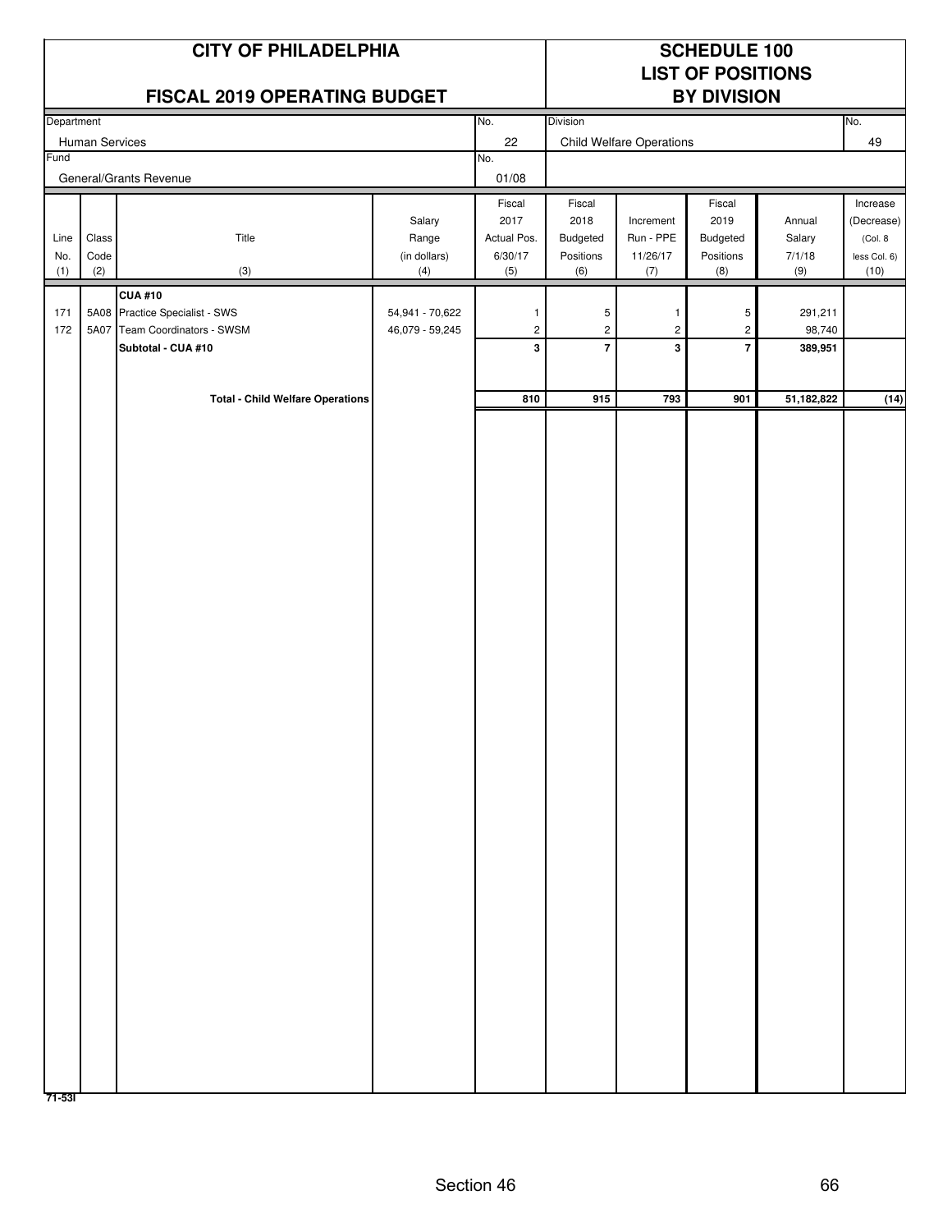# CITY OF PHILADELPHIA

## FISCAL 2019 OPERATING BUDGET

## SCHEDULE 100
## LIST OF POSITIONS
## BY DIVISION

| Department | No. | Division | No. |
|---|---|---|---|
| Human Services | 22 | Child Welfare Operations | 49 |
| **Fund** | **No.** | | |
| General/Grants Revenue | 01/08 | | |

| Line No. (1) | Class Code (2) | Title (3) | Salary Range (in dollars) (4) | Fiscal 2017 Actual Pos. 6/30/17 (5) | Fiscal 2018 Budgeted Positions (6) | Increment Run - PPE 11/26/17 (7) | Fiscal 2019 Budgeted Positions (8) | Annual Salary 7/1/18 (9) | Increase (Decrease) (Col. 8 less Col. 6) (10) |
|---|---|---|---|---|---|---|---|---|---|
| | | **CUA #10** | | | | | | | |
| 171 | 5A08 | Practice Specialist - SWS | 54,941 - 70,622 | 1 | 5 | 1 | 5 | 291,211 | |
| 172 | 5A07 | Team Coordinators - SWSM | 46,079 - 59,245 | 2 | 2 | 2 | 2 | 98,740 | |
| | | **Subtotal - CUA #10** | | **3** | **7** | **3** | **7** | **389,951** | |
| | | **Total - Child Welfare Operations** | | **810** | **915** | **793** | **901** | **51,182,822** | **(14)** |

71-53I

Section 46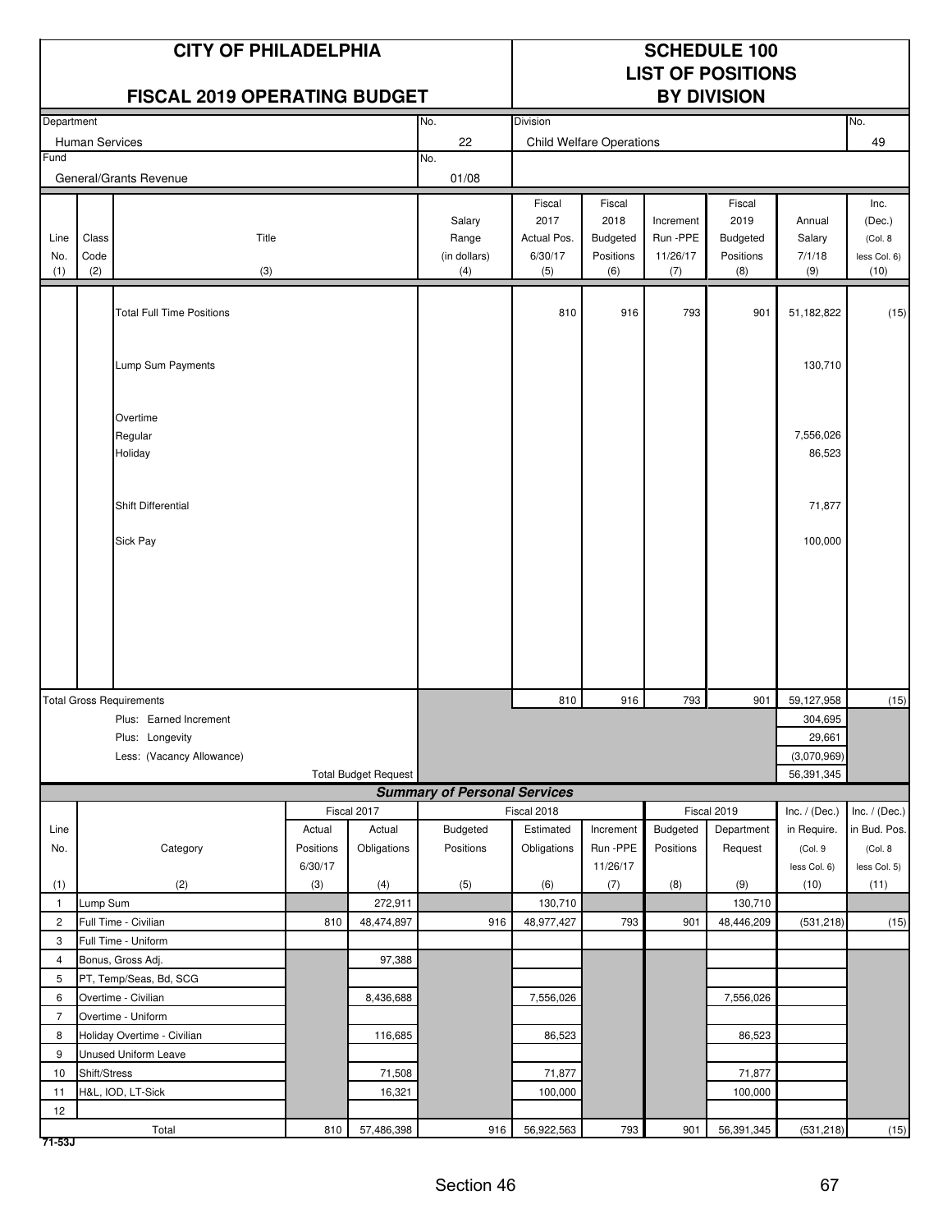# CITY OF PHILADELPHIA

## FISCAL 2019 OPERATING BUDGET

## SCHEDULE 100 LIST OF POSITIONS BY DIVISION

| Department | No. | Division | No. |
|---|---|---|---|
| Human Services | 22 | Child Welfare Operations | 49 |
| **Fund** | **No.** | | |
| General/Grants Revenue | 01/08 | | |

| Line No. (1) | Class Code (2) | Title (3) | Salary Range (in dollars) (4) | Fiscal 2017 Actual Pos. 6/30/17 (5) | Fiscal 2018 Budgeted Positions (6) | Increment Run -PPE 11/26/17 (7) | Fiscal 2019 Budgeted Positions (8) | Annual Salary 7/1/18 (9) | Inc. (Dec.) (Col. 8 less Col. 6) (10) |
|---|---|---|---|---|---|---|---|---|---|
| | | Total Full Time Positions | | 810 | 916 | 793 | 901 | 51,182,822 | (15) |
| | | Lump Sum Payments | | | | | | 130,710 | |
| | | Overtime | | | | | | | |
| | | Regular | | | | | | 7,556,026 | |
| | | Holiday | | | | | | 86,523 | |
| | | Shift Differential | | | | | | 71,877 | |
| | | Sick Pay | | | | | | 100,000 | |
| | | **Total Gross Requirements** | | 810 | 916 | 793 | 901 | 59,127,958 | (15) |
| | | Plus: Earned Increment | | | | | | 304,695 | |
| | | Plus: Longevity | | | | | | 29,661 | |
| | | Less: (Vacancy Allowance) | | | | | | (3,070,969) | |
| | | Total Budget Request | | | | | | 56,391,345 | |

### Summary of Personal Services

| Line No. (1) | Category (2) | Fiscal 2017 Actual Positions 6/30/17 (3) | Fiscal 2017 Actual Obligations (4) | Fiscal 2018 Budgeted Positions (5) | Fiscal 2018 Estimated Obligations (6) | Increment Run -PPE 11/26/17 (7) | Fiscal 2019 Budgeted Positions (8) | Fiscal 2019 Department Request (9) | Inc. / (Dec.) in Require. (Col. 9 less Col. 6) (10) | Inc. / (Dec.) in Bud. Pos. (Col. 8 less Col. 5) (11) |
|---|---|---|---|---|---|---|---|---|---|---|
| 1 | Lump Sum | | 272,911 | | 130,710 | | | 130,710 | | |
| 2 | Full Time - Civilian | 810 | 48,474,897 | 916 | 48,977,427 | 793 | 901 | 48,446,209 | (531,218) | (15) |
| 3 | Full Time - Uniform | | | | | | | | | |
| 4 | Bonus, Gross Adj. | | 97,388 | | | | | | | |
| 5 | PT, Temp/Seas, Bd, SCG | | | | | | | | | |
| 6 | Overtime - Civilian | | 8,436,688 | | 7,556,026 | | | 7,556,026 | | |
| 7 | Overtime - Uniform | | | | | | | | | |
| 8 | Holiday Overtime - Civilian | | 116,685 | | 86,523 | | | 86,523 | | |
| 9 | Unused Uniform Leave | | | | | | | | | |
| 10 | Shift/Stress | | 71,508 | | 71,877 | | | 71,877 | | |
| 11 | H&L, IOD, LT-Sick | | 16,321 | | 100,000 | | | 100,000 | | |
| 12 | | | | | | | | | | |
| | Total | 810 | 57,486,398 | 916 | 56,922,563 | 793 | 901 | 56,391,345 | (531,218) | (15) |

71-53J

Section 46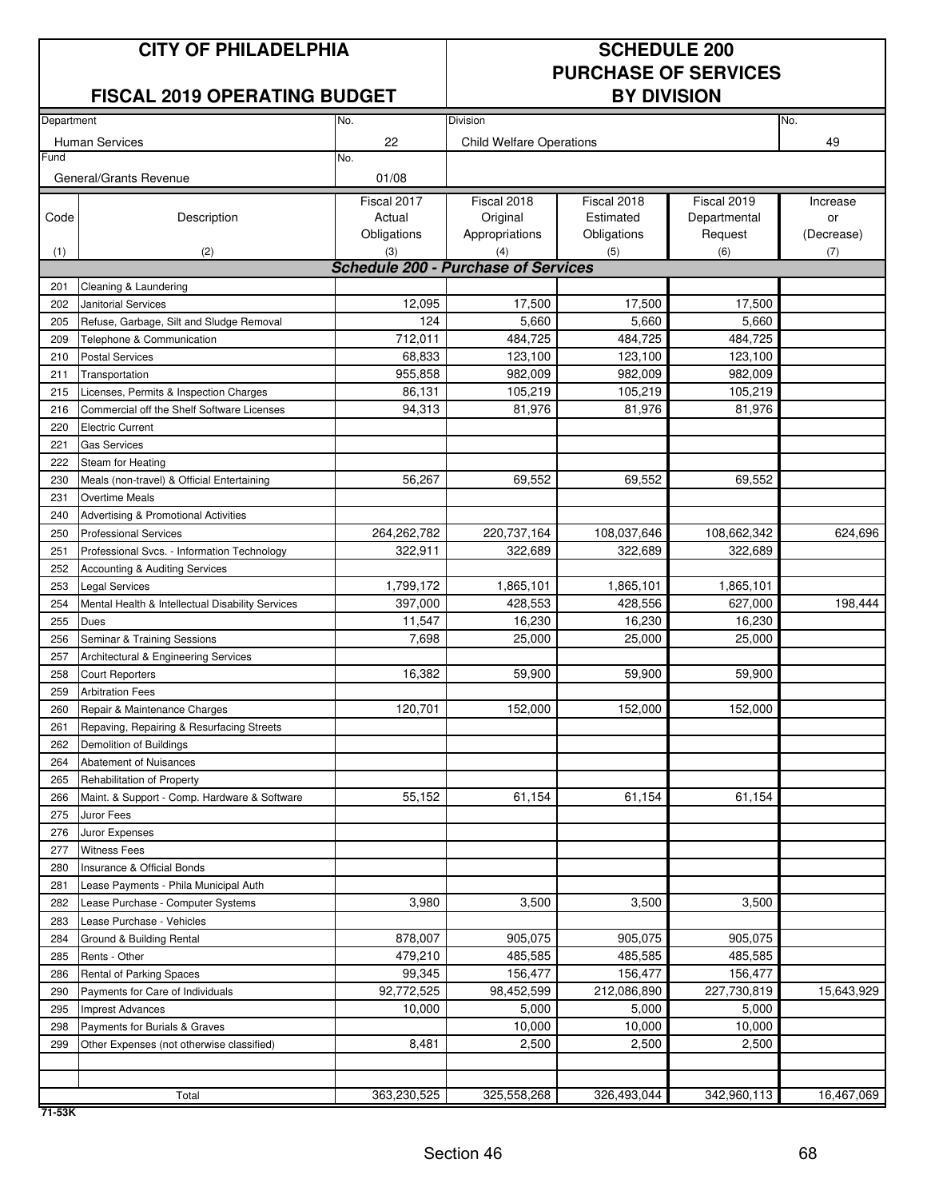# CITY OF PHILADELPHIA

## FISCAL 2019 OPERATING BUDGET

## SCHEDULE 200 PURCHASE OF SERVICES BY DIVISION

| Department | No. | Division | No. |
|---|---|---|---|
| Human Services | 22 | Child Welfare Operations | 49 |
| Fund | No. | | |
| General/Grants Revenue | 01/08 | | |

| Code (1) | Description (2) | Fiscal 2017 Actual Obligations (3) | Fiscal 2018 Original Appropriations (4) | Fiscal 2018 Estimated Obligations (5) | Fiscal 2019 Departmental Request (6) | Increase or (Decrease) (7) |
|---|---|---|---|---|---|---|
| | ***Schedule 200 - Purchase of Services*** | | | | | |
| 201 | Cleaning & Laundering | | | | | |
| 202 | Janitorial Services | 12,095 | 17,500 | 17,500 | 17,500 | |
| 205 | Refuse, Garbage, Silt and Sludge Removal | 124 | 5,660 | 5,660 | 5,660 | |
| 209 | Telephone & Communication | 712,011 | 484,725 | 484,725 | 484,725 | |
| 210 | Postal Services | 68,833 | 123,100 | 123,100 | 123,100 | |
| 211 | Transportation | 955,858 | 982,009 | 982,009 | 982,009 | |
| 215 | Licenses, Permits & Inspection Charges | 86,131 | 105,219 | 105,219 | 105,219 | |
| 216 | Commercial off the Shelf Software Licenses | 94,313 | 81,976 | 81,976 | 81,976 | |
| 220 | Electric Current | | | | | |
| 221 | Gas Services | | | | | |
| 222 | Steam for Heating | | | | | |
| 230 | Meals (non-travel) & Official Entertaining | 56,267 | 69,552 | 69,552 | 69,552 | |
| 231 | Overtime Meals | | | | | |
| 240 | Advertising & Promotional Activities | | | | | |
| 250 | Professional Services | 264,262,782 | 220,737,164 | 108,037,646 | 108,662,342 | 624,696 |
| 251 | Professional Svcs. - Information Technology | 322,911 | 322,689 | 322,689 | 322,689 | |
| 252 | Accounting & Auditing Services | | | | | |
| 253 | Legal Services | 1,799,172 | 1,865,101 | 1,865,101 | 1,865,101 | |
| 254 | Mental Health & Intellectual Disability Services | 397,000 | 428,553 | 428,556 | 627,000 | 198,444 |
| 255 | Dues | 11,547 | 16,230 | 16,230 | 16,230 | |
| 256 | Seminar & Training Sessions | 7,698 | 25,000 | 25,000 | 25,000 | |
| 257 | Architectural & Engineering Services | | | | | |
| 258 | Court Reporters | 16,382 | 59,900 | 59,900 | 59,900 | |
| 259 | Arbitration Fees | | | | | |
| 260 | Repair & Maintenance Charges | 120,701 | 152,000 | 152,000 | 152,000 | |
| 261 | Repaving, Repairing & Resurfacing Streets | | | | | |
| 262 | Demolition of Buildings | | | | | |
| 264 | Abatement of Nuisances | | | | | |
| 265 | Rehabilitation of Property | | | | | |
| 266 | Maint. & Support - Comp. Hardware & Software | 55,152 | 61,154 | 61,154 | 61,154 | |
| 275 | Juror Fees | | | | | |
| 276 | Juror Expenses | | | | | |
| 277 | Witness Fees | | | | | |
| 280 | Insurance & Official Bonds | | | | | |
| 281 | Lease Payments - Phila Municipal Auth | | | | | |
| 282 | Lease Purchase - Computer Systems | 3,980 | 3,500 | 3,500 | 3,500 | |
| 283 | Lease Purchase - Vehicles | | | | | |
| 284 | Ground & Building Rental | 878,007 | 905,075 | 905,075 | 905,075 | |
| 285 | Rents - Other | 479,210 | 485,585 | 485,585 | 485,585 | |
| 286 | Rental of Parking Spaces | 99,345 | 156,477 | 156,477 | 156,477 | |
| 290 | Payments for Care of Individuals | 92,772,525 | 98,452,599 | 212,086,890 | 227,730,819 | 15,643,929 |
| 295 | Imprest Advances | 10,000 | 5,000 | 5,000 | 5,000 | |
| 298 | Payments for Burials & Graves | | 10,000 | 10,000 | 10,000 | |
| 299 | Other Expenses (not otherwise classified) | 8,481 | 2,500 | 2,500 | 2,500 | |
| | | | | | | |
| | | | | | | |
| | Total | 363,230,525 | 325,558,268 | 326,493,044 | 342,960,113 | 16,467,069 |

71-53K

Section 46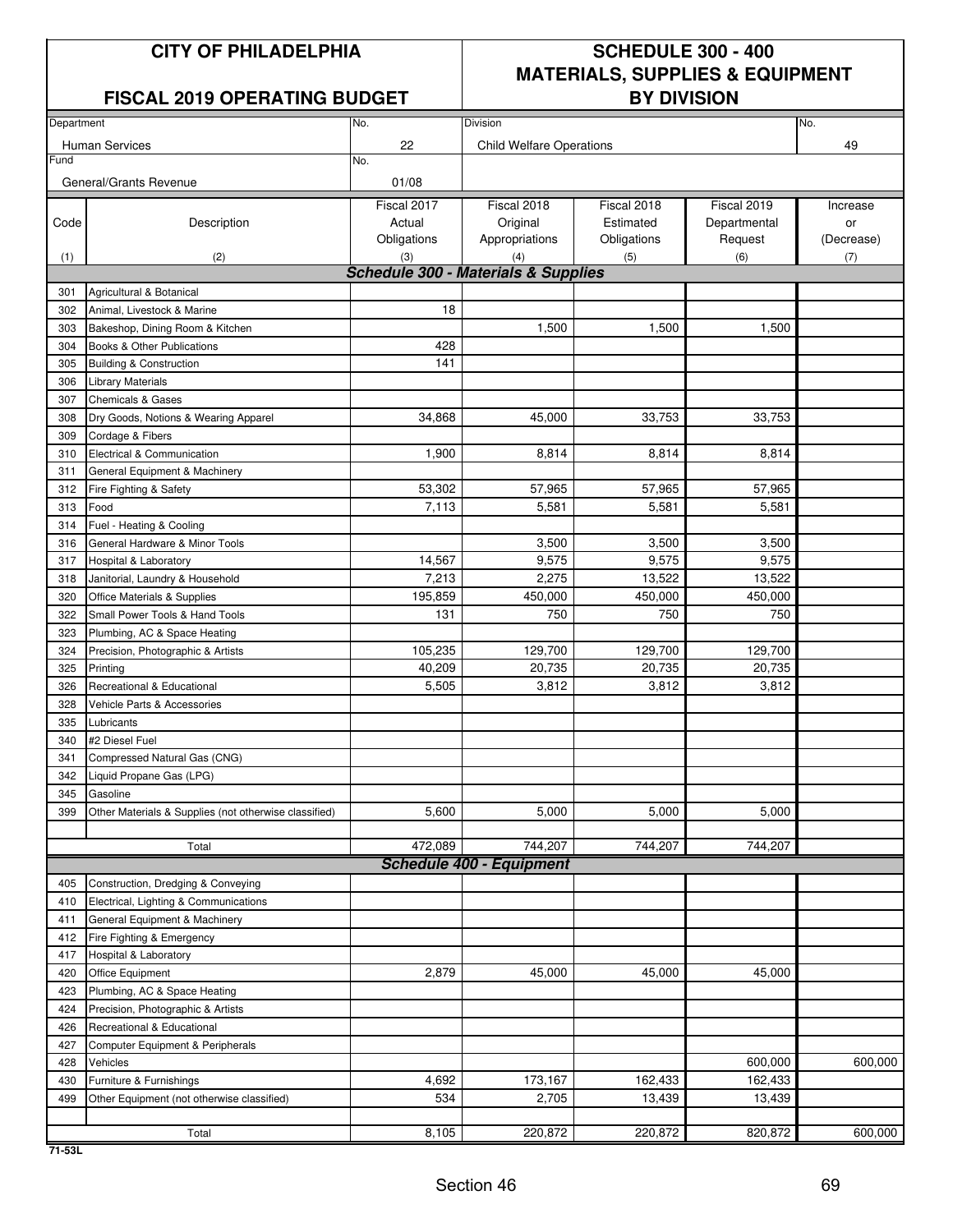# CITY OF PHILADELPHIA

## FISCAL 2019 OPERATING BUDGET

## SCHEDULE 300 - 400 MATERIALS, SUPPLIES & EQUIPMENT BY DIVISION

| Department | No. | Division | No. |
|---|---|---|---|
| Human Services | 22 | Child Welfare Operations | 49 |
| Fund | No. | | |
| General/Grants Revenue | 01/08 | | |

| Code (1) | Description (2) | Fiscal 2017 Actual Obligations (3) | Fiscal 2018 Original Appropriations (4) | Fiscal 2018 Estimated Obligations (5) | Fiscal 2019 Departmental Request (6) | Increase or (Decrease) (7) |
|---|---|---|---|---|---|---|
| | ***Schedule 300 - Materials & Supplies*** | | | | | |
| 301 | Agricultural & Botanical | | | | | |
| 302 | Animal, Livestock & Marine | 18 | | | | |
| 303 | Bakeshop, Dining Room & Kitchen | | 1,500 | 1,500 | 1,500 | |
| 304 | Books & Other Publications | 428 | | | | |
| 305 | Building & Construction | 141 | | | | |
| 306 | Library Materials | | | | | |
| 307 | Chemicals & Gases | | | | | |
| 308 | Dry Goods, Notions & Wearing Apparel | 34,868 | 45,000 | 33,753 | 33,753 | |
| 309 | Cordage & Fibers | | | | | |
| 310 | Electrical & Communication | 1,900 | 8,814 | 8,814 | 8,814 | |
| 311 | General Equipment & Machinery | | | | | |
| 312 | Fire Fighting & Safety | 53,302 | 57,965 | 57,965 | 57,965 | |
| 313 | Food | 7,113 | 5,581 | 5,581 | 5,581 | |
| 314 | Fuel - Heating & Cooling | | | | | |
| 316 | General Hardware & Minor Tools | | 3,500 | 3,500 | 3,500 | |
| 317 | Hospital & Laboratory | 14,567 | 9,575 | 9,575 | 9,575 | |
| 318 | Janitorial, Laundry & Household | 7,213 | 2,275 | 13,522 | 13,522 | |
| 320 | Office Materials & Supplies | 195,859 | 450,000 | 450,000 | 450,000 | |
| 322 | Small Power Tools & Hand Tools | 131 | 750 | 750 | 750 | |
| 323 | Plumbing, AC & Space Heating | | | | | |
| 324 | Precision, Photographic & Artists | 105,235 | 129,700 | 129,700 | 129,700 | |
| 325 | Printing | 40,209 | 20,735 | 20,735 | 20,735 | |
| 326 | Recreational & Educational | 5,505 | 3,812 | 3,812 | 3,812 | |
| 328 | Vehicle Parts & Accessories | | | | | |
| 335 | Lubricants | | | | | |
| 340 | #2 Diesel Fuel | | | | | |
| 341 | Compressed Natural Gas (CNG) | | | | | |
| 342 | Liquid Propane Gas (LPG) | | | | | |
| 345 | Gasoline | | | | | |
| 399 | Other Materials & Supplies (not otherwise classified) | 5,600 | 5,000 | 5,000 | 5,000 | |
| | Total | 472,089 | 744,207 | 744,207 | 744,207 | |
| | ***Schedule 400 - Equipment*** | | | | | |
| 405 | Construction, Dredging & Conveying | | | | | |
| 410 | Electrical, Lighting & Communications | | | | | |
| 411 | General Equipment & Machinery | | | | | |
| 412 | Fire Fighting & Emergency | | | | | |
| 417 | Hospital & Laboratory | | | | | |
| 420 | Office Equipment | 2,879 | 45,000 | 45,000 | 45,000 | |
| 423 | Plumbing, AC & Space Heating | | | | | |
| 424 | Precision, Photographic & Artists | | | | | |
| 426 | Recreational & Educational | | | | | |
| 427 | Computer Equipment & Peripherals | | | | | |
| 428 | Vehicles | | | | 600,000 | 600,000 |
| 430 | Furniture & Furnishings | 4,692 | 173,167 | 162,433 | 162,433 | |
| 499 | Other Equipment (not otherwise classified) | 534 | 2,705 | 13,439 | 13,439 | |
| | Total | 8,105 | 220,872 | 220,872 | 820,872 | 600,000 |

71-53L

Section 46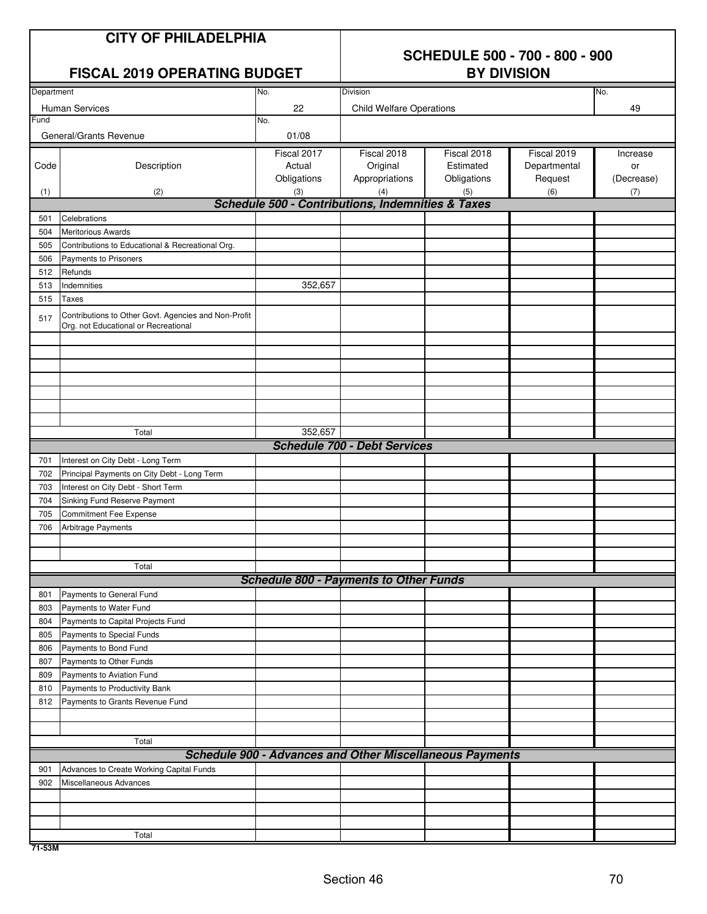# CITY OF PHILADELPHIA

## FISCAL 2019 OPERATING BUDGET

## SCHEDULE 500 - 700 - 800 - 900 BY DIVISION

| Department | No. | Division | No. |
|---|---|---|---|
| Human Services | 22 | Child Welfare Operations | 49 |
| **Fund** | **No.** | | |
| General/Grants Revenue | 01/08 | | |

| Code (1) | Description (2) | Fiscal 2017 Actual Obligations (3) | Fiscal 2018 Original Appropriations (4) | Fiscal 2018 Estimated Obligations (5) | Fiscal 2019 Departmental Request (6) | Increase or (Decrease) (7) |
|---|---|---|---|---|---|---|
| | ***Schedule 500 - Contributions, Indemnities & Taxes*** | | | | | |
| 501 | Celebrations | | | | | |
| 504 | Meritorious Awards | | | | | |
| 505 | Contributions to Educational & Recreational Org. | | | | | |
| 506 | Payments to Prisoners | | | | | |
| 512 | Refunds | | | | | |
| 513 | Indemnities | 352,657 | | | | |
| 515 | Taxes | | | | | |
| 517 | Contributions to Other Govt. Agencies and Non-Profit Org. not Educational or Recreational | | | | | |
| | Total | 352,657 | | | | |
| | ***Schedule 700 - Debt Services*** | | | | | |
| 701 | Interest on City Debt - Long Term | | | | | |
| 702 | Principal Payments on City Debt - Long Term | | | | | |
| 703 | Interest on City Debt - Short Term | | | | | |
| 704 | Sinking Fund Reserve Payment | | | | | |
| 705 | Commitment Fee Expense | | | | | |
| 706 | Arbitrage Payments | | | | | |
| | Total | | | | | |
| | ***Schedule 800 - Payments to Other Funds*** | | | | | |
| 801 | Payments to General Fund | | | | | |
| 803 | Payments to Water Fund | | | | | |
| 804 | Payments to Capital Projects Fund | | | | | |
| 805 | Payments to Special Funds | | | | | |
| 806 | Payments to Bond Fund | | | | | |
| 807 | Payments to Other Funds | | | | | |
| 809 | Payments to Aviation Fund | | | | | |
| 810 | Payments to Productivity Bank | | | | | |
| 812 | Payments to Grants Revenue Fund | | | | | |
| | Total | | | | | |
| | ***Schedule 900 - Advances and Other Miscellaneous Payments*** | | | | | |
| 901 | Advances to Create Working Capital Funds | | | | | |
| 902 | Miscellaneous Advances | | | | | |
| | Total | | | | | |

71-53M

Section 46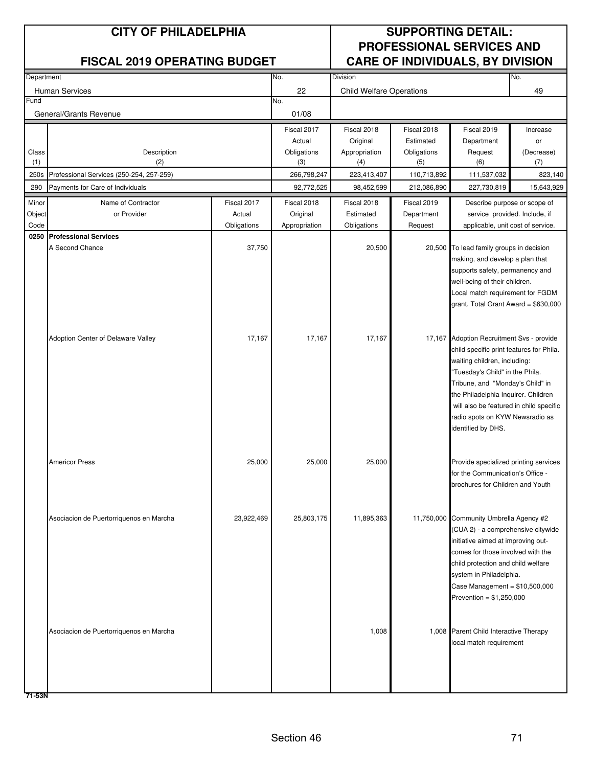# CITY OF PHILADELPHIA

## FISCAL 2019 OPERATING BUDGET

## SUPPORTING DETAIL: PROFESSIONAL SERVICES AND CARE OF INDIVIDUALS, BY DIVISION

| Department | No. | Division | No. |
|---|---|---|---|
| Human Services | 22 | Child Welfare Operations | 49 |
| **Fund** | **No.** | | |
| General/Grants Revenue | 01/08 | | |

| Class (1) | Description (2) | Fiscal 2017 Actual Obligations (3) | Fiscal 2018 Original Appropriation (4) | Fiscal 2018 Estimated Obligations (5) | Fiscal 2019 Department Request (6) | Increase or (Decrease) (7) |
|---|---|---|---|---|---|---|
| 250s | Professional Services (250-254, 257-259) | 266,798,247 | 223,413,407 | 110,713,892 | 111,537,032 | 823,140 |
| 290 | Payments for Care of Individuals | 92,772,525 | 98,452,599 | 212,086,890 | 227,730,819 | 15,643,929 |

| Minor Object Code | Name of Contractor or Provider | Fiscal 2017 Actual Obligations | Fiscal 2018 Original Appropriation | Fiscal 2018 Estimated Obligations | Fiscal 2019 Department Request | Describe purpose or scope of service provided. Include, if applicable, unit cost of service. |
|---|---|---|---|---|---|---|
| **0250** | **Professional Services** | | | | | |
| | A Second Chance | 37,750 | | 20,500 | 20,500 | To lead family groups in decision making, and develop a plan that supports safety, permanency and well-being of their children. Local match requirement for FGDM grant. Total Grant Award = $630,000 |
| | Adoption Center of Delaware Valley | 17,167 | 17,167 | 17,167 | 17,167 | Adoption Recruitment Svs - provide child specific print features for Phila. waiting children, including: "Tuesday's Child" in the Phila. Tribune, and "Monday's Child" in the Philadelphia Inquirer. Children will also be featured in child specific radio spots on KYW Newsradio as identified by DHS. |
| | Americor Press | 25,000 | 25,000 | 25,000 | | Provide specialized printing services for the Communication's Office - brochures for Children and Youth |
| | Asociacion de Puertorriquenos en Marcha | 23,922,469 | 25,803,175 | 11,895,363 | 11,750,000 | Community Umbrella Agency #2 (CUA 2) - a comprehensive citywide initiative aimed at improving outcomes for those involved with the child protection and child welfare system in Philadelphia. Case Management = $10,500,000 Prevention = $1,250,000 |
| | Asociacion de Puertorriquenos en Marcha | | | 1,008 | 1,008 | Parent Child Interactive Therapy local match requirement |

71-53N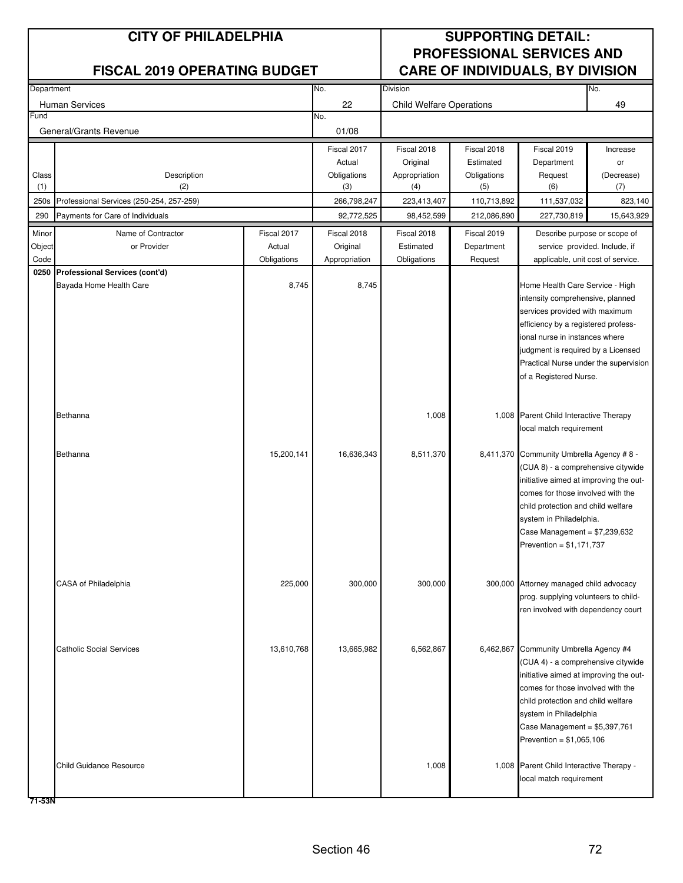# CITY OF PHILADELPHIA

## FISCAL 2019 OPERATING BUDGET

## SUPPORTING DETAIL: PROFESSIONAL SERVICES AND CARE OF INDIVIDUALS, BY DIVISION

| Department | No. | Division | No. |
|---|---|---|---|
| Human Services | 22 | Child Welfare Operations | 49 |
| **Fund** | **No.** | | |
| General/Grants Revenue | 01/08 | | |

| Class (1) | Description (2) | Fiscal 2017 Actual Obligations (3) | Fiscal 2018 Original Appropriation (4) | Fiscal 2018 Estimated Obligations (5) | Fiscal 2019 Department Request (6) | Increase or (Decrease) (7) |
|---|---|---|---|---|---|---|
| 250s | Professional Services (250-254, 257-259) | 266,798,247 | 223,413,407 | 110,713,892 | 111,537,032 | 823,140 |
| 290 | Payments for Care of Individuals | 92,772,525 | 98,452,599 | 212,086,890 | 227,730,819 | 15,643,929 |

| Minor Object Code | Name of Contractor or Provider | Fiscal 2017 Actual Obligations | Fiscal 2018 Original Appropriation | Fiscal 2018 Estimated Obligations | Fiscal 2019 Department Request | Describe purpose or scope of service provided. Include, if applicable, unit cost of service. |
|---|---|---|---|---|---|---|
| **0250** | **Professional Services (cont'd)** | | | | | |
| | Bayada Home Health Care | 8,745 | 8,745 | | | Home Health Care Service - High intensity comprehensive, planned services provided with maximum efficiency by a registered professional nurse in instances where judgment is required by a Licensed Practical Nurse under the supervision of a Registered Nurse. |
| | Bethanna | | | 1,008 | 1,008 | Parent Child Interactive Therapy local match requirement |
| | Bethanna | 15,200,141 | 16,636,343 | 8,511,370 | 8,411,370 | Community Umbrella Agency # 8 - (CUA 8) - a comprehensive citywide initiative aimed at improving the outcomes for those involved with the child protection and child welfare system in Philadelphia. Case Management = $7,239,632 Prevention = $1,171,737 |
| | CASA of Philadelphia | 225,000 | 300,000 | 300,000 | 300,000 | Attorney managed child advocacy prog. supplying volunteers to children involved with dependency court |
| | Catholic Social Services | 13,610,768 | 13,665,982 | 6,562,867 | 6,462,867 | Community Umbrella Agency #4 (CUA 4) - a comprehensive citywide initiative aimed at improving the outcomes for those involved with the child protection and child welfare system in Philadelphia Case Management = $5,397,761 Prevention = $1,065,106 |
| | Child Guidance Resource | | | 1,008 | 1,008 | Parent Child Interactive Therapy - local match requirement |

71-53N

Section 46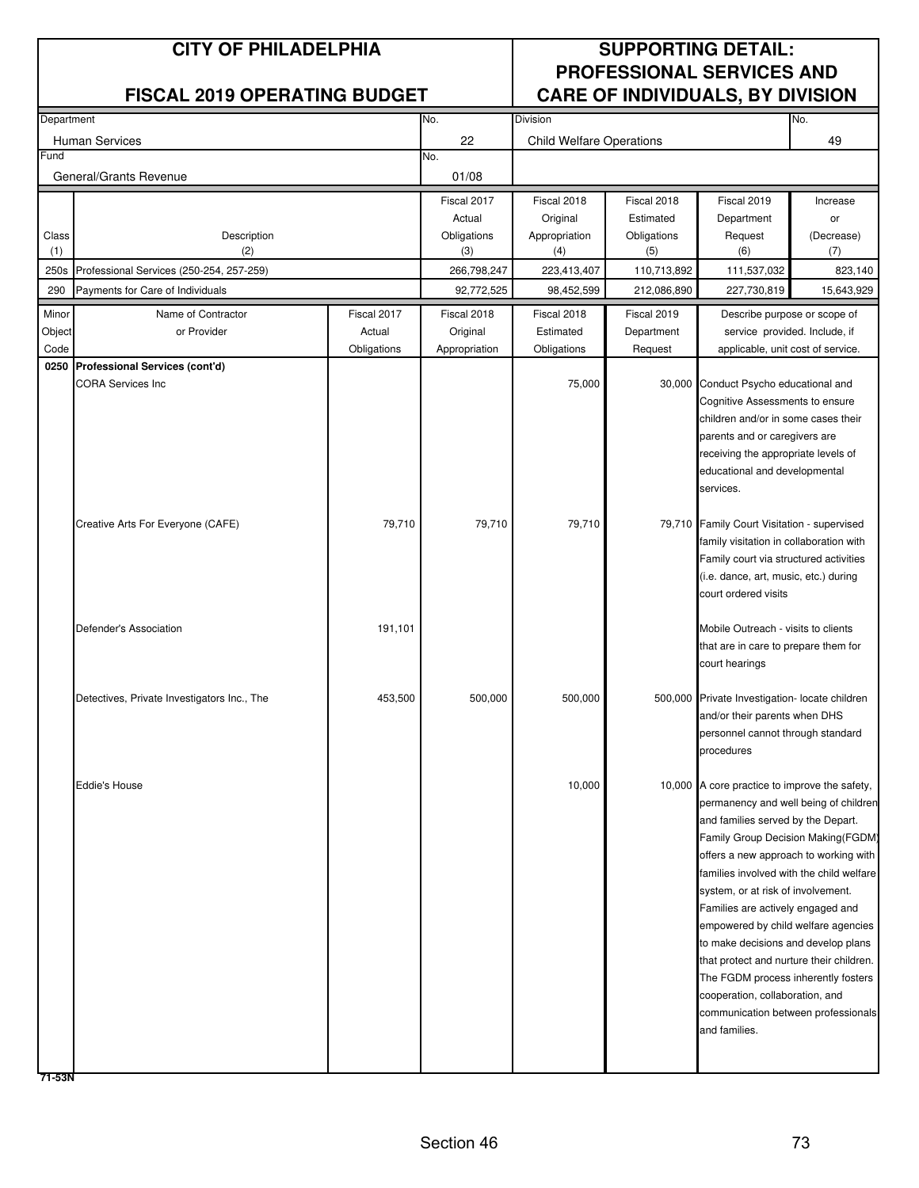# CITY OF PHILADELPHIA

## FISCAL 2019 OPERATING BUDGET

## SUPPORTING DETAIL: PROFESSIONAL SERVICES AND CARE OF INDIVIDUALS, BY DIVISION

| Department | No. | Division | No. |
|---|---|---|---|
| Human Services | 22 | Child Welfare Operations | 49 |
| **Fund** | **No.** | | |
| General/Grants Revenue | 01/08 | | |

| Class (1) | Description (2) | Fiscal 2017 Actual Obligations (3) | Fiscal 2018 Original Appropriation (4) | Fiscal 2018 Estimated Obligations (5) | Fiscal 2019 Department Request (6) | Increase or (Decrease) (7) |
|---|---|---|---|---|---|---|
| 250s | Professional Services (250-254, 257-259) | 266,798,247 | 223,413,407 | 110,713,892 | 111,537,032 | 823,140 |
| 290 | Payments for Care of Individuals | 92,772,525 | 98,452,599 | 212,086,890 | 227,730,819 | 15,643,929 |

| Minor Object Code | Name of Contractor or Provider | Fiscal 2017 Actual Obligations | Fiscal 2018 Original Appropriation | Fiscal 2018 Estimated Obligations | Fiscal 2019 Department Request | Describe purpose or scope of service provided. Include, if applicable, unit cost of service. |
|---|---|---|---|---|---|---|
| 0250 | **Professional Services (cont'd)** | | | | | |
| | CORA Services Inc | | | 75,000 | 30,000 | Conduct Psycho educational and Cognitive Assessments to ensure children and/or in some cases their parents and or caregivers are receiving the appropriate levels of educational and developmental services. |
| | Creative Arts For Everyone (CAFE) | 79,710 | 79,710 | 79,710 | 79,710 | Family Court Visitation - supervised family visitation in collaboration with Family court via structured activities (i.e. dance, art, music, etc.) during court ordered visits |
| | Defender's Association | 191,101 | | | | Mobile Outreach - visits to clients that are in care to prepare them for court hearings |
| | Detectives, Private Investigators Inc., The | 453,500 | 500,000 | 500,000 | 500,000 | Private Investigation- locate children and/or their parents when DHS personnel cannot through standard procedures |
| | Eddie's House | | | 10,000 | 10,000 | A core practice to improve the safety, permanency and well being of children and families served by the Depart. Family Group Decision Making(FGDM) offers a new approach to working with families involved with the child welfare system, or at risk of involvement. Families are actively engaged and empowered by child welfare agencies to make decisions and develop plans that protect and nurture their children. The FGDM process inherently fosters cooperation, collaboration, and communication between professionals and families. |

71-53N

Section 46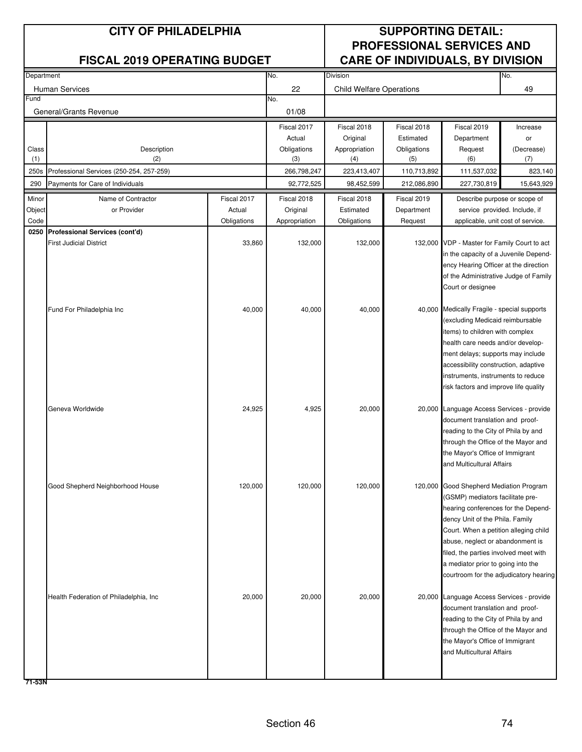# CITY OF PHILADELPHIA

## FISCAL 2019 OPERATING BUDGET

## SUPPORTING DETAIL: PROFESSIONAL SERVICES AND CARE OF INDIVIDUALS, BY DIVISION

| Department | No. | Division | No. |
|---|---|---|---|
| Human Services | 22 | Child Welfare Operations | 49 |
| **Fund** | **No.** | | |
| General/Grants Revenue | 01/08 | | |

| Class (1) | Description (2) | Fiscal 2017 Actual Obligations (3) | Fiscal 2018 Original Appropriation (4) | Fiscal 2018 Estimated Obligations (5) | Fiscal 2019 Department Request (6) | Increase or (Decrease) (7) |
|---|---|---|---|---|---|---|
| 250s | Professional Services (250-254, 257-259) | 266,798,247 | 223,413,407 | 110,713,892 | 111,537,032 | 823,140 |
| 290 | Payments for Care of Individuals | 92,772,525 | 98,452,599 | 212,086,890 | 227,730,819 | 15,643,929 |

| Minor Object Code | Name of Contractor or Provider | Fiscal 2017 Actual Obligations | Fiscal 2018 Original Appropriation | Fiscal 2018 Estimated Obligations | Fiscal 2019 Department Request | Describe purpose or scope of service provided. Include, if applicable, unit cost of service. |
|---|---|---|---|---|---|---|
| **0250** | **Professional Services (cont'd)** | | | | | |
| | First Judicial District | 33,860 | 132,000 | 132,000 | 132,000 | VDP - Master for Family Court to act in the capacity of a Juvenile Dependency Hearing Officer at the direction of the Administrative Judge of Family Court or designee |
| | Fund For Philadelphia Inc | 40,000 | 40,000 | 40,000 | 40,000 | Medically Fragile - special supports (excluding Medicaid reimbursable items) to children with complex health care needs and/or development delays; supports may include accessibility construction, adaptive instruments, instruments to reduce risk factors and improve life quality |
| | Geneva Worldwide | 24,925 | 4,925 | 20,000 | 20,000 | Language Access Services - provide document translation and proof-reading to the City of Phila by and through the Office of the Mayor and the Mayor's Office of Immigrant and Multicultural Affairs |
| | Good Shepherd Neighborhood House | 120,000 | 120,000 | 120,000 | 120,000 | Good Shepherd Mediation Program (GSMP) mediators facilitate pre-hearing conferences for the Dependency Unit of the Phila. Family Court. When a petition alleging child abuse, neglect or abandonment is filed, the parties involved meet with a mediator prior to going into the courtroom for the adjudicatory hearing |
| | Health Federation of Philadelphia, Inc | 20,000 | 20,000 | 20,000 | 20,000 | Language Access Services - provide document translation and proof-reading to the City of Phila by and through the Office of the Mayor and the Mayor's Office of Immigrant and Multicultural Affairs |

71-53N

Section 46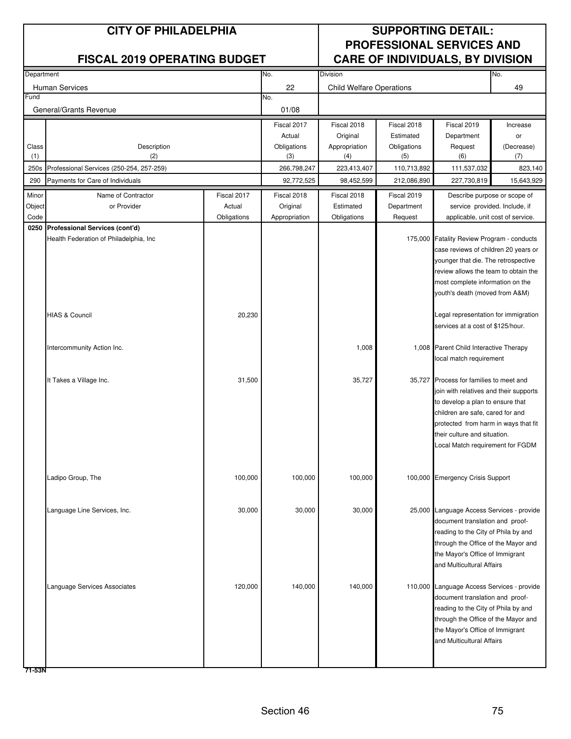# CITY OF PHILADELPHIA

## FISCAL 2019 OPERATING BUDGET

## SUPPORTING DETAIL: PROFESSIONAL SERVICES AND CARE OF INDIVIDUALS, BY DIVISION

| Department | No. | Division | No. |
|---|---|---|---|
| Human Services | 22 | Child Welfare Operations | 49 |
| **Fund** | **No.** | | |
| General/Grants Revenue | 01/08 | | |

| Class (1) | Description (2) | Fiscal 2017 Actual Obligations (3) | Fiscal 2018 Original Appropriation (4) | Fiscal 2018 Estimated Obligations (5) | Fiscal 2019 Department Request (6) | Increase or (Decrease) (7) |
|---|---|---|---|---|---|---|
| 250s | Professional Services (250-254, 257-259) | 266,798,247 | 223,413,407 | 110,713,892 | 111,537,032 | 823,140 |
| 290 | Payments for Care of Individuals | 92,772,525 | 98,452,599 | 212,086,890 | 227,730,819 | 15,643,929 |

| Minor Object Code | Name of Contractor or Provider | Fiscal 2017 Actual Obligations | Fiscal 2018 Original Appropriation | Fiscal 2018 Estimated Obligations | Fiscal 2019 Department Request | Describe purpose or scope of service provided. Include, if applicable, unit cost of service. |
|---|---|---|---|---|---|---|
| **0250** | **Professional Services (cont'd)** | | | | | |
| | Health Federation of Philadelphia, Inc | | | | 175,000 | Fatality Review Program - conducts case reviews of children 20 years or younger that die. The retrospective review allows the team to obtain the most complete information on the youth's death (moved from A&M) |
| | HIAS & Council | 20,230 | | | | Legal representation for immigration services at a cost of $125/hour. |
| | Intercommunity Action Inc. | | | 1,008 | 1,008 | Parent Child Interactive Therapy local match requirement |
| | It Takes a Village Inc. | 31,500 | | 35,727 | 35,727 | Process for families to meet and join with relatives and their supports to develop a plan to ensure that children are safe, cared for and protected from harm in ways that fit their culture and situation. Local Match requirement for FGDM |
| | Ladipo Group, The | 100,000 | 100,000 | 100,000 | 100,000 | Emergency Crisis Support |
| | Language Line Services, Inc. | 30,000 | 30,000 | 30,000 | 25,000 | Language Access Services - provide document translation and proof-reading to the City of Phila by and through the Office of the Mayor and the Mayor's Office of Immigrant and Multicultural Affairs |
| | Language Services Associates | 120,000 | 140,000 | 140,000 | 110,000 | Language Access Services - provide document translation and proof-reading to the City of Phila by and through the Office of the Mayor and the Mayor's Office of Immigrant and Multicultural Affairs |

71-53N

Section 46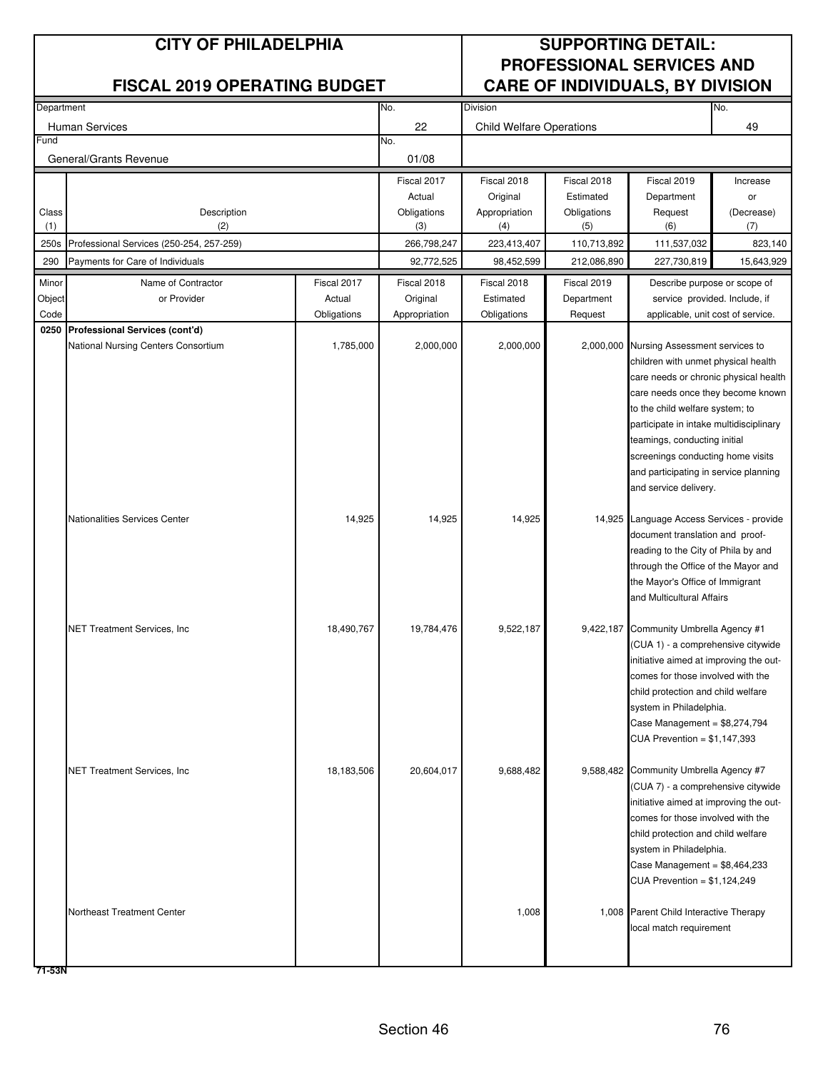# CITY OF PHILADELPHIA

## FISCAL 2019 OPERATING BUDGET

## SUPPORTING DETAIL: PROFESSIONAL SERVICES AND CARE OF INDIVIDUALS, BY DIVISION

| Department | No. | Division | No. |
|---|---|---|---|
| Human Services | 22 | Child Welfare Operations | 49 |
| **Fund** | **No.** | | |
| General/Grants Revenue | 01/08 | | |

| Class (1) | Description (2) | Fiscal 2017 Actual Obligations (3) | Fiscal 2018 Original Appropriation (4) | Fiscal 2018 Estimated Obligations (5) | Fiscal 2019 Department Request (6) | Increase or (Decrease) (7) |
|---|---|---|---|---|---|---|
| 250s | Professional Services (250-254, 257-259) | 266,798,247 | 223,413,407 | 110,713,892 | 111,537,032 | 823,140 |
| 290 | Payments for Care of Individuals | 92,772,525 | 98,452,599 | 212,086,890 | 227,730,819 | 15,643,929 |

| Minor Object Code | Name of Contractor or Provider | Fiscal 2017 Actual Obligations | Fiscal 2018 Original Appropriation | Fiscal 2018 Estimated Obligations | Fiscal 2019 Department Request | Describe purpose or scope of service provided. Include, if applicable, unit cost of service. |
|---|---|---|---|---|---|---|
| **0250** | **Professional Services (cont'd)** | | | | | |
| | National Nursing Centers Consortium | 1,785,000 | 2,000,000 | 2,000,000 | 2,000,000 | Nursing Assessment services to children with unmet physical health care needs or chronic physical health care needs once they become known to the child welfare system; to participate in intake multidisciplinary teamings, conducting initial screenings conducting home visits and participating in service planning and service delivery. |
| | Nationalities Services Center | 14,925 | 14,925 | 14,925 | 14,925 | Language Access Services - provide document translation and proof-reading to the City of Phila by and through the Office of the Mayor and the Mayor's Office of Immigrant and Multicultural Affairs |
| | NET Treatment Services, Inc | 18,490,767 | 19,784,476 | 9,522,187 | 9,422,187 | Community Umbrella Agency #1 (CUA 1) - a comprehensive citywide initiative aimed at improving the out-comes for those involved with the child protection and child welfare system in Philadelphia. Case Management = $8,274,794 CUA Prevention = $1,147,393 |
| | NET Treatment Services, Inc | 18,183,506 | 20,604,017 | 9,688,482 | 9,588,482 | Community Umbrella Agency #7 (CUA 7) - a comprehensive citywide initiative aimed at improving the out-comes for those involved with the child protection and child welfare system in Philadelphia. Case Management = $8,464,233 CUA Prevention = $1,124,249 |
| | Northeast Treatment Center | | | 1,008 | 1,008 | Parent Child Interactive Therapy local match requirement |

71-53N

Section 46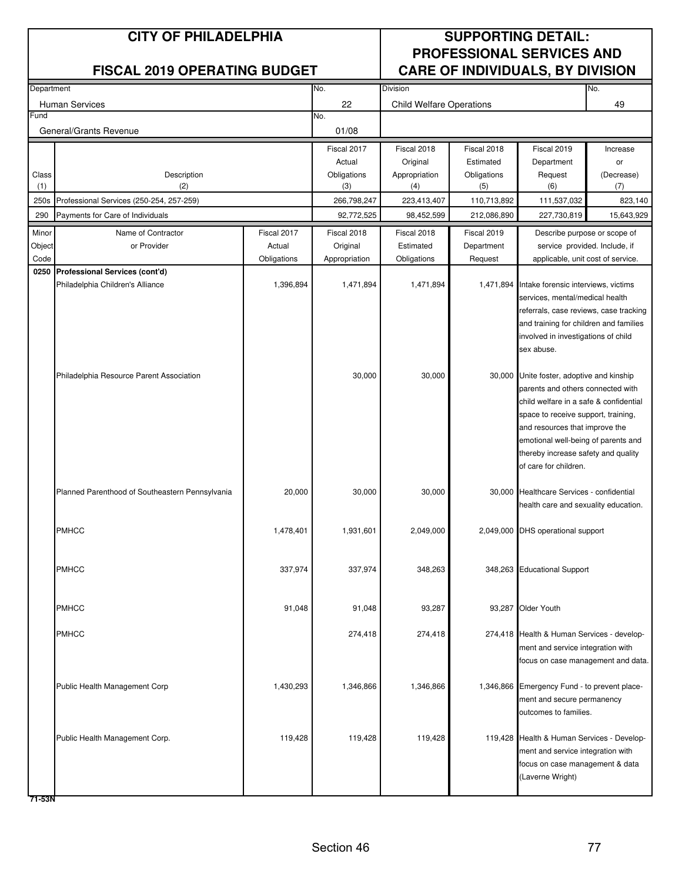# CITY OF PHILADELPHIA

## FISCAL 2019 OPERATING BUDGET

## SUPPORTING DETAIL: PROFESSIONAL SERVICES AND CARE OF INDIVIDUALS, BY DIVISION

| Department | No. | Division | No. |
|---|---|---|---|
| Human Services | 22 | Child Welfare Operations | 49 |
| **Fund** | **No.** | | |
| General/Grants Revenue | 01/08 | | |

| Class (1) | Description (2) | Fiscal 2017 Actual Obligations (3) | Fiscal 2018 Original Appropriation (4) | Fiscal 2018 Estimated Obligations (5) | Fiscal 2019 Department Request (6) | Increase or (Decrease) (7) |
|---|---|---|---|---|---|---|
| 250s | Professional Services (250-254, 257-259) | 266,798,247 | 223,413,407 | 110,713,892 | 111,537,032 | 823,140 |
| 290 | Payments for Care of Individuals | 92,772,525 | 98,452,599 | 212,086,890 | 227,730,819 | 15,643,929 |

| Minor Object Code | Name of Contractor or Provider | Fiscal 2017 Actual Obligations | Fiscal 2018 Original Appropriation | Fiscal 2018 Estimated Obligations | Fiscal 2019 Department Request | Describe purpose or scope of service provided. Include, if applicable, unit cost of service. |
|---|---|---|---|---|---|---|
| **0250** | **Professional Services (cont'd)** | | | | | |
| | Philadelphia Children's Alliance | 1,396,894 | 1,471,894 | 1,471,894 | 1,471,894 | Intake forensic interviews, victims services, mental/medical health referrals, case reviews, case tracking and training for children and families involved in investigations of child sex abuse. |
| | Philadelphia Resource Parent Association | | 30,000 | 30,000 | 30,000 | Unite foster, adoptive and kinship parents and others connected with child welfare in a safe & confidential space to receive support, training, and resources that improve the emotional well-being of parents and thereby increase safety and quality of care for children. |
| | Planned Parenthood of Southeastern Pennsylvania | 20,000 | 30,000 | 30,000 | 30,000 | Healthcare Services - confidential health care and sexuality education. |
| | PMHCC | 1,478,401 | 1,931,601 | 2,049,000 | 2,049,000 | DHS operational support |
| | PMHCC | 337,974 | 337,974 | 348,263 | 348,263 | Educational Support |
| | PMHCC | 91,048 | 91,048 | 93,287 | 93,287 | Older Youth |
| | PMHCC | | 274,418 | 274,418 | 274,418 | Health & Human Services - development and service integration with focus on case management and data. |
| | Public Health Management Corp | 1,430,293 | 1,346,866 | 1,346,866 | 1,346,866 | Emergency Fund - to prevent placement and secure permanency outcomes to families. |
| | Public Health Management Corp. | 119,428 | 119,428 | 119,428 | 119,428 | Health & Human Services - Development and service integration with focus on case management & data (Laverne Wright) |

71-53N

Section 46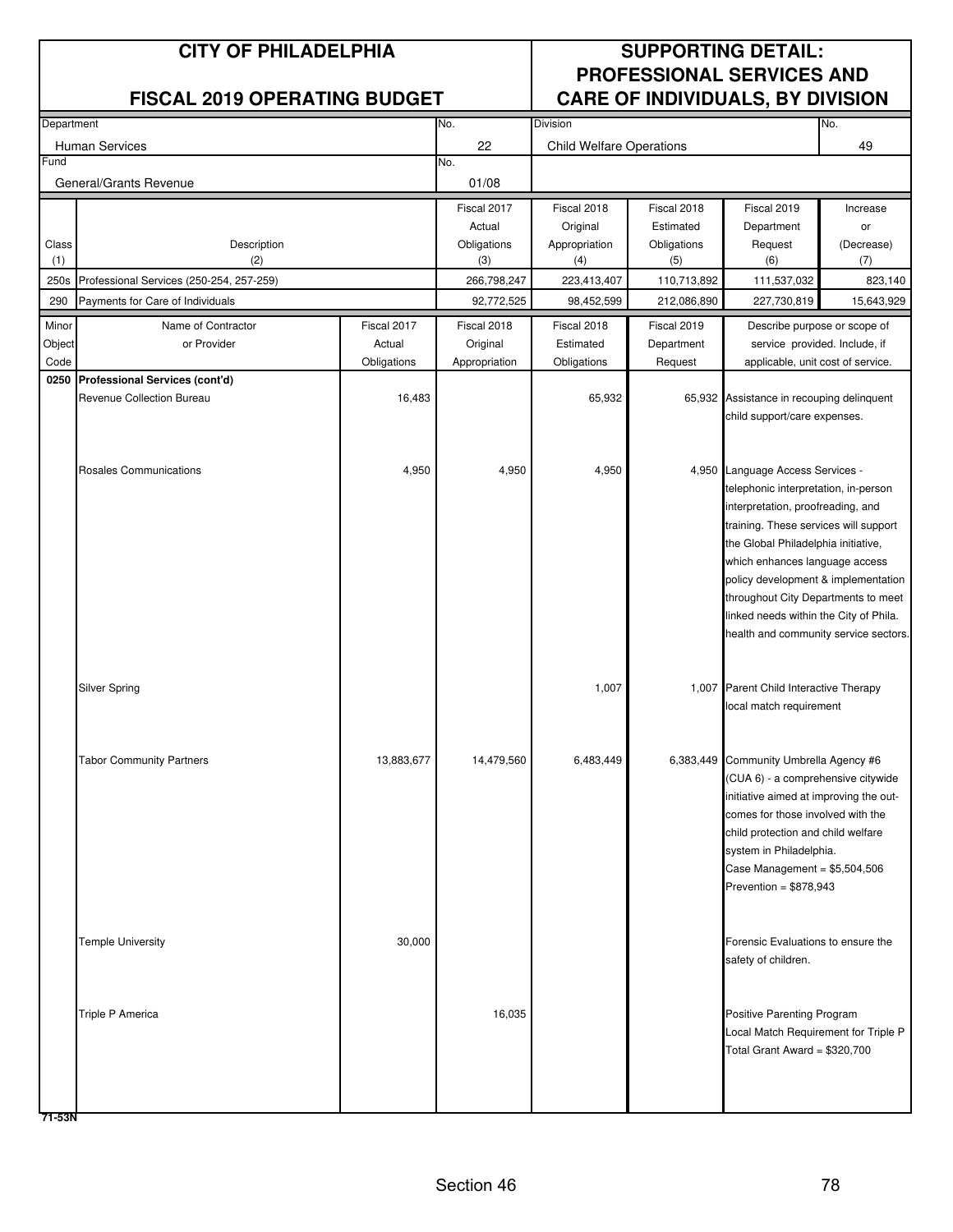# CITY OF PHILADELPHIA

## FISCAL 2019 OPERATING BUDGET

## SUPPORTING DETAIL: PROFESSIONAL SERVICES AND CARE OF INDIVIDUALS, BY DIVISION

| Department | No. | Division | No. |
|---|---|---|---|
| Human Services | 22 | Child Welfare Operations | 49 |
| **Fund** | **No.** | | |
| General/Grants Revenue | 01/08 | | |

| Class (1) | Description (2) | Fiscal 2017 Actual Obligations (3) | Fiscal 2018 Original Appropriation (4) | Fiscal 2018 Estimated Obligations (5) | Fiscal 2019 Department Request (6) | Increase or (Decrease) (7) |
|---|---|---|---|---|---|---|
| 250s | Professional Services (250-254, 257-259) | 266,798,247 | 223,413,407 | 110,713,892 | 111,537,032 | 823,140 |
| 290 | Payments for Care of Individuals | 92,772,525 | 98,452,599 | 212,086,890 | 227,730,819 | 15,643,929 |

| Minor Object Code | Name of Contractor or Provider | Fiscal 2017 Actual Obligations | Fiscal 2018 Original Appropriation | Fiscal 2018 Estimated Obligations | Fiscal 2019 Department Request | Describe purpose or scope of service provided. Include, if applicable, unit cost of service. |
|---|---|---|---|---|---|---|
| **0250** | **Professional Services (cont'd)** | | | | | |
| | Revenue Collection Bureau | 16,483 | | 65,932 | 65,932 | Assistance in recouping delinquent child support/care expenses. |
| | Rosales Communications | 4,950 | 4,950 | 4,950 | 4,950 | Language Access Services - telephonic interpretation, in-person interpretation, proofreading, and training. These services will support the Global Philadelphia initiative, which enhances language access policy development & implementation throughout City Departments to meet linked needs within the City of Phila. health and community service sectors. |
| | Silver Spring | | | 1,007 | 1,007 | Parent Child Interactive Therapy local match requirement |
| | Tabor Community Partners | 13,883,677 | 14,479,560 | 6,483,449 | 6,383,449 | Community Umbrella Agency #6 (CUA 6) - a comprehensive citywide initiative aimed at improving the outcomes for those involved with the child protection and child welfare system in Philadelphia. Case Management = $5,504,506 Prevention = $878,943 |
| | Temple University | 30,000 | | | | Forensic Evaluations to ensure the safety of children. |
| | Triple P America | | 16,035 | | | Positive Parenting Program Local Match Requirement for Triple P Total Grant Award = $320,700 |

71-53N

Section 46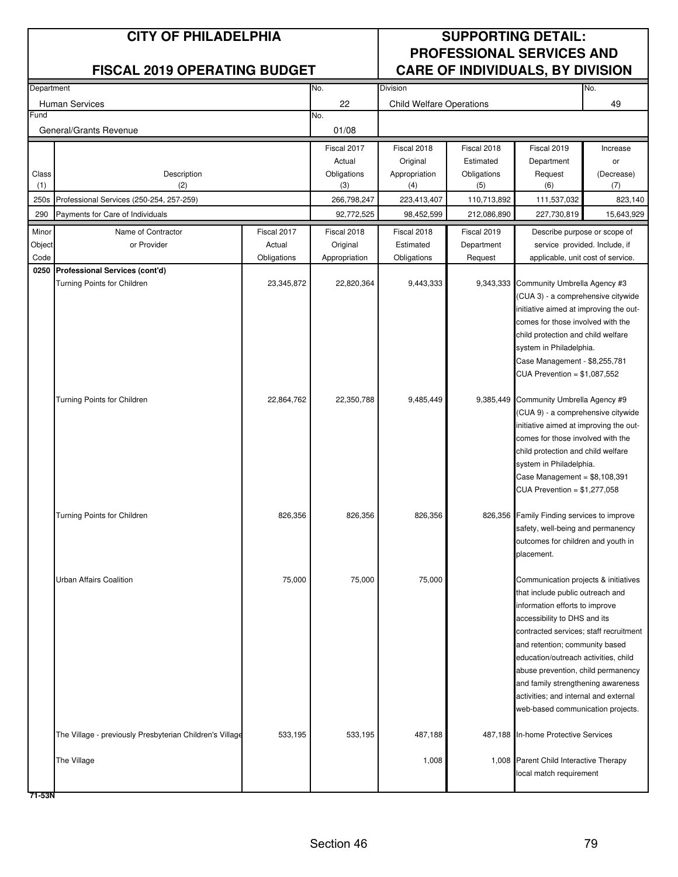# CITY OF PHILADELPHIA

## FISCAL 2019 OPERATING BUDGET

## SUPPORTING DETAIL: PROFESSIONAL SERVICES AND CARE OF INDIVIDUALS, BY DIVISION

| Department | No. | Division | No. |
|---|---|---|---|
| Human Services | 22 | Child Welfare Operations | 49 |
| **Fund** | **No.** | | |
| General/Grants Revenue | 01/08 | | |

| Class (1) | Description (2) | Fiscal 2017 Actual Obligations (3) | Fiscal 2018 Original Appropriation (4) | Fiscal 2018 Estimated Obligations (5) | Fiscal 2019 Department Request (6) | Increase or (Decrease) (7) |
|---|---|---|---|---|---|---|
| 250s | Professional Services (250-254, 257-259) | 266,798,247 | 223,413,407 | 110,713,892 | 111,537,032 | 823,140 |
| 290 | Payments for Care of Individuals | 92,772,525 | 98,452,599 | 212,086,890 | 227,730,819 | 15,643,929 |

| Minor Object Code | Name of Contractor or Provider | Fiscal 2017 Actual Obligations | Fiscal 2018 Original Appropriation | Fiscal 2018 Estimated Obligations | Fiscal 2019 Department Request | Describe purpose or scope of service provided. Include, if applicable, unit cost of service. |
|---|---|---|---|---|---|---|
| 0250 | **Professional Services (cont'd)** | | | | | |
| | Turning Points for Children | 23,345,872 | 22,820,364 | 9,443,333 | 9,343,333 | Community Umbrella Agency #3 (CUA 3) - a comprehensive citywide initiative aimed at improving the outcomes for those involved with the child protection and child welfare system in Philadelphia. Case Management - $8,255,781 CUA Prevention = $1,087,552 |
| | Turning Points for Children | 22,864,762 | 22,350,788 | 9,485,449 | 9,385,449 | Community Umbrella Agency #9 (CUA 9) - a comprehensive citywide initiative aimed at improving the outcomes for those involved with the child protection and child welfare system in Philadelphia. Case Management = $8,108,391 CUA Prevention = $1,277,058 |
| | Turning Points for Children | 826,356 | 826,356 | 826,356 | 826,356 | Family Finding services to improve safety, well-being and permanency outcomes for children and youth in placement. |
| | Urban Affairs Coalition | 75,000 | 75,000 | 75,000 | | Communication projects & initiatives that include public outreach and information efforts to improve accessibility to DHS and its contracted services; staff recruitment and retention; community based education/outreach activities, child abuse prevention, child permanency and family strengthening awareness activities; and internal and external web-based communication projects. |
| | The Village - previously Presbyterian Children's Village | 533,195 | 533,195 | 487,188 | 487,188 | In-home Protective Services |
| | The Village | | | 1,008 | 1,008 | Parent Child Interactive Therapy local match requirement |

71-53N

Section 46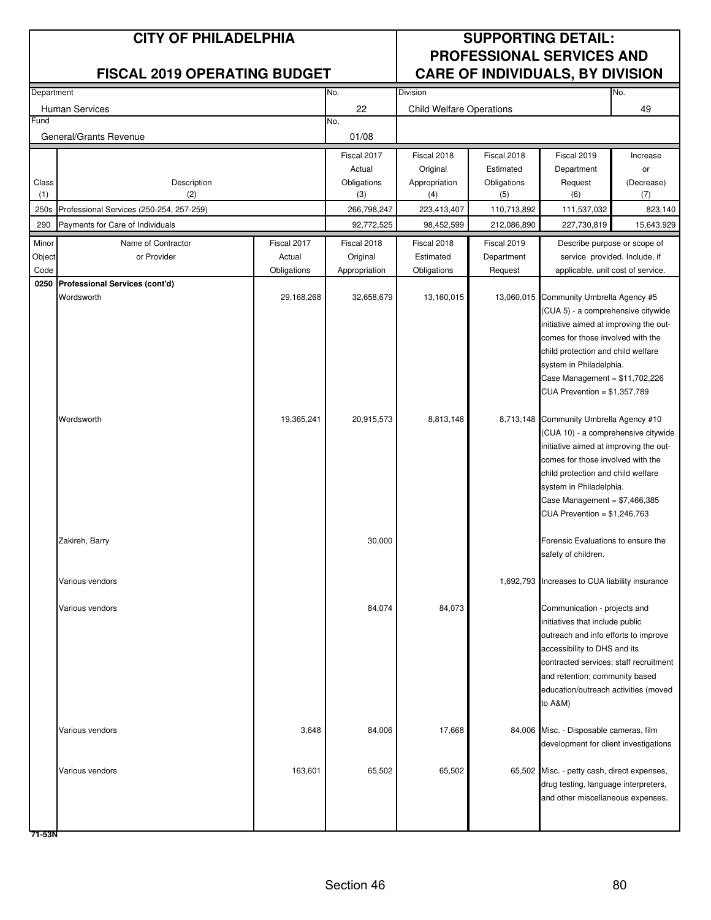# CITY OF PHILADELPHIA

## FISCAL 2019 OPERATING BUDGET

## SUPPORTING DETAIL: PROFESSIONAL SERVICES AND CARE OF INDIVIDUALS, BY DIVISION

| Department | No. | Division | No. |
|---|---|---|---|
| Human Services | 22 | Child Welfare Operations | 49 |

| Fund | No. |
|---|---|
| General/Grants Revenue | 01/08 |

| Class (1) | Description (2) | Fiscal 2017 Actual Obligations (3) | Fiscal 2018 Original Appropriation (4) | Fiscal 2018 Estimated Obligations (5) | Fiscal 2019 Department Request (6) | Increase or (Decrease) (7) |
|---|---|---|---|---|---|---|
| 250s | Professional Services (250-254, 257-259) | 266,798,247 | 223,413,407 | 110,713,892 | 111,537,032 | 823,140 |
| 290 | Payments for Care of Individuals | 92,772,525 | 98,452,599 | 212,086,890 | 227,730,819 | 15,643,929 |

| Minor Object Code | Name of Contractor or Provider | Fiscal 2017 Actual Obligations | Fiscal 2018 Original Appropriation | Fiscal 2018 Estimated Obligations | Fiscal 2019 Department Request | Describe purpose or scope of service provided. Include, if applicable, unit cost of service. |
|---|---|---|---|---|---|---|
| 0250 | **Professional Services (cont'd)** | | | | | |
| | Wordsworth | 29,168,268 | 32,658,679 | 13,160,015 | 13,060,015 | Community Umbrella Agency #5 (CUA 5) - a comprehensive citywide initiative aimed at improving the outcomes for those involved with the child protection and child welfare system in Philadelphia. Case Management = $11,702,226 CUA Prevention = $1,357,789 |
| | Wordsworth | 19,365,241 | 20,915,573 | 8,813,148 | 8,713,148 | Community Umbrella Agency #10 (CUA 10) - a comprehensive citywide initiative aimed at improving the outcomes for those involved with the child protection and child welfare system in Philadelphia. Case Management = $7,466,385 CUA Prevention = $1,246,763 |
| | Zakireh, Barry | | 30,000 | | | Forensic Evaluations to ensure the safety of children. |
| | Various vendors | | | | 1,692,793 | Increases to CUA liability insurance |
| | Various vendors | | 84,074 | 84,073 | | Communication - projects and initiatives that include public outreach and info efforts to improve accessibility to DHS and its contracted services; staff recruitment and retention; community based education/outreach activities (moved to A&M) |
| | Various vendors | 3,648 | 84,006 | 17,668 | 84,006 | Misc. - Disposable cameras, film development for client investigations |
| | Various vendors | 163,601 | 65,502 | 65,502 | 65,502 | Misc. - petty cash, direct expenses, drug testing, language interpreters, and other miscellaneous expenses. |

71-53N

Section 46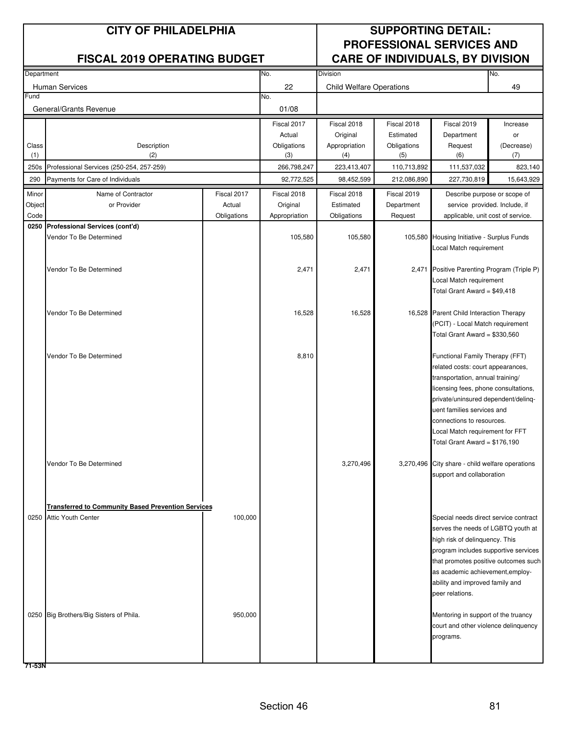# CITY OF PHILADELPHIA

## FISCAL 2019 OPERATING BUDGET

## SUPPORTING DETAIL: PROFESSIONAL SERVICES AND CARE OF INDIVIDUALS, BY DIVISION

| Department | No. | Division | No. |
|---|---|---|---|
| Human Services | 22 | Child Welfare Operations | 49 |
| **Fund** | **No.** | | |
| General/Grants Revenue | 01/08 | | |

| Class (1) | Description (2) | Fiscal 2017 Actual Obligations (3) | Fiscal 2018 Original Appropriation (4) | Fiscal 2018 Estimated Obligations (5) | Fiscal 2019 Department Request (6) | Increase or (Decrease) (7) |
|---|---|---|---|---|---|---|
| 250s | Professional Services (250-254, 257-259) | 266,798,247 | 223,413,407 | 110,713,892 | 111,537,032 | 823,140 |
| 290 | Payments for Care of Individuals | 92,772,525 | 98,452,599 | 212,086,890 | 227,730,819 | 15,643,929 |

| Minor Object Code | Name of Contractor or Provider | Fiscal 2017 Actual Obligations | Fiscal 2018 Original Appropriation | Fiscal 2018 Estimated Obligations | Fiscal 2019 Department Request | Describe purpose or scope of service provided. Include, if applicable, unit cost of service. |
|---|---|---|---|---|---|---|
| **0250** | **Professional Services (cont'd)** | | | | | |
| | Vendor To Be Determined | | 105,580 | 105,580 | 105,580 | Housing Initiative - Surplus Funds Local Match requirement |
| | Vendor To Be Determined | | 2,471 | 2,471 | 2,471 | Positive Parenting Program (Triple P) Local Match requirement Total Grant Award = $49,418 |
| | Vendor To Be Determined | | 16,528 | 16,528 | 16,528 | Parent Child Interaction Therapy (PCIT) - Local Match requirement Total Grant Award = $330,560 |
| | Vendor To Be Determined | | 8,810 | | | Functional Family Therapy (FFT) related costs: court appearances, transportation, annual training/ licensing fees, phone consultations, private/uninsured dependent/delinquent families services and connections to resources. Local Match requirement for FFT Total Grant Award = $176,190 |
| | Vendor To Be Determined | | | 3,270,496 | 3,270,496 | City share - child welfare operations support and collaboration |
| | **Transferred to Community Based Prevention Services** | | | | | |
| 0250 | Attic Youth Center | 100,000 | | | | Special needs direct service contract serves the needs of LGBTQ youth at high risk of delinquency. This program includes supportive services that promotes positive outcomes such as academic achievement,employability and improved family and peer relations. |
| 0250 | Big Brothers/Big Sisters of Phila. | 950,000 | | | | Mentoring in support of the truancy court and other violence delinquency programs. |

71-53N

Section 46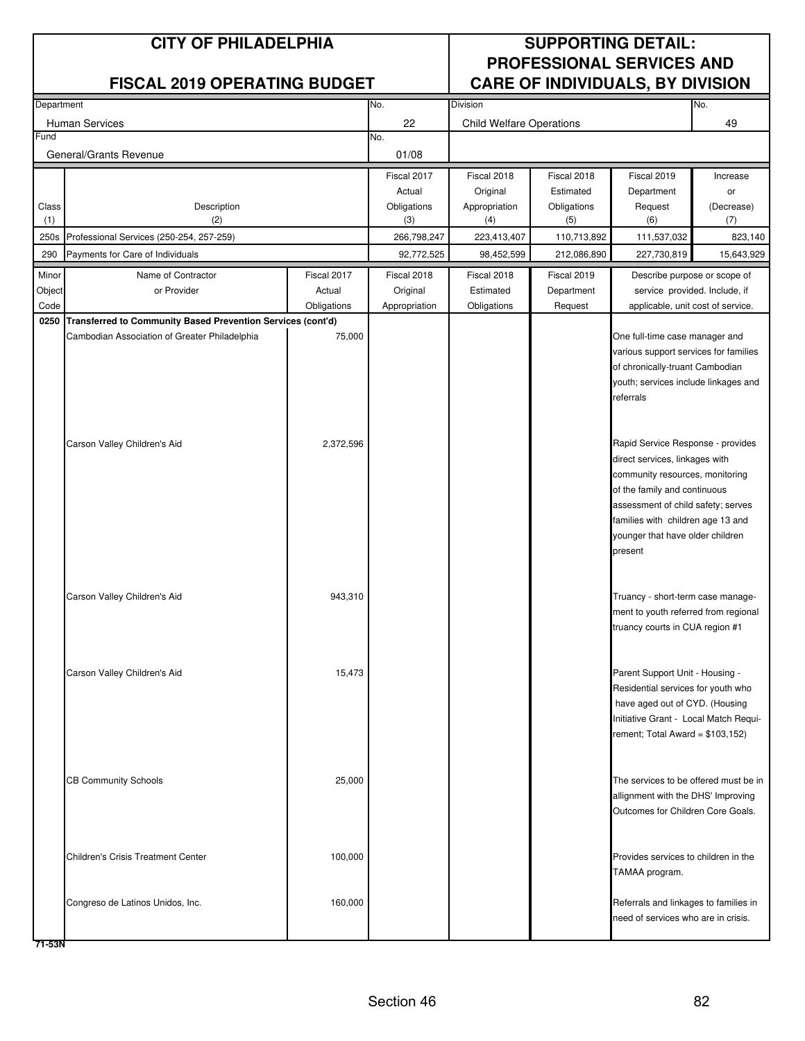# CITY OF PHILADELPHIA

## FISCAL 2019 OPERATING BUDGET

## SUPPORTING DETAIL: PROFESSIONAL SERVICES AND CARE OF INDIVIDUALS, BY DIVISION

| Department | No. | Division | No. |
|---|---|---|---|
| Human Services | 22 | Child Welfare Operations | 49 |

| Fund | No. |
|---|---|
| General/Grants Revenue | 01/08 |

| Class (1) | Description (2) | Fiscal 2017 Actual Obligations (3) | Fiscal 2018 Original Appropriation (4) | Fiscal 2018 Estimated Obligations (5) | Fiscal 2019 Department Request (6) | Increase or (Decrease) (7) |
|---|---|---|---|---|---|---|
| 250s | Professional Services (250-254, 257-259) | 266,798,247 | 223,413,407 | 110,713,892 | 111,537,032 | 823,140 |
| 290 | Payments for Care of Individuals | 92,772,525 | 98,452,599 | 212,086,890 | 227,730,819 | 15,643,929 |

| Minor Object Code | Name of Contractor or Provider | Fiscal 2017 Actual Obligations | Fiscal 2018 Original Appropriation | Fiscal 2018 Estimated Obligations | Fiscal 2019 Department Request | Describe purpose or scope of service provided. Include, if applicable, unit cost of service. |
|---|---|---|---|---|---|---|
| 0250 | **Transferred to Community Based Prevention Services (cont'd)** | | | | | |
| | Cambodian Association of Greater Philadelphia | 75,000 | | | | One full-time case manager and various support services for families of chronically-truant Cambodian youth; services include linkages and referrals |
| | Carson Valley Children's Aid | 2,372,596 | | | | Rapid Service Response - provides direct services, linkages with community resources, monitoring of the family and continuous assessment of child safety; serves families with children age 13 and younger that have older children present |
| | Carson Valley Children's Aid | 943,310 | | | | Truancy - short-term case management to youth referred from regional truancy courts in CUA region #1 |
| | Carson Valley Children's Aid | 15,473 | | | | Parent Support Unit - Housing - Residential services for youth who have aged out of CYD. (Housing Initiative Grant - Local Match Requirement; Total Award = $103,152) |
| | CB Community Schools | 25,000 | | | | The services to be offered must be in allignment with the DHS' Improving Outcomes for Children Core Goals. |
| | Children's Crisis Treatment Center | 100,000 | | | | Provides services to children in the TAMAA program. |
| | Congreso de Latinos Unidos, Inc. | 160,000 | | | | Referrals and linkages to families in need of services who are in crisis. |

71-53N

Section 46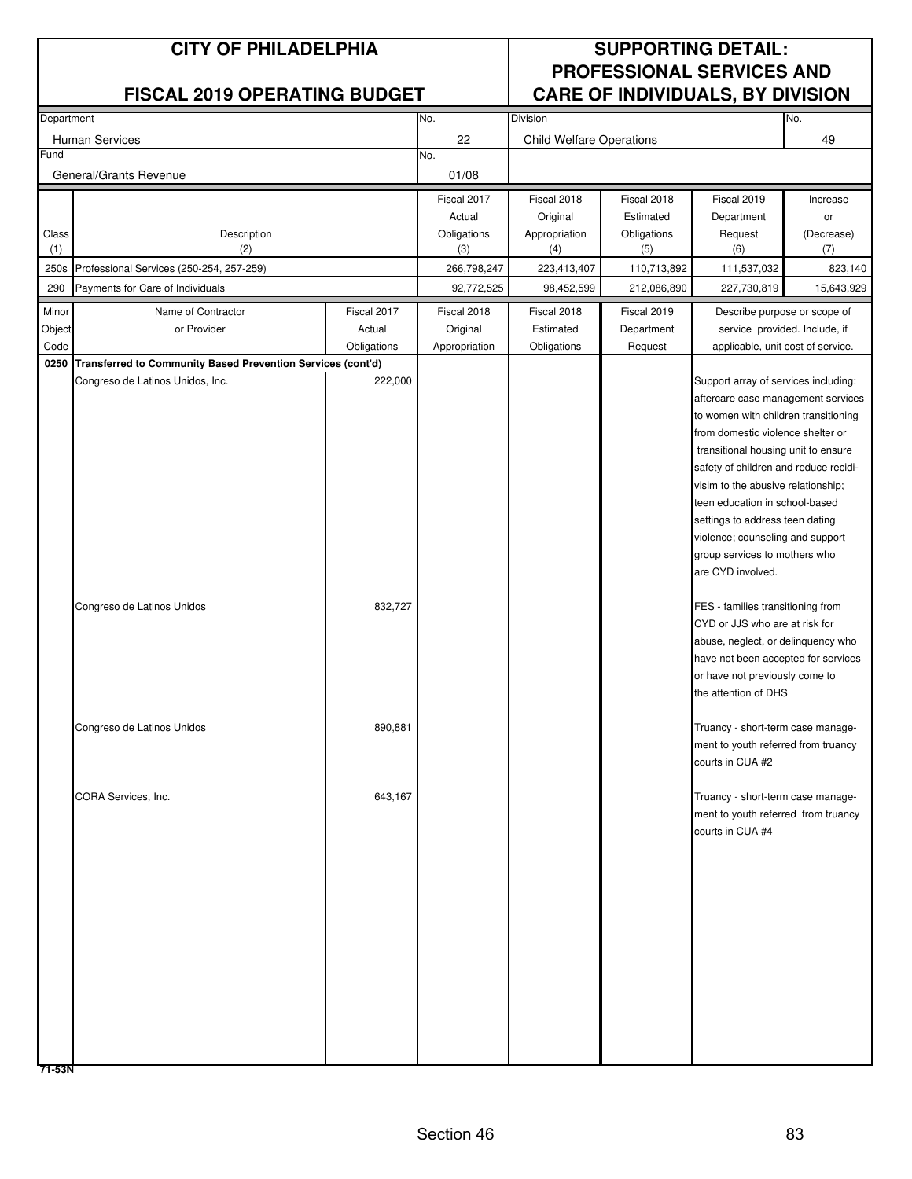# CITY OF PHILADELPHIA

## FISCAL 2019 OPERATING BUDGET

## SUPPORTING DETAIL: PROFESSIONAL SERVICES AND CARE OF INDIVIDUALS, BY DIVISION

| Department | No. | Division | No. |
|---|---|---|---|
| Human Services | 22 | Child Welfare Operations | 49 |
| **Fund** | **No.** | | |
| General/Grants Revenue | 01/08 | | |

| Class (1) | Description (2) | Fiscal 2017 Actual Obligations (3) | Fiscal 2018 Original Appropriation (4) | Fiscal 2018 Estimated Obligations (5) | Fiscal 2019 Department Request (6) | Increase or (Decrease) (7) |
|---|---|---|---|---|---|---|
| 250s | Professional Services (250-254, 257-259) | 266,798,247 | 223,413,407 | 110,713,892 | 111,537,032 | 823,140 |
| 290 | Payments for Care of Individuals | 92,772,525 | 98,452,599 | 212,086,890 | 227,730,819 | 15,643,929 |

| Minor Object Code | Name of Contractor or Provider | Fiscal 2017 Actual Obligations | Fiscal 2018 Original Appropriation | Fiscal 2018 Estimated Obligations | Fiscal 2019 Department Request | Describe purpose or scope of service provided. Include, if applicable, unit cost of service. |
|---|---|---|---|---|---|---|
| 0250 | **Transferred to Community Based Prevention Services (cont'd)** | | | | | |
| | Congreso de Latinos Unidos, Inc. | 222,000 | | | | Support array of services including: aftercare case management services to women with children transitioning from domestic violence shelter or transitional housing unit to ensure safety of children and reduce recidivism to the abusive relationship; teen education in school-based settings to address teen dating violence; counseling and support group services to mothers who are CYD involved. |
| | Congreso de Latinos Unidos | 832,727 | | | | FES - families transitioning from CYD or JJS who are at risk for abuse, neglect, or delinquency who have not been accepted for services or have not previously come to the attention of DHS |
| | Congreso de Latinos Unidos | 890,881 | | | | Truancy - short-term case management to youth referred from truancy courts in CUA #2 |
| | CORA Services, Inc. | 643,167 | | | | Truancy - short-term case management to youth referred from truancy courts in CUA #4 |

71-53N

Section 46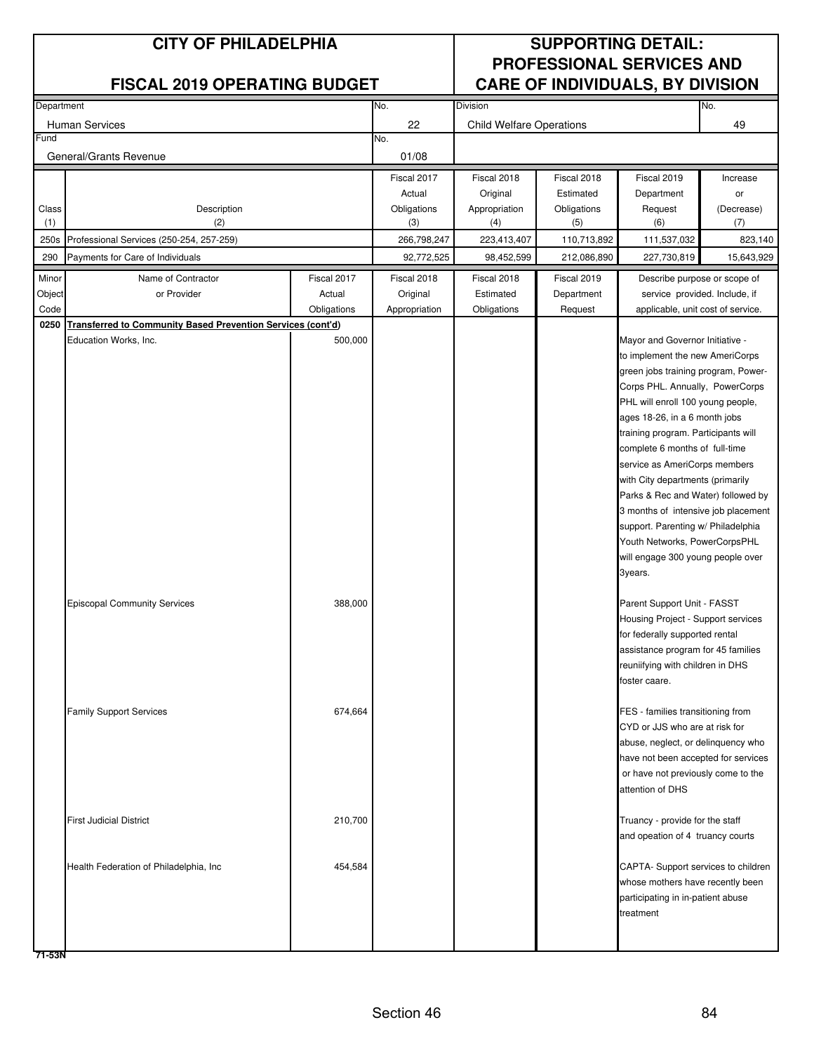# CITY OF PHILADELPHIA

## FISCAL 2019 OPERATING BUDGET

## SUPPORTING DETAIL: PROFESSIONAL SERVICES AND CARE OF INDIVIDUALS, BY DIVISION

| Department | No. | Division | No. |
|---|---|---|---|
| Human Services | 22 | Child Welfare Operations | 49 |
| **Fund** | **No.** | | |
| General/Grants Revenue | 01/08 | | |

| Class (1) | Description (2) | Fiscal 2017 Actual Obligations (3) | Fiscal 2018 Original Appropriation (4) | Fiscal 2018 Estimated Obligations (5) | Fiscal 2019 Department Request (6) | Increase or (Decrease) (7) |
|---|---|---|---|---|---|---|
| 250s | Professional Services (250-254, 257-259) | 266,798,247 | 223,413,407 | 110,713,892 | 111,537,032 | 823,140 |
| 290 | Payments for Care of Individuals | 92,772,525 | 98,452,599 | 212,086,890 | 227,730,819 | 15,643,929 |

| Minor Object Code | Name of Contractor or Provider | Fiscal 2017 Actual Obligations | Fiscal 2018 Original Appropriation | Fiscal 2018 Estimated Obligations | Fiscal 2019 Department Request | Describe purpose or scope of service provided. Include, if applicable, unit cost of service. |
|---|---|---|---|---|---|---|
| 0250 | **Transferred to Community Based Prevention Services (cont'd)** | | | | | |
| | Education Works, Inc. | 500,000 | | | | Mayor and Governor Initiative - to implement the new AmeriCorps green jobs training program, Power-Corps PHL. Annually, PowerCorps PHL will enroll 100 young people, ages 18-26, in a 6 month jobs training program. Participants will complete 6 months of full-time service as AmeriCorps members with City departments (primarily Parks & Rec and Water) followed by 3 months of intensive job placement support. Parenting w/ Philadelphia Youth Networks, PowerCorpsPHL will engage 300 young people over 3years. |
| | Episcopal Community Services | 388,000 | | | | Parent Support Unit - FASST Housing Project - Support services for federally supported rental assistance program for 45 families reuniifying with children in DHS foster caare. |
| | Family Support Services | 674,664 | | | | FES - families transitioning from CYD or JJS who are at risk for abuse, neglect, or delinquency who have not been accepted for services or have not previously come to the attention of DHS |
| | First Judicial District | 210,700 | | | | Truancy - provide for the staff and opeation of 4 truancy courts |
| | Health Federation of Philadelphia, Inc | 454,584 | | | | CAPTA- Support services to children whose mothers have recently been participating in in-patient abuse treatment |

71-53N

Section 46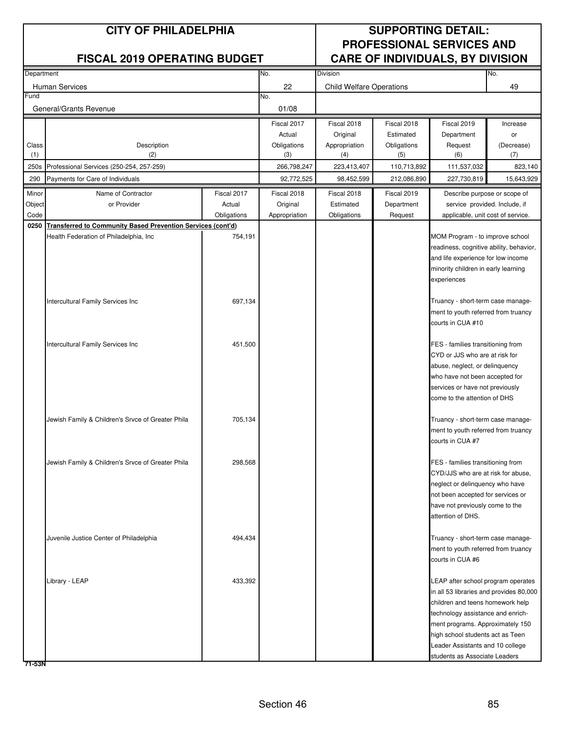# CITY OF PHILADELPHIA

## FISCAL 2019 OPERATING BUDGET

## SUPPORTING DETAIL: PROFESSIONAL SERVICES AND CARE OF INDIVIDUALS, BY DIVISION

| Department | No. | Division | No. |
|---|---|---|---|
| Human Services | 22 | Child Welfare Operations | 49 |
| **Fund** | **No.** | | |
| General/Grants Revenue | 01/08 | | |

| Class (1) | Description (2) | Fiscal 2017 Actual Obligations (3) | Fiscal 2018 Original Appropriation (4) | Fiscal 2018 Estimated Obligations (5) | Fiscal 2019 Department Request (6) | Increase or (Decrease) (7) |
|---|---|---|---|---|---|---|
| 250s | Professional Services (250-254, 257-259) | 266,798,247 | 223,413,407 | 110,713,892 | 111,537,032 | 823,140 |
| 290 | Payments for Care of Individuals | 92,772,525 | 98,452,599 | 212,086,890 | 227,730,819 | 15,643,929 |

| Minor Object Code | Name of Contractor or Provider | Fiscal 2017 Actual Obligations | Fiscal 2018 Original Appropriation | Fiscal 2018 Estimated Obligations | Fiscal 2019 Department Request | Describe purpose or scope of service provided. Include, if applicable, unit cost of service. |
|---|---|---|---|---|---|---|
| 0250 | **Transferred to Community Based Prevention Services (cont'd)** | | | | | |
| | Health Federation of Philadelphia, Inc | 754,191 | | | | MOM Program - to improve school readiness, cognitive ability, behavior, and life experience for low income minority children in early learning experiences |
| | Intercultural Family Services Inc | 697,134 | | | | Truancy - short-term case management to youth referred from truancy courts in CUA #10 |
| | Intercultural Family Services Inc | 451,500 | | | | FES - families transitioning from CYD or JJS who are at risk for abuse, neglect, or delinquency who have not been accepted for services or have not previously come to the attention of DHS |
| | Jewish Family & Children's Srvce of Greater Phila | 705,134 | | | | Truancy - short-term case management to youth referred from truancy courts in CUA #7 |
| | Jewish Family & Children's Srvce of Greater Phila | 298,568 | | | | FES - families transitioning from CYD/JJS who are at risk for abuse, neglect or delinquency who have not been accepted for services or have not previously come to the attention of DHS. |
| | Juvenile Justice Center of Philadelphia | 494,434 | | | | Truancy - short-term case management to youth referred from truancy courts in CUA #6 |
| | Library - LEAP | 433,392 | | | | LEAP after school program operates in all 53 libraries and provides 80,000 children and teens homework help technology assistance and enrichment programs. Approximately 150 high school students act as Teen Leader Assistants and 10 college students as Associate Leaders |

71-53N

Section 46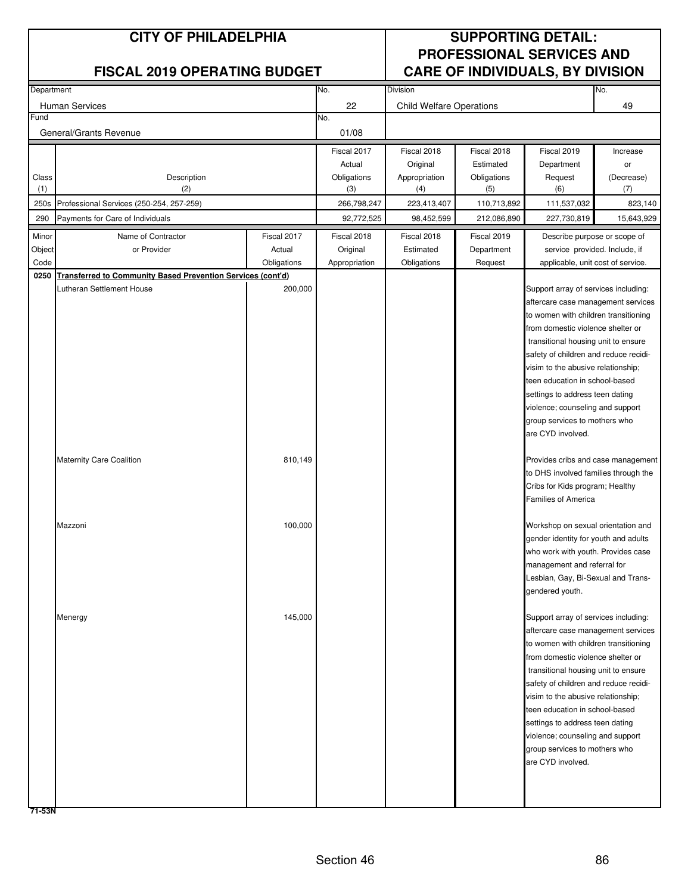# CITY OF PHILADELPHIA

## FISCAL 2019 OPERATING BUDGET

## SUPPORTING DETAIL: PROFESSIONAL SERVICES AND CARE OF INDIVIDUALS, BY DIVISION

| Department | No. | Division | No. |
|---|---|---|---|
| Human Services | 22 | Child Welfare Operations | 49 |
| **Fund** | **No.** | | |
| General/Grants Revenue | 01/08 | | |

| Class (1) | Description (2) | Fiscal 2017 Actual Obligations (3) | Fiscal 2018 Original Appropriation (4) | Fiscal 2018 Estimated Obligations (5) | Fiscal 2019 Department Request (6) | Increase or (Decrease) (7) |
|---|---|---|---|---|---|---|
| 250s | Professional Services (250-254, 257-259) | 266,798,247 | 223,413,407 | 110,713,892 | 111,537,032 | 823,140 |
| 290 | Payments for Care of Individuals | 92,772,525 | 98,452,599 | 212,086,890 | 227,730,819 | 15,643,929 |

| Minor Object Code | Name of Contractor or Provider | Fiscal 2017 Actual Obligations | Fiscal 2018 Original Appropriation | Fiscal 2018 Estimated Obligations | Fiscal 2019 Department Request | Describe purpose or scope of service provided. Include, if applicable, unit cost of service. |
|---|---|---|---|---|---|---|
| 0250 | **Transferred to Community Based Prevention Services (cont'd)** | | | | | |
| | Lutheran Settlement House | 200,000 | | | | Support array of services including: aftercare case management services to women with children transitioning from domestic violence shelter or transitional housing unit to ensure safety of children and reduce recidivism to the abusive relationship; teen education in school-based settings to address teen dating violence; counseling and support group services to mothers who are CYD involved. |
| | Maternity Care Coalition | 810,149 | | | | Provides cribs and case management to DHS involved families through the Cribs for Kids program; Healthy Families of America |
| | Mazzoni | 100,000 | | | | Workshop on sexual orientation and gender identity for youth and adults who work with youth. Provides case management and referral for Lesbian, Gay, Bi-Sexual and Transgendered youth. |
| | Menergy | 145,000 | | | | Support array of services including: aftercare case management services to women with children transitioning from domestic violence shelter or transitional housing unit to ensure safety of children and reduce recidivism to the abusive relationship; teen education in school-based settings to address teen dating violence; counseling and support group services to mothers who are CYD involved. |

71-53N

Section 46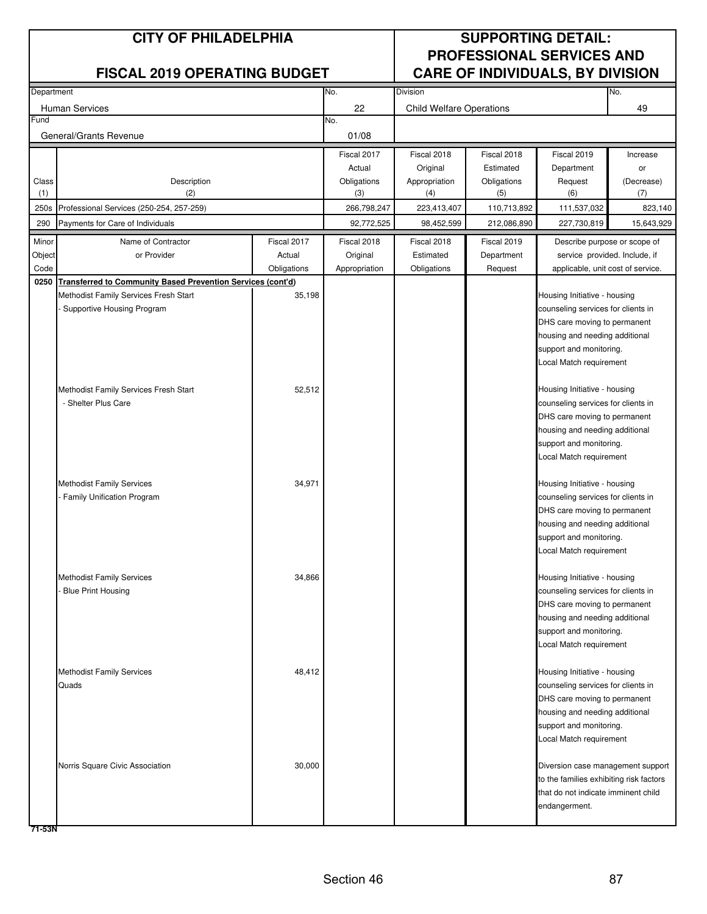# CITY OF PHILADELPHIA

## FISCAL 2019 OPERATING BUDGET

## SUPPORTING DETAIL: PROFESSIONAL SERVICES AND CARE OF INDIVIDUALS, BY DIVISION

| Department | No. | Division | No. |
|---|---|---|---|
| Human Services | 22 | Child Welfare Operations | 49 |
| **Fund** | **No.** | | |
| General/Grants Revenue | 01/08 | | |

| Class (1) | Description (2) | Fiscal 2017 Actual Obligations (3) | Fiscal 2018 Original Appropriation (4) | Fiscal 2018 Estimated Obligations (5) | Fiscal 2019 Department Request (6) | Increase or (Decrease) (7) |
|---|---|---|---|---|---|---|
| 250s | Professional Services (250-254, 257-259) | 266,798,247 | 223,413,407 | 110,713,892 | 111,537,032 | 823,140 |
| 290 | Payments for Care of Individuals | 92,772,525 | 98,452,599 | 212,086,890 | 227,730,819 | 15,643,929 |

| Minor Object Code | Name of Contractor or Provider | Fiscal 2017 Actual Obligations | Fiscal 2018 Original Appropriation | Fiscal 2018 Estimated Obligations | Fiscal 2019 Department Request | Describe purpose or scope of service provided. Include, if applicable, unit cost of service. |
|---|---|---|---|---|---|---|
| 0250 | **Transferred to Community Based Prevention Services (cont'd)** | | | | | |
| | Methodist Family Services Fresh Start - Supportive Housing Program | 35,198 | | | | Housing Initiative - housing counseling services for clients in DHS care moving to permanent housing and needing additional support and monitoring. Local Match requirement |
| | Methodist Family Services Fresh Start - Shelter Plus Care | 52,512 | | | | Housing Initiative - housing counseling services for clients in DHS care moving to permanent housing and needing additional support and monitoring. Local Match requirement |
| | Methodist Family Services - Family Unification Program | 34,971 | | | | Housing Initiative - housing counseling services for clients in DHS care moving to permanent housing and needing additional support and monitoring. Local Match requirement |
| | Methodist Family Services - Blue Print Housing | 34,866 | | | | Housing Initiative - housing counseling services for clients in DHS care moving to permanent housing and needing additional support and monitoring. Local Match requirement |
| | Methodist Family Services Quads | 48,412 | | | | Housing Initiative - housing counseling services for clients in DHS care moving to permanent housing and needing additional support and monitoring. Local Match requirement |
| | Norris Square Civic Association | 30,000 | | | | Diversion case management support to the families exhibiting risk factors that do not indicate imminent child endangerment. |

71-53N

Section 46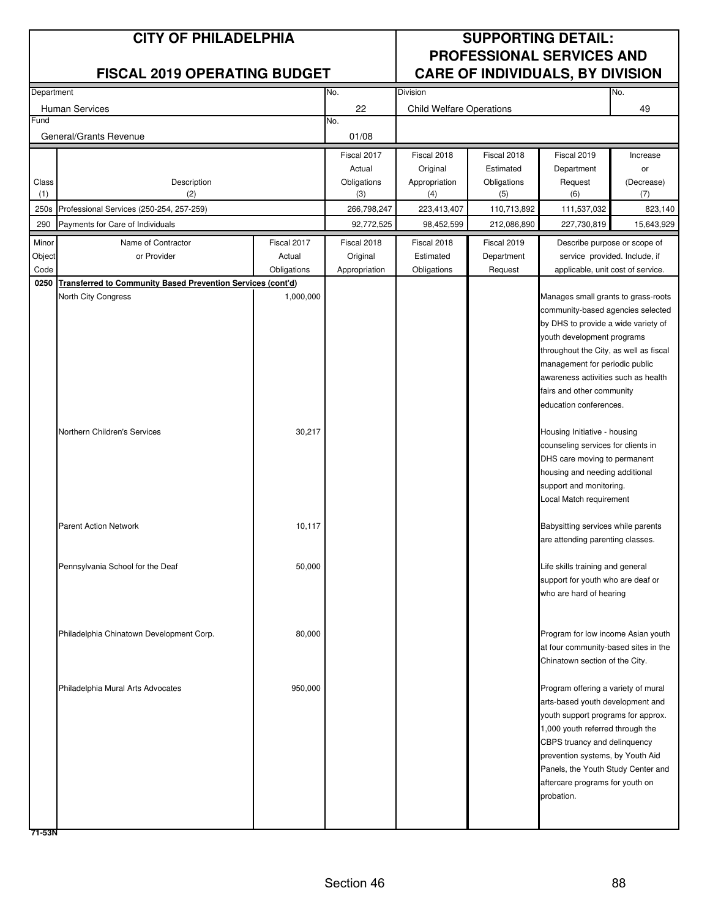# CITY OF PHILADELPHIA

## FISCAL 2019 OPERATING BUDGET

## SUPPORTING DETAIL: PROFESSIONAL SERVICES AND CARE OF INDIVIDUALS, BY DIVISION

| Department | No. | Division | No. |
|---|---|---|---|
| Human Services | 22 | Child Welfare Operations | 49 |
| **Fund** | **No.** | | |
| General/Grants Revenue | 01/08 | | |

| Class (1) | Description (2) | Fiscal 2017 Actual Obligations (3) | Fiscal 2018 Original Appropriation (4) | Fiscal 2018 Estimated Obligations (5) | Fiscal 2019 Department Request (6) | Increase or (Decrease) (7) |
|---|---|---|---|---|---|---|
| 250s | Professional Services (250-254, 257-259) | 266,798,247 | 223,413,407 | 110,713,892 | 111,537,032 | 823,140 |
| 290 | Payments for Care of Individuals | 92,772,525 | 98,452,599 | 212,086,890 | 227,730,819 | 15,643,929 |

| Minor Object Code | Name of Contractor or Provider | Fiscal 2017 Actual Obligations | Fiscal 2018 Original Appropriation | Fiscal 2018 Estimated Obligations | Fiscal 2019 Department Request | Describe purpose or scope of service provided. Include, if applicable, unit cost of service. |
|---|---|---|---|---|---|---|
| 0250 | **Transferred to Community Based Prevention Services (cont'd)** | | | | | |
| | North City Congress | 1,000,000 | | | | Manages small grants to grass-roots community-based agencies selected by DHS to provide a wide variety of youth development programs throughout the City, as well as fiscal management for periodic public awareness activities such as health fairs and other community education conferences. |
| | Northern Children's Services | 30,217 | | | | Housing Initiative - housing counseling services for clients in DHS care moving to permanent housing and needing additional support and monitoring. Local Match requirement |
| | Parent Action Network | 10,117 | | | | Babysitting services while parents are attending parenting classes. |
| | Pennsylvania School for the Deaf | 50,000 | | | | Life skills training and general support for youth who are deaf or who are hard of hearing |
| | Philadelphia Chinatown Development Corp. | 80,000 | | | | Program for low income Asian youth at four community-based sites in the Chinatown section of the City. |
| | Philadelphia Mural Arts Advocates | 950,000 | | | | Program offering a variety of mural arts-based youth development and youth support programs for approx. 1,000 youth referred through the CBPS truancy and delinquency prevention systems, by Youth Aid Panels, the Youth Study Center and aftercare programs for youth on probation. |

71-53N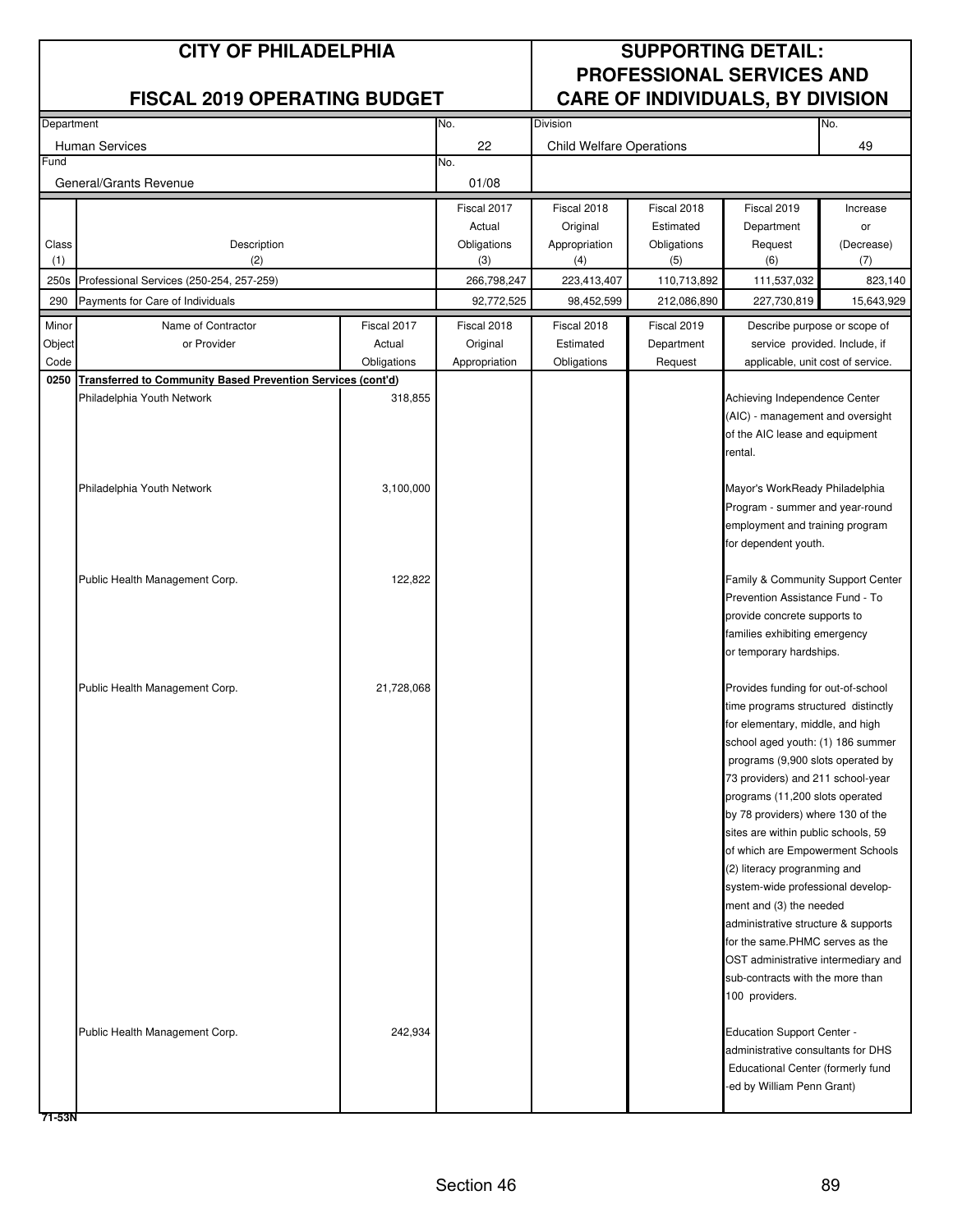# CITY OF PHILADELPHIA

## FISCAL 2019 OPERATING BUDGET

## SUPPORTING DETAIL: PROFESSIONAL SERVICES AND CARE OF INDIVIDUALS, BY DIVISION

| Department | No. | Division | No. |
|---|---|---|---|
| Human Services | 22 | Child Welfare Operations | 49 |
| **Fund** | **No.** | | |
| General/Grants Revenue | 01/08 | | |

| Class (1) | Description (2) | Fiscal 2017 Actual Obligations (3) | Fiscal 2018 Original Appropriation (4) | Fiscal 2018 Estimated Obligations (5) | Fiscal 2019 Department Request (6) | Increase or (Decrease) (7) |
|---|---|---|---|---|---|---|
| 250s | Professional Services (250-254, 257-259) | 266,798,247 | 223,413,407 | 110,713,892 | 111,537,032 | 823,140 |
| 290 | Payments for Care of Individuals | 92,772,525 | 98,452,599 | 212,086,890 | 227,730,819 | 15,643,929 |

| Minor Object Code | Name of Contractor or Provider | Fiscal 2017 Actual Obligations | Fiscal 2018 Original Appropriation | Fiscal 2018 Estimated Obligations | Fiscal 2019 Department Request | Describe purpose or scope of service provided. Include, if applicable, unit cost of service. |
|---|---|---|---|---|---|---|
| 0250 | **Transferred to Community Based Prevention Services (cont'd)** | | | | | |
| | Philadelphia Youth Network | 318,855 | | | | Achieving Independence Center (AIC) - management and oversight of the AIC lease and equipment rental. |
| | Philadelphia Youth Network | 3,100,000 | | | | Mayor's WorkReady Philadelphia Program - summer and year-round employment and training program for dependent youth. |
| | Public Health Management Corp. | 122,822 | | | | Family & Community Support Center Prevention Assistance Fund - To provide concrete supports to families exhibiting emergency or temporary hardships. |
| | Public Health Management Corp. | 21,728,068 | | | | Provides funding for out-of-school time programs structured distinctly for elementary, middle, and high school aged youth: (1) 186 summer programs (9,900 slots operated by 73 providers) and 211 school-year programs (11,200 slots operated by 78 providers) where 130 of the sites are within public schools, 59 of which are Empowerment Schools (2) literacy progranming and system-wide professional development and (3) the needed administrative structure & supports for the same.PHMC serves as the OST administrative intermediary and sub-contracts with the more than 100 providers. |
| | Public Health Management Corp. | 242,934 | | | | Education Support Center - administrative consultants for DHS Educational Center (formerly funded by William Penn Grant) |

71-53N

Section 46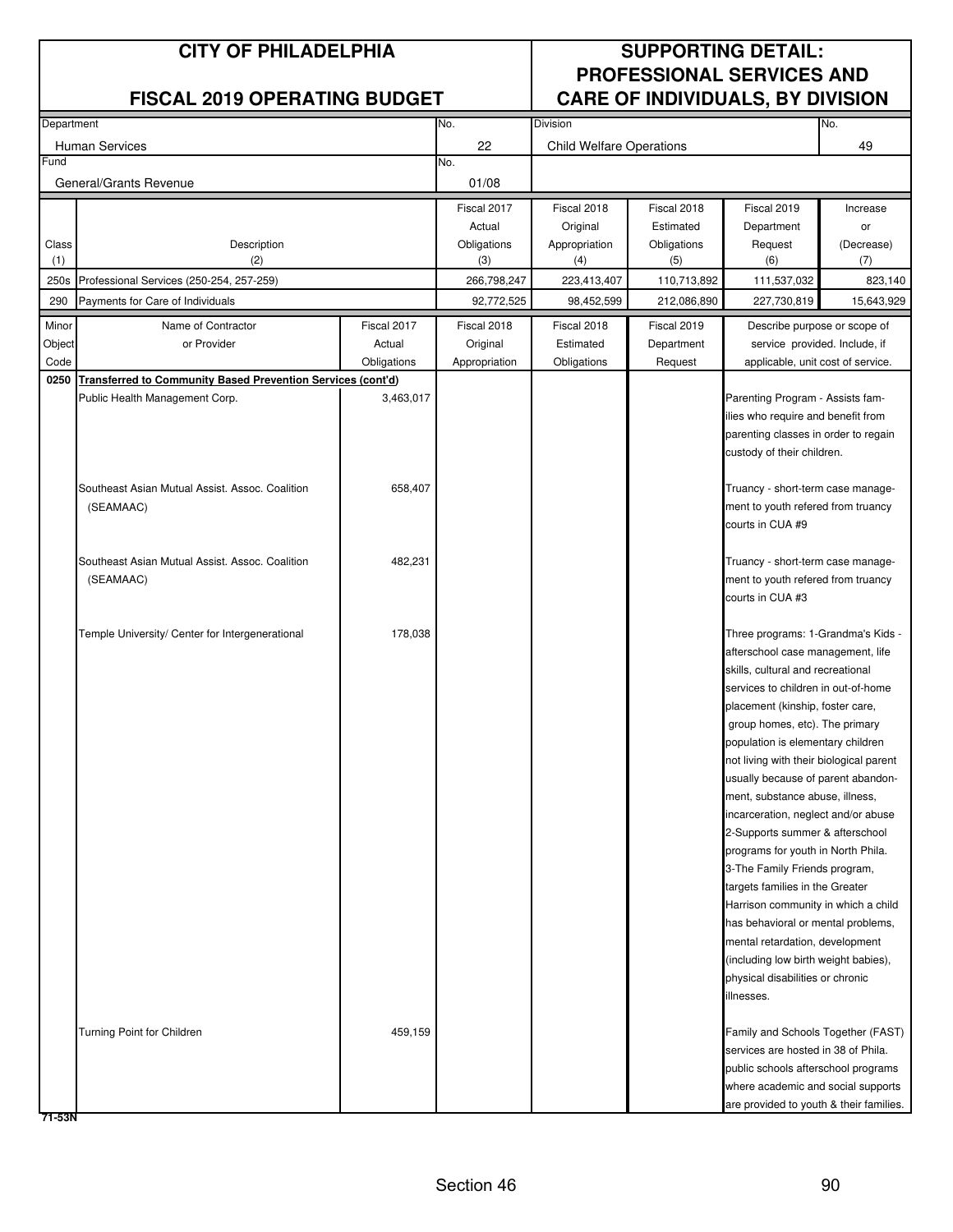| CITY OF PHILADELPHIA | | | SUPPORTING DETAIL: PROFESSIONAL SERVICES AND CARE OF INDIVIDUALS, BY DIVISION | | | |
|---|---|---|---|---|---|---|
| **FISCAL 2019 OPERATING BUDGET** | | | | | | |
| Department: Human Services | | No. 22 | Division: Child Welfare Operations | | | No. 49 |
| Fund: General/Grants Revenue | | No. 01/08 | | | | |

| Class (1) | Description (2) | Fiscal 2017 Actual Obligations (3) | Fiscal 2018 Original Appropriation (4) | Fiscal 2018 Estimated Obligations (5) | Fiscal 2019 Department Request (6) | Increase or (Decrease) (7) |
|---|---|---|---|---|---|---|
| 250s | Professional Services (250-254, 257-259) | 266,798,247 | 223,413,407 | 110,713,892 | 111,537,032 | 823,140 |
| 290 | Payments for Care of Individuals | 92,772,525 | 98,452,599 | 212,086,890 | 227,730,819 | 15,643,929 |

| Minor Object Code | Name of Contractor or Provider | Fiscal 2017 Actual Obligations | Fiscal 2018 Original Appropriation | Fiscal 2018 Estimated Obligations | Fiscal 2019 Department Request | Describe purpose or scope of service provided. Include, if applicable, unit cost of service. |
|---|---|---|---|---|---|---|
| 0250 | **Transferred to Community Based Prevention Services (cont'd)** | | | | | |
| | Public Health Management Corp. | 3,463,017 | | | | Parenting Program - Assists families who require and benefit from parenting classes in order to regain custody of their children. |
| | Southeast Asian Mutual Assist. Assoc. Coalition (SEAMAAC) | 658,407 | | | | Truancy - short-term case management to youth refered from truancy courts in CUA #9 |
| | Southeast Asian Mutual Assist. Assoc. Coalition (SEAMAAC) | 482,231 | | | | Truancy - short-term case management to youth refered from truancy courts in CUA #3 |
| | Temple University/ Center for Intergenerational | 178,038 | | | | Three programs: 1-Grandma's Kids - afterschool case management, life skills, cultural and recreational services to children in out-of-home placement (kinship, foster care, group homes, etc). The primary population is elementary children not living with their biological parent usually because of parent abandonment, substance abuse, illness, incarceration, neglect and/or abuse 2-Supports summer & afterschool programs for youth in North Phila. 3-The Family Friends program, targets families in the Greater Harrison community in which a child has behavioral or mental problems, mental retardation, development (including low birth weight babies), physical disabilities or chronic illnesses. |
| | Turning Point for Children | 459,159 | | | | Family and Schools Together (FAST) services are hosted in 38 of Phila. public schools afterschool programs where academic and social supports are provided to youth & their families. |

71-53N

Section 46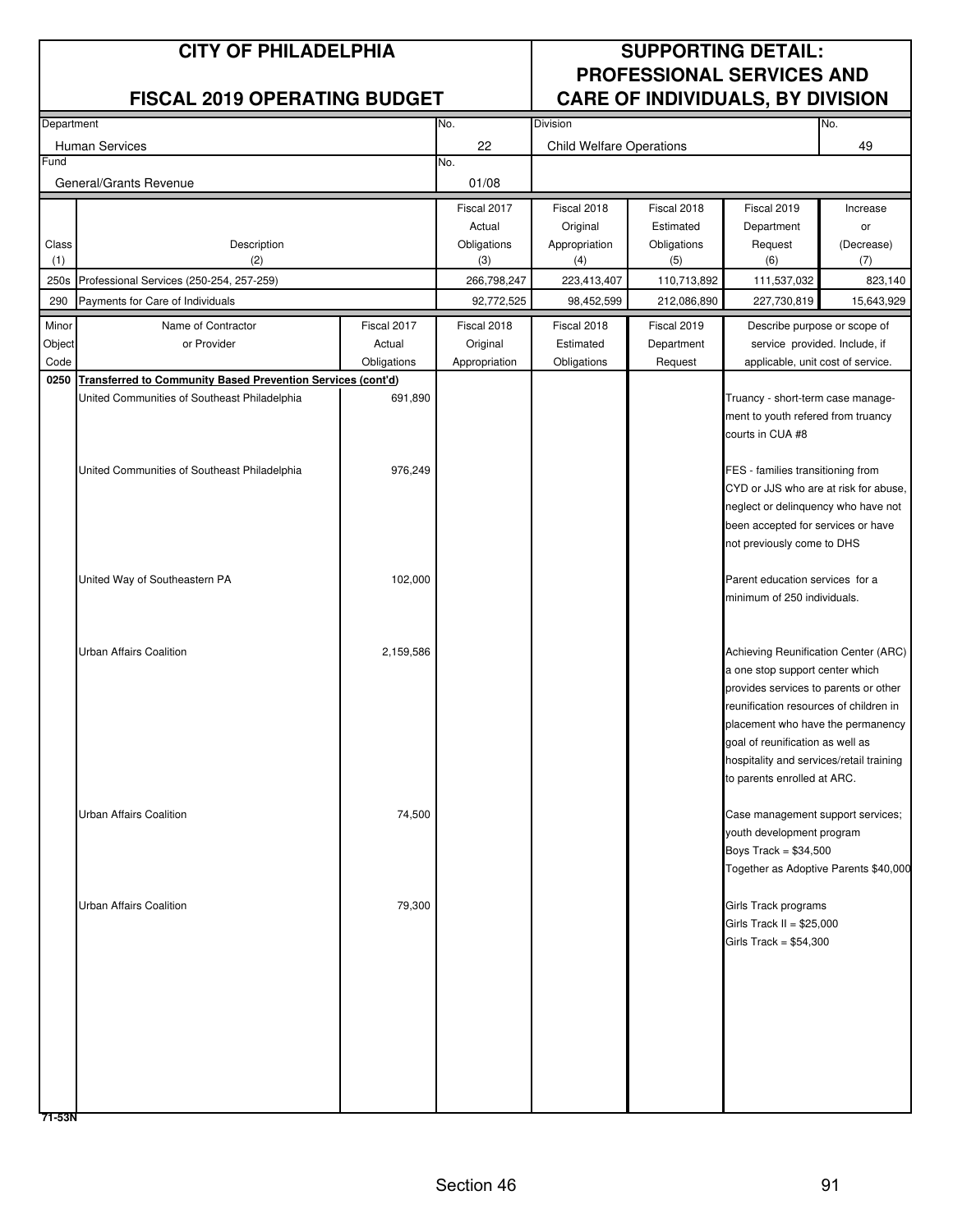# CITY OF PHILADELPHIA

## FISCAL 2019 OPERATING BUDGET

## SUPPORTING DETAIL: PROFESSIONAL SERVICES AND CARE OF INDIVIDUALS, BY DIVISION

| Department | No. | Division | No. |
|---|---|---|---|
| Human Services | 22 | Child Welfare Operations | 49 |
| **Fund** | **No.** | | |
| General/Grants Revenue | 01/08 | | |

| Class (1) | Description (2) | Fiscal 2017 Actual Obligations (3) | Fiscal 2018 Original Appropriation (4) | Fiscal 2018 Estimated Obligations (5) | Fiscal 2019 Department Request (6) | Increase or (Decrease) (7) |
|---|---|---|---|---|---|---|
| 250s | Professional Services (250-254, 257-259) | 266,798,247 | 223,413,407 | 110,713,892 | 111,537,032 | 823,140 |
| 290 | Payments for Care of Individuals | 92,772,525 | 98,452,599 | 212,086,890 | 227,730,819 | 15,643,929 |

| Minor Object Code | Name of Contractor or Provider | Fiscal 2017 Actual Obligations | Fiscal 2018 Original Appropriation | Fiscal 2018 Estimated Obligations | Fiscal 2019 Department Request | Describe purpose or scope of service provided. Include, if applicable, unit cost of service. |
|---|---|---|---|---|---|---|
| **0250** | **Transferred to Community Based Prevention Services (cont'd)** | | | | | |
| | United Communities of Southeast Philadelphia | 691,890 | | | | Truancy - short-term case management to youth refered from truancy courts in CUA #8 |
| | United Communities of Southeast Philadelphia | 976,249 | | | | FES - families transitioning from CYD or JJS who are at risk for abuse, neglect or delinquency who have not been accepted for services or have not previously come to DHS |
| | United Way of Southeastern PA | 102,000 | | | | Parent education services for a minimum of 250 individuals. |
| | Urban Affairs Coalition | 2,159,586 | | | | Achieving Reunification Center (ARC) a one stop support center which provides services to parents or other reunification resources of children in placement who have the permanency goal of reunification as well as hospitality and services/retail training to parents enrolled at ARC. |
| | Urban Affairs Coalition | 74,500 | | | | Case management support services; youth development program Boys Track = $34,500 Together as Adoptive Parents $40,000 |
| | Urban Affairs Coalition | 79,300 | | | | Girls Track programs Girls Track II = $25,000 Girls Track = $54,300 |

71-53N

Section 46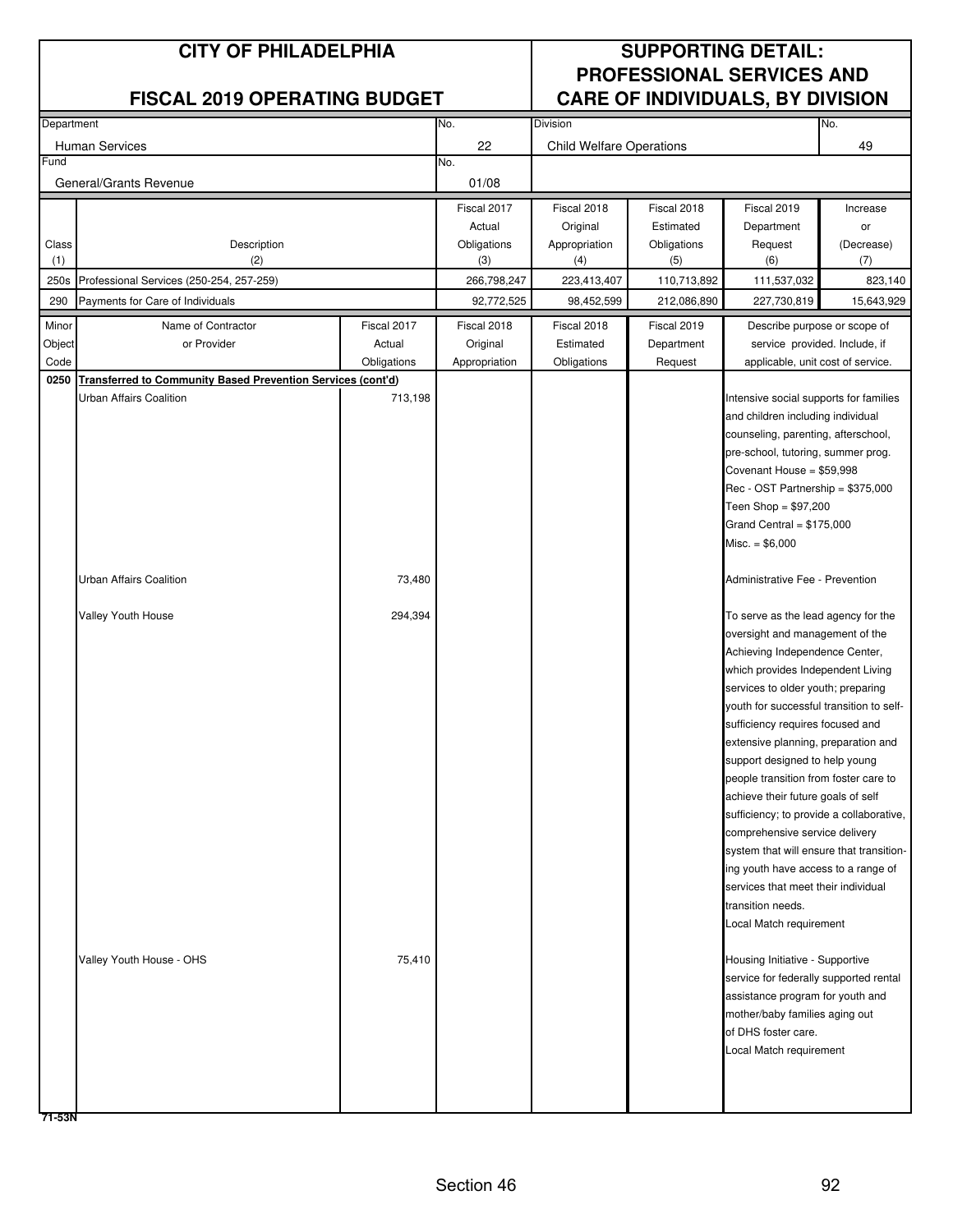# CITY OF PHILADELPHIA

## FISCAL 2019 OPERATING BUDGET

## SUPPORTING DETAIL: PROFESSIONAL SERVICES AND CARE OF INDIVIDUALS, BY DIVISION

| Department | No. | Division | No. |
|---|---|---|---|
| Human Services | 22 | Child Welfare Operations | 49 |
| **Fund** | **No.** | | |
| General/Grants Revenue | 01/08 | | |

| Class (1) | Description (2) | Fiscal 2017 Actual Obligations (3) | Fiscal 2018 Original Appropriation (4) | Fiscal 2018 Estimated Obligations (5) | Fiscal 2019 Department Request (6) | Increase or (Decrease) (7) |
|---|---|---|---|---|---|---|
| 250s | Professional Services (250-254, 257-259) | 266,798,247 | 223,413,407 | 110,713,892 | 111,537,032 | 823,140 |
| 290 | Payments for Care of Individuals | 92,772,525 | 98,452,599 | 212,086,890 | 227,730,819 | 15,643,929 |

| Minor Object Code | Name of Contractor or Provider | Fiscal 2017 Actual Obligations | Fiscal 2018 Original Appropriation | Fiscal 2018 Estimated Obligations | Fiscal 2019 Department Request | Describe purpose or scope of service provided. Include, if applicable, unit cost of service. |
|---|---|---|---|---|---|---|
| 0250 | **Transferred to Community Based Prevention Services (cont'd)** | | | | | |
| | Urban Affairs Coalition | 713,198 | | | | Intensive social supports for families and children including individual counseling, parenting, afterschool, pre-school, tutoring, summer prog. Covenant House = $59,998 Rec - OST Partnership = $375,000 Teen Shop = $97,200 Grand Central = $175,000 Misc. = $6,000 |
| | Urban Affairs Coalition | 73,480 | | | | Administrative Fee - Prevention |
| | Valley Youth House | 294,394 | | | | To serve as the lead agency for the oversight and management of the Achieving Independence Center, which provides Independent Living services to older youth; preparing youth for successful transition to self-sufficiency requires focused and extensive planning, preparation and support designed to help young people transition from foster care to achieve their future goals of self sufficiency; to provide a collaborative, comprehensive service delivery system that will ensure that transitioning youth have access to a range of services that meet their individual transition needs. Local Match requirement |
| | Valley Youth House - OHS | 75,410 | | | | Housing Initiative - Supportive service for federally supported rental assistance program for youth and mother/baby families aging out of DHS foster care. Local Match requirement |

71-53N

Section 46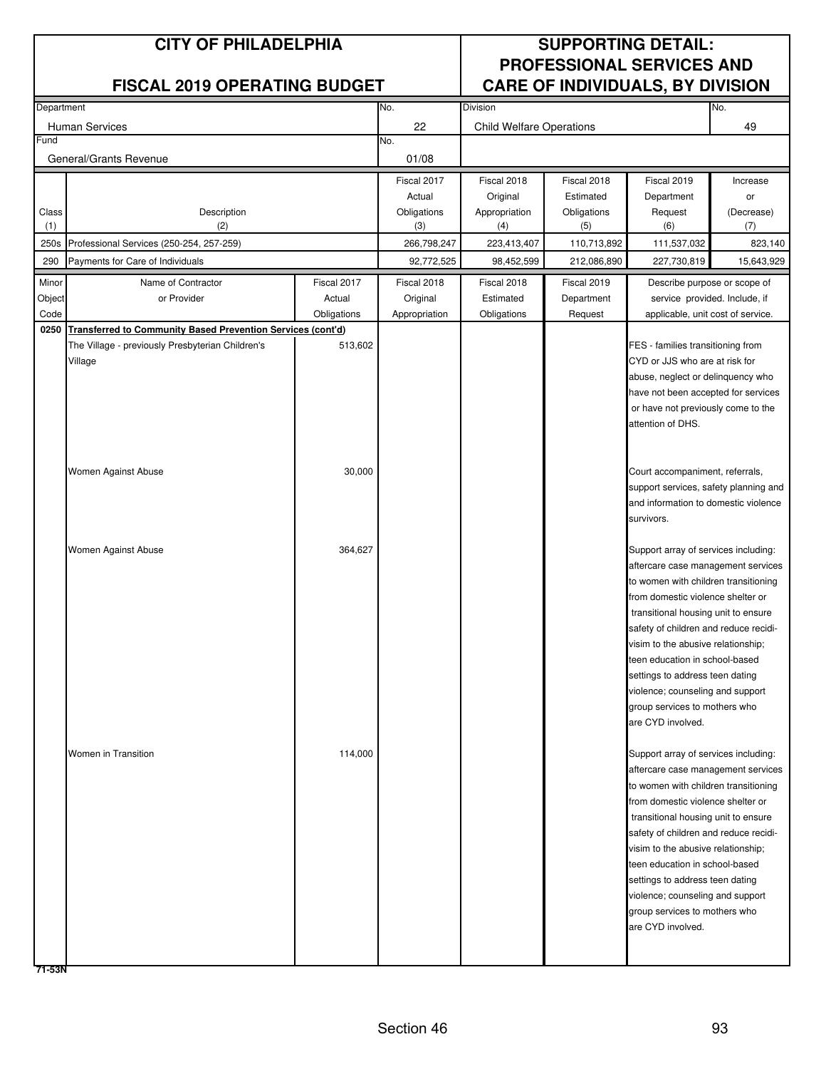# CITY OF PHILADELPHIA

## FISCAL 2019 OPERATING BUDGET

## SUPPORTING DETAIL: PROFESSIONAL SERVICES AND CARE OF INDIVIDUALS, BY DIVISION

| Department | No. | Division | No. |
|---|---|---|---|
| Human Services | 22 | Child Welfare Operations | 49 |
| **Fund** | **No.** | | |
| General/Grants Revenue | 01/08 | | |

| Class (1) | Description (2) | Fiscal 2017 Actual Obligations (3) | Fiscal 2018 Original Appropriation (4) | Fiscal 2018 Estimated Obligations (5) | Fiscal 2019 Department Request (6) | Increase or (Decrease) (7) |
|---|---|---|---|---|---|---|
| 250s | Professional Services (250-254, 257-259) | 266,798,247 | 223,413,407 | 110,713,892 | 111,537,032 | 823,140 |
| 290 | Payments for Care of Individuals | 92,772,525 | 98,452,599 | 212,086,890 | 227,730,819 | 15,643,929 |

| Minor Object Code | Name of Contractor or Provider | Fiscal 2017 Actual Obligations | Fiscal 2018 Original Appropriation | Fiscal 2018 Estimated Obligations | Fiscal 2019 Department Request | Describe purpose or scope of service provided. Include, if applicable, unit cost of service. |
|---|---|---|---|---|---|---|
| 0250 | **Transferred to Community Based Prevention Services (cont'd)** | | | | | |
| | The Village - previously Presbyterian Children's Village | 513,602 | | | | FES - families transitioning from CYD or JJS who are at risk for abuse, neglect or delinquency who have not been accepted for services or have not previously come to the attention of DHS. |
| | Women Against Abuse | 30,000 | | | | Court accompaniment, referrals, support services, safety planning and and information to domestic violence survivors. |
| | Women Against Abuse | 364,627 | | | | Support array of services including: aftercare case management services to women with children transitioning from domestic violence shelter or transitional housing unit to ensure safety of children and reduce recidivism to the abusive relationship; teen education in school-based settings to address teen dating violence; counseling and support group services to mothers who are CYD involved. |
| | Women in Transition | 114,000 | | | | Support array of services including: aftercare case management services to women with children transitioning from domestic violence shelter or transitional housing unit to ensure safety of children and reduce recidivism to the abusive relationship; teen education in school-based settings to address teen dating violence; counseling and support group services to mothers who are CYD involved. |

71-53N

Section 46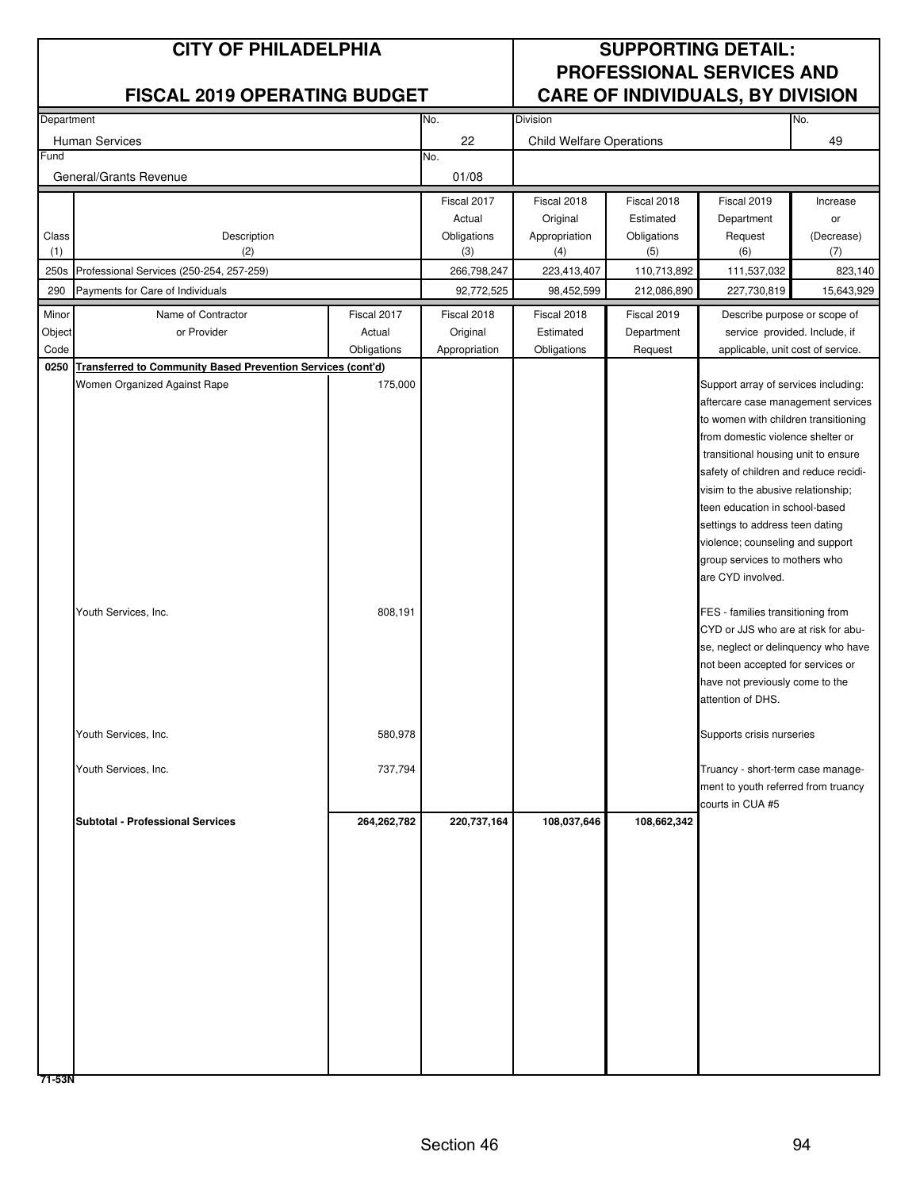# CITY OF PHILADELPHIA

## FISCAL 2019 OPERATING BUDGET

## SUPPORTING DETAIL: PROFESSIONAL SERVICES AND CARE OF INDIVIDUALS, BY DIVISION

| Department | No. | Division | No. |
|---|---|---|---|
| Human Services | 22 | Child Welfare Operations | 49 |
| **Fund** | **No.** | | |
| General/Grants Revenue | 01/08 | | |

| Class (1) | Description (2) | Fiscal 2017 Actual Obligations (3) | Fiscal 2018 Original Appropriation (4) | Fiscal 2018 Estimated Obligations (5) | Fiscal 2019 Department Request (6) | Increase or (Decrease) (7) |
|---|---|---|---|---|---|---|
| 250s | Professional Services (250-254, 257-259) | 266,798,247 | 223,413,407 | 110,713,892 | 111,537,032 | 823,140 |
| 290 | Payments for Care of Individuals | 92,772,525 | 98,452,599 | 212,086,890 | 227,730,819 | 15,643,929 |

| Minor Object Code | Name of Contractor or Provider | Fiscal 2017 Actual Obligations | Fiscal 2018 Original Appropriation | Fiscal 2018 Estimated Obligations | Fiscal 2019 Department Request | Describe purpose or scope of service provided. Include, if applicable, unit cost of service. |
|---|---|---|---|---|---|---|
| 0250 | **Transferred to Community Based Prevention Services (cont'd)** | | | | | |
| | Women Organized Against Rape | 175,000 | | | | Support array of services including: aftercare case management services to women with children transitioning from domestic violence shelter or transitional housing unit to ensure safety of children and reduce recidivism to the abusive relationship; teen education in school-based settings to address teen dating violence; counseling and support group services to mothers who are CYD involved. |
| | Youth Services, Inc. | 808,191 | | | | FES - families transitioning from CYD or JJS who are at risk for abuse, neglect or delinquency who have not been accepted for services or have not previously come to the attention of DHS. |
| | Youth Services, Inc. | 580,978 | | | | Supports crisis nurseries |
| | Youth Services, Inc. | 737,794 | | | | Truancy - short-term case management to youth referred from truancy courts in CUA #5 |
| | **Subtotal - Professional Services** | **264,262,782** | **220,737,164** | **108,037,646** | **108,662,342** | |

71-53N

Section 46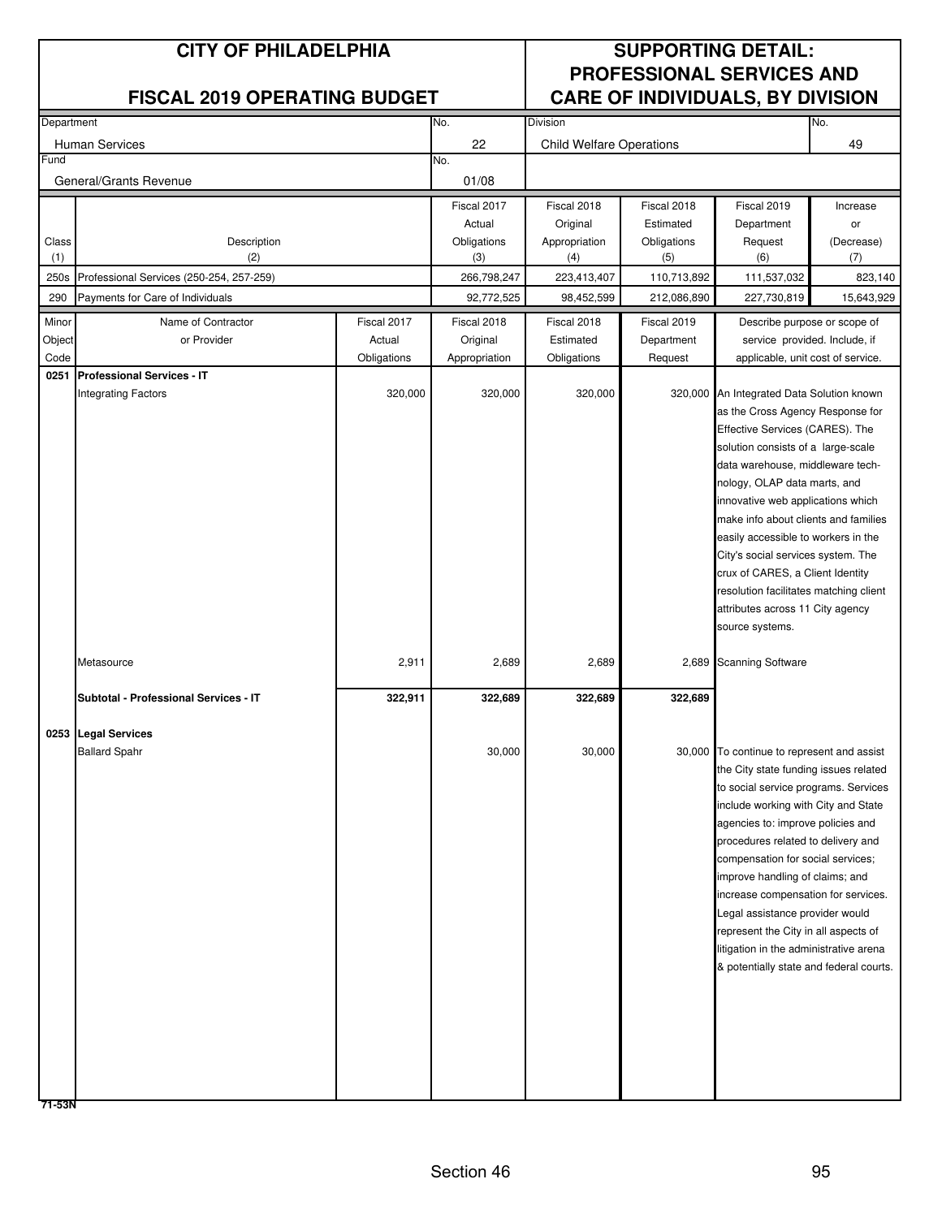# CITY OF PHILADELPHIA

## FISCAL 2019 OPERATING BUDGET

## SUPPORTING DETAIL: PROFESSIONAL SERVICES AND CARE OF INDIVIDUALS, BY DIVISION

| Department | No. | Division | No. |
|---|---|---|---|
| Human Services | 22 | Child Welfare Operations | 49 |
| **Fund** | **No.** | | |
| General/Grants Revenue | 01/08 | | |

| Class (1) | Description (2) | Fiscal 2017 Actual Obligations (3) | Fiscal 2018 Original Appropriation (4) | Fiscal 2018 Estimated Obligations (5) | Fiscal 2019 Department Request (6) | Increase or (Decrease) (7) |
|---|---|---|---|---|---|---|
| 250s | Professional Services (250-254, 257-259) | 266,798,247 | 223,413,407 | 110,713,892 | 111,537,032 | 823,140 |
| 290 | Payments for Care of Individuals | 92,772,525 | 98,452,599 | 212,086,890 | 227,730,819 | 15,643,929 |

| Minor Object Code | Name of Contractor or Provider | Fiscal 2017 Actual Obligations | Fiscal 2018 Original Appropriation | Fiscal 2018 Estimated Obligations | Fiscal 2019 Department Request | Describe purpose or scope of service provided. Include, if applicable, unit cost of service. |
|---|---|---|---|---|---|---|
| 0251 | **Professional Services - IT** | | | | | |
| | Integrating Factors | 320,000 | 320,000 | 320,000 | 320,000 | An Integrated Data Solution known as the Cross Agency Response for Effective Services (CARES). The solution consists of a large-scale data warehouse, middleware technology, OLAP data marts, and innovative web applications which make info about clients and families easily accessible to workers in the City's social services system. The crux of CARES, a Client Identity resolution facilitates matching client attributes across 11 City agency source systems. |
| | Metasource | 2,911 | 2,689 | 2,689 | 2,689 | Scanning Software |
| | **Subtotal - Professional Services - IT** | **322,911** | **322,689** | **322,689** | **322,689** | |
| 0253 | **Legal Services** | | | | | |
| | Ballard Spahr | | 30,000 | 30,000 | 30,000 | To continue to represent and assist the City state funding issues related to social service programs. Services include working with City and State agencies to: improve policies and procedures related to delivery and compensation for social services; improve handling of claims; and increase compensation for services. Legal assistance provider would represent the City in all aspects of litigation in the administrative arena & potentially state and federal courts. |

71-53N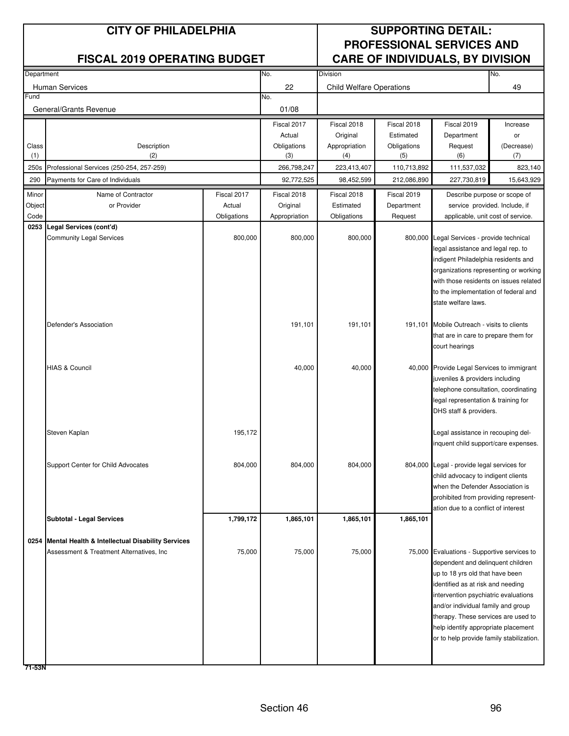# CITY OF PHILADELPHIA

## FISCAL 2019 OPERATING BUDGET

## SUPPORTING DETAIL: PROFESSIONAL SERVICES AND CARE OF INDIVIDUALS, BY DIVISION

| Department | No. | Division | No. |
|---|---|---|---|
| Human Services | 22 | Child Welfare Operations | 49 |
| **Fund** | **No.** | | |
| General/Grants Revenue | 01/08 | | |

| Class (1) | Description (2) | Fiscal 2017 Actual Obligations (3) | Fiscal 2018 Original Appropriation (4) | Fiscal 2018 Estimated Obligations (5) | Fiscal 2019 Department Request (6) | Increase or (Decrease) (7) |
|---|---|---|---|---|---|---|
| 250s | Professional Services (250-254, 257-259) | 266,798,247 | 223,413,407 | 110,713,892 | 111,537,032 | 823,140 |
| 290 | Payments for Care of Individuals | 92,772,525 | 98,452,599 | 212,086,890 | 227,730,819 | 15,643,929 |

| Minor Object Code | Name of Contractor or Provider | Fiscal 2017 Actual Obligations | Fiscal 2018 Original Appropriation | Fiscal 2018 Estimated Obligations | Fiscal 2019 Department Request | Describe purpose or scope of service provided. Include, if applicable, unit cost of service. |
|---|---|---|---|---|---|---|
| 0253 | **Legal Services (cont'd)** | | | | | |
| | Community Legal Services | 800,000 | 800,000 | 800,000 | 800,000 | Legal Services - provide technical legal assistance and legal rep. to indigent Philadelphia residents and organizations representing or working with those residents on issues related to the implementation of federal and state welfare laws. |
| | Defender's Association | | 191,101 | 191,101 | 191,101 | Mobile Outreach - visits to clients that are in care to prepare them for court hearings |
| | HIAS & Council | | 40,000 | 40,000 | 40,000 | Provide Legal Services to immigrant juveniles & providers including telephone consultation, coordinating legal representation & training for DHS staff & providers. |
| | Steven Kaplan | 195,172 | | | | Legal assistance in recouping delinquent child support/care expenses. |
| | Support Center for Child Advocates | 804,000 | 804,000 | 804,000 | 804,000 | Legal - provide legal services for child advocacy to indigent clients when the Defender Association is prohibited from providing representation due to a conflict of interest |
| | **Subtotal - Legal Services** | **1,799,172** | **1,865,101** | **1,865,101** | **1,865,101** | |
| 0254 | **Mental Health & Intellectual Disability Services** | | | | | |
| | Assessment & Treatment Alternatives, Inc | 75,000 | 75,000 | 75,000 | 75,000 | Evaluations - Supportive services to dependent and delinquent children up to 18 yrs old that have been identified as at risk and needing intervention psychiatric evaluations and/or individual family and group therapy. These services are used to help identify appropriate placement or to help provide family stabilization. |

71-53N

Section 46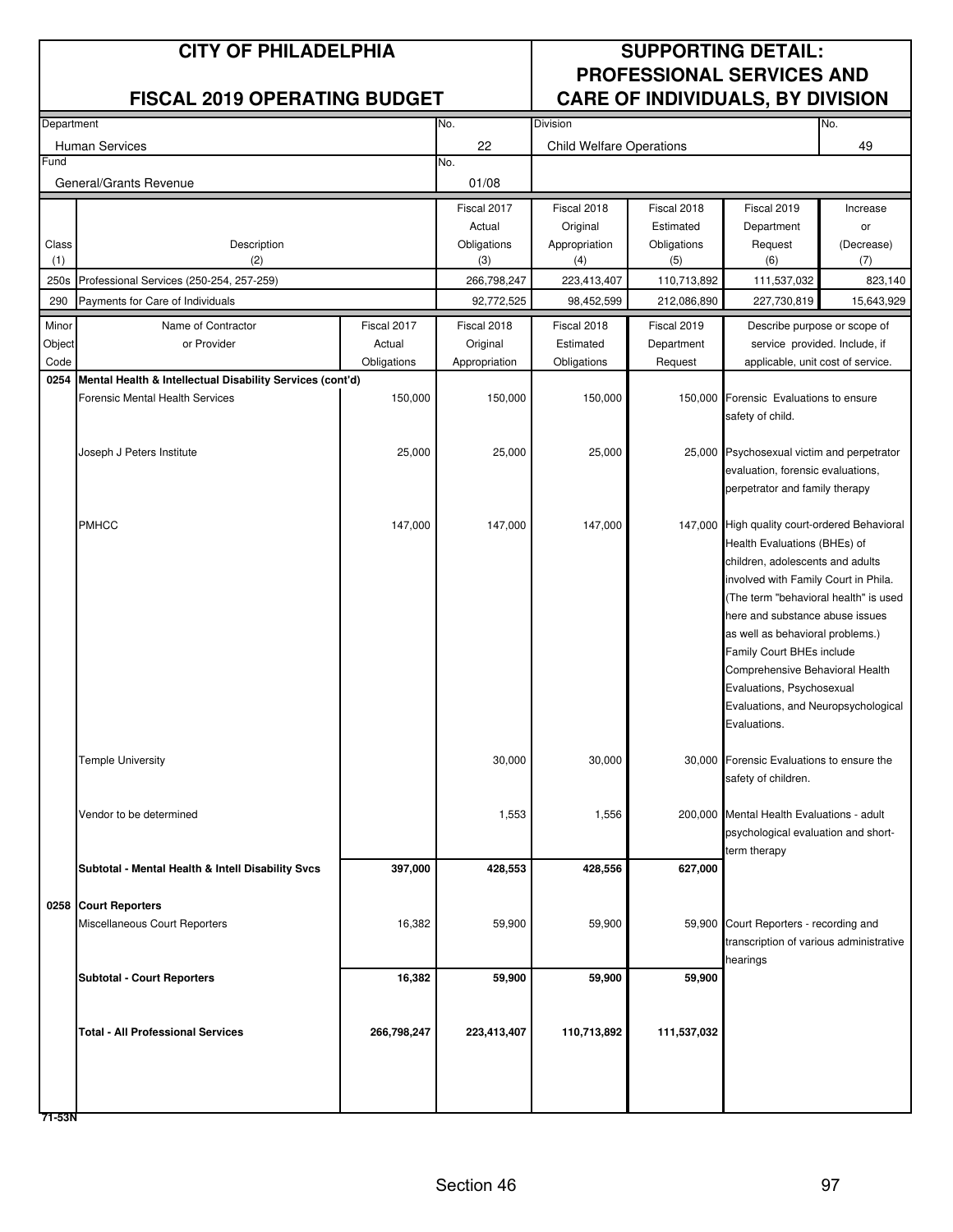# CITY OF PHILADELPHIA

## FISCAL 2019 OPERATING BUDGET

## SUPPORTING DETAIL: PROFESSIONAL SERVICES AND CARE OF INDIVIDUALS, BY DIVISION

| Department | No. | Division | No. |
|---|---|---|---|
| Human Services | 22 | Child Welfare Operations | 49 |
| **Fund** | **No.** | | |
| General/Grants Revenue | 01/08 | | |

| Class (1) | Description (2) | Fiscal 2017 Actual Obligations (3) | Fiscal 2018 Original Appropriation (4) | Fiscal 2018 Estimated Obligations (5) | Fiscal 2019 Department Request (6) | Increase or (Decrease) (7) |
|---|---|---|---|---|---|---|
| 250s | Professional Services (250-254, 257-259) | 266,798,247 | 223,413,407 | 110,713,892 | 111,537,032 | 823,140 |
| 290 | Payments for Care of Individuals | 92,772,525 | 98,452,599 | 212,086,890 | 227,730,819 | 15,643,929 |

| Minor Object Code | Name of Contractor or Provider | Fiscal 2017 Actual Obligations | Fiscal 2018 Original Appropriation | Fiscal 2018 Estimated Obligations | Fiscal 2019 Department Request | Describe purpose or scope of service provided. Include, if applicable, unit cost of service. |
|---|---|---|---|---|---|---|
| 0254 | **Mental Health & Intellectual Disability Services (cont'd)** | | | | | |
| | Forensic Mental Health Services | 150,000 | 150,000 | 150,000 | 150,000 | Forensic Evaluations to ensure safety of child. |
| | Joseph J Peters Institute | 25,000 | 25,000 | 25,000 | 25,000 | Psychosexual victim and perpetrator evaluation, forensic evaluations, perpetrator and family therapy |
| | PMHCC | 147,000 | 147,000 | 147,000 | 147,000 | High quality court-ordered Behavioral Health Evaluations (BHEs) of children, adolescents and adults involved with Family Court in Phila. (The term "behavioral health" is used here and substance abuse issues as well as behavioral problems.) Family Court BHEs include Comprehensive Behavioral Health Evaluations, Psychosexual Evaluations, and Neuropsychological Evaluations. |
| | Temple University | | 30,000 | 30,000 | 30,000 | Forensic Evaluations to ensure the safety of children. |
| | Vendor to be determined | | 1,553 | 1,556 | 200,000 | Mental Health Evaluations - adult psychological evaluation and short-term therapy |
| | **Subtotal - Mental Health & Intell Disability Svcs** | **397,000** | **428,553** | **428,556** | **627,000** | |
| 0258 | **Court Reporters** | | | | | |
| | Miscellaneous Court Reporters | 16,382 | 59,900 | 59,900 | 59,900 | Court Reporters - recording and transcription of various administrative hearings |
| | **Subtotal - Court Reporters** | **16,382** | **59,900** | **59,900** | **59,900** | |
| | **Total - All Professional Services** | **266,798,247** | **223,413,407** | **110,713,892** | **111,537,032** | |

71-53N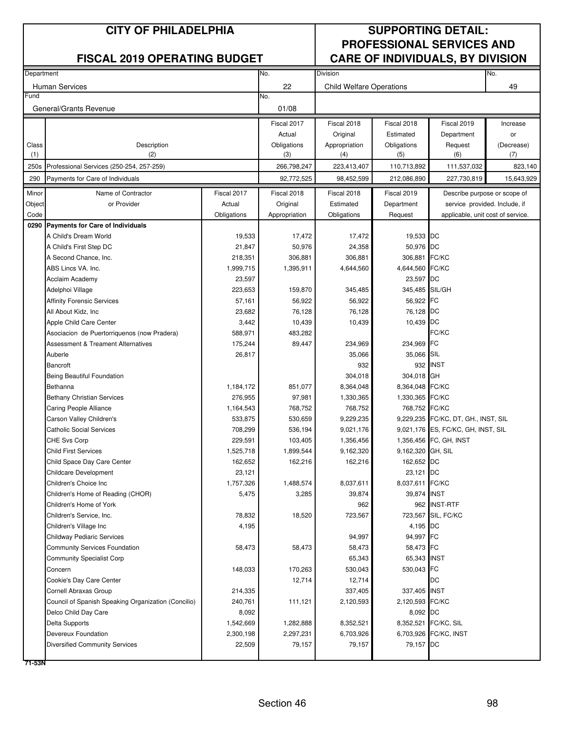# CITY OF PHILADELPHIA

## FISCAL 2019 OPERATING BUDGET

## SUPPORTING DETAIL: PROFESSIONAL SERVICES AND CARE OF INDIVIDUALS, BY DIVISION

| Department | No. | Division | No. |
|---|---|---|---|
| Human Services | 22 | Child Welfare Operations | 49 |
| **Fund** | **No.** | | |
| General/Grants Revenue | 01/08 | | |

| Class (1) | Description (2) | Fiscal 2017 Actual Obligations (3) | Fiscal 2018 Original Appropriation (4) | Fiscal 2018 Estimated Obligations (5) | Fiscal 2019 Department Request (6) | Increase or (Decrease) (7) |
|---|---|---|---|---|---|---|
| 250s | Professional Services (250-254, 257-259) | 266,798,247 | 223,413,407 | 110,713,892 | 111,537,032 | 823,140 |
| 290 | Payments for Care of Individuals | 92,772,525 | 98,452,599 | 212,086,890 | 227,730,819 | 15,643,929 |

| Minor Object Code | Name of Contractor or Provider | Fiscal 2017 Actual Obligations | Fiscal 2018 Original Appropriation | Fiscal 2018 Estimated Obligations | Fiscal 2019 Department Request | Describe purpose or scope of service provided. Include, if applicable, unit cost of service. |
|---|---|---|---|---|---|---|
| **0290** | **Payments for Care of Individuals** | | | | | |
| | A Child's Dream World | 19,533 | 17,472 | 17,472 | 19,533 | DC |
| | A Child's First Step DC | 21,847 | 50,976 | 24,358 | 50,976 | DC |
| | A Second Chance, Inc. | 218,351 | 306,881 | 306,881 | 306,881 | FC/KC |
| | ABS Lincs VA. Inc. | 1,999,715 | 1,395,911 | 4,644,560 | 4,644,560 | FC/KC |
| | Acclaim Academy | 23,597 | | | 23,597 | DC |
| | Adelphoi Village | 223,653 | 159,870 | 345,485 | 345,485 | SIL/GH |
| | Affinity Forensic Services | 57,161 | 56,922 | 56,922 | 56,922 | FC |
| | All About Kidz, Inc | 23,682 | 76,128 | 76,128 | 76,128 | DC |
| | Apple Child Care Center | 3,442 | 10,439 | 10,439 | 10,439 | DC |
| | Asociacion de Puertorriquenos (now Pradera) | 588,971 | 483,282 | | | FC/KC |
| | Assessment & Treament Alternatives | 175,244 | 89,447 | 234,969 | 234,969 | FC |
| | Auberle | 26,817 | | 35,066 | 35,066 | SIL |
| | Bancroft | | | 932 | 932 | INST |
| | Being Beautiful Foundation | | | 304,018 | 304,018 | GH |
| | Bethanna | 1,184,172 | 851,077 | 8,364,048 | 8,364,048 | FC/KC |
| | Bethany Christian Services | 276,955 | 97,981 | 1,330,365 | 1,330,365 | FC/KC |
| | Caring People Alliance | 1,164,543 | 768,752 | 768,752 | 768,752 | FC/KC |
| | Carson Valley Children's | 533,875 | 530,659 | 9,229,235 | 9,229,235 | FC/KC, DT, GH., INST, SIL |
| | Catholic Social Services | 708,299 | 536,194 | 9,021,176 | 9,021,176 | ES, FC/KC, GH, INST, SIL |
| | CHE Svs Corp | 229,591 | 103,405 | 1,356,456 | 1,356,456 | FC, GH, INST |
| | Child First Services | 1,525,718 | 1,899,544 | 9,162,320 | 9,162,320 | GH, SIL |
| | Child Space Day Care Center | 162,652 | 162,216 | 162,216 | 162,652 | DC |
| | Childcare Development | 23,121 | | | 23,121 | DC |
| | Children's Choice Inc | 1,757,326 | 1,488,574 | 8,037,611 | 8,037,611 | FC/KC |
| | Children's Home of Reading (CHOR) | 5,475 | 3,285 | 39,874 | 39,874 | INST |
| | Children's Home of York | | | 962 | 962 | INST-RTF |
| | Children's Service, Inc. | 78,832 | 18,520 | 723,567 | 723,567 | SIL, FC/KC |
| | Children's Village Inc | 4,195 | | | 4,195 | DC |
| | Childway Pediaric Services | | | 94,997 | 94,997 | FC |
| | Community Services Foundation | 58,473 | 58,473 | 58,473 | 58,473 | FC |
| | Community Specialist Corp | | | 65,343 | 65,343 | INST |
| | Concern | 148,033 | 170,263 | 530,043 | 530,043 | FC |
| | Cookie's Day Care Center | | 12,714 | 12,714 | | DC |
| | Cornell Abraxas Group | 214,335 | | 337,405 | 337,405 | INST |
| | Council of Spanish Speaking Organization (Concilio) | 240,761 | 111,121 | 2,120,593 | 2,120,593 | FC/KC |
| | Delco Child Day Care | 8,092 | | | 8,092 | DC |
| | Delta Supports | 1,542,669 | 1,282,888 | 8,352,521 | 8,352,521 | FC/KC, SIL |
| | Devereux Foundation | 2,300,198 | 2,297,231 | 6,703,926 | 6,703,926 | FC/KC, INST |
| | Diversified Community Services | 22,509 | 79,157 | 79,157 | 79,157 | DC |

71-53N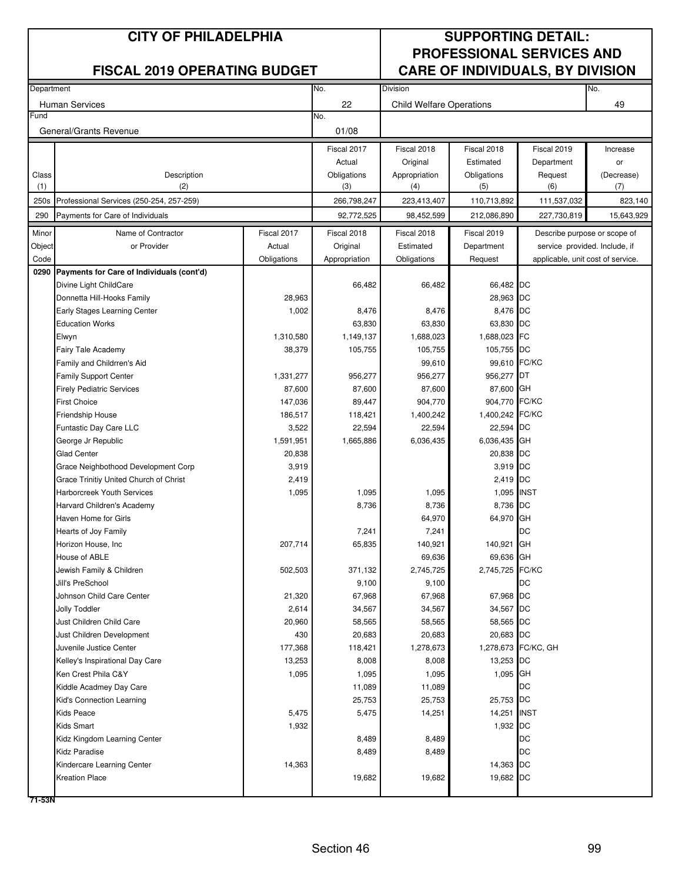# CITY OF PHILADELPHIA

## FISCAL 2019 OPERATING BUDGET

## SUPPORTING DETAIL: PROFESSIONAL SERVICES AND CARE OF INDIVIDUALS, BY DIVISION

| Department | No. | Division | No. |
|---|---|---|---|
| Human Services | 22 | Child Welfare Operations | 49 |
| **Fund** | **No.** | | |
| General/Grants Revenue | 01/08 | | |

| Class (1) | Description (2) | Fiscal 2017 Actual Obligations (3) | Fiscal 2018 Original Appropriation (4) | Fiscal 2018 Estimated Obligations (5) | Fiscal 2019 Department Request (6) | Increase or (Decrease) (7) |
|---|---|---|---|---|---|---|
| 250s | Professional Services (250-254, 257-259) | 266,798,247 | 223,413,407 | 110,713,892 | 111,537,032 | 823,140 |
| 290 | Payments for Care of Individuals | 92,772,525 | 98,452,599 | 212,086,890 | 227,730,819 | 15,643,929 |

| Minor Object Code | Name of Contractor or Provider | Fiscal 2017 Actual Obligations | Fiscal 2018 Original Appropriation | Fiscal 2018 Estimated Obligations | Fiscal 2019 Department Request | Describe purpose or scope of service provided. Include, if applicable, unit cost of service. |
|---|---|---|---|---|---|---|
| **0290** | **Payments for Care of Individuals (cont'd)** | | | | | |
| | Divine Light ChildCare | | 66,482 | 66,482 | 66,482 | DC |
| | Donnetta Hill-Hooks Family | 28,963 | | | 28,963 | DC |
| | Early Stages Learning Center | 1,002 | 8,476 | 8,476 | 8,476 | DC |
| | Education Works | | 63,830 | 63,830 | 63,830 | DC |
| | Elwyn | 1,310,580 | 1,149,137 | 1,688,023 | 1,688,023 | FC |
| | Fairy Tale Academy | 38,379 | 105,755 | 105,755 | 105,755 | DC |
| | Family and Childrren's Aid | | | 99,610 | 99,610 | FC/KC |
| | Family Support Center | 1,331,277 | 956,277 | 956,277 | 956,277 | DT |
| | Firely Pediatric Services | 87,600 | 87,600 | 87,600 | 87,600 | GH |
| | First Choice | 147,036 | 89,447 | 904,770 | 904,770 | FC/KC |
| | Friendship House | 186,517 | 118,421 | 1,400,242 | 1,400,242 | FC/KC |
| | Funtastic Day Care LLC | 3,522 | 22,594 | 22,594 | 22,594 | DC |
| | George Jr Republic | 1,591,951 | 1,665,886 | 6,036,435 | 6,036,435 | GH |
| | Glad Center | 20,838 | | | 20,838 | DC |
| | Grace Neighbothood Development Corp | 3,919 | | | 3,919 | DC |
| | Grace Trinitiy United Church of Christ | 2,419 | | | 2,419 | DC |
| | Harborcreek Youth Services | 1,095 | 1,095 | 1,095 | 1,095 | INST |
| | Harvard Children's Academy | | 8,736 | 8,736 | 8,736 | DC |
| | Haven Home for Girls | | | 64,970 | 64,970 | GH |
| | Hearts of Joy Family | | 7,241 | 7,241 | | DC |
| | Horizon House, Inc | 207,714 | 65,835 | 140,921 | 140,921 | GH |
| | House of ABLE | | | 69,636 | 69,636 | GH |
| | Jewish Family & Children | 502,503 | 371,132 | 2,745,725 | 2,745,725 | FC/KC |
| | Jill's PreSchool | | 9,100 | 9,100 | | DC |
| | Johnson Child Care Center | 21,320 | 67,968 | 67,968 | 67,968 | DC |
| | Jolly Toddler | 2,614 | 34,567 | 34,567 | 34,567 | DC |
| | Just Children Child Care | 20,960 | 58,565 | 58,565 | 58,565 | DC |
| | Just Children Development | 430 | 20,683 | 20,683 | 20,683 | DC |
| | Juvenile Justice Center | 177,368 | 118,421 | 1,278,673 | 1,278,673 | FC/KC, GH |
| | Kelley's Inspirational Day Care | 13,253 | 8,008 | 8,008 | 13,253 | DC |
| | Ken Crest Phila C&Y | 1,095 | 1,095 | 1,095 | 1,095 | GH |
| | Kiddle Acadmey Day Care | | 11,089 | 11,089 | | DC |
| | Kid's Connection Learning | | 25,753 | 25,753 | 25,753 | DC |
| | Kids Peace | 5,475 | 5,475 | 14,251 | 14,251 | INST |
| | Kids Smart | 1,932 | | | 1,932 | DC |
| | Kidz Kingdom Learning Center | | 8,489 | 8,489 | | DC |
| | Kidz Paradise | | 8,489 | 8,489 | | DC |
| | Kindercare Learning Center | 14,363 | | | 14,363 | DC |
| | Kreation Place | | 19,682 | 19,682 | 19,682 | DC |

71-53N

Section 46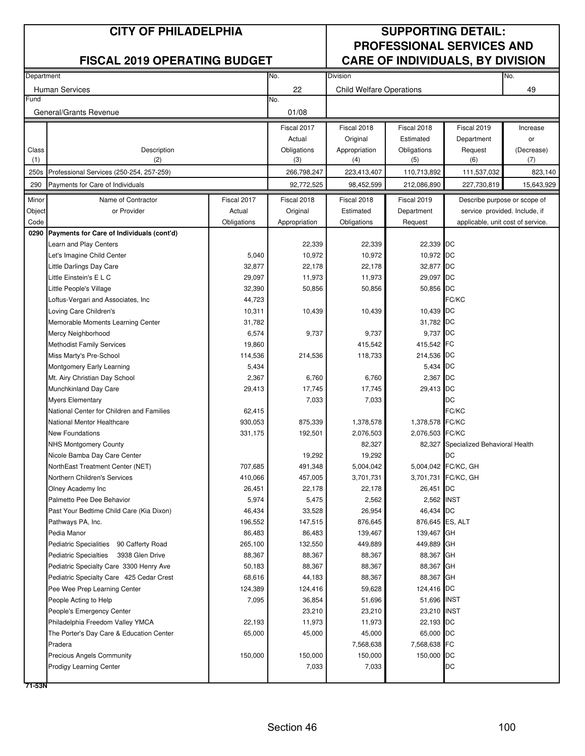# CITY OF PHILADELPHIA

## FISCAL 2019 OPERATING BUDGET

## SUPPORTING DETAIL: PROFESSIONAL SERVICES AND CARE OF INDIVIDUALS, BY DIVISION

| Department | No. | Division | No. |
|---|---|---|---|
| Human Services | 22 | Child Welfare Operations | 49 |
| **Fund** | **No.** | | |
| General/Grants Revenue | 01/08 | | |

| Class (1) | Description (2) | Fiscal 2017 Actual Obligations (3) | Fiscal 2018 Original Appropriation (4) | Fiscal 2018 Estimated Obligations (5) | Fiscal 2019 Department Request (6) | Increase or (Decrease) (7) |
|---|---|---|---|---|---|---|
| 250s | Professional Services (250-254, 257-259) | 266,798,247 | 223,413,407 | 110,713,892 | 111,537,032 | 823,140 |
| 290 | Payments for Care of Individuals | 92,772,525 | 98,452,599 | 212,086,890 | 227,730,819 | 15,643,929 |

| Minor Object Code | Name of Contractor or Provider | Fiscal 2017 Actual Obligations | Fiscal 2018 Original Appropriation | Fiscal 2018 Estimated Obligations | Fiscal 2019 Department Request | Describe purpose or scope of service provided. Include, if applicable, unit cost of service. |
|---|---|---|---|---|---|---|
| 0290 | **Payments for Care of Individuals (cont'd)** | | | | | |
| | Learn and Play Centers | | 22,339 | 22,339 | 22,339 | DC |
| | Let's Imagine Child Center | 5,040 | 10,972 | 10,972 | 10,972 | DC |
| | Little Darlings Day Care | 32,877 | 22,178 | 22,178 | 32,877 | DC |
| | Little Einstein's E L C | 29,097 | 11,973 | 11,973 | 29,097 | DC |
| | Little People's Village | 32,390 | 50,856 | 50,856 | 50,856 | DC |
| | Loftus-Vergari and Associates, Inc | 44,723 | | | | FC/KC |
| | Loving Care Children's | 10,311 | 10,439 | 10,439 | 10,439 | DC |
| | Memorable Moments Learning Center | 31,782 | | | 31,782 | DC |
| | Mercy Neighborhood | 6,574 | 9,737 | 9,737 | 9,737 | DC |
| | Methodist Family Services | 19,860 | | 415,542 | 415,542 | FC |
| | Miss Marty's Pre-School | 114,536 | 214,536 | 118,733 | 214,536 | DC |
| | Montgomery Early Learning | 5,434 | | | 5,434 | DC |
| | Mt. Airy Christian Day School | 2,367 | 6,760 | 6,760 | 2,367 | DC |
| | Munchkinland Day Care | 29,413 | 17,745 | 17,745 | 29,413 | DC |
| | Myers Elementary | | 7,033 | 7,033 | | DC |
| | National Center for Children and Families | 62,415 | | | | FC/KC |
| | National Mentor Healthcare | 930,053 | 875,339 | 1,378,578 | 1,378,578 | FC/KC |
| | New Foundations | 331,175 | 192,501 | 2,076,503 | 2,076,503 | FC/KC |
| | NHS Montgomery County | | | 82,327 | 82,327 | Specialized Behavioral Health |
| | Nicole Bamba Day Care Center | | 19,292 | 19,292 | | DC |
| | NorthEast Treatment Center (NET) | 707,685 | 491,348 | 5,004,042 | 5,004,042 | FC/KC, GH |
| | Northern Children's Services | 410,066 | 457,005 | 3,701,731 | 3,701,731 | FC/KC, GH |
| | Olney Academy Inc | 26,451 | 22,178 | 22,178 | 26,451 | DC |
| | Palmetto Pee Dee Behavior | 5,974 | 5,475 | 2,562 | 2,562 | INST |
| | Past Your Bedtime Child Care (Kia Dixon) | 46,434 | 33,528 | 26,954 | 46,434 | DC |
| | Pathways PA, Inc. | 196,552 | 147,515 | 876,645 | 876,645 | ES, ALT |
| | Pedia Manor | 86,483 | 86,483 | 139,467 | 139,467 | GH |
| | Pediatric Specialities 90 Cafferty Road | 265,100 | 132,550 | 449,889 | 449,889 | GH |
| | Pediatric Specialties 3938 Glen Drive | 88,367 | 88,367 | 88,367 | 88,367 | GH |
| | Pediatric Specialty Care 3300 Henry Ave | 50,183 | 88,367 | 88,367 | 88,367 | GH |
| | Pediatric Specialty Care 425 Cedar Crest | 68,616 | 44,183 | 88,367 | 88,367 | GH |
| | Pee Wee Prep Learning Center | 124,389 | 124,416 | 59,628 | 124,416 | DC |
| | People Acting to Help | 7,095 | 36,854 | 51,696 | 51,696 | INST |
| | People's Emergency Center | | 23,210 | 23,210 | 23,210 | INST |
| | Philadelphia Freedom Valley YMCA | 22,193 | 11,973 | 11,973 | 22,193 | DC |
| | The Porter's Day Care & Education Center | 65,000 | 45,000 | 45,000 | 65,000 | DC |
| | Pradera | | | 7,568,638 | 7,568,638 | FC |
| | Precious Angels Community | 150,000 | 150,000 | 150,000 | 150,000 | DC |
| | Prodigy Learning Center | | 7,033 | 7,033 | | DC |

71-53N

Section 46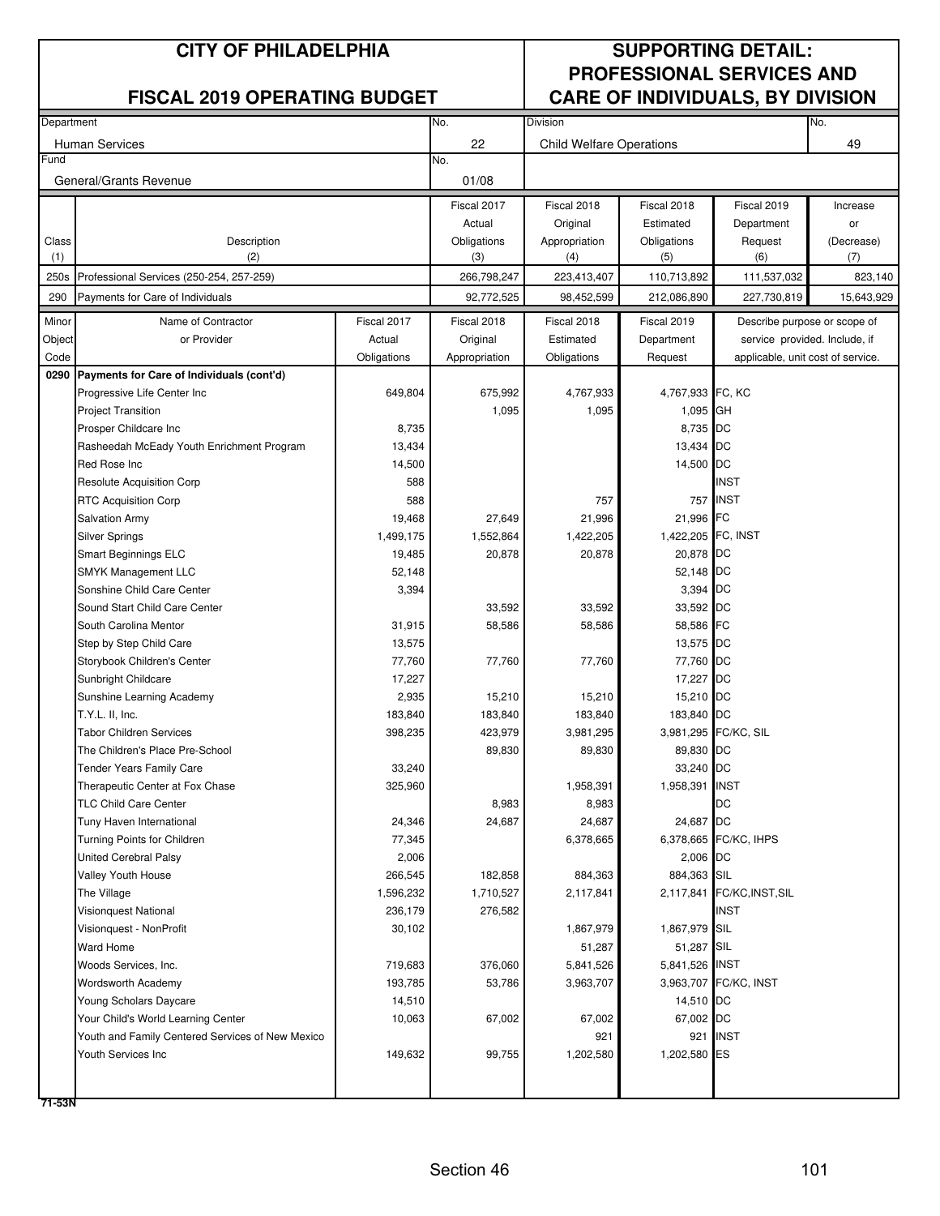# CITY OF PHILADELPHIA

## FISCAL 2019 OPERATING BUDGET

## SUPPORTING DETAIL: PROFESSIONAL SERVICES AND CARE OF INDIVIDUALS, BY DIVISION

| Department | No. | Division | No. |
|---|---|---|---|
| Human Services | 22 | Child Welfare Operations | 49 |
| **Fund** | **No.** | | |
| General/Grants Revenue | 01/08 | | |

| Class (1) | Description (2) | Fiscal 2017 Actual Obligations (3) | Fiscal 2018 Original Appropriation (4) | Fiscal 2018 Estimated Obligations (5) | Fiscal 2019 Department Request (6) | Increase or (Decrease) (7) |
|---|---|---|---|---|---|---|
| 250s | Professional Services (250-254, 257-259) | 266,798,247 | 223,413,407 | 110,713,892 | 111,537,032 | 823,140 |
| 290 | Payments for Care of Individuals | 92,772,525 | 98,452,599 | 212,086,890 | 227,730,819 | 15,643,929 |

| Minor Object Code | Name of Contractor or Provider | Fiscal 2017 Actual Obligations | Fiscal 2018 Original Appropriation | Fiscal 2018 Estimated Obligations | Fiscal 2019 Department Request | Describe purpose or scope of service provided. Include, if applicable, unit cost of service. |
|---|---|---|---|---|---|---|
| **0290** | **Payments for Care of Individuals (cont'd)** | | | | | |
| | Progressive Life Center Inc | 649,804 | 675,992 | 4,767,933 | 4,767,933 | FC, KC |
| | Project Transition | | 1,095 | 1,095 | 1,095 | GH |
| | Prosper Childcare Inc | 8,735 | | | 8,735 | DC |
| | Rasheedah McEady Youth Enrichment Program | 13,434 | | | 13,434 | DC |
| | Red Rose Inc | 14,500 | | | 14,500 | DC |
| | Resolute Acquisition Corp | 588 | | | | INST |
| | RTC Acquisition Corp | 588 | | 757 | 757 | INST |
| | Salvation Army | 19,468 | 27,649 | 21,996 | 21,996 | FC |
| | Silver Springs | 1,499,175 | 1,552,864 | 1,422,205 | 1,422,205 | FC, INST |
| | Smart Beginnings ELC | 19,485 | 20,878 | 20,878 | 20,878 | DC |
| | SMYK Management LLC | 52,148 | | | 52,148 | DC |
| | Sonshine Child Care Center | 3,394 | | | 3,394 | DC |
| | Sound Start Child Care Center | | 33,592 | 33,592 | 33,592 | DC |
| | South Carolina Mentor | 31,915 | 58,586 | 58,586 | 58,586 | FC |
| | Step by Step Child Care | 13,575 | | | 13,575 | DC |
| | Storybook Children's Center | 77,760 | 77,760 | 77,760 | 77,760 | DC |
| | Sunbright Childcare | 17,227 | | | 17,227 | DC |
| | Sunshine Learning Academy | 2,935 | 15,210 | 15,210 | 15,210 | DC |
| | T.Y.L. II, Inc. | 183,840 | 183,840 | 183,840 | 183,840 | DC |
| | Tabor Children Services | 398,235 | 423,979 | 3,981,295 | 3,981,295 | FC/KC, SIL |
| | The Children's Place Pre-School | | 89,830 | 89,830 | 89,830 | DC |
| | Tender Years Family Care | 33,240 | | | 33,240 | DC |
| | Therapeutic Center at Fox Chase | 325,960 | | 1,958,391 | 1,958,391 | INST |
| | TLC Child Care Center | | 8,983 | 8,983 | | DC |
| | Tuny Haven International | 24,346 | 24,687 | 24,687 | 24,687 | DC |
| | Turning Points for Children | 77,345 | | 6,378,665 | 6,378,665 | FC/KC, IHPS |
| | United Cerebral Palsy | 2,006 | | | 2,006 | DC |
| | Valley Youth House | 266,545 | 182,858 | 884,363 | 884,363 | SIL |
| | The Village | 1,596,232 | 1,710,527 | 2,117,841 | 2,117,841 | FC/KC,INST,SIL |
| | Visionquest National | 236,179 | 276,582 | | | INST |
| | Visionquest - NonProfit | 30,102 | | 1,867,979 | 1,867,979 | SIL |
| | Ward Home | | | 51,287 | 51,287 | SIL |
| | Woods Services, Inc. | 719,683 | 376,060 | 5,841,526 | 5,841,526 | INST |
| | Wordsworth Academy | 193,785 | 53,786 | 3,963,707 | 3,963,707 | FC/KC, INST |
| | Young Scholars Daycare | 14,510 | | | 14,510 | DC |
| | Your Child's World Learning Center | 10,063 | 67,002 | 67,002 | 67,002 | DC |
| | Youth and Family Centered Services of New Mexico | | | 921 | 921 | INST |
| | Youth Services Inc | 149,632 | 99,755 | 1,202,580 | 1,202,580 | ES |

71-53N

Section 46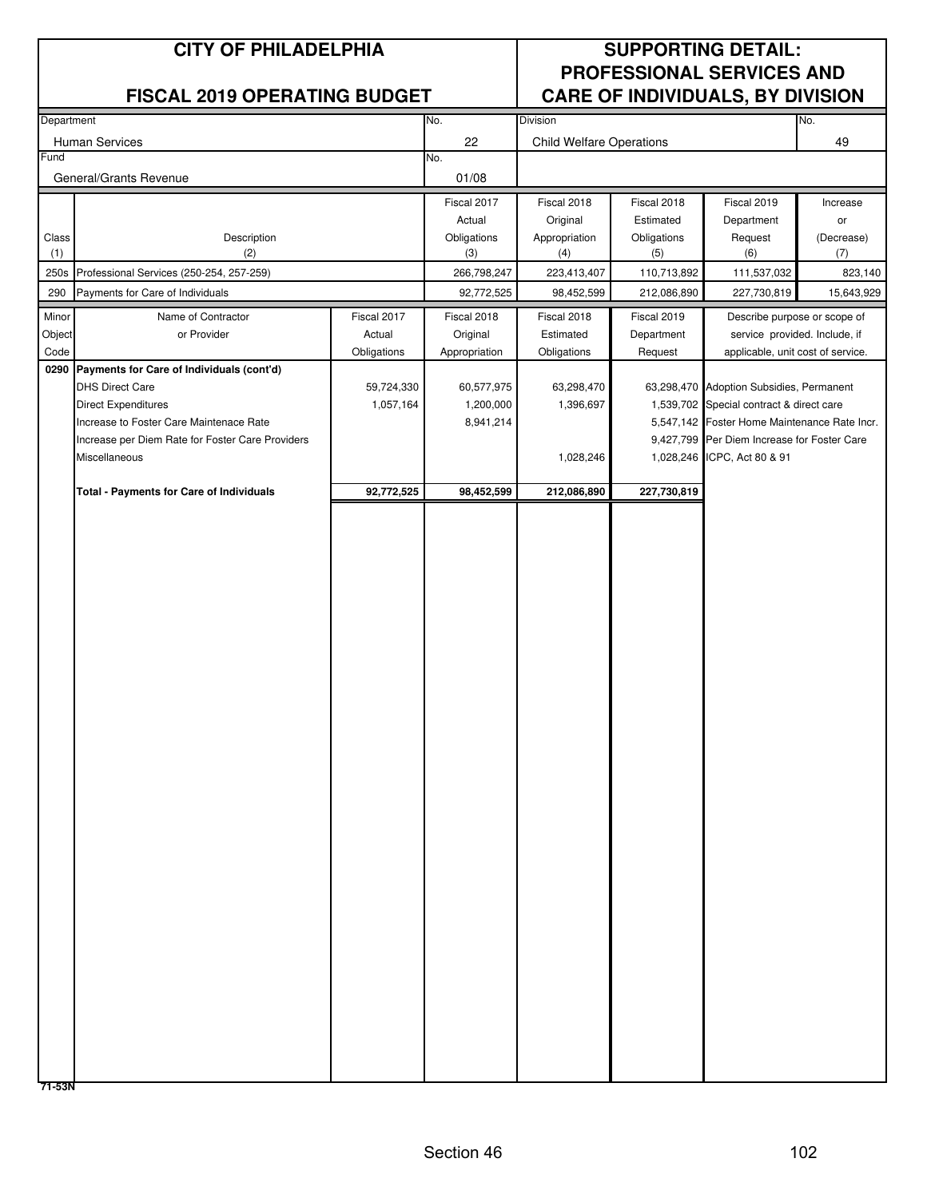# CITY OF PHILADELPHIA

## FISCAL 2019 OPERATING BUDGET

## SUPPORTING DETAIL: PROFESSIONAL SERVICES AND CARE OF INDIVIDUALS, BY DIVISION

| Department | No. | Division | No. |
|---|---|---|---|
| Human Services | 22 | Child Welfare Operations | 49 |
| **Fund** | **No.** | | |
| General/Grants Revenue | 01/08 | | |

| Class (1) | Description (2) | Fiscal 2017 Actual Obligations (3) | Fiscal 2018 Original Appropriation (4) | Fiscal 2018 Estimated Obligations (5) | Fiscal 2019 Department Request (6) | Increase or (Decrease) (7) |
|---|---|---|---|---|---|---|
| 250s | Professional Services (250-254, 257-259) | 266,798,247 | 223,413,407 | 110,713,892 | 111,537,032 | 823,140 |
| 290 | Payments for Care of Individuals | 92,772,525 | 98,452,599 | 212,086,890 | 227,730,819 | 15,643,929 |

| Minor Object Code | Name of Contractor or Provider | Fiscal 2017 Actual Obligations | Fiscal 2018 Original Appropriation | Fiscal 2018 Estimated Obligations | Fiscal 2019 Department Request | Describe purpose or scope of service provided. Include, if applicable, unit cost of service. |
|---|---|---|---|---|---|---|
| 0290 | **Payments for Care of Individuals (cont'd)** | | | | | |
| | DHS Direct Care | 59,724,330 | 60,577,975 | 63,298,470 | 63,298,470 | Adoption Subsidies, Permanent |
| | Direct Expenditures | 1,057,164 | 1,200,000 | 1,396,697 | 1,539,702 | Special contract & direct care |
| | Increase to Foster Care Maintenace Rate | | 8,941,214 | | 5,547,142 | Foster Home Maintenance Rate Incr. |
| | Increase per Diem Rate for Foster Care Providers | | | | 9,427,799 | Per Diem Increase for Foster Care |
| | Miscellaneous | | | 1,028,246 | 1,028,246 | ICPC, Act 80 & 91 |
| | **Total - Payments for Care of Individuals** | **92,772,525** | **98,452,599** | **212,086,890** | **227,730,819** | |

71-53N

Section 46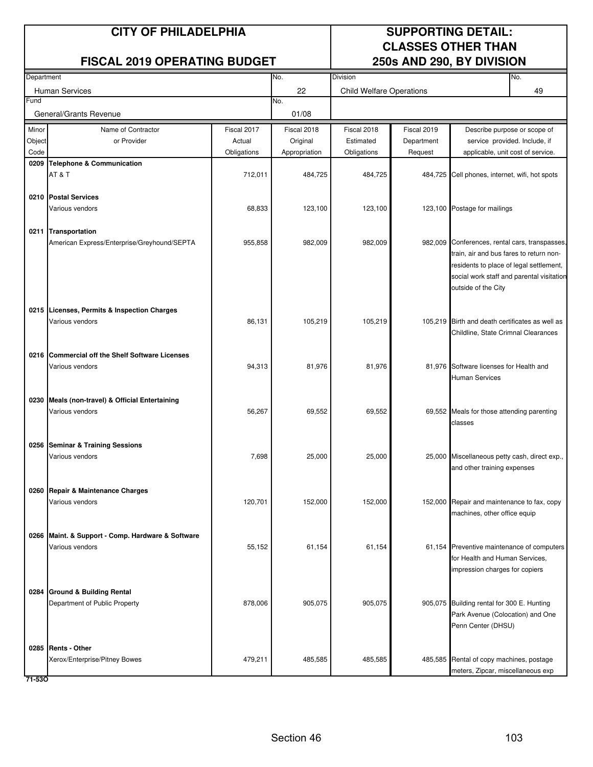# CITY OF PHILADELPHIA

## FISCAL 2019 OPERATING BUDGET

## SUPPORTING DETAIL: CLASSES OTHER THAN 250s AND 290, BY DIVISION

| Department | No. | Division | No. |
|---|---|---|---|
| Human Services | 22 | Child Welfare Operations | 49 |
| **Fund** | **No.** | | |
| General/Grants Revenue | 01/08 | | |

| Minor Object Code | Name of Contractor or Provider | Fiscal 2017 Actual Obligations | Fiscal 2018 Original Appropriation | Fiscal 2018 Estimated Obligations | Fiscal 2019 Department Request | Describe purpose or scope of service provided. Include, if applicable, unit cost of service. |
|---|---|---|---|---|---|---|
| **0209** | **Telephone & Communication** | | | | | |
| | AT & T | 712,011 | 484,725 | 484,725 | 484,725 | Cell phones, internet, wifi, hot spots |
| **0210** | **Postal Services** | | | | | |
| | Various vendors | 68,833 | 123,100 | 123,100 | 123,100 | Postage for mailings |
| **0211** | **Transportation** | | | | | |
| | American Express/Enterprise/Greyhound/SEPTA | 955,858 | 982,009 | 982,009 | 982,009 | Conferences, rental cars, transpasses, train, air and bus fares to return non-residents to place of legal settlement, social work staff and parental visitation outside of the City |
| **0215** | **Licenses, Permits & Inspection Charges** | | | | | |
| | Various vendors | 86,131 | 105,219 | 105,219 | 105,219 | Birth and death certificates as well as Childline, State Crimnal Clearances |
| **0216** | **Commercial off the Shelf Software Licenses** | | | | | |
| | Various vendors | 94,313 | 81,976 | 81,976 | 81,976 | Software licenses for Health and Human Services |
| **0230** | **Meals (non-travel) & Official Entertaining** | | | | | |
| | Various vendors | 56,267 | 69,552 | 69,552 | 69,552 | Meals for those attending parenting classes |
| **0256** | **Seminar & Training Sessions** | | | | | |
| | Various vendors | 7,698 | 25,000 | 25,000 | 25,000 | Miscellaneous petty cash, direct exp., and other training expenses |
| **0260** | **Repair & Maintenance Charges** | | | | | |
| | Various vendors | 120,701 | 152,000 | 152,000 | 152,000 | Repair and maintenance to fax, copy machines, other office equip |
| **0266** | **Maint. & Support - Comp. Hardware & Software** | | | | | |
| | Various vendors | 55,152 | 61,154 | 61,154 | 61,154 | Preventive maintenance of computers for Health and Human Services, impression charges for copiers |
| **0284** | **Ground & Building Rental** | | | | | |
| | Department of Public Property | 878,006 | 905,075 | 905,075 | 905,075 | Building rental for 300 E. Hunting Park Avenue (Colocation) and One Penn Center (DHSU) |
| **0285** | **Rents - Other** | | | | | |
| | Xerox/Enterprise/Pitney Bowes | 479,211 | 485,585 | 485,585 | 485,585 | Rental of copy machines, postage meters, Zipcar, miscellaneous exp |

71-53O

Section 46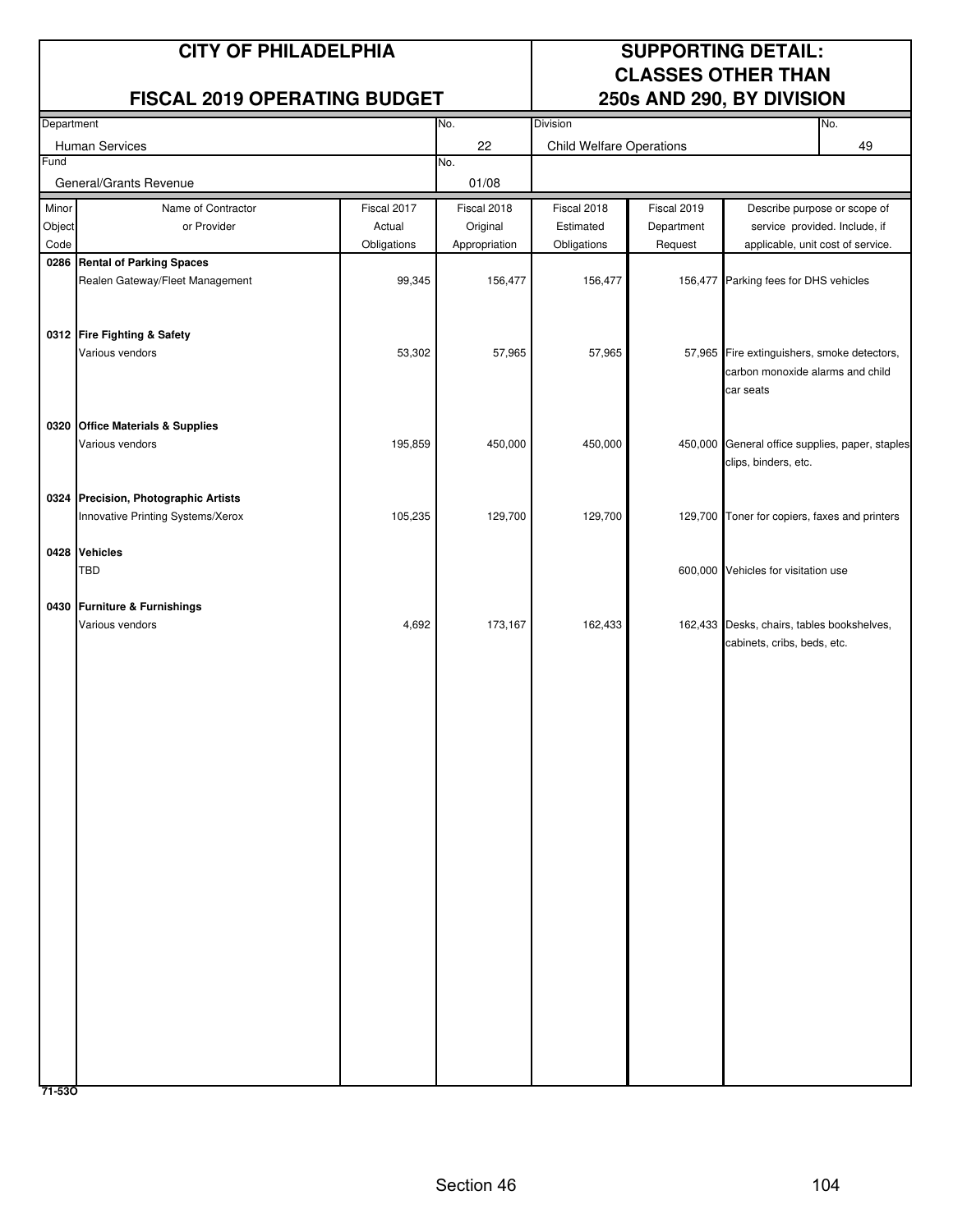# CITY OF PHILADELPHIA

## FISCAL 2019 OPERATING BUDGET

## SUPPORTING DETAIL: CLASSES OTHER THAN 250s AND 290, BY DIVISION

| Department | No. | Division | No. |
|---|---|---|---|
| Human Services | 22 | Child Welfare Operations | 49 |
| **Fund** | **No.** | | |
| General/Grants Revenue | 01/08 | | |

| Minor Object Code | Name of Contractor or Provider | Fiscal 2017 Actual Obligations | Fiscal 2018 Original Appropriation | Fiscal 2018 Estimated Obligations | Fiscal 2019 Department Request | Describe purpose or scope of service provided. Include, if applicable, unit cost of service. |
|---|---|---|---|---|---|---|
| **0286** | **Rental of Parking Spaces** | | | | | |
| | Realen Gateway/Fleet Management | 99,345 | 156,477 | 156,477 | 156,477 | Parking fees for DHS vehicles |
| **0312** | **Fire Fighting & Safety** | | | | | |
| | Various vendors | 53,302 | 57,965 | 57,965 | 57,965 | Fire extinguishers, smoke detectors, carbon monoxide alarms and child car seats |
| **0320** | **Office Materials & Supplies** | | | | | |
| | Various vendors | 195,859 | 450,000 | 450,000 | 450,000 | General office supplies, paper, staples clips, binders, etc. |
| **0324** | **Precision, Photographic Artists** | | | | | |
| | Innovative Printing Systems/Xerox | 105,235 | 129,700 | 129,700 | 129,700 | Toner for copiers, faxes and printers |
| **0428** | **Vehicles** | | | | | |
| | TBD | | | | 600,000 | Vehicles for visitation use |
| **0430** | **Furniture & Furnishings** | | | | | |
| | Various vendors | 4,692 | 173,167 | 162,433 | 162,433 | Desks, chairs, tables bookshelves, cabinets, cribs, beds, etc. |

71-53O

Section 46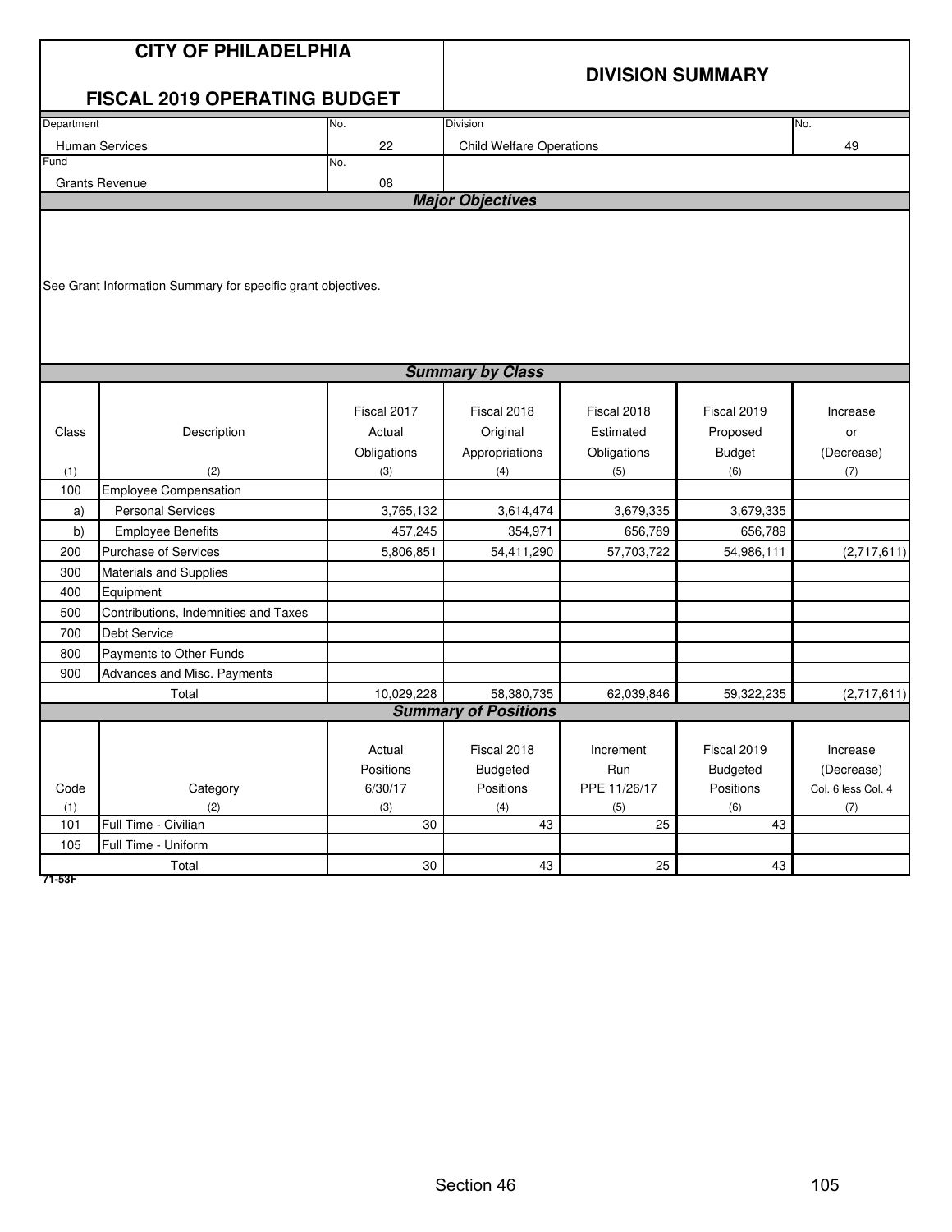# CITY OF PHILADELPHIA

## FISCAL 2019 OPERATING BUDGET

## DIVISION SUMMARY

| Department | No. | Division | No. |
|---|---|---|---|
| Human Services | 22 | Child Welfare Operations | 49 |
| **Fund** | **No.** | | |
| Grants Revenue | 08 | | |

### Major Objectives

See Grant Information Summary for specific grant objectives.

### Summary by Class

| Class (1) | Description (2) | Fiscal 2017 Actual Obligations (3) | Fiscal 2018 Original Appropriations (4) | Fiscal 2018 Estimated Obligations (5) | Fiscal 2019 Proposed Budget (6) | Increase or (Decrease) (7) |
|---|---|---|---|---|---|---|
| 100 | Employee Compensation | | | | | |
| a) | Personal Services | 3,765,132 | 3,614,474 | 3,679,335 | 3,679,335 | |
| b) | Employee Benefits | 457,245 | 354,971 | 656,789 | 656,789 | |
| 200 | Purchase of Services | 5,806,851 | 54,411,290 | 57,703,722 | 54,986,111 | (2,717,611) |
| 300 | Materials and Supplies | | | | | |
| 400 | Equipment | | | | | |
| 500 | Contributions, Indemnities and Taxes | | | | | |
| 700 | Debt Service | | | | | |
| 800 | Payments to Other Funds | | | | | |
| 900 | Advances and Misc. Payments | | | | | |
| | Total | 10,029,228 | 58,380,735 | 62,039,846 | 59,322,235 | (2,717,611) |

### Summary of Positions

| Code (1) | Category (2) | Actual Positions 6/30/17 (3) | Fiscal 2018 Budgeted Positions (4) | Increment Run PPE 11/26/17 (5) | Fiscal 2019 Budgeted Positions (6) | Increase (Decrease) Col. 6 less Col. 4 (7) |
|---|---|---|---|---|---|---|
| 101 | Full Time - Civilian | 30 | 43 | 25 | 43 | |
| 105 | Full Time - Uniform | | | | | |
| | Total | 30 | 43 | 25 | 43 | |

71-53F

Section 46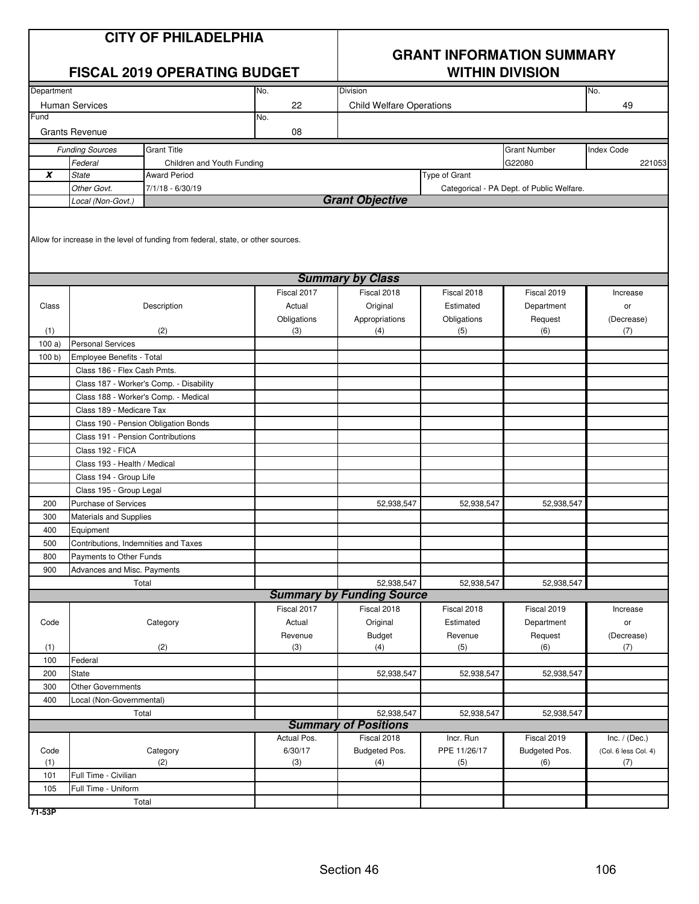# CITY OF PHILADELPHIA

## FISCAL 2019 OPERATING BUDGET

## GRANT INFORMATION SUMMARY WITHIN DIVISION

| Department | No. | Division | No. |
|---|---|---|---|
| Human Services | 22 | Child Welfare Operations | 49 |
| Fund | No. | | |
| Grants Revenue | 08 | | |

| | Funding Sources | Grant Title | Grant Number | Index Code |
|---|---|---|---|---|
| | *Federal* | Children and Youth Funding | G22080 | 221053 |
| **X** | *State* | Award Period | Type of Grant | |
| | *Other Govt.* | 7/1/18 - 6/30/19 | Categorical - PA Dept. of Public Welfare. | |
| | *Local (Non-Govt.)* | | | |

### *Grant Objective*

Allow for increase in the level of funding from federal, state, or other sources.

### *Summary by Class*

| Class (1) | Description (2) | Fiscal 2017 Actual Obligations (3) | Fiscal 2018 Original Appropriations (4) | Fiscal 2018 Estimated Obligations (5) | Fiscal 2019 Department Request (6) | Increase or (Decrease) (7) |
|---|---|---|---|---|---|---|
| 100 a) | Personal Services | | | | | |
| 100 b) | Employee Benefits - Total | | | | | |
| | Class 186 - Flex Cash Pmts. | | | | | |
| | Class 187 - Worker's Comp. - Disability | | | | | |
| | Class 188 - Worker's Comp. - Medical | | | | | |
| | Class 189 - Medicare Tax | | | | | |
| | Class 190 - Pension Obligation Bonds | | | | | |
| | Class 191 - Pension Contributions | | | | | |
| | Class 192 - FICA | | | | | |
| | Class 193 - Health / Medical | | | | | |
| | Class 194 - Group Life | | | | | |
| | Class 195 - Group Legal | | | | | |
| 200 | Purchase of Services | | 52,938,547 | 52,938,547 | 52,938,547 | |
| 300 | Materials and Supplies | | | | | |
| 400 | Equipment | | | | | |
| 500 | Contributions, Indemnities and Taxes | | | | | |
| 800 | Payments to Other Funds | | | | | |
| 900 | Advances and Misc. Payments | | | | | |
| | Total | | 52,938,547 | 52,938,547 | 52,938,547 | |

### *Summary by Funding Source*

| Code (1) | Category (2) | Fiscal 2017 Actual Revenue (3) | Fiscal 2018 Original Budget (4) | Fiscal 2018 Estimated Revenue (5) | Fiscal 2019 Department Request (6) | Increase or (Decrease) (7) |
|---|---|---|---|---|---|---|
| 100 | Federal | | | | | |
| 200 | State | | 52,938,547 | 52,938,547 | 52,938,547 | |
| 300 | Other Governments | | | | | |
| 400 | Local (Non-Governmental) | | | | | |
| | Total | | 52,938,547 | 52,938,547 | 52,938,547 | |

### *Summary of Positions*

| Code (1) | Category (2) | Actual Pos. 6/30/17 (3) | Fiscal 2018 Budgeted Pos. (4) | Incr. Run PPE 11/26/17 (5) | Fiscal 2019 Budgeted Pos. (6) | Inc. / (Dec.) (Col. 6 less Col. 4) (7) |
|---|---|---|---|---|---|---|
| 101 | Full Time - Civilian | | | | | |
| 105 | Full Time - Uniform | | | | | |
| | Total | | | | | |

71-53P

Section 46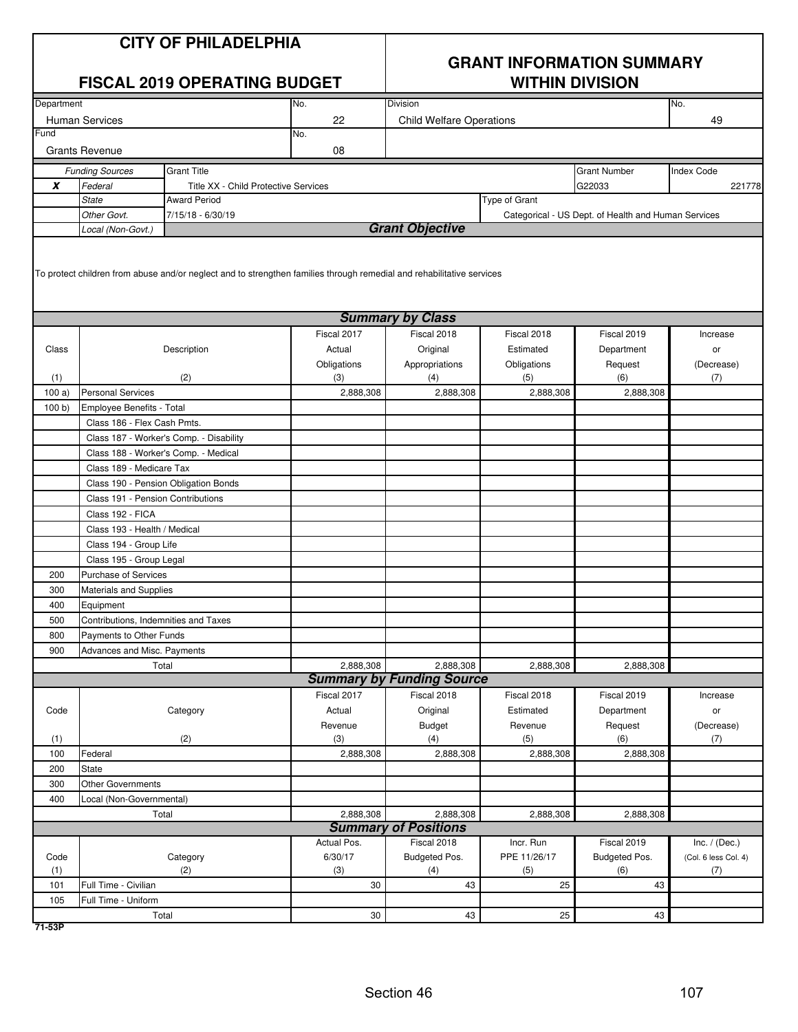# CITY OF PHILADELPHIA

## FISCAL 2019 OPERATING BUDGET

## GRANT INFORMATION SUMMARY WITHIN DIVISION

| Department | No. | Division | No. |
|---|---|---|---|
| Human Services | 22 | Child Welfare Operations | 49 |
| **Fund** | **No.** | | |
| Grants Revenue | 08 | | |

| | Funding Sources | Grant Title | Grant Number | Index Code |
|---|---|---|---|---|
| X | *Federal* | Title XX - Child Protective Services | G22033 | 221778 |
| | *State* | **Award Period** | **Type of Grant** | |
| | *Other Govt.* | 7/15/18 - 6/30/19 | Categorical - US Dept. of Health and Human Services | |
| | *Local (Non-Govt.)* | | | |

### *Grant Objective*

To protect children from abuse and/or neglect and to strengthen families through remedial and rehabilitative services

### *Summary by Class*

| Class (1) | Description (2) | Fiscal 2017 Actual Obligations (3) | Fiscal 2018 Original Appropriations (4) | Fiscal 2018 Estimated Obligations (5) | Fiscal 2019 Department Request (6) | Increase or (Decrease) (7) |
|---|---|---|---|---|---|---|
| 100 a) | Personal Services | 2,888,308 | 2,888,308 | 2,888,308 | 2,888,308 | |
| 100 b) | Employee Benefits - Total | | | | | |
| | Class 186 - Flex Cash Pmts. | | | | | |
| | Class 187 - Worker's Comp. - Disability | | | | | |
| | Class 188 - Worker's Comp. - Medical | | | | | |
| | Class 189 - Medicare Tax | | | | | |
| | Class 190 - Pension Obligation Bonds | | | | | |
| | Class 191 - Pension Contributions | | | | | |
| | Class 192 - FICA | | | | | |
| | Class 193 - Health / Medical | | | | | |
| | Class 194 - Group Life | | | | | |
| | Class 195 - Group Legal | | | | | |
| 200 | Purchase of Services | | | | | |
| 300 | Materials and Supplies | | | | | |
| 400 | Equipment | | | | | |
| 500 | Contributions, Indemnities and Taxes | | | | | |
| 800 | Payments to Other Funds | | | | | |
| 900 | Advances and Misc. Payments | | | | | |
| | Total | 2,888,308 | 2,888,308 | 2,888,308 | 2,888,308 | |

### *Summary by Funding Source*

| Code (1) | Category (2) | Fiscal 2017 Actual Revenue (3) | Fiscal 2018 Original Budget (4) | Fiscal 2018 Estimated Revenue (5) | Fiscal 2019 Department Request (6) | Increase or (Decrease) (7) |
|---|---|---|---|---|---|---|
| 100 | Federal | 2,888,308 | 2,888,308 | 2,888,308 | 2,888,308 | |
| 200 | State | | | | | |
| 300 | Other Governments | | | | | |
| 400 | Local (Non-Governmental) | | | | | |
| | Total | 2,888,308 | 2,888,308 | 2,888,308 | 2,888,308 | |

### *Summary of Positions*

| Code (1) | Category (2) | Actual Pos. 6/30/17 (3) | Fiscal 2018 Budgeted Pos. (4) | Incr. Run PPE 11/26/17 (5) | Fiscal 2019 Budgeted Pos. (6) | Inc. / (Dec.) (Col. 6 less Col. 4) (7) |
|---|---|---|---|---|---|---|
| 101 | Full Time - Civilian | 30 | 43 | 25 | 43 | |
| 105 | Full Time - Uniform | | | | | |
| | Total | 30 | 43 | 25 | 43 | |

71-53P

Section 46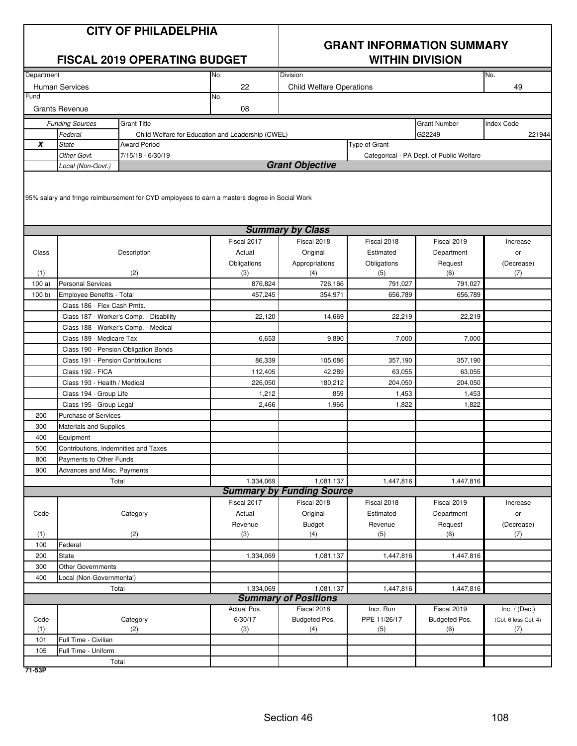# CITY OF PHILADELPHIA

## FISCAL 2019 OPERATING BUDGET

## GRANT INFORMATION SUMMARY WITHIN DIVISION

| Department | No. | Division | No. |
|---|---|---|---|
| Human Services | 22 | Child Welfare Operations | 49 |
| Fund | No. | | |
| Grants Revenue | 08 | | |

| | Funding Sources | Grant Title | | Grant Number | Index Code |
|---|---|---|---|---|---|
| | *Federal* | Child Welfare for Education and Leadership (CWEL) | | G22249 | 221944 |
| **X** | *State* | Award Period | Type of Grant | | |
| | *Other Govt.* | 7/15/18 - 6/30/19 | Categorical - PA Dept. of Public Welfare | | |
| | *Local (Non-Govt.)* | | | | |

### *Grant Objective*

95% salary and fringe reimbursement for CYD employees to earn a masters degree in Social Work

### *Summary by Class*

| Class<br>(1) | Description<br>(2) | Fiscal 2017 Actual Obligations<br>(3) | Fiscal 2018 Original Appropriations<br>(4) | Fiscal 2018 Estimated Obligations<br>(5) | Fiscal 2019 Department Request<br>(6) | Increase or (Decrease)<br>(7) |
|---|---|---|---|---|---|---|
| 100 a) | Personal Services | 876,824 | 726,166 | 791,027 | 791,027 | |
| 100 b) | Employee Benefits - Total | 457,245 | 354,971 | 656,789 | 656,789 | |
| | Class 186 - Flex Cash Pmts. | | | | | |
| | Class 187 - Worker's Comp. - Disability | 22,120 | 14,669 | 22,219 | 22,219 | |
| | Class 188 - Worker's Comp. - Medical | | | | | |
| | Class 189 - Medicare Tax | 6,653 | 9,890 | 7,000 | 7,000 | |
| | Class 190 - Pension Obligation Bonds | | | | | |
| | Class 191 - Pension Contributions | 86,339 | 105,086 | 357,190 | 357,190 | |
| | Class 192 - FICA | 112,405 | 42,289 | 63,055 | 63,055 | |
| | Class 193 - Health / Medical | 226,050 | 180,212 | 204,050 | 204,050 | |
| | Class 194 - Group Life | 1,212 | 859 | 1,453 | 1,453 | |
| | Class 195 - Group Legal | 2,466 | 1,966 | 1,822 | 1,822 | |
| 200 | Purchase of Services | | | | | |
| 300 | Materials and Supplies | | | | | |
| 400 | Equipment | | | | | |
| 500 | Contributions, Indemnities and Taxes | | | | | |
| 800 | Payments to Other Funds | | | | | |
| 900 | Advances and Misc. Payments | | | | | |
| | Total | 1,334,069 | 1,081,137 | 1,447,816 | 1,447,816 | |

### *Summary by Funding Source*

| Code<br>(1) | Category<br>(2) | Fiscal 2017 Actual Revenue<br>(3) | Fiscal 2018 Original Budget<br>(4) | Fiscal 2018 Estimated Revenue<br>(5) | Fiscal 2019 Department Request<br>(6) | Increase or (Decrease)<br>(7) |
|---|---|---|---|---|---|---|
| 100 | Federal | | | | | |
| 200 | State | 1,334,069 | 1,081,137 | 1,447,816 | 1,447,816 | |
| 300 | Other Governments | | | | | |
| 400 | Local (Non-Governmental) | | | | | |
| | Total | 1,334,069 | 1,081,137 | 1,447,816 | 1,447,816 | |

### *Summary of Positions*

| Code<br>(1) | Category<br>(2) | Actual Pos. 6/30/17<br>(3) | Fiscal 2018 Budgeted Pos.<br>(4) | Incr. Run PPE 11/26/17<br>(5) | Fiscal 2019 Budgeted Pos.<br>(6) | Inc. / (Dec.) (Col. 6 less Col. 4)<br>(7) |
|---|---|---|---|---|---|---|
| 101 | Full Time - Civilian | | | | | |
| 105 | Full Time - Uniform | | | | | |
| | Total | | | | | |

71-53P

Section 46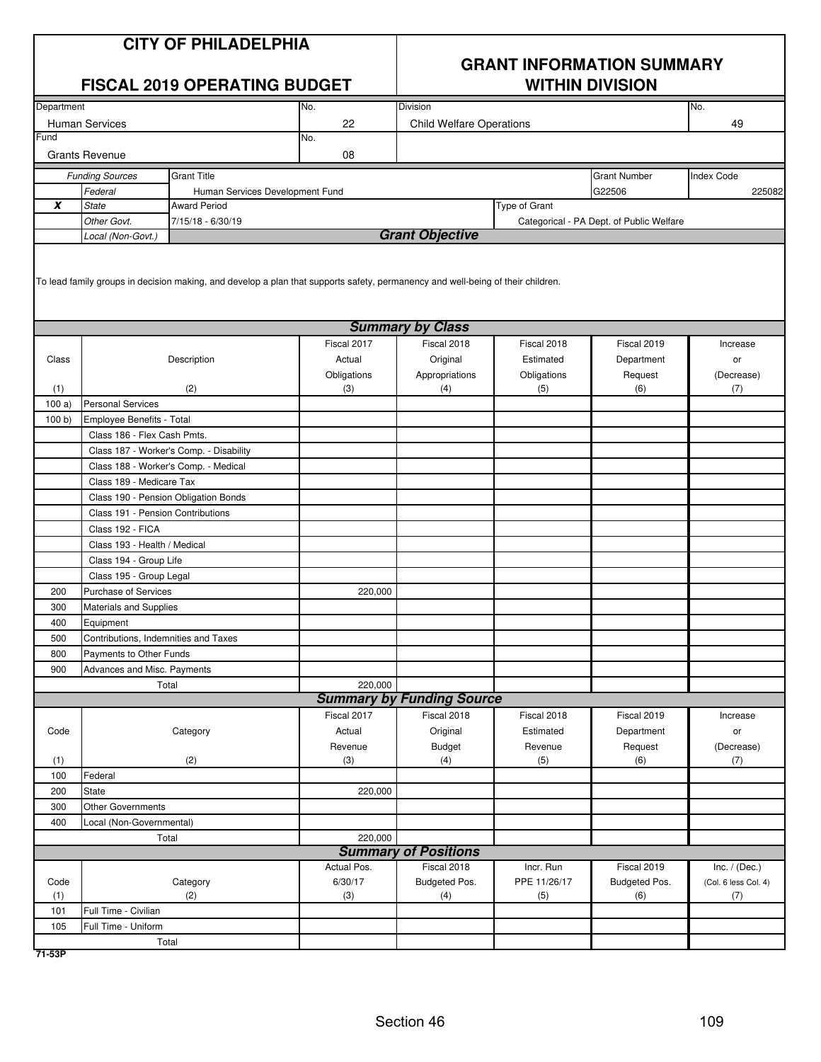# CITY OF PHILADELPHIA

## FISCAL 2019 OPERATING BUDGET

## GRANT INFORMATION SUMMARY WITHIN DIVISION

| Department | No. | Division | No. |
|---|---|---|---|
| Human Services | 22 | Child Welfare Operations | 49 |
| Fund | No. | | |
| Grants Revenue | 08 | | |

| | Funding Sources | Grant Title | Grant Number | Index Code |
|---|---|---|---|---|
| | Federal | Human Services Development Fund | G22506 | 225082 |
| X | State | Award Period | Type of Grant | |
| | Other Govt. | 7/15/18 - 6/30/19 | Categorical - PA Dept. of Public Welfare | |
| | Local (Non-Govt.) | | | |

### Grant Objective

To lead family groups in decision making, and develop a plan that supports safety, permanency and well-being of their children.

### Summary by Class

| Class (1) | Description (2) | Fiscal 2017 Actual Obligations (3) | Fiscal 2018 Original Appropriations (4) | Fiscal 2018 Estimated Obligations (5) | Fiscal 2019 Department Request (6) | Increase or (Decrease) (7) |
|---|---|---|---|---|---|---|
| 100 a) | Personal Services | | | | | |
| 100 b) | Employee Benefits - Total | | | | | |
| | Class 186 - Flex Cash Pmts. | | | | | |
| | Class 187 - Worker's Comp. - Disability | | | | | |
| | Class 188 - Worker's Comp. - Medical | | | | | |
| | Class 189 - Medicare Tax | | | | | |
| | Class 190 - Pension Obligation Bonds | | | | | |
| | Class 191 - Pension Contributions | | | | | |
| | Class 192 - FICA | | | | | |
| | Class 193 - Health / Medical | | | | | |
| | Class 194 - Group Life | | | | | |
| | Class 195 - Group Legal | | | | | |
| 200 | Purchase of Services | 220,000 | | | | |
| 300 | Materials and Supplies | | | | | |
| 400 | Equipment | | | | | |
| 500 | Contributions, Indemnities and Taxes | | | | | |
| 800 | Payments to Other Funds | | | | | |
| 900 | Advances and Misc. Payments | | | | | |
| | Total | 220,000 | | | | |

### Summary by Funding Source

| Code (1) | Category (2) | Fiscal 2017 Actual Revenue (3) | Fiscal 2018 Original Budget (4) | Fiscal 2018 Estimated Revenue (5) | Fiscal 2019 Department Request (6) | Increase or (Decrease) (7) |
|---|---|---|---|---|---|---|
| 100 | Federal | | | | | |
| 200 | State | 220,000 | | | | |
| 300 | Other Governments | | | | | |
| 400 | Local (Non-Governmental) | | | | | |
| | Total | 220,000 | | | | |

### Summary of Positions

| Code (1) | Category (2) | Actual Pos. 6/30/17 (3) | Fiscal 2018 Budgeted Pos. (4) | Incr. Run PPE 11/26/17 (5) | Fiscal 2019 Budgeted Pos. (6) | Inc. / (Dec.) (Col. 6 less Col. 4) (7) |
|---|---|---|---|---|---|---|
| 101 | Full Time - Civilian | | | | | |
| 105 | Full Time - Uniform | | | | | |
| | Total | | | | | |

71-53P

Section 46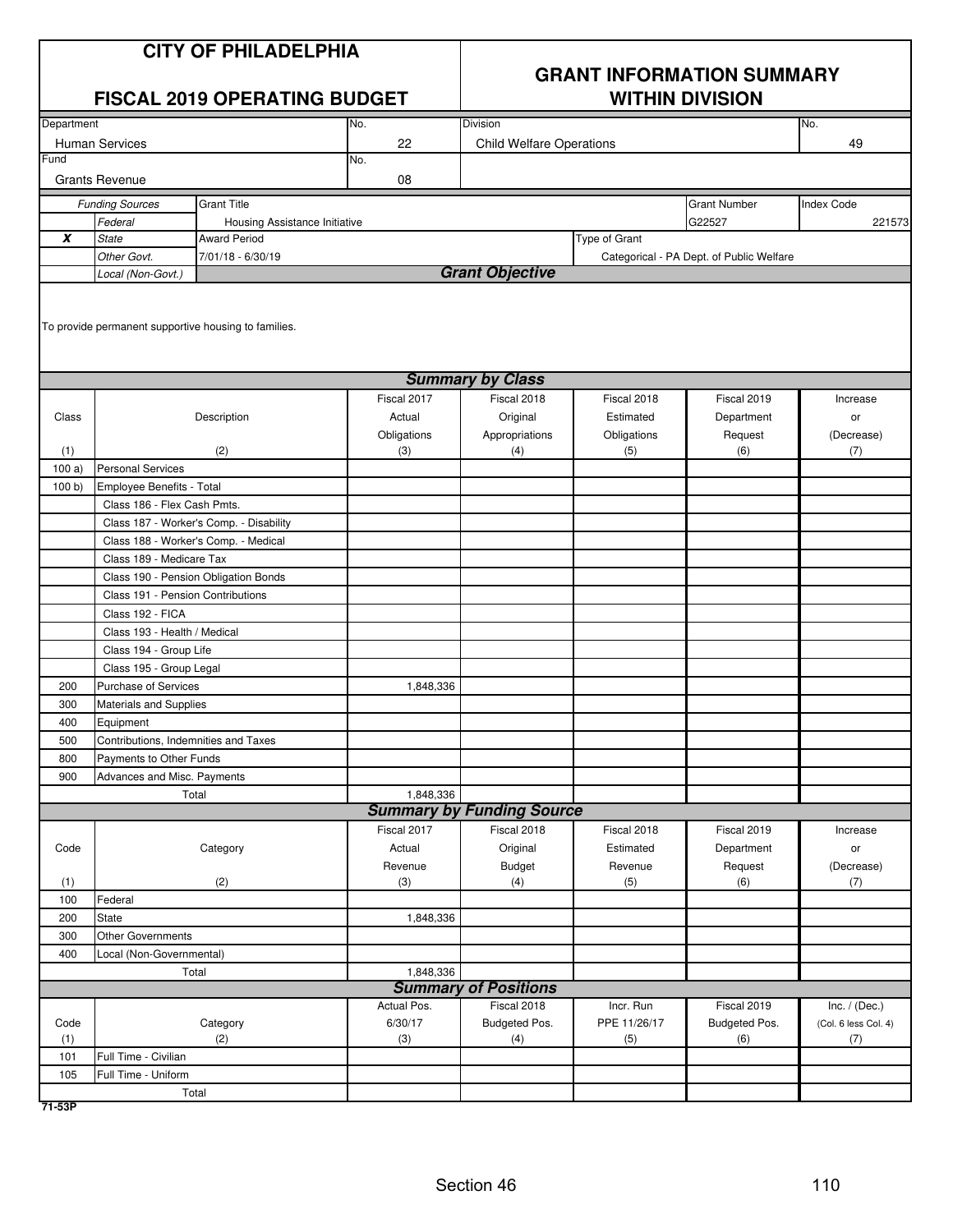# CITY OF PHILADELPHIA

## FISCAL 2019 OPERATING BUDGET

## GRANT INFORMATION SUMMARY WITHIN DIVISION

| Department | No. | Division | No. |
|---|---|---|---|
| Human Services | 22 | Child Welfare Operations | 49 |
| Fund | No. | | |
| Grants Revenue | 08 | | |

| | Funding Sources | Grant Title | Grant Number | Index Code |
|---|---|---|---|---|
| | *Federal* | Housing Assistance Initiative | G22527 | 221573 |
| **X** | *State* | Award Period | Type of Grant | |
| | *Other Govt.* | 7/01/18 - 6/30/19 | Categorical - PA Dept. of Public Welfare | |
| | *Local (Non-Govt.)* | | | |

### *Grant Objective*

To provide permanent supportive housing to families.

### *Summary by Class*

| Class (1) | Description (2) | Fiscal 2017 Actual Obligations (3) | Fiscal 2018 Original Appropriations (4) | Fiscal 2018 Estimated Obligations (5) | Fiscal 2019 Department Request (6) | Increase or (Decrease) (7) |
|---|---|---|---|---|---|---|
| 100 a) | Personal Services | | | | | |
| 100 b) | Employee Benefits - Total | | | | | |
| | Class 186 - Flex Cash Pmts. | | | | | |
| | Class 187 - Worker's Comp. - Disability | | | | | |
| | Class 188 - Worker's Comp. - Medical | | | | | |
| | Class 189 - Medicare Tax | | | | | |
| | Class 190 - Pension Obligation Bonds | | | | | |
| | Class 191 - Pension Contributions | | | | | |
| | Class 192 - FICA | | | | | |
| | Class 193 - Health / Medical | | | | | |
| | Class 194 - Group Life | | | | | |
| | Class 195 - Group Legal | | | | | |
| 200 | Purchase of Services | 1,848,336 | | | | |
| 300 | Materials and Supplies | | | | | |
| 400 | Equipment | | | | | |
| 500 | Contributions, Indemnities and Taxes | | | | | |
| 800 | Payments to Other Funds | | | | | |
| 900 | Advances and Misc. Payments | | | | | |
| | Total | 1,848,336 | | | | |

### *Summary by Funding Source*

| Code (1) | Category (2) | Fiscal 2017 Actual Revenue (3) | Fiscal 2018 Original Budget (4) | Fiscal 2018 Estimated Revenue (5) | Fiscal 2019 Department Request (6) | Increase or (Decrease) (7) |
|---|---|---|---|---|---|---|
| 100 | Federal | | | | | |
| 200 | State | 1,848,336 | | | | |
| 300 | Other Governments | | | | | |
| 400 | Local (Non-Governmental) | | | | | |
| | Total | 1,848,336 | | | | |

### *Summary of Positions*

| Code (1) | Category (2) | Actual Pos. 6/30/17 (3) | Fiscal 2018 Budgeted Pos. (4) | Incr. Run PPE 11/26/17 (5) | Fiscal 2019 Budgeted Pos. (6) | Inc. / (Dec.) (Col. 6 less Col. 4) (7) |
|---|---|---|---|---|---|---|
| 101 | Full Time - Civilian | | | | | |
| 105 | Full Time - Uniform | | | | | |
| | Total | | | | | |

71-53P

Section 46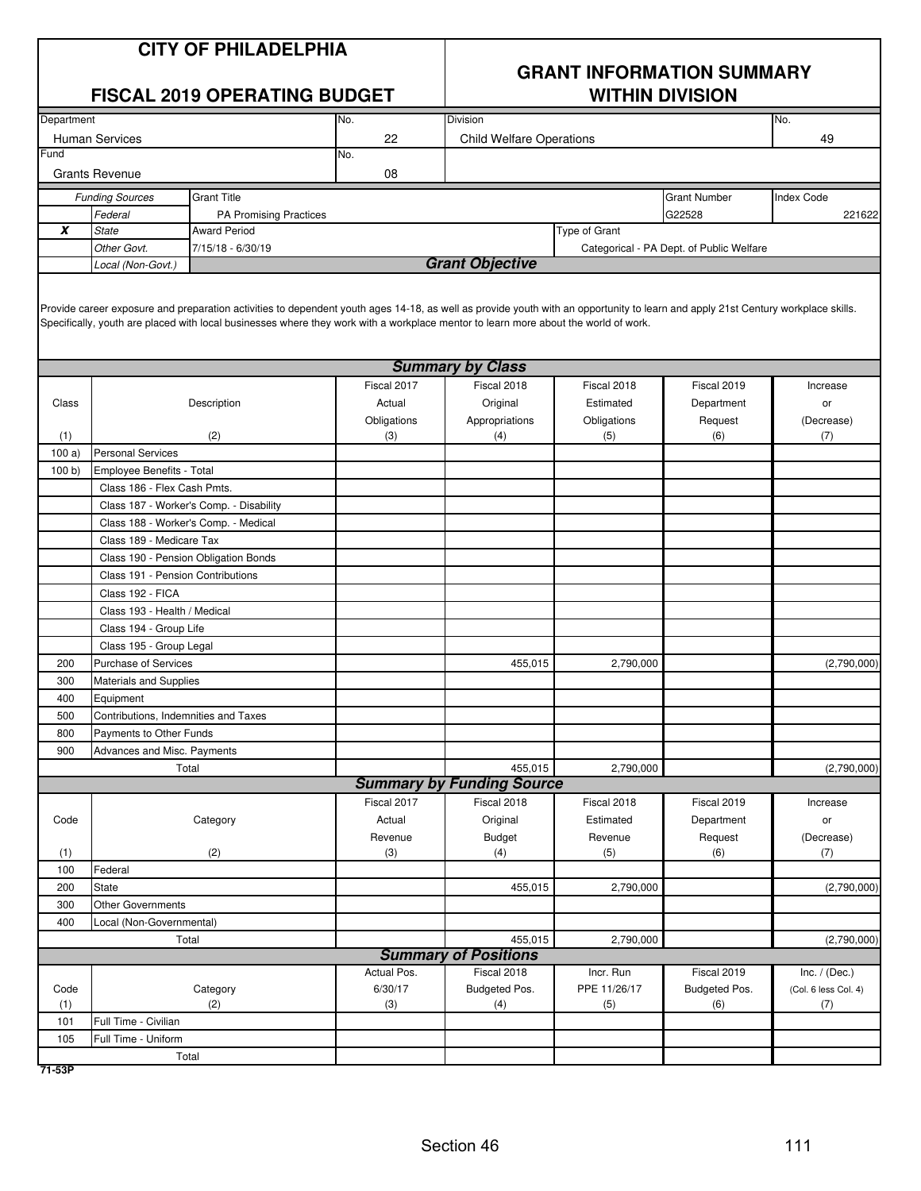# CITY OF PHILADELPHIA

## FISCAL 2019 OPERATING BUDGET

## GRANT INFORMATION SUMMARY WITHIN DIVISION

| Department | No. | Division | No. |
|---|---|---|---|
| Human Services | 22 | Child Welfare Operations | 49 |
| **Fund** | **No.** | | |
| Grants Revenue | 08 | | |

| | Funding Sources | Grant Title | Grant Number | Index Code |
|---|---|---|---|---|
| | Federal | PA Promising Practices | G22528 | 221622 |
| X | State | Award Period | Type of Grant | |
| | Other Govt. | 7/15/18 - 6/30/19 | Categorical - PA Dept. of Public Welfare | |
| | Local (Non-Govt.) | | | |

### Grant Objective

Provide career exposure and preparation activities to dependent youth ages 14-18, as well as provide youth with an opportunity to learn and apply 21st Century workplace skills. Specifically, youth are placed with local businesses where they work with a workplace mentor to learn more about the world of work.

### Summary by Class

| Class (1) | Description (2) | Fiscal 2017 Actual Obligations (3) | Fiscal 2018 Original Appropriations (4) | Fiscal 2018 Estimated Obligations (5) | Fiscal 2019 Department Request (6) | Increase or (Decrease) (7) |
|---|---|---|---|---|---|---|
| 100 a) | Personal Services | | | | | |
| 100 b) | Employee Benefits - Total | | | | | |
| | Class 186 - Flex Cash Pmts. | | | | | |
| | Class 187 - Worker's Comp. - Disability | | | | | |
| | Class 188 - Worker's Comp. - Medical | | | | | |
| | Class 189 - Medicare Tax | | | | | |
| | Class 190 - Pension Obligation Bonds | | | | | |
| | Class 191 - Pension Contributions | | | | | |
| | Class 192 - FICA | | | | | |
| | Class 193 - Health / Medical | | | | | |
| | Class 194 - Group Life | | | | | |
| | Class 195 - Group Legal | | | | | |
| 200 | Purchase of Services | | 455,015 | 2,790,000 | | (2,790,000) |
| 300 | Materials and Supplies | | | | | |
| 400 | Equipment | | | | | |
| 500 | Contributions, Indemnities and Taxes | | | | | |
| 800 | Payments to Other Funds | | | | | |
| 900 | Advances and Misc. Payments | | | | | |
| | Total | | 455,015 | 2,790,000 | | (2,790,000) |

### Summary by Funding Source

| Code (1) | Category (2) | Fiscal 2017 Actual Revenue (3) | Fiscal 2018 Original Budget (4) | Fiscal 2018 Estimated Revenue (5) | Fiscal 2019 Department Request (6) | Increase or (Decrease) (7) |
|---|---|---|---|---|---|---|
| 100 | Federal | | | | | |
| 200 | State | | 455,015 | 2,790,000 | | (2,790,000) |
| 300 | Other Governments | | | | | |
| 400 | Local (Non-Governmental) | | | | | |
| | Total | | 455,015 | 2,790,000 | | (2,790,000) |

### Summary of Positions

| Code (1) | Category (2) | Actual Pos. 6/30/17 (3) | Fiscal 2018 Budgeted Pos. (4) | Incr. Run PPE 11/26/17 (5) | Fiscal 2019 Budgeted Pos. (6) | Inc. / (Dec.) (Col. 6 less Col. 4) (7) |
|---|---|---|---|---|---|---|
| 101 | Full Time - Civilian | | | | | |
| 105 | Full Time - Uniform | | | | | |
| | Total | | | | | |

71-53P

Section 46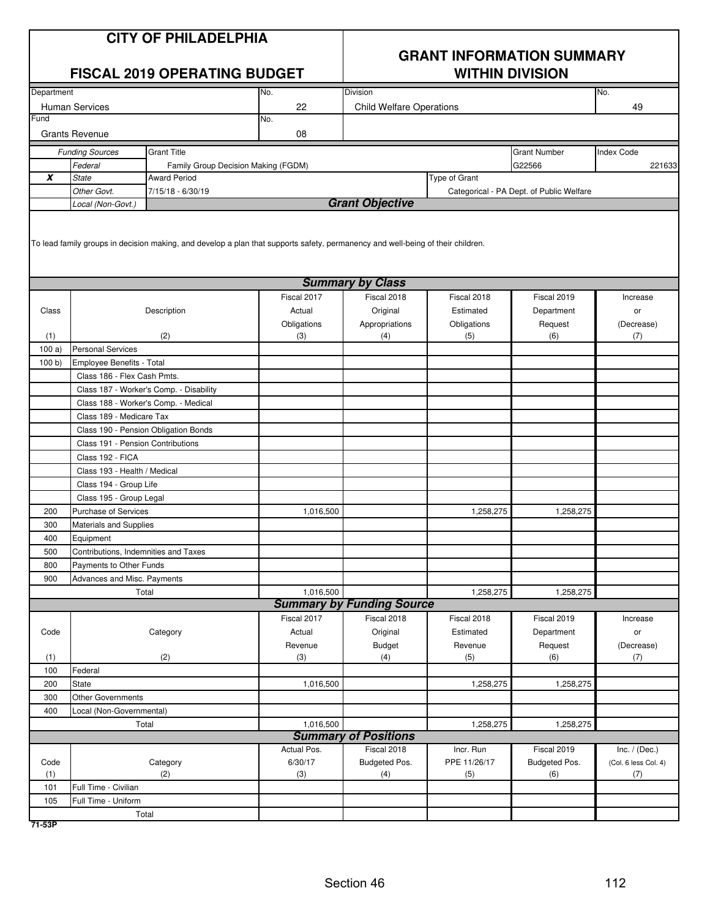# CITY OF PHILADELPHIA

## FISCAL 2019 OPERATING BUDGET

## GRANT INFORMATION SUMMARY WITHIN DIVISION

| Department | No. | Division | No. |
|---|---|---|---|
| Human Services | 22 | Child Welfare Operations | 49 |
| **Fund** | **No.** | | |
| Grants Revenue | 08 | | |

| | Funding Sources | Grant Title | Grant Number | Index Code |
|---|---|---|---|---|
| | *Federal* | Family Group Decision Making (FGDM) | G22566 | 221633 |
| **X** | *State* | **Award Period** | **Type of Grant** | |
| | *Other Govt.* | 7/15/18 - 6/30/19 | Categorical - PA Dept. of Public Welfare | |
| | *Local (Non-Govt.)* | | | |

### Grant Objective

To lead family groups in decision making, and develop a plan that supports safety, permanency and well-being of their children.

### Summary by Class

| Class (1) | Description (2) | Fiscal 2017 Actual Obligations (3) | Fiscal 2018 Original Appropriations (4) | Fiscal 2018 Estimated Obligations (5) | Fiscal 2019 Department Request (6) | Increase or (Decrease) (7) |
|---|---|---|---|---|---|---|
| 100 a) | Personal Services | | | | | |
| 100 b) | Employee Benefits - Total | | | | | |
| | Class 186 - Flex Cash Pmts. | | | | | |
| | Class 187 - Worker's Comp. - Disability | | | | | |
| | Class 188 - Worker's Comp. - Medical | | | | | |
| | Class 189 - Medicare Tax | | | | | |
| | Class 190 - Pension Obligation Bonds | | | | | |
| | Class 191 - Pension Contributions | | | | | |
| | Class 192 - FICA | | | | | |
| | Class 193 - Health / Medical | | | | | |
| | Class 194 - Group Life | | | | | |
| | Class 195 - Group Legal | | | | | |
| 200 | Purchase of Services | 1,016,500 | | 1,258,275 | 1,258,275 | |
| 300 | Materials and Supplies | | | | | |
| 400 | Equipment | | | | | |
| 500 | Contributions, Indemnities and Taxes | | | | | |
| 800 | Payments to Other Funds | | | | | |
| 900 | Advances and Misc. Payments | | | | | |
| | Total | 1,016,500 | | 1,258,275 | 1,258,275 | |

### Summary by Funding Source

| Code (1) | Category (2) | Fiscal 2017 Actual Revenue (3) | Fiscal 2018 Original Budget (4) | Fiscal 2018 Estimated Revenue (5) | Fiscal 2019 Department Request (6) | Increase or (Decrease) (7) |
|---|---|---|---|---|---|---|
| 100 | Federal | | | | | |
| 200 | State | 1,016,500 | | 1,258,275 | 1,258,275 | |
| 300 | Other Governments | | | | | |
| 400 | Local (Non-Governmental) | | | | | |
| | Total | 1,016,500 | | 1,258,275 | 1,258,275 | |

### Summary of Positions

| Code (1) | Category (2) | Actual Pos. 6/30/17 (3) | Fiscal 2018 Budgeted Pos. (4) | Incr. Run PPE 11/26/17 (5) | Fiscal 2019 Budgeted Pos. (6) | Inc. / (Dec.) (Col. 6 less Col. 4) (7) |
|---|---|---|---|---|---|---|
| 101 | Full Time - Civilian | | | | | |
| 105 | Full Time - Uniform | | | | | |
| | Total | | | | | |

71-53P

Section 46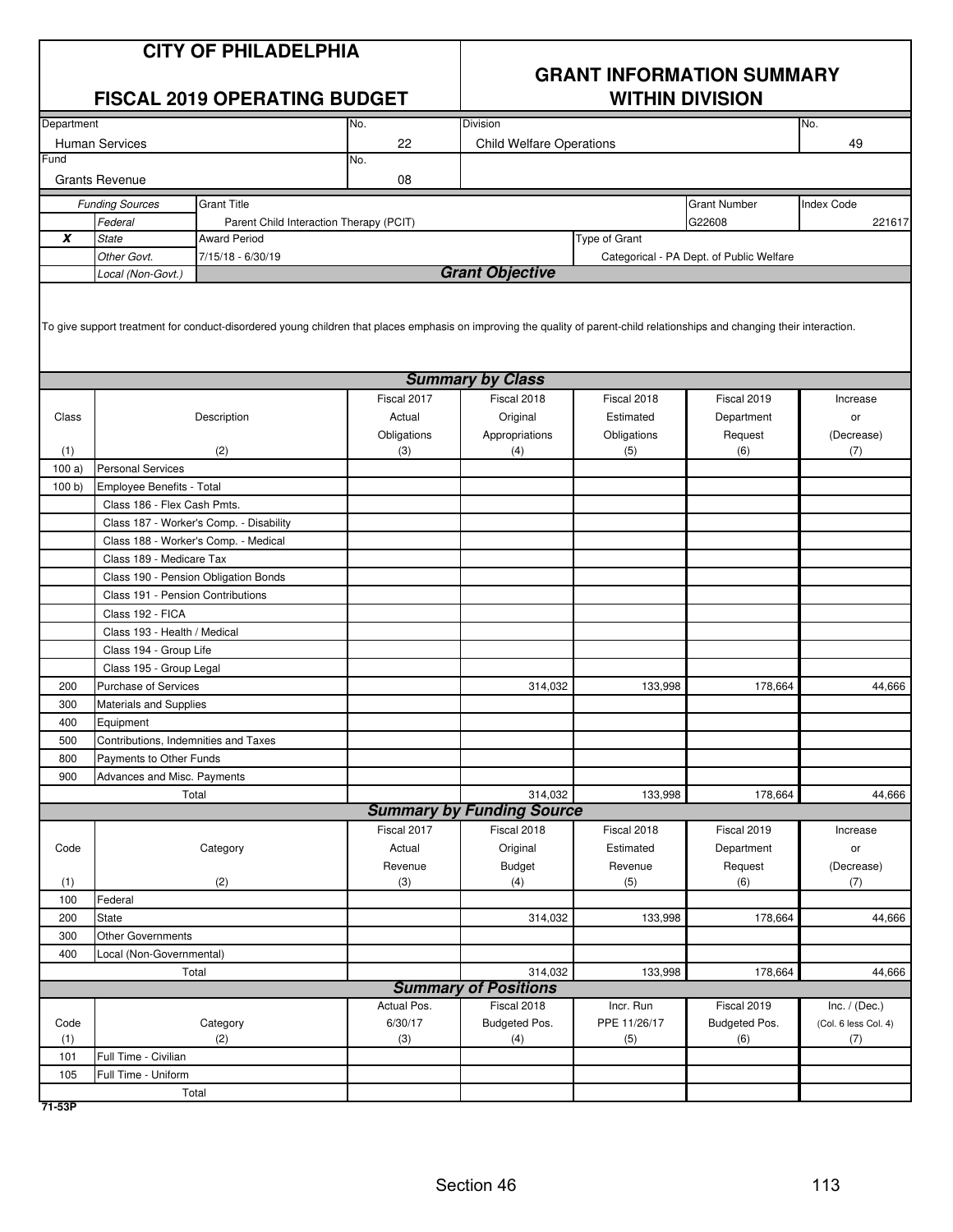# CITY OF PHILADELPHIA

## FISCAL 2019 OPERATING BUDGET

## GRANT INFORMATION SUMMARY WITHIN DIVISION

| Department | No. | Division | No. |
|---|---|---|---|
| Human Services | 22 | Child Welfare Operations | 49 |
| **Fund** | **No.** | | |
| Grants Revenue | 08 | | |

| | Funding Sources | Grant Title | Grant Number | Index Code |
|---|---|---|---|---|
| | Federal | Parent Child Interaction Therapy (PCIT) | G22608 | 221617 |
| **X** | State | **Award Period** | **Type of Grant** | |
| | Other Govt. | 7/15/18 - 6/30/19 | Categorical - PA Dept. of Public Welfare | |
| | Local (Non-Govt.) | | | |

### Grant Objective

To give support treatment for conduct-disordered young children that places emphasis on improving the quality of parent-child relationships and changing their interaction.

### Summary by Class

| Class (1) | Description (2) | Fiscal 2017 Actual Obligations (3) | Fiscal 2018 Original Appropriations (4) | Fiscal 2018 Estimated Obligations (5) | Fiscal 2019 Department Request (6) | Increase or (Decrease) (7) |
|---|---|---|---|---|---|---|
| 100 a) | Personal Services | | | | | |
| 100 b) | Employee Benefits - Total | | | | | |
| | Class 186 - Flex Cash Pmts. | | | | | |
| | Class 187 - Worker's Comp. - Disability | | | | | |
| | Class 188 - Worker's Comp. - Medical | | | | | |
| | Class 189 - Medicare Tax | | | | | |
| | Class 190 - Pension Obligation Bonds | | | | | |
| | Class 191 - Pension Contributions | | | | | |
| | Class 192 - FICA | | | | | |
| | Class 193 - Health / Medical | | | | | |
| | Class 194 - Group Life | | | | | |
| | Class 195 - Group Legal | | | | | |
| 200 | Purchase of Services | | 314,032 | 133,998 | 178,664 | 44,666 |
| 300 | Materials and Supplies | | | | | |
| 400 | Equipment | | | | | |
| 500 | Contributions, Indemnities and Taxes | | | | | |
| 800 | Payments to Other Funds | | | | | |
| 900 | Advances and Misc. Payments | | | | | |
| | Total | | 314,032 | 133,998 | 178,664 | 44,666 |

### Summary by Funding Source

| Code (1) | Category (2) | Fiscal 2017 Actual Revenue (3) | Fiscal 2018 Original Budget (4) | Fiscal 2018 Estimated Revenue (5) | Fiscal 2019 Department Request (6) | Increase or (Decrease) (7) |
|---|---|---|---|---|---|---|
| 100 | Federal | | | | | |
| 200 | State | | 314,032 | 133,998 | 178,664 | 44,666 |
| 300 | Other Governments | | | | | |
| 400 | Local (Non-Governmental) | | | | | |
| | Total | | 314,032 | 133,998 | 178,664 | 44,666 |

### Summary of Positions

| Code (1) | Category (2) | Actual Pos. 6/30/17 (3) | Fiscal 2018 Budgeted Pos. (4) | Incr. Run PPE 11/26/17 (5) | Fiscal 2019 Budgeted Pos. (6) | Inc. / (Dec.) (Col. 6 less Col. 4) (7) |
|---|---|---|---|---|---|---|
| 101 | Full Time - Civilian | | | | | |
| 105 | Full Time - Uniform | | | | | |
| | Total | | | | | |

71-53P

Section 46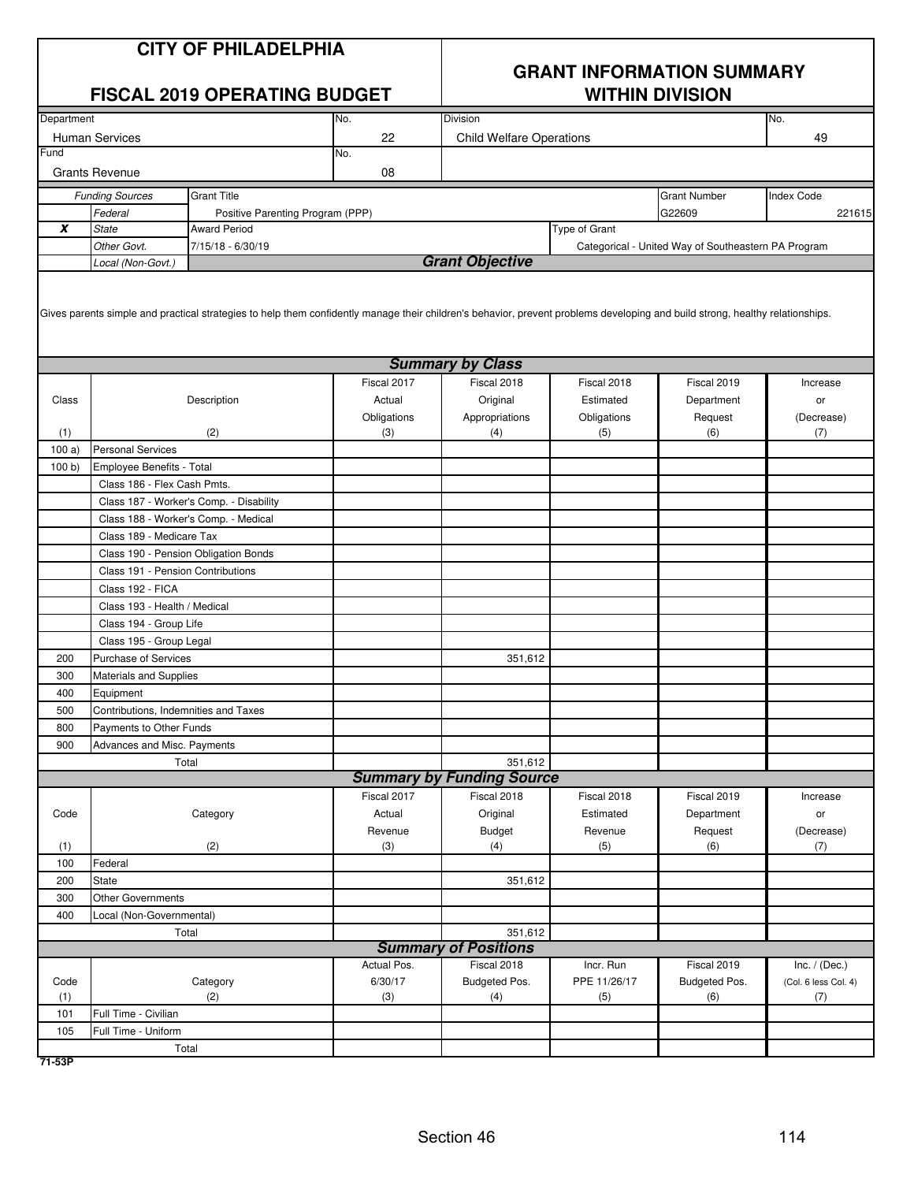# CITY OF PHILADELPHIA

## FISCAL 2019 OPERATING BUDGET

## GRANT INFORMATION SUMMARY WITHIN DIVISION

| Department | No. | Division | No. |
|---|---|---|---|
| Human Services | 22 | Child Welfare Operations | 49 |
| Fund | No. | | |
| Grants Revenue | 08 | | |

| | *Funding Sources* | Grant Title | Grant Number | Index Code |
|---|---|---|---|---|
| | *Federal* | Positive Parenting Program (PPP) | G22609 | 221615 |
| **X** | *State* | Award Period | Type of Grant | |
| | *Other Govt.* | 7/15/18 - 6/30/19 | Categorical - United Way of Southeastern PA Program | |
| | *Local (Non-Govt.)* | | | |

### *Grant Objective*

Gives parents simple and practical strategies to help them confidently manage their children's behavior, prevent problems developing and build strong, healthy relationships.

### *Summary by Class*

| Class (1) | Description (2) | Fiscal 2017 Actual Obligations (3) | Fiscal 2018 Original Appropriations (4) | Fiscal 2018 Estimated Obligations (5) | Fiscal 2019 Department Request (6) | Increase or (Decrease) (7) |
|---|---|---|---|---|---|---|
| 100 a) | Personal Services | | | | | |
| 100 b) | Employee Benefits - Total | | | | | |
| | Class 186 - Flex Cash Pmts. | | | | | |
| | Class 187 - Worker's Comp. - Disability | | | | | |
| | Class 188 - Worker's Comp. - Medical | | | | | |
| | Class 189 - Medicare Tax | | | | | |
| | Class 190 - Pension Obligation Bonds | | | | | |
| | Class 191 - Pension Contributions | | | | | |
| | Class 192 - FICA | | | | | |
| | Class 193 - Health / Medical | | | | | |
| | Class 194 - Group Life | | | | | |
| | Class 195 - Group Legal | | | | | |
| 200 | Purchase of Services | | 351,612 | | | |
| 300 | Materials and Supplies | | | | | |
| 400 | Equipment | | | | | |
| 500 | Contributions, Indemnities and Taxes | | | | | |
| 800 | Payments to Other Funds | | | | | |
| 900 | Advances and Misc. Payments | | | | | |
| | Total | | 351,612 | | | |

### *Summary by Funding Source*

| Code (1) | Category (2) | Fiscal 2017 Actual Revenue (3) | Fiscal 2018 Original Budget (4) | Fiscal 2018 Estimated Revenue (5) | Fiscal 2019 Department Request (6) | Increase or (Decrease) (7) |
|---|---|---|---|---|---|---|
| 100 | Federal | | | | | |
| 200 | State | | 351,612 | | | |
| 300 | Other Governments | | | | | |
| 400 | Local (Non-Governmental) | | | | | |
| | Total | | 351,612 | | | |

### *Summary of Positions*

| Code (1) | Category (2) | Actual Pos. 6/30/17 (3) | Fiscal 2018 Budgeted Pos. (4) | Incr. Run PPE 11/26/17 (5) | Fiscal 2019 Budgeted Pos. (6) | Inc. / (Dec.) (Col. 6 less Col. 4) (7) |
|---|---|---|---|---|---|---|
| 101 | Full Time - Civilian | | | | | |
| 105 | Full Time - Uniform | | | | | |
| | Total | | | | | |

71-53P

Section 46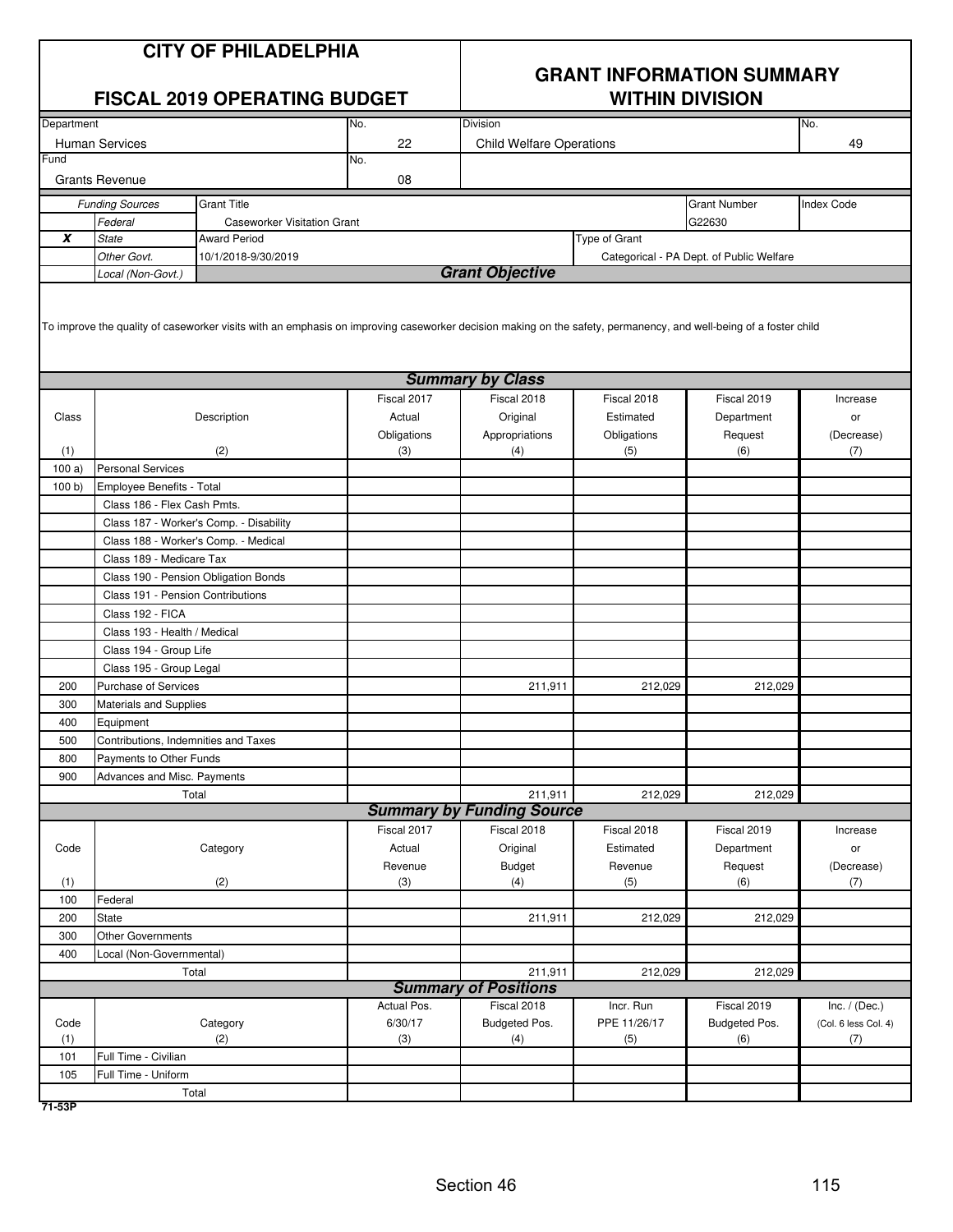# CITY OF PHILADELPHIA

## FISCAL 2019 OPERATING BUDGET

## GRANT INFORMATION SUMMARY WITHIN DIVISION

| Department | No. | Division | No. |
|---|---|---|---|
| Human Services | 22 | Child Welfare Operations | 49 |
| Fund | No. | | |
| Grants Revenue | 08 | | |

| | *Funding Sources* | Grant Title | Grant Number | Index Code |
|---|---|---|---|---|
| | *Federal* | Caseworker Visitation Grant | G22630 | |
| **X** | *State* | Award Period | Type of Grant | |
| | *Other Govt.* | 10/1/2018-9/30/2019 | Categorical - PA Dept. of Public Welfare | |
| | *Local (Non-Govt.)* | | | |

### *Grant Objective*

To improve the quality of caseworker visits with an emphasis on improving caseworker decision making on the safety, permanency, and well-being of a foster child

### *Summary by Class*

| Class (1) | Description (2) | Fiscal 2017 Actual Obligations (3) | Fiscal 2018 Original Appropriations (4) | Fiscal 2018 Estimated Obligations (5) | Fiscal 2019 Department Request (6) | Increase or (Decrease) (7) |
|---|---|---|---|---|---|---|
| 100 a) | Personal Services | | | | | |
| 100 b) | Employee Benefits - Total | | | | | |
| | Class 186 - Flex Cash Pmts. | | | | | |
| | Class 187 - Worker's Comp. - Disability | | | | | |
| | Class 188 - Worker's Comp. - Medical | | | | | |
| | Class 189 - Medicare Tax | | | | | |
| | Class 190 - Pension Obligation Bonds | | | | | |
| | Class 191 - Pension Contributions | | | | | |
| | Class 192 - FICA | | | | | |
| | Class 193 - Health / Medical | | | | | |
| | Class 194 - Group Life | | | | | |
| | Class 195 - Group Legal | | | | | |
| 200 | Purchase of Services | | 211,911 | 212,029 | 212,029 | |
| 300 | Materials and Supplies | | | | | |
| 400 | Equipment | | | | | |
| 500 | Contributions, Indemnities and Taxes | | | | | |
| 800 | Payments to Other Funds | | | | | |
| 900 | Advances and Misc. Payments | | | | | |
| | Total | | 211,911 | 212,029 | 212,029 | |

### *Summary by Funding Source*

| Code (1) | Category (2) | Fiscal 2017 Actual Revenue (3) | Fiscal 2018 Original Budget (4) | Fiscal 2018 Estimated Revenue (5) | Fiscal 2019 Department Request (6) | Increase or (Decrease) (7) |
|---|---|---|---|---|---|---|
| 100 | Federal | | | | | |
| 200 | State | | 211,911 | 212,029 | 212,029 | |
| 300 | Other Governments | | | | | |
| 400 | Local (Non-Governmental) | | | | | |
| | Total | | 211,911 | 212,029 | 212,029 | |

### *Summary of Positions*

| Code (1) | Category (2) | Actual Pos. 6/30/17 (3) | Fiscal 2018 Budgeted Pos. (4) | Incr. Run PPE 11/26/17 (5) | Fiscal 2019 Budgeted Pos. (6) | Inc. / (Dec.) (Col. 6 less Col. 4) (7) |
|---|---|---|---|---|---|---|
| 101 | Full Time - Civilian | | | | | |
| 105 | Full Time - Uniform | | | | | |
| | Total | | | | | |

71-53P

Section 46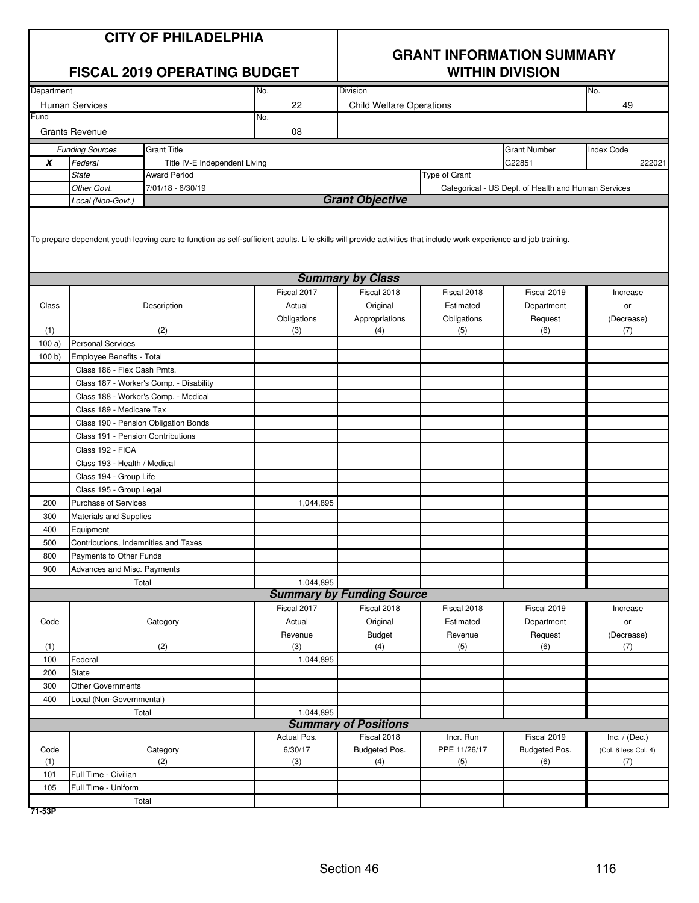# CITY OF PHILADELPHIA

## FISCAL 2019 OPERATING BUDGET

## GRANT INFORMATION SUMMARY WITHIN DIVISION

| Department | No. | Division | No. |
|---|---|---|---|
| Human Services | 22 | Child Welfare Operations | 49 |
| **Fund** | **No.** | | |
| Grants Revenue | 08 | | |

| | Funding Sources | Grant Title | Grant Number | Index Code |
|---|---|---|---|---|
| x | Federal | Title IV-E Independent Living | G22851 | 222021 |
| | State | **Award Period** | **Type of Grant** | |
| | Other Govt. | 7/01/18 - 6/30/19 | Categorical - US Dept. of Health and Human Services | |
| | Local (Non-Govt.) | | | |

### Grant Objective

To prepare dependent youth leaving care to function as self-sufficient adults. Life skills will provide activities that include work experience and job training.

### Summary by Class

| Class (1) | Description (2) | Fiscal 2017 Actual Obligations (3) | Fiscal 2018 Original Appropriations (4) | Fiscal 2018 Estimated Obligations (5) | Fiscal 2019 Department Request (6) | Increase or (Decrease) (7) |
|---|---|---|---|---|---|---|
| 100 a) | Personal Services | | | | | |
| 100 b) | Employee Benefits - Total | | | | | |
| | Class 186 - Flex Cash Pmts. | | | | | |
| | Class 187 - Worker's Comp. - Disability | | | | | |
| | Class 188 - Worker's Comp. - Medical | | | | | |
| | Class 189 - Medicare Tax | | | | | |
| | Class 190 - Pension Obligation Bonds | | | | | |
| | Class 191 - Pension Contributions | | | | | |
| | Class 192 - FICA | | | | | |
| | Class 193 - Health / Medical | | | | | |
| | Class 194 - Group Life | | | | | |
| | Class 195 - Group Legal | | | | | |
| 200 | Purchase of Services | 1,044,895 | | | | |
| 300 | Materials and Supplies | | | | | |
| 400 | Equipment | | | | | |
| 500 | Contributions, Indemnities and Taxes | | | | | |
| 800 | Payments to Other Funds | | | | | |
| 900 | Advances and Misc. Payments | | | | | |
| | Total | 1,044,895 | | | | |

### Summary by Funding Source

| Code (1) | Category (2) | Fiscal 2017 Actual Revenue (3) | Fiscal 2018 Original Budget (4) | Fiscal 2018 Estimated Revenue (5) | Fiscal 2019 Department Request (6) | Increase or (Decrease) (7) |
|---|---|---|---|---|---|---|
| 100 | Federal | 1,044,895 | | | | |
| 200 | State | | | | | |
| 300 | Other Governments | | | | | |
| 400 | Local (Non-Governmental) | | | | | |
| | Total | 1,044,895 | | | | |

### Summary of Positions

| Code (1) | Category (2) | Actual Pos. 6/30/17 (3) | Fiscal 2018 Budgeted Pos. (4) | Incr. Run PPE 11/26/17 (5) | Fiscal 2019 Budgeted Pos. (6) | Inc. / (Dec.) (Col. 6 less Col. 4) (7) |
|---|---|---|---|---|---|---|
| 101 | Full Time - Civilian | | | | | |
| 105 | Full Time - Uniform | | | | | |
| | Total | | | | | |

71-53P

Section 46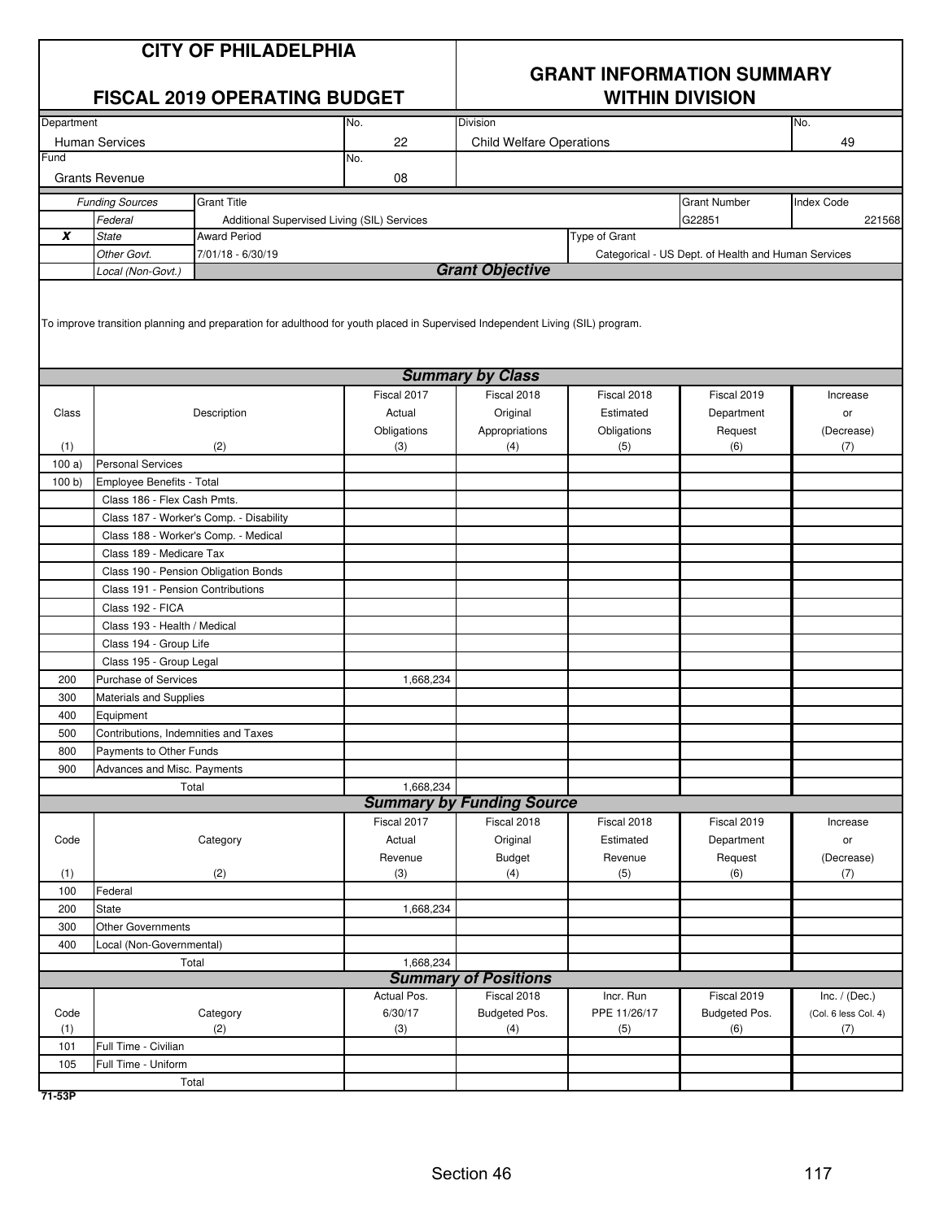# CITY OF PHILADELPHIA

## FISCAL 2019 OPERATING BUDGET

## GRANT INFORMATION SUMMARY WITHIN DIVISION

| Department | No. | Division | No. |
|---|---|---|---|
| Human Services | 22 | Child Welfare Operations | 49 |
| **Fund** | **No.** | | |
| Grants Revenue | 08 | | |

| | Funding Sources | Grant Title | Grant Number | Index Code |
|---|---|---|---|---|
| | *Federal* | Additional Supervised Living (SIL) Services | G22851 | 221568 |
| ***X*** | *State* | **Award Period** | **Type of Grant** | |
| | *Other Govt.* | 7/01/18 - 6/30/19 | Categorical - US Dept. of Health and Human Services | |
| | *Local (Non-Govt.)* | | | |

### *Grant Objective*

To improve transition planning and preparation for adulthood for youth placed in Supervised Independent Living (SIL) program.

### *Summary by Class*

| Class (1) | Description (2) | Fiscal 2017 Actual Obligations (3) | Fiscal 2018 Original Appropriations (4) | Fiscal 2018 Estimated Obligations (5) | Fiscal 2019 Department Request (6) | Increase or (Decrease) (7) |
|---|---|---|---|---|---|---|
| 100 a) | Personal Services | | | | | |
| 100 b) | Employee Benefits - Total | | | | | |
| | Class 186 - Flex Cash Pmts. | | | | | |
| | Class 187 - Worker's Comp. - Disability | | | | | |
| | Class 188 - Worker's Comp. - Medical | | | | | |
| | Class 189 - Medicare Tax | | | | | |
| | Class 190 - Pension Obligation Bonds | | | | | |
| | Class 191 - Pension Contributions | | | | | |
| | Class 192 - FICA | | | | | |
| | Class 193 - Health / Medical | | | | | |
| | Class 194 - Group Life | | | | | |
| | Class 195 - Group Legal | | | | | |
| 200 | Purchase of Services | 1,668,234 | | | | |
| 300 | Materials and Supplies | | | | | |
| 400 | Equipment | | | | | |
| 500 | Contributions, Indemnities and Taxes | | | | | |
| 800 | Payments to Other Funds | | | | | |
| 900 | Advances and Misc. Payments | | | | | |
| | Total | 1,668,234 | | | | |

### *Summary by Funding Source*

| Code (1) | Category (2) | Fiscal 2017 Actual Revenue (3) | Fiscal 2018 Original Budget (4) | Fiscal 2018 Estimated Revenue (5) | Fiscal 2019 Department Request (6) | Increase or (Decrease) (7) |
|---|---|---|---|---|---|---|
| 100 | Federal | | | | | |
| 200 | State | 1,668,234 | | | | |
| 300 | Other Governments | | | | | |
| 400 | Local (Non-Governmental) | | | | | |
| | Total | 1,668,234 | | | | |

### *Summary of Positions*

| Code (1) | Category (2) | Actual Pos. 6/30/17 (3) | Fiscal 2018 Budgeted Pos. (4) | Incr. Run PPE 11/26/17 (5) | Fiscal 2019 Budgeted Pos. (6) | Inc. / (Dec.) (Col. 6 less Col. 4) (7) |
|---|---|---|---|---|---|---|
| 101 | Full Time - Civilian | | | | | |
| 105 | Full Time - Uniform | | | | | |
| | Total | | | | | |

**71-53P**

Section 46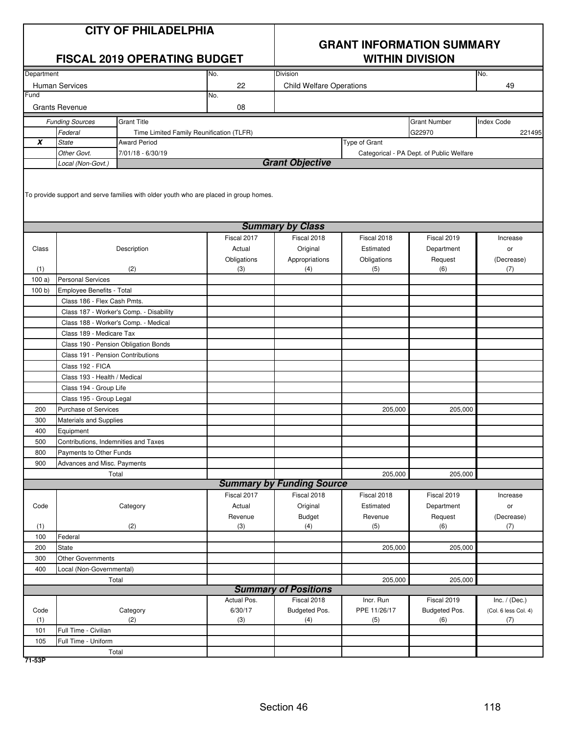# CITY OF PHILADELPHIA

## FISCAL 2019 OPERATING BUDGET

## GRANT INFORMATION SUMMARY WITHIN DIVISION

| Department | No. | Division | No. |
|---|---|---|---|
| Human Services | 22 | Child Welfare Operations | 49 |
| Fund | No. | | |
| Grants Revenue | 08 | | |

| | Funding Sources | Grant Title | Grant Number | Index Code |
|---|---|---|---|---|
| | Federal | Time Limited Family Reunification (TLFR) | G22970 | 221495 |
| X | State | Award Period | Type of Grant | |
| | Other Govt. | 7/01/18 - 6/30/19 | Categorical - PA Dept. of Public Welfare | |
| | Local (Non-Govt.) | | | |

### Grant Objective

To provide support and serve families with older youth who are placed in group homes.

### Summary by Class

| Class (1) | Description (2) | Fiscal 2017 Actual Obligations (3) | Fiscal 2018 Original Appropriations (4) | Fiscal 2018 Estimated Obligations (5) | Fiscal 2019 Department Request (6) | Increase or (Decrease) (7) |
|---|---|---|---|---|---|---|
| 100 a) | Personal Services | | | | | |
| 100 b) | Employee Benefits - Total | | | | | |
| | Class 186 - Flex Cash Pmts. | | | | | |
| | Class 187 - Worker's Comp. - Disability | | | | | |
| | Class 188 - Worker's Comp. - Medical | | | | | |
| | Class 189 - Medicare Tax | | | | | |
| | Class 190 - Pension Obligation Bonds | | | | | |
| | Class 191 - Pension Contributions | | | | | |
| | Class 192 - FICA | | | | | |
| | Class 193 - Health / Medical | | | | | |
| | Class 194 - Group Life | | | | | |
| | Class 195 - Group Legal | | | | | |
| 200 | Purchase of Services | | | 205,000 | 205,000 | |
| 300 | Materials and Supplies | | | | | |
| 400 | Equipment | | | | | |
| 500 | Contributions, Indemnities and Taxes | | | | | |
| 800 | Payments to Other Funds | | | | | |
| 900 | Advances and Misc. Payments | | | | | |
| | Total | | | 205,000 | 205,000 | |

### Summary by Funding Source

| Code (1) | Category (2) | Fiscal 2017 Actual Revenue (3) | Fiscal 2018 Original Budget (4) | Fiscal 2018 Estimated Revenue (5) | Fiscal 2019 Department Request (6) | Increase or (Decrease) (7) |
|---|---|---|---|---|---|---|
| 100 | Federal | | | | | |
| 200 | State | | | 205,000 | 205,000 | |
| 300 | Other Governments | | | | | |
| 400 | Local (Non-Governmental) | | | | | |
| | Total | | | 205,000 | 205,000 | |

### Summary of Positions

| Code (1) | Category (2) | Actual Pos. 6/30/17 (3) | Fiscal 2018 Budgeted Pos. (4) | Incr. Run PPE 11/26/17 (5) | Fiscal 2019 Budgeted Pos. (6) | Inc. / (Dec.) (Col. 6 less Col. 4) (7) |
|---|---|---|---|---|---|---|
| 101 | Full Time - Civilian | | | | | |
| 105 | Full Time - Uniform | | | | | |
| | Total | | | | | |

71-53P

Section 46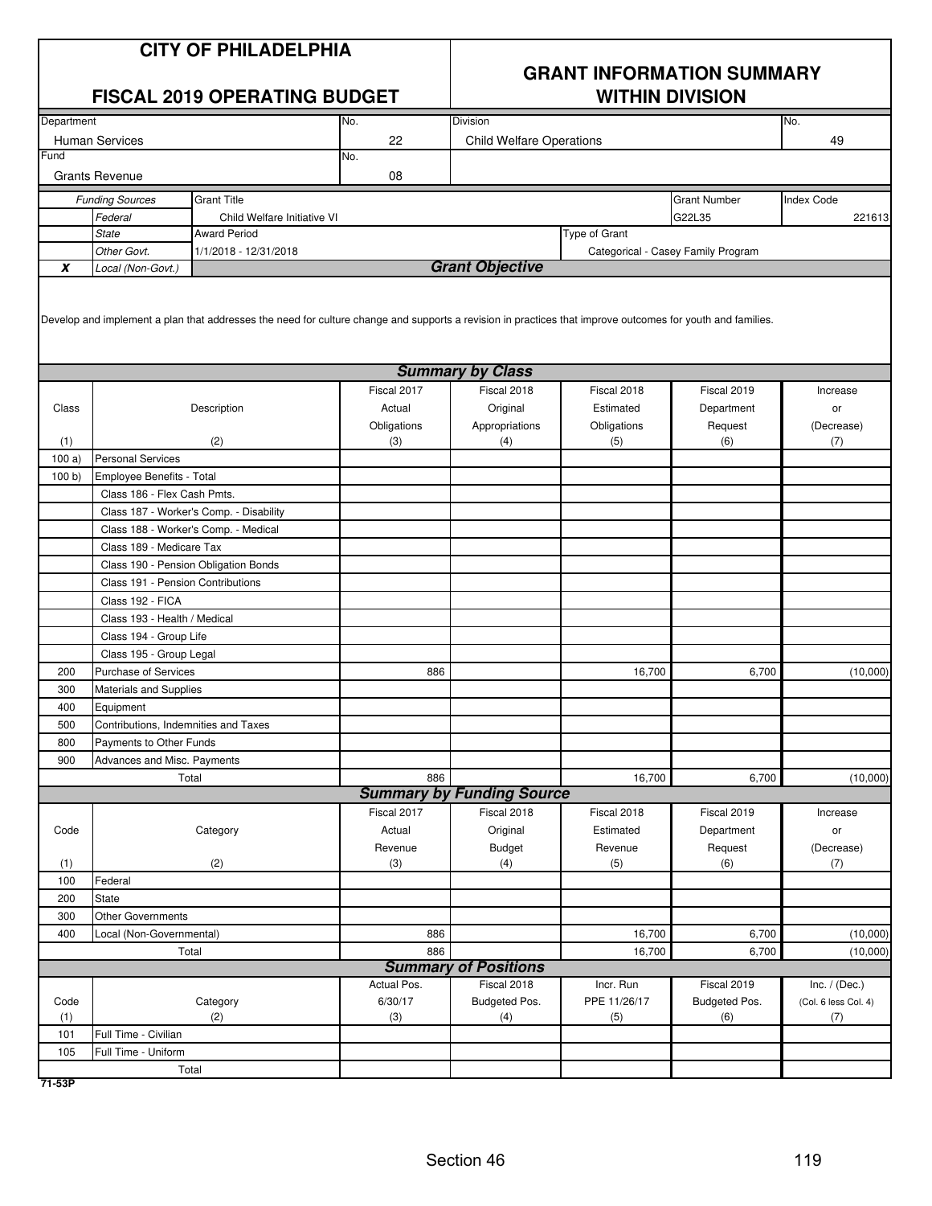# CITY OF PHILADELPHIA

## FISCAL 2019 OPERATING BUDGET

## GRANT INFORMATION SUMMARY WITHIN DIVISION

| Department | No. | Division | No. |
|---|---|---|---|
| Human Services | 22 | Child Welfare Operations | 49 |
| **Fund** | **No.** | | |
| Grants Revenue | 08 | | |

| | Funding Sources | Grant Title | Grant Number | Index Code |
|---|---|---|---|---|
| | Federal | Child Welfare Initiative VI | G22L35 | 221613 |
| | State | Award Period | Type of Grant | |
| | Other Govt. | 1/1/2018 - 12/31/2018 | Categorical - Casey Family Program | |
| X | Local (Non-Govt.) | | | |

### Grant Objective

Develop and implement a plan that addresses the need for culture change and supports a revision in practices that improve outcomes for youth and families.

### Summary by Class

| Class (1) | Description (2) | Fiscal 2017 Actual Obligations (3) | Fiscal 2018 Original Appropriations (4) | Fiscal 2018 Estimated Obligations (5) | Fiscal 2019 Department Request (6) | Increase or (Decrease) (7) |
|---|---|---|---|---|---|---|
| 100 a) | Personal Services | | | | | |
| 100 b) | Employee Benefits - Total | | | | | |
| | Class 186 - Flex Cash Pmts. | | | | | |
| | Class 187 - Worker's Comp. - Disability | | | | | |
| | Class 188 - Worker's Comp. - Medical | | | | | |
| | Class 189 - Medicare Tax | | | | | |
| | Class 190 - Pension Obligation Bonds | | | | | |
| | Class 191 - Pension Contributions | | | | | |
| | Class 192 - FICA | | | | | |
| | Class 193 - Health / Medical | | | | | |
| | Class 194 - Group Life | | | | | |
| | Class 195 - Group Legal | | | | | |
| 200 | Purchase of Services | 886 | | 16,700 | 6,700 | (10,000) |
| 300 | Materials and Supplies | | | | | |
| 400 | Equipment | | | | | |
| 500 | Contributions, Indemnities and Taxes | | | | | |
| 800 | Payments to Other Funds | | | | | |
| 900 | Advances and Misc. Payments | | | | | |
| | Total | 886 | | 16,700 | 6,700 | (10,000) |

### Summary by Funding Source

| Code (1) | Category (2) | Fiscal 2017 Actual Revenue (3) | Fiscal 2018 Original Budget (4) | Fiscal 2018 Estimated Revenue (5) | Fiscal 2019 Department Request (6) | Increase or (Decrease) (7) |
|---|---|---|---|---|---|---|
| 100 | Federal | | | | | |
| 200 | State | | | | | |
| 300 | Other Governments | | | | | |
| 400 | Local (Non-Governmental) | 886 | | 16,700 | 6,700 | (10,000) |
| | Total | 886 | | 16,700 | 6,700 | (10,000) |

### Summary of Positions

| Code (1) | Category (2) | Actual Pos. 6/30/17 (3) | Fiscal 2018 Budgeted Pos. (4) | Incr. Run PPE 11/26/17 (5) | Fiscal 2019 Budgeted Pos. (6) | Inc. / (Dec.) (Col. 6 less Col. 4) (7) |
|---|---|---|---|---|---|---|
| 101 | Full Time - Civilian | | | | | |
| 105 | Full Time - Uniform | | | | | |
| | Total | | | | | |

71-53P

Section 46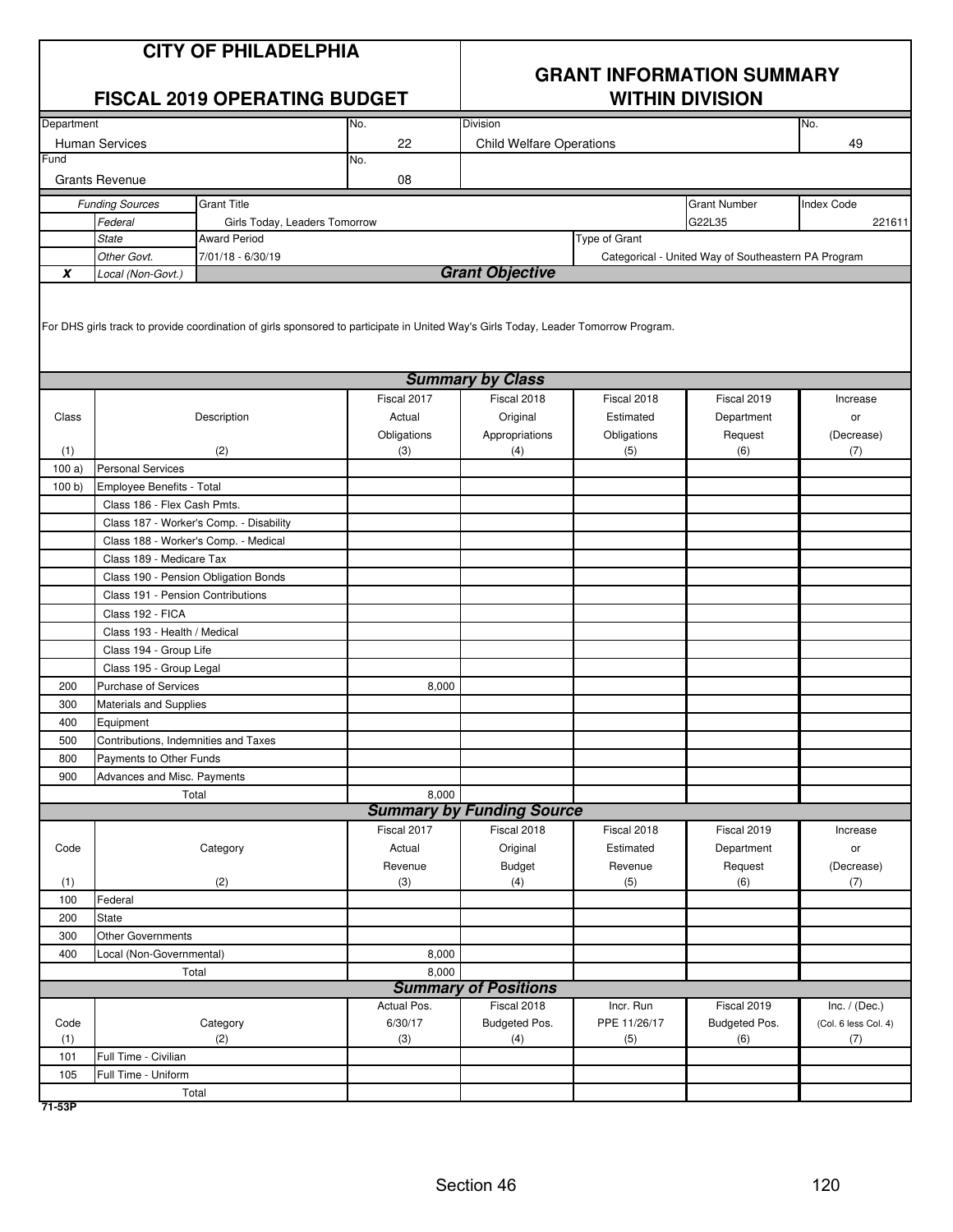# CITY OF PHILADELPHIA

## FISCAL 2019 OPERATING BUDGET

## GRANT INFORMATION SUMMARY WITHIN DIVISION

| Department | No. | Division | No. |
|---|---|---|---|
| Human Services | 22 | Child Welfare Operations | 49 |
| **Fund** | **No.** | | |
| Grants Revenue | 08 | | |

| | Funding Sources | Grant Title | Grant Number | Index Code |
|---|---|---|---|---|
| | Federal | Girls Today, Leaders Tomorrow | G22L35 | 221611 |
| | State | Award Period | Type of Grant | |
| | Other Govt. | 7/01/18 - 6/30/19 | Categorical - United Way of Southeastern PA Program | |
| X | Local (Non-Govt.) | | | |

### *Grant Objective*

For DHS girls track to provide coordination of girls sponsored to participate in United Way's Girls Today, Leader Tomorrow Program.

### *Summary by Class*

| Class<br>(1) | Description<br>(2) | Fiscal 2017 Actual Obligations<br>(3) | Fiscal 2018 Original Appropriations<br>(4) | Fiscal 2018 Estimated Obligations<br>(5) | Fiscal 2019 Department Request<br>(6) | Increase or (Decrease)<br>(7) |
|---|---|---|---|---|---|---|
| 100 a) | Personal Services | | | | | |
| 100 b) | Employee Benefits - Total | | | | | |
| | Class 186 - Flex Cash Pmts. | | | | | |
| | Class 187 - Worker's Comp. - Disability | | | | | |
| | Class 188 - Worker's Comp. - Medical | | | | | |
| | Class 189 - Medicare Tax | | | | | |
| | Class 190 - Pension Obligation Bonds | | | | | |
| | Class 191 - Pension Contributions | | | | | |
| | Class 192 - FICA | | | | | |
| | Class 193 - Health / Medical | | | | | |
| | Class 194 - Group Life | | | | | |
| | Class 195 - Group Legal | | | | | |
| 200 | Purchase of Services | 8,000 | | | | |
| 300 | Materials and Supplies | | | | | |
| 400 | Equipment | | | | | |
| 500 | Contributions, Indemnities and Taxes | | | | | |
| 800 | Payments to Other Funds | | | | | |
| 900 | Advances and Misc. Payments | | | | | |
| | Total | 8,000 | | | | |

### *Summary by Funding Source*

| Code<br>(1) | Category<br>(2) | Fiscal 2017 Actual Revenue<br>(3) | Fiscal 2018 Original Budget<br>(4) | Fiscal 2018 Estimated Revenue<br>(5) | Fiscal 2019 Department Request<br>(6) | Increase or (Decrease)<br>(7) |
|---|---|---|---|---|---|---|
| 100 | Federal | | | | | |
| 200 | State | | | | | |
| 300 | Other Governments | | | | | |
| 400 | Local (Non-Governmental) | 8,000 | | | | |
| | Total | 8,000 | | | | |

### *Summary of Positions*

| Code<br>(1) | Category<br>(2) | Actual Pos. 6/30/17<br>(3) | Fiscal 2018 Budgeted Pos.<br>(4) | Incr. Run PPE 11/26/17<br>(5) | Fiscal 2019 Budgeted Pos.<br>(6) | Inc. / (Dec.) (Col. 6 less Col. 4)<br>(7) |
|---|---|---|---|---|---|---|
| 101 | Full Time - Civilian | | | | | |
| 105 | Full Time - Uniform | | | | | |
| | Total | | | | | |

71-53P

Section 46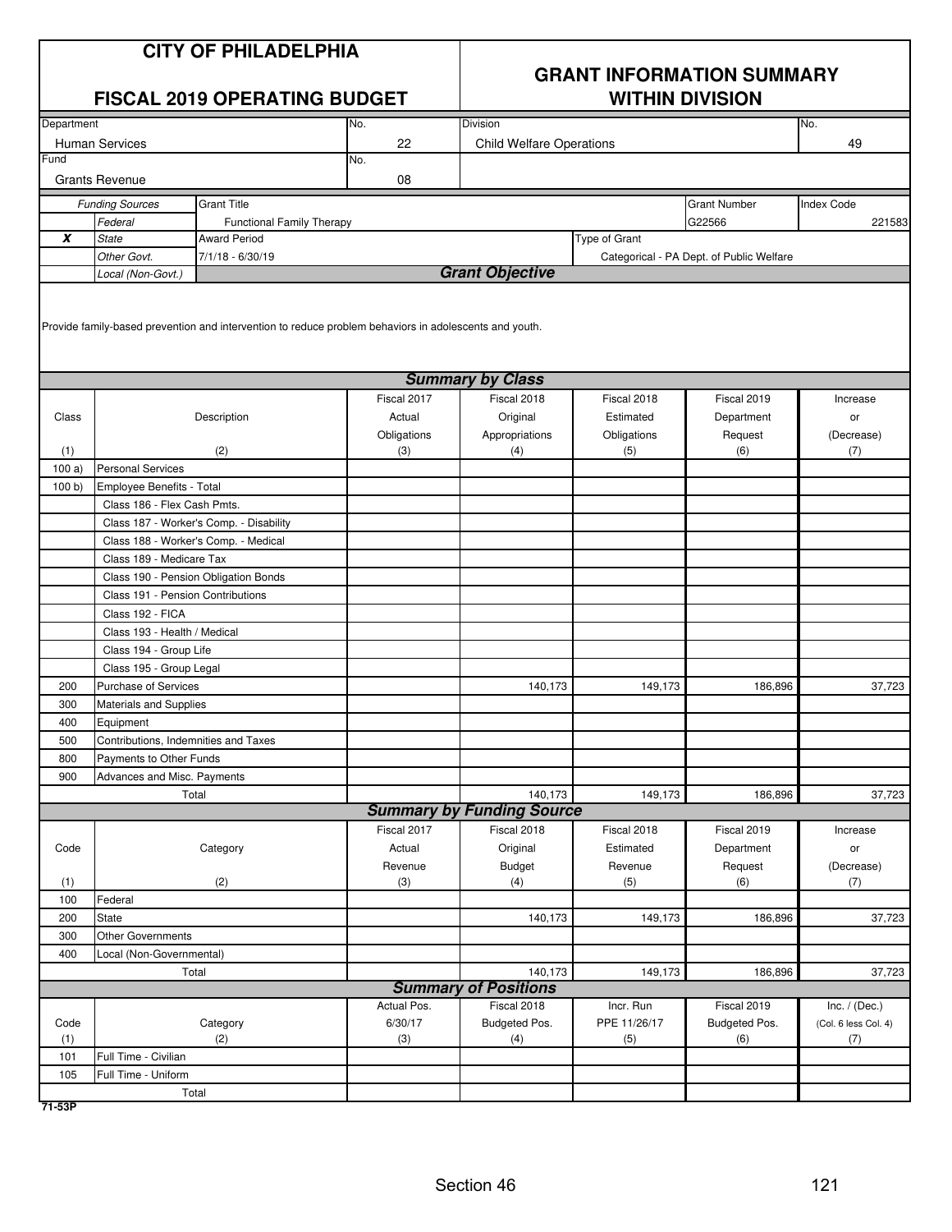# CITY OF PHILADELPHIA

## FISCAL 2019 OPERATING BUDGET

## GRANT INFORMATION SUMMARY WITHIN DIVISION

| Department | No. | Division | No. |
|---|---|---|---|
| Human Services | 22 | Child Welfare Operations | 49 |
| **Fund** | **No.** | | |
| Grants Revenue | 08 | | |

| | *Funding Sources* | Grant Title | Grant Number | Index Code |
|---|---|---|---|---|
| | *Federal* | Functional Family Therapy | G22566 | 221583 |
| **X** | *State* | Award Period | Type of Grant | |
| | *Other Govt.* | 7/1/18 - 6/30/19 | Categorical - PA Dept. of Public Welfare | |
| | *Local (Non-Govt.)* | | | |

### *Grant Objective*

Provide family-based prevention and intervention to reduce problem behaviors in adolescents and youth.

### *Summary by Class*

| Class (1) | Description (2) | Fiscal 2017 Actual Obligations (3) | Fiscal 2018 Original Appropriations (4) | Fiscal 2018 Estimated Obligations (5) | Fiscal 2019 Department Request (6) | Increase or (Decrease) (7) |
|---|---|---|---|---|---|---|
| 100 a) | Personal Services | | | | | |
| 100 b) | Employee Benefits - Total | | | | | |
| | Class 186 - Flex Cash Pmts. | | | | | |
| | Class 187 - Worker's Comp. - Disability | | | | | |
| | Class 188 - Worker's Comp. - Medical | | | | | |
| | Class 189 - Medicare Tax | | | | | |
| | Class 190 - Pension Obligation Bonds | | | | | |
| | Class 191 - Pension Contributions | | | | | |
| | Class 192 - FICA | | | | | |
| | Class 193 - Health / Medical | | | | | |
| | Class 194 - Group Life | | | | | |
| | Class 195 - Group Legal | | | | | |
| 200 | Purchase of Services | | 140,173 | 149,173 | 186,896 | 37,723 |
| 300 | Materials and Supplies | | | | | |
| 400 | Equipment | | | | | |
| 500 | Contributions, Indemnities and Taxes | | | | | |
| 800 | Payments to Other Funds | | | | | |
| 900 | Advances and Misc. Payments | | | | | |
| | Total | | 140,173 | 149,173 | 186,896 | 37,723 |

### *Summary by Funding Source*

| Code (1) | Category (2) | Fiscal 2017 Actual Revenue (3) | Fiscal 2018 Original Budget (4) | Fiscal 2018 Estimated Revenue (5) | Fiscal 2019 Department Request (6) | Increase or (Decrease) (7) |
|---|---|---|---|---|---|---|
| 100 | Federal | | | | | |
| 200 | State | | 140,173 | 149,173 | 186,896 | 37,723 |
| 300 | Other Governments | | | | | |
| 400 | Local (Non-Governmental) | | | | | |
| | Total | | 140,173 | 149,173 | 186,896 | 37,723 |

### *Summary of Positions*

| Code (1) | Category (2) | Actual Pos. 6/30/17 (3) | Fiscal 2018 Budgeted Pos. (4) | Incr. Run PPE 11/26/17 (5) | Fiscal 2019 Budgeted Pos. (6) | Inc. / (Dec.) (Col. 6 less Col. 4) (7) |
|---|---|---|---|---|---|---|
| 101 | Full Time - Civilian | | | | | |
| 105 | Full Time - Uniform | | | | | |
| | Total | | | | | |

71-53P

Section 46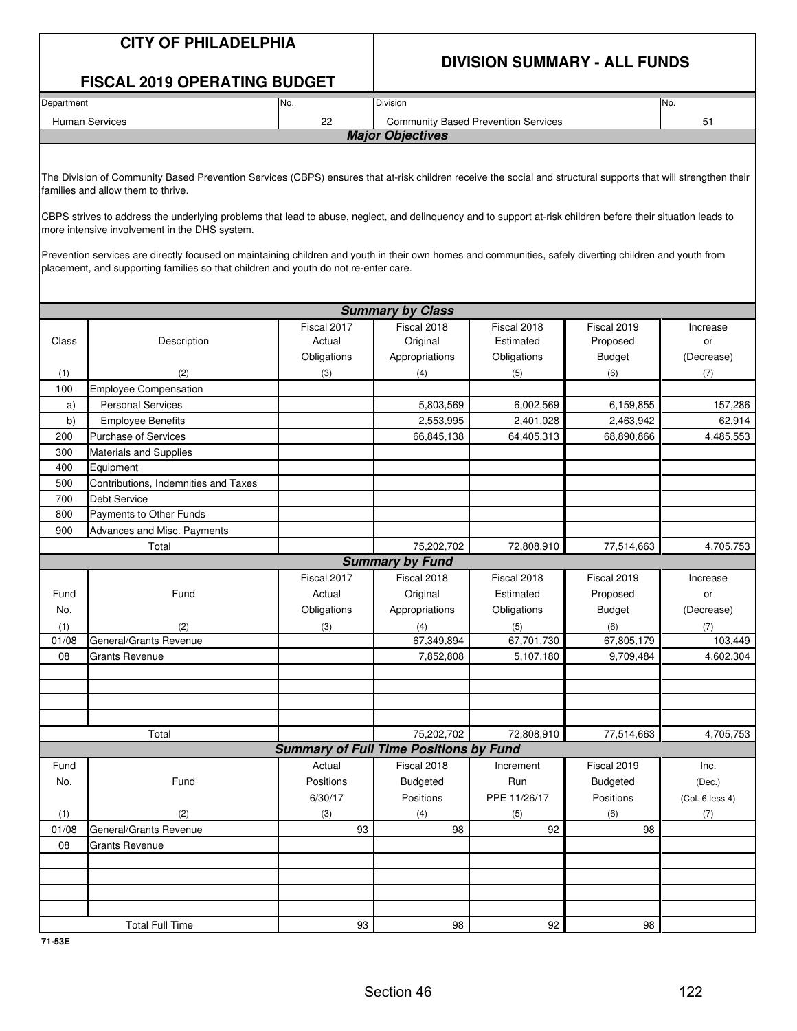# CITY OF PHILADELPHIA

## FISCAL 2019 OPERATING BUDGET

## DIVISION SUMMARY - ALL FUNDS

| Department | No. | Division | No. |
|---|---|---|---|
| Human Services | 22 | Community Based Prevention Services | 51 |

### *Major Objectives*

The Division of Community Based Prevention Services (CBPS) ensures that at-risk children receive the social and structural supports that will strengthen their families and allow them to thrive.

CBPS strives to address the underlying problems that lead to abuse, neglect, and delinquency and to support at-risk children before their situation leads to more intensive involvement in the DHS system.

Prevention services are directly focused on maintaining children and youth in their own homes and communities, safely diverting children and youth from placement, and supporting families so that children and youth do not re-enter care.

### *Summary by Class*

| Class | Description | Fiscal 2017 Actual Obligations | Fiscal 2018 Original Appropriations | Fiscal 2018 Estimated Obligations | Fiscal 2019 Proposed Budget | Increase or (Decrease) |
|---|---|---|---|---|---|---|
| (1) | (2) | (3) | (4) | (5) | (6) | (7) |
| 100 | Employee Compensation | | | | | |
| a) | Personal Services | | 5,803,569 | 6,002,569 | 6,159,855 | 157,286 |
| b) | Employee Benefits | | 2,553,995 | 2,401,028 | 2,463,942 | 62,914 |
| 200 | Purchase of Services | | 66,845,138 | 64,405,313 | 68,890,866 | 4,485,553 |
| 300 | Materials and Supplies | | | | | |
| 400 | Equipment | | | | | |
| 500 | Contributions, Indemnities and Taxes | | | | | |
| 700 | Debt Service | | | | | |
| 800 | Payments to Other Funds | | | | | |
| 900 | Advances and Misc. Payments | | | | | |
| | Total | | 75,202,702 | 72,808,910 | 77,514,663 | 4,705,753 |

### *Summary by Fund*

| Fund No. | Fund | Fiscal 2017 Actual Obligations | Fiscal 2018 Original Appropriations | Fiscal 2018 Estimated Obligations | Fiscal 2019 Proposed Budget | Increase or (Decrease) |
|---|---|---|---|---|---|---|
| (1) | (2) | (3) | (4) | (5) | (6) | (7) |
| 01/08 | General/Grants Revenue | | 67,349,894 | 67,701,730 | 67,805,179 | 103,449 |
| 08 | Grants Revenue | | 7,852,808 | 5,107,180 | 9,709,484 | 4,602,304 |
| | Total | | 75,202,702 | 72,808,910 | 77,514,663 | 4,705,753 |

### *Summary of Full Time Positions by Fund*

| Fund No. | Fund | Actual Positions 6/30/17 | Fiscal 2018 Budgeted Positions | Increment Run PPE 11/26/17 | Fiscal 2019 Budgeted Positions | Inc. (Dec.) (Col. 6 less 4) |
|---|---|---|---|---|---|---|
| (1) | (2) | (3) | (4) | (5) | (6) | (7) |
| 01/08 | General/Grants Revenue | 93 | 98 | 92 | 98 | |
| 08 | Grants Revenue | | | | | |
| | Total Full Time | 93 | 98 | 92 | 98 | |

71-53E

Section 46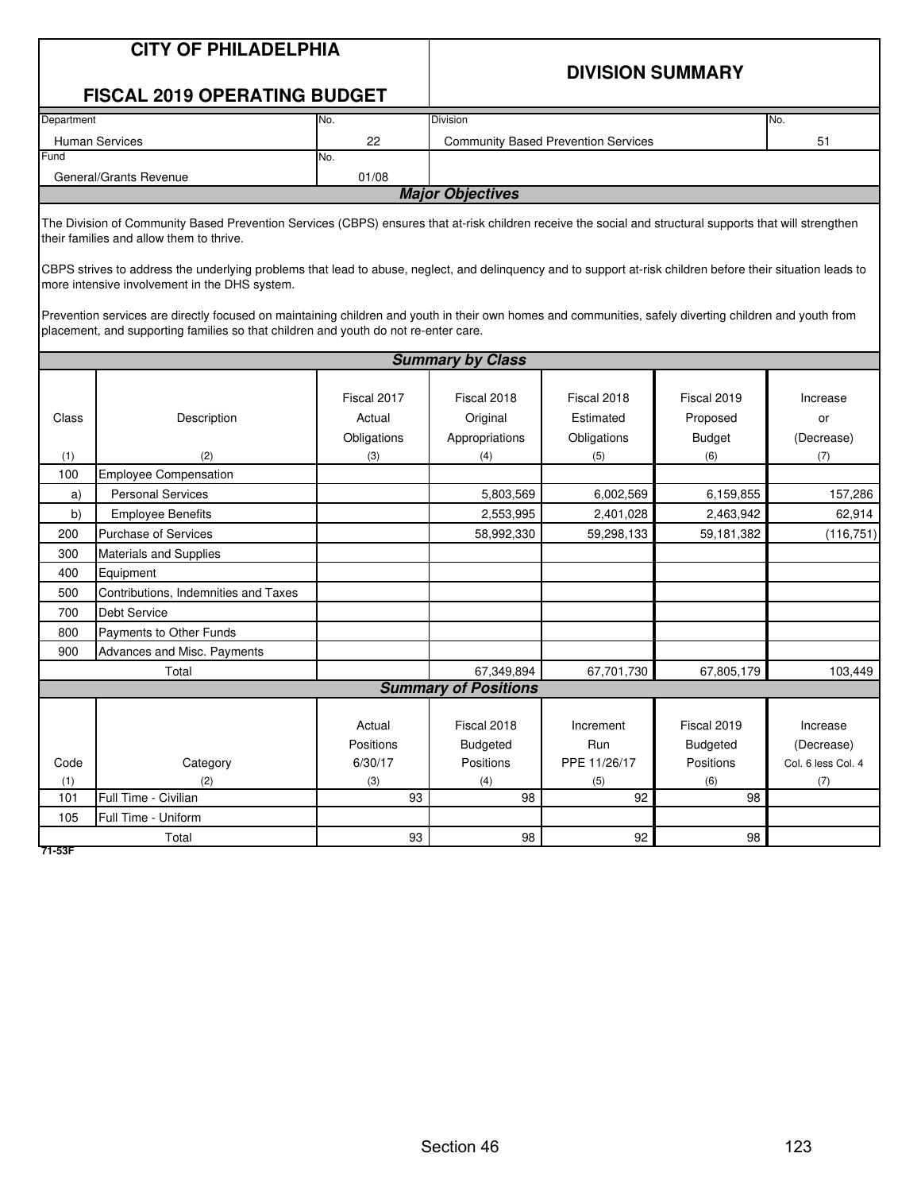# CITY OF PHILADELPHIA

## FISCAL 2019 OPERATING BUDGET

## DIVISION SUMMARY

| Department | No. | Division | No. |
|---|---|---|---|
| Human Services | 22 | Community Based Prevention Services | 51 |
| **Fund** | **No.** | | |
| General/Grants Revenue | 01/08 | | |

### Major Objectives

The Division of Community Based Prevention Services (CBPS) ensures that at-risk children receive the social and structural supports that will strengthen their families and allow them to thrive.

CBPS strives to address the underlying problems that lead to abuse, neglect, and delinquency and to support at-risk children before their situation leads to more intensive involvement in the DHS system.

Prevention services are directly focused on maintaining children and youth in their own homes and communities, safely diverting children and youth from placement, and supporting families so that children and youth do not re-enter care.

### Summary by Class

| Class (1) | Description (2) | Fiscal 2017 Actual Obligations (3) | Fiscal 2018 Original Appropriations (4) | Fiscal 2018 Estimated Obligations (5) | Fiscal 2019 Proposed Budget (6) | Increase or (Decrease) (7) |
|---|---|---|---|---|---|---|
| 100 | Employee Compensation | | | | | |
| a) | Personal Services | | 5,803,569 | 6,002,569 | 6,159,855 | 157,286 |
| b) | Employee Benefits | | 2,553,995 | 2,401,028 | 2,463,942 | 62,914 |
| 200 | Purchase of Services | | 58,992,330 | 59,298,133 | 59,181,382 | (116,751) |
| 300 | Materials and Supplies | | | | | |
| 400 | Equipment | | | | | |
| 500 | Contributions, Indemnities and Taxes | | | | | |
| 700 | Debt Service | | | | | |
| 800 | Payments to Other Funds | | | | | |
| 900 | Advances and Misc. Payments | | | | | |
| | Total | | 67,349,894 | 67,701,730 | 67,805,179 | 103,449 |

### Summary of Positions

| Code (1) | Category (2) | Actual Positions 6/30/17 (3) | Fiscal 2018 Budgeted Positions (4) | Increment Run PPE 11/26/17 (5) | Fiscal 2019 Budgeted Positions (6) | Increase (Decrease) Col. 6 less Col. 4 (7) |
|---|---|---|---|---|---|---|
| 101 | Full Time - Civilian | 93 | 98 | 92 | 98 | |
| 105 | Full Time - Uniform | | | | | |
| | Total | 93 | 98 | 92 | 98 | |

71-53F

Section 46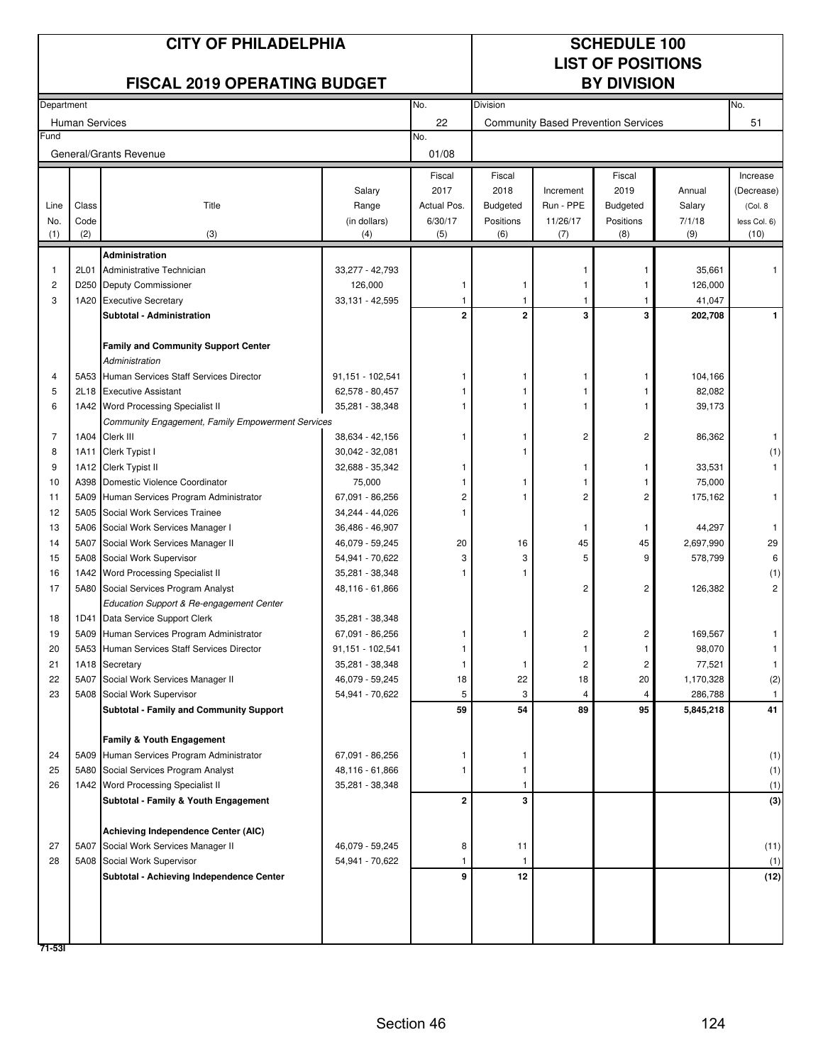# CITY OF PHILADELPHIA

## FISCAL 2019 OPERATING BUDGET

## SCHEDULE 100 LIST OF POSITIONS BY DIVISION

| Department | No. | Division | No. |
|---|---|---|---|
| Human Services | 22 | Community Based Prevention Services | 51 |
| Fund | No. | | |
| General/Grants Revenue | 01/08 | | |

| Line No. (1) | Class Code (2) | Title (3) | Salary Range (in dollars) (4) | Fiscal 2017 Actual Pos. 6/30/17 (5) | Fiscal 2018 Budgeted Positions (6) | Increment Run - PPE 11/26/17 (7) | Fiscal 2019 Budgeted Positions (8) | Annual Salary 7/1/18 (9) | Increase (Decrease) (Col. 8 less Col. 6) (10) |
|---|---|---|---|---|---|---|---|---|---|
| | | **Administration** | | | | | | | |
| 1 | 2L01 | Administrative Technician | 33,277 - 42,793 | | | 1 | 1 | 35,661 | 1 |
| 2 | D250 | Deputy Commissioner | 126,000 | 1 | 1 | 1 | 1 | 126,000 | |
| 3 | 1A20 | Executive Secretary | 33,131 - 42,595 | 1 | 1 | 1 | 1 | 41,047 | |
| | | **Subtotal - Administration** | | **2** | **2** | **3** | **3** | **202,708** | **1** |
| | | **Family and Community Support Center** | | | | | | | |
| | | *Administration* | | | | | | | |
| 4 | 5A53 | Human Services Staff Services Director | 91,151 - 102,541 | 1 | 1 | 1 | 1 | 104,166 | |
| 5 | 2L18 | Executive Assistant | 62,578 - 80,457 | 1 | 1 | 1 | 1 | 82,082 | |
| 6 | 1A42 | Word Processing Specialist II | 35,281 - 38,348 | 1 | 1 | 1 | 1 | 39,173 | |
| | | *Community Engagement, Family Empowerment Services* | | | | | | | |
| 7 | 1A04 | Clerk III | 38,634 - 42,156 | 1 | 1 | 2 | 2 | 86,362 | 1 |
| 8 | 1A11 | Clerk Typist I | 30,042 - 32,081 | | 1 | | | | (1) |
| 9 | 1A12 | Clerk Typist II | 32,688 - 35,342 | 1 | | 1 | 1 | 33,531 | 1 |
| 10 | A398 | Domestic Violence Coordinator | 75,000 | 1 | 1 | 1 | 1 | 75,000 | |
| 11 | 5A09 | Human Services Program Administrator | 67,091 - 86,256 | 2 | 1 | 2 | 2 | 175,162 | 1 |
| 12 | 5A05 | Social Work Services Trainee | 34,244 - 44,026 | 1 | | | | | |
| 13 | 5A06 | Social Work Services Manager I | 36,486 - 46,907 | | | 1 | 1 | 44,297 | 1 |
| 14 | 5A07 | Social Work Services Manager II | 46,079 - 59,245 | 20 | 16 | 45 | 45 | 2,697,990 | 29 |
| 15 | 5A08 | Social Work Supervisor | 54,941 - 70,622 | 3 | 3 | 5 | 9 | 578,799 | 6 |
| 16 | 1A42 | Word Processing Specialist II | 35,281 - 38,348 | 1 | 1 | | | | (1) |
| 17 | 5A80 | Social Services Program Analyst | 48,116 - 61,866 | | | 2 | 2 | 126,382 | 2 |
| | | *Education Support & Re-engagement Center* | | | | | | | |
| 18 | 1D41 | Data Service Support Clerk | 35,281 - 38,348 | | | | | | |
| 19 | 5A09 | Human Services Program Administrator | 67,091 - 86,256 | 1 | 1 | 2 | 2 | 169,567 | 1 |
| 20 | 5A53 | Human Services Staff Services Director | 91,151 - 102,541 | 1 | | 1 | 1 | 98,070 | 1 |
| 21 | 1A18 | Secretary | 35,281 - 38,348 | 1 | 1 | 2 | 2 | 77,521 | 1 |
| 22 | 5A07 | Social Work Services Manager II | 46,079 - 59,245 | 18 | 22 | 18 | 20 | 1,170,328 | (2) |
| 23 | 5A08 | Social Work Supervisor | 54,941 - 70,622 | 5 | 3 | 4 | 4 | 286,788 | 1 |
| | | **Subtotal - Family and Community Support** | | **59** | **54** | **89** | **95** | **5,845,218** | **41** |
| | | **Family & Youth Engagement** | | | | | | | |
| 24 | 5A09 | Human Services Program Administrator | 67,091 - 86,256 | 1 | 1 | | | | (1) |
| 25 | 5A80 | Social Services Program Analyst | 48,116 - 61,866 | 1 | 1 | | | | (1) |
| 26 | 1A42 | Word Processing Specialist II | 35,281 - 38,348 | | 1 | | | | (1) |
| | | **Subtotal - Family & Youth Engagement** | | **2** | **3** | | | | **(3)** |
| | | **Achieving Independence Center (AIC)** | | | | | | | |
| 27 | 5A07 | Social Work Services Manager II | 46,079 - 59,245 | 8 | 11 | | | | (11) |
| 28 | 5A08 | Social Work Supervisor | 54,941 - 70,622 | 1 | 1 | | | | (1) |
| | | **Subtotal - Achieving Independence Center** | | **9** | **12** | | | | **(12)** |

71-53I

Section 46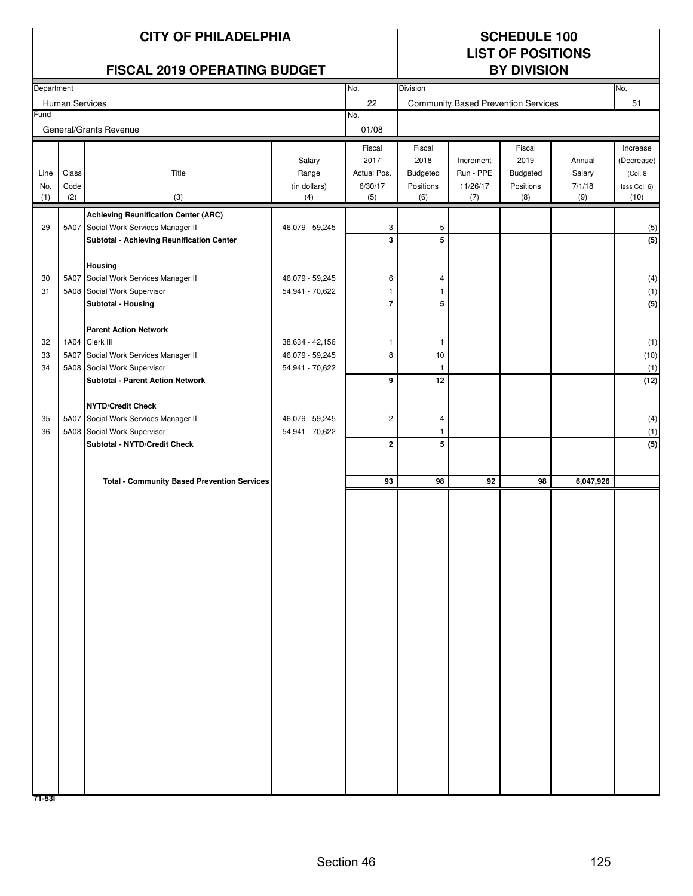# CITY OF PHILADELPHIA

## FISCAL 2019 OPERATING BUDGET

## SCHEDULE 100 LIST OF POSITIONS BY DIVISION

| Department | No. | Division | No. |
|---|---|---|---|
| Human Services | 22 | Community Based Prevention Services | 51 |
| Fund | No. | | |
| General/Grants Revenue | 01/08 | | |

| Line No. (1) | Class Code (2) | Title (3) | Salary Range (in dollars) (4) | Fiscal 2017 Actual Pos. 6/30/17 (5) | Fiscal 2018 Budgeted Positions (6) | Increment Run - PPE 11/26/17 (7) | Fiscal 2019 Budgeted Positions (8) | Annual Salary 7/1/18 (9) | Increase (Decrease) (Col. 8 less Col. 6) (10) |
|---|---|---|---|---|---|---|---|---|---|
| | | **Achieving Reunification Center (ARC)** | | | | | | | |
| 29 | 5A07 | Social Work Services Manager II | 46,079 - 59,245 | 3 | 5 | | | | (5) |
| | | **Subtotal - Achieving Reunification Center** | | **3** | **5** | | | | **(5)** |
| | | **Housing** | | | | | | | |
| 30 | 5A07 | Social Work Services Manager II | 46,079 - 59,245 | 6 | 4 | | | | (4) |
| 31 | 5A08 | Social Work Supervisor | 54,941 - 70,622 | 1 | 1 | | | | (1) |
| | | **Subtotal - Housing** | | **7** | **5** | | | | **(5)** |
| | | **Parent Action Network** | | | | | | | |
| 32 | 1A04 | Clerk III | 38,634 - 42,156 | 1 | 1 | | | | (1) |
| 33 | 5A07 | Social Work Services Manager II | 46,079 - 59,245 | 8 | 10 | | | | (10) |
| 34 | 5A08 | Social Work Supervisor | 54,941 - 70,622 | | 1 | | | | (1) |
| | | **Subtotal - Parent Action Network** | | **9** | **12** | | | | **(12)** |
| | | **NYTD/Credit Check** | | | | | | | |
| 35 | 5A07 | Social Work Services Manager II | 46,079 - 59,245 | 2 | 4 | | | | (4) |
| 36 | 5A08 | Social Work Supervisor | 54,941 - 70,622 | | 1 | | | | (1) |
| | | **Subtotal - NYTD/Credit Check** | | **2** | **5** | | | | **(5)** |
| | | **Total - Community Based Prevention Services** | | **93** | **98** | **92** | **98** | **6,047,926** | |

71-53I

Section 46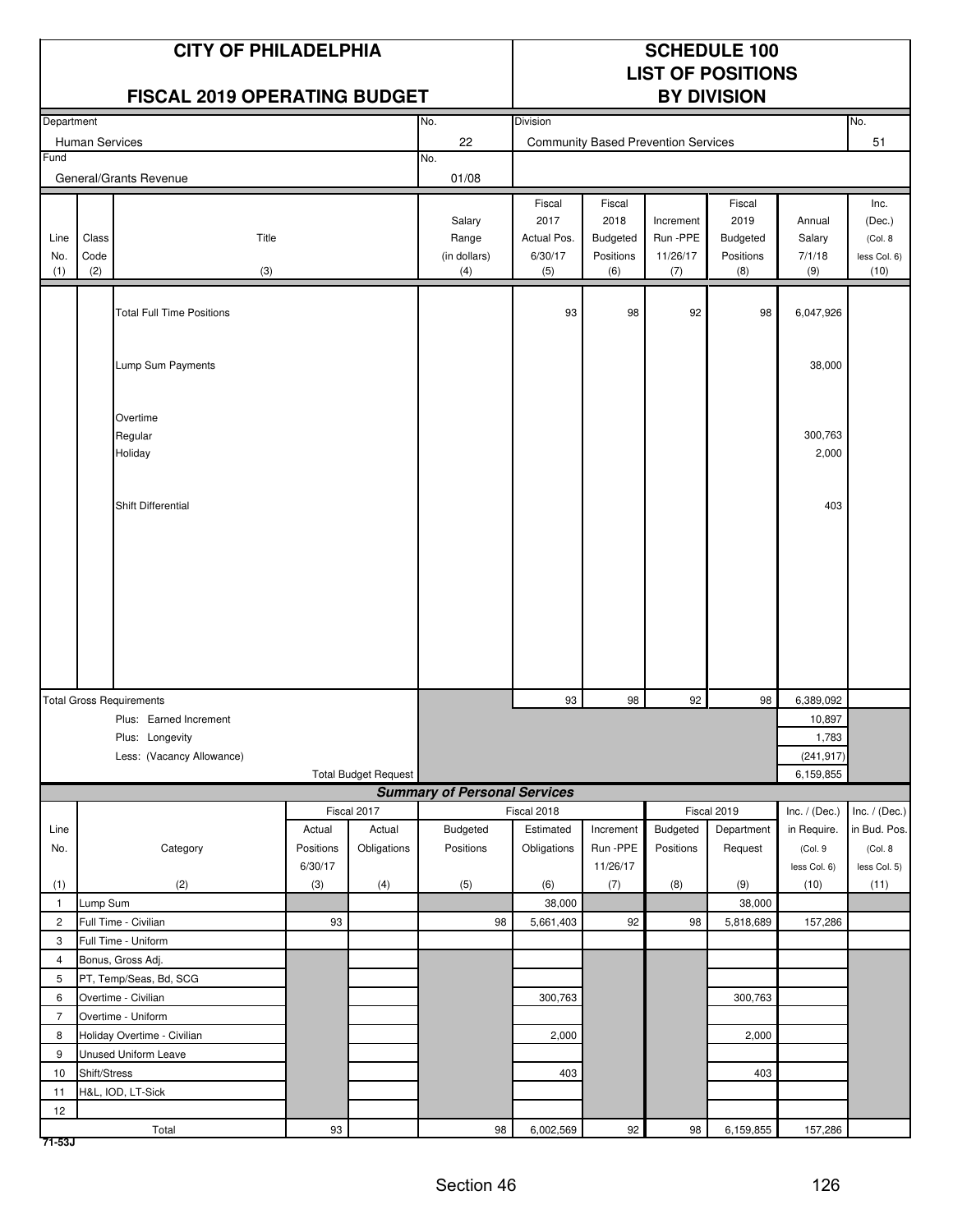# CITY OF PHILADELPHIA

## FISCAL 2019 OPERATING BUDGET

## SCHEDULE 100 LIST OF POSITIONS BY DIVISION

| Department | No. | Division | No. |
|---|---|---|---|
| Human Services | 22 | Community Based Prevention Services | 51 |
| **Fund** | **No.** | | |
| General/Grants Revenue | 01/08 | | |

| Line No. (1) | Class Code (2) | Title (3) | Salary Range (in dollars) (4) | Fiscal 2017 Actual Pos. 6/30/17 (5) | Fiscal 2018 Budgeted Positions (6) | Increment Run -PPE 11/26/17 (7) | Fiscal 2019 Budgeted Positions (8) | Annual Salary 7/1/18 (9) | Inc. (Dec.) (Col. 8 less Col. 6) (10) |
|---|---|---|---|---|---|---|---|---|---|
| | | Total Full Time Positions | | 93 | 98 | 92 | 98 | 6,047,926 | |
| | | Lump Sum Payments | | | | | | 38,000 | |
| | | Overtime | | | | | | | |
| | | Regular | | | | | | 300,763 | |
| | | Holiday | | | | | | 2,000 | |
| | | Shift Differential | | | | | | 403 | |
| | | Total Gross Requirements | | 93 | 98 | 92 | 98 | 6,389,092 | |
| | | Plus: Earned Increment | | | | | | 10,897 | |
| | | Plus: Longevity | | | | | | 1,783 | |
| | | Less: (Vacancy Allowance) | | | | | | (241,917) | |
| | | Total Budget Request | | | | | | 6,159,855 | |

### Summary of Personal Services

| Line No. (1) | Category (2) | Fiscal 2017 Actual Positions 6/30/17 (3) | Fiscal 2017 Actual Obligations (4) | Fiscal 2018 Budgeted Positions (5) | Fiscal 2018 Estimated Obligations (6) | Increment Run -PPE 11/26/17 (7) | Fiscal 2019 Budgeted Positions (8) | Fiscal 2019 Department Request (9) | Inc. / (Dec.) in Require. (Col. 9 less Col. 6) (10) | Inc. / (Dec.) in Bud. Pos. (Col. 8 less Col. 5) (11) |
|---|---|---|---|---|---|---|---|---|---|---|
| 1 | Lump Sum | | | | 38,000 | | | 38,000 | | |
| 2 | Full Time - Civilian | 93 | | 98 | 5,661,403 | 92 | 98 | 5,818,689 | 157,286 | |
| 3 | Full Time - Uniform | | | | | | | | | |
| 4 | Bonus, Gross Adj. | | | | | | | | | |
| 5 | PT, Temp/Seas, Bd, SCG | | | | | | | | | |
| 6 | Overtime - Civilian | | | | 300,763 | | | 300,763 | | |
| 7 | Overtime - Uniform | | | | | | | | | |
| 8 | Holiday Overtime - Civilian | | | | 2,000 | | | 2,000 | | |
| 9 | Unused Uniform Leave | | | | | | | | | |
| 10 | Shift/Stress | | | | 403 | | | 403 | | |
| 11 | H&L, IOD, LT-Sick | | | | | | | | | |
| 12 | | | | | | | | | | |
| | Total | 93 | | 98 | 6,002,569 | 92 | 98 | 6,159,855 | 157,286 | |

71-53J

Section 46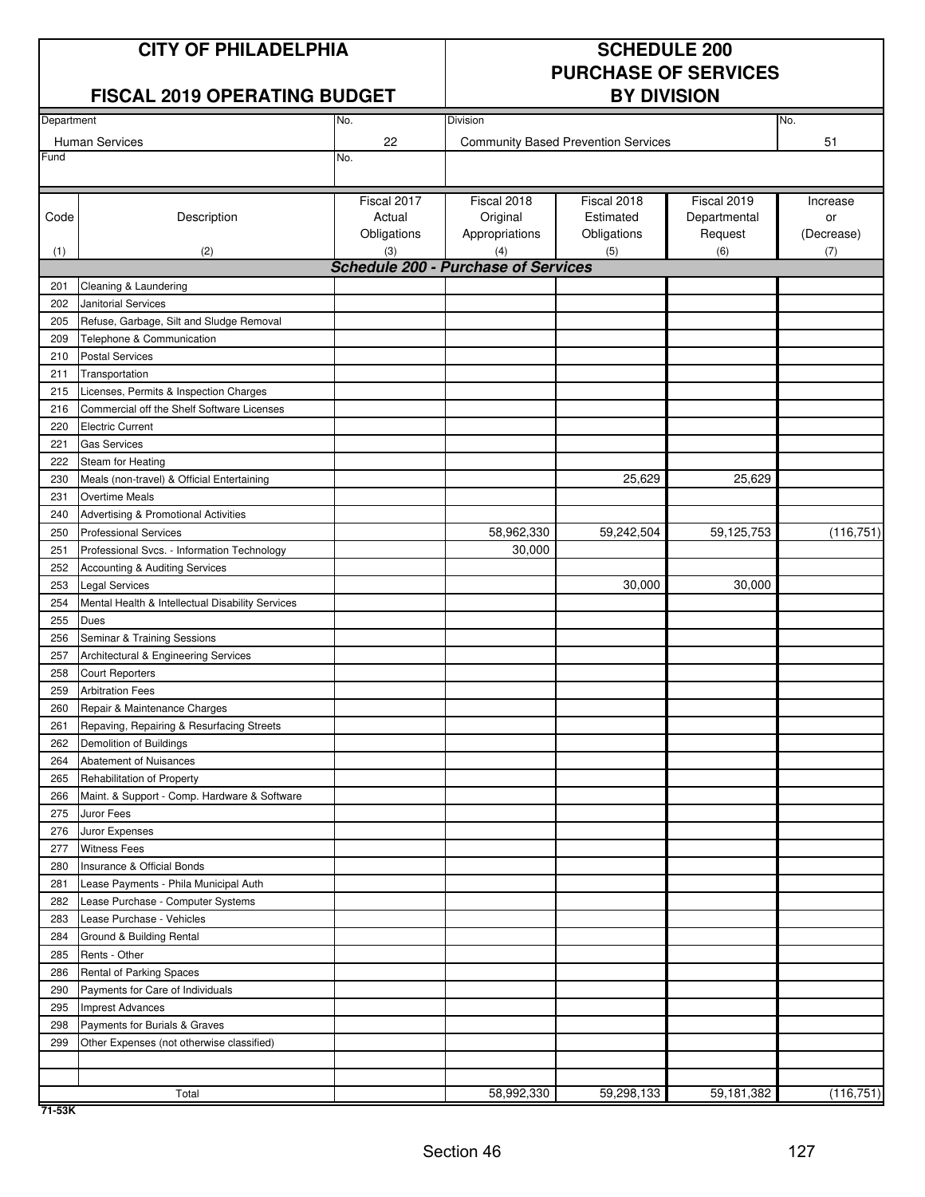# CITY OF PHILADELPHIA

## FISCAL 2019 OPERATING BUDGET

# SCHEDULE 200 PURCHASE OF SERVICES BY DIVISION

| Department | No. | Division | No. |
|---|---|---|---|
| Human Services | 22 | Community Based Prevention Services | 51 |
| Fund | No. | | |

| Code | Description | Fiscal 2017 Actual Obligations | Fiscal 2018 Original Appropriations | Fiscal 2018 Estimated Obligations | Fiscal 2019 Departmental Request | Increase or (Decrease) |
|---|---|---|---|---|---|---|
| (1) | (2) | (3) | (4) | (5) | (6) | (7) |
| | ***Schedule 200 - Purchase of Services*** | | | | | |
| 201 | Cleaning & Laundering | | | | | |
| 202 | Janitorial Services | | | | | |
| 205 | Refuse, Garbage, Silt and Sludge Removal | | | | | |
| 209 | Telephone & Communication | | | | | |
| 210 | Postal Services | | | | | |
| 211 | Transportation | | | | | |
| 215 | Licenses, Permits & Inspection Charges | | | | | |
| 216 | Commercial off the Shelf Software Licenses | | | | | |
| 220 | Electric Current | | | | | |
| 221 | Gas Services | | | | | |
| 222 | Steam for Heating | | | | | |
| 230 | Meals (non-travel) & Official Entertaining | | | 25,629 | 25,629 | |
| 231 | Overtime Meals | | | | | |
| 240 | Advertising & Promotional Activities | | | | | |
| 250 | Professional Services | | 58,962,330 | 59,242,504 | 59,125,753 | (116,751) |
| 251 | Professional Svcs. - Information Technology | | 30,000 | | | |
| 252 | Accounting & Auditing Services | | | | | |
| 253 | Legal Services | | | 30,000 | 30,000 | |
| 254 | Mental Health & Intellectual Disability Services | | | | | |
| 255 | Dues | | | | | |
| 256 | Seminar & Training Sessions | | | | | |
| 257 | Architectural & Engineering Services | | | | | |
| 258 | Court Reporters | | | | | |
| 259 | Arbitration Fees | | | | | |
| 260 | Repair & Maintenance Charges | | | | | |
| 261 | Repaving, Repairing & Resurfacing Streets | | | | | |
| 262 | Demolition of Buildings | | | | | |
| 264 | Abatement of Nuisances | | | | | |
| 265 | Rehabilitation of Property | | | | | |
| 266 | Maint. & Support - Comp. Hardware & Software | | | | | |
| 275 | Juror Fees | | | | | |
| 276 | Juror Expenses | | | | | |
| 277 | Witness Fees | | | | | |
| 280 | Insurance & Official Bonds | | | | | |
| 281 | Lease Payments - Phila Municipal Auth | | | | | |
| 282 | Lease Purchase - Computer Systems | | | | | |
| 283 | Lease Purchase - Vehicles | | | | | |
| 284 | Ground & Building Rental | | | | | |
| 285 | Rents - Other | | | | | |
| 286 | Rental of Parking Spaces | | | | | |
| 290 | Payments for Care of Individuals | | | | | |
| 295 | Imprest Advances | | | | | |
| 298 | Payments for Burials & Graves | | | | | |
| 299 | Other Expenses (not otherwise classified) | | | | | |
| | | | | | | |
| | | | | | | |
| | Total | | 58,992,330 | 59,298,133 | 59,181,382 | (116,751) |

71-53K

Section 46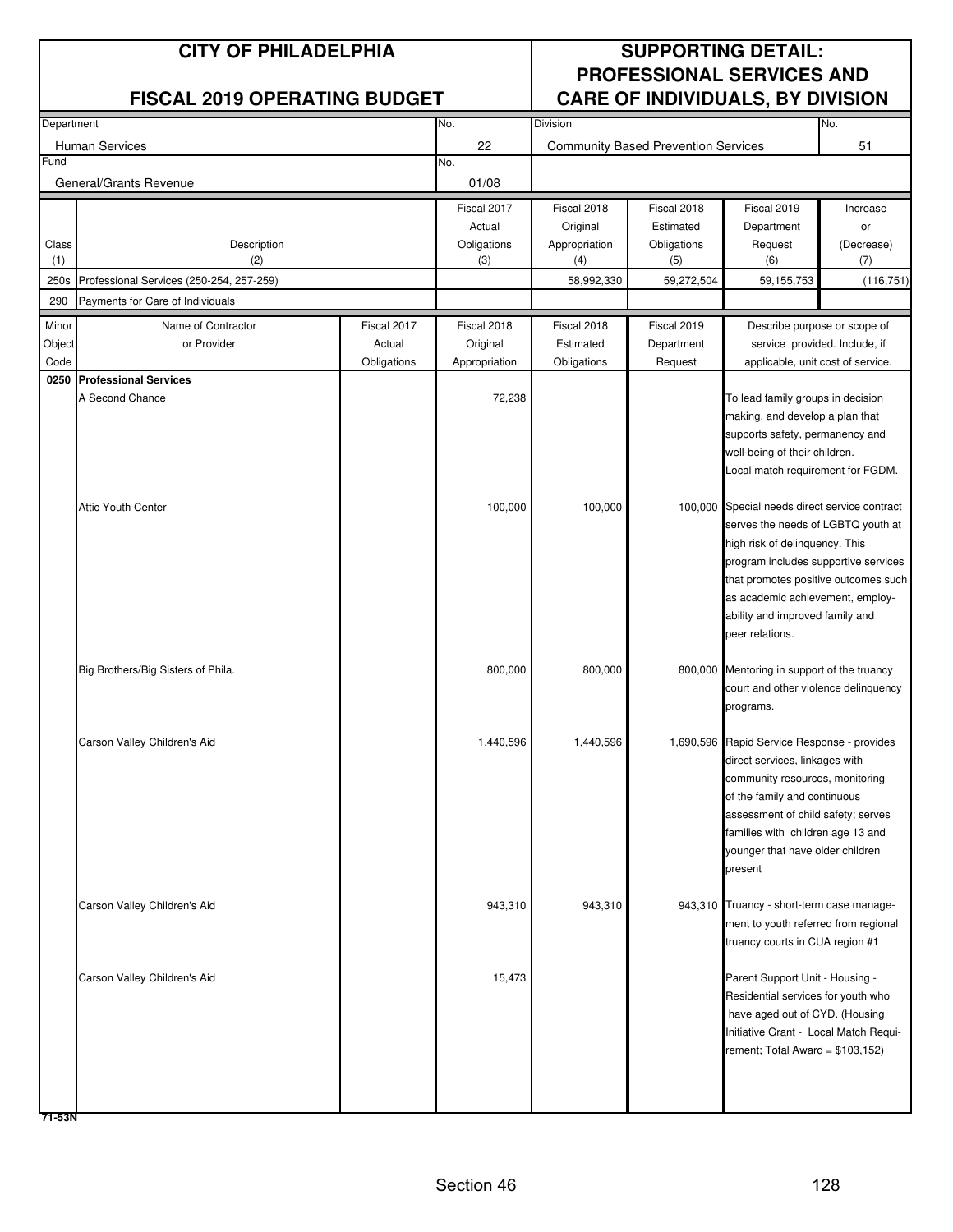# CITY OF PHILADELPHIA

## FISCAL 2019 OPERATING BUDGET

## SUPPORTING DETAIL: PROFESSIONAL SERVICES AND CARE OF INDIVIDUALS, BY DIVISION

| Department | No. | Division | No. |
|---|---|---|---|
| Human Services | 22 | Community Based Prevention Services | 51 |
| **Fund** | **No.** | | |
| General/Grants Revenue | 01/08 | | |

| Class (1) | Description (2) | Fiscal 2017 Actual Obligations (3) | Fiscal 2018 Original Appropriation (4) | Fiscal 2018 Estimated Obligations (5) | Fiscal 2019 Department Request (6) | Increase or (Decrease) (7) |
|---|---|---|---|---|---|---|
| 250s | Professional Services (250-254, 257-259) | | 58,992,330 | 59,272,504 | 59,155,753 | (116,751) |
| 290 | Payments for Care of Individuals | | | | | |

| Minor Object Code | Name of Contractor or Provider | Fiscal 2017 Actual Obligations | Fiscal 2018 Original Appropriation | Fiscal 2018 Estimated Obligations | Fiscal 2019 Department Request | Describe purpose or scope of service provided. Include, if applicable, unit cost of service. |
|---|---|---|---|---|---|---|
| **0250** | **Professional Services** | | | | | |
| | A Second Chance | | 72,238 | | | To lead family groups in decision making, and develop a plan that supports safety, permanency and well-being of their children. Local match requirement for FGDM. |
| | Attic Youth Center | | 100,000 | 100,000 | 100,000 | Special needs direct service contract serves the needs of LGBTQ youth at high risk of delinquency. This program includes supportive services that promotes positive outcomes such as academic achievement, employ-ability and improved family and peer relations. |
| | Big Brothers/Big Sisters of Phila. | | 800,000 | 800,000 | 800,000 | Mentoring in support of the truancy court and other violence delinquency programs. |
| | Carson Valley Children's Aid | | 1,440,596 | 1,440,596 | 1,690,596 | Rapid Service Response - provides direct services, linkages with community resources, monitoring of the family and continuous assessment of child safety; serves families with children age 13 and younger that have older children present |
| | Carson Valley Children's Aid | | 943,310 | 943,310 | 943,310 | Truancy - short-term case manage-ment to youth referred from regional truancy courts in CUA region #1 |
| | Carson Valley Children's Aid | | 15,473 | | | Parent Support Unit - Housing - Residential services for youth who have aged out of CYD. (Housing Initiative Grant - Local Match Requi-rement; Total Award = $103,152) |

71-53N

Section 46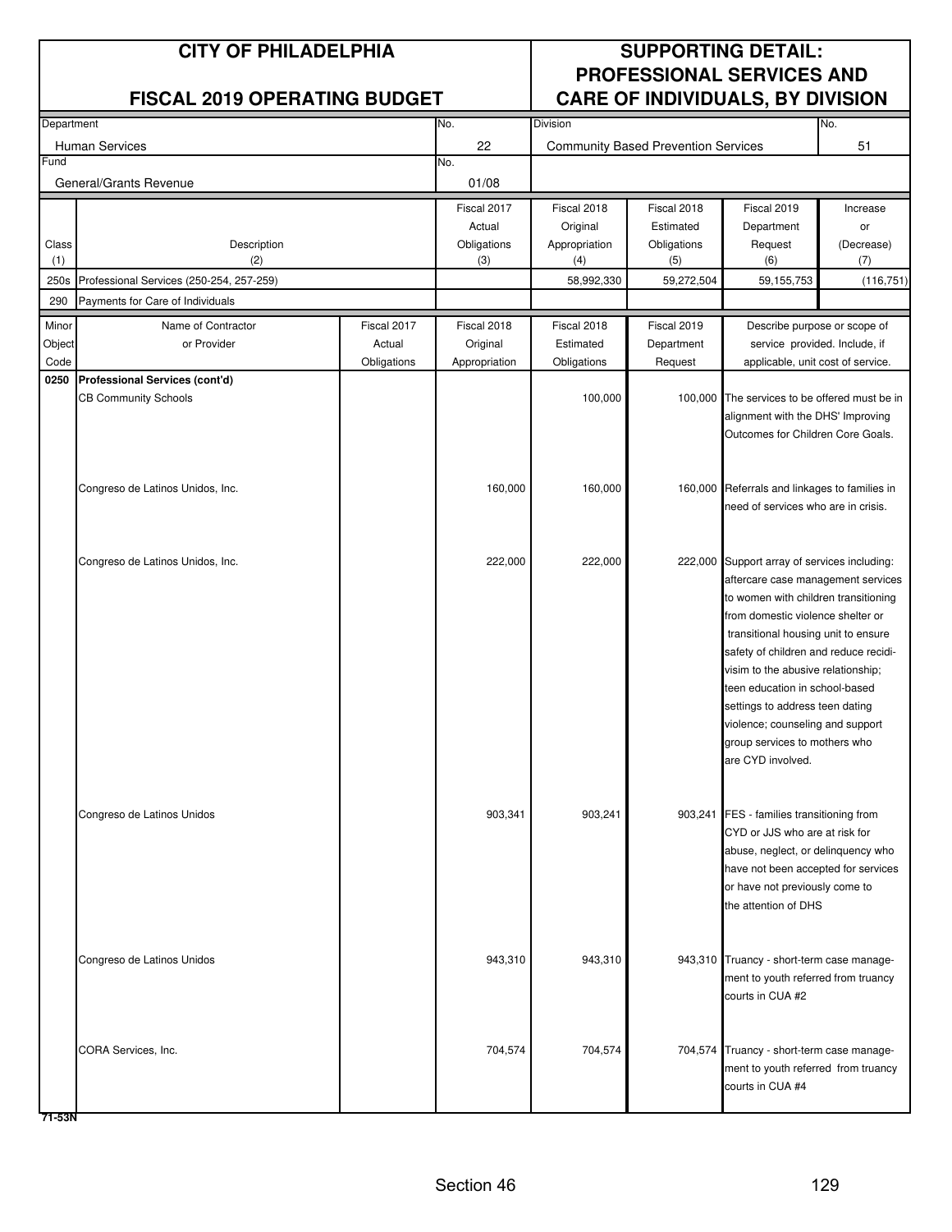# CITY OF PHILADELPHIA

## FISCAL 2019 OPERATING BUDGET

## SUPPORTING DETAIL: PROFESSIONAL SERVICES AND CARE OF INDIVIDUALS, BY DIVISION

| Department | No. | Division | No. |
|---|---|---|---|
| Human Services | 22 | Community Based Prevention Services | 51 |
| **Fund** | **No.** | | |
| General/Grants Revenue | 01/08 | | |

| Class (1) | Description (2) | Fiscal 2017 Actual Obligations (3) | Fiscal 2018 Original Appropriation (4) | Fiscal 2018 Estimated Obligations (5) | Fiscal 2019 Department Request (6) | Increase or (Decrease) (7) |
|---|---|---|---|---|---|---|
| 250s | Professional Services (250-254, 257-259) | | 58,992,330 | 59,272,504 | 59,155,753 | (116,751) |
| 290 | Payments for Care of Individuals | | | | | |

| Minor Object Code | Name of Contractor or Provider | Fiscal 2017 Actual Obligations | Fiscal 2018 Original Appropriation | Fiscal 2018 Estimated Obligations | Fiscal 2019 Department Request | Describe purpose or scope of service provided. Include, if applicable, unit cost of service. |
|---|---|---|---|---|---|---|
| **0250** | **Professional Services (cont'd)** | | | | | |
| | CB Community Schools | | | 100,000 | 100,000 | The services to be offered must be in alignment with the DHS' Improving Outcomes for Children Core Goals. |
| | Congreso de Latinos Unidos, Inc. | | 160,000 | 160,000 | 160,000 | Referrals and linkages to families in need of services who are in crisis. |
| | Congreso de Latinos Unidos, Inc. | | 222,000 | 222,000 | 222,000 | Support array of services including: aftercare case management services to women with children transitioning from domestic violence shelter or transitional housing unit to ensure safety of children and reduce recidivisim to the abusive relationship; teen education in school-based settings to address teen dating violence; counseling and support group services to mothers who are CYD involved. |
| | Congreso de Latinos Unidos | | 903,341 | 903,241 | 903,241 | FES - families transitioning from CYD or JJS who are at risk for abuse, neglect, or delinquency who have not been accepted for services or have not previously come to the attention of DHS |
| | Congreso de Latinos Unidos | | 943,310 | 943,310 | 943,310 | Truancy - short-term case management to youth referred from truancy courts in CUA #2 |
| | CORA Services, Inc. | | 704,574 | 704,574 | 704,574 | Truancy - short-term case management to youth referred from truancy courts in CUA #4 |

71-53N

Section 46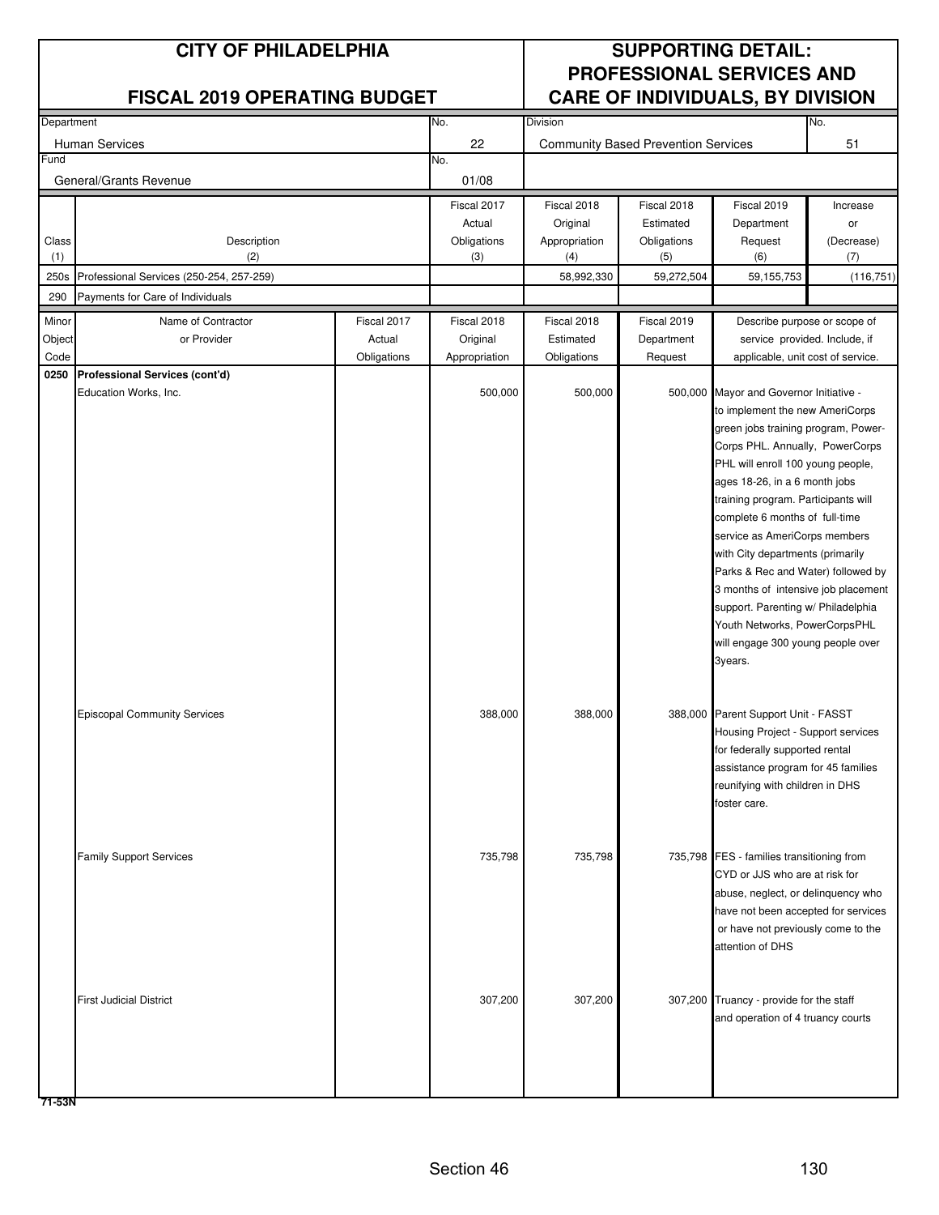## CITY OF PHILADELPHIA

### FISCAL 2019 OPERATING BUDGET

## SUPPORTING DETAIL: PROFESSIONAL SERVICES AND CARE OF INDIVIDUALS, BY DIVISION

| Department | No. | Division | No. |
|---|---|---|---|
| Human Services | 22 | Community Based Prevention Services | 51 |
| **Fund** | **No.** | | |
| General/Grants Revenue | 01/08 | | |

| Class (1) | Description (2) | Fiscal 2017 Actual Obligations (3) | Fiscal 2018 Original Appropriation (4) | Fiscal 2018 Estimated Obligations (5) | Fiscal 2019 Department Request (6) | Increase or (Decrease) (7) |
|---|---|---|---|---|---|---|
| 250s | Professional Services (250-254, 257-259) | | 58,992,330 | 59,272,504 | 59,155,753 | (116,751) |
| 290 | Payments for Care of Individuals | | | | | |

| Minor Object Code | Name of Contractor or Provider | Fiscal 2017 Actual Obligations | Fiscal 2018 Original Appropriation | Fiscal 2018 Estimated Obligations | Fiscal 2019 Department Request | Describe purpose or scope of service provided. Include, if applicable, unit cost of service. |
|---|---|---|---|---|---|---|
| **0250** | **Professional Services (cont'd)** | | | | | |
| | Education Works, Inc. | | 500,000 | 500,000 | 500,000 | Mayor and Governor Initiative - to implement the new AmeriCorps green jobs training program, Power-Corps PHL. Annually, PowerCorps PHL will enroll 100 young people, ages 18-26, in a 6 month jobs training program. Participants will complete 6 months of full-time service as AmeriCorps members with City departments (primarily Parks & Rec and Water) followed by 3 months of intensive job placement support. Parenting w/ Philadelphia Youth Networks, PowerCorpsPHL will engage 300 young people over 3years. |
| | Episcopal Community Services | | 388,000 | 388,000 | 388,000 | Parent Support Unit - FASST Housing Project - Support services for federally supported rental assistance program for 45 families reunifying with children in DHS foster care. |
| | Family Support Services | | 735,798 | 735,798 | 735,798 | FES - families transitioning from CYD or JJS who are at risk for abuse, neglect, or delinquency who have not been accepted for services or have not previously come to the attention of DHS |
| | First Judicial District | | 307,200 | 307,200 | 307,200 | Truancy - provide for the staff and operation of 4 truancy courts |

71-53N

Section 46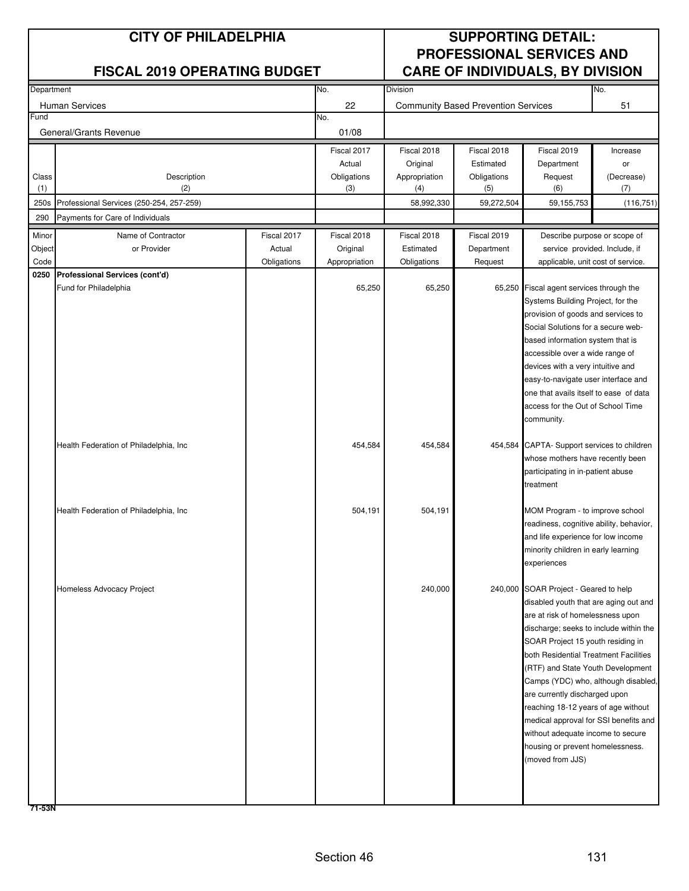# CITY OF PHILADELPHIA

## FISCAL 2019 OPERATING BUDGET

## SUPPORTING DETAIL: PROFESSIONAL SERVICES AND CARE OF INDIVIDUALS, BY DIVISION

| Department | No. | Division | No. |
|---|---|---|---|
| Human Services | 22 | Community Based Prevention Services | 51 |
| **Fund** | **No.** | | |
| General/Grants Revenue | 01/08 | | |

| Class (1) | Description (2) | Fiscal 2017 Actual Obligations (3) | Fiscal 2018 Original Appropriation (4) | Fiscal 2018 Estimated Obligations (5) | Fiscal 2019 Department Request (6) | Increase or (Decrease) (7) |
|---|---|---|---|---|---|---|
| 250s | Professional Services (250-254, 257-259) | | 58,992,330 | 59,272,504 | 59,155,753 | (116,751) |
| 290 | Payments for Care of Individuals | | | | | |

| Minor Object Code | Name of Contractor or Provider | Fiscal 2017 Actual Obligations | Fiscal 2018 Original Appropriation | Fiscal 2018 Estimated Obligations | Fiscal 2019 Department Request | Describe purpose or scope of service provided. Include, if applicable, unit cost of service. |
|---|---|---|---|---|---|---|
| **0250** | **Professional Services (cont'd)** | | | | | |
| | Fund for Philadelphia | | 65,250 | 65,250 | 65,250 | Fiscal agent services through the Systems Building Project, for the provision of goods and services to Social Solutions for a secure web-based information system that is accessible over a wide range of devices with a very intuitive and easy-to-navigate user interface and one that avails itself to ease of data access for the Out of School Time community. |
| | Health Federation of Philadelphia, Inc | | 454,584 | 454,584 | 454,584 | CAPTA- Support services to children whose mothers have recently been participating in in-patient abuse treatment |
| | Health Federation of Philadelphia, Inc | | 504,191 | 504,191 | | MOM Program - to improve school readiness, cognitive ability, behavior, and life experience for low income minority children in early learning experiences |
| | Homeless Advocacy Project | | | 240,000 | 240,000 | SOAR Project - Geared to help disabled youth that are aging out and are at risk of homelessness upon discharge; seeks to include within the SOAR Project 15 youth residing in both Residential Treatment Facilities (RTF) and State Youth Development Camps (YDC) who, although disabled, are currently discharged upon reaching 18-12 years of age without medical approval for SSI benefits and without adequate income to secure housing or prevent homelessness. (moved from JJS) |

71-53N

Section 46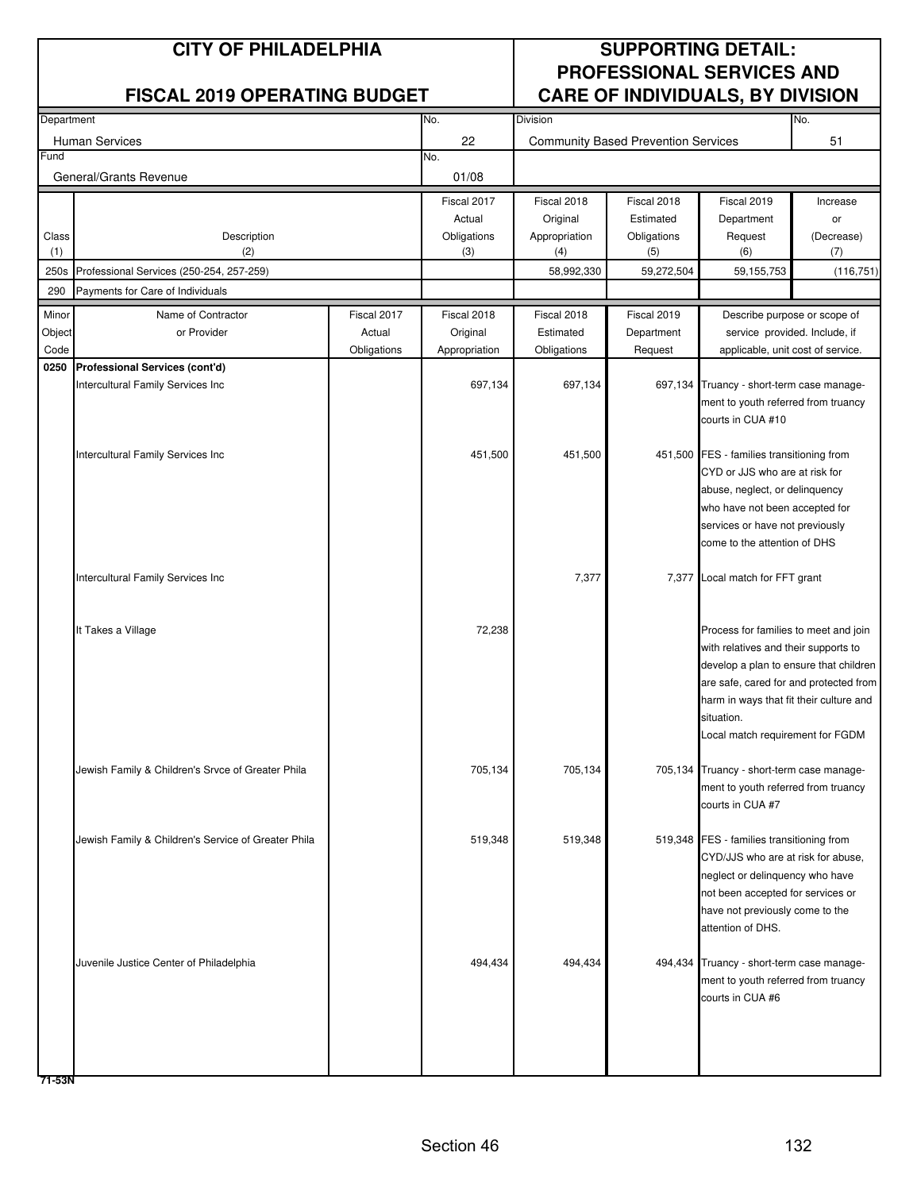# CITY OF PHILADELPHIA

## FISCAL 2019 OPERATING BUDGET

## SUPPORTING DETAIL: PROFESSIONAL SERVICES AND CARE OF INDIVIDUALS, BY DIVISION

| Department | No. | Division | No. |
|---|---|---|---|
| Human Services | 22 | Community Based Prevention Services | 51 |
| **Fund** | **No.** | | |
| General/Grants Revenue | 01/08 | | |

| Class (1) | Description (2) | Fiscal 2017 Actual Obligations (3) | Fiscal 2018 Original Appropriation (4) | Fiscal 2018 Estimated Obligations (5) | Fiscal 2019 Department Request (6) | Increase or (Decrease) (7) |
|---|---|---|---|---|---|---|
| 250s | Professional Services (250-254, 257-259) | | 58,992,330 | 59,272,504 | 59,155,753 | (116,751) |
| 290 | Payments for Care of Individuals | | | | | |

| Minor Object Code | Name of Contractor or Provider | Fiscal 2017 Actual Obligations | Fiscal 2018 Original Appropriation | Fiscal 2018 Estimated Obligations | Fiscal 2019 Department Request | Describe purpose or scope of service provided. Include, if applicable, unit cost of service. |
|---|---|---|---|---|---|---|
| **0250** | **Professional Services (cont'd)** | | | | | |
| | Intercultural Family Services Inc | | 697,134 | 697,134 | 697,134 | Truancy - short-term case management to youth referred from truancy courts in CUA #10 |
| | Intercultural Family Services Inc | | 451,500 | 451,500 | 451,500 | FES - families transitioning from CYD or JJS who are at risk for abuse, neglect, or delinquency who have not been accepted for services or have not previously come to the attention of DHS |
| | Intercultural Family Services Inc | | | 7,377 | 7,377 | Local match for FFT grant |
| | It Takes a Village | | 72,238 | | | Process for families to meet and join with relatives and their supports to develop a plan to ensure that children are safe, cared for and protected from harm in ways that fit their culture and situation. Local match requirement for FGDM |
| | Jewish Family & Children's Srvce of Greater Phila | | 705,134 | 705,134 | 705,134 | Truancy - short-term case management to youth referred from truancy courts in CUA #7 |
| | Jewish Family & Children's Service of Greater Phila | | 519,348 | 519,348 | 519,348 | FES - families transitioning from CYD/JJS who are at risk for abuse, neglect or delinquency who have not been accepted for services or have not previously come to the attention of DHS. |
| | Juvenile Justice Center of Philadelphia | | 494,434 | 494,434 | 494,434 | Truancy - short-term case management to youth referred from truancy courts in CUA #6 |

71-53N

Section 46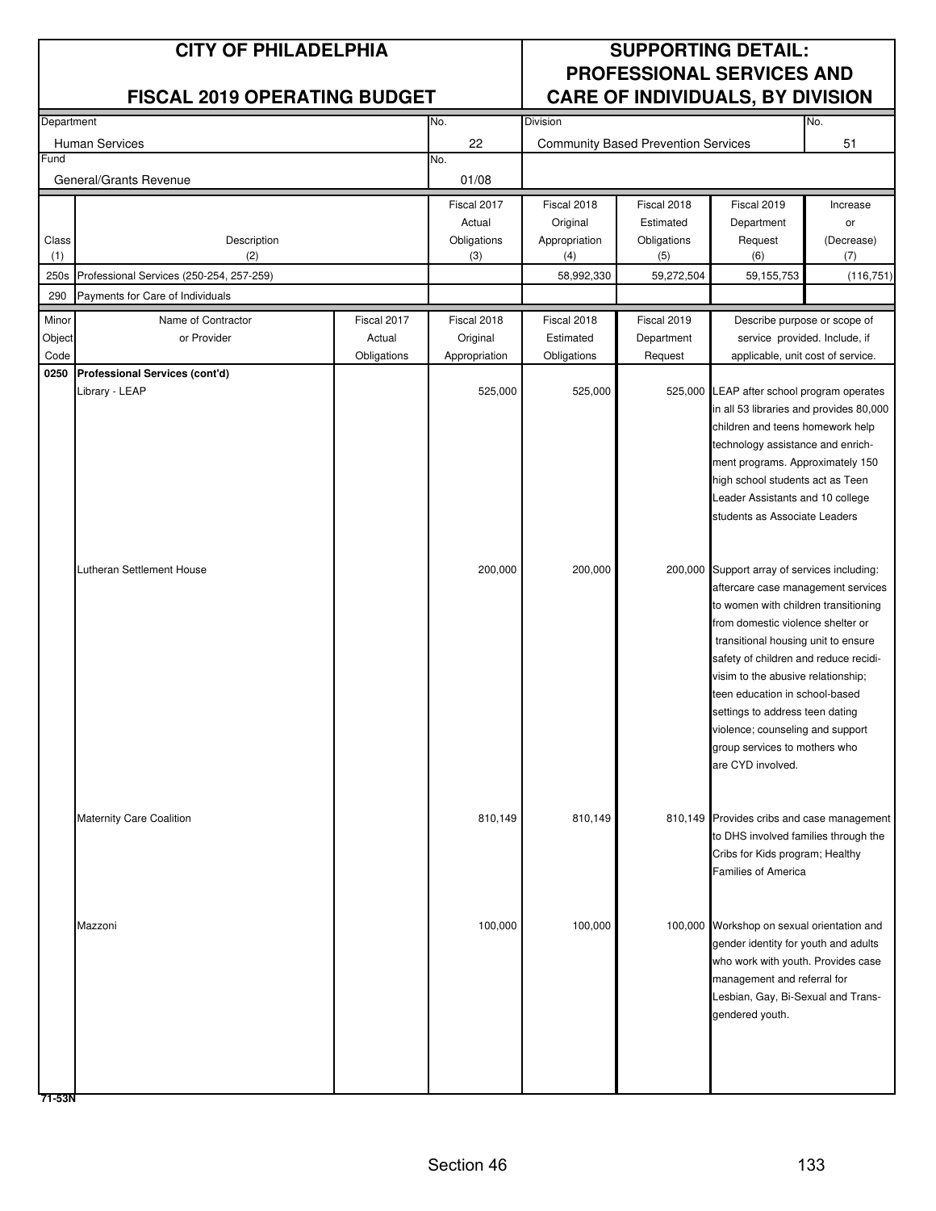# CITY OF PHILADELPHIA

## FISCAL 2019 OPERATING BUDGET

## SUPPORTING DETAIL: PROFESSIONAL SERVICES AND CARE OF INDIVIDUALS, BY DIVISION

| Department | No. | Division | No. |
|---|---|---|---|
| Human Services | 22 | Community Based Prevention Services | 51 |
| **Fund** | **No.** | | |
| General/Grants Revenue | 01/08 | | |

| Class (1) | Description (2) | Fiscal 2017 Actual Obligations (3) | Fiscal 2018 Original Appropriation (4) | Fiscal 2018 Estimated Obligations (5) | Fiscal 2019 Department Request (6) | Increase or (Decrease) (7) |
|---|---|---|---|---|---|---|
| 250s | Professional Services (250-254, 257-259) | | 58,992,330 | 59,272,504 | 59,155,753 | (116,751) |
| 290 | Payments for Care of Individuals | | | | | |

| Minor Object Code | Name of Contractor or Provider | Fiscal 2017 Actual Obligations | Fiscal 2018 Original Appropriation | Fiscal 2018 Estimated Obligations | Fiscal 2019 Department Request | Describe purpose or scope of service provided. Include, if applicable, unit cost of service. |
|---|---|---|---|---|---|---|
| 0250 | **Professional Services (cont'd)** | | | | | |
| | Library - LEAP | | 525,000 | 525,000 | 525,000 | LEAP after school program operates in all 53 libraries and provides 80,000 children and teens homework help technology assistance and enrichment programs. Approximately 150 high school students act as Teen Leader Assistants and 10 college students as Associate Leaders |
| | Lutheran Settlement House | | 200,000 | 200,000 | 200,000 | Support array of services including: aftercare case management services to women with children transitioning from domestic violence shelter or transitional housing unit to ensure safety of children and reduce recidivism to the abusive relationship; teen education in school-based settings to address teen dating violence; counseling and support group services to mothers who are CYD involved. |
| | Maternity Care Coalition | | 810,149 | 810,149 | 810,149 | Provides cribs and case management to DHS involved families through the Cribs for Kids program; Healthy Families of America |
| | Mazzoni | | 100,000 | 100,000 | 100,000 | Workshop on sexual orientation and gender identity for youth and adults who work with youth. Provides case management and referral for Lesbian, Gay, Bi-Sexual and Transgendered youth. |

71-53N

Section 46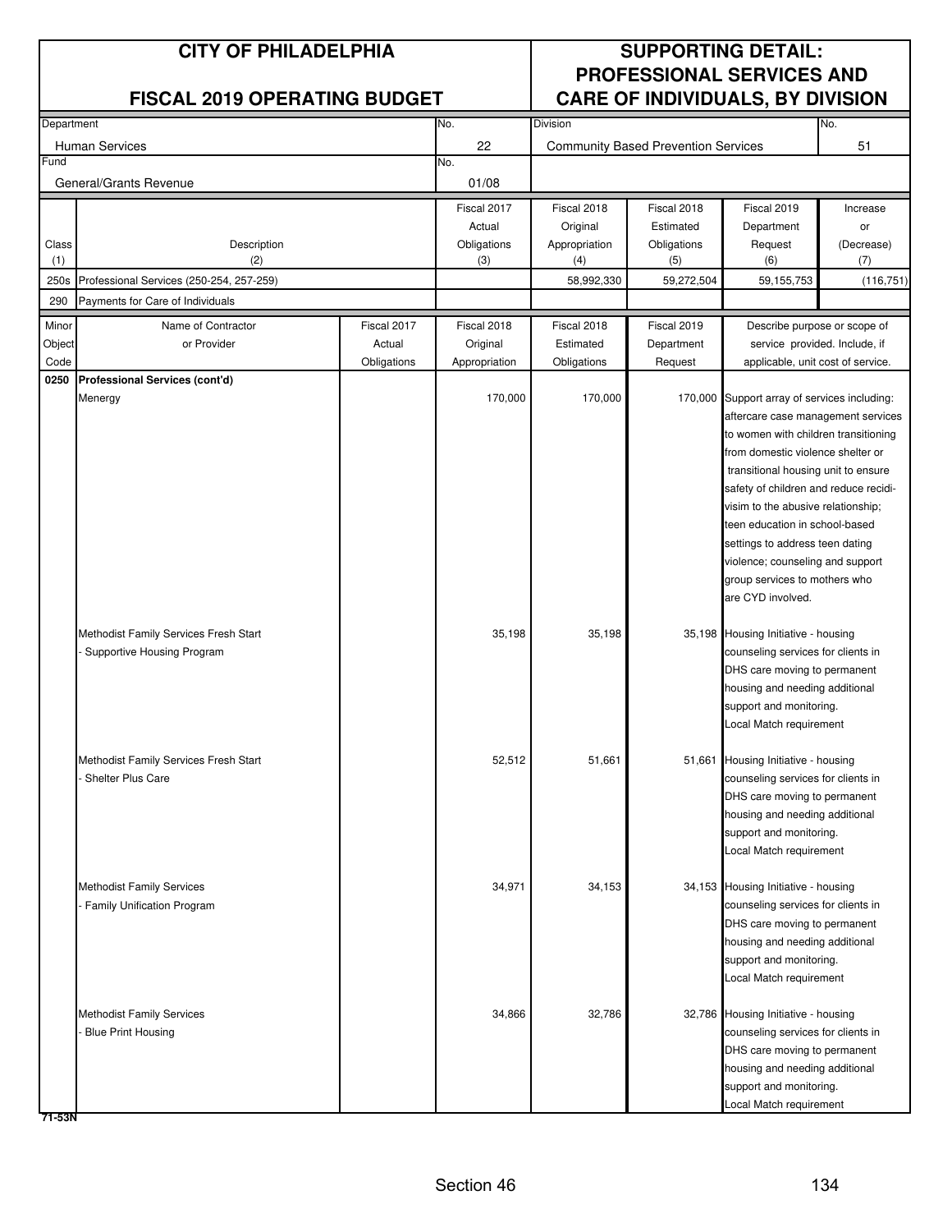# CITY OF PHILADELPHIA

## FISCAL 2019 OPERATING BUDGET

## SUPPORTING DETAIL: PROFESSIONAL SERVICES AND CARE OF INDIVIDUALS, BY DIVISION

| Department | No. | Division | No. |
|---|---|---|---|
| Human Services | 22 | Community Based Prevention Services | 51 |
| **Fund** | **No.** | | |
| General/Grants Revenue | 01/08 | | |

| Class (1) | Description (2) | Fiscal 2017 Actual Obligations (3) | Fiscal 2018 Original Appropriation (4) | Fiscal 2018 Estimated Obligations (5) | Fiscal 2019 Department Request (6) | Increase or (Decrease) (7) |
|---|---|---|---|---|---|---|
| 250s | Professional Services (250-254, 257-259) | | 58,992,330 | 59,272,504 | 59,155,753 | (116,751) |
| 290 | Payments for Care of Individuals | | | | | |

| Minor Object Code | Name of Contractor or Provider | Fiscal 2017 Actual Obligations | Fiscal 2018 Original Appropriation | Fiscal 2018 Estimated Obligations | Fiscal 2019 Department Request | Describe purpose or scope of service provided. Include, if applicable, unit cost of service. |
|---|---|---|---|---|---|---|
| **0250** | **Professional Services (cont'd)** | | | | | |
| | Menergy | | 170,000 | 170,000 | 170,000 | Support array of services including: aftercare case management services to women with children transitioning from domestic violence shelter or transitional housing unit to ensure safety of children and reduce recidivism to the abusive relationship; teen education in school-based settings to address teen dating violence; counseling and support group services to mothers who are CYD involved. |
| | Methodist Family Services Fresh Start - Supportive Housing Program | | 35,198 | 35,198 | 35,198 | Housing Initiative - housing counseling services for clients in DHS care moving to permanent housing and needing additional support and monitoring. Local Match requirement |
| | Methodist Family Services Fresh Start - Shelter Plus Care | | 52,512 | 51,661 | 51,661 | Housing Initiative - housing counseling services for clients in DHS care moving to permanent housing and needing additional support and monitoring. Local Match requirement |
| | Methodist Family Services - Family Unification Program | | 34,971 | 34,153 | 34,153 | Housing Initiative - housing counseling services for clients in DHS care moving to permanent housing and needing additional support and monitoring. Local Match requirement |
| | Methodist Family Services - Blue Print Housing | | 34,866 | 32,786 | 32,786 | Housing Initiative - housing counseling services for clients in DHS care moving to permanent housing and needing additional support and monitoring. Local Match requirement |

71-53N

Section 46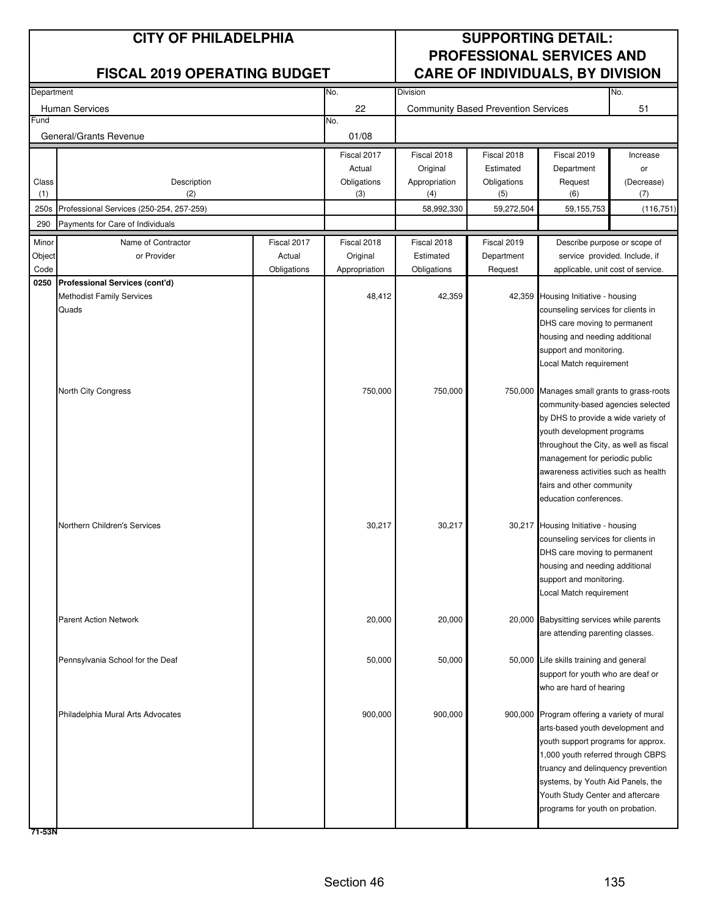# CITY OF PHILADELPHIA

## FISCAL 2019 OPERATING BUDGET

## SUPPORTING DETAIL: PROFESSIONAL SERVICES AND CARE OF INDIVIDUALS, BY DIVISION

| Department | No. | Division | No. |
|---|---|---|---|
| Human Services | 22 | Community Based Prevention Services | 51 |
| **Fund** | **No.** | | |
| General/Grants Revenue | 01/08 | | |

| Class (1) | Description (2) | Fiscal 2017 Actual Obligations (3) | Fiscal 2018 Original Appropriation (4) | Fiscal 2018 Estimated Obligations (5) | Fiscal 2019 Department Request (6) | Increase or (Decrease) (7) |
|---|---|---|---|---|---|---|
| 250s | Professional Services (250-254, 257-259) | | 58,992,330 | 59,272,504 | 59,155,753 | (116,751) |
| 290 | Payments for Care of Individuals | | | | | |

| Minor Object Code | Name of Contractor or Provider | Fiscal 2017 Actual Obligations | Fiscal 2018 Original Appropriation | Fiscal 2018 Estimated Obligations | Fiscal 2019 Department Request | Describe purpose or scope of service provided. Include, if applicable, unit cost of service. |
|---|---|---|---|---|---|---|
| **0250** | **Professional Services (cont'd)** | | | | | |
| | Methodist Family Services Quads | | 48,412 | 42,359 | 42,359 | Housing Initiative - housing counseling services for clients in DHS care moving to permanent housing and needing additional support and monitoring. Local Match requirement |
| | North City Congress | | 750,000 | 750,000 | 750,000 | Manages small grants to grass-roots community-based agencies selected by DHS to provide a wide variety of youth development programs throughout the City, as well as fiscal management for periodic public awareness activities such as health fairs and other community education conferences. |
| | Northern Children's Services | | 30,217 | 30,217 | 30,217 | Housing Initiative - housing counseling services for clients in DHS care moving to permanent housing and needing additional support and monitoring. Local Match requirement |
| | Parent Action Network | | 20,000 | 20,000 | 20,000 | Babysitting services while parents are attending parenting classes. |
| | Pennsylvania School for the Deaf | | 50,000 | 50,000 | 50,000 | Life skills training and general support for youth who are deaf or who are hard of hearing |
| | Philadelphia Mural Arts Advocates | | 900,000 | 900,000 | 900,000 | Program offering a variety of mural arts-based youth development and youth support programs for approx. 1,000 youth referred through CBPS truancy and delinquency prevention systems, by Youth Aid Panels, the Youth Study Center and aftercare programs for youth on probation. |

71-53N

Section 46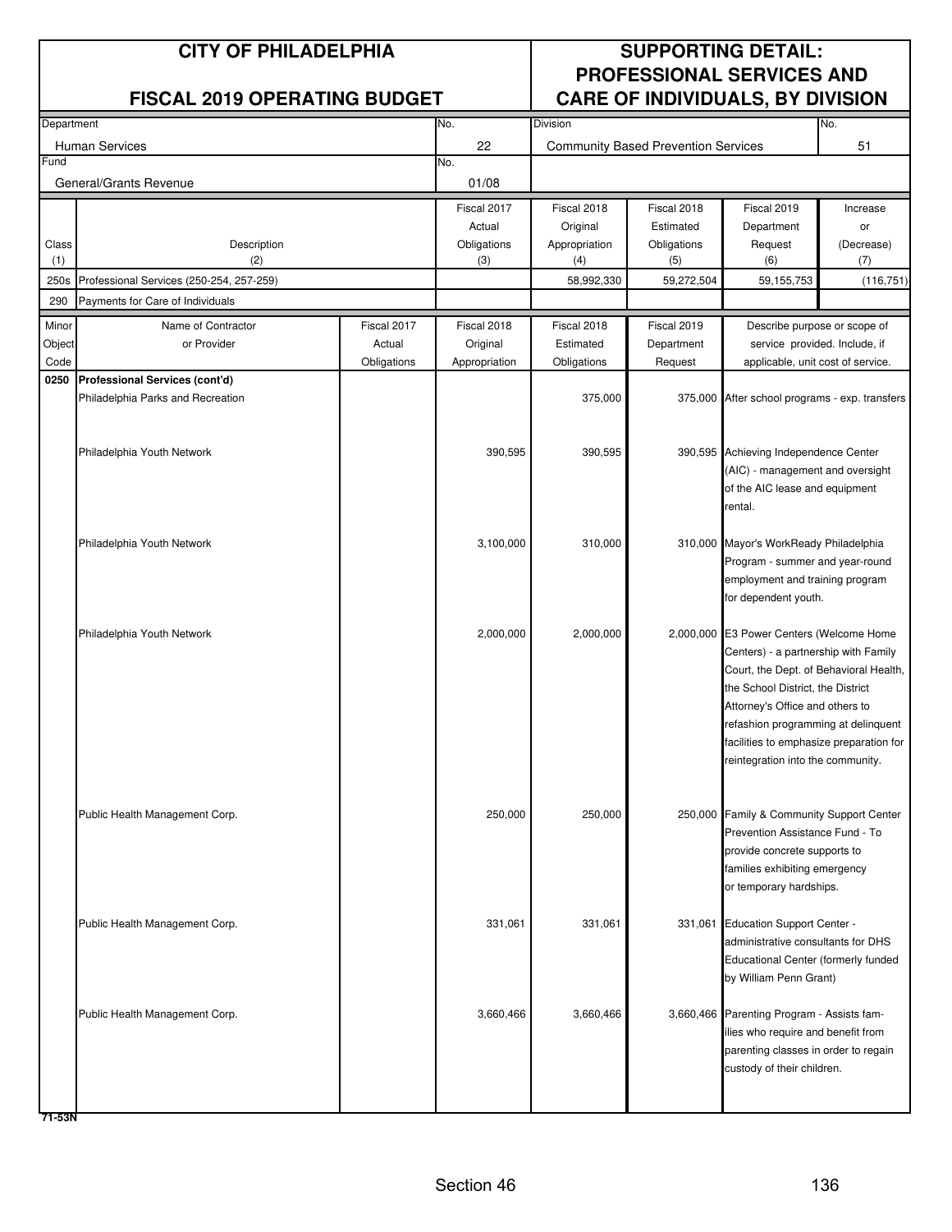# CITY OF PHILADELPHIA

## FISCAL 2019 OPERATING BUDGET

## SUPPORTING DETAIL: PROFESSIONAL SERVICES AND CARE OF INDIVIDUALS, BY DIVISION

| Department | No. | Division | No. |
|---|---|---|---|
| Human Services | 22 | Community Based Prevention Services | 51 |
| **Fund** | **No.** | | |
| General/Grants Revenue | 01/08 | | |

| Class (1) | Description (2) | Fiscal 2017 Actual Obligations (3) | Fiscal 2018 Original Appropriation (4) | Fiscal 2018 Estimated Obligations (5) | Fiscal 2019 Department Request (6) | Increase or (Decrease) (7) |
|---|---|---|---|---|---|---|
| 250s | Professional Services (250-254, 257-259) | | 58,992,330 | 59,272,504 | 59,155,753 | (116,751) |
| 290 | Payments for Care of Individuals | | | | | |

| Minor Object Code | Name of Contractor or Provider | Fiscal 2017 Actual Obligations | Fiscal 2018 Original Appropriation | Fiscal 2018 Estimated Obligations | Fiscal 2019 Department Request | Describe purpose or scope of service provided. Include, if applicable, unit cost of service. |
|---|---|---|---|---|---|---|
| **0250** | **Professional Services (cont'd)** | | | | | |
| | Philadelphia Parks and Recreation | | | 375,000 | 375,000 | After school programs - exp. transfers |
| | Philadelphia Youth Network | | 390,595 | 390,595 | 390,595 | Achieving Independence Center (AIC) - management and oversight of the AIC lease and equipment rental. |
| | Philadelphia Youth Network | | 3,100,000 | 310,000 | 310,000 | Mayor's WorkReady Philadelphia Program - summer and year-round employment and training program for dependent youth. |
| | Philadelphia Youth Network | | 2,000,000 | 2,000,000 | 2,000,000 | E3 Power Centers (Welcome Home Centers) - a partnership with Family Court, the Dept. of Behavioral Health, the School District, the District Attorney's Office and others to refashion programming at delinquent facilities to emphasize preparation for reintegration into the community. |
| | Public Health Management Corp. | | 250,000 | 250,000 | 250,000 | Family & Community Support Center Prevention Assistance Fund - To provide concrete supports to families exhibiting emergency or temporary hardships. |
| | Public Health Management Corp. | | 331,061 | 331,061 | 331,061 | Education Support Center - administrative consultants for DHS Educational Center (formerly funded by William Penn Grant) |
| | Public Health Management Corp. | | 3,660,466 | 3,660,466 | 3,660,466 | Parenting Program - Assists families who require and benefit from parenting classes in order to regain custody of their children. |

71-53N

Section 46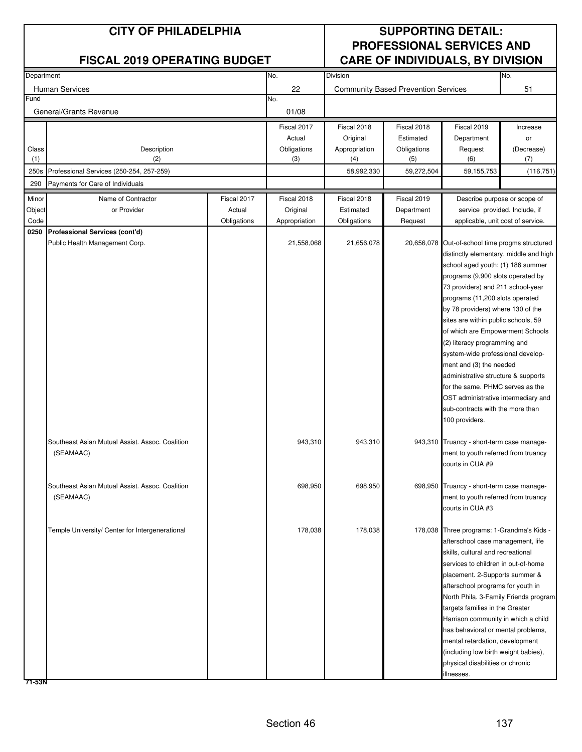| CITY OF PHILADELPHIA | | | SUPPORTING DETAIL: | | | |
|---|---|---|---|---|---|---|
| **FISCAL 2019 OPERATING BUDGET** | | | **PROFESSIONAL SERVICES AND CARE OF INDIVIDUALS, BY DIVISION** | | | |

| Department | No. | Division | No. |
|---|---|---|---|
| Human Services | 22 | Community Based Prevention Services | 51 |
| **Fund** | **No.** | | |
| General/Grants Revenue | 01/08 | | |

| Class (1) | Description (2) | Fiscal 2017 Actual Obligations (3) | Fiscal 2018 Original Appropriation (4) | Fiscal 2018 Estimated Obligations (5) | Fiscal 2019 Department Request (6) | Increase or (Decrease) (7) |
|---|---|---|---|---|---|---|
| 250s | Professional Services (250-254, 257-259) | | 58,992,330 | 59,272,504 | 59,155,753 | (116,751) |
| 290 | Payments for Care of Individuals | | | | | |

| Minor Object Code | Name of Contractor or Provider | Fiscal 2017 Actual Obligations | Fiscal 2018 Original Appropriation | Fiscal 2018 Estimated Obligations | Fiscal 2019 Department Request | Describe purpose or scope of service provided. Include, if applicable, unit cost of service. |
|---|---|---|---|---|---|---|
| **0250** | **Professional Services (cont'd)** | | | | | |
| | Public Health Management Corp. | | 21,558,068 | 21,656,078 | 20,656,078 | Out-of-school time progms structured distinctly elementary, middle and high school aged youth: (1) 186 summer programs (9,900 slots operated by 73 providers) and 211 school-year programs (11,200 slots operated by 78 providers) where 130 of the sites are within public schools, 59 of which are Empowerment Schools (2) literacy programming and system-wide professional development and (3) the needed administrative structure & supports for the same. PHMC serves as the OST administrative intermediary and sub-contracts with the more than 100 providers. |
| | Southeast Asian Mutual Assist. Assoc. Coalition (SEAMAAC) | | 943,310 | 943,310 | 943,310 | Truancy - short-term case management to youth referred from truancy courts in CUA #9 |
| | Southeast Asian Mutual Assist. Assoc. Coalition (SEAMAAC) | | 698,950 | 698,950 | 698,950 | Truancy - short-term case management to youth referred from truancy courts in CUA #3 |
| | Temple University/ Center for Intergenerational | | 178,038 | 178,038 | 178,038 | Three programs: 1-Grandma's Kids - afterschool case management, life skills, cultural and recreational services to children in out-of-home placement. 2-Supports summer & afterschool programs for youth in North Phila. 3-Family Friends program targets families in the Greater Harrison community in which a child has behavioral or mental problems, mental retardation, development (including low birth weight babies), physical disabilities or chronic illnesses. |

71-53N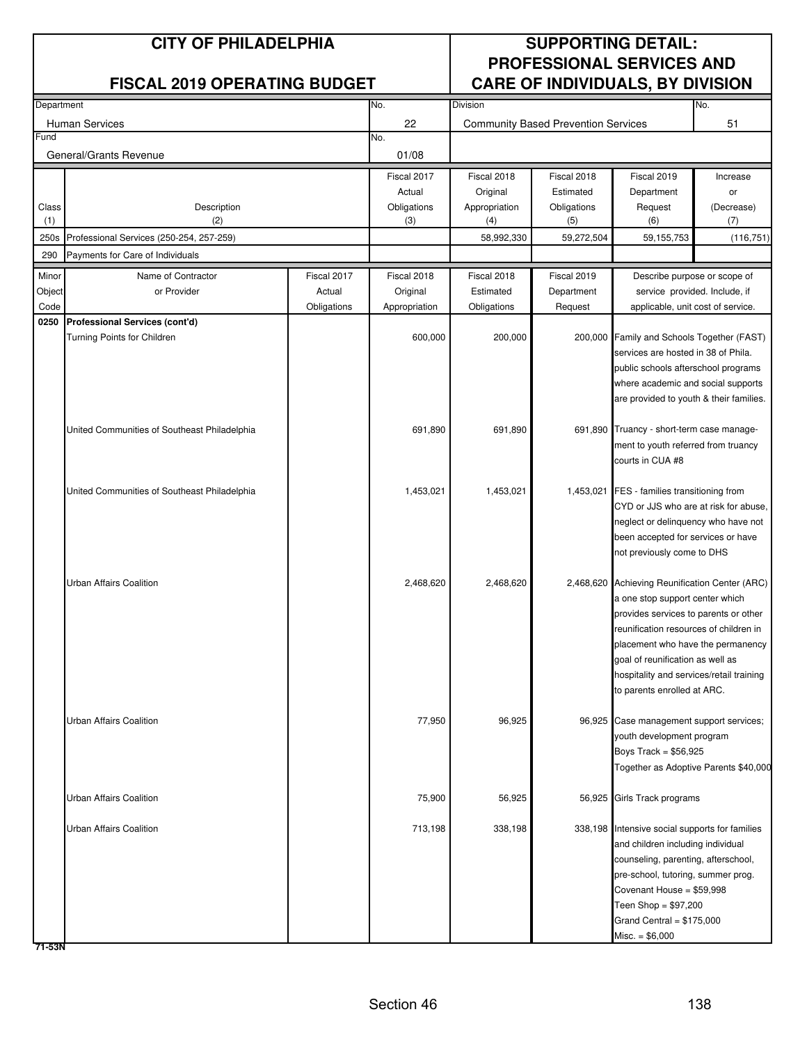# CITY OF PHILADELPHIA

## FISCAL 2019 OPERATING BUDGET

## SUPPORTING DETAIL: PROFESSIONAL SERVICES AND CARE OF INDIVIDUALS, BY DIVISION

| Department | No. | Division | No. |
|---|---|---|---|
| Human Services | 22 | Community Based Prevention Services | 51 |
| **Fund** | **No.** | | |
| General/Grants Revenue | 01/08 | | |

| Class (1) | Description (2) | Fiscal 2017 Actual Obligations (3) | Fiscal 2018 Original Appropriation (4) | Fiscal 2018 Estimated Obligations (5) | Fiscal 2019 Department Request (6) | Increase or (Decrease) (7) |
|---|---|---|---|---|---|---|
| 250s | Professional Services (250-254, 257-259) | | 58,992,330 | 59,272,504 | 59,155,753 | (116,751) |
| 290 | Payments for Care of Individuals | | | | | |

| Minor Object Code | Name of Contractor or Provider | Fiscal 2017 Actual Obligations | Fiscal 2018 Original Appropriation | Fiscal 2018 Estimated Obligations | Fiscal 2019 Department Request | Describe purpose or scope of service provided. Include, if applicable, unit cost of service. |
|---|---|---|---|---|---|---|
| **0250** | **Professional Services (cont'd)** | | | | | |
| | Turning Points for Children | | 600,000 | 200,000 | 200,000 | Family and Schools Together (FAST) services are hosted in 38 of Phila. public schools afterschool programs where academic and social supports are provided to youth & their families. |
| | United Communities of Southeast Philadelphia | | 691,890 | 691,890 | 691,890 | Truancy - short-term case management to youth referred from truancy courts in CUA #8 |
| | United Communities of Southeast Philadelphia | | 1,453,021 | 1,453,021 | 1,453,021 | FES - families transitioning from CYD or JJS who are at risk for abuse, neglect or delinquency who have not been accepted for services or have not previously come to DHS |
| | Urban Affairs Coalition | | 2,468,620 | 2,468,620 | 2,468,620 | Achieving Reunification Center (ARC) a one stop support center which provides services to parents or other reunification resources of children in placement who have the permanency goal of reunification as well as hospitality and services/retail training to parents enrolled at ARC. |
| | Urban Affairs Coalition | | 77,950 | 96,925 | 96,925 | Case management support services; youth development program<br>Boys Track = $56,925<br>Together as Adoptive Parents $40,000 |
| | Urban Affairs Coalition | | 75,900 | 56,925 | 56,925 | Girls Track programs |
| | Urban Affairs Coalition | | 713,198 | 338,198 | 338,198 | Intensive social supports for families and children including individual counseling, parenting, afterschool, pre-school, tutoring, summer prog.<br>Covenant House = $59,998<br>Teen Shop = $97,200<br>Grand Central = $175,000<br>Misc. = $6,000 |

71-53N

Section 46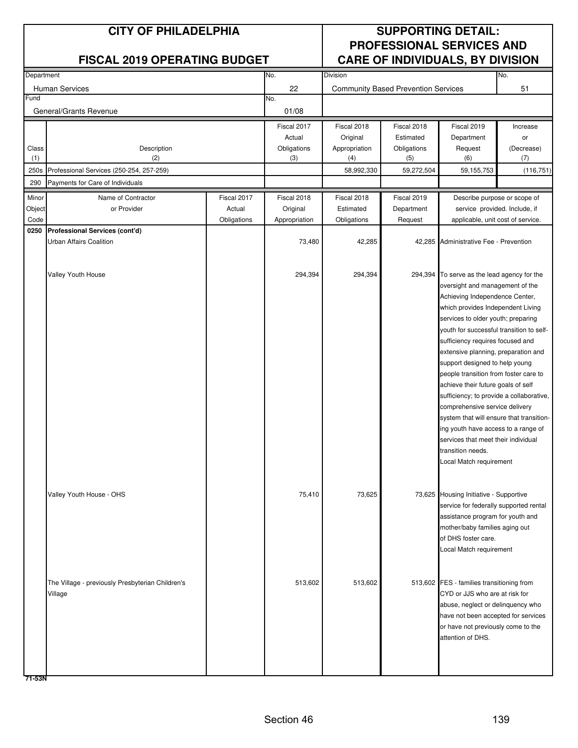# CITY OF PHILADELPHIA

## FISCAL 2019 OPERATING BUDGET

## SUPPORTING DETAIL: PROFESSIONAL SERVICES AND CARE OF INDIVIDUALS, BY DIVISION

| Department | No. | Division | No. |
|---|---|---|---|
| Human Services | 22 | Community Based Prevention Services | 51 |
| **Fund** | **No.** | | |
| General/Grants Revenue | 01/08 | | |

| Class (1) | Description (2) | Fiscal 2017 Actual Obligations (3) | Fiscal 2018 Original Appropriation (4) | Fiscal 2018 Estimated Obligations (5) | Fiscal 2019 Department Request (6) | Increase or (Decrease) (7) |
|---|---|---|---|---|---|---|
| 250s | Professional Services (250-254, 257-259) | | 58,992,330 | 59,272,504 | 59,155,753 | (116,751) |
| 290 | Payments for Care of Individuals | | | | | |

| Minor Object Code | Name of Contractor or Provider | Fiscal 2017 Actual Obligations | Fiscal 2018 Original Appropriation | Fiscal 2018 Estimated Obligations | Fiscal 2019 Department Request | Describe purpose or scope of service provided. Include, if applicable, unit cost of service. |
|---|---|---|---|---|---|---|
| **0250** | **Professional Services (cont'd)** | | | | | |
| | Urban Affairs Coalition | | 73,480 | 42,285 | 42,285 | Administrative Fee - Prevention |
| | Valley Youth House | | 294,394 | 294,394 | 294,394 | To serve as the lead agency for the oversight and management of the Achieving Independence Center, which provides Independent Living services to older youth; preparing youth for successful transition to self-sufficiency requires focused and extensive planning, preparation and support designed to help young people transition from foster care to achieve their future goals of self sufficiency; to provide a collaborative, comprehensive service delivery system that will ensure that transitioning youth have access to a range of services that meet their individual transition needs. Local Match requirement |
| | Valley Youth House - OHS | | 75,410 | 73,625 | 73,625 | Housing Initiative - Supportive service for federally supported rental assistance program for youth and mother/baby families aging out of DHS foster care. Local Match requirement |
| | The Village - previously Presbyterian Children's Village | | 513,602 | 513,602 | 513,602 | FES - families transitioning from CYD or JJS who are at risk for abuse, neglect or delinquency who have not been accepted for services or have not previously come to the attention of DHS. |

71-53N

Section 46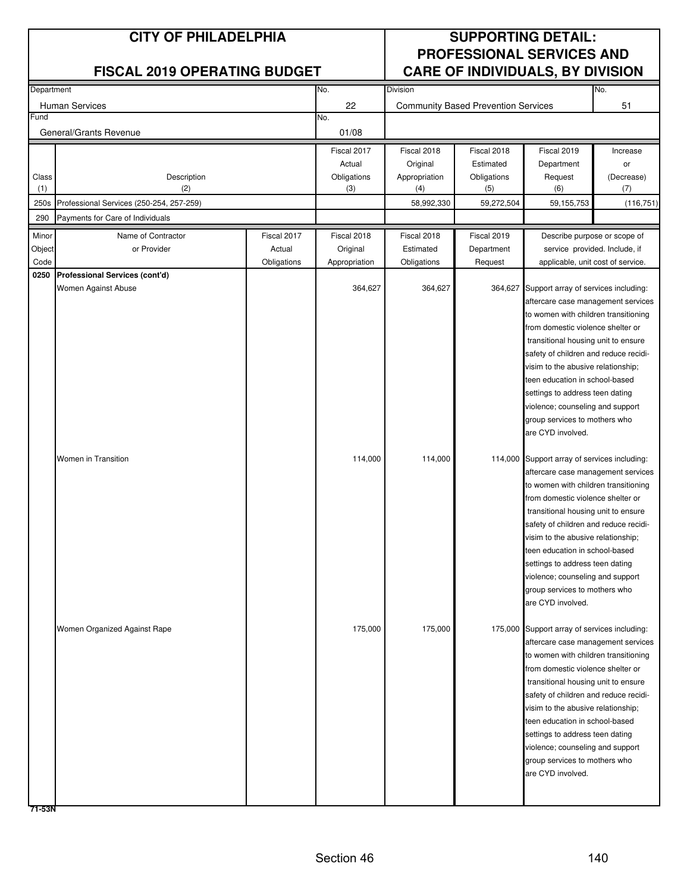# CITY OF PHILADELPHIA

## FISCAL 2019 OPERATING BUDGET

## SUPPORTING DETAIL: PROFESSIONAL SERVICES AND CARE OF INDIVIDUALS, BY DIVISION

| Department | No. | Division | No. |
|---|---|---|---|
| Human Services | 22 | Community Based Prevention Services | 51 |
| **Fund** | **No.** | | |
| General/Grants Revenue | 01/08 | | |

| Class (1) | Description (2) | Fiscal 2017 Actual Obligations (3) | Fiscal 2018 Original Appropriation (4) | Fiscal 2018 Estimated Obligations (5) | Fiscal 2019 Department Request (6) | Increase or (Decrease) (7) |
|---|---|---|---|---|---|---|
| 250s | Professional Services (250-254, 257-259) | | 58,992,330 | 59,272,504 | 59,155,753 | (116,751) |
| 290 | Payments for Care of Individuals | | | | | |

| Minor Object Code | Name of Contractor or Provider | Fiscal 2017 Actual Obligations | Fiscal 2018 Original Appropriation | Fiscal 2018 Estimated Obligations | Fiscal 2019 Department Request | Describe purpose or scope of service provided. Include, if applicable, unit cost of service. |
|---|---|---|---|---|---|---|
| **0250** | **Professional Services (cont'd)** | | | | | |
| | Women Against Abuse | | 364,627 | 364,627 | 364,627 | Support array of services including: aftercare case management services to women with children transitioning from domestic violence shelter or transitional housing unit to ensure safety of children and reduce recidivism to the abusive relationship; teen education in school-based settings to address teen dating violence; counseling and support group services to mothers who are CYD involved. |
| | Women in Transition | | 114,000 | 114,000 | 114,000 | Support array of services including: aftercare case management services to women with children transitioning from domestic violence shelter or transitional housing unit to ensure safety of children and reduce recidivism to the abusive relationship; teen education in school-based settings to address teen dating violence; counseling and support group services to mothers who are CYD involved. |
| | Women Organized Against Rape | | 175,000 | 175,000 | 175,000 | Support array of services including: aftercare case management services to women with children transitioning from domestic violence shelter or transitional housing unit to ensure safety of children and reduce recidivism to the abusive relationship; teen education in school-based settings to address teen dating violence; counseling and support group services to mothers who are CYD involved. |

71-53N

Section 46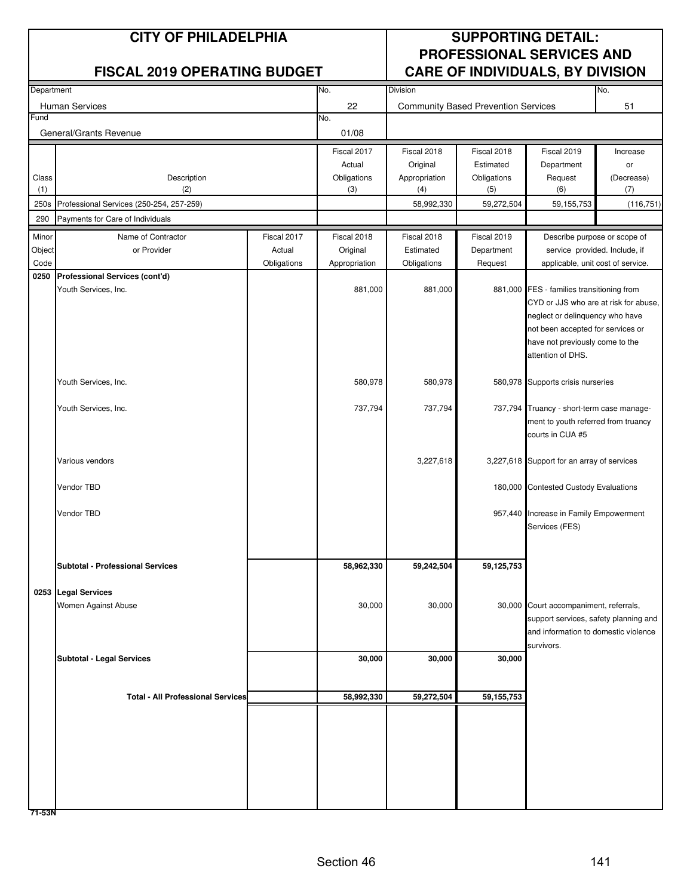# CITY OF PHILADELPHIA

## FISCAL 2019 OPERATING BUDGET

## SUPPORTING DETAIL: PROFESSIONAL SERVICES AND CARE OF INDIVIDUALS, BY DIVISION

| Department | No. | Division | No. |
|---|---|---|---|
| Human Services | 22 | Community Based Prevention Services | 51 |
| **Fund** | **No.** | | |
| General/Grants Revenue | 01/08 | | |

| Class (1) | Description (2) | Fiscal 2017 Actual Obligations (3) | Fiscal 2018 Original Appropriation (4) | Fiscal 2018 Estimated Obligations (5) | Fiscal 2019 Department Request (6) | Increase or (Decrease) (7) |
|---|---|---|---|---|---|---|
| 250s | Professional Services (250-254, 257-259) | | 58,992,330 | 59,272,504 | 59,155,753 | (116,751) |
| 290 | Payments for Care of Individuals | | | | | |

| Minor Object Code | Name of Contractor or Provider | Fiscal 2017 Actual Obligations | Fiscal 2018 Original Appropriation | Fiscal 2018 Estimated Obligations | Fiscal 2019 Department Request | Describe purpose or scope of service provided. Include, if applicable, unit cost of service. |
|---|---|---|---|---|---|---|
| 0250 | **Professional Services (cont'd)** | | | | | |
| | Youth Services, Inc. | | 881,000 | 881,000 | 881,000 | FES - families transitioning from CYD or JJS who are at risk for abuse, neglect or delinquency who have not been accepted for services or have not previously come to the attention of DHS. |
| | Youth Services, Inc. | | 580,978 | 580,978 | 580,978 | Supports crisis nurseries |
| | Youth Services, Inc. | | 737,794 | 737,794 | 737,794 | Truancy - short-term case management to youth referred from truancy courts in CUA #5 |
| | Various vendors | | | 3,227,618 | 3,227,618 | Support for an array of services |
| | Vendor TBD | | | | 180,000 | Contested Custody Evaluations |
| | Vendor TBD | | | | 957,440 | Increase in Family Empowerment Services (FES) |
| | **Subtotal - Professional Services** | | **58,962,330** | **59,242,504** | **59,125,753** | |
| 0253 | **Legal Services** | | | | | |
| | Women Against Abuse | | 30,000 | 30,000 | 30,000 | Court accompaniment, referrals, support services, safety planning and and information to domestic violence survivors. |
| | **Subtotal - Legal Services** | | **30,000** | **30,000** | **30,000** | |
| | **Total - All Professional Services** | | **58,992,330** | **59,272,504** | **59,155,753** | |

71-53N

Section 46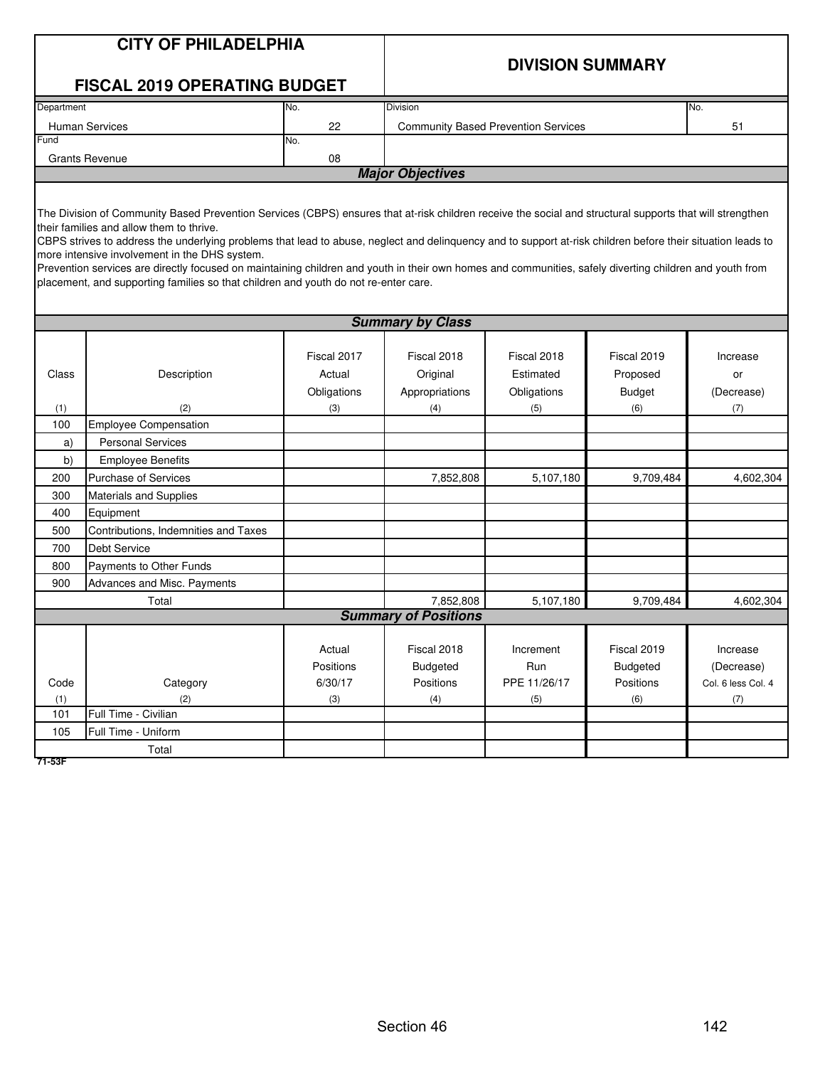# CITY OF PHILADELPHIA

## FISCAL 2019 OPERATING BUDGET

## DIVISION SUMMARY

| Department | No. | Division | No. |
|---|---|---|---|
| Human Services | 22 | Community Based Prevention Services | 51 |
| **Fund** | **No.** | | |
| Grants Revenue | 08 | | |

### *Major Objectives*

The Division of Community Based Prevention Services (CBPS) ensures that at-risk children receive the social and structural supports that will strengthen their families and allow them to thrive.
CBPS strives to address the underlying problems that lead to abuse, neglect and delinquency and to support at-risk children before their situation leads to more intensive involvement in the DHS system.
Prevention services are directly focused on maintaining children and youth in their own homes and communities, safely diverting children and youth from placement, and supporting families so that children and youth do not re-enter care.

### *Summary by Class*

| Class (1) | Description (2) | Fiscal 2017 Actual Obligations (3) | Fiscal 2018 Original Appropriations (4) | Fiscal 2018 Estimated Obligations (5) | Fiscal 2019 Proposed Budget (6) | Increase or (Decrease) (7) |
|---|---|---|---|---|---|---|
| 100 | Employee Compensation | | | | | |
| a) | Personal Services | | | | | |
| b) | Employee Benefits | | | | | |
| 200 | Purchase of Services | | 7,852,808 | 5,107,180 | 9,709,484 | 4,602,304 |
| 300 | Materials and Supplies | | | | | |
| 400 | Equipment | | | | | |
| 500 | Contributions, Indemnities and Taxes | | | | | |
| 700 | Debt Service | | | | | |
| 800 | Payments to Other Funds | | | | | |
| 900 | Advances and Misc. Payments | | | | | |
| | Total | | 7,852,808 | 5,107,180 | 9,709,484 | 4,602,304 |

### *Summary of Positions*

| Code (1) | Category (2) | Actual Positions 6/30/17 (3) | Fiscal 2018 Budgeted Positions (4) | Increment Run PPE 11/26/17 (5) | Fiscal 2019 Budgeted Positions (6) | Increase (Decrease) Col. 6 less Col. 4 (7) |
|---|---|---|---|---|---|---|
| 101 | Full Time - Civilian | | | | | |
| 105 | Full Time - Uniform | | | | | |
| | Total | | | | | |

71-53F

Section 46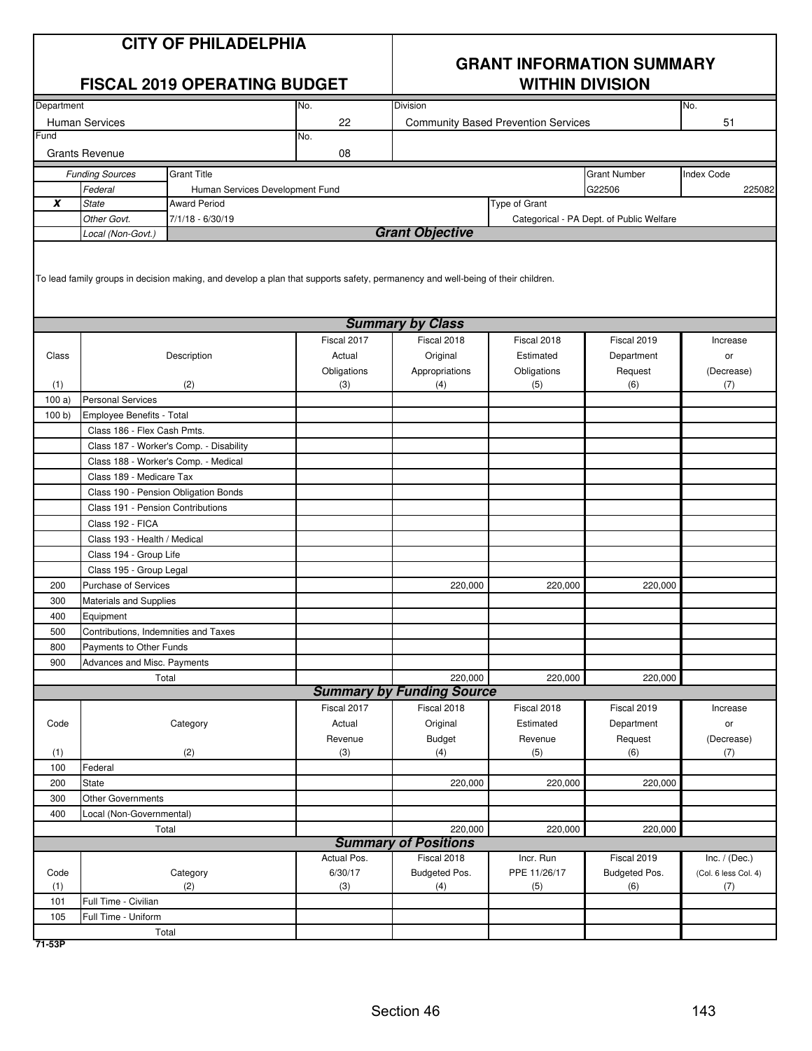# CITY OF PHILADELPHIA

## FISCAL 2019 OPERATING BUDGET

## GRANT INFORMATION SUMMARY WITHIN DIVISION

| Department | No. | Division | No. |
|---|---|---|---|
| Human Services | 22 | Community Based Prevention Services | 51 |
| Fund | No. | | |
| Grants Revenue | 08 | | |

| | Funding Sources | Grant Title | Type of Grant | Grant Number | Index Code |
|---|---|---|---|---|---|
| | *Federal* | Human Services Development Fund | | G22506 | 225082 |
| **X** | *State* | Award Period | | | |
| | *Other Govt.* | 7/1/18 - 6/30/19 | Categorical - PA Dept. of Public Welfare | | |
| | *Local (Non-Govt.)* | | | | |

### *Grant Objective*

To lead family groups in decision making, and develop a plan that supports safety, permanency and well-being of their children.

### *Summary by Class*

| Class (1) | Description (2) | Fiscal 2017 Actual Obligations (3) | Fiscal 2018 Original Appropriations (4) | Fiscal 2018 Estimated Obligations (5) | Fiscal 2019 Department Request (6) | Increase or (Decrease) (7) |
|---|---|---|---|---|---|---|
| 100 a) | Personal Services | | | | | |
| 100 b) | Employee Benefits - Total | | | | | |
| | Class 186 - Flex Cash Pmts. | | | | | |
| | Class 187 - Worker's Comp. - Disability | | | | | |
| | Class 188 - Worker's Comp. - Medical | | | | | |
| | Class 189 - Medicare Tax | | | | | |
| | Class 190 - Pension Obligation Bonds | | | | | |
| | Class 191 - Pension Contributions | | | | | |
| | Class 192 - FICA | | | | | |
| | Class 193 - Health / Medical | | | | | |
| | Class 194 - Group Life | | | | | |
| | Class 195 - Group Legal | | | | | |
| 200 | Purchase of Services | | 220,000 | 220,000 | 220,000 | |
| 300 | Materials and Supplies | | | | | |
| 400 | Equipment | | | | | |
| 500 | Contributions, Indemnities and Taxes | | | | | |
| 800 | Payments to Other Funds | | | | | |
| 900 | Advances and Misc. Payments | | | | | |
| | Total | | 220,000 | 220,000 | 220,000 | |

### *Summary by Funding Source*

| Code (1) | Category (2) | Fiscal 2017 Actual Revenue (3) | Fiscal 2018 Original Budget (4) | Fiscal 2018 Estimated Revenue (5) | Fiscal 2019 Department Request (6) | Increase or (Decrease) (7) |
|---|---|---|---|---|---|---|
| 100 | Federal | | | | | |
| 200 | State | | 220,000 | 220,000 | 220,000 | |
| 300 | Other Governments | | | | | |
| 400 | Local (Non-Governmental) | | | | | |
| | Total | | 220,000 | 220,000 | 220,000 | |

### *Summary of Positions*

| Code (1) | Category (2) | Actual Pos. 6/30/17 (3) | Fiscal 2018 Budgeted Pos. (4) | Incr. Run PPE 11/26/17 (5) | Fiscal 2019 Budgeted Pos. (6) | Inc. / (Dec.) (Col. 6 less Col. 4) (7) |
|---|---|---|---|---|---|---|
| 101 | Full Time - Civilian | | | | | |
| 105 | Full Time - Uniform | | | | | |
| | Total | | | | | |

71-53P

Section 46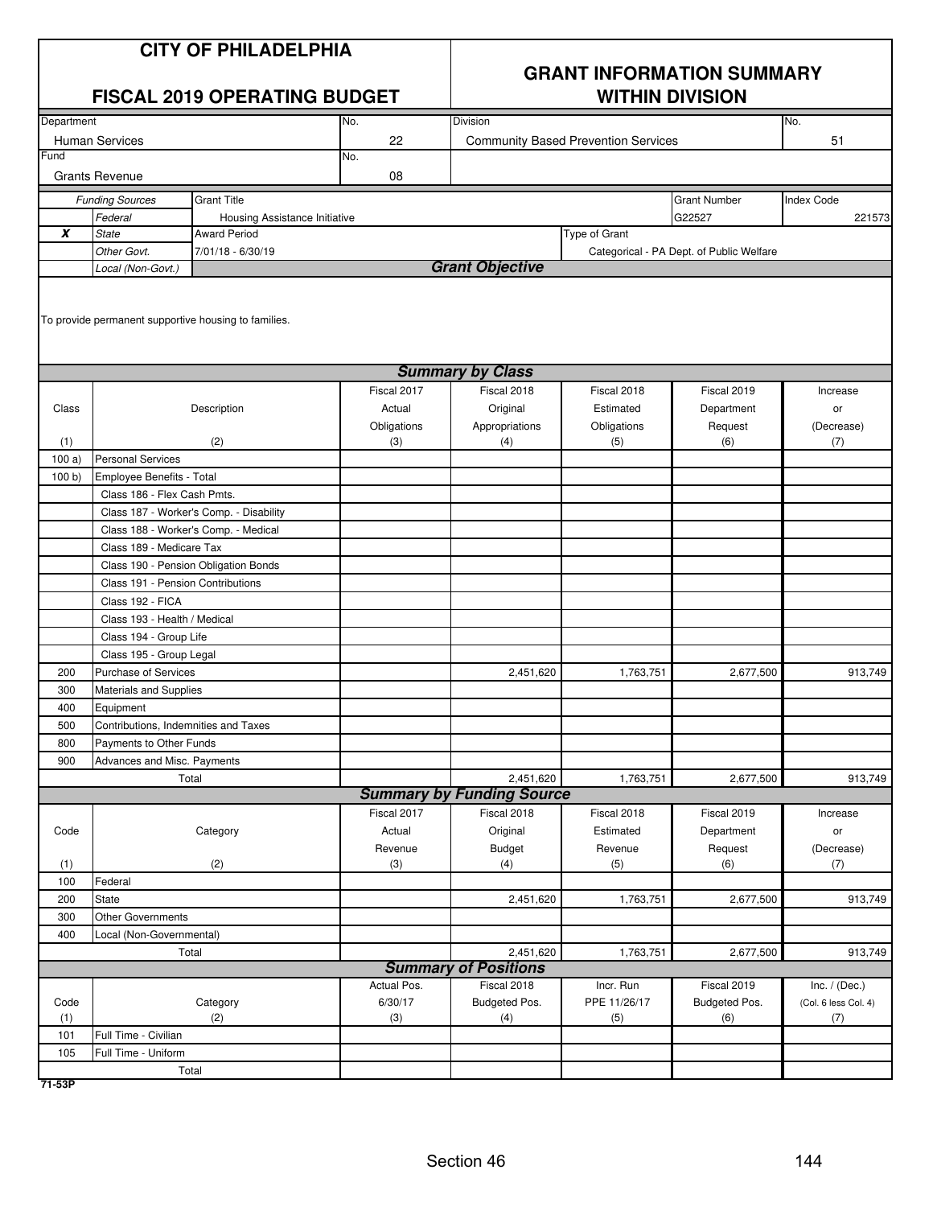# CITY OF PHILADELPHIA

## FISCAL 2019 OPERATING BUDGET

## GRANT INFORMATION SUMMARY WITHIN DIVISION

| Department | No. | Division | No. |
|---|---|---|---|
| Human Services | 22 | Community Based Prevention Services | 51 |
| **Fund** | **No.** | | |
| Grants Revenue | 08 | | |

| | Funding Sources | Grant Title | Grant Number | Index Code |
|---|---|---|---|---|
| | Federal | Housing Assistance Initiative | G22527 | 221573 |
| **X** | State | **Award Period** | **Type of Grant** | |
| | Other Govt. | 7/01/18 - 6/30/19 | Categorical - PA Dept. of Public Welfare | |
| | Local (Non-Govt.) | | | |

### Grant Objective

To provide permanent supportive housing to families.

### Summary by Class

| Class (1) | Description (2) | Fiscal 2017 Actual Obligations (3) | Fiscal 2018 Original Appropriations (4) | Fiscal 2018 Estimated Obligations (5) | Fiscal 2019 Department Request (6) | Increase or (Decrease) (7) |
|---|---|---|---|---|---|---|
| 100 a) | Personal Services | | | | | |
| 100 b) | Employee Benefits - Total | | | | | |
| | Class 186 - Flex Cash Pmts. | | | | | |
| | Class 187 - Worker's Comp. - Disability | | | | | |
| | Class 188 - Worker's Comp. - Medical | | | | | |
| | Class 189 - Medicare Tax | | | | | |
| | Class 190 - Pension Obligation Bonds | | | | | |
| | Class 191 - Pension Contributions | | | | | |
| | Class 192 - FICA | | | | | |
| | Class 193 - Health / Medical | | | | | |
| | Class 194 - Group Life | | | | | |
| | Class 195 - Group Legal | | | | | |
| 200 | Purchase of Services | | 2,451,620 | 1,763,751 | 2,677,500 | 913,749 |
| 300 | Materials and Supplies | | | | | |
| 400 | Equipment | | | | | |
| 500 | Contributions, Indemnities and Taxes | | | | | |
| 800 | Payments to Other Funds | | | | | |
| 900 | Advances and Misc. Payments | | | | | |
| | Total | | 2,451,620 | 1,763,751 | 2,677,500 | 913,749 |

### Summary by Funding Source

| Code (1) | Category (2) | Fiscal 2017 Actual Revenue (3) | Fiscal 2018 Original Budget (4) | Fiscal 2018 Estimated Revenue (5) | Fiscal 2019 Department Request (6) | Increase or (Decrease) (7) |
|---|---|---|---|---|---|---|
| 100 | Federal | | | | | |
| 200 | State | | 2,451,620 | 1,763,751 | 2,677,500 | 913,749 |
| 300 | Other Governments | | | | | |
| 400 | Local (Non-Governmental) | | | | | |
| | Total | | 2,451,620 | 1,763,751 | 2,677,500 | 913,749 |

### Summary of Positions

| Code (1) | Category (2) | Actual Pos. 6/30/17 (3) | Fiscal 2018 Budgeted Pos. (4) | Incr. Run PPE 11/26/17 (5) | Fiscal 2019 Budgeted Pos. (6) | Inc. / (Dec.) (Col. 6 less Col. 4) (7) |
|---|---|---|---|---|---|---|
| 101 | Full Time - Civilian | | | | | |
| 105 | Full Time - Uniform | | | | | |
| | Total | | | | | |

71-53P

Section 46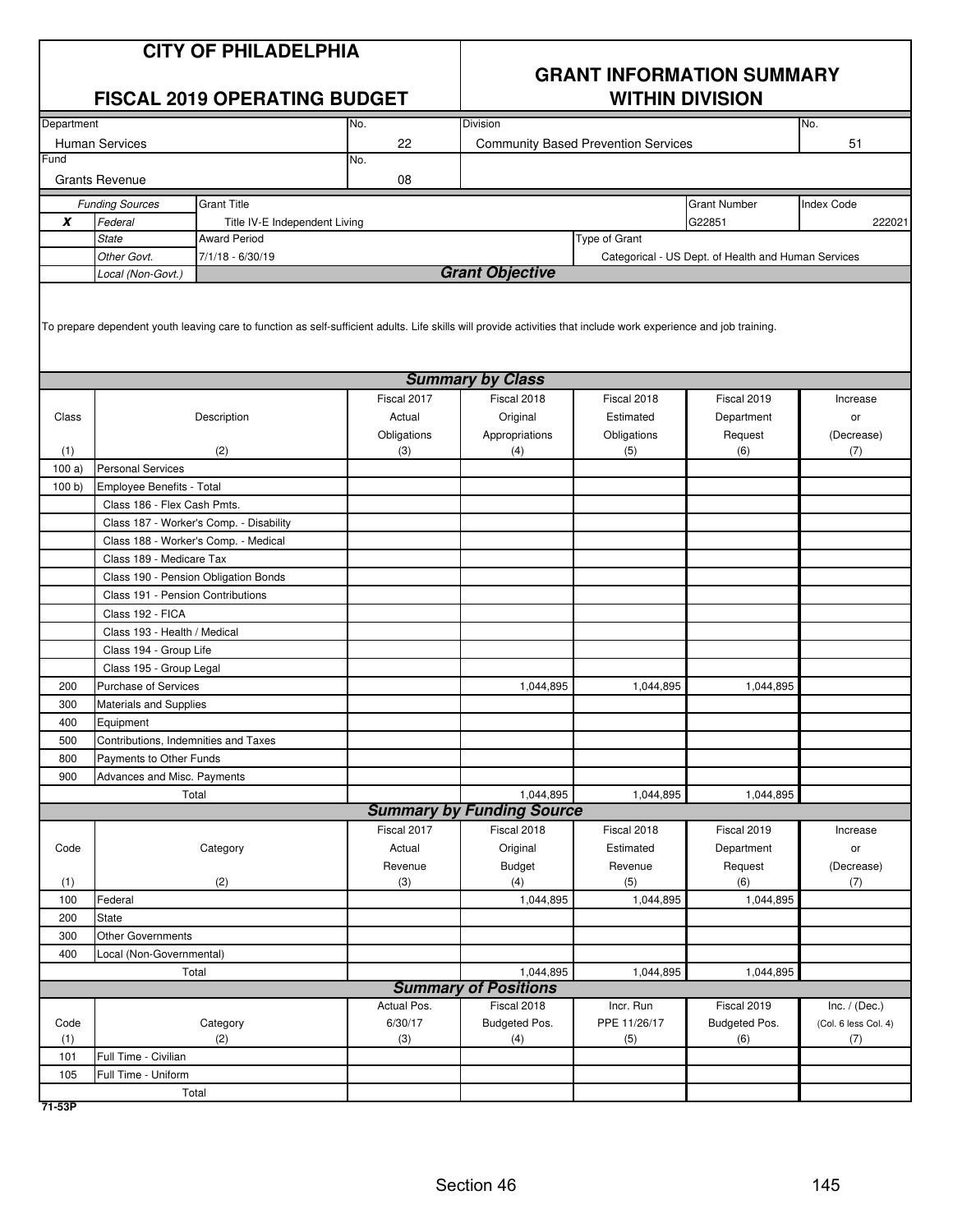# CITY OF PHILADELPHIA

## FISCAL 2019 OPERATING BUDGET

## GRANT INFORMATION SUMMARY WITHIN DIVISION

| Department | No. | Division | No. |
|---|---|---|---|
| Human Services | 22 | Community Based Prevention Services | 51 |
| Fund | No. | | |
| Grants Revenue | 08 | | |

| | Funding Sources | Grant Title | Grant Number | Index Code |
|---|---|---|---|---|
| x | *Federal* | Title IV-E Independent Living | G22851 | 222021 |
| | *State* | Award Period | Type of Grant | |
| | *Other Govt.* | 7/1/18 - 6/30/19 | Categorical - US Dept. of Health and Human Services | |
| | *Local (Non-Govt.)* | | | |

### Grant Objective

To prepare dependent youth leaving care to function as self-sufficient adults. Life skills will provide activities that include work experience and job training.

### Summary by Class

| Class (1) | Description (2) | Fiscal 2017 Actual Obligations (3) | Fiscal 2018 Original Appropriations (4) | Fiscal 2018 Estimated Obligations (5) | Fiscal 2019 Department Request (6) | Increase or (Decrease) (7) |
|---|---|---|---|---|---|---|
| 100 a) | Personal Services | | | | | |
| 100 b) | Employee Benefits - Total | | | | | |
| | Class 186 - Flex Cash Pmts. | | | | | |
| | Class 187 - Worker's Comp. - Disability | | | | | |
| | Class 188 - Worker's Comp. - Medical | | | | | |
| | Class 189 - Medicare Tax | | | | | |
| | Class 190 - Pension Obligation Bonds | | | | | |
| | Class 191 - Pension Contributions | | | | | |
| | Class 192 - FICA | | | | | |
| | Class 193 - Health / Medical | | | | | |
| | Class 194 - Group Life | | | | | |
| | Class 195 - Group Legal | | | | | |
| 200 | Purchase of Services | | 1,044,895 | 1,044,895 | 1,044,895 | |
| 300 | Materials and Supplies | | | | | |
| 400 | Equipment | | | | | |
| 500 | Contributions, Indemnities and Taxes | | | | | |
| 800 | Payments to Other Funds | | | | | |
| 900 | Advances and Misc. Payments | | | | | |
| | Total | | 1,044,895 | 1,044,895 | 1,044,895 | |

### Summary by Funding Source

| Code (1) | Category (2) | Fiscal 2017 Actual Revenue (3) | Fiscal 2018 Original Budget (4) | Fiscal 2018 Estimated Revenue (5) | Fiscal 2019 Department Request (6) | Increase or (Decrease) (7) |
|---|---|---|---|---|---|---|
| 100 | Federal | | 1,044,895 | 1,044,895 | 1,044,895 | |
| 200 | State | | | | | |
| 300 | Other Governments | | | | | |
| 400 | Local (Non-Governmental) | | | | | |
| | Total | | 1,044,895 | 1,044,895 | 1,044,895 | |

### Summary of Positions

| Code (1) | Category (2) | Actual Pos. 6/30/17 (3) | Fiscal 2018 Budgeted Pos. (4) | Incr. Run PPE 11/26/17 (5) | Fiscal 2019 Budgeted Pos. (6) | Inc. / (Dec.) (Col. 6 less Col. 4) (7) |
|---|---|---|---|---|---|---|
| 101 | Full Time - Civilian | | | | | |
| 105 | Full Time - Uniform | | | | | |
| | Total | | | | | |

71-53P

Section 46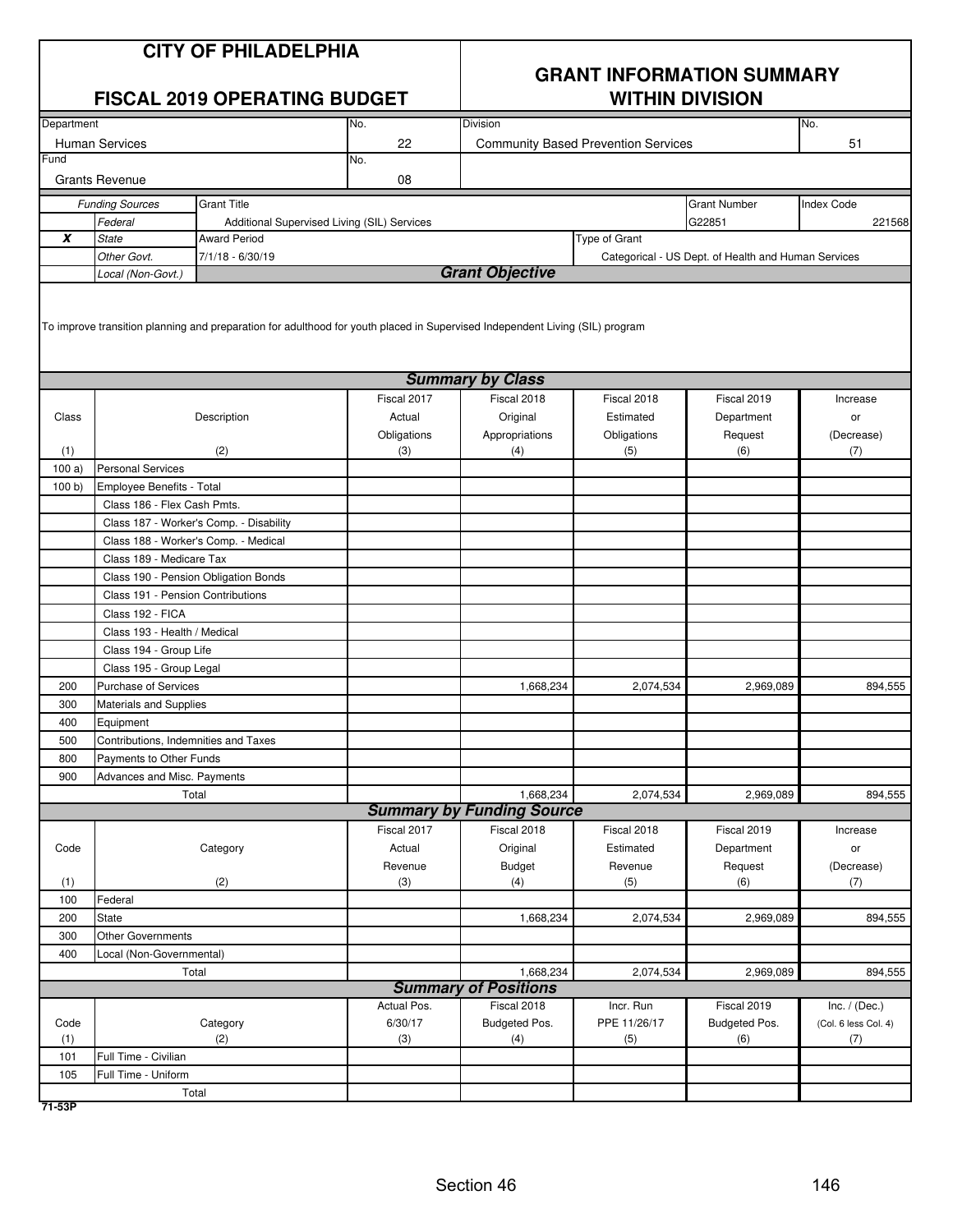# CITY OF PHILADELPHIA

## FISCAL 2019 OPERATING BUDGET

## GRANT INFORMATION SUMMARY WITHIN DIVISION

| Department | No. | Division | No. |
|---|---|---|---|
| Human Services | 22 | Community Based Prevention Services | 51 |
| Fund | No. | | |
| Grants Revenue | 08 | | |

| | Funding Sources | Grant Title | Grant Number | Index Code |
|---|---|---|---|---|
| | *Federal* | Additional Supervised Living (SIL) Services | G22851 | 221568 |
| **X** | *State* | Award Period | Type of Grant | |
| | *Other Govt.* | 7/1/18 - 6/30/19 | Categorical - US Dept. of Health and Human Services | |
| | *Local (Non-Govt.)* | | | |

### Grant Objective

To improve transition planning and preparation for adulthood for youth placed in Supervised Independent Living (SIL) program

### Summary by Class

| Class (1) | Description (2) | Fiscal 2017 Actual Obligations (3) | Fiscal 2018 Original Appropriations (4) | Fiscal 2018 Estimated Obligations (5) | Fiscal 2019 Department Request (6) | Increase or (Decrease) (7) |
|---|---|---|---|---|---|---|
| 100 a) | Personal Services | | | | | |
| 100 b) | Employee Benefits - Total | | | | | |
| | Class 186 - Flex Cash Pmts. | | | | | |
| | Class 187 - Worker's Comp. - Disability | | | | | |
| | Class 188 - Worker's Comp. - Medical | | | | | |
| | Class 189 - Medicare Tax | | | | | |
| | Class 190 - Pension Obligation Bonds | | | | | |
| | Class 191 - Pension Contributions | | | | | |
| | Class 192 - FICA | | | | | |
| | Class 193 - Health / Medical | | | | | |
| | Class 194 - Group Life | | | | | |
| | Class 195 - Group Legal | | | | | |
| 200 | Purchase of Services | | 1,668,234 | 2,074,534 | 2,969,089 | 894,555 |
| 300 | Materials and Supplies | | | | | |
| 400 | Equipment | | | | | |
| 500 | Contributions, Indemnities and Taxes | | | | | |
| 800 | Payments to Other Funds | | | | | |
| 900 | Advances and Misc. Payments | | | | | |
| | Total | | 1,668,234 | 2,074,534 | 2,969,089 | 894,555 |

### Summary by Funding Source

| Code (1) | Category (2) | Fiscal 2017 Actual Revenue (3) | Fiscal 2018 Original Budget (4) | Fiscal 2018 Estimated Revenue (5) | Fiscal 2019 Department Request (6) | Increase or (Decrease) (7) |
|---|---|---|---|---|---|---|
| 100 | Federal | | | | | |
| 200 | State | | 1,668,234 | 2,074,534 | 2,969,089 | 894,555 |
| 300 | Other Governments | | | | | |
| 400 | Local (Non-Governmental) | | | | | |
| | Total | | 1,668,234 | 2,074,534 | 2,969,089 | 894,555 |

### Summary of Positions

| Code (1) | Category (2) | Actual Pos. 6/30/17 (3) | Fiscal 2018 Budgeted Pos. (4) | Incr. Run PPE 11/26/17 (5) | Fiscal 2019 Budgeted Pos. (6) | Inc. / (Dec.) (Col. 6 less Col. 4) (7) |
|---|---|---|---|---|---|---|
| 101 | Full Time - Civilian | | | | | |
| 105 | Full Time - Uniform | | | | | |
| | Total | | | | | |

71-53P

Section 46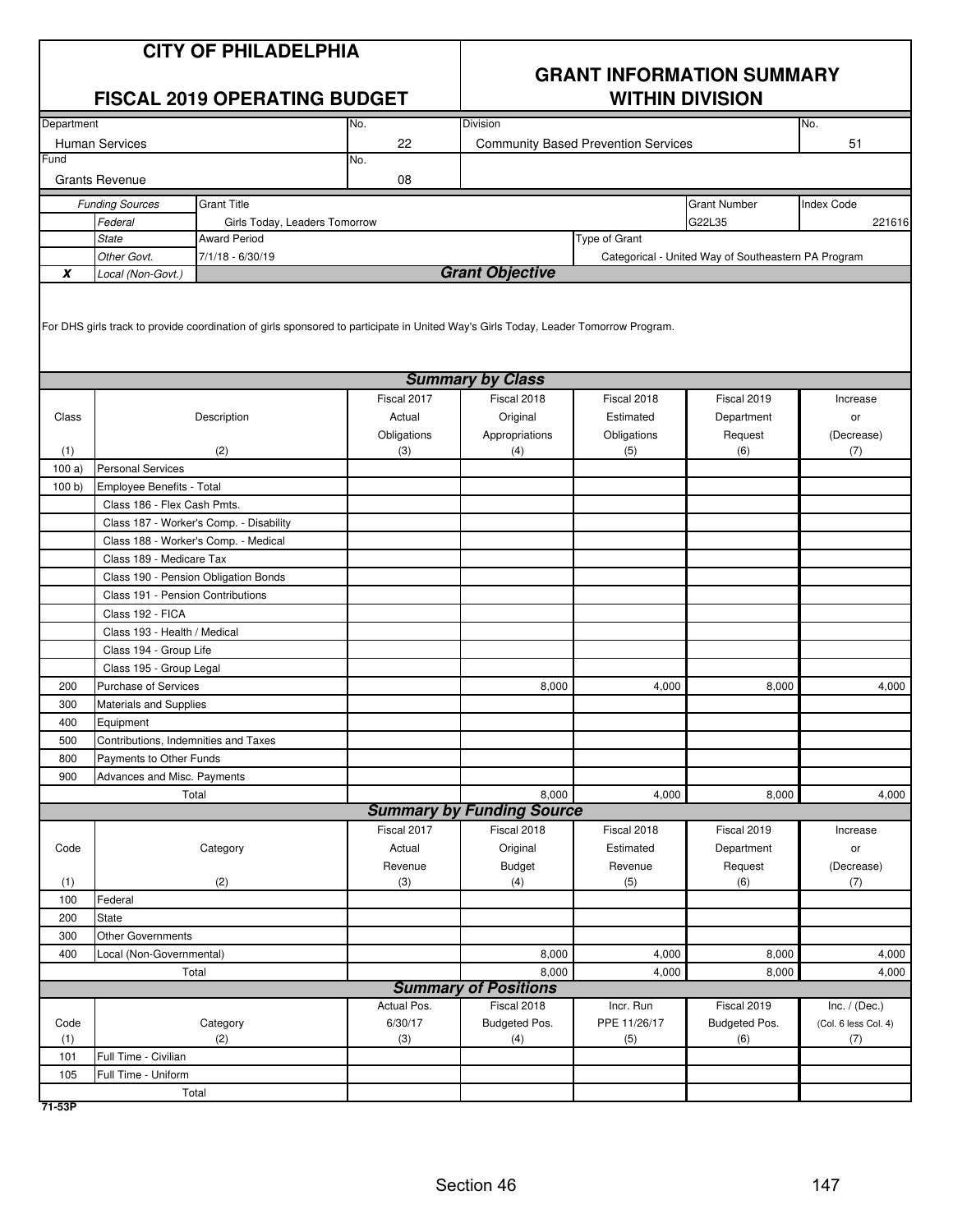# CITY OF PHILADELPHIA

## FISCAL 2019 OPERATING BUDGET

## GRANT INFORMATION SUMMARY WITHIN DIVISION

| Department | No. | Division | No. |
|---|---|---|---|
| Human Services | 22 | Community Based Prevention Services | 51 |
| **Fund** | **No.** | | |
| Grants Revenue | 08 | | |

| | Funding Sources | Grant Title | Grant Number | Index Code |
|---|---|---|---|---|
| | Federal | Girls Today, Leaders Tomorrow | G22L35 | 221616 |
| | State | Award Period | Type of Grant | |
| | Other Govt. | 7/1/18 - 6/30/19 | Categorical - United Way of Southeastern PA Program | |
| x | Local (Non-Govt.) | | | |

### Grant Objective

For DHS girls track to provide coordination of girls sponsored to participate in United Way's Girls Today, Leader Tomorrow Program.

### Summary by Class

| Class (1) | Description (2) | Fiscal 2017 Actual Obligations (3) | Fiscal 2018 Original Appropriations (4) | Fiscal 2018 Estimated Obligations (5) | Fiscal 2019 Department Request (6) | Increase or (Decrease) (7) |
|---|---|---|---|---|---|---|
| 100 a) | Personal Services | | | | | |
| 100 b) | Employee Benefits - Total | | | | | |
| | Class 186 - Flex Cash Pmts. | | | | | |
| | Class 187 - Worker's Comp. - Disability | | | | | |
| | Class 188 - Worker's Comp. - Medical | | | | | |
| | Class 189 - Medicare Tax | | | | | |
| | Class 190 - Pension Obligation Bonds | | | | | |
| | Class 191 - Pension Contributions | | | | | |
| | Class 192 - FICA | | | | | |
| | Class 193 - Health / Medical | | | | | |
| | Class 194 - Group Life | | | | | |
| | Class 195 - Group Legal | | | | | |
| 200 | Purchase of Services | | 8,000 | 4,000 | 8,000 | 4,000 |
| 300 | Materials and Supplies | | | | | |
| 400 | Equipment | | | | | |
| 500 | Contributions, Indemnities and Taxes | | | | | |
| 800 | Payments to Other Funds | | | | | |
| 900 | Advances and Misc. Payments | | | | | |
| | Total | | 8,000 | 4,000 | 8,000 | 4,000 |

### Summary by Funding Source

| Code (1) | Category (2) | Fiscal 2017 Actual Revenue (3) | Fiscal 2018 Original Budget (4) | Fiscal 2018 Estimated Revenue (5) | Fiscal 2019 Department Request (6) | Increase or (Decrease) (7) |
|---|---|---|---|---|---|---|
| 100 | Federal | | | | | |
| 200 | State | | | | | |
| 300 | Other Governments | | | | | |
| 400 | Local (Non-Governmental) | | 8,000 | 4,000 | 8,000 | 4,000 |
| | Total | | 8,000 | 4,000 | 8,000 | 4,000 |

### Summary of Positions

| Code (1) | Category (2) | Actual Pos. 6/30/17 (3) | Fiscal 2018 Budgeted Pos. (4) | Incr. Run PPE 11/26/17 (5) | Fiscal 2019 Budgeted Pos. (6) | Inc. / (Dec.) (Col. 6 less Col. 4) (7) |
|---|---|---|---|---|---|---|
| 101 | Full Time - Civilian | | | | | |
| 105 | Full Time - Uniform | | | | | |
| | Total | | | | | |

71-53P

Section 46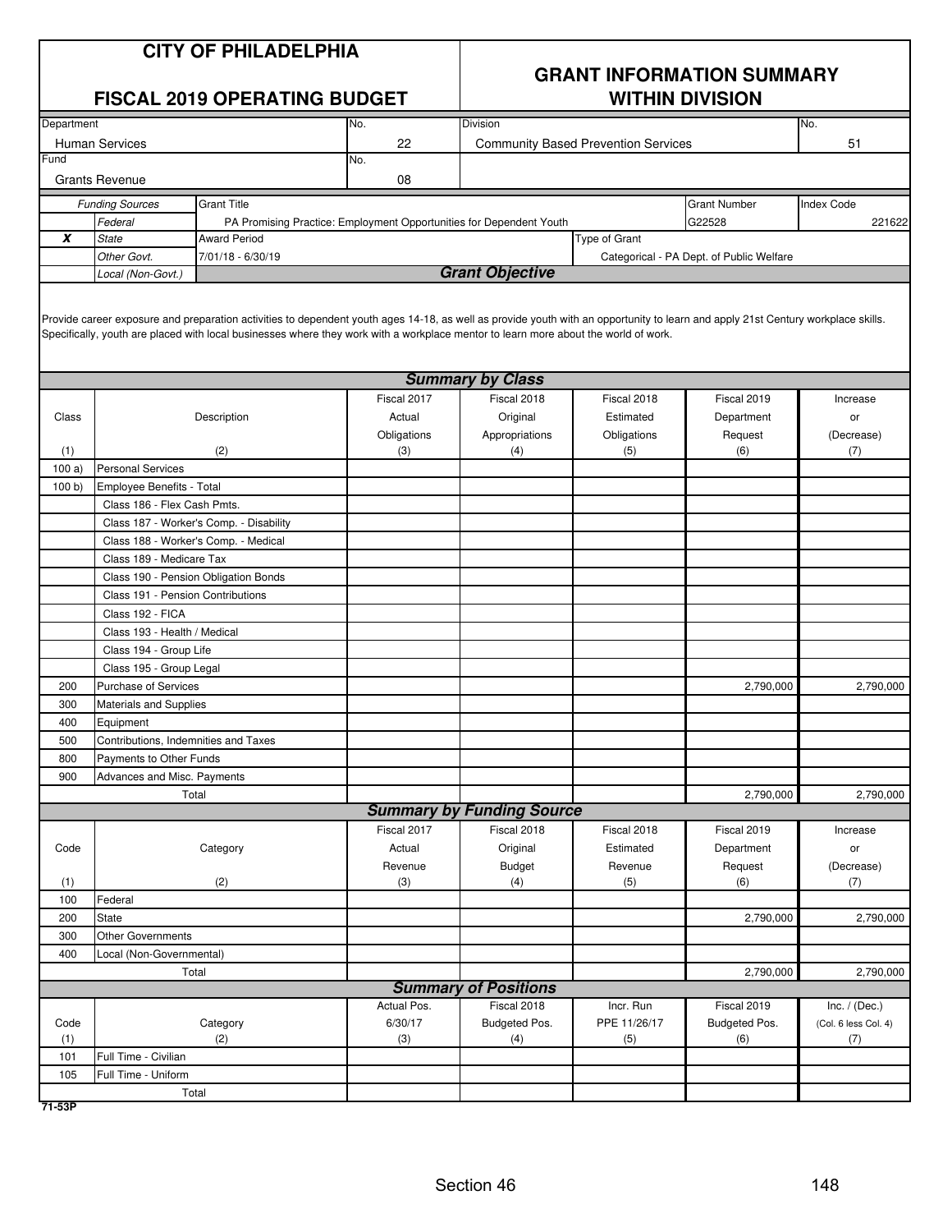# CITY OF PHILADELPHIA

## FISCAL 2019 OPERATING BUDGET

## GRANT INFORMATION SUMMARY WITHIN DIVISION

| Department | No. | Division | No. |
|---|---|---|---|
| Human Services | 22 | Community Based Prevention Services | 51 |
| **Fund** | **No.** | | |
| Grants Revenue | 08 | | |

| | Funding Sources | Grant Title | | Grant Number | Index Code |
|---|---|---|---|---|---|
| | Federal | PA Promising Practice: Employment Opportunities for Dependent Youth | | G22528 | 221622 |
| X | State | Award Period | Type of Grant | | |
| | Other Govt. | 7/01/18 - 6/30/19 | Categorical - PA Dept. of Public Welfare | | |
| | Local (Non-Govt.) | | | | |

### Grant Objective

Provide career exposure and preparation activities to dependent youth ages 14-18, as well as provide youth with an opportunity to learn and apply 21st Century workplace skills. Specifically, youth are placed with local businesses where they work with a workplace mentor to learn more about the world of work.

### Summary by Class

| Class (1) | Description (2) | Fiscal 2017 Actual Obligations (3) | Fiscal 2018 Original Appropriations (4) | Fiscal 2018 Estimated Obligations (5) | Fiscal 2019 Department Request (6) | Increase or (Decrease) (7) |
|---|---|---|---|---|---|---|
| 100 a) | Personal Services | | | | | |
| 100 b) | Employee Benefits - Total | | | | | |
| | Class 186 - Flex Cash Pmts. | | | | | |
| | Class 187 - Worker's Comp. - Disability | | | | | |
| | Class 188 - Worker's Comp. - Medical | | | | | |
| | Class 189 - Medicare Tax | | | | | |
| | Class 190 - Pension Obligation Bonds | | | | | |
| | Class 191 - Pension Contributions | | | | | |
| | Class 192 - FICA | | | | | |
| | Class 193 - Health / Medical | | | | | |
| | Class 194 - Group Life | | | | | |
| | Class 195 - Group Legal | | | | | |
| 200 | Purchase of Services | | | | 2,790,000 | 2,790,000 |
| 300 | Materials and Supplies | | | | | |
| 400 | Equipment | | | | | |
| 500 | Contributions, Indemnities and Taxes | | | | | |
| 800 | Payments to Other Funds | | | | | |
| 900 | Advances and Misc. Payments | | | | | |
| | Total | | | | 2,790,000 | 2,790,000 |

### Summary by Funding Source

| Code (1) | Category (2) | Fiscal 2017 Actual Revenue (3) | Fiscal 2018 Original Budget (4) | Fiscal 2018 Estimated Revenue (5) | Fiscal 2019 Department Request (6) | Increase or (Decrease) (7) |
|---|---|---|---|---|---|---|
| 100 | Federal | | | | | |
| 200 | State | | | | 2,790,000 | 2,790,000 |
| 300 | Other Governments | | | | | |
| 400 | Local (Non-Governmental) | | | | | |
| | Total | | | | 2,790,000 | 2,790,000 |

### Summary of Positions

| Code (1) | Category (2) | Actual Pos. 6/30/17 (3) | Fiscal 2018 Budgeted Pos. (4) | Incr. Run PPE 11/26/17 (5) | Fiscal 2019 Budgeted Pos. (6) | Inc. / (Dec.) (Col. 6 less Col. 4) (7) |
|---|---|---|---|---|---|---|
| 101 | Full Time - Civilian | | | | | |
| 105 | Full Time - Uniform | | | | | |
| | Total | | | | | |

71-53P

Section 46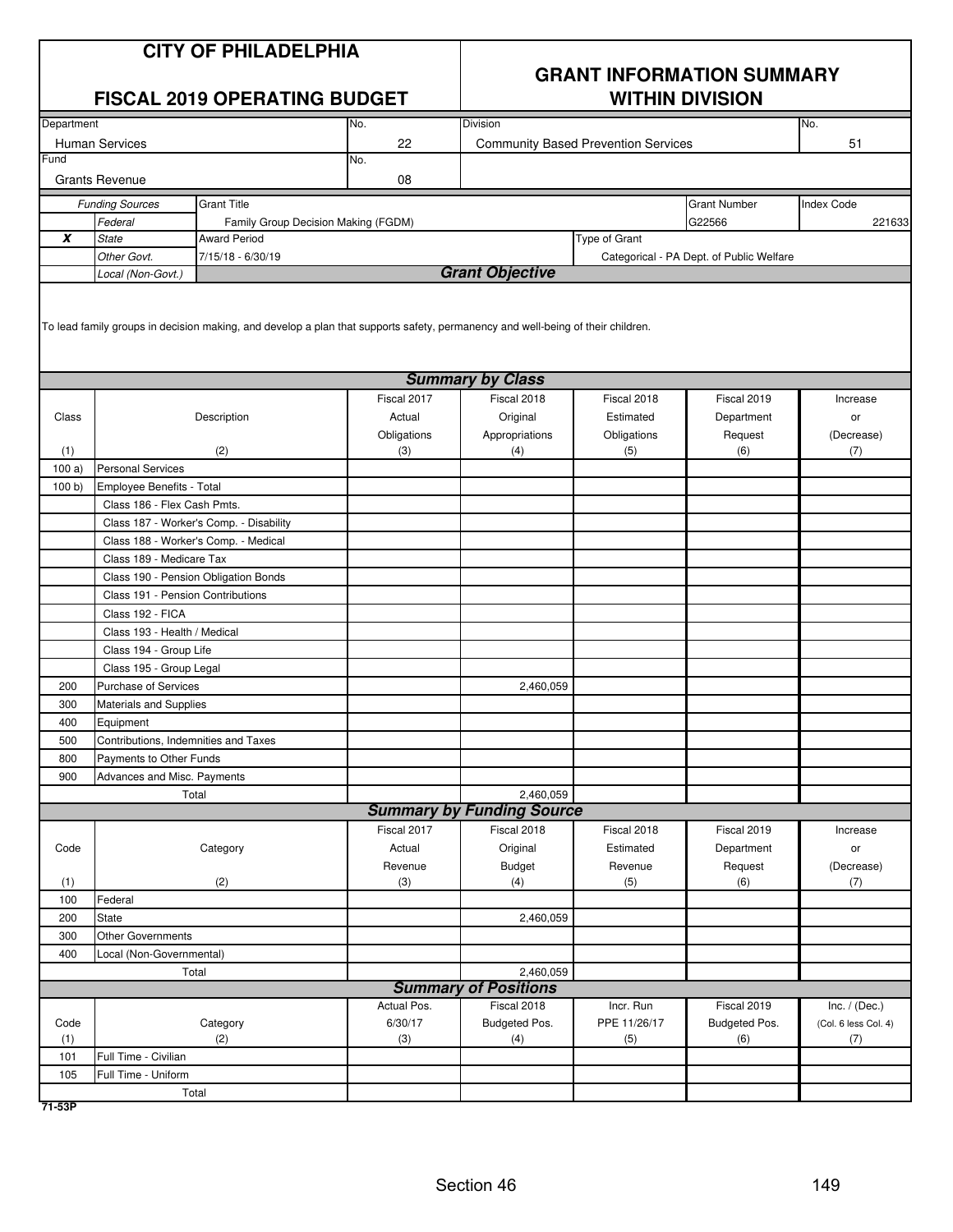# CITY OF PHILADELPHIA

## FISCAL 2019 OPERATING BUDGET

## GRANT INFORMATION SUMMARY WITHIN DIVISION

| Department | No. | Division | No. |
|---|---|---|---|
| Human Services | 22 | Community Based Prevention Services | 51 |

| Fund | No. |
|---|---|
| Grants Revenue | 08 |

| | Funding Sources | Grant Title | Grant Number | Index Code |
|---|---|---|---|---|
| | *Federal* | Family Group Decision Making (FGDM) | G22566 | 221633 |
| **X** | *State* | Award Period | Type of Grant | |
| | *Other Govt.* | 7/15/18 - 6/30/19 | Categorical - PA Dept. of Public Welfare | |
| | *Local (Non-Govt.)* | | | |

### *Grant Objective*

To lead family groups in decision making, and develop a plan that supports safety, permanency and well-being of their children.

### *Summary by Class*

| Class (1) | Description (2) | Fiscal 2017 Actual Obligations (3) | Fiscal 2018 Original Appropriations (4) | Fiscal 2018 Estimated Obligations (5) | Fiscal 2019 Department Request (6) | Increase or (Decrease) (7) |
|---|---|---|---|---|---|---|
| 100 a) | Personal Services | | | | | |
| 100 b) | Employee Benefits - Total | | | | | |
| | Class 186 - Flex Cash Pmts. | | | | | |
| | Class 187 - Worker's Comp. - Disability | | | | | |
| | Class 188 - Worker's Comp. - Medical | | | | | |
| | Class 189 - Medicare Tax | | | | | |
| | Class 190 - Pension Obligation Bonds | | | | | |
| | Class 191 - Pension Contributions | | | | | |
| | Class 192 - FICA | | | | | |
| | Class 193 - Health / Medical | | | | | |
| | Class 194 - Group Life | | | | | |
| | Class 195 - Group Legal | | | | | |
| 200 | Purchase of Services | | 2,460,059 | | | |
| 300 | Materials and Supplies | | | | | |
| 400 | Equipment | | | | | |
| 500 | Contributions, Indemnities and Taxes | | | | | |
| 800 | Payments to Other Funds | | | | | |
| 900 | Advances and Misc. Payments | | | | | |
| | Total | | 2,460,059 | | | |

### *Summary by Funding Source*

| Code (1) | Category (2) | Fiscal 2017 Actual Revenue (3) | Fiscal 2018 Original Budget (4) | Fiscal 2018 Estimated Revenue (5) | Fiscal 2019 Department Request (6) | Increase or (Decrease) (7) |
|---|---|---|---|---|---|---|
| 100 | Federal | | | | | |
| 200 | State | | 2,460,059 | | | |
| 300 | Other Governments | | | | | |
| 400 | Local (Non-Governmental) | | | | | |
| | Total | | 2,460,059 | | | |

### *Summary of Positions*

| Code (1) | Category (2) | Actual Pos. 6/30/17 (3) | Fiscal 2018 Budgeted Pos. (4) | Incr. Run PPE 11/26/17 (5) | Fiscal 2019 Budgeted Pos. (6) | Inc. / (Dec.) (Col. 6 less Col. 4) (7) |
|---|---|---|---|---|---|---|
| 101 | Full Time - Civilian | | | | | |
| 105 | Full Time - Uniform | | | | | |
| | Total | | | | | |

71-53P

Section 46